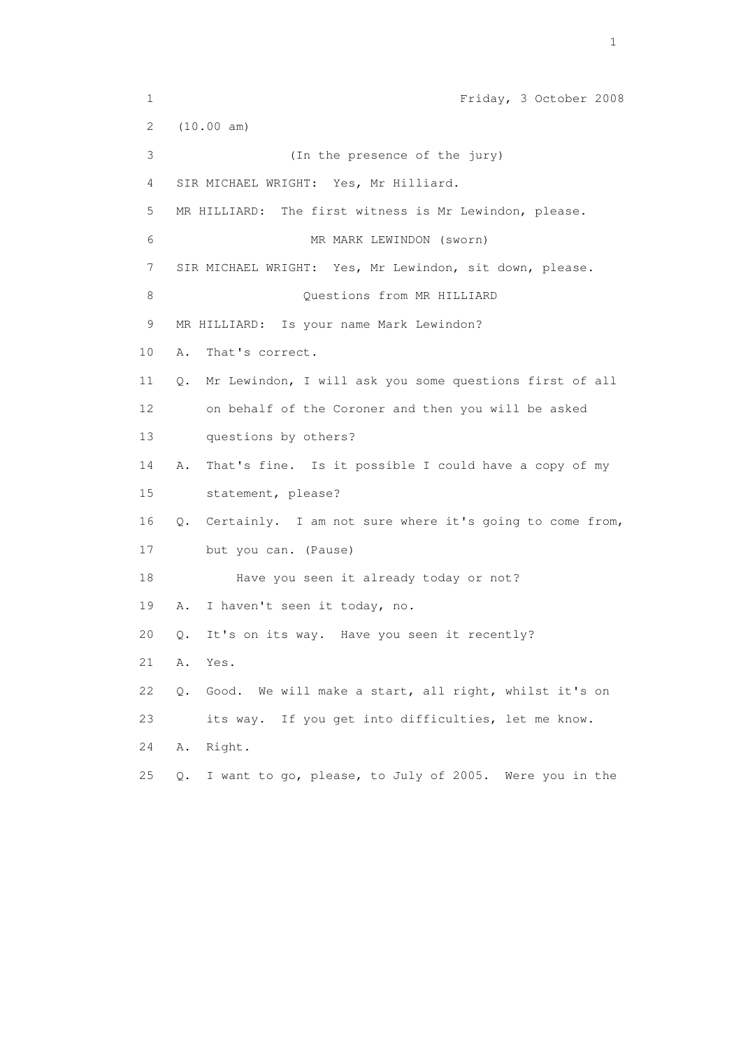Friday, 3 October 2008

(10.00 am)

(In the presence of the jury)

SIR MICHAEL WRIGHT: Yes, Mr Hilliard.

MR HILLIARD: The first witness is Mr Lewindon, please.

MR MARK LEWINDON (sworn)

SIR MICHAEL WRIGHT: Yes, Mr Lewindon, sit down, please.

Questions from MR HILLIARD

MR HILLIARD: Is your name Mark Lewindon?

A. That's correct.

Q. Mr Lewindon, I will ask you some questions first of all on behalf of the Coroner and then you will be asked questions by others?

A. That's fine. Is it possible I could have a copy of my statement, please?

Q. Certainly. I am not sure where it's going to come from, but you can. (Pause)

Have you seen it already today or not?

A. I haven't seen it today, no.

Q. It's on its way. Have you seen it recently?

A. Yes.

Q. Good. We will make a start, all right, whilst it's on its way. If you get into difficulties, let me know.

A. Right.

Q. I want to go, please, to July of 2005. Were you in the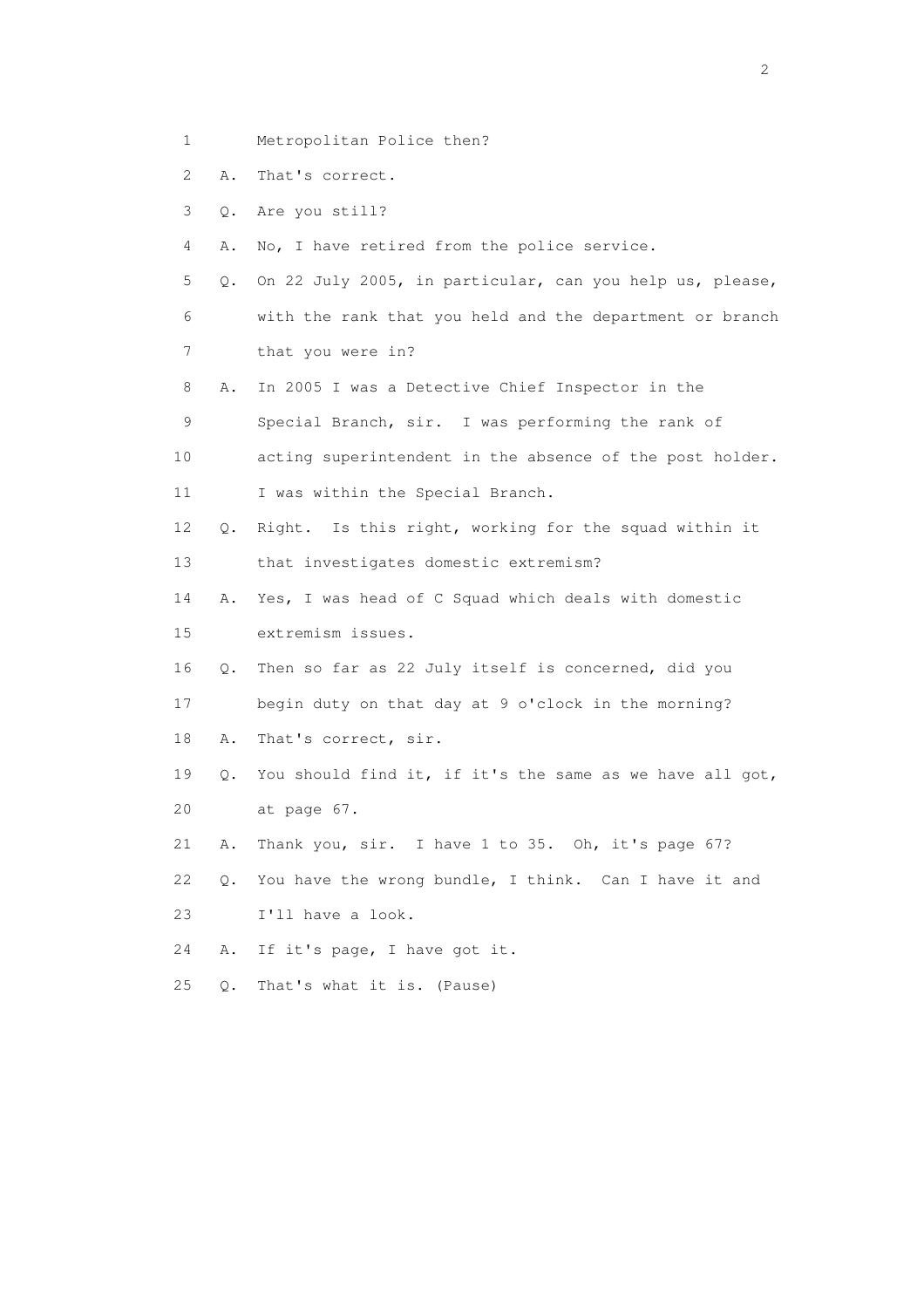1 Metropolitan Police then?

2 A. That's correct.

3 Q. Are you still?

4 A. No, I have retired from the police service.

5 Q. On 22 July 2005, in particular, can you help us, please,

6 with the rank that you held and the department or branch

7 that you were in?

8 A. In 2005 I was a Detective Chief Inspector in the

9 Special Branch, sir. I was performing the rank of

10 acting superintendent in the absence of the post holder.

11 I was within the Special Branch.

12 Q. Right. Is this right, working for the squad within it

13 that investigates domestic extremism?

14 A. Yes, I was head of C Squad which deals with domestic

15 extremism issues.

16 Q. Then so far as 22 July itself is concerned, did you

17 begin duty on that day at 9 o'clock in the morning?

18 A. That's correct, sir.

19 Q. You should find it, if it's the same as we have all got,

20 at page 67.

21 A. Thank you, sir. I have 1 to 35. Oh, it's page 67?

22 Q. You have the wrong bundle, I think. Can I have it and

23 I'll have a look.

24 A. If it's page, I have got it.

25 Q. That's what it is. (Pause)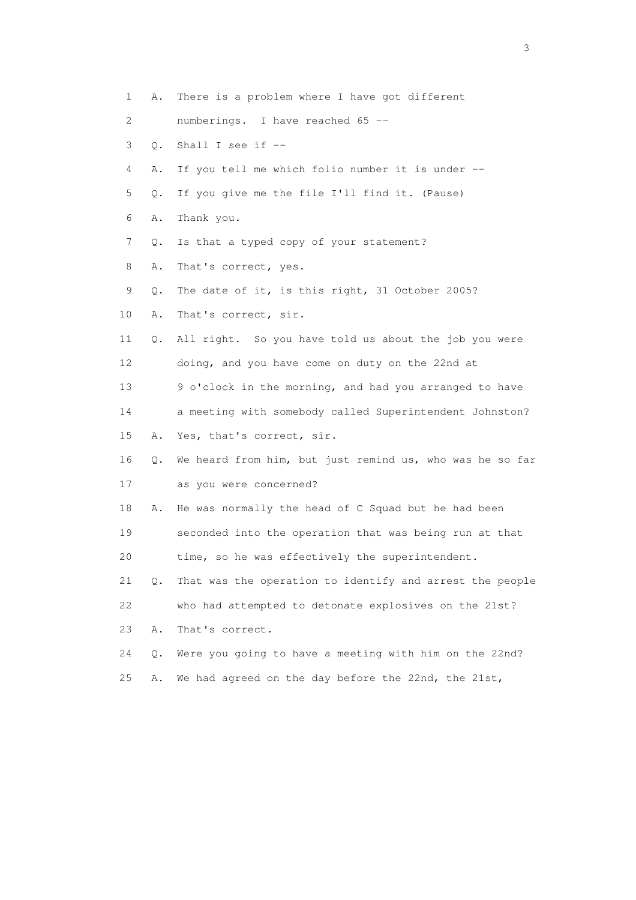1 A. There is a problem where I have got different

2 numberings. I have reached 65 --

3 Q. Shall I see if --

4 A. If you tell me which folio number it is under --

5 Q. If you give me the file I'll find it. (Pause)

6 A. Thank you.

7 Q. Is that a typed copy of your statement?

8 A. That's correct, yes.

9 Q. The date of it, is this right, 31 October 2005?

10 A. That's correct, sir.

11 Q. All right. So you have told us about the job you were

12 doing, and you have come on duty on the 22nd at

13 9 o'clock in the morning, and had you arranged to have

14 a meeting with somebody called Superintendent Johnston?

15 A. Yes, that's correct, sir.

16 Q. We heard from him, but just remind us, who was he so far

17 as you were concerned?

18 A. He was normally the head of C Squad but he had been

19 seconded into the operation that was being run at that

20 time, so he was effectively the superintendent.

21 Q. That was the operation to identify and arrest the people

22 who had attempted to detonate explosives on the 21st?

23 A. That's correct.

24 Q. Were you going to have a meeting with him on the 22nd?

25 A. We had agreed on the day before the 22nd, the 21st,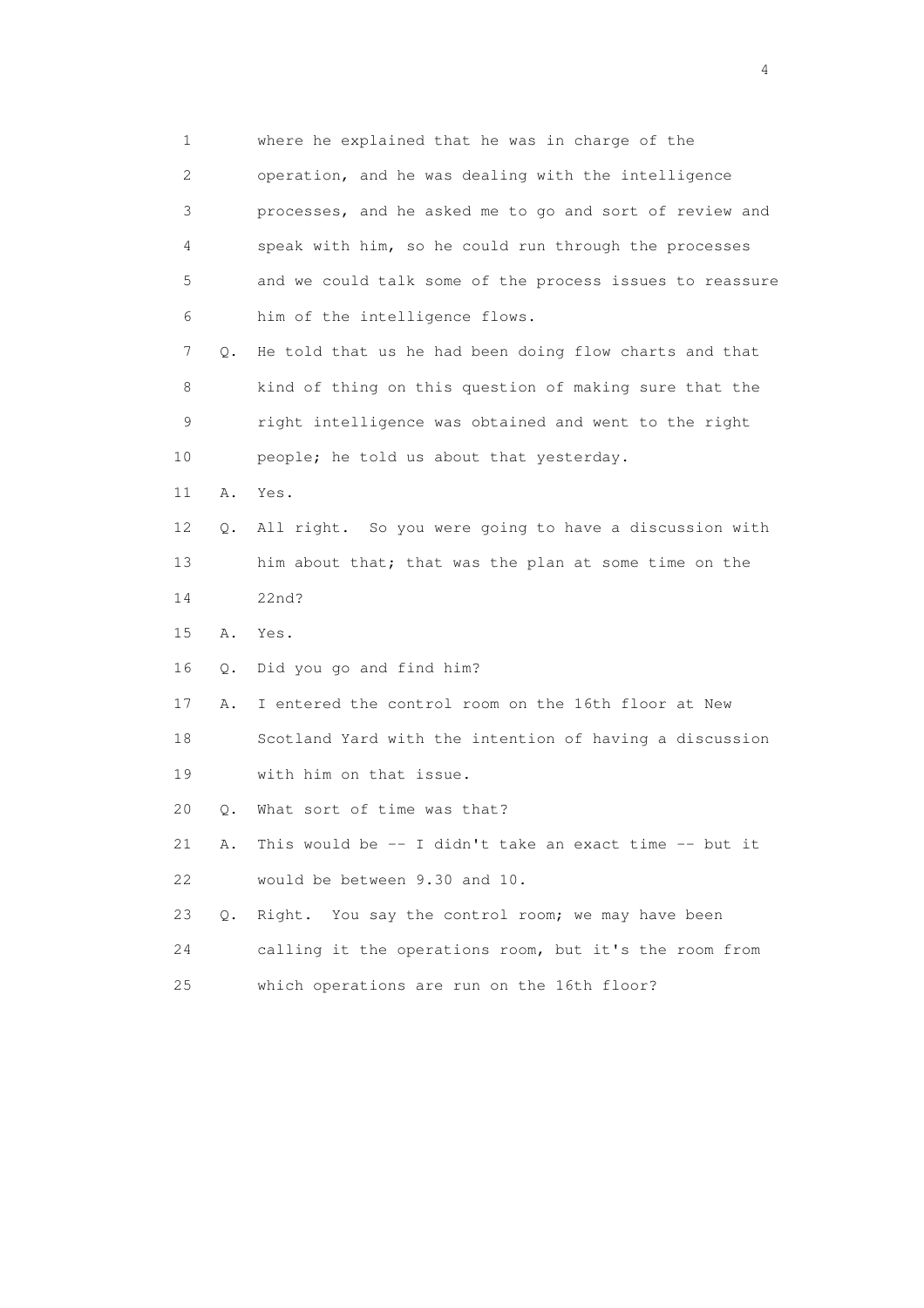1        where he explained that he was in charge of the
2        operation, and he was dealing with the intelligence
3        processes, and he asked me to go and sort of review and
4        speak with him, so he could run through the processes
5        and we could talk some of the process issues to reassure
6        him of the intelligence flows.
7    Q.  He told that us he had been doing flow charts and that
8        kind of thing on this question of making sure that the
9        right intelligence was obtained and went to the right
10       people; he told us about that yesterday.
11   A.  Yes.
12   Q.  All right.  So you were going to have a discussion with
13       him about that; that was the plan at some time on the
14       22nd?
15   A.  Yes.
16   Q.  Did you go and find him?
17   A.  I entered the control room on the 16th floor at New
18       Scotland Yard with the intention of having a discussion
19       with him on that issue.
20   Q.  What sort of time was that?
21   A.  This would be -- I didn't take an exact time -- but it
22       would be between 9.30 and 10.
23   Q.  Right.  You say the control room; we may have been
24       calling it the operations room, but it's the room from
25       which operations are run on the 16th floor?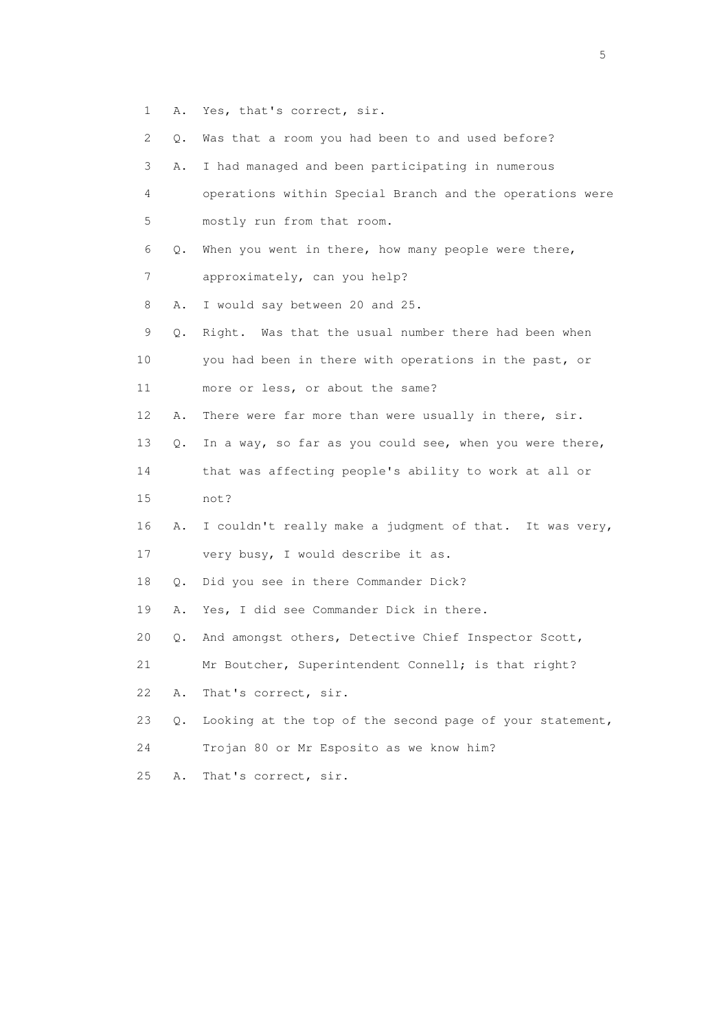1 A. Yes, that's correct, sir.

2 Q. Was that a room you had been to and used before?

3 A. I had managed and been participating in numerous

4 operations within Special Branch and the operations were

5 mostly run from that room.

6 Q. When you went in there, how many people were there,

7 approximately, can you help?

8 A. I would say between 20 and 25.

9 Q. Right. Was that the usual number there had been when

10 you had been in there with operations in the past, or

11 more or less, or about the same?

12 A. There were far more than were usually in there, sir.

13 Q. In a way, so far as you could see, when you were there,

14 that was affecting people's ability to work at all or

15 not?

16 A. I couldn't really make a judgment of that. It was very,

17 very busy, I would describe it as.

18 Q. Did you see in there Commander Dick?

19 A. Yes, I did see Commander Dick in there.

20 Q. And amongst others, Detective Chief Inspector Scott,

21 Mr Boutcher, Superintendent Connell; is that right?

22 A. That's correct, sir.

23 Q. Looking at the top of the second page of your statement,

24 Trojan 80 or Mr Esposito as we know him?

25 A. That's correct, sir.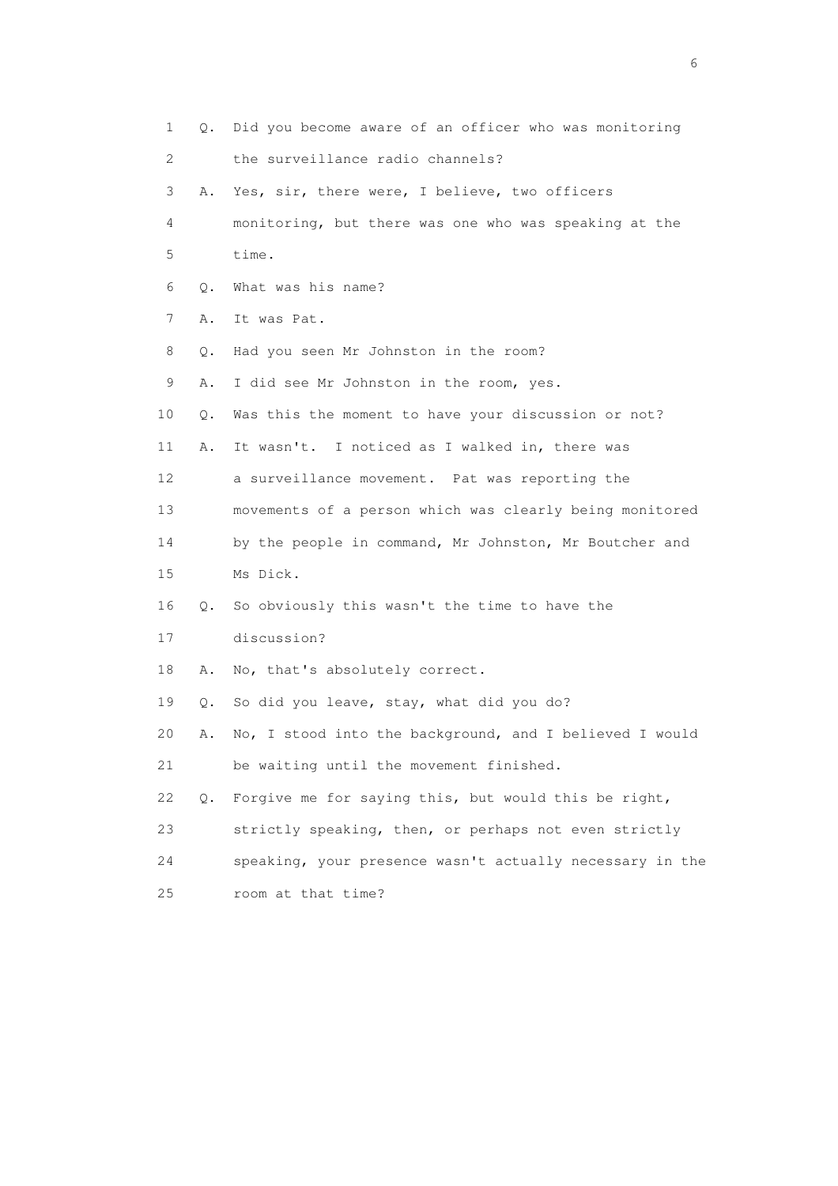1 Q. Did you become aware of an officer who was monitoring
2 the surveillance radio channels?
3 A. Yes, sir, there were, I believe, two officers
4 monitoring, but there was one who was speaking at the
5 time.
6 Q. What was his name?
7 A. It was Pat.
8 Q. Had you seen Mr Johnston in the room?
9 A. I did see Mr Johnston in the room, yes.
10 Q. Was this the moment to have your discussion or not?
11 A. It wasn't. I noticed as I walked in, there was
12 a surveillance movement. Pat was reporting the
13 movements of a person which was clearly being monitored
14 by the people in command, Mr Johnston, Mr Boutcher and
15 Ms Dick.
16 Q. So obviously this wasn't the time to have the
17 discussion?
18 A. No, that's absolutely correct.
19 Q. So did you leave, stay, what did you do?
20 A. No, I stood into the background, and I believed I would
21 be waiting until the movement finished.
22 Q. Forgive me for saying this, but would this be right,
23 strictly speaking, then, or perhaps not even strictly
24 speaking, your presence wasn't actually necessary in the
25 room at that time?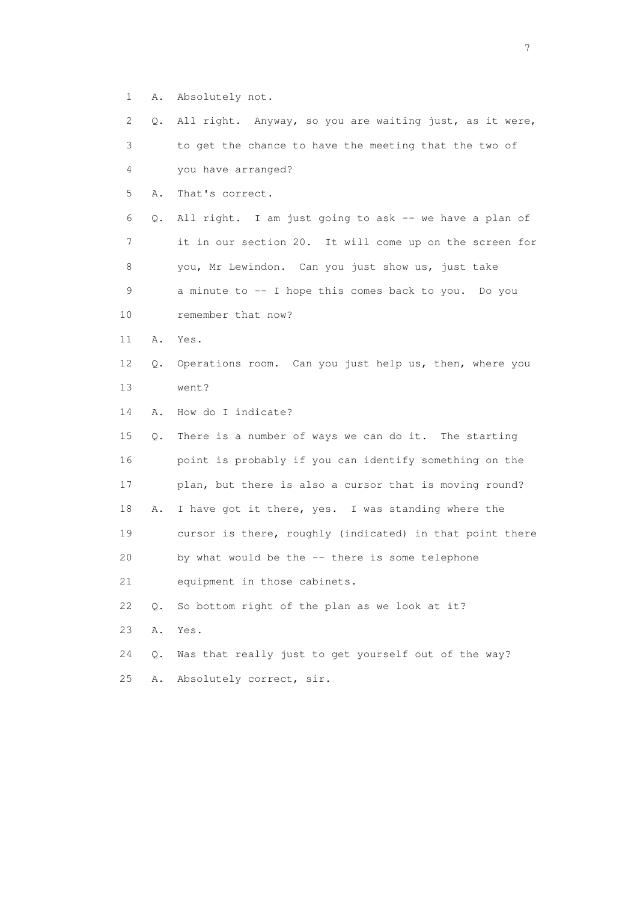1 A. Absolutely not.

2 Q. All right. Anyway, so you are waiting just, as it were,

3 to get the chance to have the meeting that the two of

4 you have arranged?

5 A. That's correct.

6 Q. All right. I am just going to ask -- we have a plan of

7 it in our section 20. It will come up on the screen for

8 you, Mr Lewindon. Can you just show us, just take

9 a minute to -- I hope this comes back to you. Do you

10 remember that now?

11 A. Yes.

12 Q. Operations room. Can you just help us, then, where you

13 went?

14 A. How do I indicate?

15 Q. There is a number of ways we can do it. The starting

16 point is probably if you can identify something on the

17 plan, but there is also a cursor that is moving round?

18 A. I have got it there, yes. I was standing where the

19 cursor is there, roughly (indicated) in that point there

20 by what would be the -- there is some telephone

21 equipment in those cabinets.

22 Q. So bottom right of the plan as we look at it?

23 A. Yes.

24 Q. Was that really just to get yourself out of the way?

25 A. Absolutely correct, sir.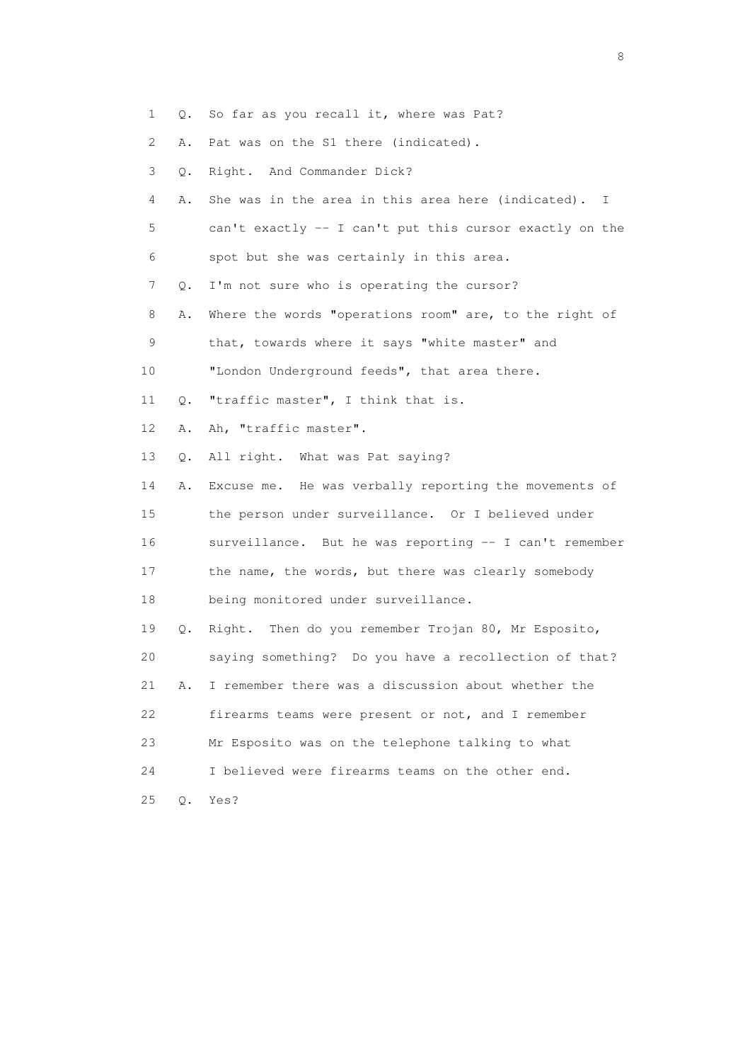1 Q. So far as you recall it, where was Pat?

2 A. Pat was on the S1 there (indicated).

3 Q. Right. And Commander Dick?

4 A. She was in the area in this area here (indicated). I

5 can't exactly -- I can't put this cursor exactly on the

6 spot but she was certainly in this area.

7 Q. I'm not sure who is operating the cursor?

8 A. Where the words "operations room" are, to the right of

9 that, towards where it says "white master" and

10 "London Underground feeds", that area there.

11 Q. "traffic master", I think that is.

12 A. Ah, "traffic master".

13 Q. All right. What was Pat saying?

14 A. Excuse me. He was verbally reporting the movements of

15 the person under surveillance. Or I believed under

16 surveillance. But he was reporting -- I can't remember

17 the name, the words, but there was clearly somebody

18 being monitored under surveillance.

19 Q. Right. Then do you remember Trojan 80, Mr Esposito,

20 saying something? Do you have a recollection of that?

21 A. I remember there was a discussion about whether the

22 firearms teams were present or not, and I remember

23 Mr Esposito was on the telephone talking to what

24 I believed were firearms teams on the other end.

25 Q. Yes?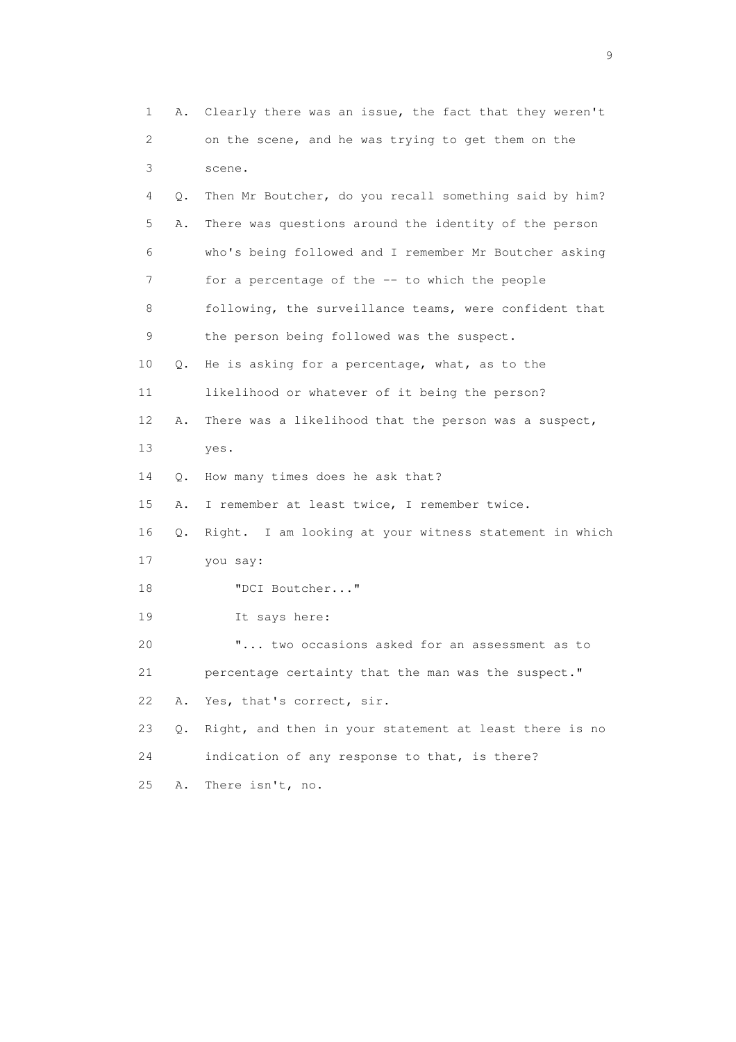1 A. Clearly there was an issue, the fact that they weren't
2 on the scene, and he was trying to get them on the
3 scene.
4 Q. Then Mr Boutcher, do you recall something said by him?
5 A. There was questions around the identity of the person
6 who's being followed and I remember Mr Boutcher asking
7 for a percentage of the -- to which the people
8 following, the surveillance teams, were confident that
9 the person being followed was the suspect.
10 Q. He is asking for a percentage, what, as to the
11 likelihood or whatever of it being the person?
12 A. There was a likelihood that the person was a suspect,
13 yes.
14 Q. How many times does he ask that?
15 A. I remember at least twice, I remember twice.
16 Q. Right. I am looking at your witness statement in which
17 you say:
18 "DCI Boutcher..."
19 It says here:
20 "... two occasions asked for an assessment as to
21 percentage certainty that the man was the suspect."
22 A. Yes, that's correct, sir.
23 Q. Right, and then in your statement at least there is no
24 indication of any response to that, is there?
25 A. There isn't, no.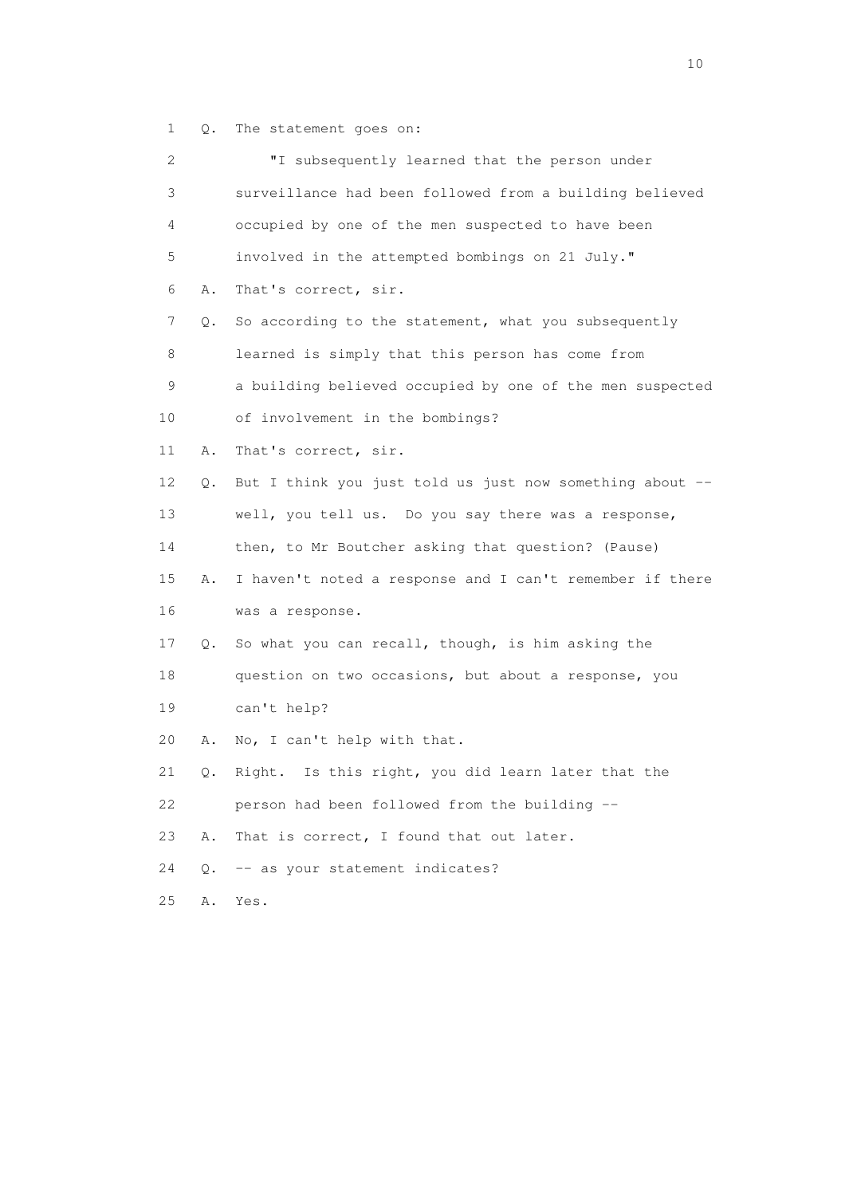1 Q. The statement goes on:

2 "I subsequently learned that the person under

3 surveillance had been followed from a building believed

4 occupied by one of the men suspected to have been

5 involved in the attempted bombings on 21 July."

6 A. That's correct, sir.

7 Q. So according to the statement, what you subsequently

8 learned is simply that this person has come from

9 a building believed occupied by one of the men suspected

10 of involvement in the bombings?

11 A. That's correct, sir.

12 Q. But I think you just told us just now something about --

13 well, you tell us. Do you say there was a response,

14 then, to Mr Boutcher asking that question? (Pause)

15 A. I haven't noted a response and I can't remember if there

16 was a response.

17 Q. So what you can recall, though, is him asking the

18 question on two occasions, but about a response, you

19 can't help?

20 A. No, I can't help with that.

21 Q. Right. Is this right, you did learn later that the

22 person had been followed from the building --

23 A. That is correct, I found that out later.

24 Q. -- as your statement indicates?

25 A. Yes.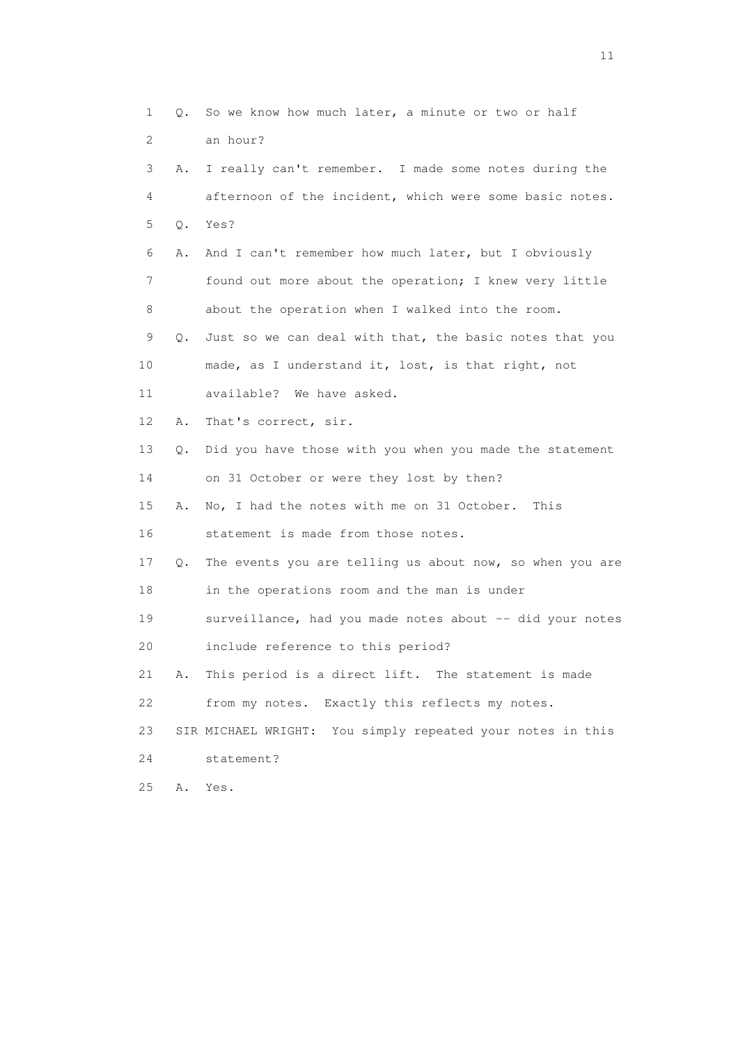1 Q. So we know how much later, a minute or two or half
2 an hour?
3 A. I really can't remember. I made some notes during the
4 afternoon of the incident, which were some basic notes.
5 Q. Yes?
6 A. And I can't remember how much later, but I obviously
7 found out more about the operation; I knew very little
8 about the operation when I walked into the room.
9 Q. Just so we can deal with that, the basic notes that you
10 made, as I understand it, lost, is that right, not
11 available? We have asked.
12 A. That's correct, sir.
13 Q. Did you have those with you when you made the statement
14 on 31 October or were they lost by then?
15 A. No, I had the notes with me on 31 October. This
16 statement is made from those notes.
17 Q. The events you are telling us about now, so when you are
18 in the operations room and the man is under
19 surveillance, had you made notes about -- did your notes
20 include reference to this period?
21 A. This period is a direct lift. The statement is made
22 from my notes. Exactly this reflects my notes.
23 SIR MICHAEL WRIGHT: You simply repeated your notes in this
24 statement?
25 A. Yes.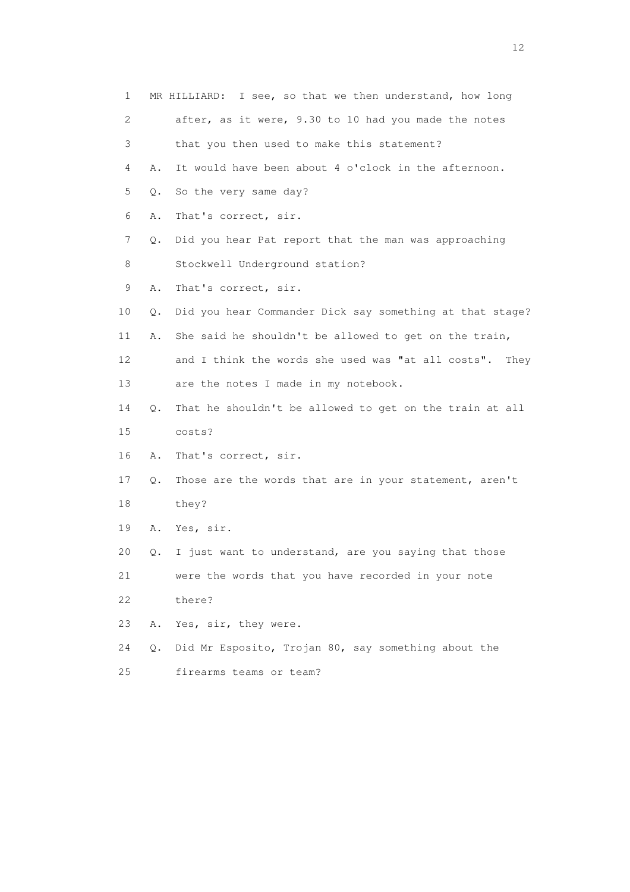1 MR HILLIARD: I see, so that we then understand, how long
2 after, as it were, 9.30 to 10 had you made the notes
3 that you then used to make this statement?
4 A. It would have been about 4 o'clock in the afternoon.
5 Q. So the very same day?
6 A. That's correct, sir.
7 Q. Did you hear Pat report that the man was approaching
8 Stockwell Underground station?
9 A. That's correct, sir.
10 Q. Did you hear Commander Dick say something at that stage?
11 A. She said he shouldn't be allowed to get on the train,
12 and I think the words she used was "at all costs". They
13 are the notes I made in my notebook.
14 Q. That he shouldn't be allowed to get on the train at all
15 costs?
16 A. That's correct, sir.
17 Q. Those are the words that are in your statement, aren't
18 they?
19 A. Yes, sir.
20 Q. I just want to understand, are you saying that those
21 were the words that you have recorded in your note
22 there?
23 A. Yes, sir, they were.
24 Q. Did Mr Esposito, Trojan 80, say something about the
25 firearms teams or team?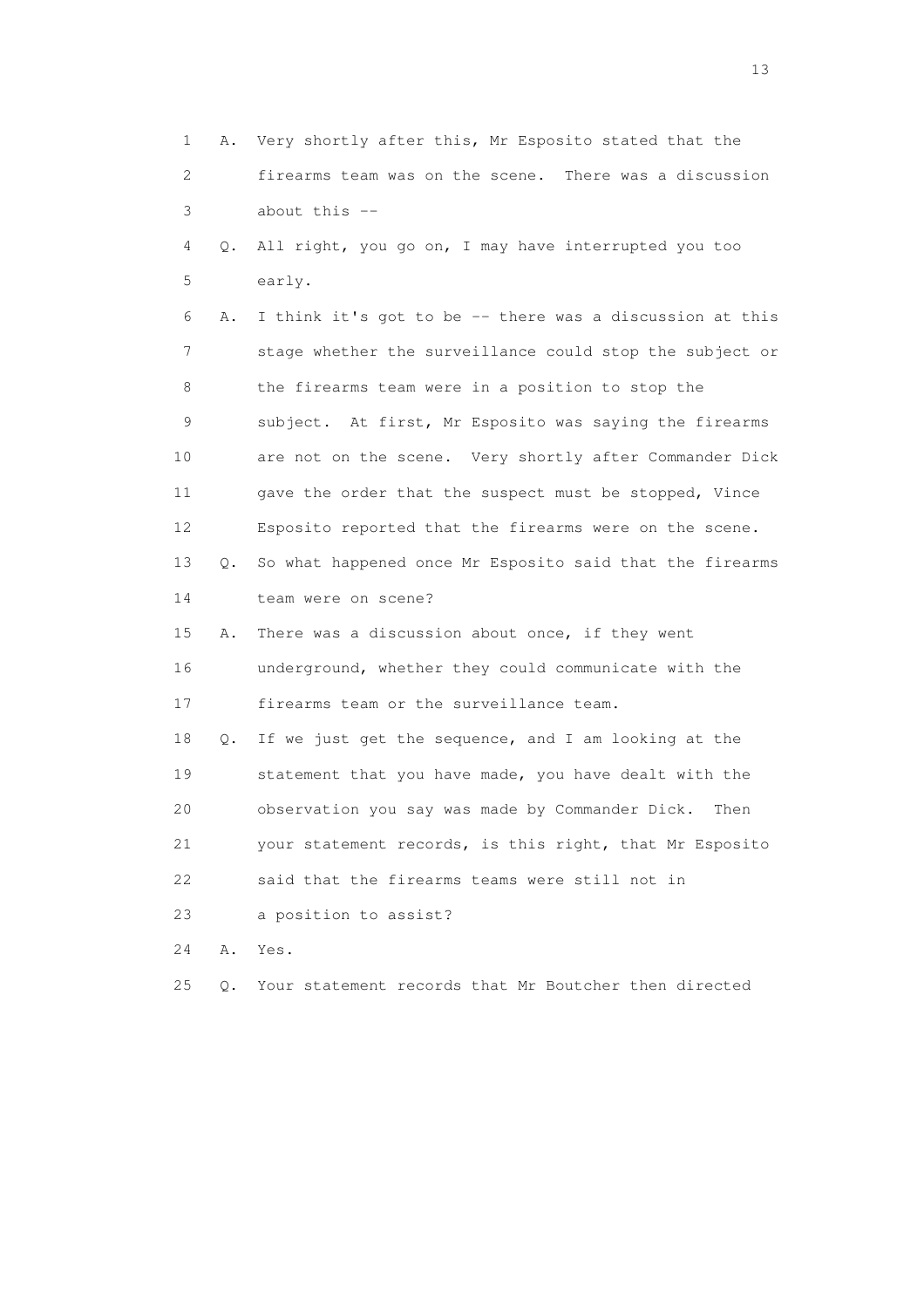1 A. Very shortly after this, Mr Esposito stated that the
2 firearms team was on the scene. There was a discussion
3 about this --

4 Q. All right, you go on, I may have interrupted you too
5 early.

6 A. I think it's got to be -- there was a discussion at this
7 stage whether the surveillance could stop the subject or
8 the firearms team were in a position to stop the
9 subject. At first, Mr Esposito was saying the firearms
10 are not on the scene. Very shortly after Commander Dick
11 gave the order that the suspect must be stopped, Vince
12 Esposito reported that the firearms were on the scene.

13 Q. So what happened once Mr Esposito said that the firearms
14 team were on scene?

15 A. There was a discussion about once, if they went
16 underground, whether they could communicate with the
17 firearms team or the surveillance team.

18 Q. If we just get the sequence, and I am looking at the
19 statement that you have made, you have dealt with the
20 observation you say was made by Commander Dick. Then
21 your statement records, is this right, that Mr Esposito
22 said that the firearms teams were still not in
23 a position to assist?

24 A. Yes.

25 Q. Your statement records that Mr Boutcher then directed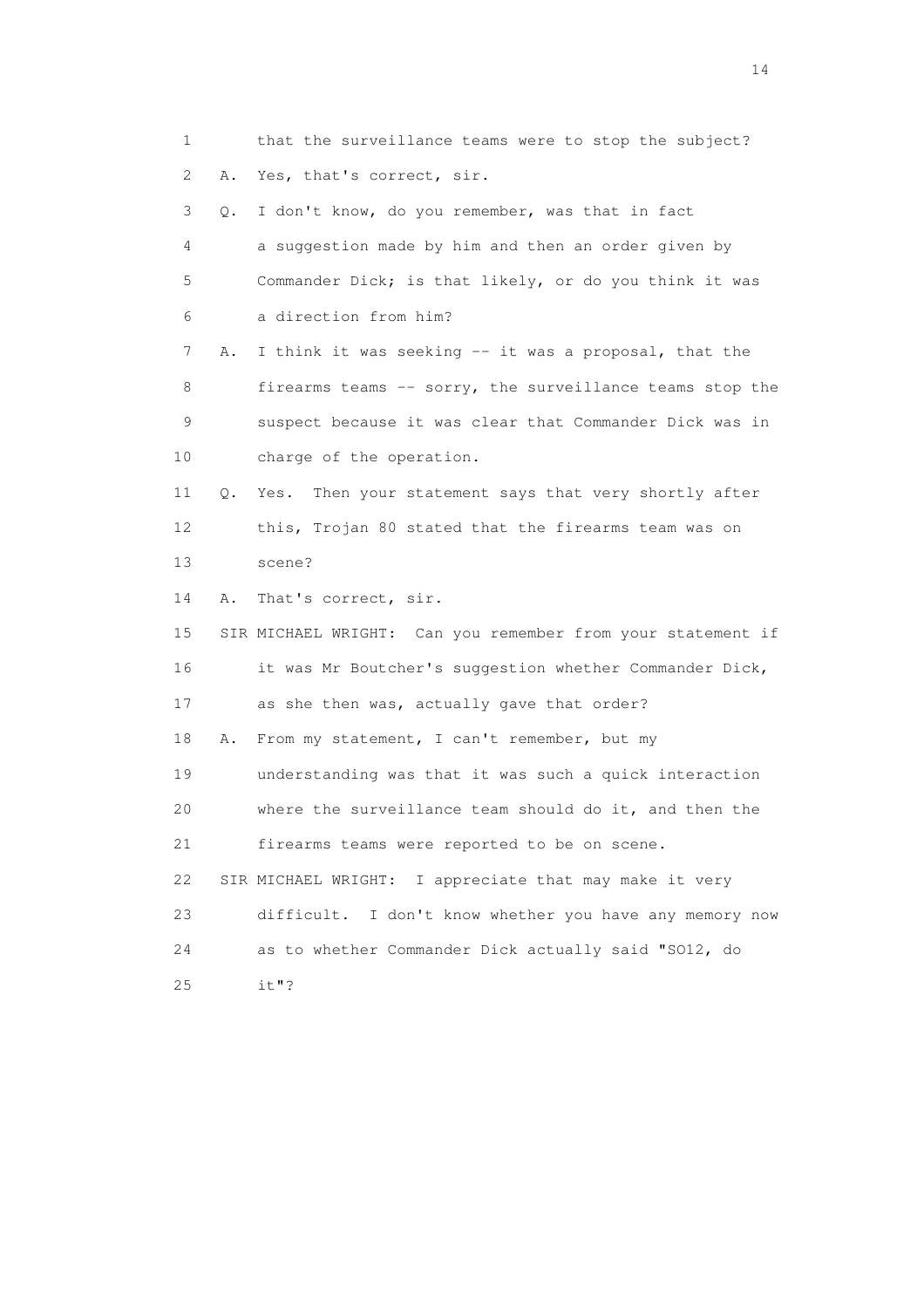1 that the surveillance teams were to stop the subject?

2 A. Yes, that's correct, sir.

3 Q. I don't know, do you remember, was that in fact

4 a suggestion made by him and then an order given by

5 Commander Dick; is that likely, or do you think it was

6 a direction from him?

7 A. I think it was seeking -- it was a proposal, that the

8 firearms teams -- sorry, the surveillance teams stop the

9 suspect because it was clear that Commander Dick was in

10 charge of the operation.

11 Q. Yes. Then your statement says that very shortly after

12 this, Trojan 80 stated that the firearms team was on

13 scene?

14 A. That's correct, sir.

15 SIR MICHAEL WRIGHT: Can you remember from your statement if

16 it was Mr Boutcher's suggestion whether Commander Dick,

17 as she then was, actually gave that order?

18 A. From my statement, I can't remember, but my

19 understanding was that it was such a quick interaction

20 where the surveillance team should do it, and then the

21 firearms teams were reported to be on scene.

22 SIR MICHAEL WRIGHT: I appreciate that may make it very

23 difficult. I don't know whether you have any memory now

24 as to whether Commander Dick actually said "SO12, do

25 it"?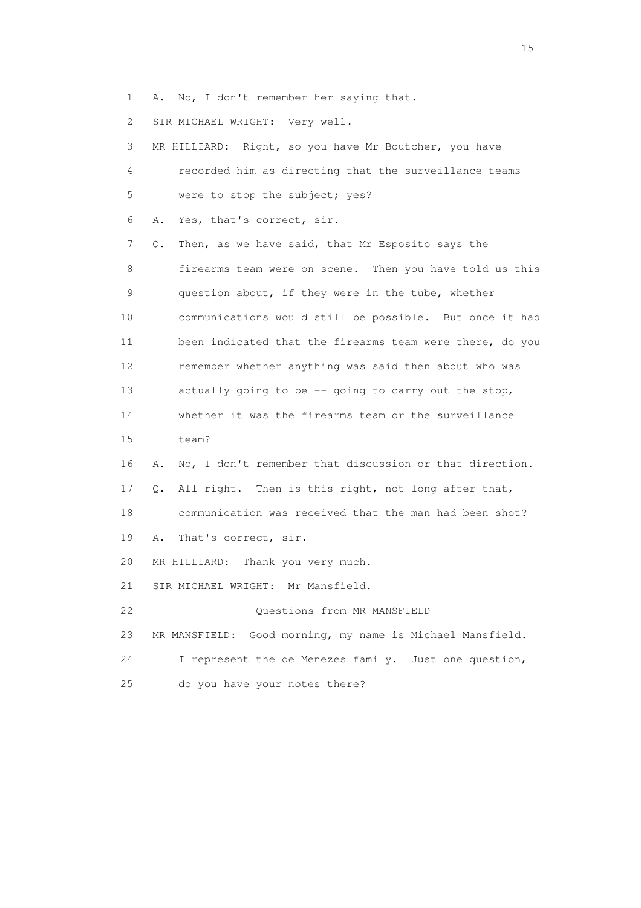1 A. No, I don't remember her saying that.

2 SIR MICHAEL WRIGHT: Very well.

3 MR HILLIARD: Right, so you have Mr Boutcher, you have

4 recorded him as directing that the surveillance teams

5 were to stop the subject; yes?

6 A. Yes, that's correct, sir.

7 Q. Then, as we have said, that Mr Esposito says the

8 firearms team were on scene. Then you have told us this

9 question about, if they were in the tube, whether

10 communications would still be possible. But once it had

11 been indicated that the firearms team were there, do you

12 remember whether anything was said then about who was

13 actually going to be -- going to carry out the stop,

14 whether it was the firearms team or the surveillance

15 team?

16 A. No, I don't remember that discussion or that direction.

17 Q. All right. Then is this right, not long after that,

18 communication was received that the man had been shot?

19 A. That's correct, sir.

20 MR HILLIARD: Thank you very much.

21 SIR MICHAEL WRIGHT: Mr Mansfield.

22 Questions from MR MANSFIELD

23 MR MANSFIELD: Good morning, my name is Michael Mansfield.

24 I represent the de Menezes family. Just one question,

25 do you have your notes there?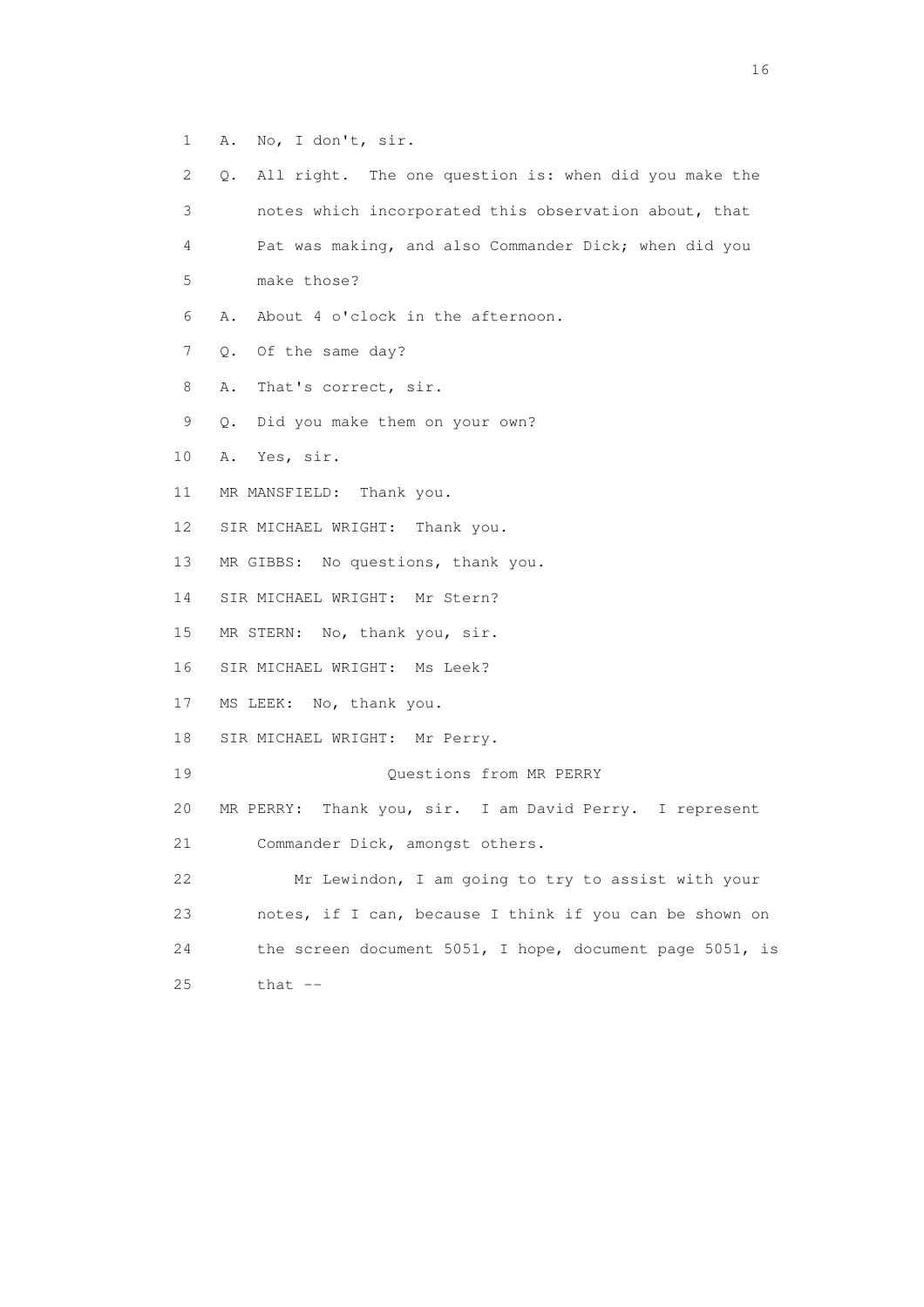1 A. No, I don't, sir.

2 Q. All right. The one question is: when did you make the

3 notes which incorporated this observation about, that

4 Pat was making, and also Commander Dick; when did you

5 make those?

6 A. About 4 o'clock in the afternoon.

7 Q. Of the same day?

8 A. That's correct, sir.

9 Q. Did you make them on your own?

10 A. Yes, sir.

11 MR MANSFIELD: Thank you.

12 SIR MICHAEL WRIGHT: Thank you.

13 MR GIBBS: No questions, thank you.

14 SIR MICHAEL WRIGHT: Mr Stern?

15 MR STERN: No, thank you, sir.

16 SIR MICHAEL WRIGHT: Ms Leek?

17 MS LEEK: No, thank you.

18 SIR MICHAEL WRIGHT: Mr Perry.

19 Questions from MR PERRY

20 MR PERRY: Thank you, sir. I am David Perry. I represent

21 Commander Dick, amongst others.

22 Mr Lewindon, I am going to try to assist with your

23 notes, if I can, because I think if you can be shown on

24 the screen document 5051, I hope, document page 5051, is

25 that --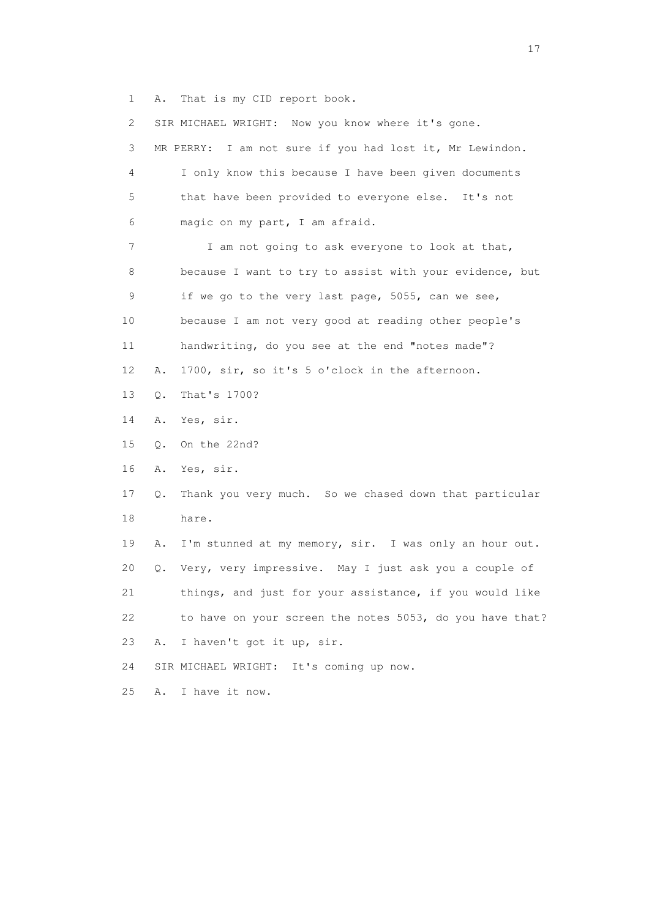1 A. That is my CID report book.

2 SIR MICHAEL WRIGHT: Now you know where it's gone.

3 MR PERRY: I am not sure if you had lost it, Mr Lewindon.

4 I only know this because I have been given documents

5 that have been provided to everyone else. It's not

6 magic on my part, I am afraid.

7 I am not going to ask everyone to look at that,

8 because I want to try to assist with your evidence, but

9 if we go to the very last page, 5055, can we see,

10 because I am not very good at reading other people's

11 handwriting, do you see at the end "notes made"?

12 A. 1700, sir, so it's 5 o'clock in the afternoon.

13 Q. That's 1700?

14 A. Yes, sir.

15 Q. On the 22nd?

16 A. Yes, sir.

17 Q. Thank you very much. So we chased down that particular

18 hare.

19 A. I'm stunned at my memory, sir. I was only an hour out.

20 Q. Very, very impressive. May I just ask you a couple of

21 things, and just for your assistance, if you would like

22 to have on your screen the notes 5053, do you have that?

23 A. I haven't got it up, sir.

24 SIR MICHAEL WRIGHT: It's coming up now.

25 A. I have it now.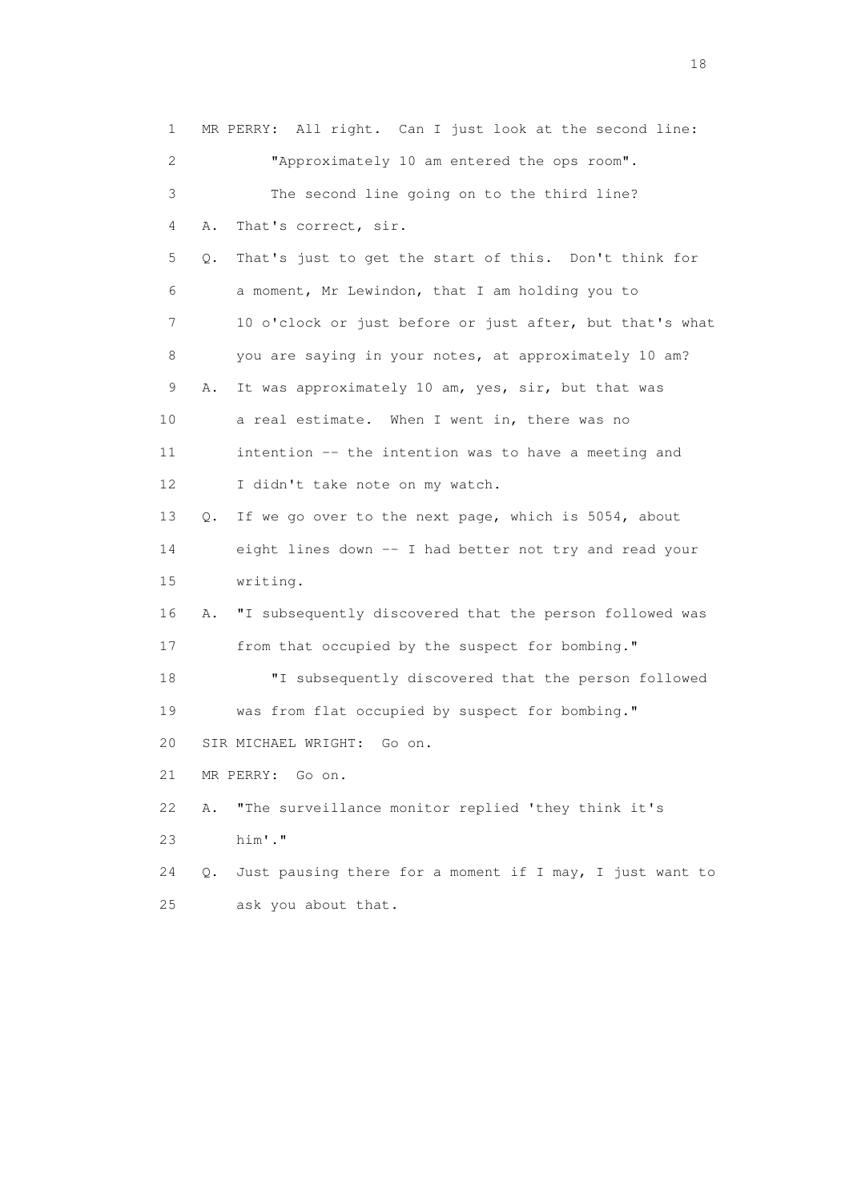1 MR PERRY: All right. Can I just look at the second line:

2 "Approximately 10 am entered the ops room".

3 The second line going on to the third line?

4 A. That's correct, sir.

5 Q. That's just to get the start of this. Don't think for

6 a moment, Mr Lewindon, that I am holding you to

7 10 o'clock or just before or just after, but that's what

8 you are saying in your notes, at approximately 10 am?

9 A. It was approximately 10 am, yes, sir, but that was

10 a real estimate. When I went in, there was no

11 intention -- the intention was to have a meeting and

12 I didn't take note on my watch.

13 Q. If we go over to the next page, which is 5054, about

14 eight lines down -- I had better not try and read your

15 writing.

16 A. "I subsequently discovered that the person followed was

17 from that occupied by the suspect for bombing."

18 "I subsequently discovered that the person followed

19 was from flat occupied by suspect for bombing."

20 SIR MICHAEL WRIGHT: Go on.

21 MR PERRY: Go on.

22 A. "The surveillance monitor replied 'they think it's

23 him'."

24 Q. Just pausing there for a moment if I may, I just want to

25 ask you about that.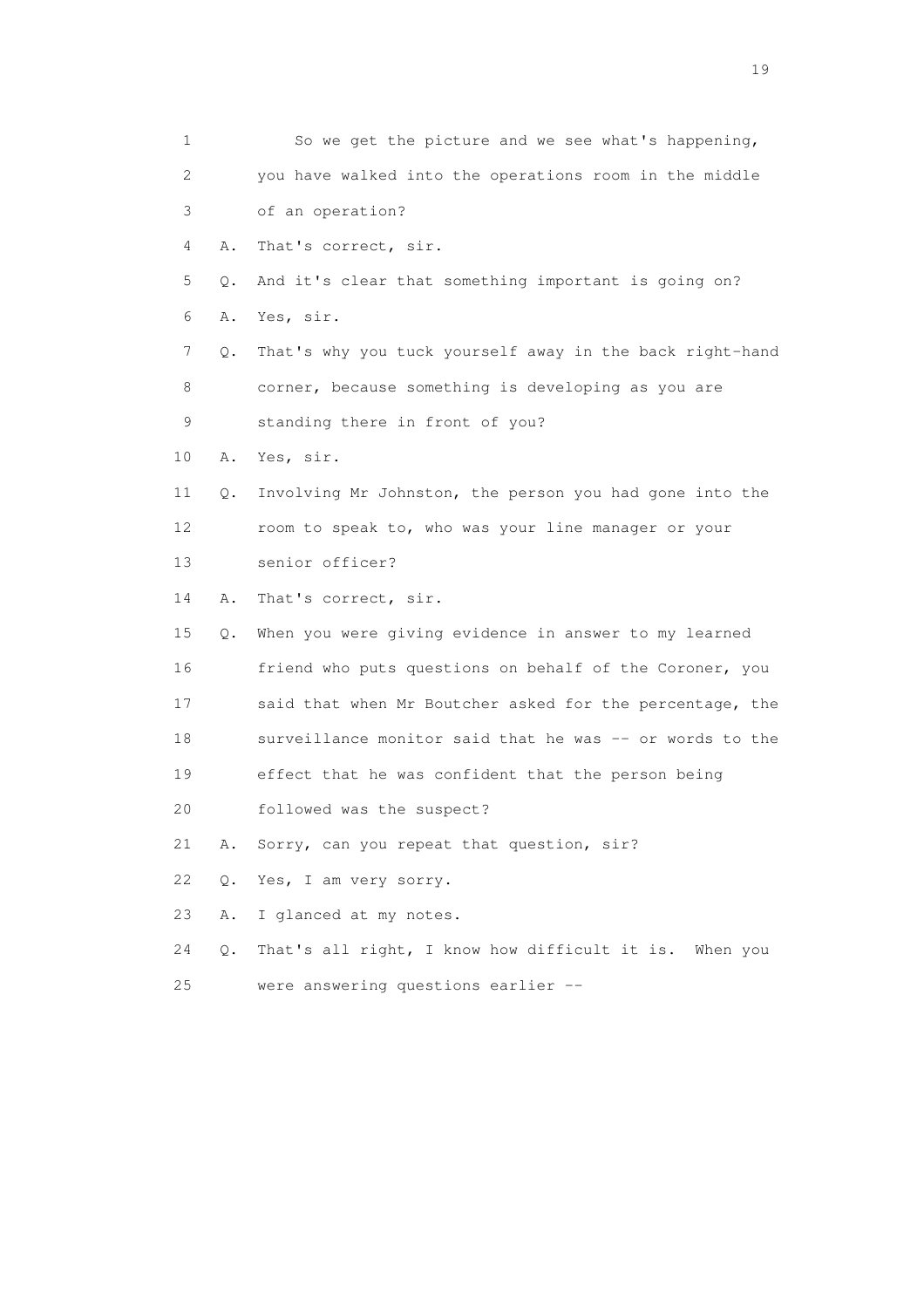1 So we get the picture and we see what's happening,
2 you have walked into the operations room in the middle
3 of an operation?
4 A. That's correct, sir.
5 Q. And it's clear that something important is going on?
6 A. Yes, sir.
7 Q. That's why you tuck yourself away in the back right-hand
8 corner, because something is developing as you are
9 standing there in front of you?
10 A. Yes, sir.
11 Q. Involving Mr Johnston, the person you had gone into the
12 room to speak to, who was your line manager or your
13 senior officer?
14 A. That's correct, sir.
15 Q. When you were giving evidence in answer to my learned
16 friend who puts questions on behalf of the Coroner, you
17 said that when Mr Boutcher asked for the percentage, the
18 surveillance monitor said that he was -- or words to the
19 effect that he was confident that the person being
20 followed was the suspect?
21 A. Sorry, can you repeat that question, sir?
22 Q. Yes, I am very sorry.
23 A. I glanced at my notes.
24 Q. That's all right, I know how difficult it is. When you
25 were answering questions earlier --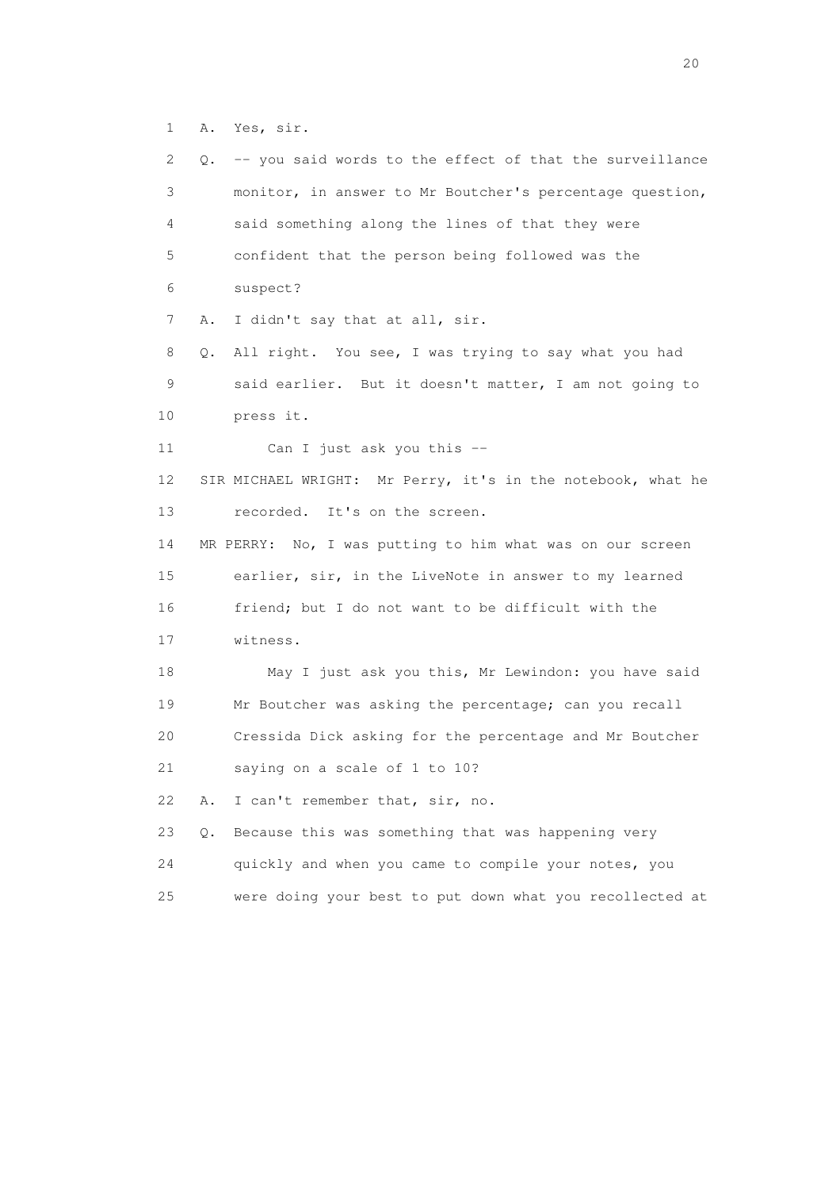1 A. Yes, sir.

2 Q. -- you said words to the effect of that the surveillance

3 monitor, in answer to Mr Boutcher's percentage question,

4 said something along the lines of that they were

5 confident that the person being followed was the

6 suspect?

7 A. I didn't say that at all, sir.

8 Q. All right. You see, I was trying to say what you had

9 said earlier. But it doesn't matter, I am not going to

10 press it.

11 Can I just ask you this --

12 SIR MICHAEL WRIGHT: Mr Perry, it's in the notebook, what he

13 recorded. It's on the screen.

14 MR PERRY: No, I was putting to him what was on our screen

15 earlier, sir, in the LiveNote in answer to my learned

16 friend; but I do not want to be difficult with the

17 witness.

18 May I just ask you this, Mr Lewindon: you have said

19 Mr Boutcher was asking the percentage; can you recall

20 Cressida Dick asking for the percentage and Mr Boutcher

21 saying on a scale of 1 to 10?

22 A. I can't remember that, sir, no.

23 Q. Because this was something that was happening very

24 quickly and when you came to compile your notes, you

25 were doing your best to put down what you recollected at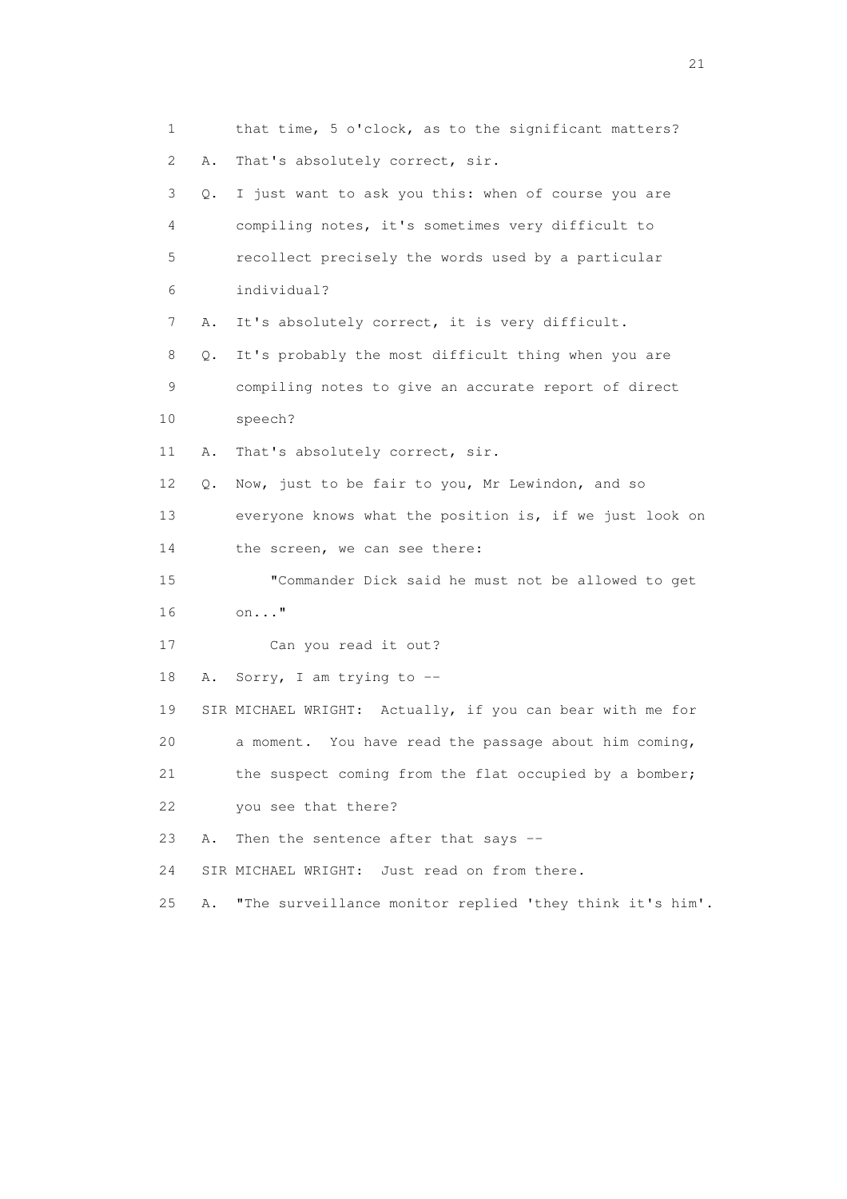1 that time, 5 o'clock, as to the significant matters?

2 A. That's absolutely correct, sir.

3 Q. I just want to ask you this: when of course you are

4 compiling notes, it's sometimes very difficult to

5 recollect precisely the words used by a particular

6 individual?

7 A. It's absolutely correct, it is very difficult.

8 Q. It's probably the most difficult thing when you are

9 compiling notes to give an accurate report of direct

10 speech?

11 A. That's absolutely correct, sir.

12 Q. Now, just to be fair to you, Mr Lewindon, and so

13 everyone knows what the position is, if we just look on

14 the screen, we can see there:

15 "Commander Dick said he must not be allowed to get

16 on..."

17 Can you read it out?

18 A. Sorry, I am trying to --

19 SIR MICHAEL WRIGHT: Actually, if you can bear with me for

20 a moment. You have read the passage about him coming,

21 the suspect coming from the flat occupied by a bomber;

22 you see that there?

23 A. Then the sentence after that says --

24 SIR MICHAEL WRIGHT: Just read on from there.

25 A. "The surveillance monitor replied 'they think it's him'.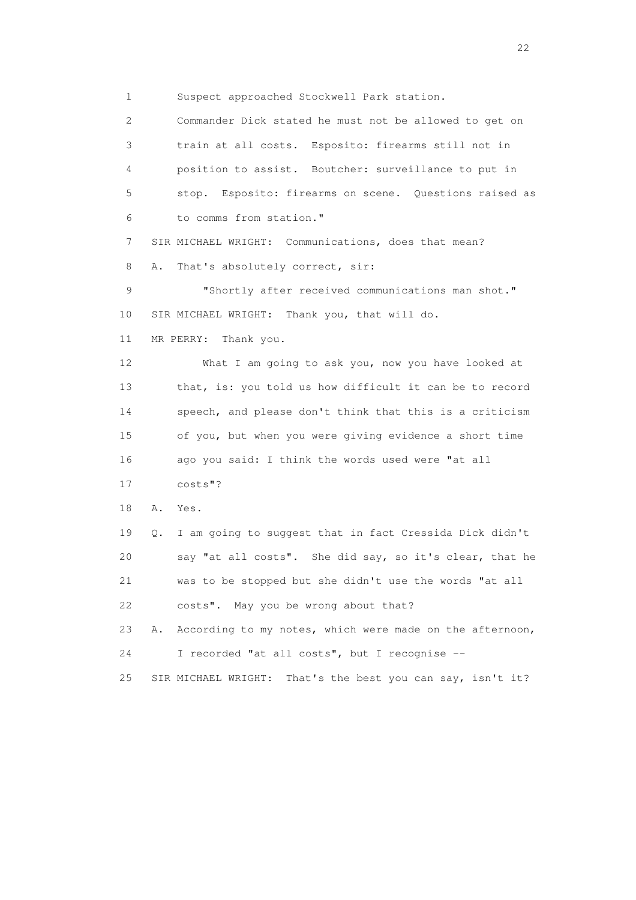1 Suspect approached Stockwell Park station.

2 Commander Dick stated he must not be allowed to get on

3 train at all costs. Esposito: firearms still not in

4 position to assist. Boutcher: surveillance to put in

5 stop. Esposito: firearms on scene. Questions raised as

6 to comms from station."

7 SIR MICHAEL WRIGHT: Communications, does that mean?

8 A. That's absolutely correct, sir:

9 "Shortly after received communications man shot."

10 SIR MICHAEL WRIGHT: Thank you, that will do.

11 MR PERRY: Thank you.

12 What I am going to ask you, now you have looked at

13 that, is: you told us how difficult it can be to record

14 speech, and please don't think that this is a criticism

15 of you, but when you were giving evidence a short time

16 ago you said: I think the words used were "at all

17 costs"?

18 A. Yes.

19 Q. I am going to suggest that in fact Cressida Dick didn't

20 say "at all costs". She did say, so it's clear, that he

21 was to be stopped but she didn't use the words "at all

22 costs". May you be wrong about that?

23 A. According to my notes, which were made on the afternoon,

24 I recorded "at all costs", but I recognise --

25 SIR MICHAEL WRIGHT: That's the best you can say, isn't it?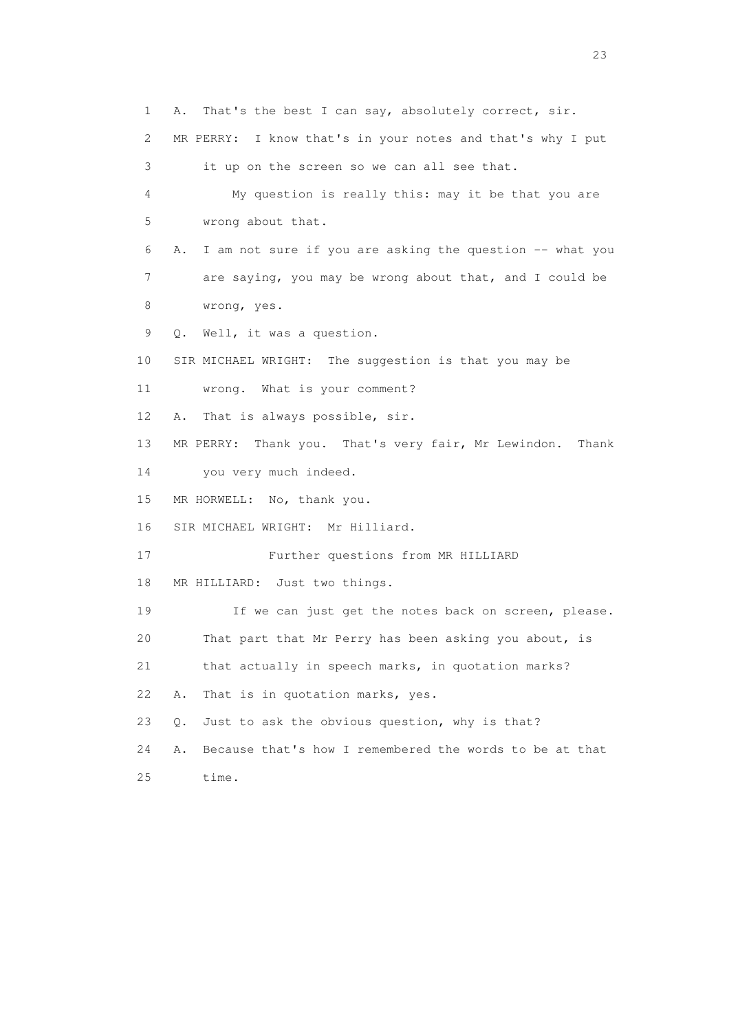1 A. That's the best I can say, absolutely correct, sir.

2 MR PERRY: I know that's in your notes and that's why I put

3 it up on the screen so we can all see that.

4 My question is really this: may it be that you are

5 wrong about that.

6 A. I am not sure if you are asking the question -- what you

7 are saying, you may be wrong about that, and I could be

8 wrong, yes.

9 Q. Well, it was a question.

10 SIR MICHAEL WRIGHT: The suggestion is that you may be

11 wrong. What is your comment?

12 A. That is always possible, sir.

13 MR PERRY: Thank you. That's very fair, Mr Lewindon. Thank

14 you very much indeed.

15 MR HORWELL: No, thank you.

16 SIR MICHAEL WRIGHT: Mr Hilliard.

17 Further questions from MR HILLIARD

18 MR HILLIARD: Just two things.

19 If we can just get the notes back on screen, please.

20 That part that Mr Perry has been asking you about, is

21 that actually in speech marks, in quotation marks?

22 A. That is in quotation marks, yes.

23 Q. Just to ask the obvious question, why is that?

24 A. Because that's how I remembered the words to be at that

25 time.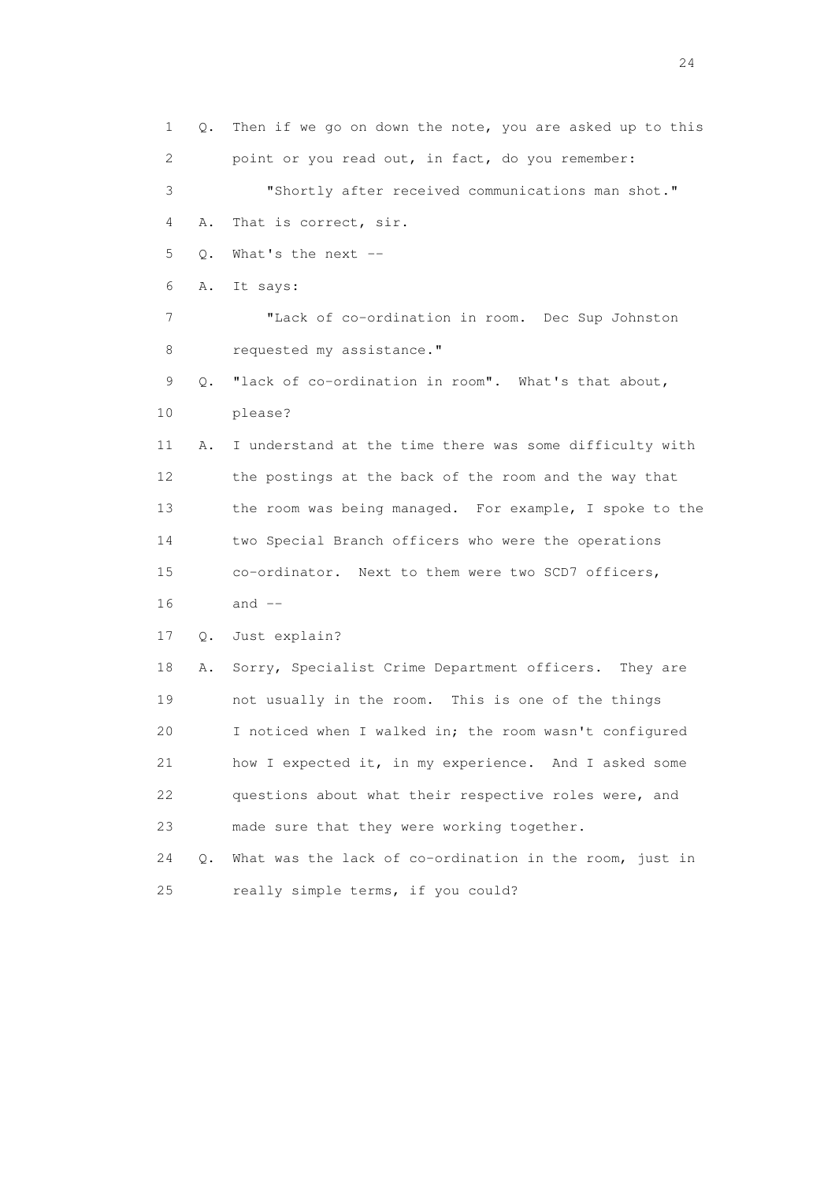1 Q. Then if we go on down the note, you are asked up to this
2 point or you read out, in fact, do you remember:

3 "Shortly after received communications man shot."

4 A. That is correct, sir.

5 Q. What's the next --

6 A. It says:

7 "Lack of co-ordination in room. Dec Sup Johnston
8 requested my assistance."

9 Q. "lack of co-ordination in room". What's that about,
10 please?

11 A. I understand at the time there was some difficulty with
12 the postings at the back of the room and the way that
13 the room was being managed. For example, I spoke to the
14 two Special Branch officers who were the operations
15 co-ordinator. Next to them were two SCD7 officers,
16 and --

17 Q. Just explain?

18 A. Sorry, Specialist Crime Department officers. They are
19 not usually in the room. This is one of the things
20 I noticed when I walked in; the room wasn't configured
21 how I expected it, in my experience. And I asked some
22 questions about what their respective roles were, and
23 made sure that they were working together.

24 Q. What was the lack of co-ordination in the room, just in
25 really simple terms, if you could?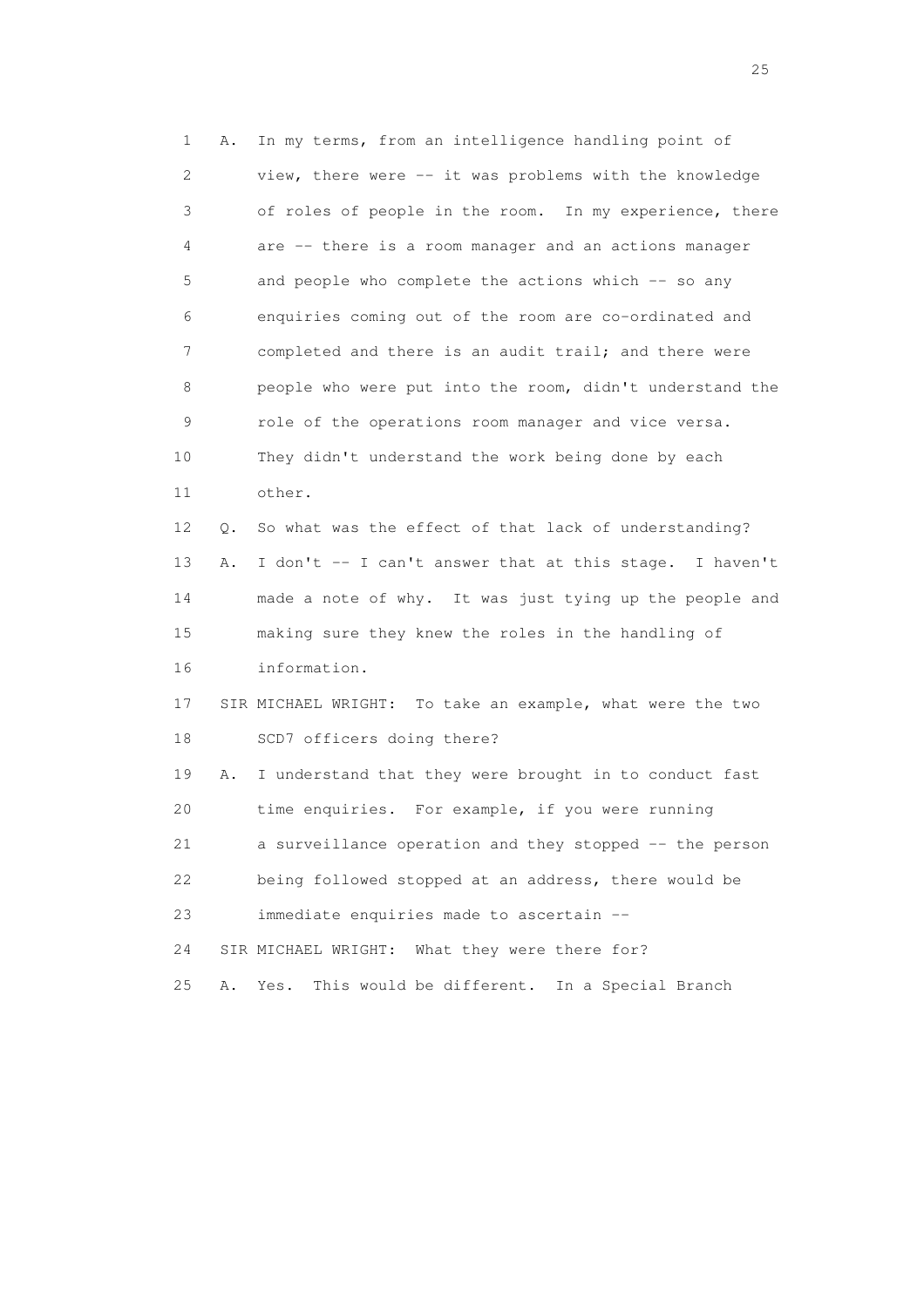1 A. In my terms, from an intelligence handling point of
2 view, there were -- it was problems with the knowledge
3 of roles of people in the room. In my experience, there
4 are -- there is a room manager and an actions manager
5 and people who complete the actions which -- so any
6 enquiries coming out of the room are co-ordinated and
7 completed and there is an audit trail; and there were
8 people who were put into the room, didn't understand the
9 role of the operations room manager and vice versa.
10 They didn't understand the work being done by each
11 other.

12 Q. So what was the effect of that lack of understanding?

13 A. I don't -- I can't answer that at this stage. I haven't
14 made a note of why. It was just tying up the people and
15 making sure they knew the roles in the handling of
16 information.

17 SIR MICHAEL WRIGHT: To take an example, what were the two
18 SCD7 officers doing there?

19 A. I understand that they were brought in to conduct fast
20 time enquiries. For example, if you were running
21 a surveillance operation and they stopped -- the person
22 being followed stopped at an address, there would be
23 immediate enquiries made to ascertain --

24 SIR MICHAEL WRIGHT: What they were there for?

25 A. Yes. This would be different. In a Special Branch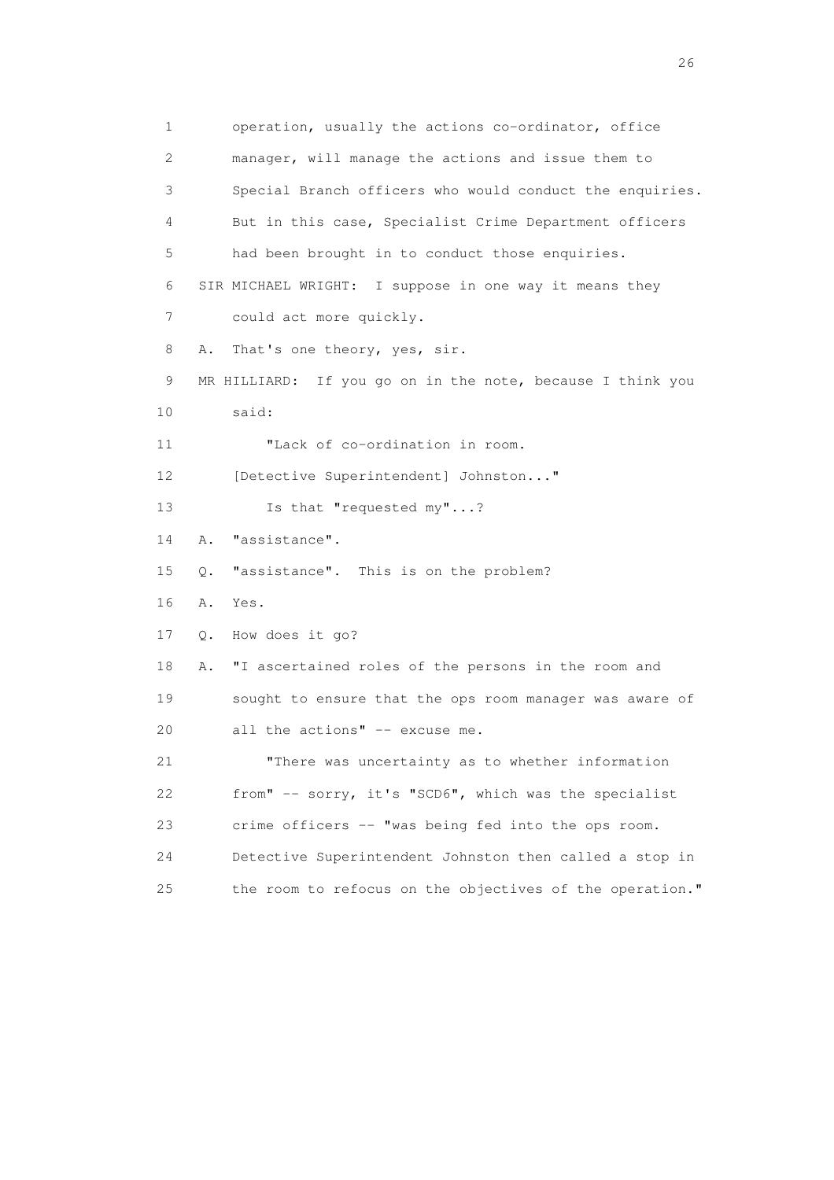1 operation, usually the actions co-ordinator, office
2 manager, will manage the actions and issue them to
3 Special Branch officers who would conduct the enquiries.
4 But in this case, Specialist Crime Department officers
5 had been brought in to conduct those enquiries.
6 SIR MICHAEL WRIGHT: I suppose in one way it means they
7 could act more quickly.
8 A. That's one theory, yes, sir.
9 MR HILLIARD: If you go on in the note, because I think you
10 said:
11 "Lack of co-ordination in room.
12 [Detective Superintendent] Johnston..."
13 Is that "requested my"...?
14 A. "assistance".
15 Q. "assistance". This is on the problem?
16 A. Yes.
17 Q. How does it go?
18 A. "I ascertained roles of the persons in the room and
19 sought to ensure that the ops room manager was aware of
20 all the actions" -- excuse me.
21 "There was uncertainty as to whether information
22 from" -- sorry, it's "SCD6", which was the specialist
23 crime officers -- "was being fed into the ops room.
24 Detective Superintendent Johnston then called a stop in
25 the room to refocus on the objectives of the operation."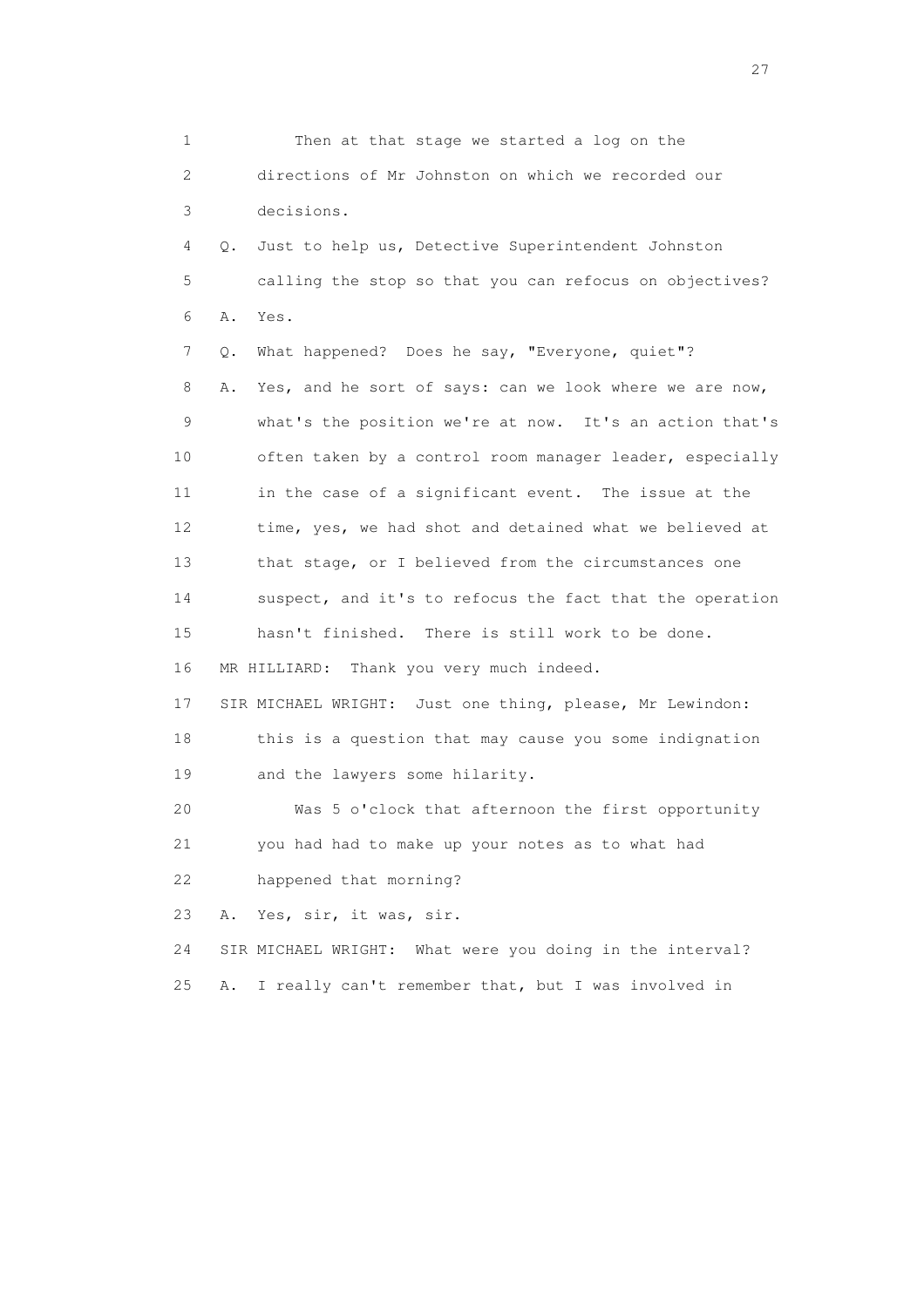1 Then at that stage we started a log on the
2 directions of Mr Johnston on which we recorded our
3 decisions.
4 Q. Just to help us, Detective Superintendent Johnston
5 calling the stop so that you can refocus on objectives?
6 A. Yes.
7 Q. What happened? Does he say, "Everyone, quiet"?
8 A. Yes, and he sort of says: can we look where we are now,
9 what's the position we're at now. It's an action that's
10 often taken by a control room manager leader, especially
11 in the case of a significant event. The issue at the
12 time, yes, we had shot and detained what we believed at
13 that stage, or I believed from the circumstances one
14 suspect, and it's to refocus the fact that the operation
15 hasn't finished. There is still work to be done.
16 MR HILLIARD: Thank you very much indeed.
17 SIR MICHAEL WRIGHT: Just one thing, please, Mr Lewindon:
18 this is a question that may cause you some indignation
19 and the lawyers some hilarity.
20 Was 5 o'clock that afternoon the first opportunity
21 you had had to make up your notes as to what had
22 happened that morning?
23 A. Yes, sir, it was, sir.
24 SIR MICHAEL WRIGHT: What were you doing in the interval?
25 A. I really can't remember that, but I was involved in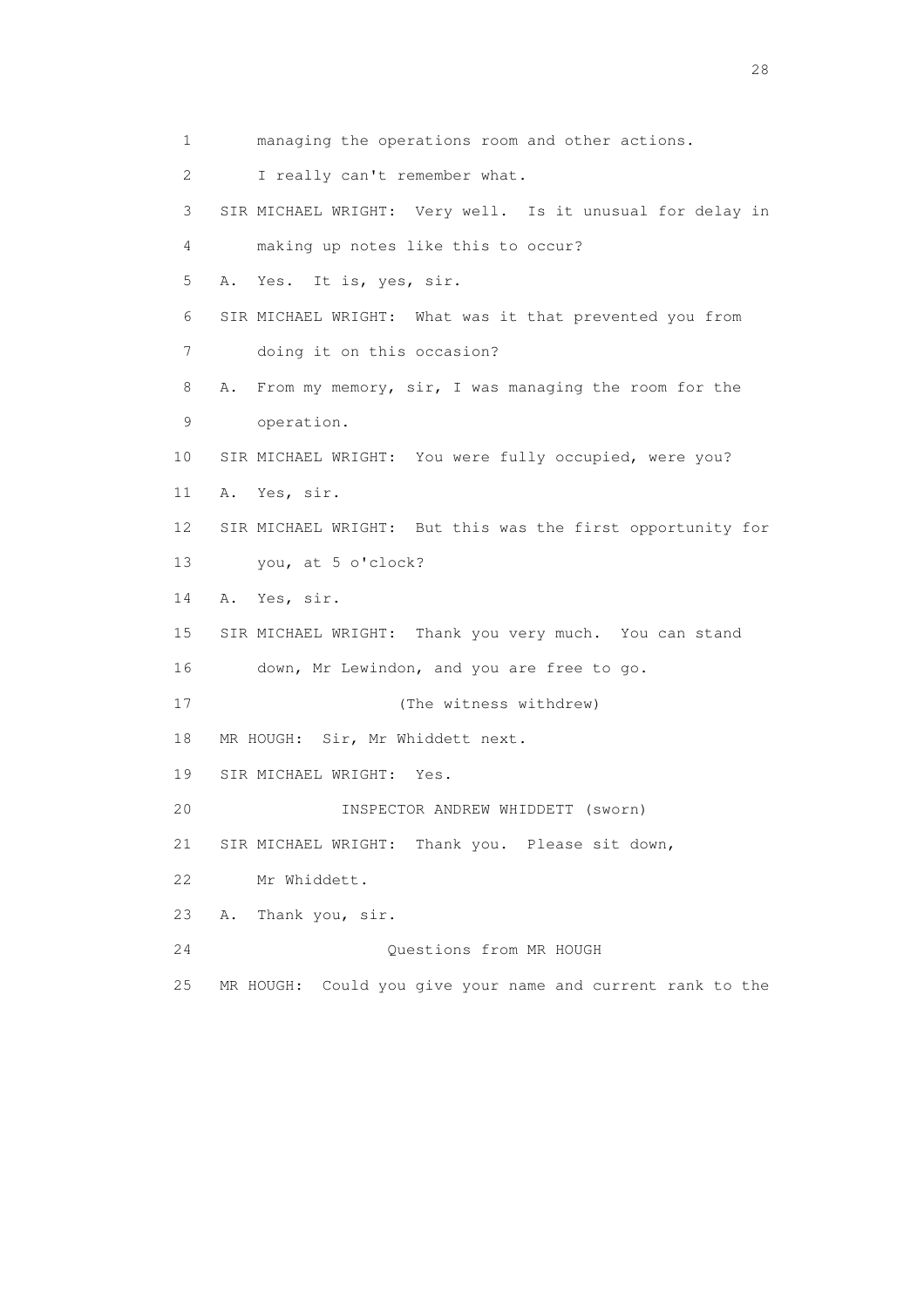1 managing the operations room and other actions.

2 I really can't remember what.

3 SIR MICHAEL WRIGHT: Very well. Is it unusual for delay in

4 making up notes like this to occur?

5 A. Yes. It is, yes, sir.

6 SIR MICHAEL WRIGHT: What was it that prevented you from

7 doing it on this occasion?

8 A. From my memory, sir, I was managing the room for the

9 operation.

10 SIR MICHAEL WRIGHT: You were fully occupied, were you?

11 A. Yes, sir.

12 SIR MICHAEL WRIGHT: But this was the first opportunity for

13 you, at 5 o'clock?

14 A. Yes, sir.

15 SIR MICHAEL WRIGHT: Thank you very much. You can stand

16 down, Mr Lewindon, and you are free to go.

17 (The witness withdrew)

18 MR HOUGH: Sir, Mr Whiddett next.

19 SIR MICHAEL WRIGHT: Yes.

20 INSPECTOR ANDREW WHIDDETT (sworn)

21 SIR MICHAEL WRIGHT: Thank you. Please sit down,

22 Mr Whiddett.

23 A. Thank you, sir.

24 Questions from MR HOUGH

25 MR HOUGH: Could you give your name and current rank to the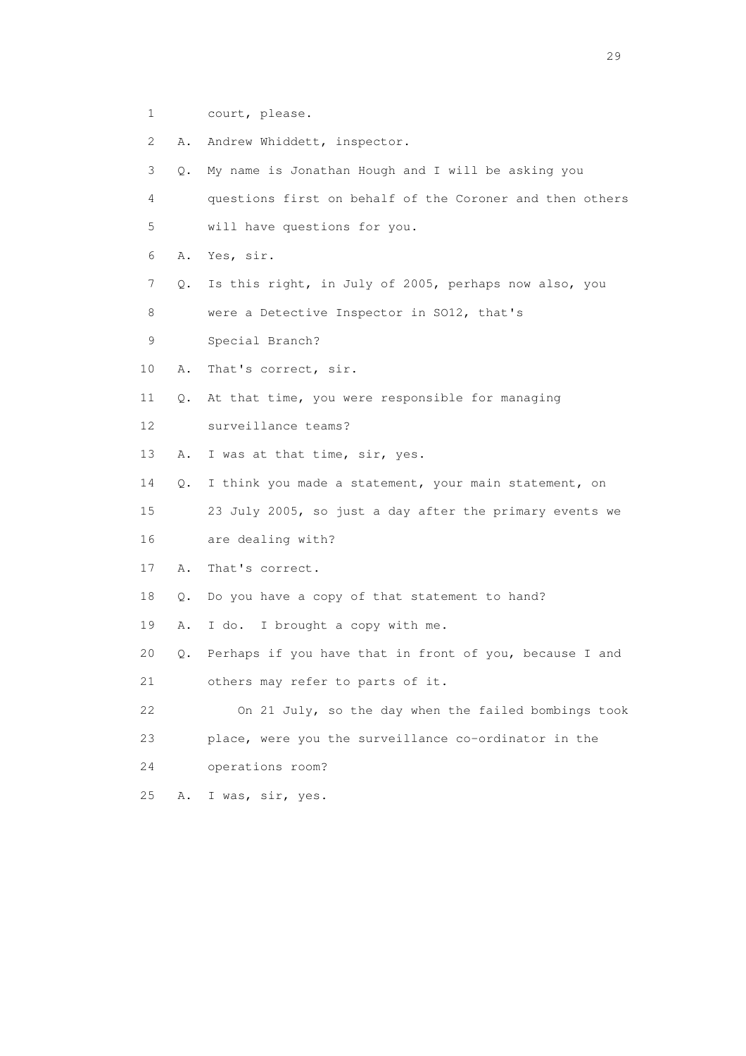1 court, please.

2 A. Andrew Whiddett, inspector.

3 Q. My name is Jonathan Hough and I will be asking you

4 questions first on behalf of the Coroner and then others

5 will have questions for you.

6 A. Yes, sir.

7 Q. Is this right, in July of 2005, perhaps now also, you

8 were a Detective Inspector in SO12, that's

9 Special Branch?

10 A. That's correct, sir.

11 Q. At that time, you were responsible for managing

12 surveillance teams?

13 A. I was at that time, sir, yes.

14 Q. I think you made a statement, your main statement, on

15 23 July 2005, so just a day after the primary events we

16 are dealing with?

17 A. That's correct.

18 Q. Do you have a copy of that statement to hand?

19 A. I do. I brought a copy with me.

20 Q. Perhaps if you have that in front of you, because I and

21 others may refer to parts of it.

22 On 21 July, so the day when the failed bombings took

23 place, were you the surveillance co-ordinator in the

24 operations room?

25 A. I was, sir, yes.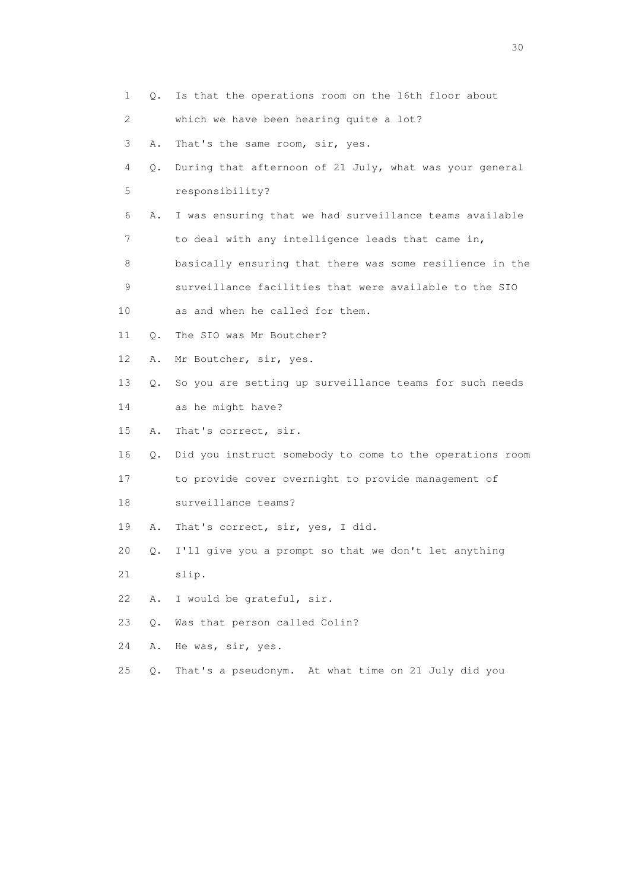1 Q. Is that the operations room on the 16th floor about
2 which we have been hearing quite a lot?
3 A. That's the same room, sir, yes.
4 Q. During that afternoon of 21 July, what was your general
5 responsibility?
6 A. I was ensuring that we had surveillance teams available
7 to deal with any intelligence leads that came in,
8 basically ensuring that there was some resilience in the
9 surveillance facilities that were available to the SIO
10 as and when he called for them.
11 Q. The SIO was Mr Boutcher?
12 A. Mr Boutcher, sir, yes.
13 Q. So you are setting up surveillance teams for such needs
14 as he might have?
15 A. That's correct, sir.
16 Q. Did you instruct somebody to come to the operations room
17 to provide cover overnight to provide management of
18 surveillance teams?
19 A. That's correct, sir, yes, I did.
20 Q. I'll give you a prompt so that we don't let anything
21 slip.
22 A. I would be grateful, sir.
23 Q. Was that person called Colin?
24 A. He was, sir, yes.
25 Q. That's a pseudonym. At what time on 21 July did you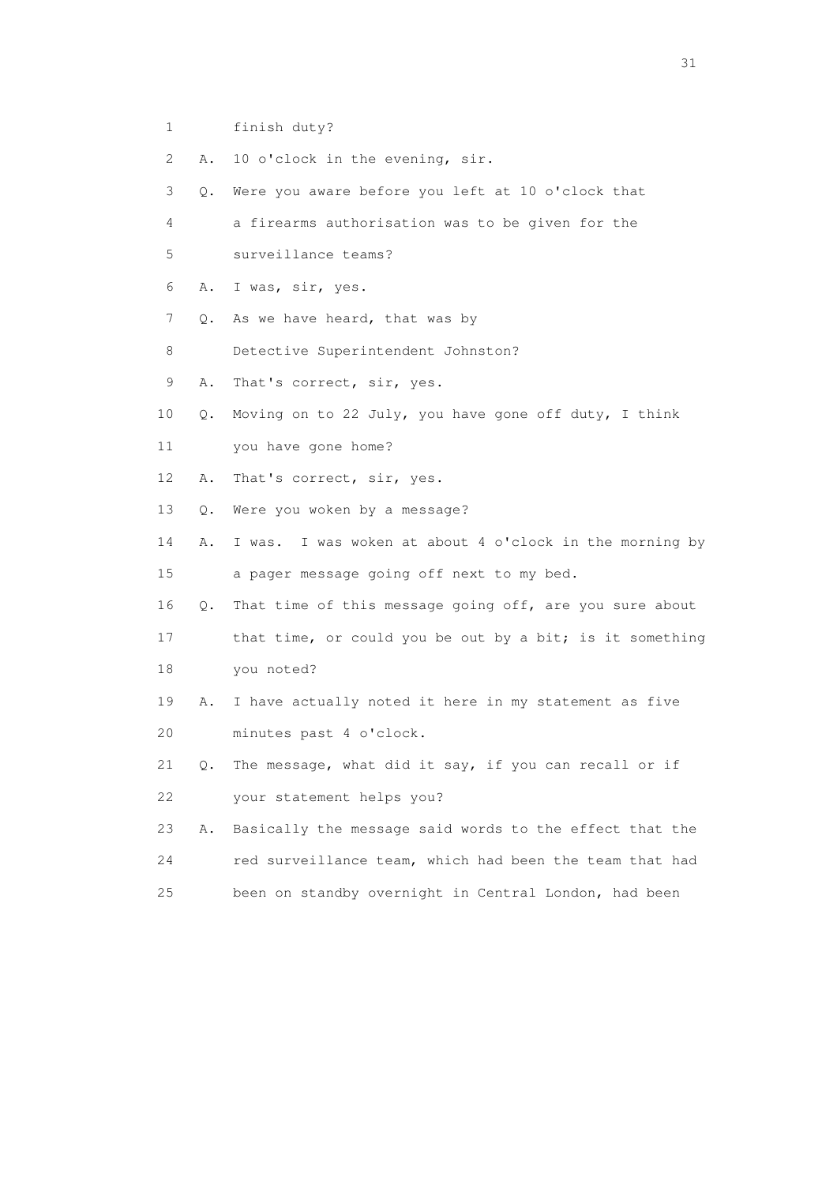1 finish duty?

2 A. 10 o'clock in the evening, sir.

3 Q. Were you aware before you left at 10 o'clock that

4 a firearms authorisation was to be given for the

5 surveillance teams?

6 A. I was, sir, yes.

7 Q. As we have heard, that was by

8 Detective Superintendent Johnston?

9 A. That's correct, sir, yes.

10 Q. Moving on to 22 July, you have gone off duty, I think

11 you have gone home?

12 A. That's correct, sir, yes.

13 Q. Were you woken by a message?

14 A. I was. I was woken at about 4 o'clock in the morning by

15 a pager message going off next to my bed.

16 Q. That time of this message going off, are you sure about

17 that time, or could you be out by a bit; is it something

18 you noted?

19 A. I have actually noted it here in my statement as five

20 minutes past 4 o'clock.

21 Q. The message, what did it say, if you can recall or if

22 your statement helps you?

23 A. Basically the message said words to the effect that the

24 red surveillance team, which had been the team that had

25 been on standby overnight in Central London, had been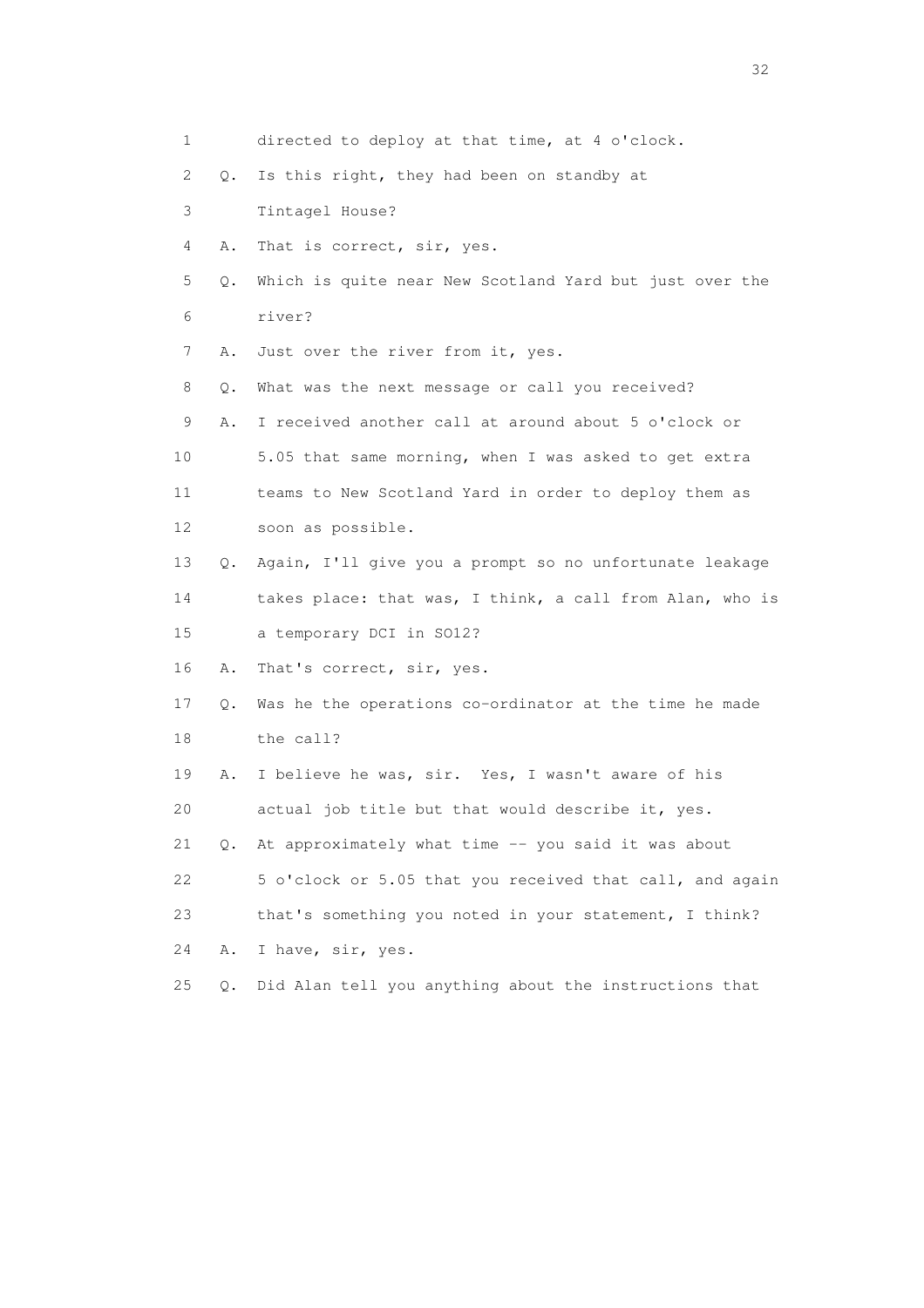1 directed to deploy at that time, at 4 o'clock.

2 Q. Is this right, they had been on standby at

3 Tintagel House?

4 A. That is correct, sir, yes.

5 Q. Which is quite near New Scotland Yard but just over the

6 river?

7 A. Just over the river from it, yes.

8 Q. What was the next message or call you received?

9 A. I received another call at around about 5 o'clock or

10 5.05 that same morning, when I was asked to get extra

11 teams to New Scotland Yard in order to deploy them as

12 soon as possible.

13 Q. Again, I'll give you a prompt so no unfortunate leakage

14 takes place: that was, I think, a call from Alan, who is

15 a temporary DCI in SO12?

16 A. That's correct, sir, yes.

17 Q. Was he the operations co-ordinator at the time he made

18 the call?

19 A. I believe he was, sir. Yes, I wasn't aware of his

20 actual job title but that would describe it, yes.

21 Q. At approximately what time -- you said it was about

22 5 o'clock or 5.05 that you received that call, and again

23 that's something you noted in your statement, I think?

24 A. I have, sir, yes.

25 Q. Did Alan tell you anything about the instructions that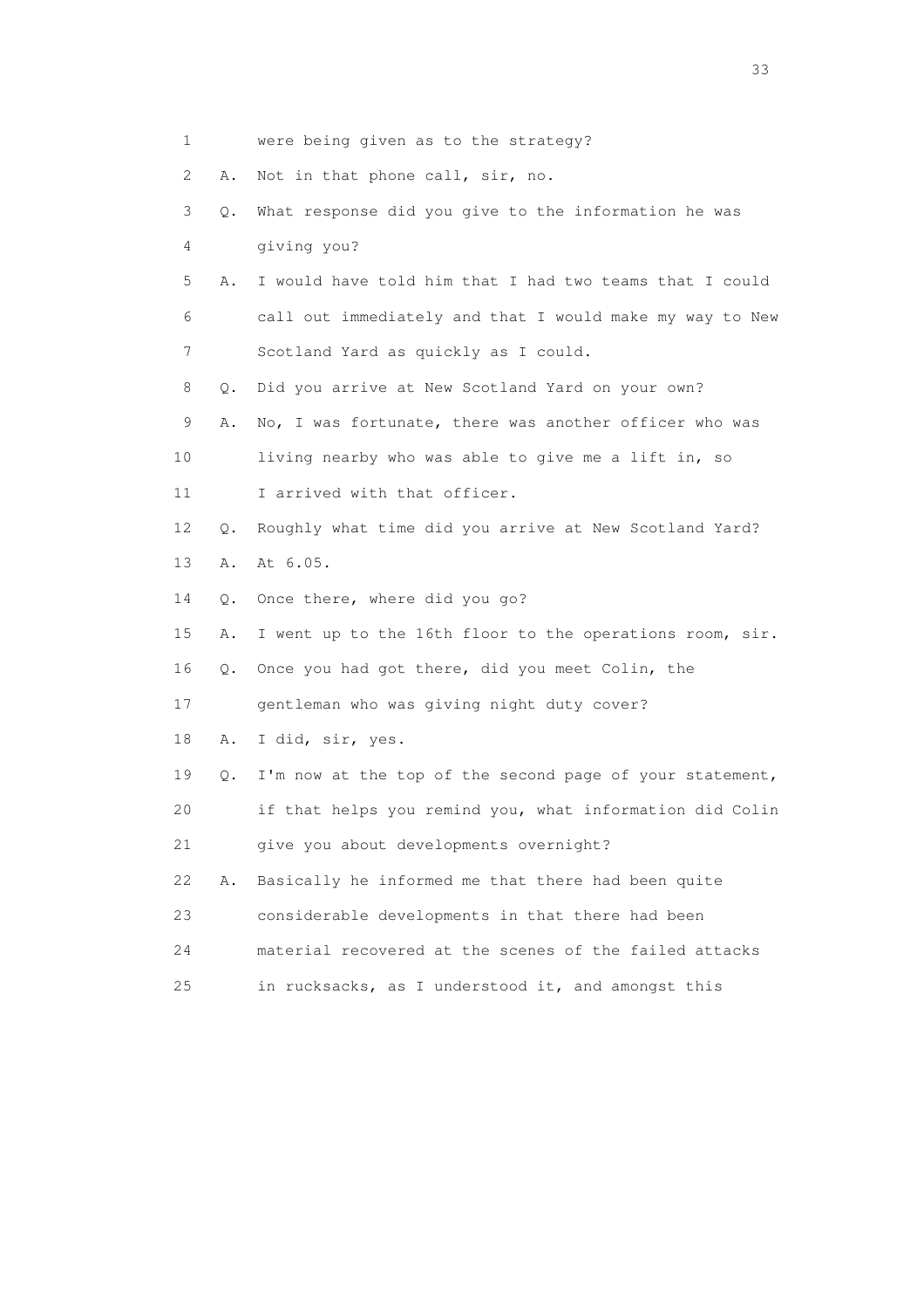1 were being given as to the strategy?

2 A. Not in that phone call, sir, no.

3 Q. What response did you give to the information he was

4 giving you?

5 A. I would have told him that I had two teams that I could

6 call out immediately and that I would make my way to New

7 Scotland Yard as quickly as I could.

8 Q. Did you arrive at New Scotland Yard on your own?

9 A. No, I was fortunate, there was another officer who was

10 living nearby who was able to give me a lift in, so

11 I arrived with that officer.

12 Q. Roughly what time did you arrive at New Scotland Yard?

13 A. At 6.05.

14 Q. Once there, where did you go?

15 A. I went up to the 16th floor to the operations room, sir.

16 Q. Once you had got there, did you meet Colin, the

17 gentleman who was giving night duty cover?

18 A. I did, sir, yes.

19 Q. I'm now at the top of the second page of your statement,

20 if that helps you remind you, what information did Colin

21 give you about developments overnight?

22 A. Basically he informed me that there had been quite

23 considerable developments in that there had been

24 material recovered at the scenes of the failed attacks

25 in rucksacks, as I understood it, and amongst this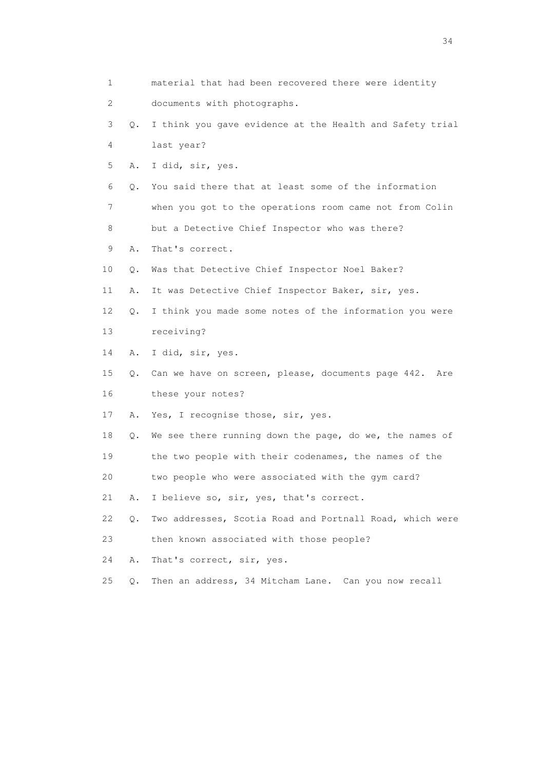1 material that had been recovered there were identity
2 documents with photographs.
3 Q. I think you gave evidence at the Health and Safety trial
4 last year?
5 A. I did, sir, yes.
6 Q. You said there that at least some of the information
7 when you got to the operations room came not from Colin
8 but a Detective Chief Inspector who was there?
9 A. That's correct.
10 Q. Was that Detective Chief Inspector Noel Baker?
11 A. It was Detective Chief Inspector Baker, sir, yes.
12 Q. I think you made some notes of the information you were
13 receiving?
14 A. I did, sir, yes.
15 Q. Can we have on screen, please, documents page 442. Are
16 these your notes?
17 A. Yes, I recognise those, sir, yes.
18 Q. We see there running down the page, do we, the names of
19 the two people with their codenames, the names of the
20 two people who were associated with the gym card?
21 A. I believe so, sir, yes, that's correct.
22 Q. Two addresses, Scotia Road and Portnall Road, which were
23 then known associated with those people?
24 A. That's correct, sir, yes.
25 Q. Then an address, 34 Mitcham Lane. Can you now recall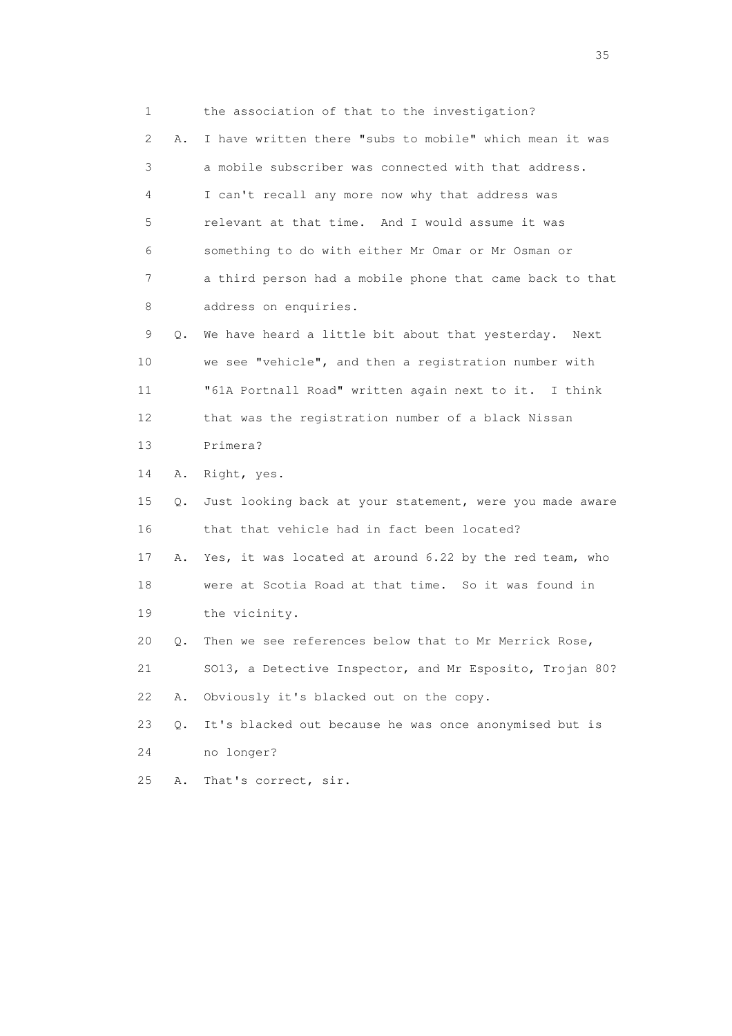1 the association of that to the investigation?

2 A. I have written there "subs to mobile" which mean it was

3 a mobile subscriber was connected with that address.

4 I can't recall any more now why that address was

5 relevant at that time. And I would assume it was

6 something to do with either Mr Omar or Mr Osman or

7 a third person had a mobile phone that came back to that

8 address on enquiries.

9 Q. We have heard a little bit about that yesterday. Next

10 we see "vehicle", and then a registration number with

11 "61A Portnall Road" written again next to it. I think

12 that was the registration number of a black Nissan

13 Primera?

14 A. Right, yes.

15 Q. Just looking back at your statement, were you made aware

16 that that vehicle had in fact been located?

17 A. Yes, it was located at around 6.22 by the red team, who

18 were at Scotia Road at that time. So it was found in

19 the vicinity.

20 Q. Then we see references below that to Mr Merrick Rose,

21 SO13, a Detective Inspector, and Mr Esposito, Trojan 80?

22 A. Obviously it's blacked out on the copy.

23 Q. It's blacked out because he was once anonymised but is

24 no longer?

25 A. That's correct, sir.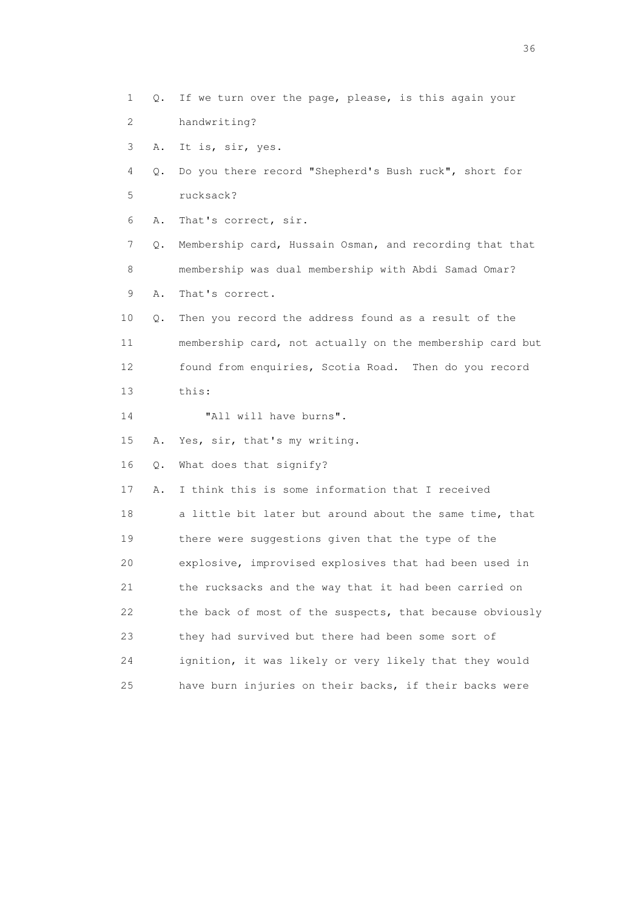1 Q. If we turn over the page, please, is this again your
2 handwriting?
3 A. It is, sir, yes.
4 Q. Do you there record "Shepherd's Bush ruck", short for
5 rucksack?
6 A. That's correct, sir.
7 Q. Membership card, Hussain Osman, and recording that that
8 membership was dual membership with Abdi Samad Omar?
9 A. That's correct.
10 Q. Then you record the address found as a result of the
11 membership card, not actually on the membership card but
12 found from enquiries, Scotia Road. Then do you record
13 this:
14 "All will have burns".
15 A. Yes, sir, that's my writing.
16 Q. What does that signify?
17 A. I think this is some information that I received
18 a little bit later but around about the same time, that
19 there were suggestions given that the type of the
20 explosive, improvised explosives that had been used in
21 the rucksacks and the way that it had been carried on
22 the back of most of the suspects, that because obviously
23 they had survived but there had been some sort of
24 ignition, it was likely or very likely that they would
25 have burn injuries on their backs, if their backs were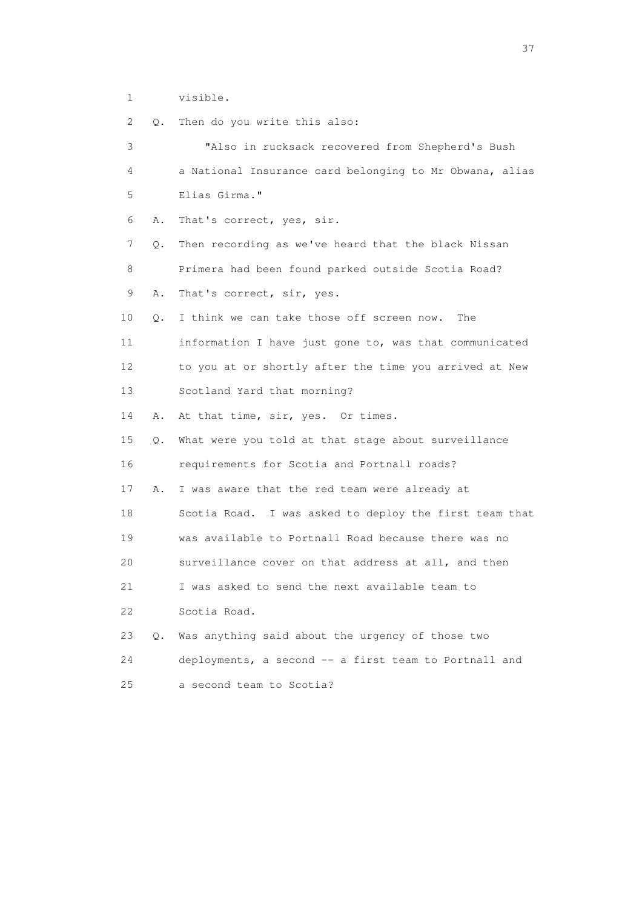1 visible.

2 Q. Then do you write this also:

3 "Also in rucksack recovered from Shepherd's Bush

4 a National Insurance card belonging to Mr Obwana, alias

5 Elias Girma."

6 A. That's correct, yes, sir.

7 Q. Then recording as we've heard that the black Nissan

8 Primera had been found parked outside Scotia Road?

9 A. That's correct, sir, yes.

10 Q. I think we can take those off screen now. The

11 information I have just gone to, was that communicated

12 to you at or shortly after the time you arrived at New

13 Scotland Yard that morning?

14 A. At that time, sir, yes. Or times.

15 Q. What were you told at that stage about surveillance

16 requirements for Scotia and Portnall roads?

17 A. I was aware that the red team were already at

18 Scotia Road. I was asked to deploy the first team that

19 was available to Portnall Road because there was no

20 surveillance cover on that address at all, and then

21 I was asked to send the next available team to

22 Scotia Road.

23 Q. Was anything said about the urgency of those two

24 deployments, a second -- a first team to Portnall and

25 a second team to Scotia?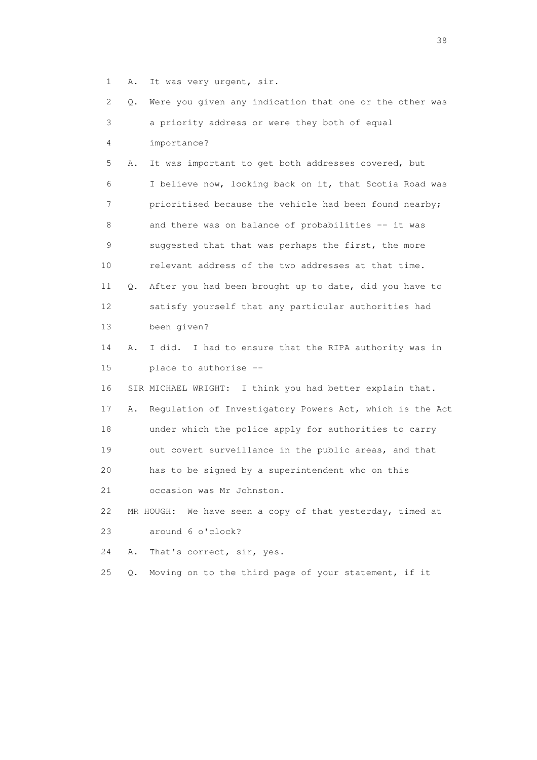1 A. It was very urgent, sir.

2 Q. Were you given any indication that one or the other was

3 a priority address or were they both of equal

4 importance?

5 A. It was important to get both addresses covered, but

6 I believe now, looking back on it, that Scotia Road was

7 prioritised because the vehicle had been found nearby;

8 and there was on balance of probabilities -- it was

9 suggested that that was perhaps the first, the more

10 relevant address of the two addresses at that time.

11 Q. After you had been brought up to date, did you have to

12 satisfy yourself that any particular authorities had

13 been given?

14 A. I did. I had to ensure that the RIPA authority was in

15 place to authorise --

16 SIR MICHAEL WRIGHT: I think you had better explain that.

17 A. Regulation of Investigatory Powers Act, which is the Act

18 under which the police apply for authorities to carry

19 out covert surveillance in the public areas, and that

20 has to be signed by a superintendent who on this

21 occasion was Mr Johnston.

22 MR HOUGH: We have seen a copy of that yesterday, timed at

23 around 6 o'clock?

24 A. That's correct, sir, yes.

25 Q. Moving on to the third page of your statement, if it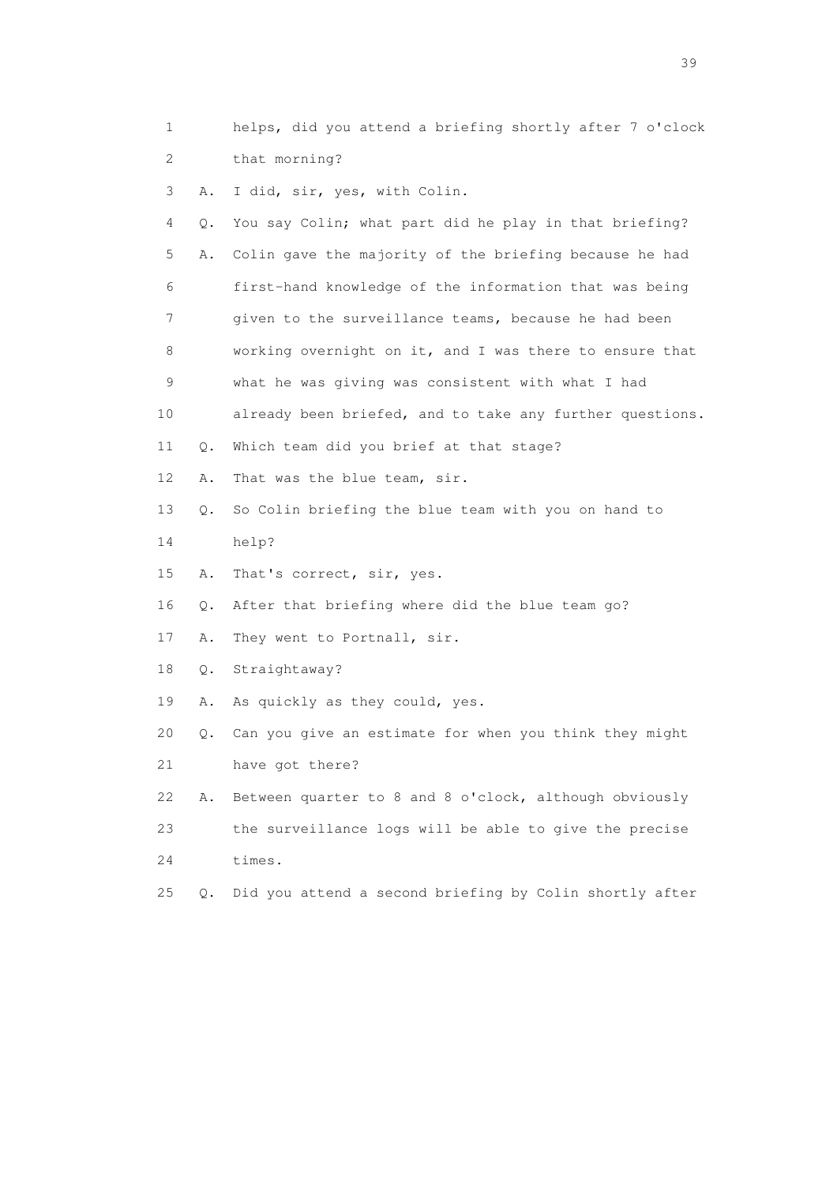1 helps, did you attend a briefing shortly after 7 o'clock
2 that morning?

3 A. I did, sir, yes, with Colin.

4 Q. You say Colin; what part did he play in that briefing?

5 A. Colin gave the majority of the briefing because he had
6 first-hand knowledge of the information that was being
7 given to the surveillance teams, because he had been
8 working overnight on it, and I was there to ensure that
9 what he was giving was consistent with what I had
10 already been briefed, and to take any further questions.

11 Q. Which team did you brief at that stage?

12 A. That was the blue team, sir.

13 Q. So Colin briefing the blue team with you on hand to
14 help?

15 A. That's correct, sir, yes.

16 Q. After that briefing where did the blue team go?

17 A. They went to Portnall, sir.

18 Q. Straightaway?

19 A. As quickly as they could, yes.

20 Q. Can you give an estimate for when you think they might
21 have got there?

22 A. Between quarter to 8 and 8 o'clock, although obviously
23 the surveillance logs will be able to give the precise
24 times.

25 Q. Did you attend a second briefing by Colin shortly after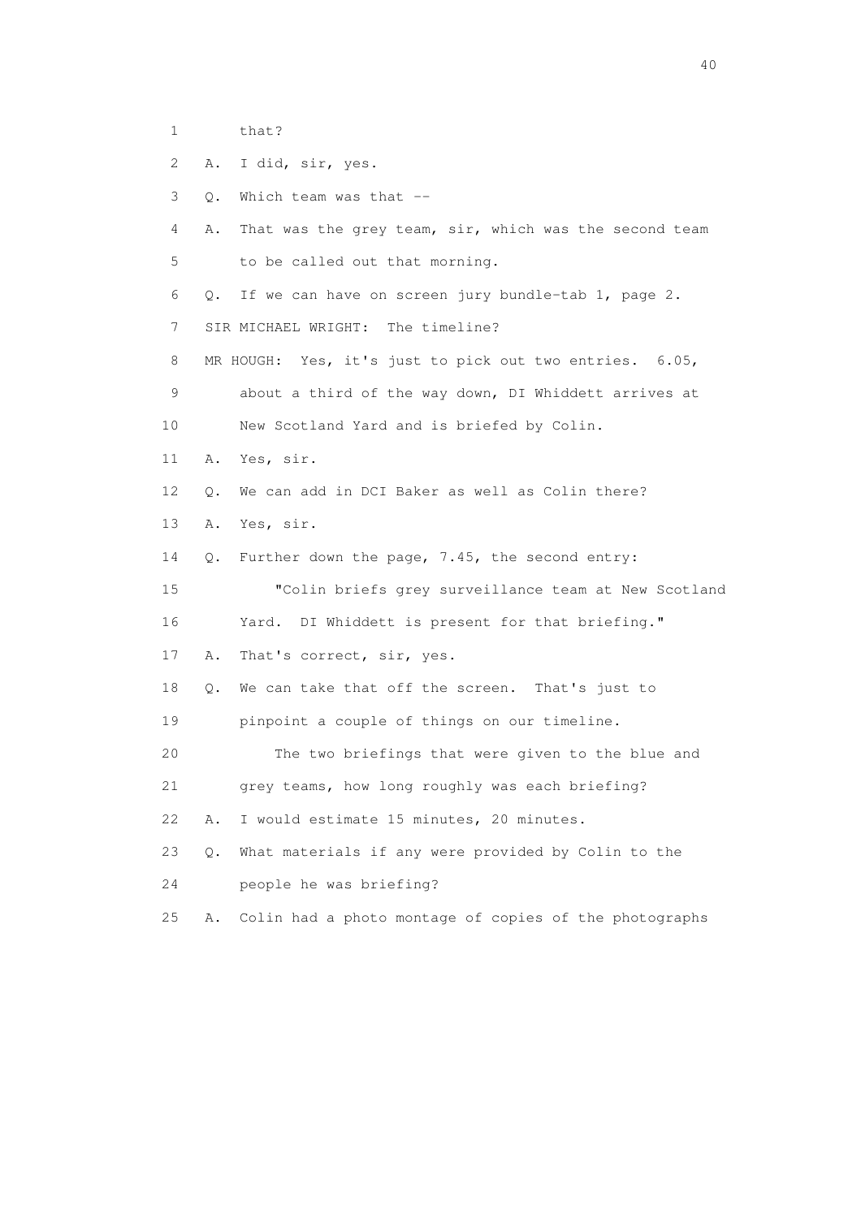1 that?

2 A. I did, sir, yes.

3 Q. Which team was that --

4 A. That was the grey team, sir, which was the second team

5 to be called out that morning.

6 Q. If we can have on screen jury bundle-tab 1, page 2.

7 SIR MICHAEL WRIGHT: The timeline?

8 MR HOUGH: Yes, it's just to pick out two entries. 6.05,

9 about a third of the way down, DI Whiddett arrives at

10 New Scotland Yard and is briefed by Colin.

11 A. Yes, sir.

12 Q. We can add in DCI Baker as well as Colin there?

13 A. Yes, sir.

14 Q. Further down the page, 7.45, the second entry:

15 "Colin briefs grey surveillance team at New Scotland

16 Yard. DI Whiddett is present for that briefing."

17 A. That's correct, sir, yes.

18 Q. We can take that off the screen. That's just to

19 pinpoint a couple of things on our timeline.

20 The two briefings that were given to the blue and

21 grey teams, how long roughly was each briefing?

22 A. I would estimate 15 minutes, 20 minutes.

23 Q. What materials if any were provided by Colin to the

24 people he was briefing?

25 A. Colin had a photo montage of copies of the photographs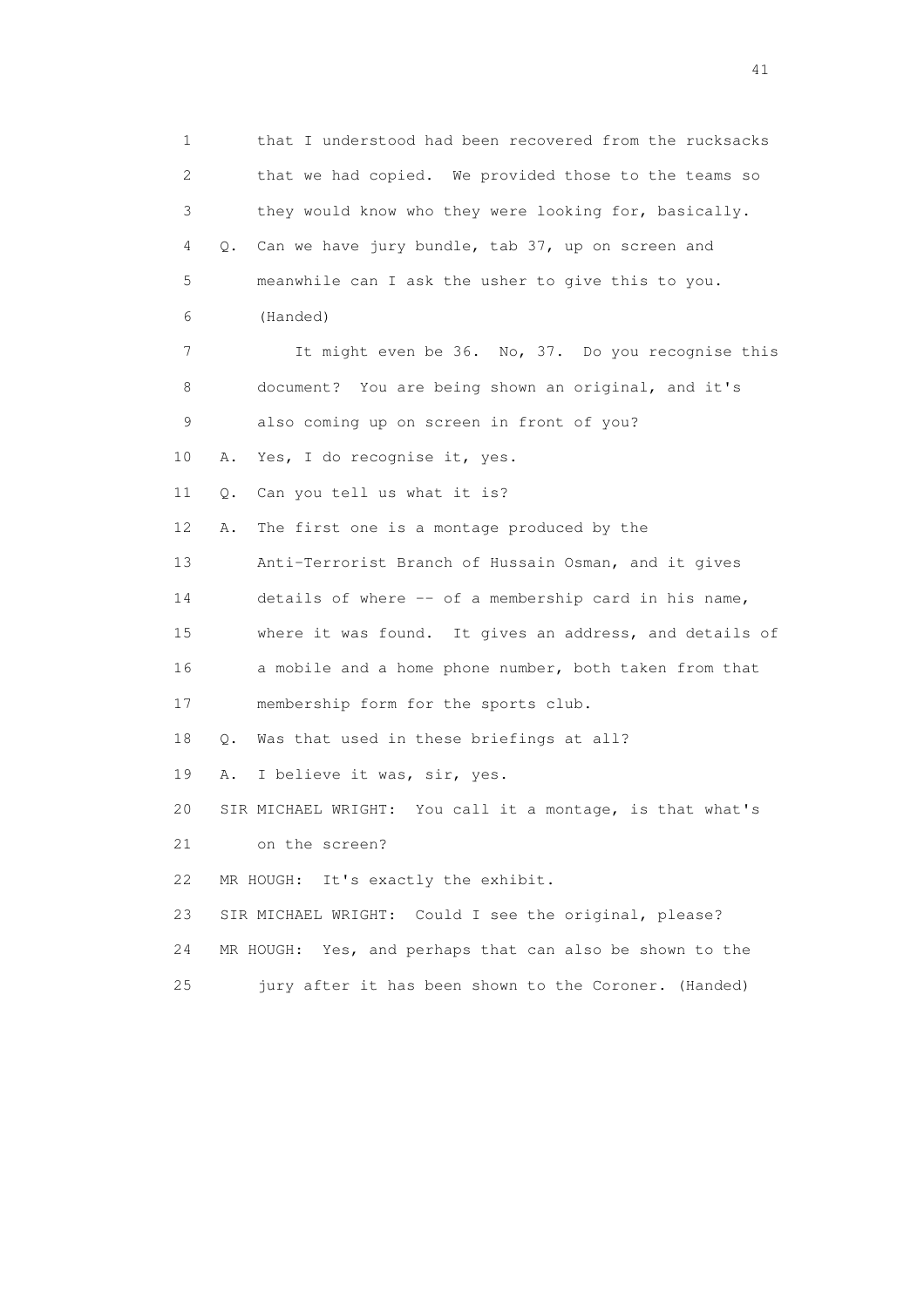1 that I understood had been recovered from the rucksacks
2 that we had copied. We provided those to the teams so
3 they would know who they were looking for, basically.
4 Q. Can we have jury bundle, tab 37, up on screen and
5 meanwhile can I ask the usher to give this to you.
6 (Handed)
7 It might even be 36. No, 37. Do you recognise this
8 document? You are being shown an original, and it's
9 also coming up on screen in front of you?
10 A. Yes, I do recognise it, yes.
11 Q. Can you tell us what it is?
12 A. The first one is a montage produced by the
13 Anti-Terrorist Branch of Hussain Osman, and it gives
14 details of where -- of a membership card in his name,
15 where it was found. It gives an address, and details of
16 a mobile and a home phone number, both taken from that
17 membership form for the sports club.
18 Q. Was that used in these briefings at all?
19 A. I believe it was, sir, yes.
20 SIR MICHAEL WRIGHT: You call it a montage, is that what's
21 on the screen?
22 MR HOUGH: It's exactly the exhibit.
23 SIR MICHAEL WRIGHT: Could I see the original, please?
24 MR HOUGH: Yes, and perhaps that can also be shown to the
25 jury after it has been shown to the Coroner. (Handed)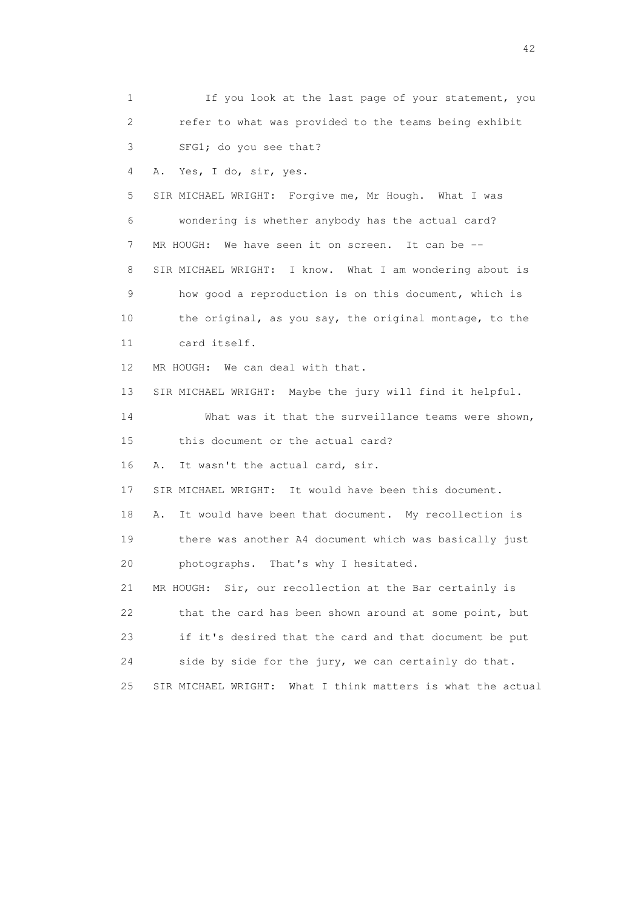1 If you look at the last page of your statement, you
2 refer to what was provided to the teams being exhibit
3 SFG1; do you see that?

4 A. Yes, I do, sir, yes.

5 SIR MICHAEL WRIGHT: Forgive me, Mr Hough. What I was
6 wondering is whether anybody has the actual card?

7 MR HOUGH: We have seen it on screen. It can be --

8 SIR MICHAEL WRIGHT: I know. What I am wondering about is
9 how good a reproduction is on this document, which is
10 the original, as you say, the original montage, to the
11 card itself.

12 MR HOUGH: We can deal with that.

13 SIR MICHAEL WRIGHT: Maybe the jury will find it helpful.
14 What was it that the surveillance teams were shown,
15 this document or the actual card?

16 A. It wasn't the actual card, sir.

17 SIR MICHAEL WRIGHT: It would have been this document.

18 A. It would have been that document. My recollection is
19 there was another A4 document which was basically just
20 photographs. That's why I hesitated.

21 MR HOUGH: Sir, our recollection at the Bar certainly is
22 that the card has been shown around at some point, but
23 if it's desired that the card and that document be put
24 side by side for the jury, we can certainly do that.

25 SIR MICHAEL WRIGHT: What I think matters is what the actual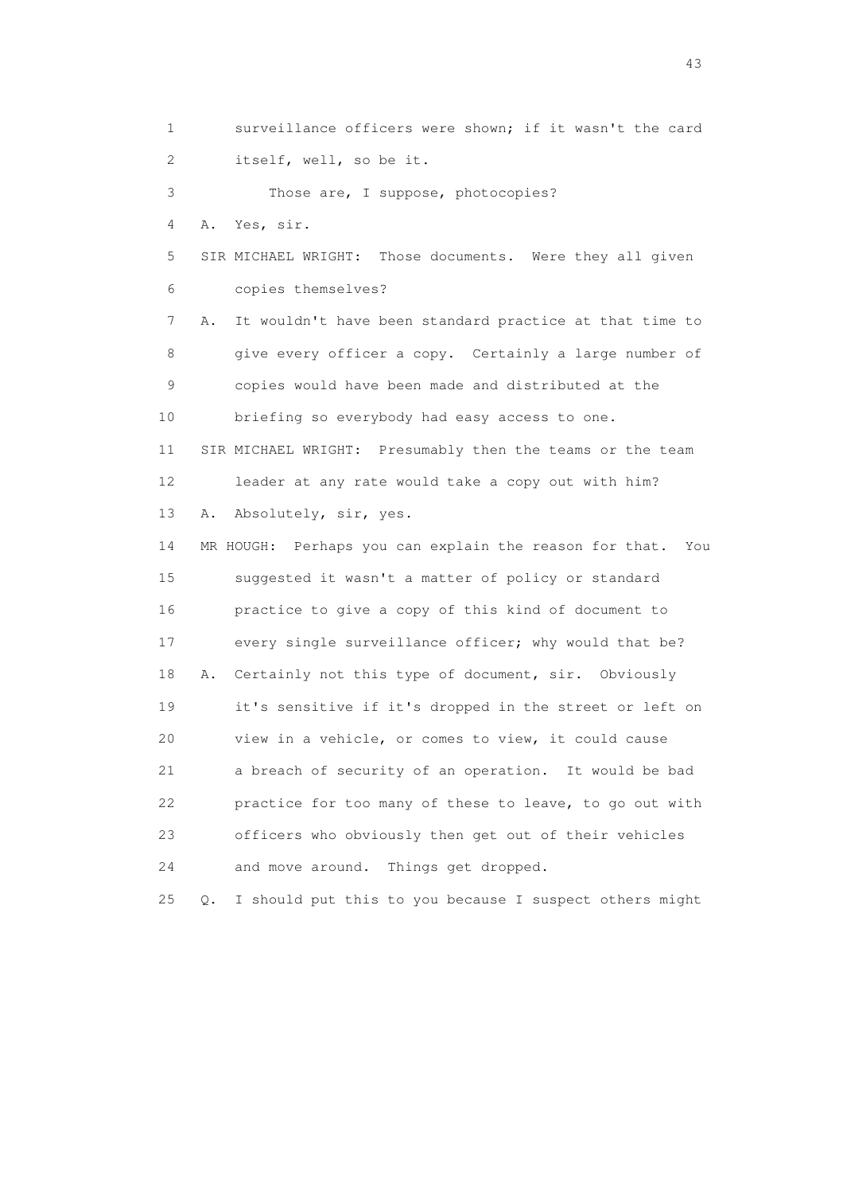1 surveillance officers were shown; if it wasn't the card
2 itself, well, so be it.
3 Those are, I suppose, photocopies?
4 A. Yes, sir.
5 SIR MICHAEL WRIGHT: Those documents. Were they all given
6 copies themselves?
7 A. It wouldn't have been standard practice at that time to
8 give every officer a copy. Certainly a large number of
9 copies would have been made and distributed at the
10 briefing so everybody had easy access to one.
11 SIR MICHAEL WRIGHT: Presumably then the teams or the team
12 leader at any rate would take a copy out with him?
13 A. Absolutely, sir, yes.
14 MR HOUGH: Perhaps you can explain the reason for that. You
15 suggested it wasn't a matter of policy or standard
16 practice to give a copy of this kind of document to
17 every single surveillance officer; why would that be?
18 A. Certainly not this type of document, sir. Obviously
19 it's sensitive if it's dropped in the street or left on
20 view in a vehicle, or comes to view, it could cause
21 a breach of security of an operation. It would be bad
22 practice for too many of these to leave, to go out with
23 officers who obviously then get out of their vehicles
24 and move around. Things get dropped.
25 Q. I should put this to you because I suspect others might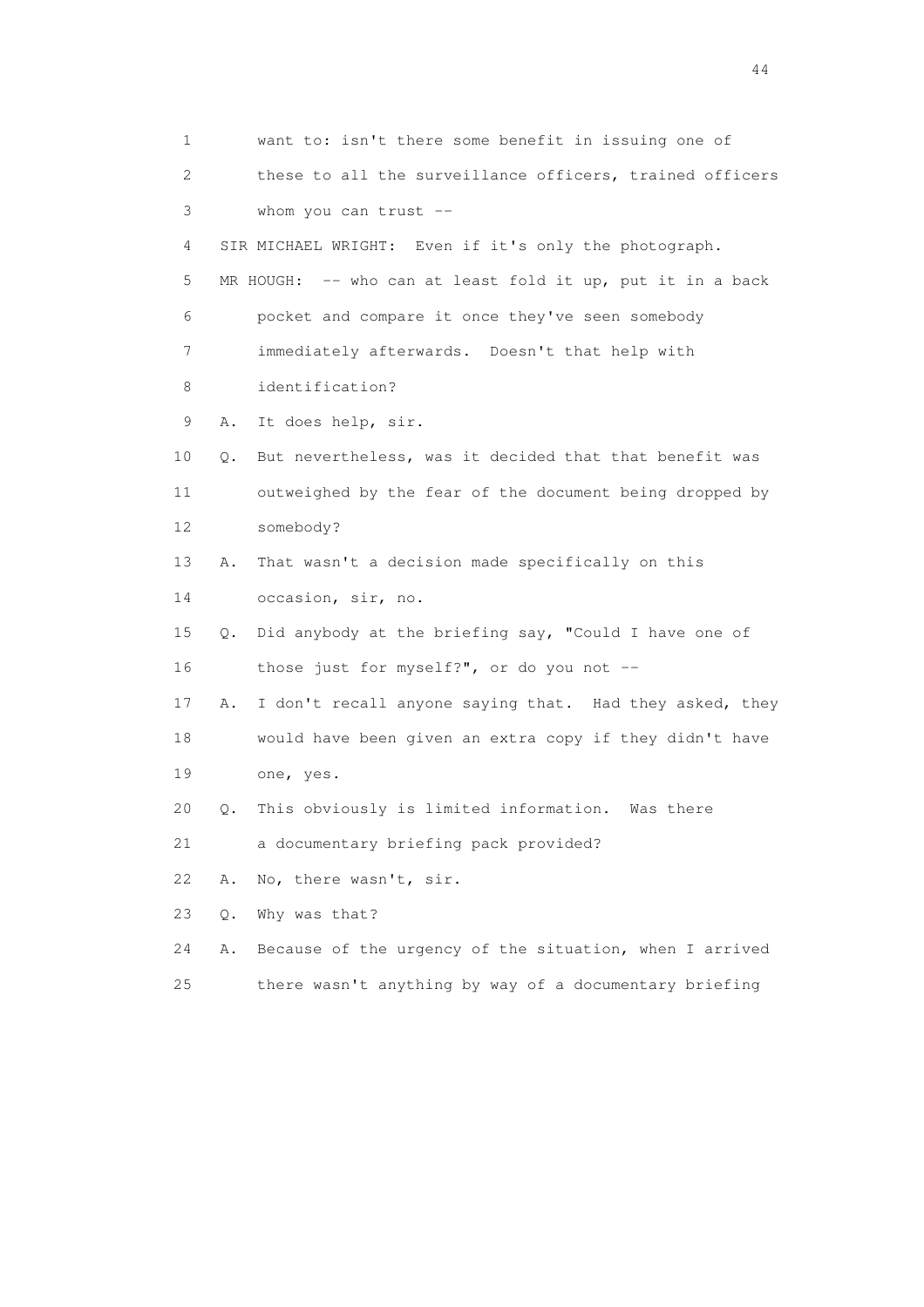1 want to: isn't there some benefit in issuing one of
2 these to all the surveillance officers, trained officers
3 whom you can trust --
4 SIR MICHAEL WRIGHT: Even if it's only the photograph.
5 MR HOUGH: -- who can at least fold it up, put it in a back
6 pocket and compare it once they've seen somebody
7 immediately afterwards. Doesn't that help with
8 identification?
9 A. It does help, sir.
10 Q. But nevertheless, was it decided that that benefit was
11 outweighed by the fear of the document being dropped by
12 somebody?
13 A. That wasn't a decision made specifically on this
14 occasion, sir, no.
15 Q. Did anybody at the briefing say, "Could I have one of
16 those just for myself?", or do you not --
17 A. I don't recall anyone saying that. Had they asked, they
18 would have been given an extra copy if they didn't have
19 one, yes.
20 Q. This obviously is limited information. Was there
21 a documentary briefing pack provided?
22 A. No, there wasn't, sir.
23 Q. Why was that?
24 A. Because of the urgency of the situation, when I arrived
25 there wasn't anything by way of a documentary briefing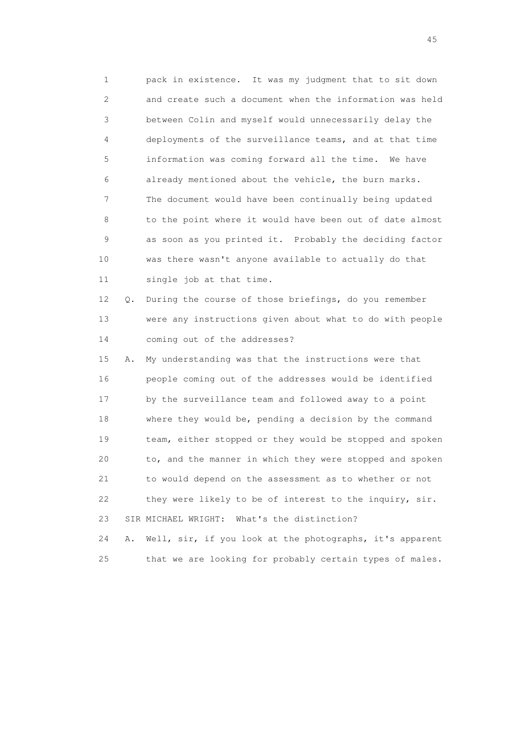1 pack in existence. It was my judgment that to sit down
2 and create such a document when the information was held
3 between Colin and myself would unnecessarily delay the
4 deployments of the surveillance teams, and at that time
5 information was coming forward all the time. We have
6 already mentioned about the vehicle, the burn marks.
7 The document would have been continually being updated
8 to the point where it would have been out of date almost
9 as soon as you printed it. Probably the deciding factor
10 was there wasn't anyone available to actually do that
11 single job at that time.

12 Q. During the course of those briefings, do you remember
13 were any instructions given about what to do with people
14 coming out of the addresses?

15 A. My understanding was that the instructions were that
16 people coming out of the addresses would be identified
17 by the surveillance team and followed away to a point
18 where they would be, pending a decision by the command
19 team, either stopped or they would be stopped and spoken
20 to, and the manner in which they were stopped and spoken
21 to would depend on the assessment as to whether or not
22 they were likely to be of interest to the inquiry, sir.

23 SIR MICHAEL WRIGHT: What's the distinction?

24 A. Well, sir, if you look at the photographs, it's apparent
25 that we are looking for probably certain types of males.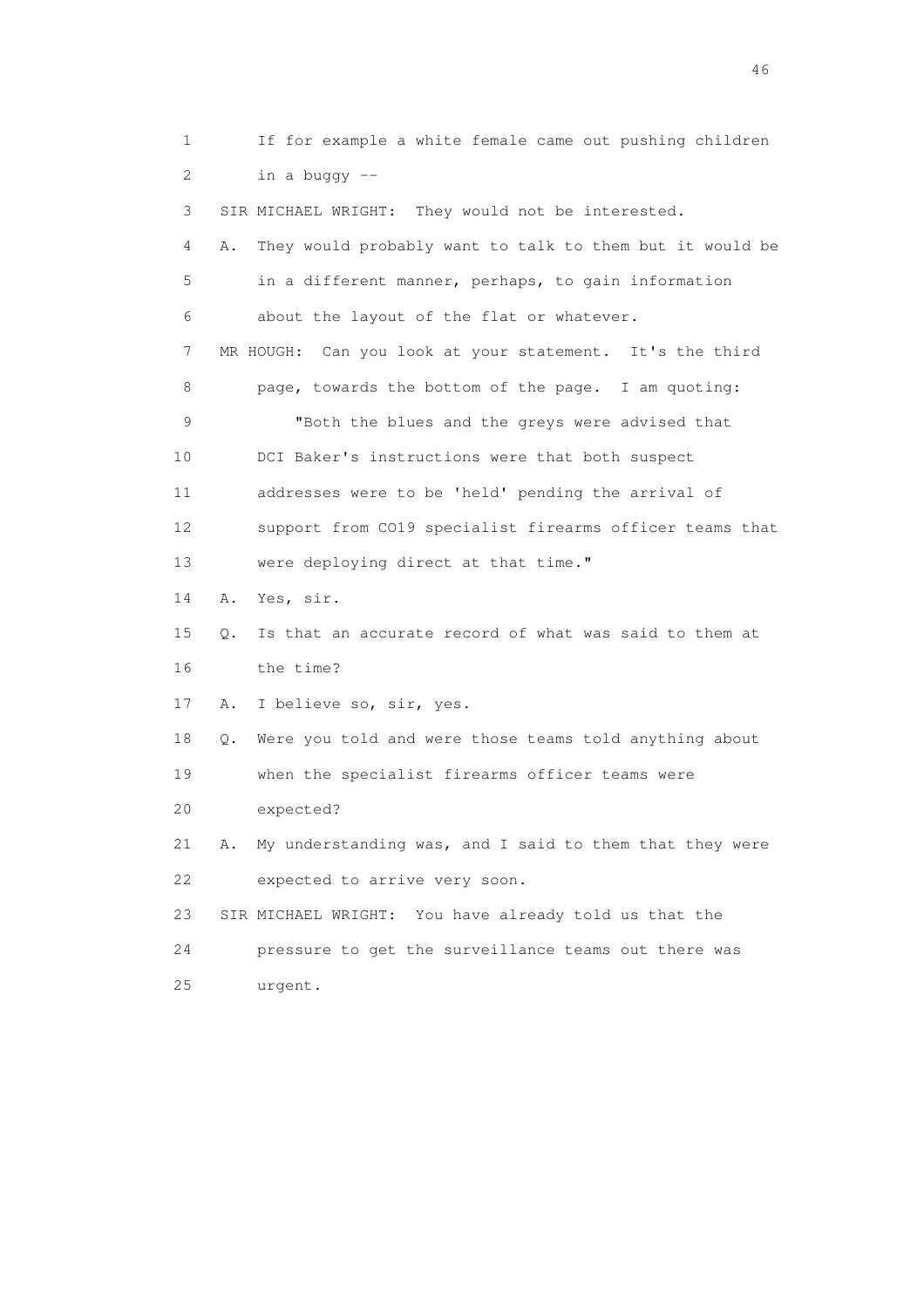1 If for example a white female came out pushing children
2 in a buggy --
3 SIR MICHAEL WRIGHT: They would not be interested.
4 A. They would probably want to talk to them but it would be
5 in a different manner, perhaps, to gain information
6 about the layout of the flat or whatever.
7 MR HOUGH: Can you look at your statement. It's the third
8 page, towards the bottom of the page. I am quoting:
9 "Both the blues and the greys were advised that
10 DCI Baker's instructions were that both suspect
11 addresses were to be 'held' pending the arrival of
12 support from CO19 specialist firearms officer teams that
13 were deploying direct at that time."
14 A. Yes, sir.
15 Q. Is that an accurate record of what was said to them at
16 the time?
17 A. I believe so, sir, yes.
18 Q. Were you told and were those teams told anything about
19 when the specialist firearms officer teams were
20 expected?
21 A. My understanding was, and I said to them that they were
22 expected to arrive very soon.
23 SIR MICHAEL WRIGHT: You have already told us that the
24 pressure to get the surveillance teams out there was
25 urgent.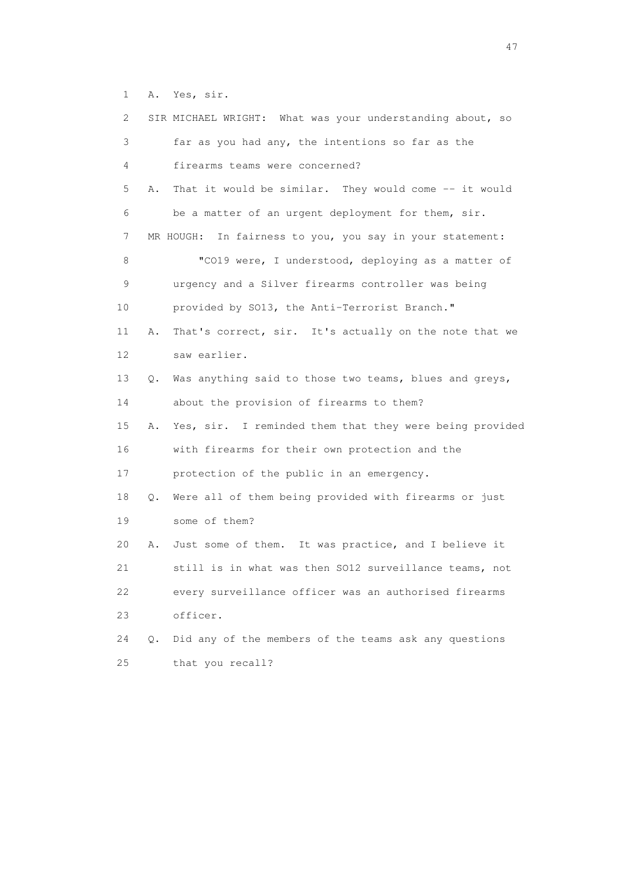1 A. Yes, sir.

2 SIR MICHAEL WRIGHT: What was your understanding about, so

3 far as you had any, the intentions so far as the

4 firearms teams were concerned?

5 A. That it would be similar. They would come -- it would

6 be a matter of an urgent deployment for them, sir.

7 MR HOUGH: In fairness to you, you say in your statement:

8 "CO19 were, I understood, deploying as a matter of

9 urgency and a Silver firearms controller was being

10 provided by SO13, the Anti-Terrorist Branch."

11 A. That's correct, sir. It's actually on the note that we

12 saw earlier.

13 Q. Was anything said to those two teams, blues and greys,

14 about the provision of firearms to them?

15 A. Yes, sir. I reminded them that they were being provided

16 with firearms for their own protection and the

17 protection of the public in an emergency.

18 Q. Were all of them being provided with firearms or just

19 some of them?

20 A. Just some of them. It was practice, and I believe it

21 still is in what was then SO12 surveillance teams, not

22 every surveillance officer was an authorised firearms

23 officer.

24 Q. Did any of the members of the teams ask any questions

25 that you recall?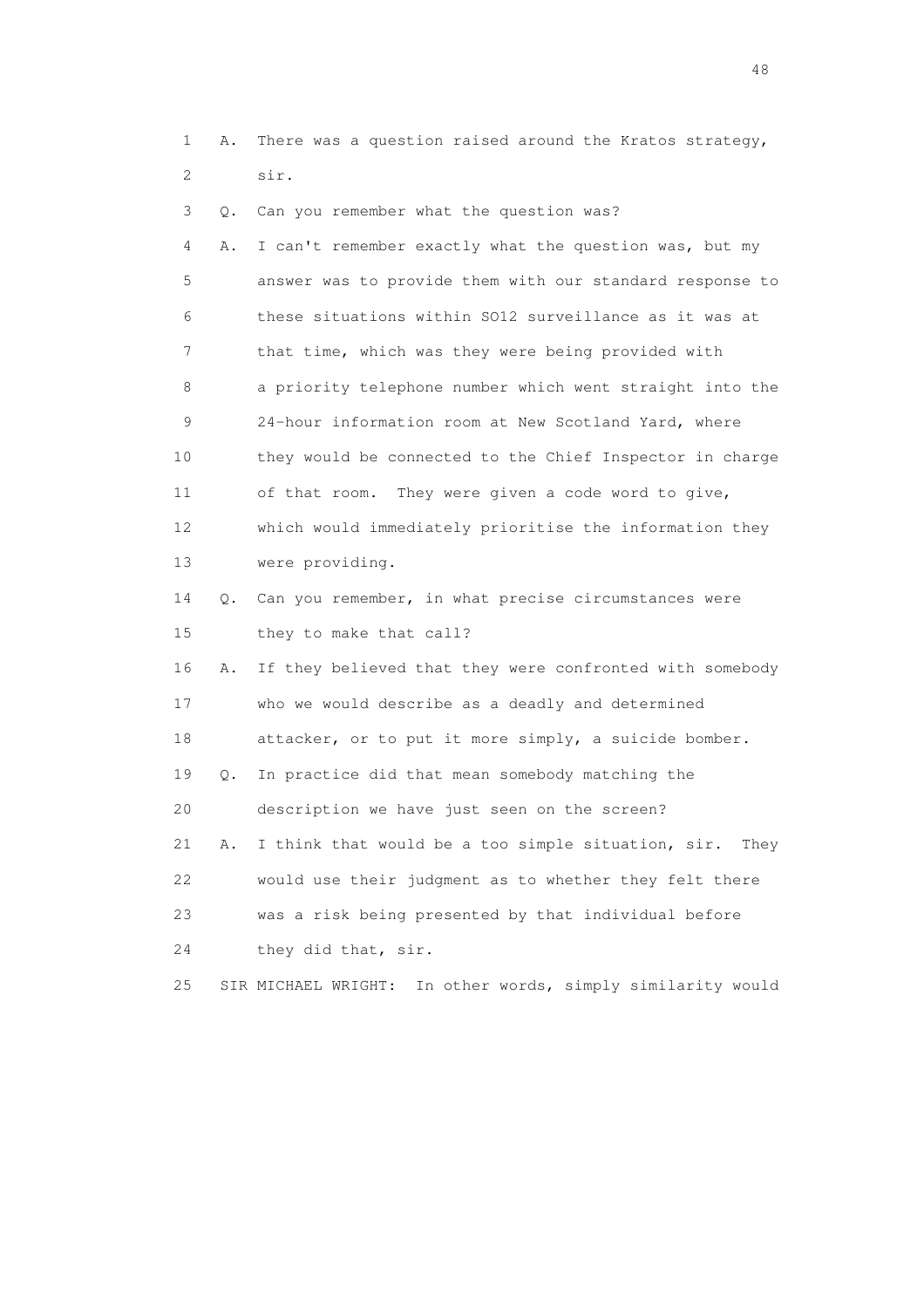1 A. There was a question raised around the Kratos strategy,
2 sir.
3 Q. Can you remember what the question was?
4 A. I can't remember exactly what the question was, but my
5 answer was to provide them with our standard response to
6 these situations within SO12 surveillance as it was at
7 that time, which was they were being provided with
8 a priority telephone number which went straight into the
9 24-hour information room at New Scotland Yard, where
10 they would be connected to the Chief Inspector in charge
11 of that room. They were given a code word to give,
12 which would immediately prioritise the information they
13 were providing.
14 Q. Can you remember, in what precise circumstances were
15 they to make that call?
16 A. If they believed that they were confronted with somebody
17 who we would describe as a deadly and determined
18 attacker, or to put it more simply, a suicide bomber.
19 Q. In practice did that mean somebody matching the
20 description we have just seen on the screen?
21 A. I think that would be a too simple situation, sir. They
22 would use their judgment as to whether they felt there
23 was a risk being presented by that individual before
24 they did that, sir.
25 SIR MICHAEL WRIGHT: In other words, simply similarity would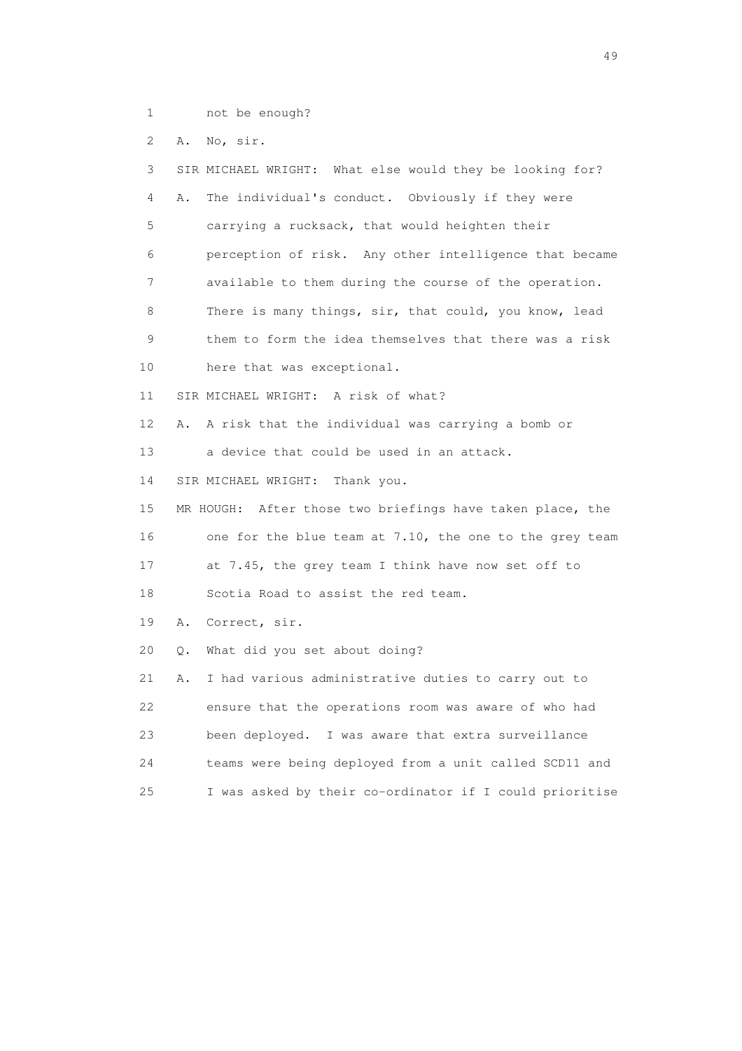1 not be enough?

2 A. No, sir.

3 SIR MICHAEL WRIGHT: What else would they be looking for?

4 A. The individual's conduct. Obviously if they were

5 carrying a rucksack, that would heighten their

6 perception of risk. Any other intelligence that became

7 available to them during the course of the operation.

8 There is many things, sir, that could, you know, lead

9 them to form the idea themselves that there was a risk

10 here that was exceptional.

11 SIR MICHAEL WRIGHT: A risk of what?

12 A. A risk that the individual was carrying a bomb or

13 a device that could be used in an attack.

14 SIR MICHAEL WRIGHT: Thank you.

15 MR HOUGH: After those two briefings have taken place, the

16 one for the blue team at 7.10, the one to the grey team

17 at 7.45, the grey team I think have now set off to

18 Scotia Road to assist the red team.

19 A. Correct, sir.

20 Q. What did you set about doing?

21 A. I had various administrative duties to carry out to

22 ensure that the operations room was aware of who had

23 been deployed. I was aware that extra surveillance

24 teams were being deployed from a unit called SCD11 and

25 I was asked by their co-ordinator if I could prioritise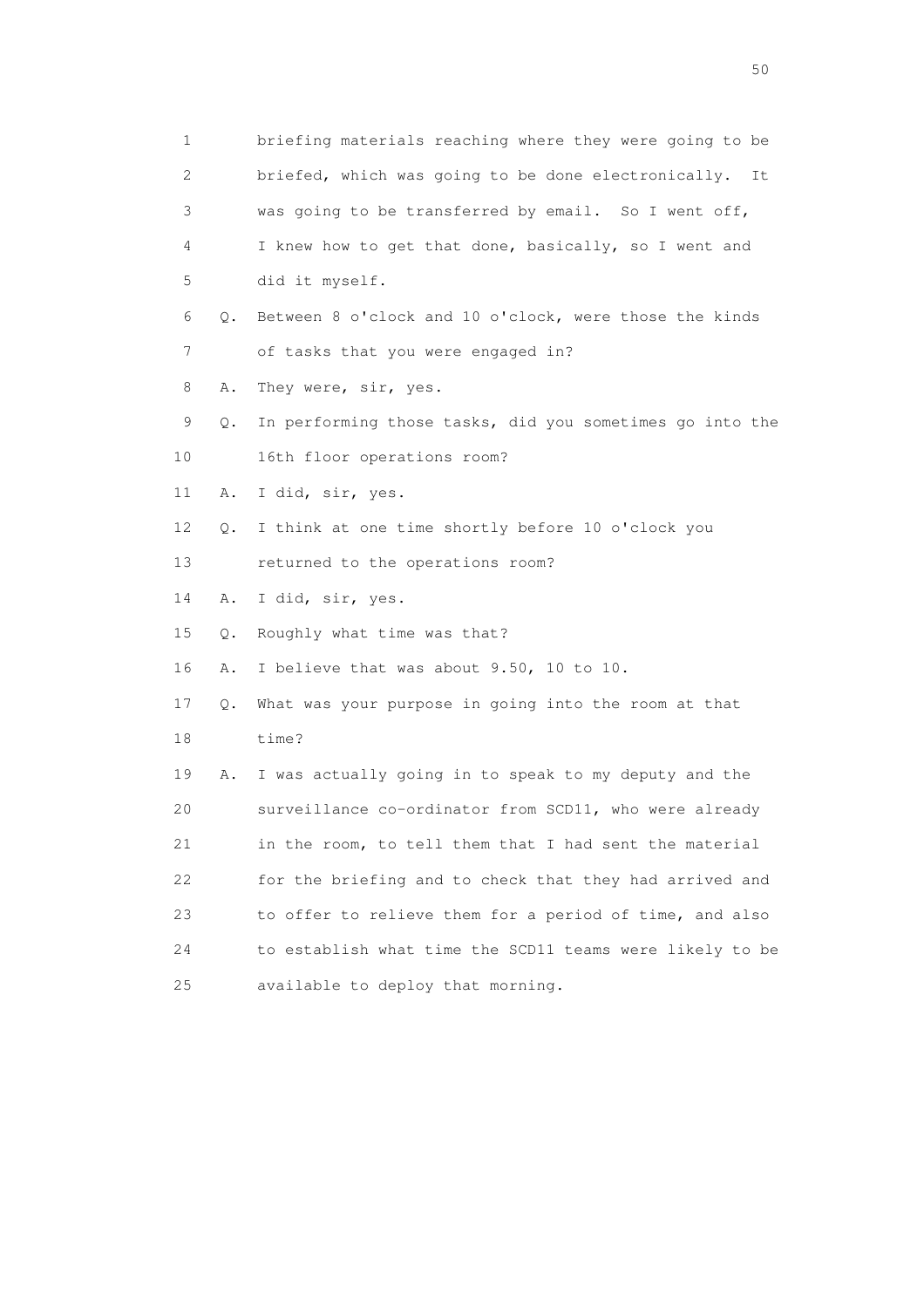1 briefing materials reaching where they were going to be
2 briefed, which was going to be done electronically. It
3 was going to be transferred by email. So I went off,
4 I knew how to get that done, basically, so I went and
5 did it myself.

6 Q. Between 8 o'clock and 10 o'clock, were those the kinds
7 of tasks that you were engaged in?

8 A. They were, sir, yes.

9 Q. In performing those tasks, did you sometimes go into the
10 16th floor operations room?

11 A. I did, sir, yes.

12 Q. I think at one time shortly before 10 o'clock you
13 returned to the operations room?

14 A. I did, sir, yes.

15 Q. Roughly what time was that?

16 A. I believe that was about 9.50, 10 to 10.

17 Q. What was your purpose in going into the room at that
18 time?

19 A. I was actually going in to speak to my deputy and the
20 surveillance co-ordinator from SCD11, who were already
21 in the room, to tell them that I had sent the material
22 for the briefing and to check that they had arrived and
23 to offer to relieve them for a period of time, and also
24 to establish what time the SCD11 teams were likely to be
25 available to deploy that morning.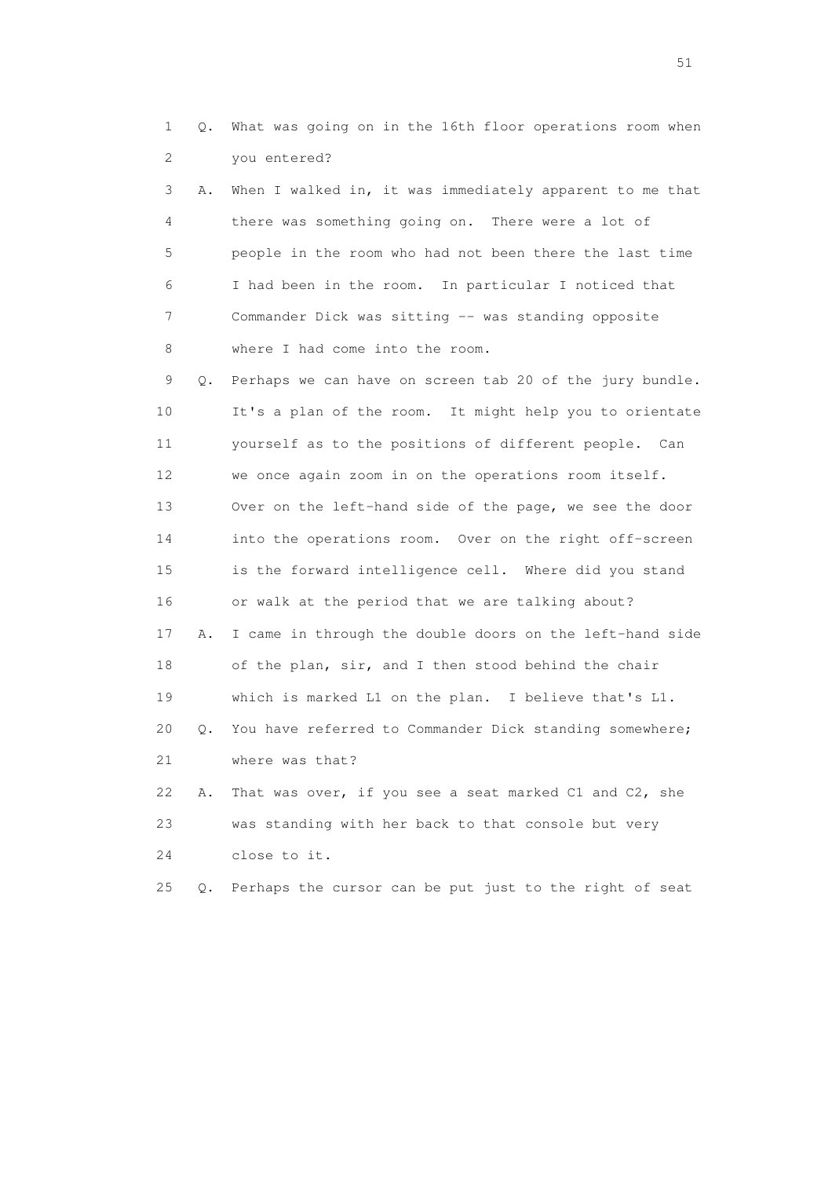1 Q. What was going on in the 16th floor operations room when
2 you entered?
3 A. When I walked in, it was immediately apparent to me that
4 there was something going on. There were a lot of
5 people in the room who had not been there the last time
6 I had been in the room. In particular I noticed that
7 Commander Dick was sitting -- was standing opposite
8 where I had come into the room.
9 Q. Perhaps we can have on screen tab 20 of the jury bundle.
10 It's a plan of the room. It might help you to orientate
11 yourself as to the positions of different people. Can
12 we once again zoom in on the operations room itself.
13 Over on the left-hand side of the page, we see the door
14 into the operations room. Over on the right off-screen
15 is the forward intelligence cell. Where did you stand
16 or walk at the period that we are talking about?
17 A. I came in through the double doors on the left-hand side
18 of the plan, sir, and I then stood behind the chair
19 which is marked L1 on the plan. I believe that's L1.
20 Q. You have referred to Commander Dick standing somewhere;
21 where was that?
22 A. That was over, if you see a seat marked C1 and C2, she
23 was standing with her back to that console but very
24 close to it.
25 Q. Perhaps the cursor can be put just to the right of seat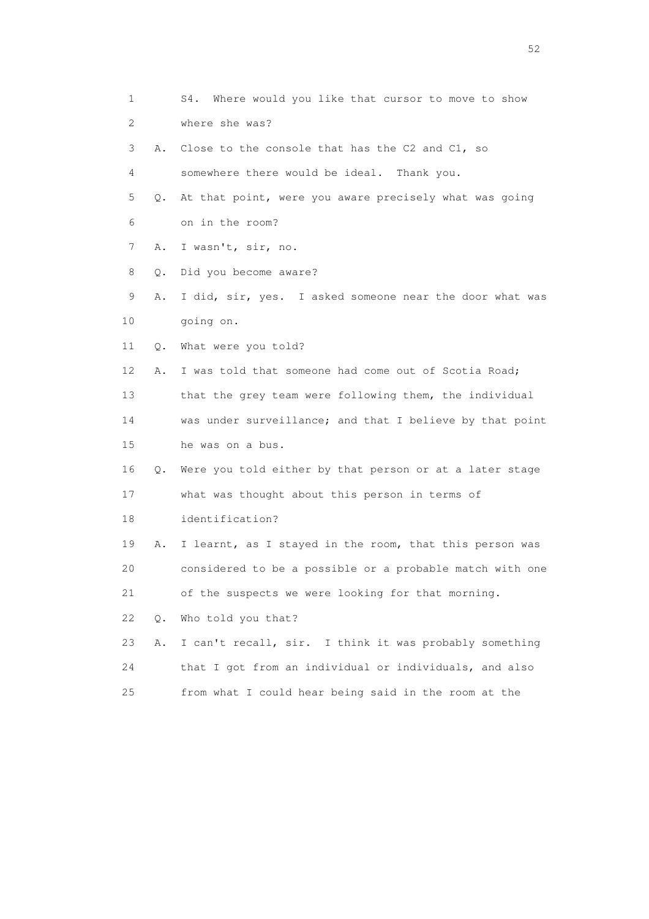1 S4. Where would you like that cursor to move to show
2 where she was?
3 A. Close to the console that has the C2 and C1, so
4 somewhere there would be ideal. Thank you.
5 Q. At that point, were you aware precisely what was going
6 on in the room?
7 A. I wasn't, sir, no.
8 Q. Did you become aware?
9 A. I did, sir, yes. I asked someone near the door what was
10 going on.
11 Q. What were you told?
12 A. I was told that someone had come out of Scotia Road;
13 that the grey team were following them, the individual
14 was under surveillance; and that I believe by that point
15 he was on a bus.
16 Q. Were you told either by that person or at a later stage
17 what was thought about this person in terms of
18 identification?
19 A. I learnt, as I stayed in the room, that this person was
20 considered to be a possible or a probable match with one
21 of the suspects we were looking for that morning.
22 Q. Who told you that?
23 A. I can't recall, sir. I think it was probably something
24 that I got from an individual or individuals, and also
25 from what I could hear being said in the room at the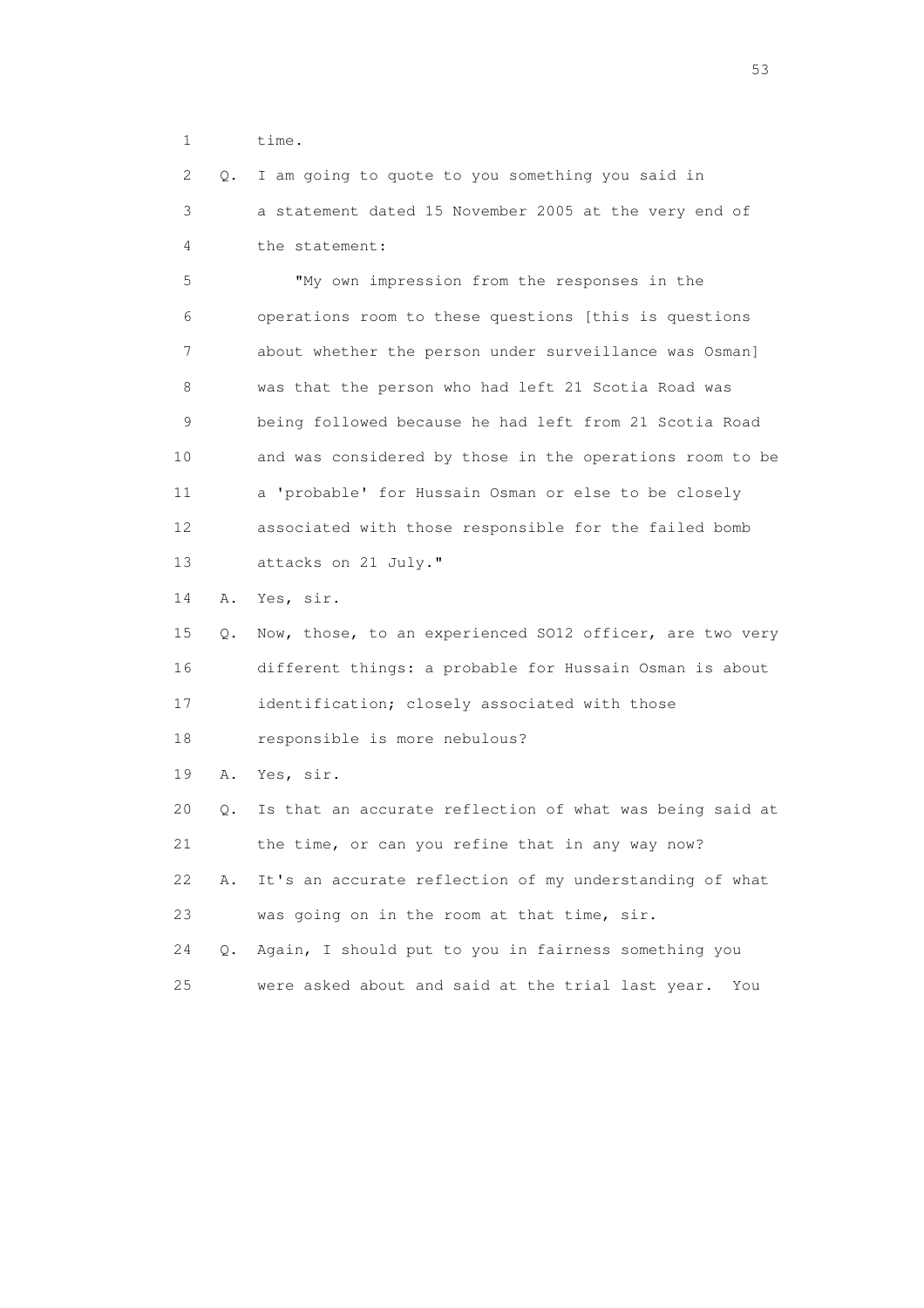1 time.

2 Q. I am going to quote to you something you said in

3 a statement dated 15 November 2005 at the very end of

4 the statement:

5 "My own impression from the responses in the

6 operations room to these questions [this is questions

7 about whether the person under surveillance was Osman]

8 was that the person who had left 21 Scotia Road was

9 being followed because he had left from 21 Scotia Road

10 and was considered by those in the operations room to be

11 a 'probable' for Hussain Osman or else to be closely

12 associated with those responsible for the failed bomb

13 attacks on 21 July."

14 A. Yes, sir.

15 Q. Now, those, to an experienced SO12 officer, are two very

16 different things: a probable for Hussain Osman is about

17 identification; closely associated with those

18 responsible is more nebulous?

19 A. Yes, sir.

20 Q. Is that an accurate reflection of what was being said at

21 the time, or can you refine that in any way now?

22 A. It's an accurate reflection of my understanding of what

23 was going on in the room at that time, sir.

24 Q. Again, I should put to you in fairness something you

25 were asked about and said at the trial last year. You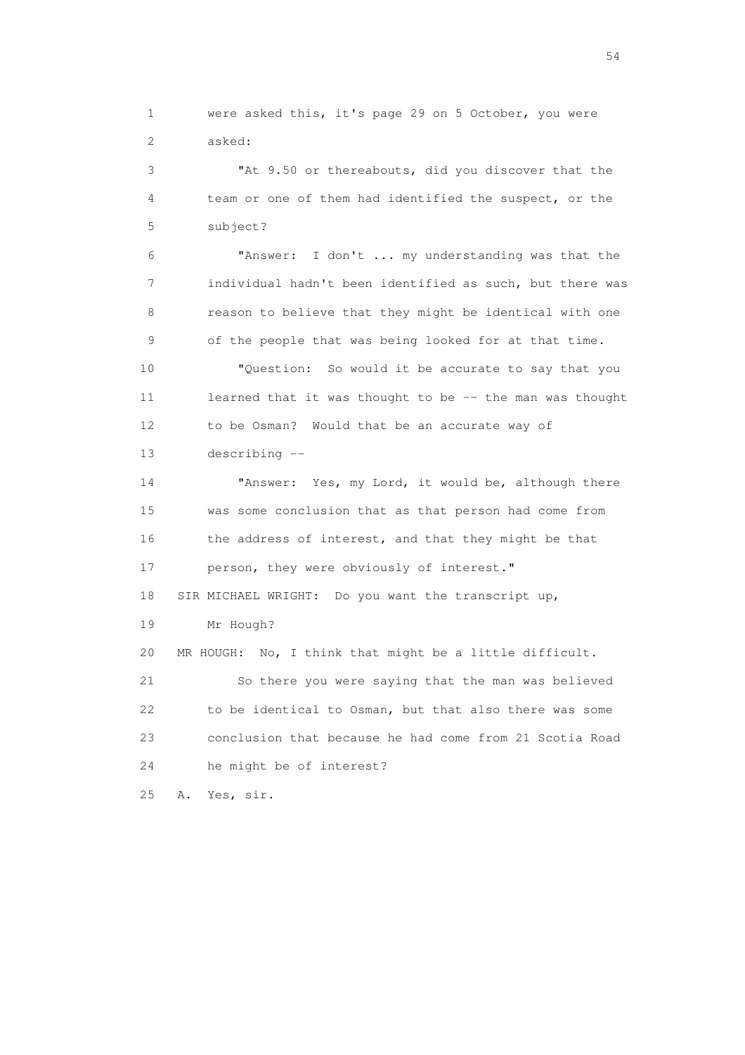1 were asked this, it's page 29 on 5 October, you were
2 asked:

3 "At 9.50 or thereabouts, did you discover that the
4 team or one of them had identified the suspect, or the
5 subject?

6 "Answer: I don't ... my understanding was that the
7 individual hadn't been identified as such, but there was
8 reason to believe that they might be identical with one
9 of the people that was being looked for at that time.

10 "Question: So would it be accurate to say that you
11 learned that it was thought to be -- the man was thought
12 to be Osman? Would that be an accurate way of
13 describing --

14 "Answer: Yes, my Lord, it would be, although there
15 was some conclusion that as that person had come from
16 the address of interest, and that they might be that
17 person, they were obviously of interest."

18 SIR MICHAEL WRIGHT: Do you want the transcript up,
19 Mr Hough?

20 MR HOUGH: No, I think that might be a little difficult.

21 So there you were saying that the man was believed
22 to be identical to Osman, but that also there was some
23 conclusion that because he had come from 21 Scotia Road
24 he might be of interest?

25 A. Yes, sir.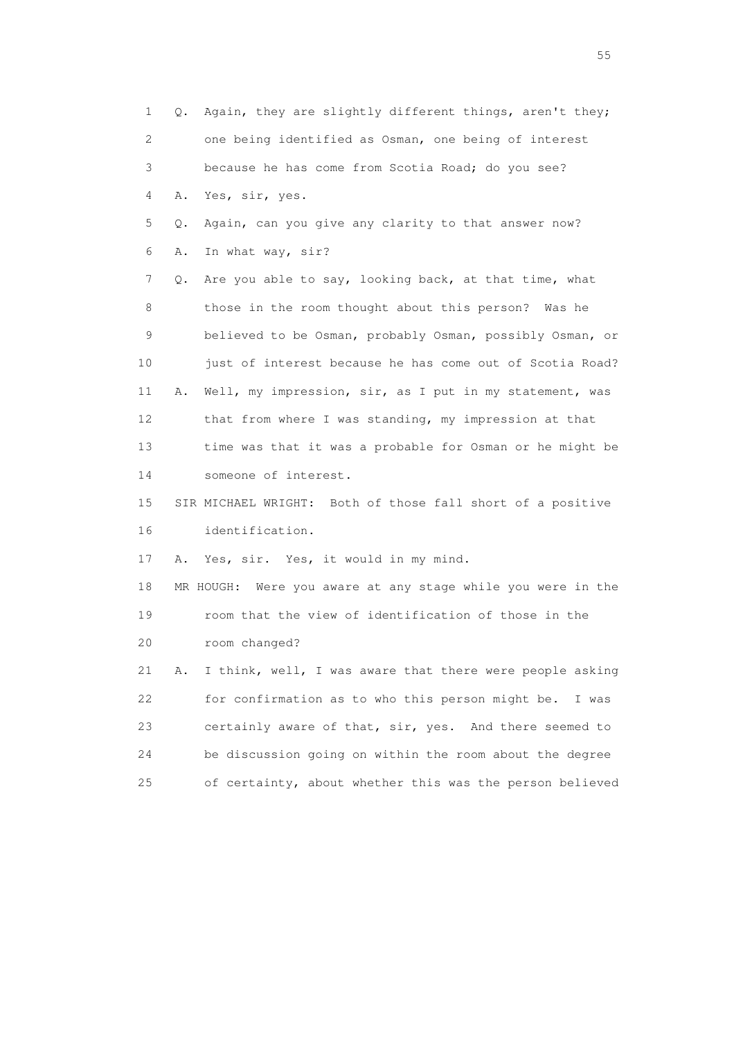1 Q. Again, they are slightly different things, aren't they;
2 one being identified as Osman, one being of interest
3 because he has come from Scotia Road; do you see?
4 A. Yes, sir, yes.
5 Q. Again, can you give any clarity to that answer now?
6 A. In what way, sir?
7 Q. Are you able to say, looking back, at that time, what
8 those in the room thought about this person? Was he
9 believed to be Osman, probably Osman, possibly Osman, or
10 just of interest because he has come out of Scotia Road?
11 A. Well, my impression, sir, as I put in my statement, was
12 that from where I was standing, my impression at that
13 time was that it was a probable for Osman or he might be
14 someone of interest.
15 SIR MICHAEL WRIGHT: Both of those fall short of a positive
16 identification.
17 A. Yes, sir. Yes, it would in my mind.
18 MR HOUGH: Were you aware at any stage while you were in the
19 room that the view of identification of those in the
20 room changed?
21 A. I think, well, I was aware that there were people asking
22 for confirmation as to who this person might be. I was
23 certainly aware of that, sir, yes. And there seemed to
24 be discussion going on within the room about the degree
25 of certainty, about whether this was the person believed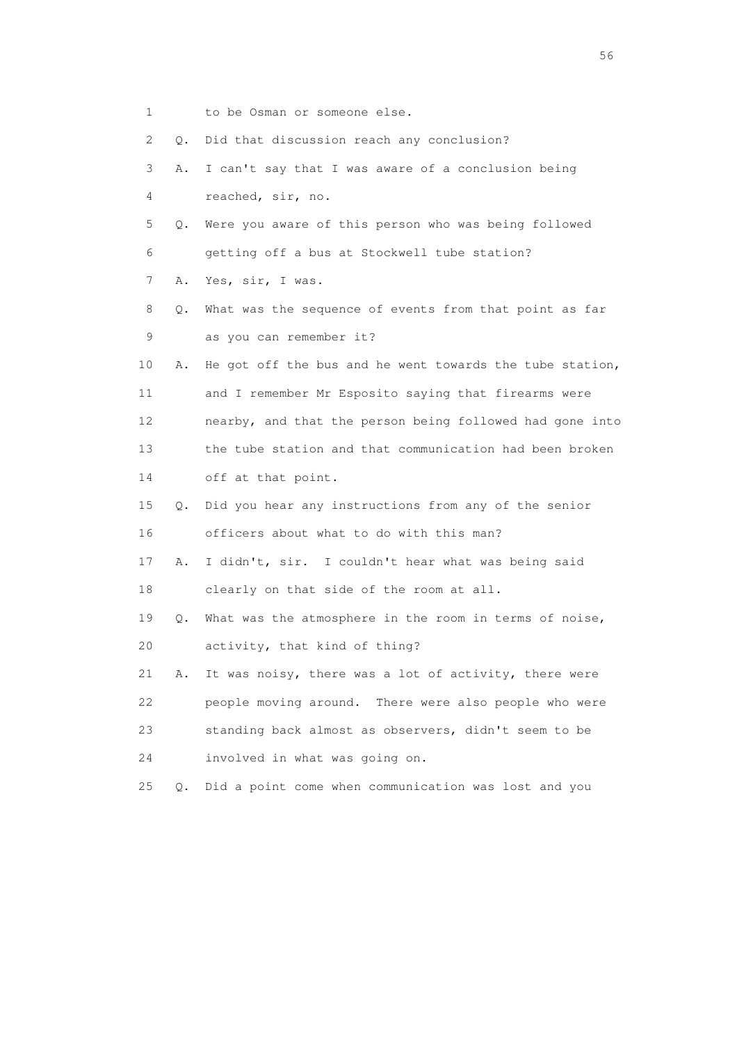1 to be Osman or someone else.

2 Q. Did that discussion reach any conclusion?

3 A. I can't say that I was aware of a conclusion being

4 reached, sir, no.

5 Q. Were you aware of this person who was being followed

6 getting off a bus at Stockwell tube station?

7 A. Yes, sir, I was.

8 Q. What was the sequence of events from that point as far

9 as you can remember it?

10 A. He got off the bus and he went towards the tube station,

11 and I remember Mr Esposito saying that firearms were

12 nearby, and that the person being followed had gone into

13 the tube station and that communication had been broken

14 off at that point.

15 Q. Did you hear any instructions from any of the senior

16 officers about what to do with this man?

17 A. I didn't, sir. I couldn't hear what was being said

18 clearly on that side of the room at all.

19 Q. What was the atmosphere in the room in terms of noise,

20 activity, that kind of thing?

21 A. It was noisy, there was a lot of activity, there were

22 people moving around. There were also people who were

23 standing back almost as observers, didn't seem to be

24 involved in what was going on.

25 Q. Did a point come when communication was lost and you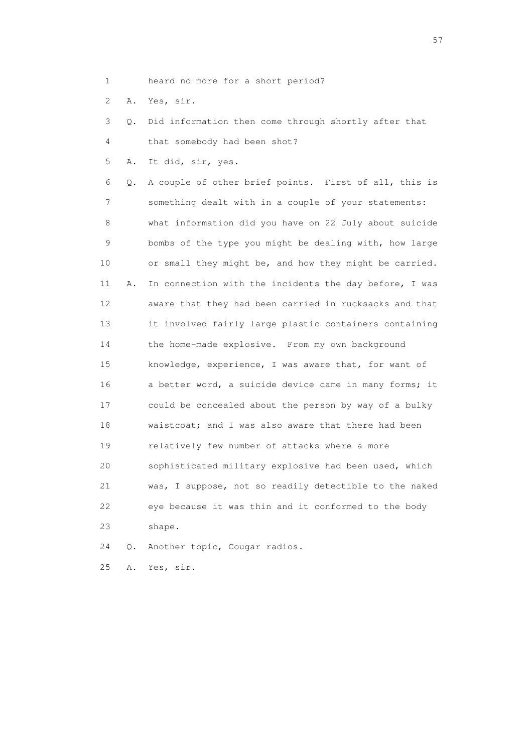1 heard no more for a short period?

2 A. Yes, sir.

3 Q. Did information then come through shortly after that

4 that somebody had been shot?

5 A. It did, sir, yes.

6 Q. A couple of other brief points. First of all, this is

7 something dealt with in a couple of your statements:

8 what information did you have on 22 July about suicide

9 bombs of the type you might be dealing with, how large

10 or small they might be, and how they might be carried.

11 A. In connection with the incidents the day before, I was

12 aware that they had been carried in rucksacks and that

13 it involved fairly large plastic containers containing

14 the home-made explosive. From my own background

15 knowledge, experience, I was aware that, for want of

16 a better word, a suicide device came in many forms; it

17 could be concealed about the person by way of a bulky

18 waistcoat; and I was also aware that there had been

19 relatively few number of attacks where a more

20 sophisticated military explosive had been used, which

21 was, I suppose, not so readily detectible to the naked

22 eye because it was thin and it conformed to the body

23 shape.

24 Q. Another topic, Cougar radios.

25 A. Yes, sir.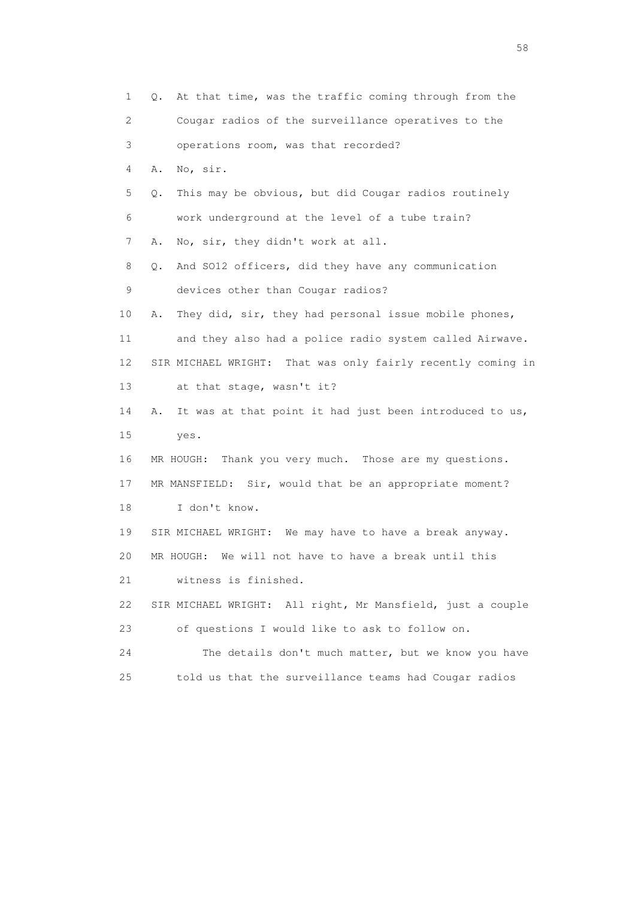1 Q. At that time, was the traffic coming through from the
2 Cougar radios of the surveillance operatives to the
3 operations room, was that recorded?
4 A. No, sir.
5 Q. This may be obvious, but did Cougar radios routinely
6 work underground at the level of a tube train?
7 A. No, sir, they didn't work at all.
8 Q. And SO12 officers, did they have any communication
9 devices other than Cougar radios?
10 A. They did, sir, they had personal issue mobile phones,
11 and they also had a police radio system called Airwave.
12 SIR MICHAEL WRIGHT: That was only fairly recently coming in
13 at that stage, wasn't it?
14 A. It was at that point it had just been introduced to us,
15 yes.
16 MR HOUGH: Thank you very much. Those are my questions.
17 MR MANSFIELD: Sir, would that be an appropriate moment?
18 I don't know.
19 SIR MICHAEL WRIGHT: We may have to have a break anyway.
20 MR HOUGH: We will not have to have a break until this
21 witness is finished.
22 SIR MICHAEL WRIGHT: All right, Mr Mansfield, just a couple
23 of questions I would like to ask to follow on.
24 The details don't much matter, but we know you have
25 told us that the surveillance teams had Cougar radios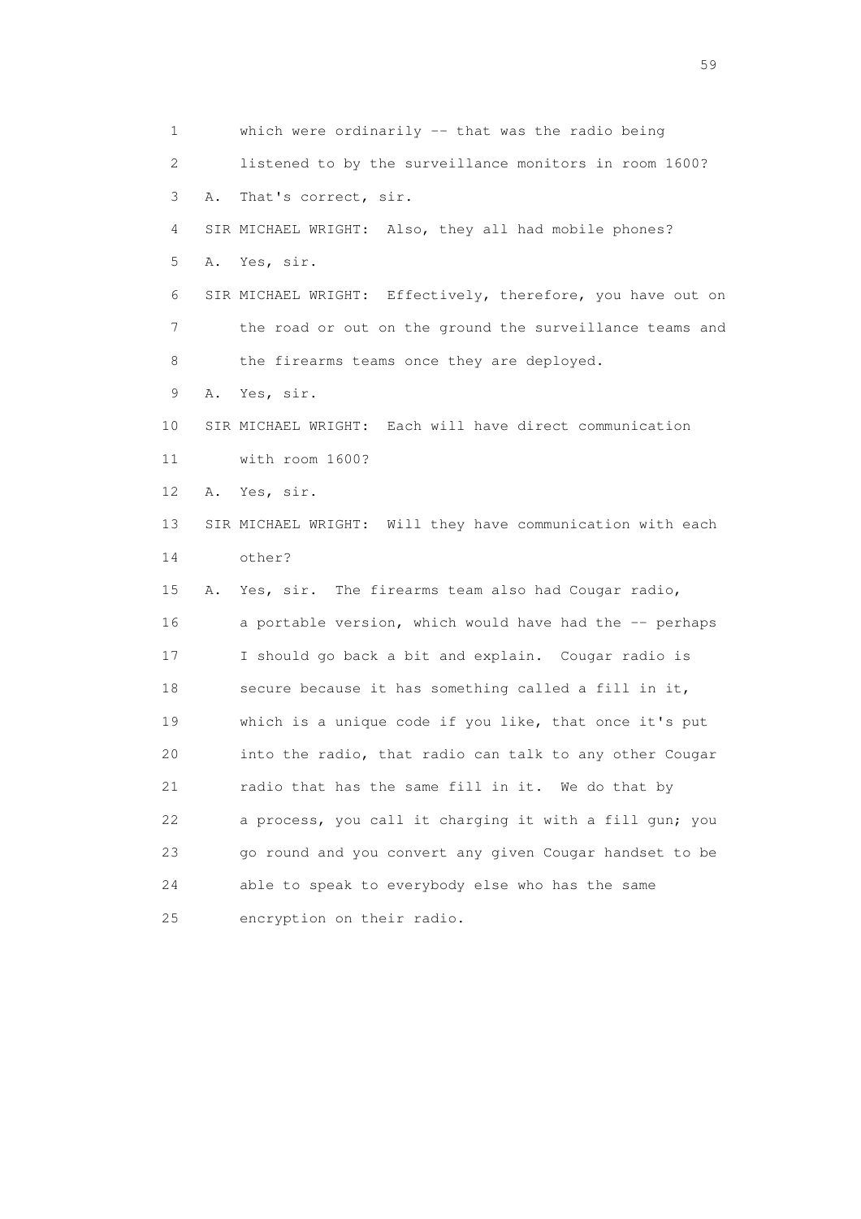1 which were ordinarily -- that was the radio being
2 listened to by the surveillance monitors in room 1600?
3 A. That's correct, sir.
4 SIR MICHAEL WRIGHT: Also, they all had mobile phones?
5 A. Yes, sir.
6 SIR MICHAEL WRIGHT: Effectively, therefore, you have out on
7 the road or out on the ground the surveillance teams and
8 the firearms teams once they are deployed.
9 A. Yes, sir.
10 SIR MICHAEL WRIGHT: Each will have direct communication
11 with room 1600?
12 A. Yes, sir.
13 SIR MICHAEL WRIGHT: Will they have communication with each
14 other?
15 A. Yes, sir. The firearms team also had Cougar radio,
16 a portable version, which would have had the -- perhaps
17 I should go back a bit and explain. Cougar radio is
18 secure because it has something called a fill in it,
19 which is a unique code if you like, that once it's put
20 into the radio, that radio can talk to any other Cougar
21 radio that has the same fill in it. We do that by
22 a process, you call it charging it with a fill gun; you
23 go round and you convert any given Cougar handset to be
24 able to speak to everybody else who has the same
25 encryption on their radio.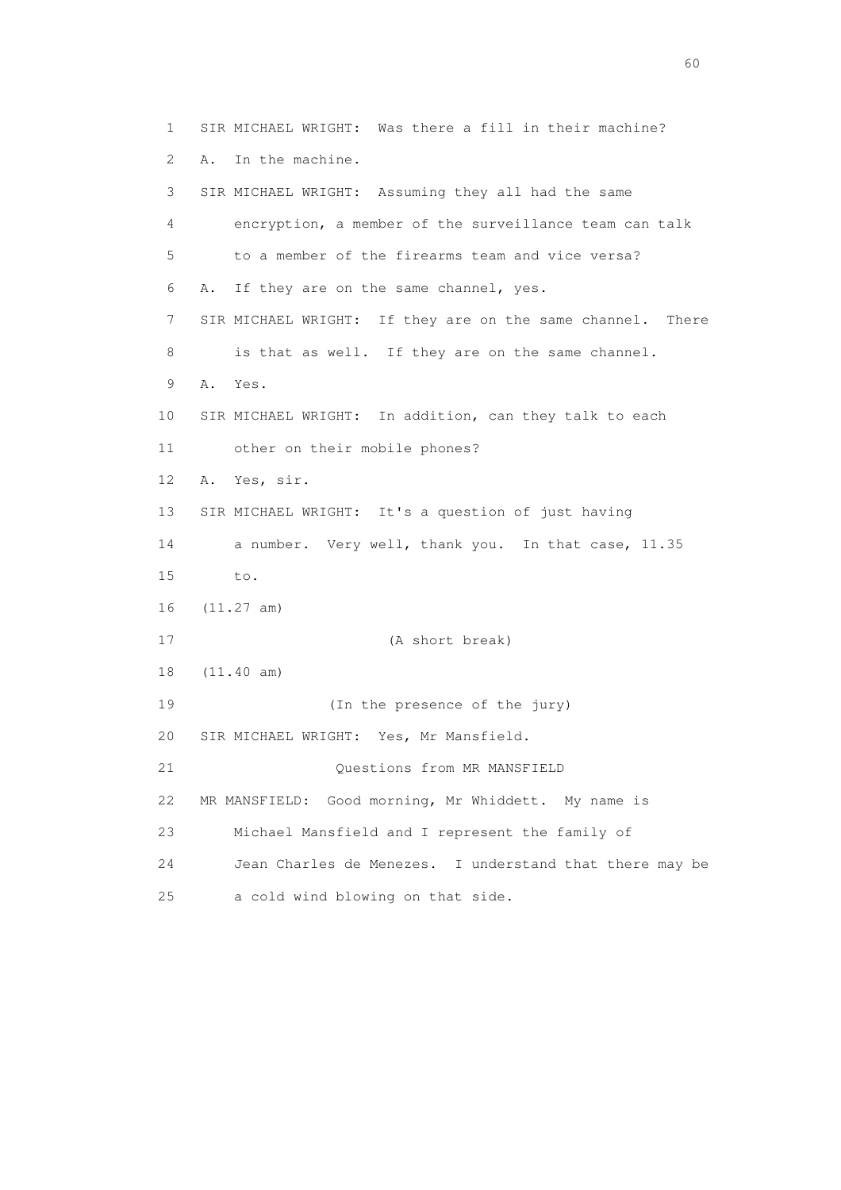1 SIR MICHAEL WRIGHT: Was there a fill in their machine?

2 A. In the machine.

3 SIR MICHAEL WRIGHT: Assuming they all had the same

4 encryption, a member of the surveillance team can talk

5 to a member of the firearms team and vice versa?

6 A. If they are on the same channel, yes.

7 SIR MICHAEL WRIGHT: If they are on the same channel. There

8 is that as well. If they are on the same channel.

9 A. Yes.

10 SIR MICHAEL WRIGHT: In addition, can they talk to each

11 other on their mobile phones?

12 A. Yes, sir.

13 SIR MICHAEL WRIGHT: It's a question of just having

14 a number. Very well, thank you. In that case, 11.35

15 to.

16 (11.27 am)

17 (A short break)

18 (11.40 am)

19 (In the presence of the jury)

20 SIR MICHAEL WRIGHT: Yes, Mr Mansfield.

21 Questions from MR MANSFIELD

22 MR MANSFIELD: Good morning, Mr Whiddett. My name is

23 Michael Mansfield and I represent the family of

24 Jean Charles de Menezes. I understand that there may be

25 a cold wind blowing on that side.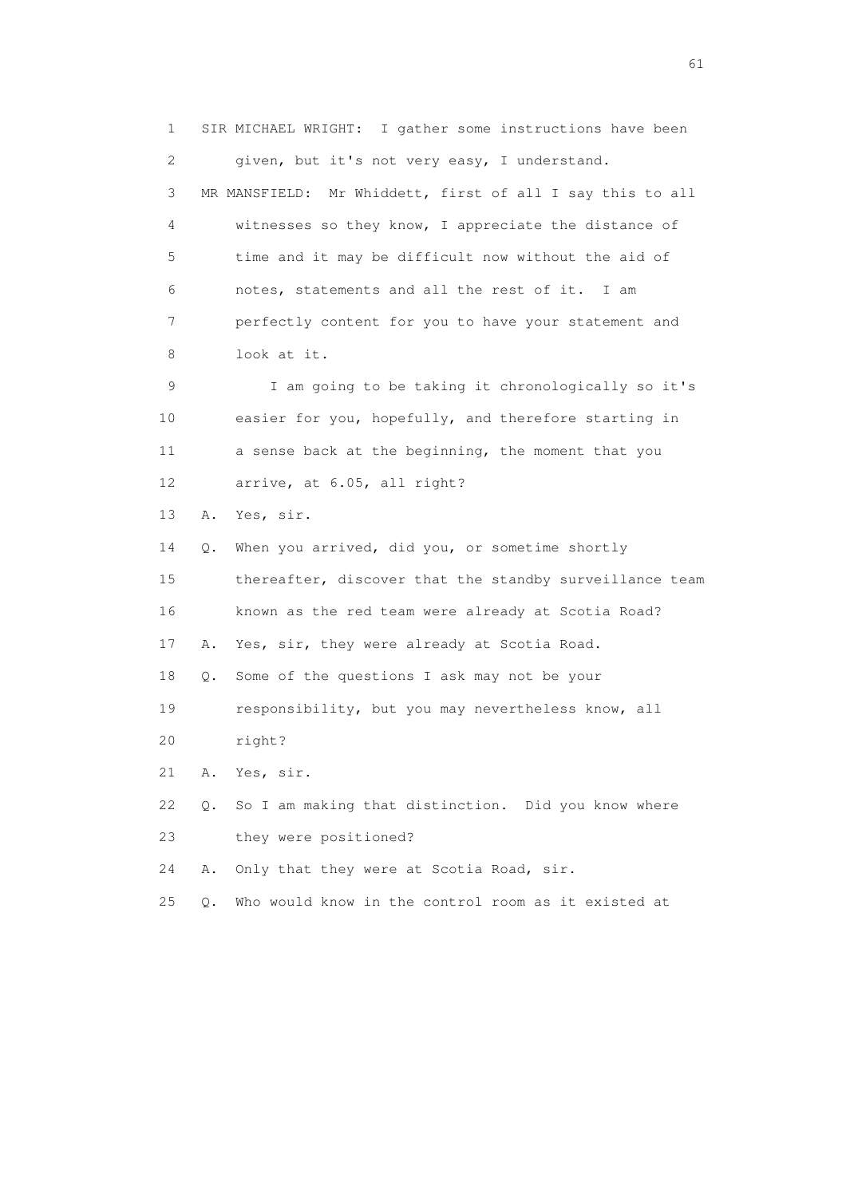1 SIR MICHAEL WRIGHT: I gather some instructions have been
2 given, but it's not very easy, I understand.
3 MR MANSFIELD: Mr Whiddett, first of all I say this to all
4 witnesses so they know, I appreciate the distance of
5 time and it may be difficult now without the aid of
6 notes, statements and all the rest of it. I am
7 perfectly content for you to have your statement and
8 look at it.
9 I am going to be taking it chronologically so it's
10 easier for you, hopefully, and therefore starting in
11 a sense back at the beginning, the moment that you
12 arrive, at 6.05, all right?
13 A. Yes, sir.
14 Q. When you arrived, did you, or sometime shortly
15 thereafter, discover that the standby surveillance team
16 known as the red team were already at Scotia Road?
17 A. Yes, sir, they were already at Scotia Road.
18 Q. Some of the questions I ask may not be your
19 responsibility, but you may nevertheless know, all
20 right?
21 A. Yes, sir.
22 Q. So I am making that distinction. Did you know where
23 they were positioned?
24 A. Only that they were at Scotia Road, sir.
25 Q. Who would know in the control room as it existed at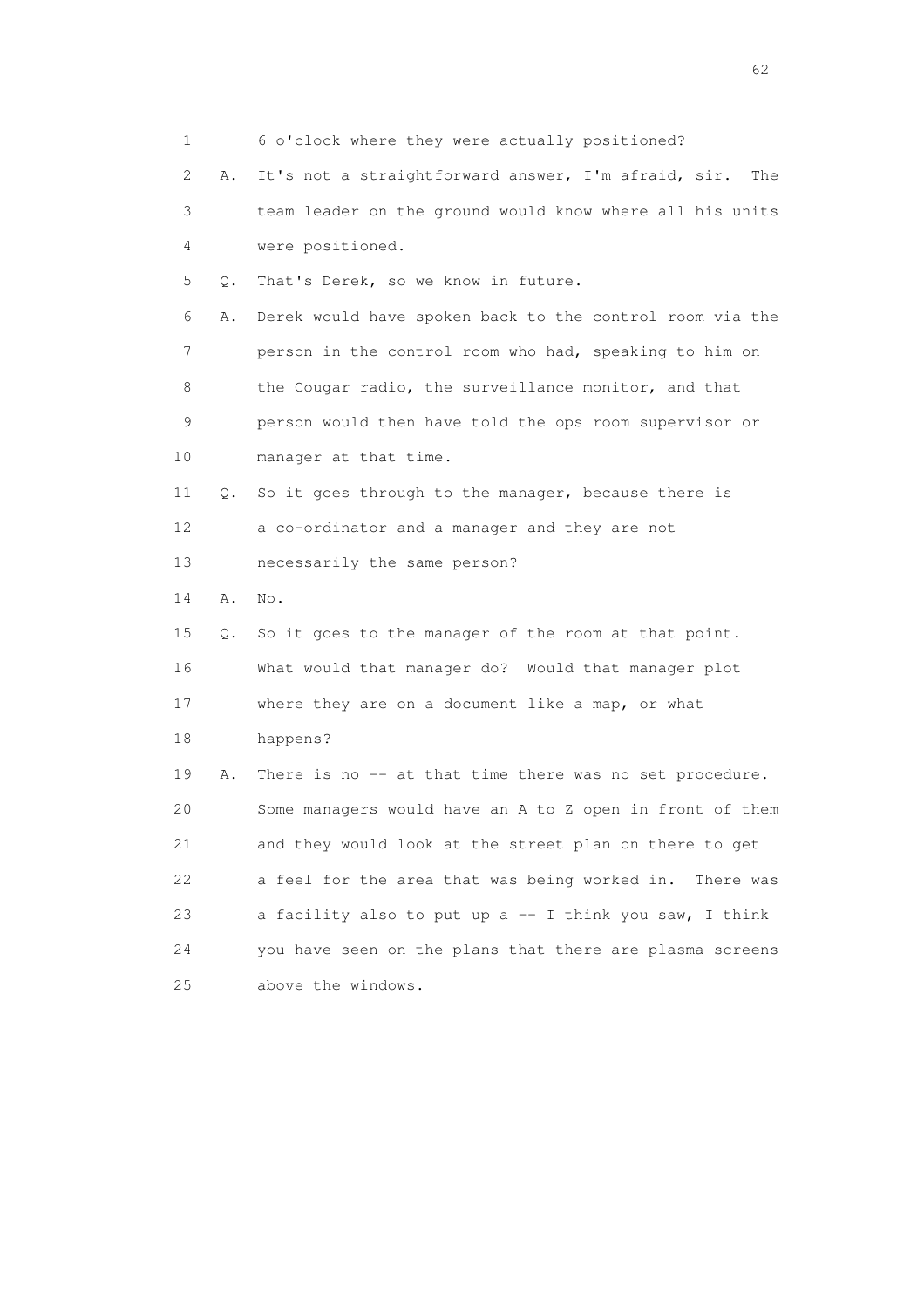1 6 o'clock where they were actually positioned?

2 A. It's not a straightforward answer, I'm afraid, sir. The

3 team leader on the ground would know where all his units

4 were positioned.

5 Q. That's Derek, so we know in future.

6 A. Derek would have spoken back to the control room via the

7 person in the control room who had, speaking to him on

8 the Cougar radio, the surveillance monitor, and that

9 person would then have told the ops room supervisor or

10 manager at that time.

11 Q. So it goes through to the manager, because there is

12 a co-ordinator and a manager and they are not

13 necessarily the same person?

14 A. No.

15 Q. So it goes to the manager of the room at that point.

16 What would that manager do? Would that manager plot

17 where they are on a document like a map, or what

18 happens?

19 A. There is no -- at that time there was no set procedure.

20 Some managers would have an A to Z open in front of them

21 and they would look at the street plan on there to get

22 a feel for the area that was being worked in. There was

23 a facility also to put up a -- I think you saw, I think

24 you have seen on the plans that there are plasma screens

25 above the windows.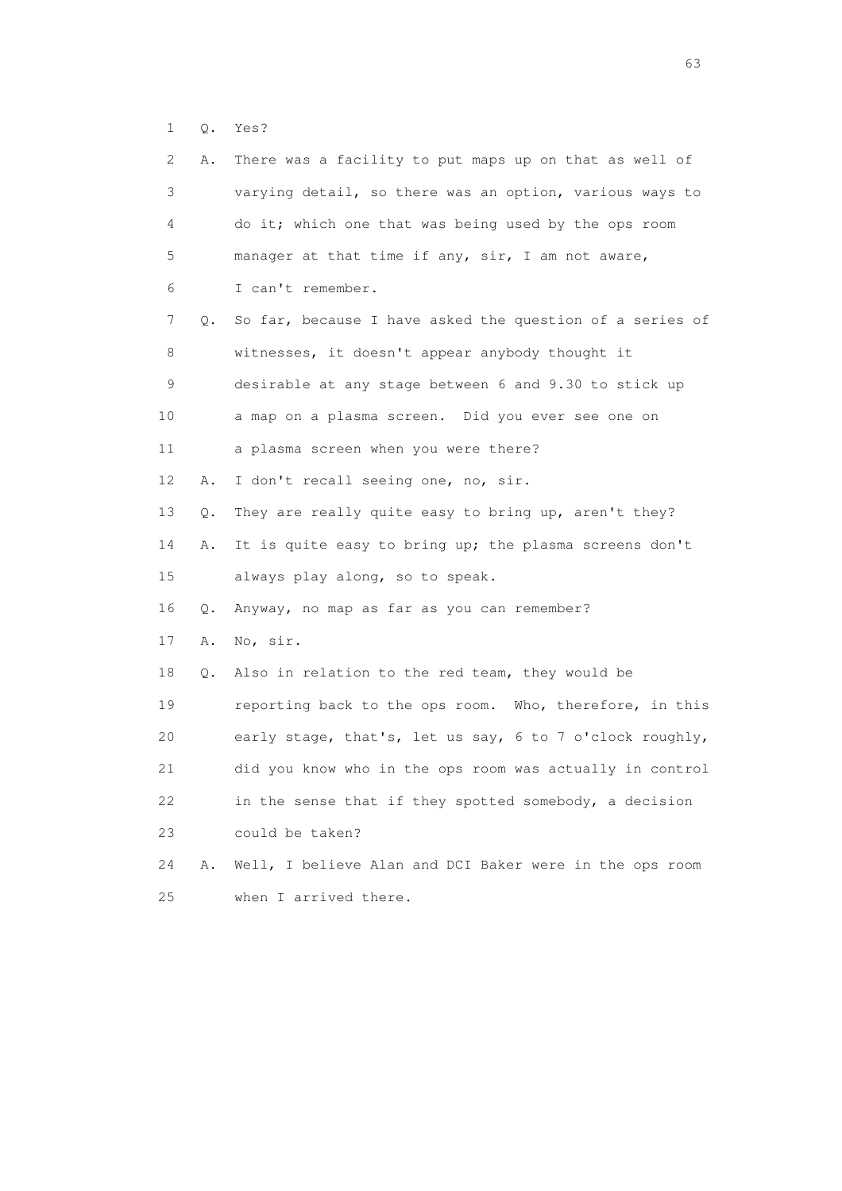1 Q. Yes?

2 A. There was a facility to put maps up on that as well of

3 varying detail, so there was an option, various ways to

4 do it; which one that was being used by the ops room

5 manager at that time if any, sir, I am not aware,

6 I can't remember.

7 Q. So far, because I have asked the question of a series of

8 witnesses, it doesn't appear anybody thought it

9 desirable at any stage between 6 and 9.30 to stick up

10 a map on a plasma screen. Did you ever see one on

11 a plasma screen when you were there?

12 A. I don't recall seeing one, no, sir.

13 Q. They are really quite easy to bring up, aren't they?

14 A. It is quite easy to bring up; the plasma screens don't

15 always play along, so to speak.

16 Q. Anyway, no map as far as you can remember?

17 A. No, sir.

18 Q. Also in relation to the red team, they would be

19 reporting back to the ops room. Who, therefore, in this

20 early stage, that's, let us say, 6 to 7 o'clock roughly,

21 did you know who in the ops room was actually in control

22 in the sense that if they spotted somebody, a decision

23 could be taken?

24 A. Well, I believe Alan and DCI Baker were in the ops room

25 when I arrived there.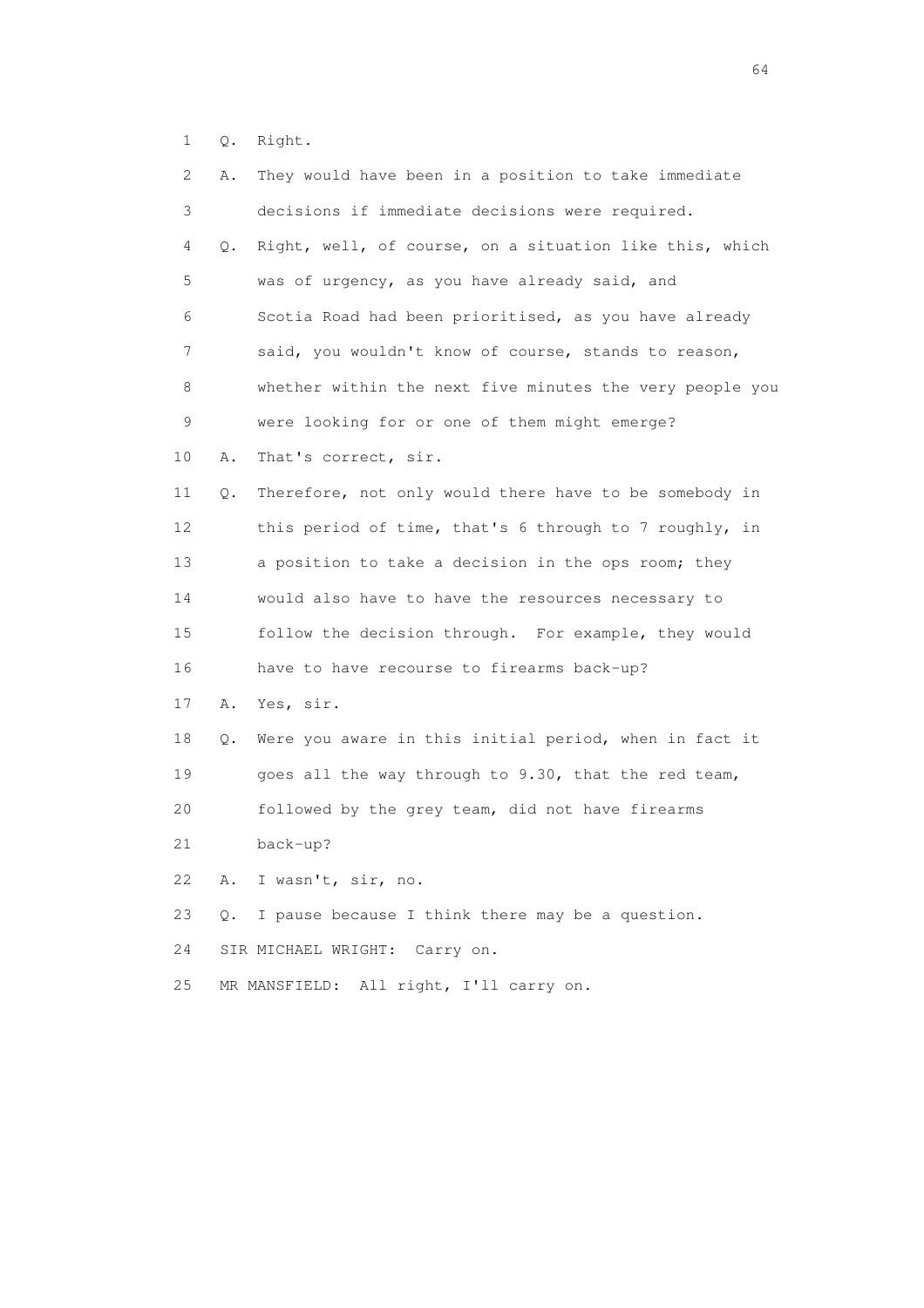1 Q. Right.

2 A. They would have been in a position to take immediate

3 decisions if immediate decisions were required.

4 Q. Right, well, of course, on a situation like this, which

5 was of urgency, as you have already said, and

6 Scotia Road had been prioritised, as you have already

7 said, you wouldn't know of course, stands to reason,

8 whether within the next five minutes the very people you

9 were looking for or one of them might emerge?

10 A. That's correct, sir.

11 Q. Therefore, not only would there have to be somebody in

12 this period of time, that's 6 through to 7 roughly, in

13 a position to take a decision in the ops room; they

14 would also have to have the resources necessary to

15 follow the decision through. For example, they would

16 have to have recourse to firearms back-up?

17 A. Yes, sir.

18 Q. Were you aware in this initial period, when in fact it

19 goes all the way through to 9.30, that the red team,

20 followed by the grey team, did not have firearms

21 back-up?

22 A. I wasn't, sir, no.

23 Q. I pause because I think there may be a question.

24 SIR MICHAEL WRIGHT: Carry on.

25 MR MANSFIELD: All right, I'll carry on.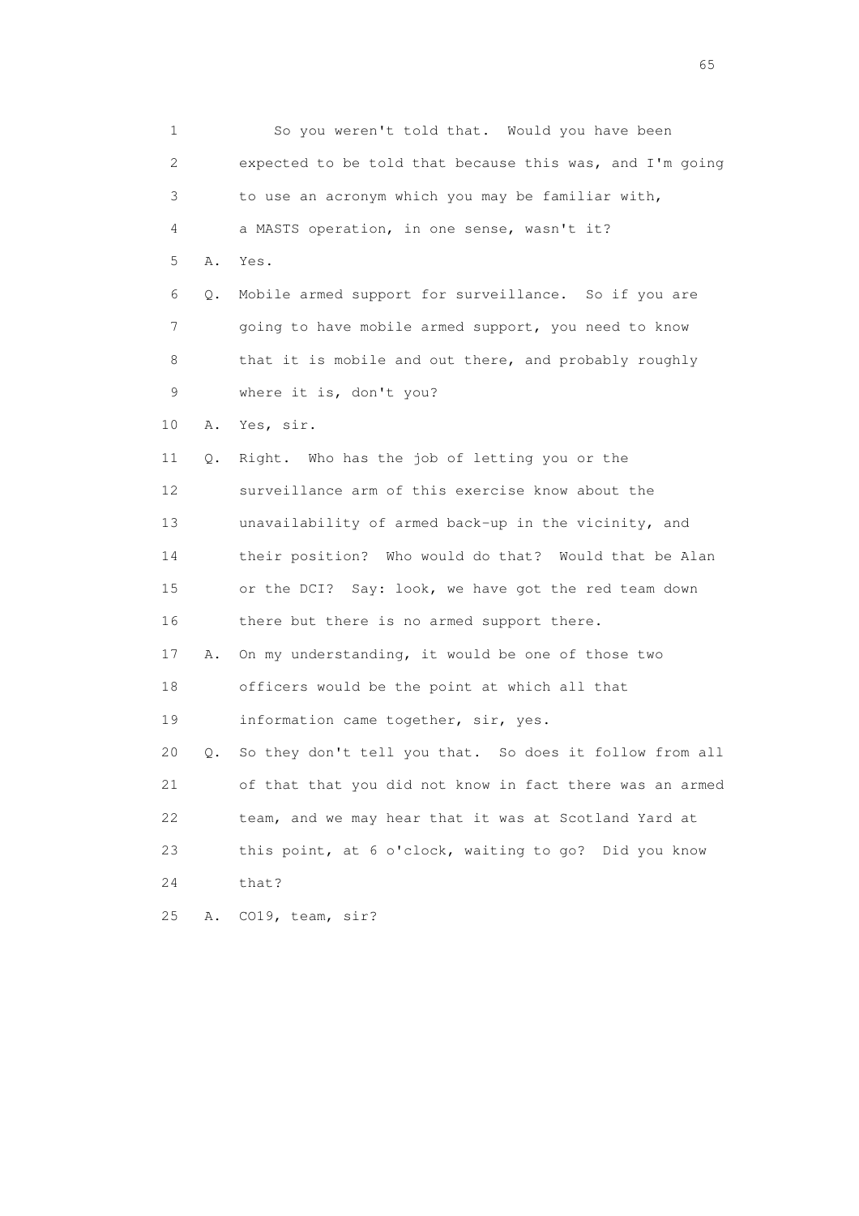1 So you weren't told that. Would you have been
2 expected to be told that because this was, and I'm going
3 to use an acronym which you may be familiar with,
4 a MASTS operation, in one sense, wasn't it?

5 A. Yes.

6 Q. Mobile armed support for surveillance. So if you are
7 going to have mobile armed support, you need to know
8 that it is mobile and out there, and probably roughly
9 where it is, don't you?

10 A. Yes, sir.

11 Q. Right. Who has the job of letting you or the
12 surveillance arm of this exercise know about the
13 unavailability of armed back-up in the vicinity, and
14 their position? Who would do that? Would that be Alan
15 or the DCI? Say: look, we have got the red team down
16 there but there is no armed support there.

17 A. On my understanding, it would be one of those two
18 officers would be the point at which all that
19 information came together, sir, yes.

20 Q. So they don't tell you that. So does it follow from all
21 of that that you did not know in fact there was an armed
22 team, and we may hear that it was at Scotland Yard at
23 this point, at 6 o'clock, waiting to go? Did you know
24 that?

25 A. CO19, team, sir?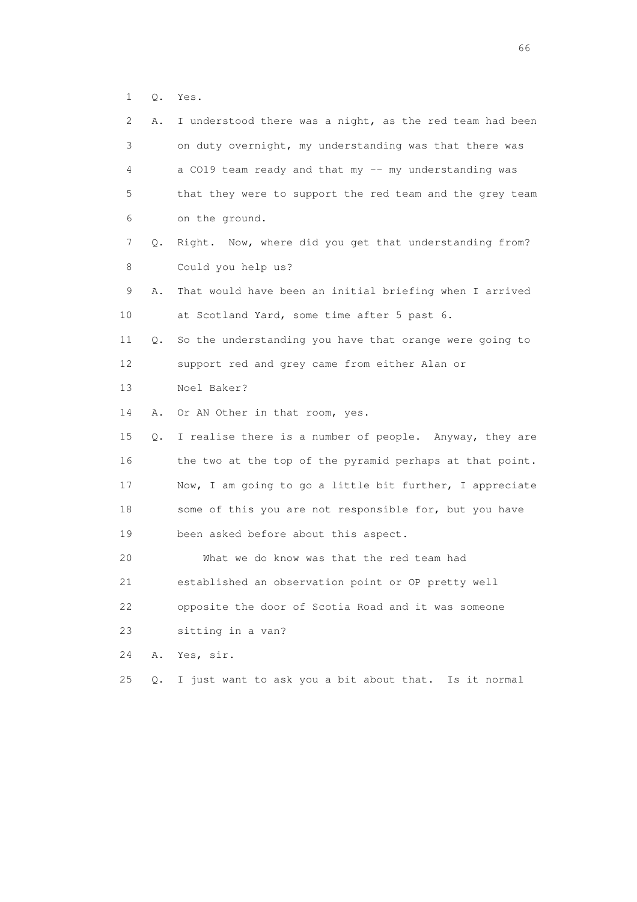1 Q. Yes.

2 A. I understood there was a night, as the red team had been
3 on duty overnight, my understanding was that there was
4 a CO19 team ready and that my -- my understanding was
5 that they were to support the red team and the grey team
6 on the ground.

7 Q. Right. Now, where did you get that understanding from?
8 Could you help us?

9 A. That would have been an initial briefing when I arrived
10 at Scotland Yard, some time after 5 past 6.

11 Q. So the understanding you have that orange were going to
12 support red and grey came from either Alan or
13 Noel Baker?

14 A. Or AN Other in that room, yes.

15 Q. I realise there is a number of people. Anyway, they are
16 the two at the top of the pyramid perhaps at that point.
17 Now, I am going to go a little bit further, I appreciate
18 some of this you are not responsible for, but you have
19 been asked before about this aspect.

20 What we do know was that the red team had
21 established an observation point or OP pretty well
22 opposite the door of Scotia Road and it was someone
23 sitting in a van?

24 A. Yes, sir.

25 Q. I just want to ask you a bit about that. Is it normal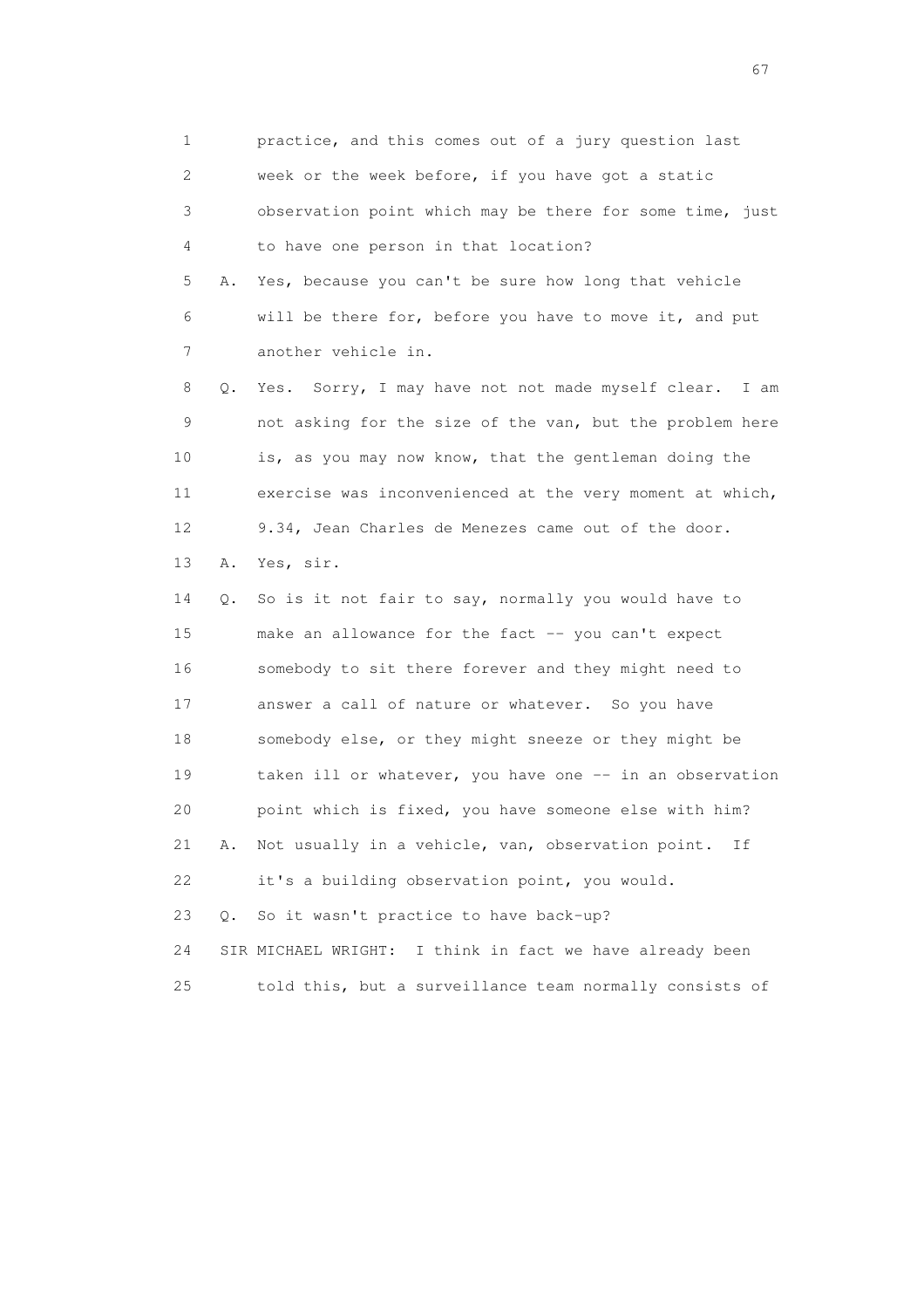1 practice, and this comes out of a jury question last
2 week or the week before, if you have got a static
3 observation point which may be there for some time, just
4 to have one person in that location?

5 A. Yes, because you can't be sure how long that vehicle
6 will be there for, before you have to move it, and put
7 another vehicle in.

8 Q. Yes. Sorry, I may have not not made myself clear. I am
9 not asking for the size of the van, but the problem here
10 is, as you may now know, that the gentleman doing the
11 exercise was inconvenienced at the very moment at which,
12 9.34, Jean Charles de Menezes came out of the door.

13 A. Yes, sir.

14 Q. So is it not fair to say, normally you would have to
15 make an allowance for the fact -- you can't expect
16 somebody to sit there forever and they might need to
17 answer a call of nature or whatever. So you have
18 somebody else, or they might sneeze or they might be
19 taken ill or whatever, you have one -- in an observation
20 point which is fixed, you have someone else with him?

21 A. Not usually in a vehicle, van, observation point. If
22 it's a building observation point, you would.

23 Q. So it wasn't practice to have back-up?

24 SIR MICHAEL WRIGHT: I think in fact we have already been
25 told this, but a surveillance team normally consists of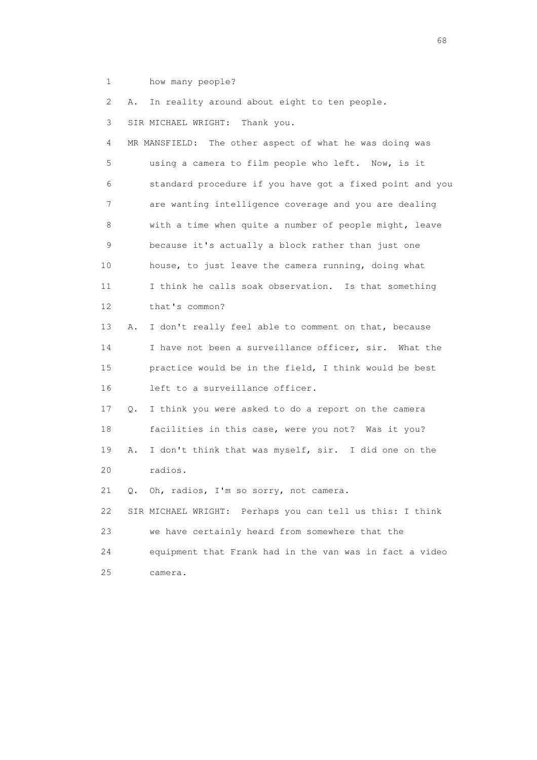1 how many people?

2 A. In reality around about eight to ten people.

3 SIR MICHAEL WRIGHT: Thank you.

4 MR MANSFIELD: The other aspect of what he was doing was

5 using a camera to film people who left. Now, is it

6 standard procedure if you have got a fixed point and you

7 are wanting intelligence coverage and you are dealing

8 with a time when quite a number of people might, leave

9 because it's actually a block rather than just one

10 house, to just leave the camera running, doing what

11 I think he calls soak observation. Is that something

12 that's common?

13 A. I don't really feel able to comment on that, because

14 I have not been a surveillance officer, sir. What the

15 practice would be in the field, I think would be best

16 left to a surveillance officer.

17 Q. I think you were asked to do a report on the camera

18 facilities in this case, were you not? Was it you?

19 A. I don't think that was myself, sir. I did one on the

20 radios.

21 Q. Oh, radios, I'm so sorry, not camera.

22 SIR MICHAEL WRIGHT: Perhaps you can tell us this: I think

23 we have certainly heard from somewhere that the

24 equipment that Frank had in the van was in fact a video

25 camera.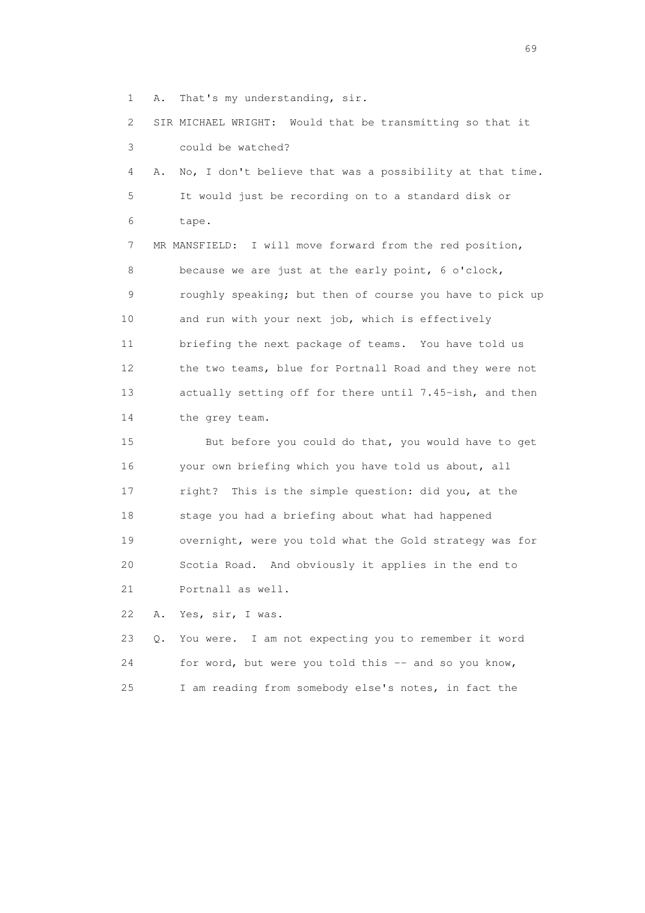1 A. That's my understanding, sir.

2 SIR MICHAEL WRIGHT: Would that be transmitting so that it

3 could be watched?

4 A. No, I don't believe that was a possibility at that time.

5 It would just be recording on to a standard disk or

6 tape.

7 MR MANSFIELD: I will move forward from the red position,

8 because we are just at the early point, 6 o'clock,

9 roughly speaking; but then of course you have to pick up

10 and run with your next job, which is effectively

11 briefing the next package of teams. You have told us

12 the two teams, blue for Portnall Road and they were not

13 actually setting off for there until 7.45-ish, and then

14 the grey team.

15 But before you could do that, you would have to get

16 your own briefing which you have told us about, all

17 right? This is the simple question: did you, at the

18 stage you had a briefing about what had happened

19 overnight, were you told what the Gold strategy was for

20 Scotia Road. And obviously it applies in the end to

21 Portnall as well.

22 A. Yes, sir, I was.

23 Q. You were. I am not expecting you to remember it word

24 for word, but were you told this -- and so you know,

25 I am reading from somebody else's notes, in fact the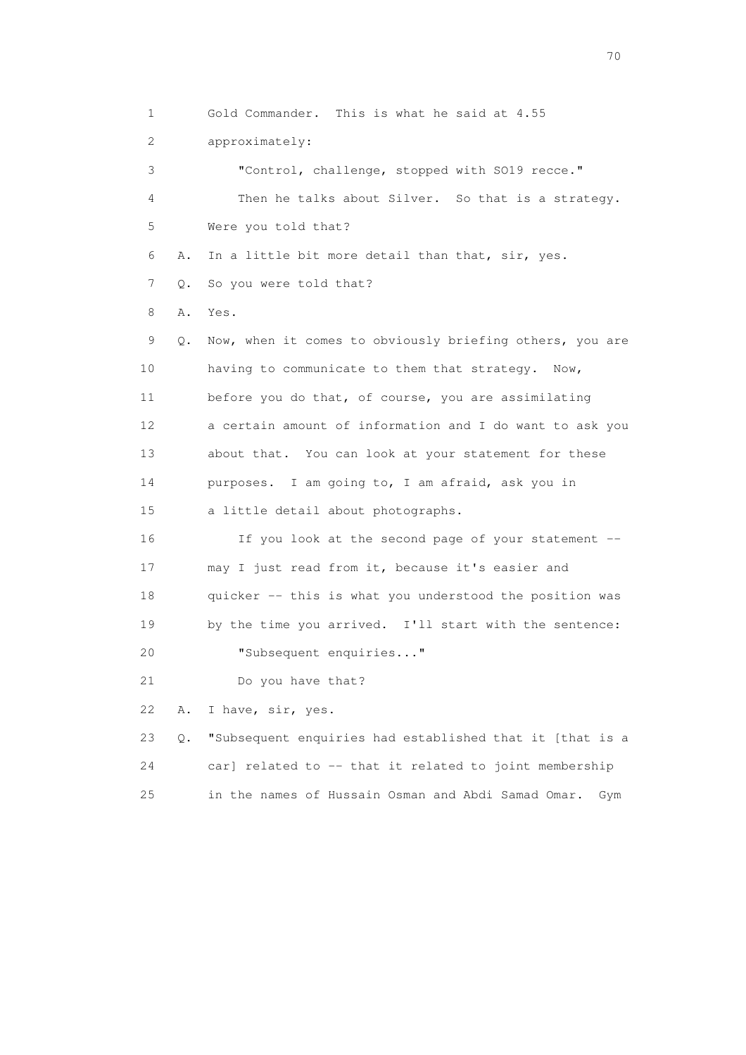1 Gold Commander. This is what he said at 4.55

2 approximately:

3 "Control, challenge, stopped with SO19 recce."

4 Then he talks about Silver. So that is a strategy.

5 Were you told that?

6 A. In a little bit more detail than that, sir, yes.

7 Q. So you were told that?

8 A. Yes.

9 Q. Now, when it comes to obviously briefing others, you are

10 having to communicate to them that strategy. Now,

11 before you do that, of course, you are assimilating

12 a certain amount of information and I do want to ask you

13 about that. You can look at your statement for these

14 purposes. I am going to, I am afraid, ask you in

15 a little detail about photographs.

16 If you look at the second page of your statement --

17 may I just read from it, because it's easier and

18 quicker -- this is what you understood the position was

19 by the time you arrived. I'll start with the sentence:

20 "Subsequent enquiries..."

21 Do you have that?

22 A. I have, sir, yes.

23 Q. "Subsequent enquiries had established that it [that is a

24 car] related to -- that it related to joint membership

25 in the names of Hussain Osman and Abdi Samad Omar. Gym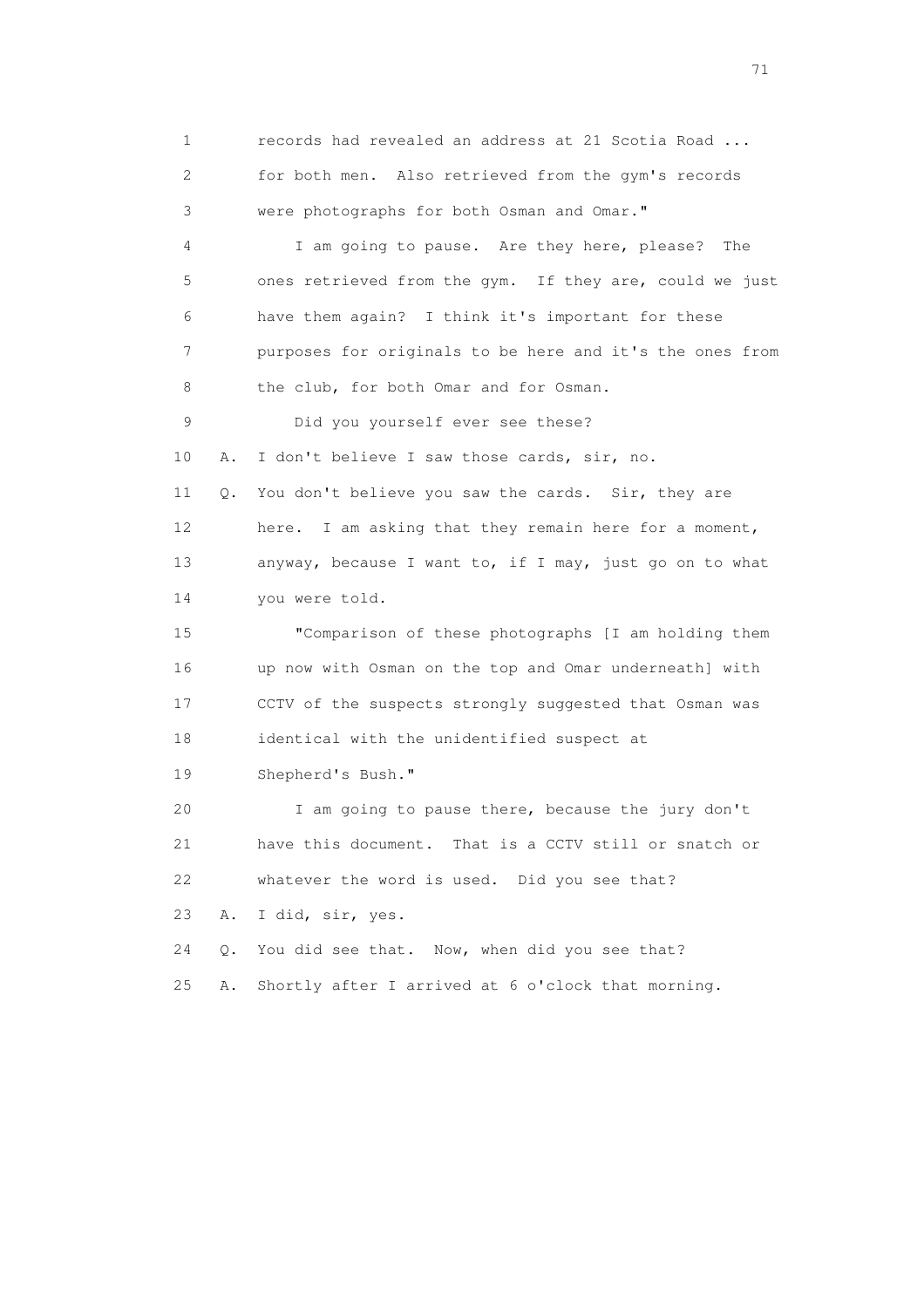1 records had revealed an address at 21 Scotia Road ...
2 for both men. Also retrieved from the gym's records
3 were photographs for both Osman and Omar."

4 I am going to pause. Are they here, please? The
5 ones retrieved from the gym. If they are, could we just
6 have them again? I think it's important for these
7 purposes for originals to be here and it's the ones from
8 the club, for both Omar and for Osman.

9 Did you yourself ever see these?

10 A. I don't believe I saw those cards, sir, no.

11 Q. You don't believe you saw the cards. Sir, they are
12 here. I am asking that they remain here for a moment,
13 anyway, because I want to, if I may, just go on to what
14 you were told.

15 "Comparison of these photographs [I am holding them
16 up now with Osman on the top and Omar underneath] with
17 CCTV of the suspects strongly suggested that Osman was
18 identical with the unidentified suspect at
19 Shepherd's Bush."

20 I am going to pause there, because the jury don't
21 have this document. That is a CCTV still or snatch or
22 whatever the word is used. Did you see that?

23 A. I did, sir, yes.

24 Q. You did see that. Now, when did you see that?

25 A. Shortly after I arrived at 6 o'clock that morning.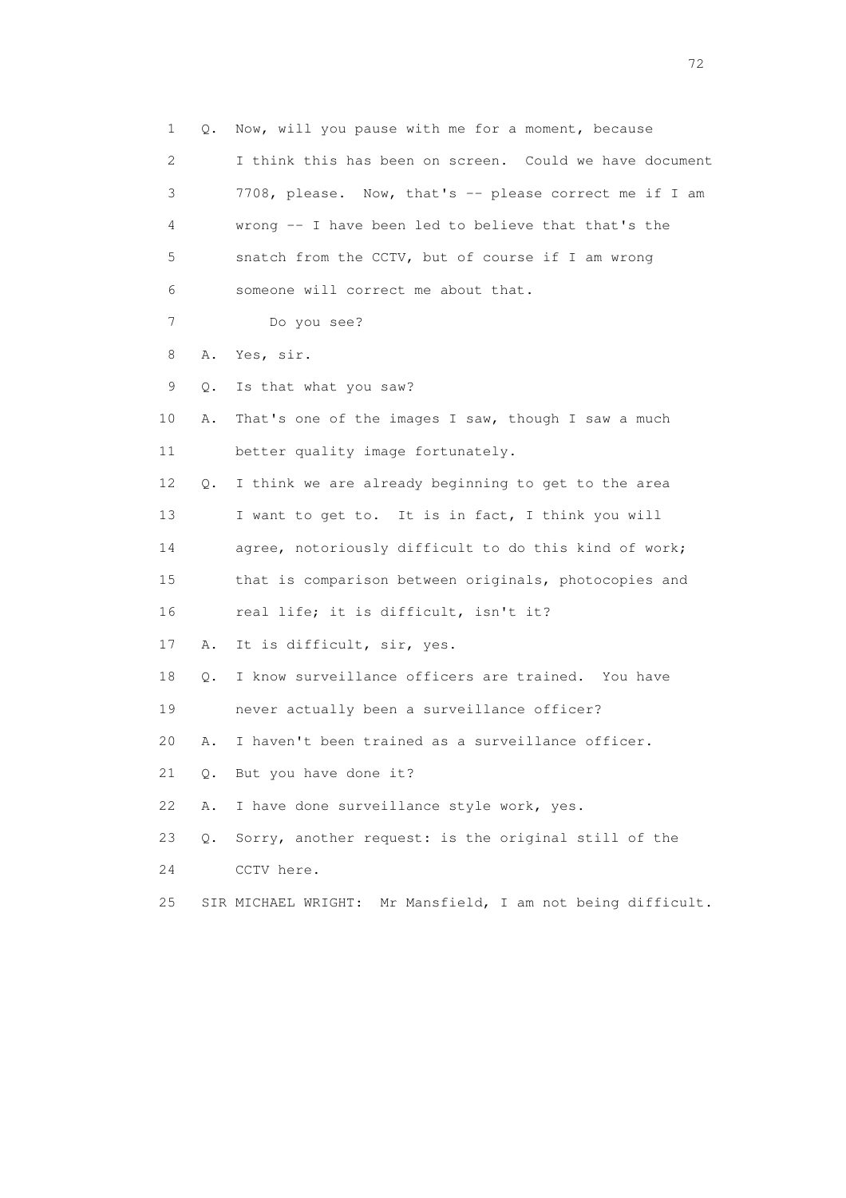1 Q. Now, will you pause with me for a moment, because
2 I think this has been on screen. Could we have document
3 7708, please. Now, that's -- please correct me if I am
4 wrong -- I have been led to believe that that's the
5 snatch from the CCTV, but of course if I am wrong
6 someone will correct me about that.
7 Do you see?
8 A. Yes, sir.
9 Q. Is that what you saw?
10 A. That's one of the images I saw, though I saw a much
11 better quality image fortunately.
12 Q. I think we are already beginning to get to the area
13 I want to get to. It is in fact, I think you will
14 agree, notoriously difficult to do this kind of work;
15 that is comparison between originals, photocopies and
16 real life; it is difficult, isn't it?
17 A. It is difficult, sir, yes.
18 Q. I know surveillance officers are trained. You have
19 never actually been a surveillance officer?
20 A. I haven't been trained as a surveillance officer.
21 Q. But you have done it?
22 A. I have done surveillance style work, yes.
23 Q. Sorry, another request: is the original still of the
24 CCTV here.
25 SIR MICHAEL WRIGHT: Mr Mansfield, I am not being difficult.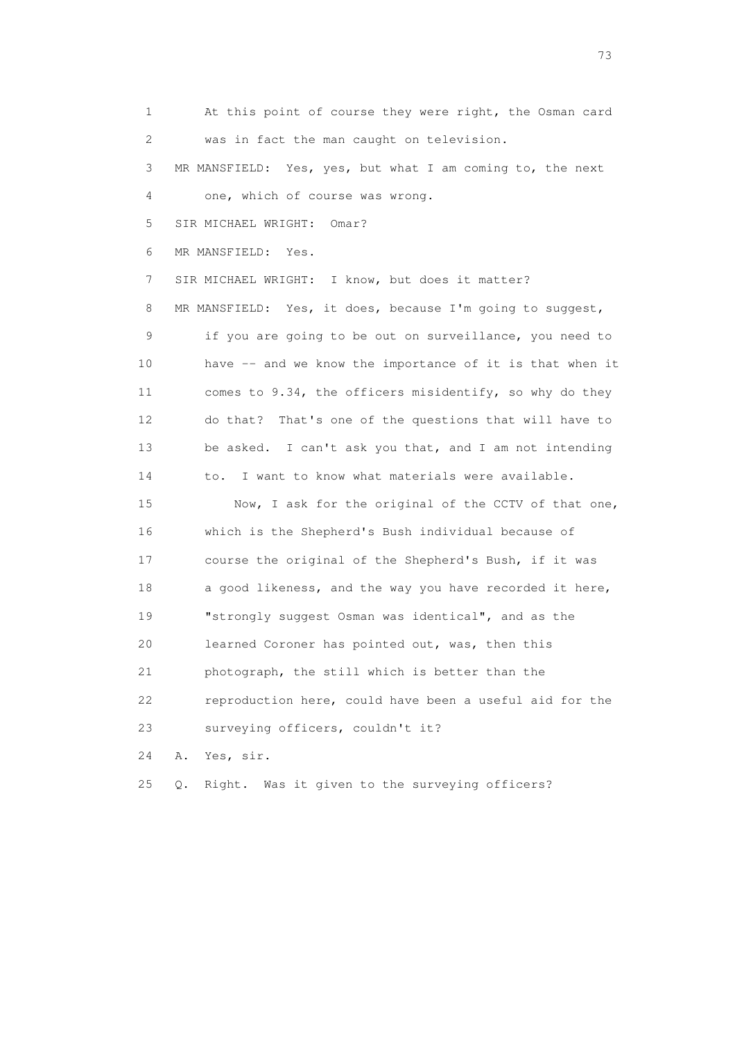1 At this point of course they were right, the Osman card
2 was in fact the man caught on television.
3 MR MANSFIELD: Yes, yes, but what I am coming to, the next
4 one, which of course was wrong.
5 SIR MICHAEL WRIGHT: Omar?
6 MR MANSFIELD: Yes.
7 SIR MICHAEL WRIGHT: I know, but does it matter?
8 MR MANSFIELD: Yes, it does, because I'm going to suggest,
9 if you are going to be out on surveillance, you need to
10 have -- and we know the importance of it is that when it
11 comes to 9.34, the officers misidentify, so why do they
12 do that? That's one of the questions that will have to
13 be asked. I can't ask you that, and I am not intending
14 to. I want to know what materials were available.
15 Now, I ask for the original of the CCTV of that one,
16 which is the Shepherd's Bush individual because of
17 course the original of the Shepherd's Bush, if it was
18 a good likeness, and the way you have recorded it here,
19 "strongly suggest Osman was identical", and as the
20 learned Coroner has pointed out, was, then this
21 photograph, the still which is better than the
22 reproduction here, could have been a useful aid for the
23 surveying officers, couldn't it?
24 A. Yes, sir.
25 Q. Right. Was it given to the surveying officers?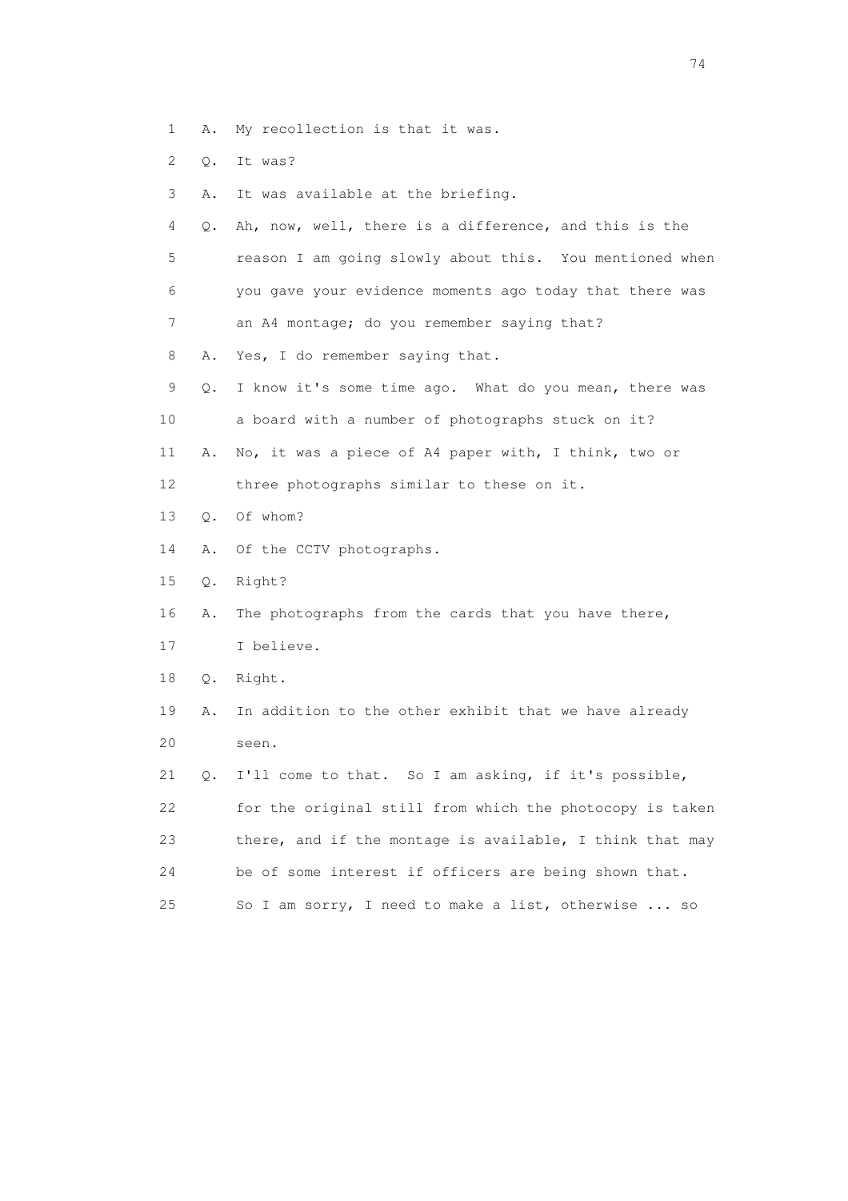1 A. My recollection is that it was.

2 Q. It was?

3 A. It was available at the briefing.

4 Q. Ah, now, well, there is a difference, and this is the

5 reason I am going slowly about this. You mentioned when

6 you gave your evidence moments ago today that there was

7 an A4 montage; do you remember saying that?

8 A. Yes, I do remember saying that.

9 Q. I know it's some time ago. What do you mean, there was

10 a board with a number of photographs stuck on it?

11 A. No, it was a piece of A4 paper with, I think, two or

12 three photographs similar to these on it.

13 Q. Of whom?

14 A. Of the CCTV photographs.

15 Q. Right?

16 A. The photographs from the cards that you have there,

17 I believe.

18 Q. Right.

19 A. In addition to the other exhibit that we have already

20 seen.

21 Q. I'll come to that. So I am asking, if it's possible,

22 for the original still from which the photocopy is taken

23 there, and if the montage is available, I think that may

24 be of some interest if officers are being shown that.

25 So I am sorry, I need to make a list, otherwise ... so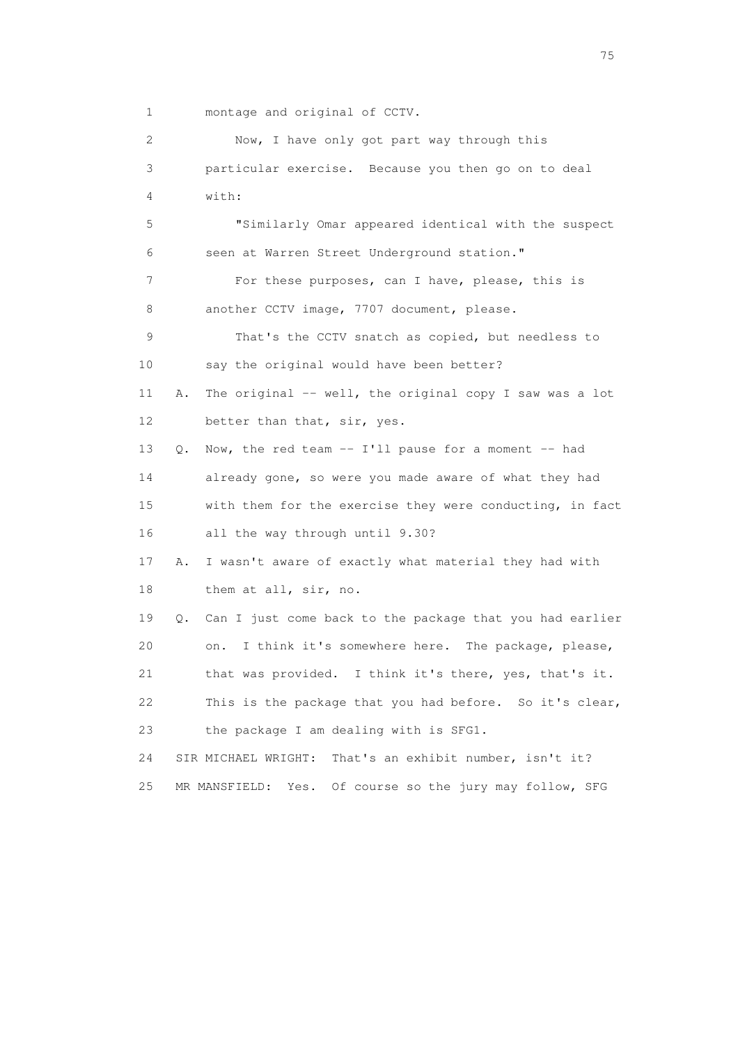1 montage and original of CCTV.

2 Now, I have only got part way through this

3 particular exercise. Because you then go on to deal

4 with:

5 "Similarly Omar appeared identical with the suspect

6 seen at Warren Street Underground station."

7 For these purposes, can I have, please, this is

8 another CCTV image, 7707 document, please.

9 That's the CCTV snatch as copied, but needless to

10 say the original would have been better?

11 A. The original -- well, the original copy I saw was a lot

12 better than that, sir, yes.

13 Q. Now, the red team -- I'll pause for a moment -- had

14 already gone, so were you made aware of what they had

15 with them for the exercise they were conducting, in fact

16 all the way through until 9.30?

17 A. I wasn't aware of exactly what material they had with

18 them at all, sir, no.

19 Q. Can I just come back to the package that you had earlier

20 on. I think it's somewhere here. The package, please,

21 that was provided. I think it's there, yes, that's it.

22 This is the package that you had before. So it's clear,

23 the package I am dealing with is SFG1.

24 SIR MICHAEL WRIGHT: That's an exhibit number, isn't it?

25 MR MANSFIELD: Yes. Of course so the jury may follow, SFG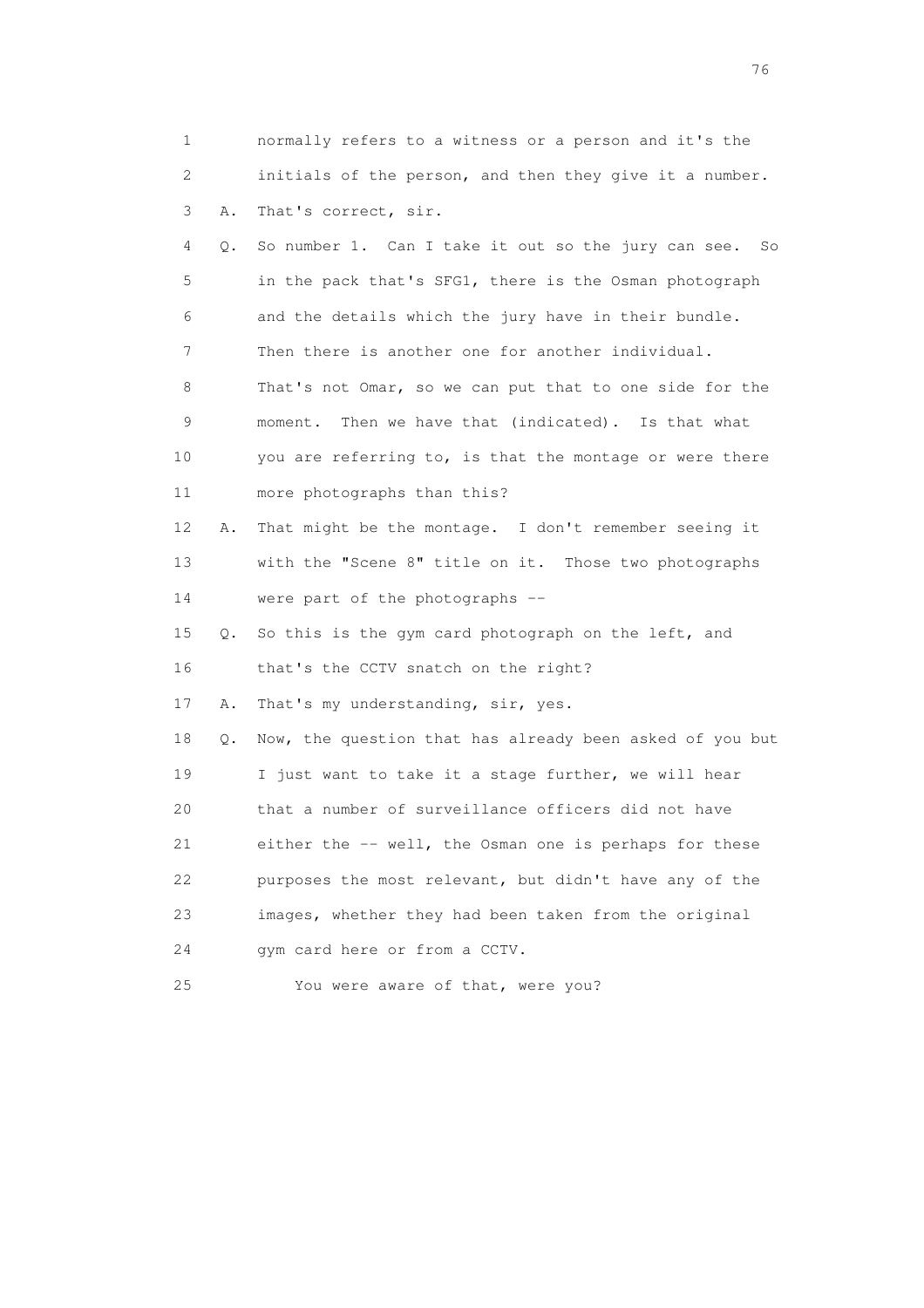1 normally refers to a witness or a person and it's the
2 initials of the person, and then they give it a number.
3 A. That's correct, sir.
4 Q. So number 1. Can I take it out so the jury can see. So
5 in the pack that's SFG1, there is the Osman photograph
6 and the details which the jury have in their bundle.
7 Then there is another one for another individual.
8 That's not Omar, so we can put that to one side for the
9 moment. Then we have that (indicated). Is that what
10 you are referring to, is that the montage or were there
11 more photographs than this?
12 A. That might be the montage. I don't remember seeing it
13 with the "Scene 8" title on it. Those two photographs
14 were part of the photographs --
15 Q. So this is the gym card photograph on the left, and
16 that's the CCTV snatch on the right?
17 A. That's my understanding, sir, yes.
18 Q. Now, the question that has already been asked of you but
19 I just want to take it a stage further, we will hear
20 that a number of surveillance officers did not have
21 either the -- well, the Osman one is perhaps for these
22 purposes the most relevant, but didn't have any of the
23 images, whether they had been taken from the original
24 gym card here or from a CCTV.
25 You were aware of that, were you?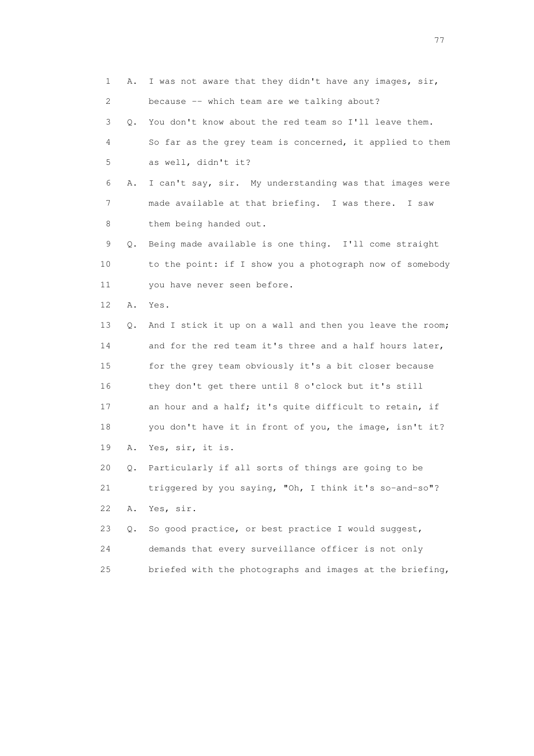1 A. I was not aware that they didn't have any images, sir,
2 because -- which team are we talking about?
3 Q. You don't know about the red team so I'll leave them.
4 So far as the grey team is concerned, it applied to them
5 as well, didn't it?
6 A. I can't say, sir. My understanding was that images were
7 made available at that briefing. I was there. I saw
8 them being handed out.
9 Q. Being made available is one thing. I'll come straight
10 to the point: if I show you a photograph now of somebody
11 you have never seen before.
12 A. Yes.
13 Q. And I stick it up on a wall and then you leave the room;
14 and for the red team it's three and a half hours later,
15 for the grey team obviously it's a bit closer because
16 they don't get there until 8 o'clock but it's still
17 an hour and a half; it's quite difficult to retain, if
18 you don't have it in front of you, the image, isn't it?
19 A. Yes, sir, it is.
20 Q. Particularly if all sorts of things are going to be
21 triggered by you saying, "Oh, I think it's so-and-so"?
22 A. Yes, sir.
23 Q. So good practice, or best practice I would suggest,
24 demands that every surveillance officer is not only
25 briefed with the photographs and images at the briefing,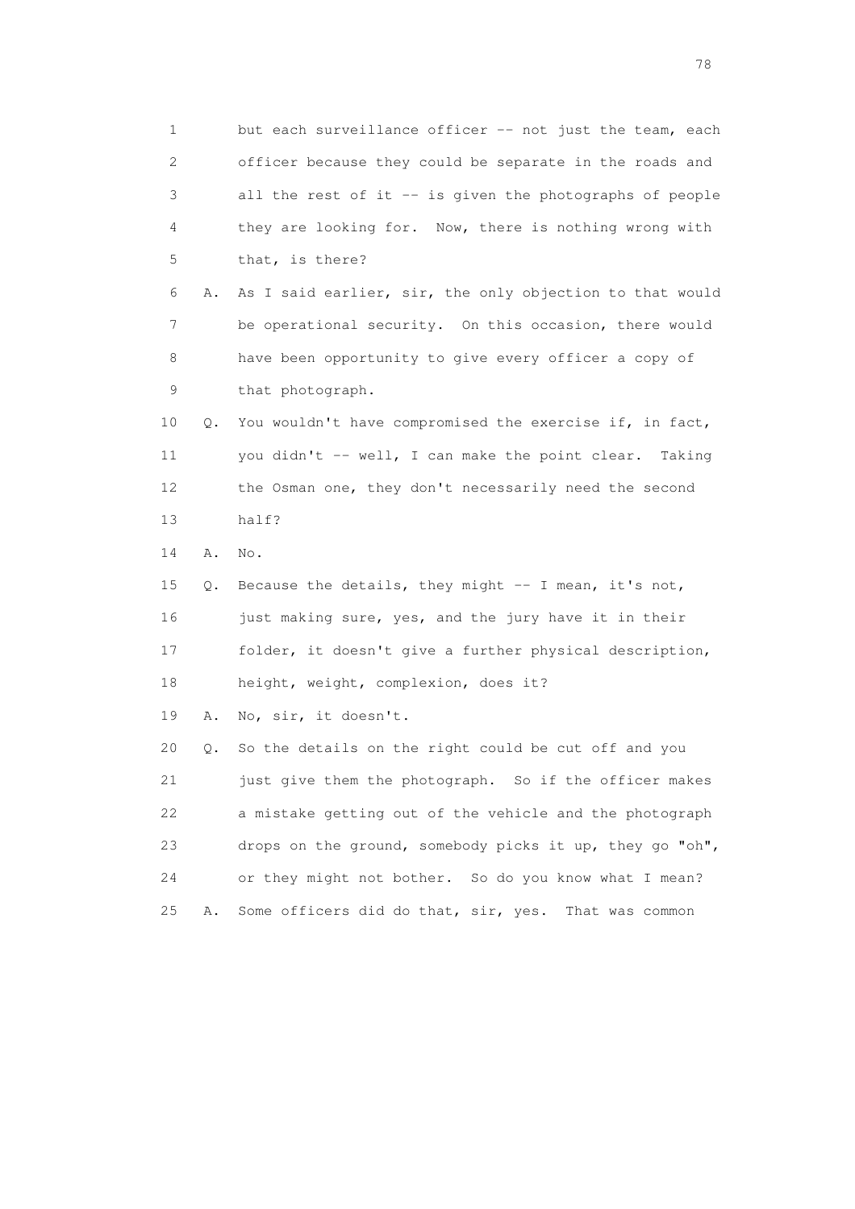1 but each surveillance officer -- not just the team, each
2 officer because they could be separate in the roads and
3 all the rest of it -- is given the photographs of people
4 they are looking for. Now, there is nothing wrong with
5 that, is there?

6 A. As I said earlier, sir, the only objection to that would
7 be operational security. On this occasion, there would
8 have been opportunity to give every officer a copy of
9 that photograph.

10 Q. You wouldn't have compromised the exercise if, in fact,
11 you didn't -- well, I can make the point clear. Taking
12 the Osman one, they don't necessarily need the second
13 half?

14 A. No.

15 Q. Because the details, they might -- I mean, it's not,
16 just making sure, yes, and the jury have it in their
17 folder, it doesn't give a further physical description,
18 height, weight, complexion, does it?

19 A. No, sir, it doesn't.

20 Q. So the details on the right could be cut off and you
21 just give them the photograph. So if the officer makes
22 a mistake getting out of the vehicle and the photograph
23 drops on the ground, somebody picks it up, they go "oh",
24 or they might not bother. So do you know what I mean?

25 A. Some officers did do that, sir, yes. That was common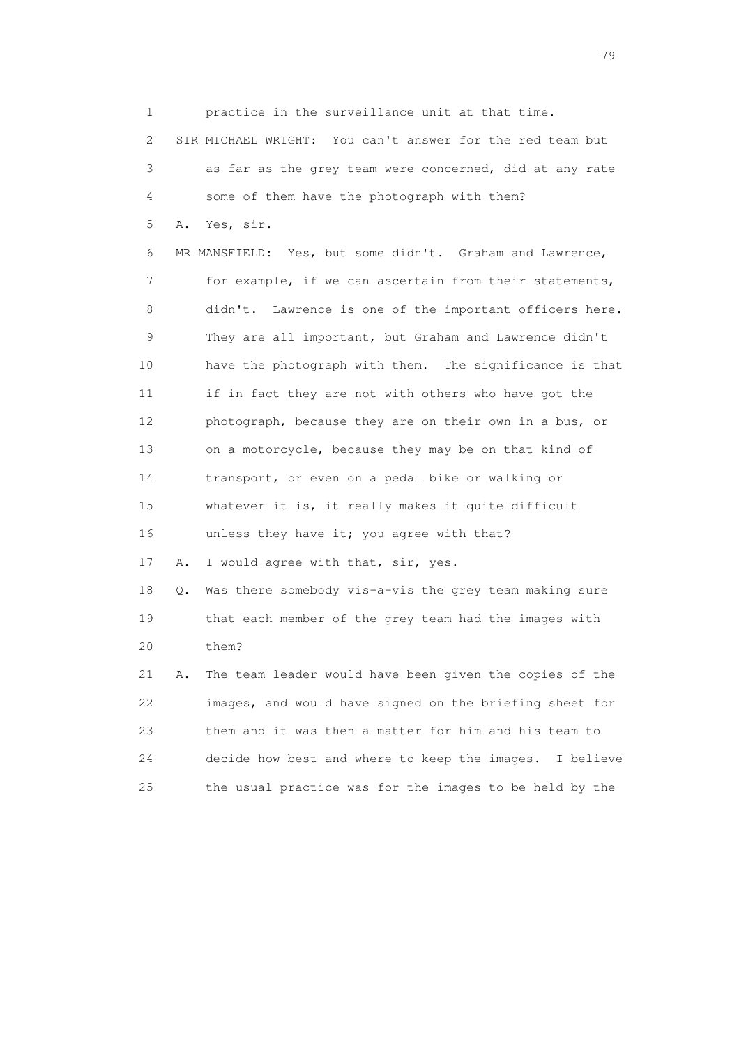1 practice in the surveillance unit at that time.

2 SIR MICHAEL WRIGHT: You can't answer for the red team but

3 as far as the grey team were concerned, did at any rate

4 some of them have the photograph with them?

5 A. Yes, sir.

6 MR MANSFIELD: Yes, but some didn't. Graham and Lawrence,

7 for example, if we can ascertain from their statements,

8 didn't. Lawrence is one of the important officers here.

9 They are all important, but Graham and Lawrence didn't

10 have the photograph with them. The significance is that

11 if in fact they are not with others who have got the

12 photograph, because they are on their own in a bus, or

13 on a motorcycle, because they may be on that kind of

14 transport, or even on a pedal bike or walking or

15 whatever it is, it really makes it quite difficult

16 unless they have it; you agree with that?

17 A. I would agree with that, sir, yes.

18 Q. Was there somebody vis-a-vis the grey team making sure

19 that each member of the grey team had the images with

20 them?

21 A. The team leader would have been given the copies of the

22 images, and would have signed on the briefing sheet for

23 them and it was then a matter for him and his team to

24 decide how best and where to keep the images. I believe

25 the usual practice was for the images to be held by the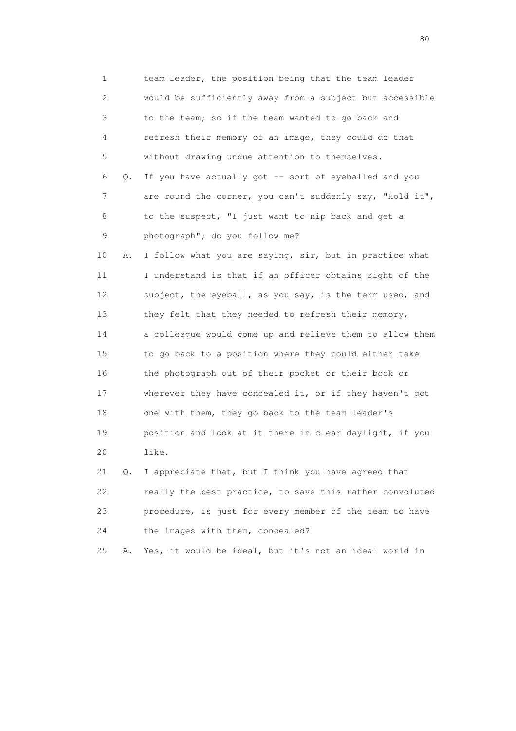1 team leader, the position being that the team leader
2 would be sufficiently away from a subject but accessible
3 to the team; so if the team wanted to go back and
4 refresh their memory of an image, they could do that
5 without drawing undue attention to themselves.

6 Q. If you have actually got -- sort of eyeballed and you
7 are round the corner, you can't suddenly say, "Hold it",
8 to the suspect, "I just want to nip back and get a
9 photograph"; do you follow me?

10 A. I follow what you are saying, sir, but in practice what
11 I understand is that if an officer obtains sight of the
12 subject, the eyeball, as you say, is the term used, and
13 they felt that they needed to refresh their memory,
14 a colleague would come up and relieve them to allow them
15 to go back to a position where they could either take
16 the photograph out of their pocket or their book or
17 wherever they have concealed it, or if they haven't got
18 one with them, they go back to the team leader's
19 position and look at it there in clear daylight, if you
20 like.

21 Q. I appreciate that, but I think you have agreed that
22 really the best practice, to save this rather convoluted
23 procedure, is just for every member of the team to have
24 the images with them, concealed?

25 A. Yes, it would be ideal, but it's not an ideal world in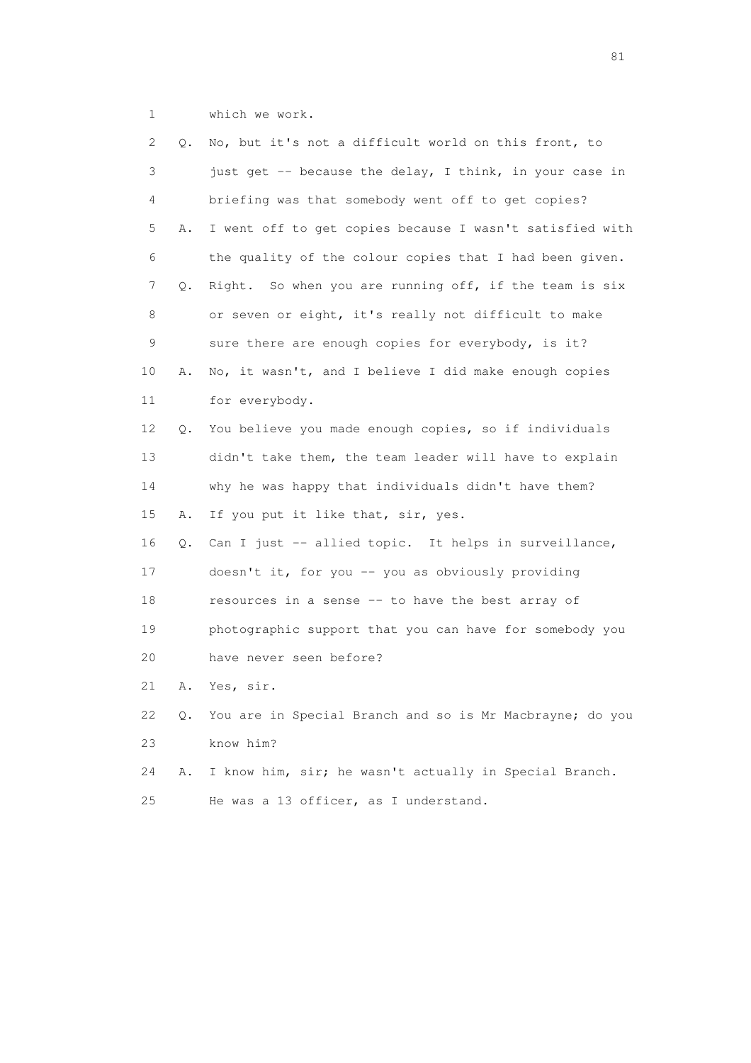1 which we work.

2 Q. No, but it's not a difficult world on this front, to

3 just get -- because the delay, I think, in your case in

4 briefing was that somebody went off to get copies?

5 A. I went off to get copies because I wasn't satisfied with

6 the quality of the colour copies that I had been given.

7 Q. Right. So when you are running off, if the team is six

8 or seven or eight, it's really not difficult to make

9 sure there are enough copies for everybody, is it?

10 A. No, it wasn't, and I believe I did make enough copies

11 for everybody.

12 Q. You believe you made enough copies, so if individuals

13 didn't take them, the team leader will have to explain

14 why he was happy that individuals didn't have them?

15 A. If you put it like that, sir, yes.

16 Q. Can I just -- allied topic. It helps in surveillance,

17 doesn't it, for you -- you as obviously providing

18 resources in a sense -- to have the best array of

19 photographic support that you can have for somebody you

20 have never seen before?

21 A. Yes, sir.

22 Q. You are in Special Branch and so is Mr Macbrayne; do you

23 know him?

24 A. I know him, sir; he wasn't actually in Special Branch.

25 He was a 13 officer, as I understand.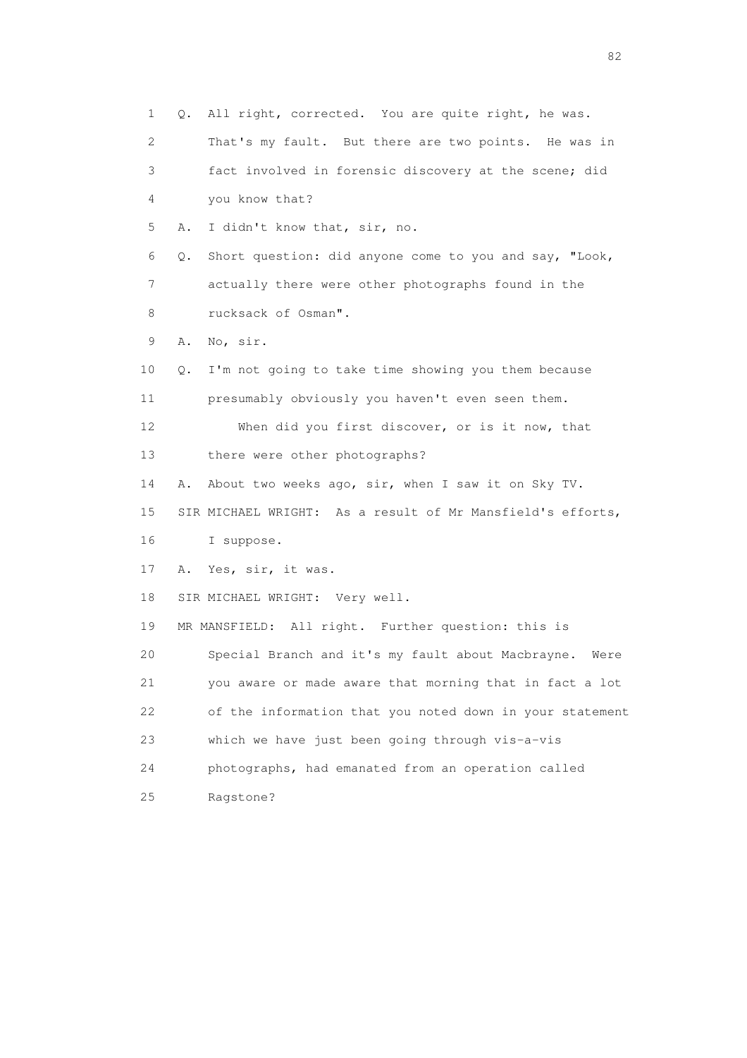1 Q. All right, corrected. You are quite right, he was.
2 That's my fault. But there are two points. He was in
3 fact involved in forensic discovery at the scene; did
4 you know that?
5 A. I didn't know that, sir, no.
6 Q. Short question: did anyone come to you and say, "Look,
7 actually there were other photographs found in the
8 rucksack of Osman".
9 A. No, sir.
10 Q. I'm not going to take time showing you them because
11 presumably obviously you haven't even seen them.
12 When did you first discover, or is it now, that
13 there were other photographs?
14 A. About two weeks ago, sir, when I saw it on Sky TV.
15 SIR MICHAEL WRIGHT: As a result of Mr Mansfield's efforts,
16 I suppose.
17 A. Yes, sir, it was.
18 SIR MICHAEL WRIGHT: Very well.
19 MR MANSFIELD: All right. Further question: this is
20 Special Branch and it's my fault about Macbrayne. Were
21 you aware or made aware that morning that in fact a lot
22 of the information that you noted down in your statement
23 which we have just been going through vis-a-vis
24 photographs, had emanated from an operation called
25 Ragstone?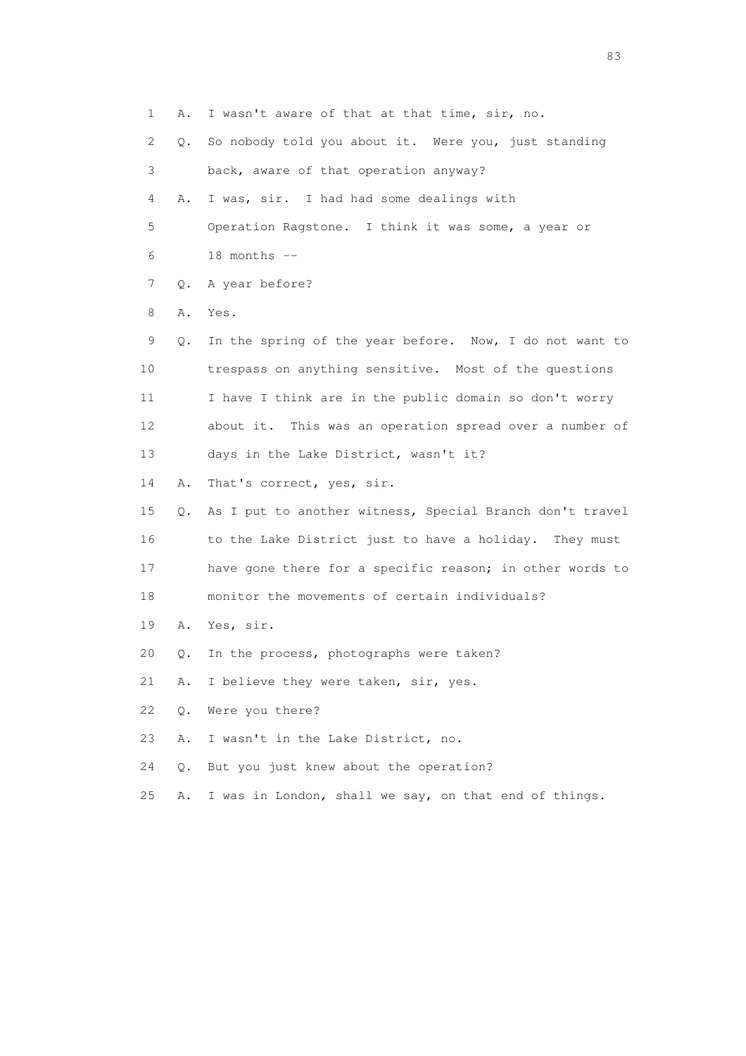1 A. I wasn't aware of that at that time, sir, no.

2 Q. So nobody told you about it. Were you, just standing

3 back, aware of that operation anyway?

4 A. I was, sir. I had had some dealings with

5 Operation Ragstone. I think it was some, a year or

6 18 months --

7 Q. A year before?

8 A. Yes.

9 Q. In the spring of the year before. Now, I do not want to

10 trespass on anything sensitive. Most of the questions

11 I have I think are in the public domain so don't worry

12 about it. This was an operation spread over a number of

13 days in the Lake District, wasn't it?

14 A. That's correct, yes, sir.

15 Q. As I put to another witness, Special Branch don't travel

16 to the Lake District just to have a holiday. They must

17 have gone there for a specific reason; in other words to

18 monitor the movements of certain individuals?

19 A. Yes, sir.

20 Q. In the process, photographs were taken?

21 A. I believe they were taken, sir, yes.

22 Q. Were you there?

23 A. I wasn't in the Lake District, no.

24 Q. But you just knew about the operation?

25 A. I was in London, shall we say, on that end of things.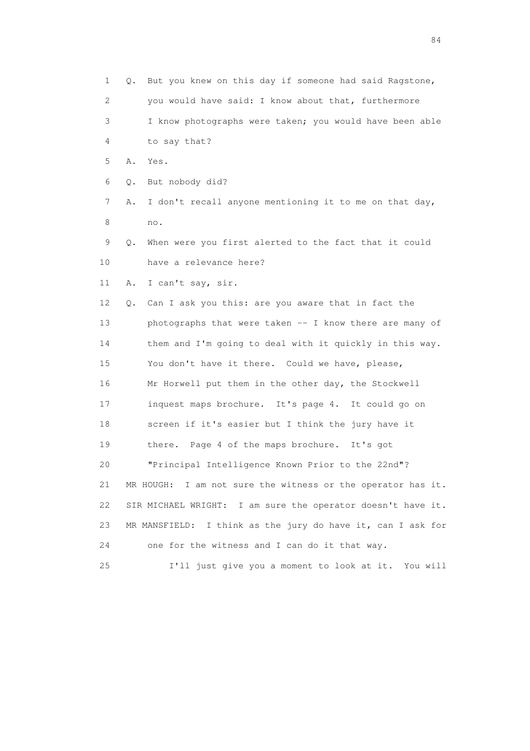1 Q. But you knew on this day if someone had said Ragstone,
2 you would have said: I know about that, furthermore
3 I know photographs were taken; you would have been able
4 to say that?

5 A. Yes.

6 Q. But nobody did?

7 A. I don't recall anyone mentioning it to me on that day,
8 no.

9 Q. When were you first alerted to the fact that it could
10 have a relevance here?

11 A. I can't say, sir.

12 Q. Can I ask you this: are you aware that in fact the
13 photographs that were taken -- I know there are many of
14 them and I'm going to deal with it quickly in this way.
15 You don't have it there. Could we have, please,
16 Mr Horwell put them in the other day, the Stockwell
17 inquest maps brochure. It's page 4. It could go on
18 screen if it's easier but I think the jury have it
19 there. Page 4 of the maps brochure. It's got
20 "Principal Intelligence Known Prior to the 22nd"?

21 MR HOUGH: I am not sure the witness or the operator has it.

22 SIR MICHAEL WRIGHT: I am sure the operator doesn't have it.

23 MR MANSFIELD: I think as the jury do have it, can I ask for
24 one for the witness and I can do it that way.

25 I'll just give you a moment to look at it. You will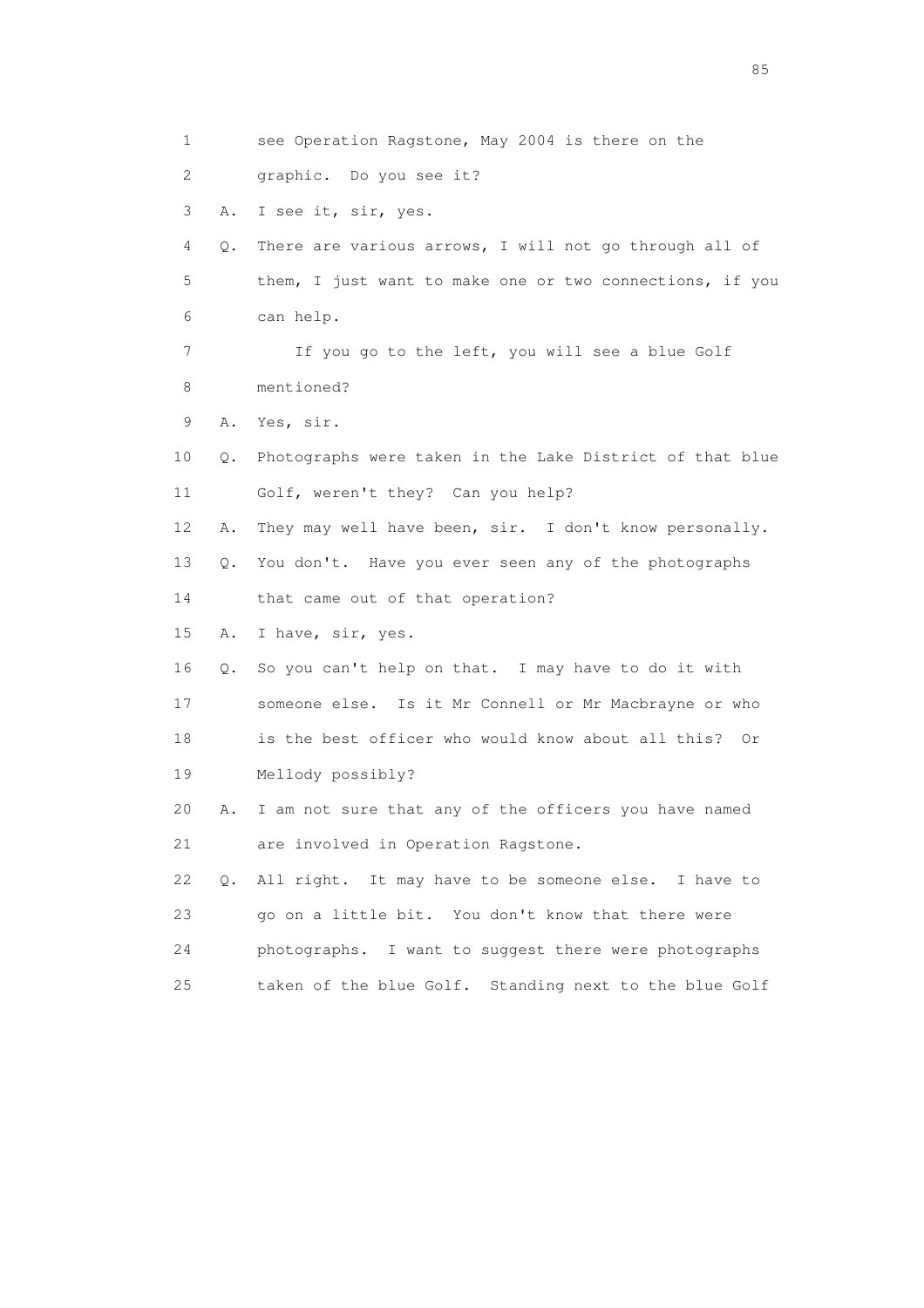1 see Operation Ragstone, May 2004 is there on the
2 graphic. Do you see it?
3 A. I see it, sir, yes.
4 Q. There are various arrows, I will not go through all of
5 them, I just want to make one or two connections, if you
6 can help.
7 If you go to the left, you will see a blue Golf
8 mentioned?
9 A. Yes, sir.
10 Q. Photographs were taken in the Lake District of that blue
11 Golf, weren't they? Can you help?
12 A. They may well have been, sir. I don't know personally.
13 Q. You don't. Have you ever seen any of the photographs
14 that came out of that operation?
15 A. I have, sir, yes.
16 Q. So you can't help on that. I may have to do it with
17 someone else. Is it Mr Connell or Mr Macbrayne or who
18 is the best officer who would know about all this? Or
19 Mellody possibly?
20 A. I am not sure that any of the officers you have named
21 are involved in Operation Ragstone.
22 Q. All right. It may have to be someone else. I have to
23 go on a little bit. You don't know that there were
24 photographs. I want to suggest there were photographs
25 taken of the blue Golf. Standing next to the blue Golf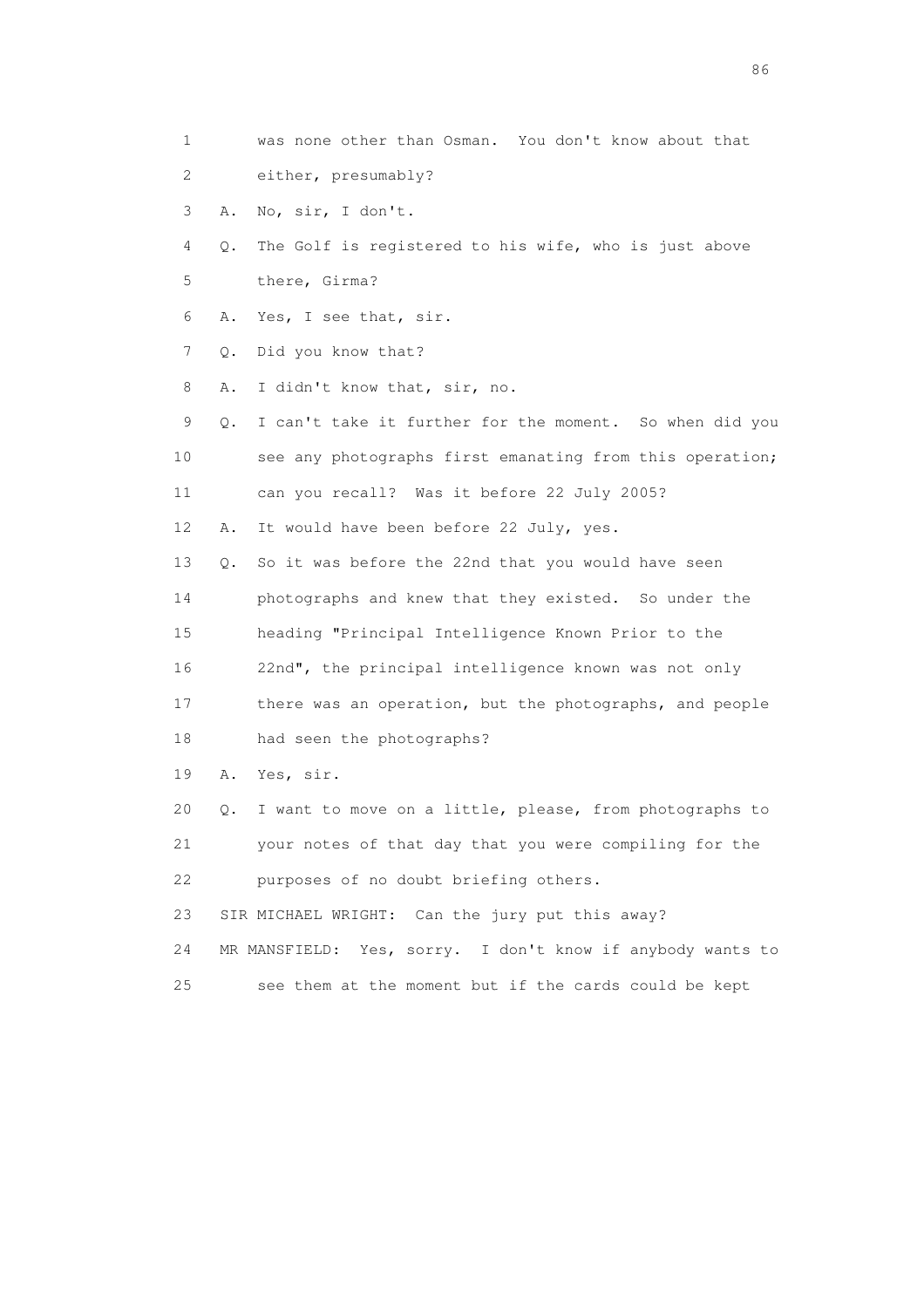1 was none other than Osman. You don't know about that
2 either, presumably?
3 A. No, sir, I don't.
4 Q. The Golf is registered to his wife, who is just above
5 there, Girma?
6 A. Yes, I see that, sir.
7 Q. Did you know that?
8 A. I didn't know that, sir, no.
9 Q. I can't take it further for the moment. So when did you
10 see any photographs first emanating from this operation;
11 can you recall? Was it before 22 July 2005?
12 A. It would have been before 22 July, yes.
13 Q. So it was before the 22nd that you would have seen
14 photographs and knew that they existed. So under the
15 heading "Principal Intelligence Known Prior to the
16 22nd", the principal intelligence known was not only
17 there was an operation, but the photographs, and people
18 had seen the photographs?
19 A. Yes, sir.
20 Q. I want to move on a little, please, from photographs to
21 your notes of that day that you were compiling for the
22 purposes of no doubt briefing others.
23 SIR MICHAEL WRIGHT: Can the jury put this away?
24 MR MANSFIELD: Yes, sorry. I don't know if anybody wants to
25 see them at the moment but if the cards could be kept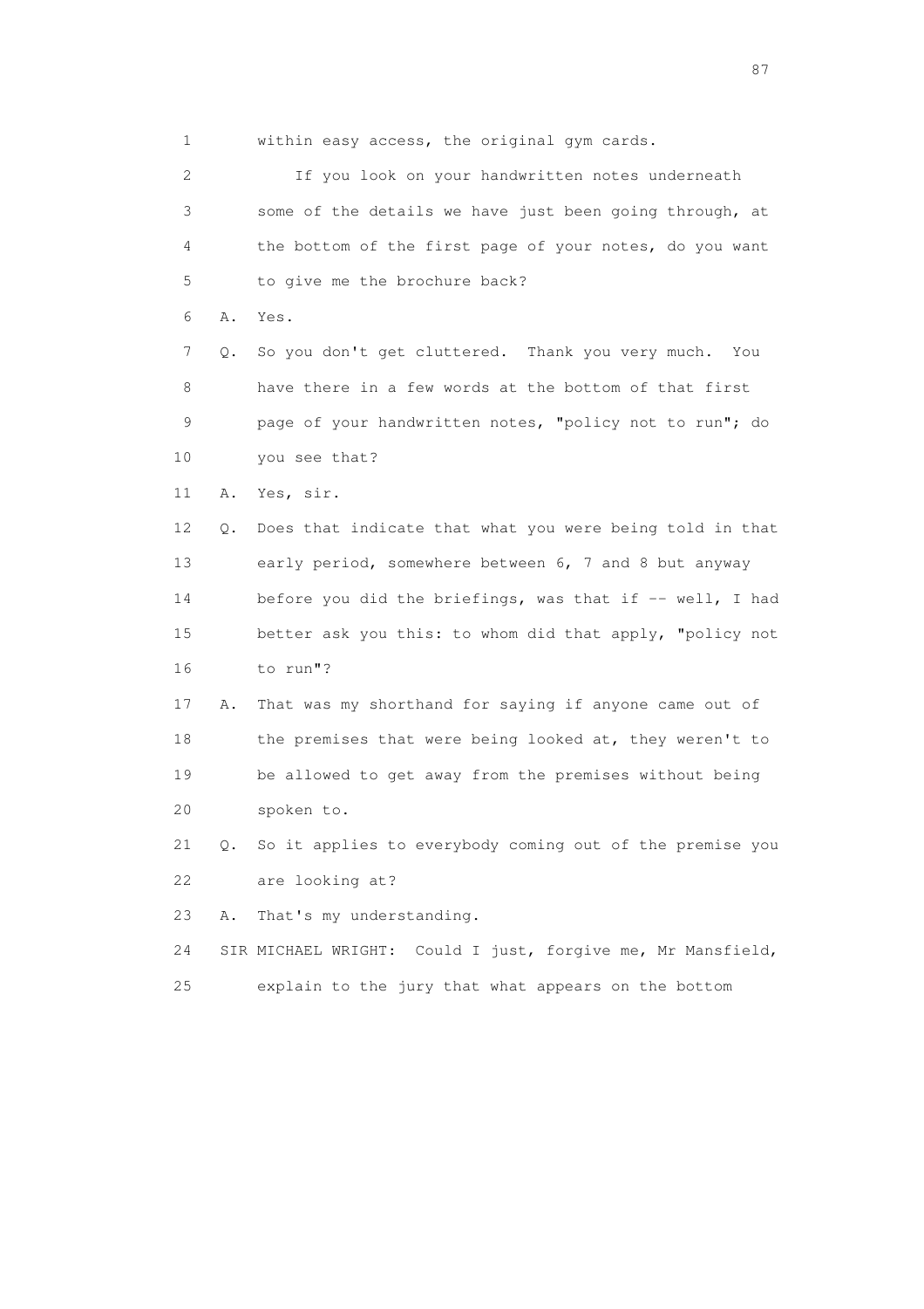1 within easy access, the original gym cards.

2 If you look on your handwritten notes underneath

3 some of the details we have just been going through, at

4 the bottom of the first page of your notes, do you want

5 to give me the brochure back?

6 A. Yes.

7 Q. So you don't get cluttered. Thank you very much. You

8 have there in a few words at the bottom of that first

9 page of your handwritten notes, "policy not to run"; do

10 you see that?

11 A. Yes, sir.

12 Q. Does that indicate that what you were being told in that

13 early period, somewhere between 6, 7 and 8 but anyway

14 before you did the briefings, was that if -- well, I had

15 better ask you this: to whom did that apply, "policy not

16 to run"?

17 A. That was my shorthand for saying if anyone came out of

18 the premises that were being looked at, they weren't to

19 be allowed to get away from the premises without being

20 spoken to.

21 Q. So it applies to everybody coming out of the premise you

22 are looking at?

23 A. That's my understanding.

24 SIR MICHAEL WRIGHT: Could I just, forgive me, Mr Mansfield,

25 explain to the jury that what appears on the bottom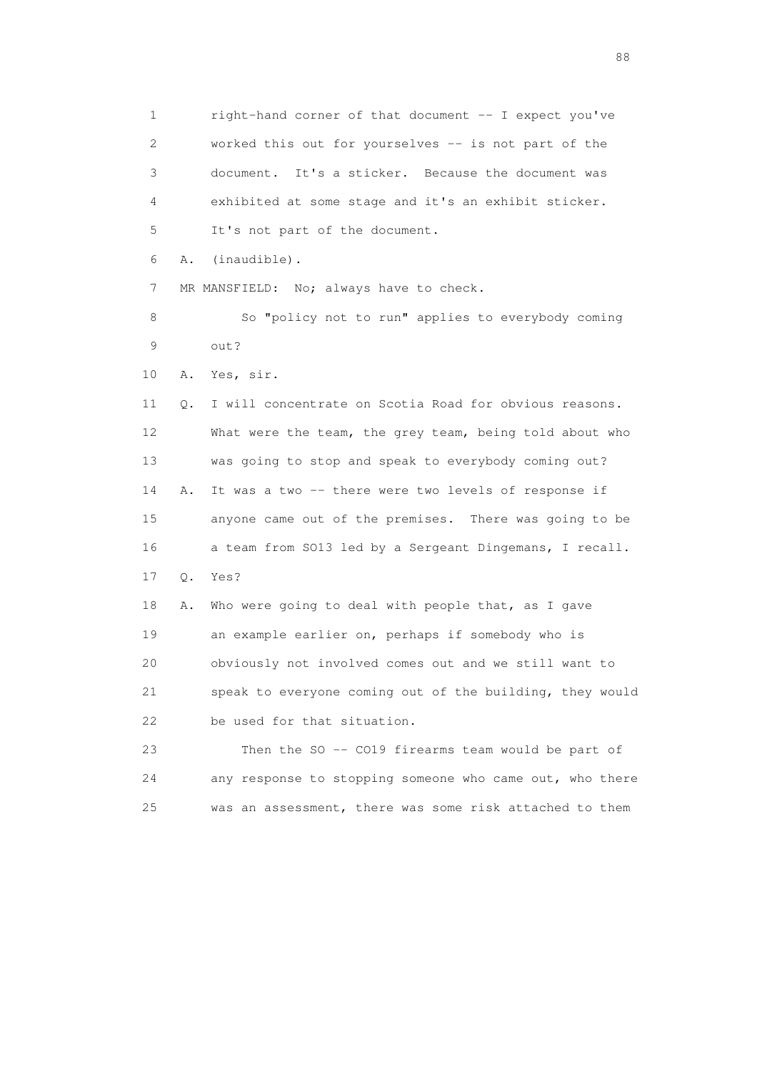1 right-hand corner of that document -- I expect you've
2 worked this out for yourselves -- is not part of the
3 document. It's a sticker. Because the document was
4 exhibited at some stage and it's an exhibit sticker.
5 It's not part of the document.

6 A. (inaudible).

7 MR MANSFIELD: No; always have to check.

8 So "policy not to run" applies to everybody coming
9 out?

10 A. Yes, sir.

11 Q. I will concentrate on Scotia Road for obvious reasons.
12 What were the team, the grey team, being told about who
13 was going to stop and speak to everybody coming out?

14 A. It was a two -- there were two levels of response if
15 anyone came out of the premises. There was going to be
16 a team from SO13 led by a Sergeant Dingemans, I recall.

17 Q. Yes?

18 A. Who were going to deal with people that, as I gave
19 an example earlier on, perhaps if somebody who is
20 obviously not involved comes out and we still want to
21 speak to everyone coming out of the building, they would
22 be used for that situation.

23 Then the SO -- CO19 firearms team would be part of
24 any response to stopping someone who came out, who there
25 was an assessment, there was some risk attached to them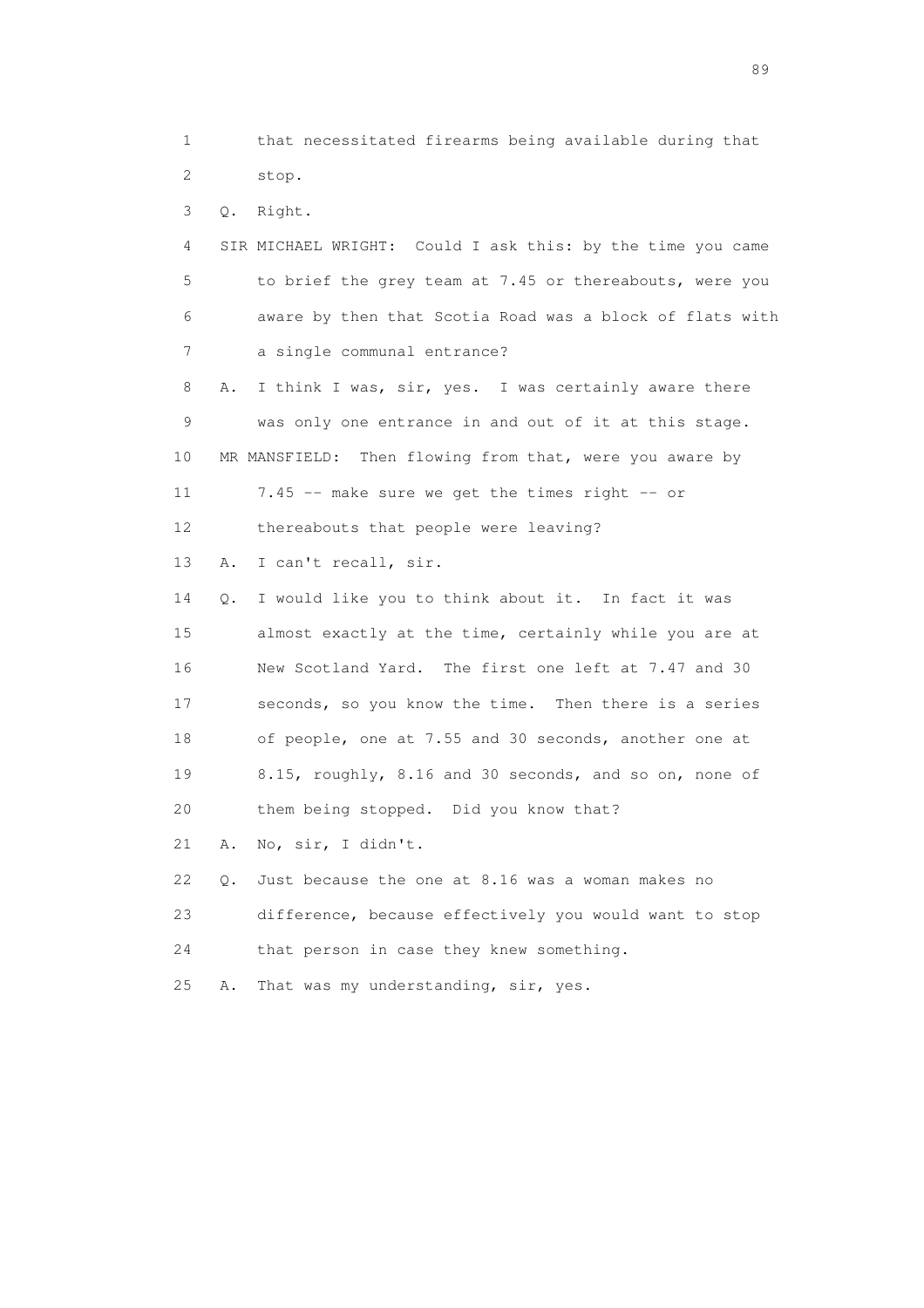1 that necessitated firearms being available during that
2 stop.

3 Q. Right.

4 SIR MICHAEL WRIGHT: Could I ask this: by the time you came
5 to brief the grey team at 7.45 or thereabouts, were you
6 aware by then that Scotia Road was a block of flats with
7 a single communal entrance?

8 A. I think I was, sir, yes. I was certainly aware there
9 was only one entrance in and out of it at this stage.

10 MR MANSFIELD: Then flowing from that, were you aware by
11 7.45 -- make sure we get the times right -- or
12 thereabouts that people were leaving?

13 A. I can't recall, sir.

14 Q. I would like you to think about it. In fact it was
15 almost exactly at the time, certainly while you are at
16 New Scotland Yard. The first one left at 7.47 and 30
17 seconds, so you know the time. Then there is a series
18 of people, one at 7.55 and 30 seconds, another one at
19 8.15, roughly, 8.16 and 30 seconds, and so on, none of
20 them being stopped. Did you know that?

21 A. No, sir, I didn't.

22 Q. Just because the one at 8.16 was a woman makes no
23 difference, because effectively you would want to stop
24 that person in case they knew something.

25 A. That was my understanding, sir, yes.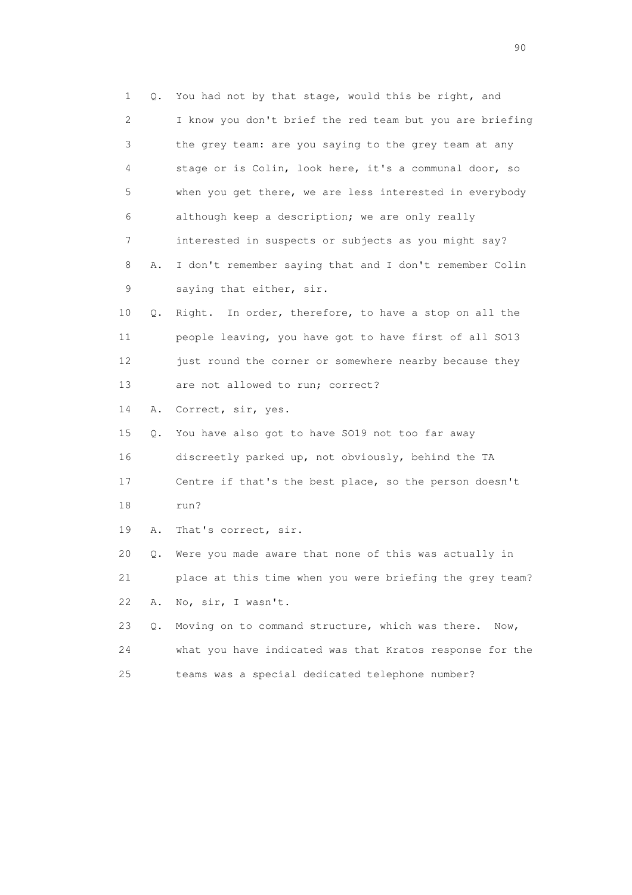1 Q. You had not by that stage, would this be right, and
2 I know you don't brief the red team but you are briefing
3 the grey team: are you saying to the grey team at any
4 stage or is Colin, look here, it's a communal door, so
5 when you get there, we are less interested in everybody
6 although keep a description; we are only really
7 interested in suspects or subjects as you might say?
8 A. I don't remember saying that and I don't remember Colin
9 saying that either, sir.
10 Q. Right. In order, therefore, to have a stop on all the
11 people leaving, you have got to have first of all SO13
12 just round the corner or somewhere nearby because they
13 are not allowed to run; correct?
14 A. Correct, sir, yes.
15 Q. You have also got to have SO19 not too far away
16 discreetly parked up, not obviously, behind the TA
17 Centre if that's the best place, so the person doesn't
18 run?
19 A. That's correct, sir.
20 Q. Were you made aware that none of this was actually in
21 place at this time when you were briefing the grey team?
22 A. No, sir, I wasn't.
23 Q. Moving on to command structure, which was there. Now,
24 what you have indicated was that Kratos response for the
25 teams was a special dedicated telephone number?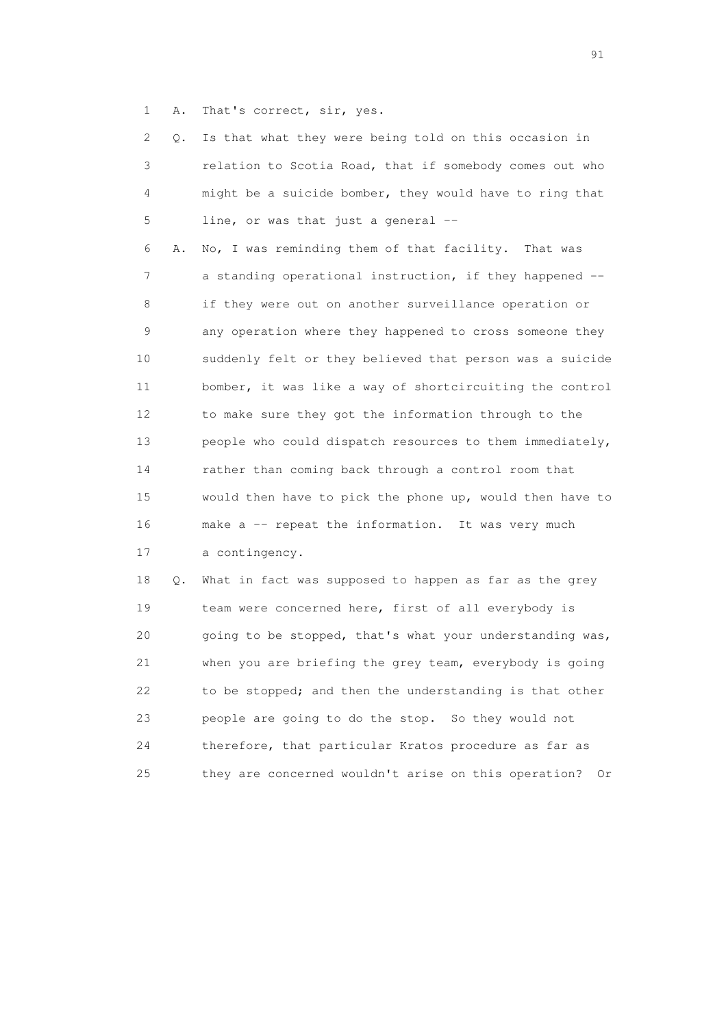1 A. That's correct, sir, yes.

2 Q. Is that what they were being told on this occasion in
3 relation to Scotia Road, that if somebody comes out who
4 might be a suicide bomber, they would have to ring that
5 line, or was that just a general --

6 A. No, I was reminding them of that facility. That was
7 a standing operational instruction, if they happened --
8 if they were out on another surveillance operation or
9 any operation where they happened to cross someone they
10 suddenly felt or they believed that person was a suicide
11 bomber, it was like a way of shortcircuiting the control
12 to make sure they got the information through to the
13 people who could dispatch resources to them immediately,
14 rather than coming back through a control room that
15 would then have to pick the phone up, would then have to
16 make a -- repeat the information. It was very much
17 a contingency.

18 Q. What in fact was supposed to happen as far as the grey
19 team were concerned here, first of all everybody is
20 going to be stopped, that's what your understanding was,
21 when you are briefing the grey team, everybody is going
22 to be stopped; and then the understanding is that other
23 people are going to do the stop. So they would not
24 therefore, that particular Kratos procedure as far as
25 they are concerned wouldn't arise on this operation? Or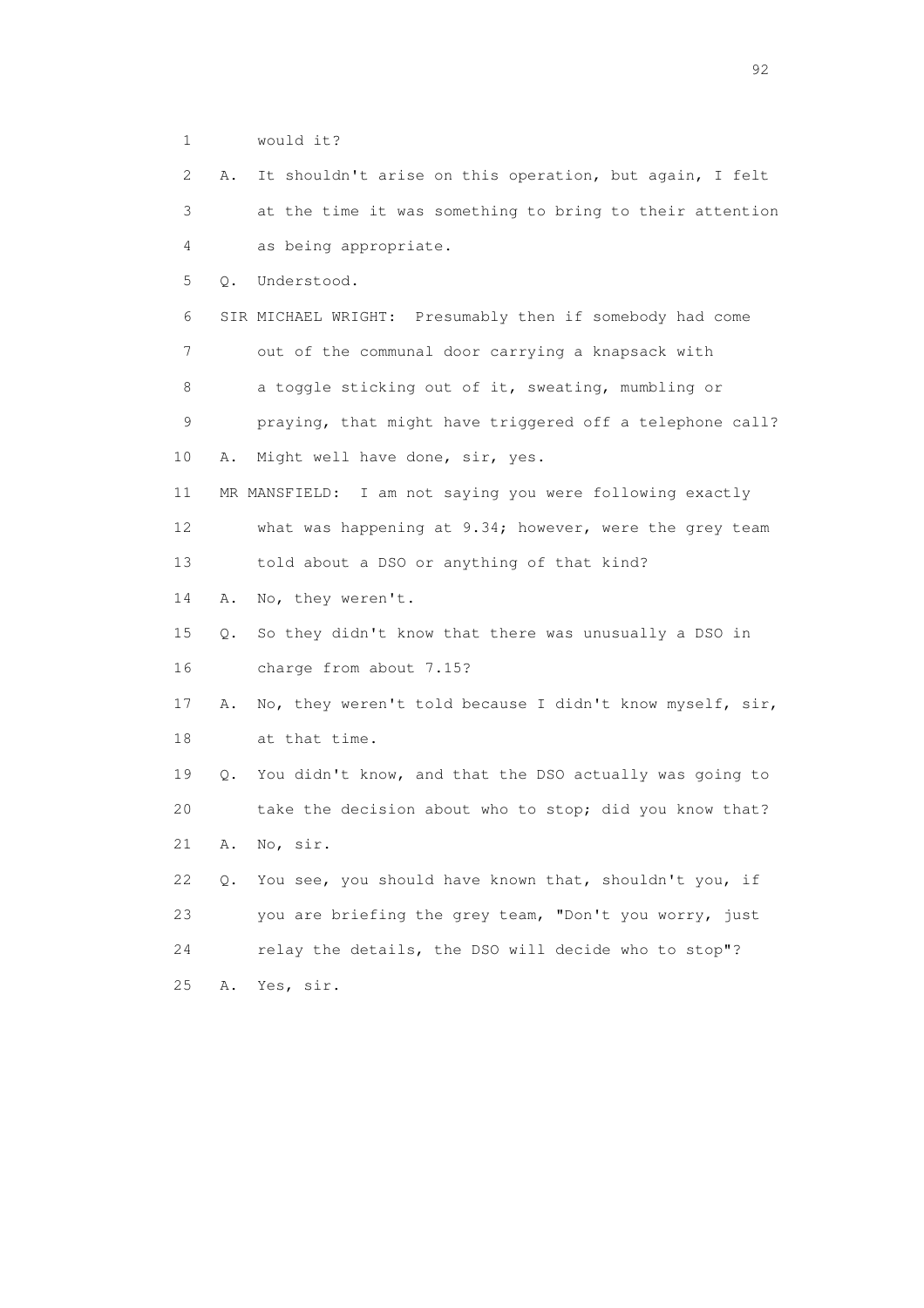1 would it?

2 A. It shouldn't arise on this operation, but again, I felt

3 at the time it was something to bring to their attention

4 as being appropriate.

5 Q. Understood.

6 SIR MICHAEL WRIGHT: Presumably then if somebody had come

7 out of the communal door carrying a knapsack with

8 a toggle sticking out of it, sweating, mumbling or

9 praying, that might have triggered off a telephone call?

10 A. Might well have done, sir, yes.

11 MR MANSFIELD: I am not saying you were following exactly

12 what was happening at 9.34; however, were the grey team

13 told about a DSO or anything of that kind?

14 A. No, they weren't.

15 Q. So they didn't know that there was unusually a DSO in

16 charge from about 7.15?

17 A. No, they weren't told because I didn't know myself, sir,

18 at that time.

19 Q. You didn't know, and that the DSO actually was going to

20 take the decision about who to stop; did you know that?

21 A. No, sir.

22 Q. You see, you should have known that, shouldn't you, if

23 you are briefing the grey team, "Don't you worry, just

24 relay the details, the DSO will decide who to stop"?

25 A. Yes, sir.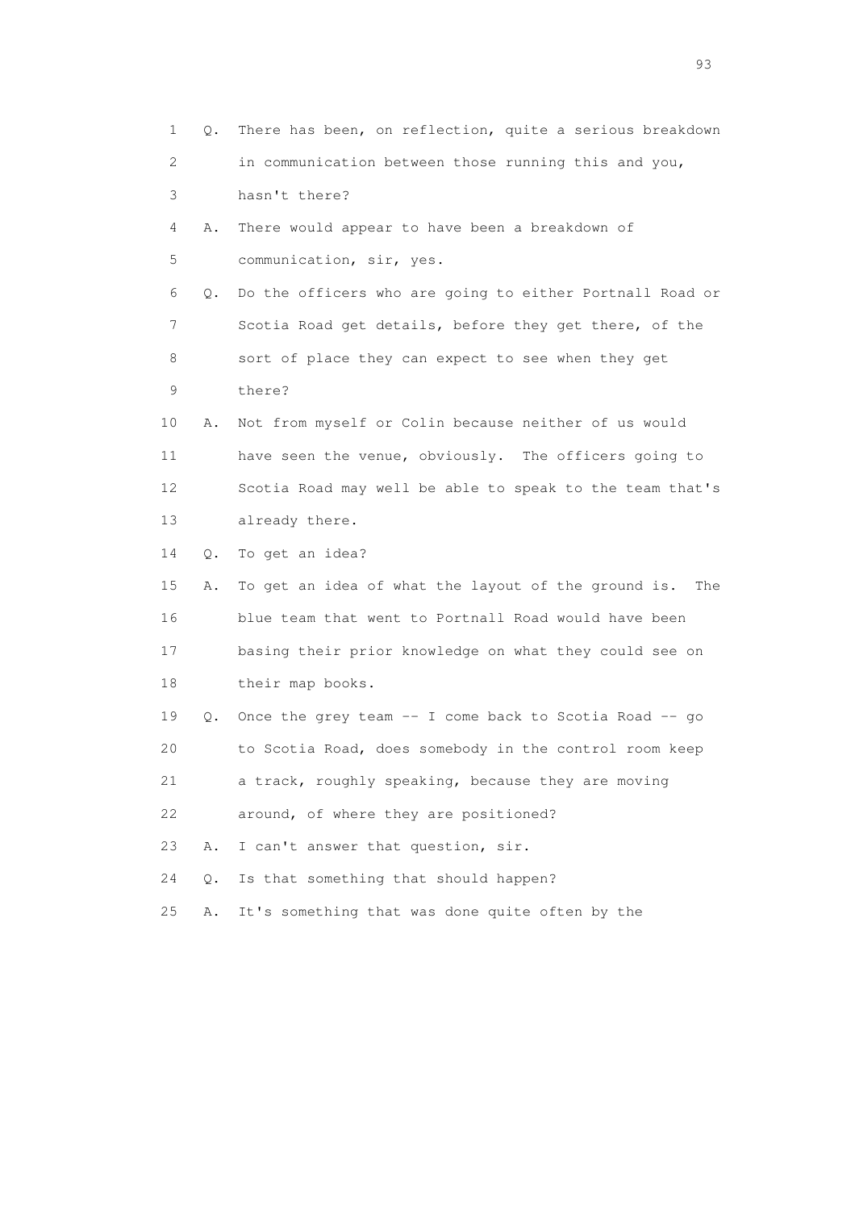1 Q. There has been, on reflection, quite a serious breakdown
2 in communication between those running this and you,
3 hasn't there?
4 A. There would appear to have been a breakdown of
5 communication, sir, yes.
6 Q. Do the officers who are going to either Portnall Road or
7 Scotia Road get details, before they get there, of the
8 sort of place they can expect to see when they get
9 there?
10 A. Not from myself or Colin because neither of us would
11 have seen the venue, obviously. The officers going to
12 Scotia Road may well be able to speak to the team that's
13 already there.
14 Q. To get an idea?
15 A. To get an idea of what the layout of the ground is. The
16 blue team that went to Portnall Road would have been
17 basing their prior knowledge on what they could see on
18 their map books.
19 Q. Once the grey team -- I come back to Scotia Road -- go
20 to Scotia Road, does somebody in the control room keep
21 a track, roughly speaking, because they are moving
22 around, of where they are positioned?
23 A. I can't answer that question, sir.
24 Q. Is that something that should happen?
25 A. It's something that was done quite often by the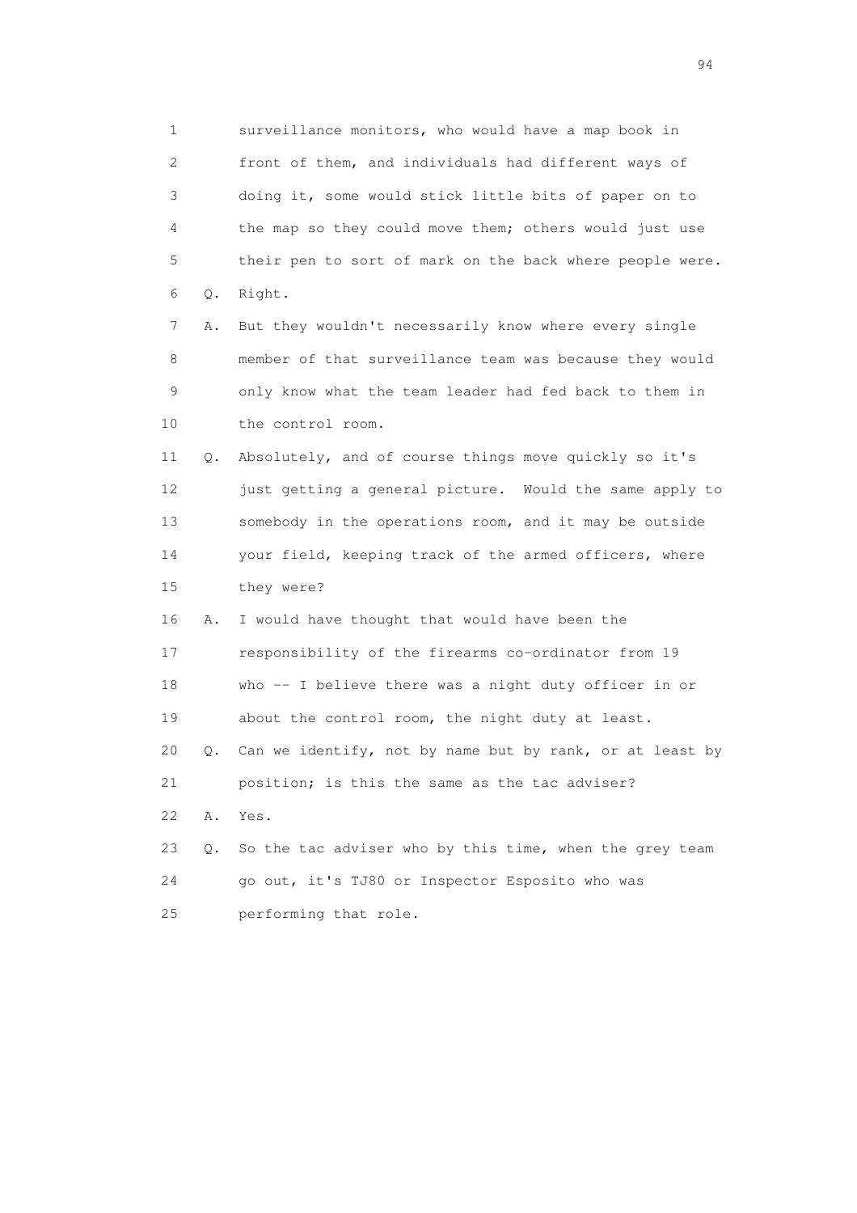1 surveillance monitors, who would have a map book in
2 front of them, and individuals had different ways of
3 doing it, some would stick little bits of paper on to
4 the map so they could move them; others would just use
5 their pen to sort of mark on the back where people were.
6 Q. Right.
7 A. But they wouldn't necessarily know where every single
8 member of that surveillance team was because they would
9 only know what the team leader had fed back to them in
10 the control room.
11 Q. Absolutely, and of course things move quickly so it's
12 just getting a general picture. Would the same apply to
13 somebody in the operations room, and it may be outside
14 your field, keeping track of the armed officers, where
15 they were?
16 A. I would have thought that would have been the
17 responsibility of the firearms co-ordinator from 19
18 who -- I believe there was a night duty officer in or
19 about the control room, the night duty at least.
20 Q. Can we identify, not by name but by rank, or at least by
21 position; is this the same as the tac adviser?
22 A. Yes.
23 Q. So the tac adviser who by this time, when the grey team
24 go out, it's TJ80 or Inspector Esposito who was
25 performing that role.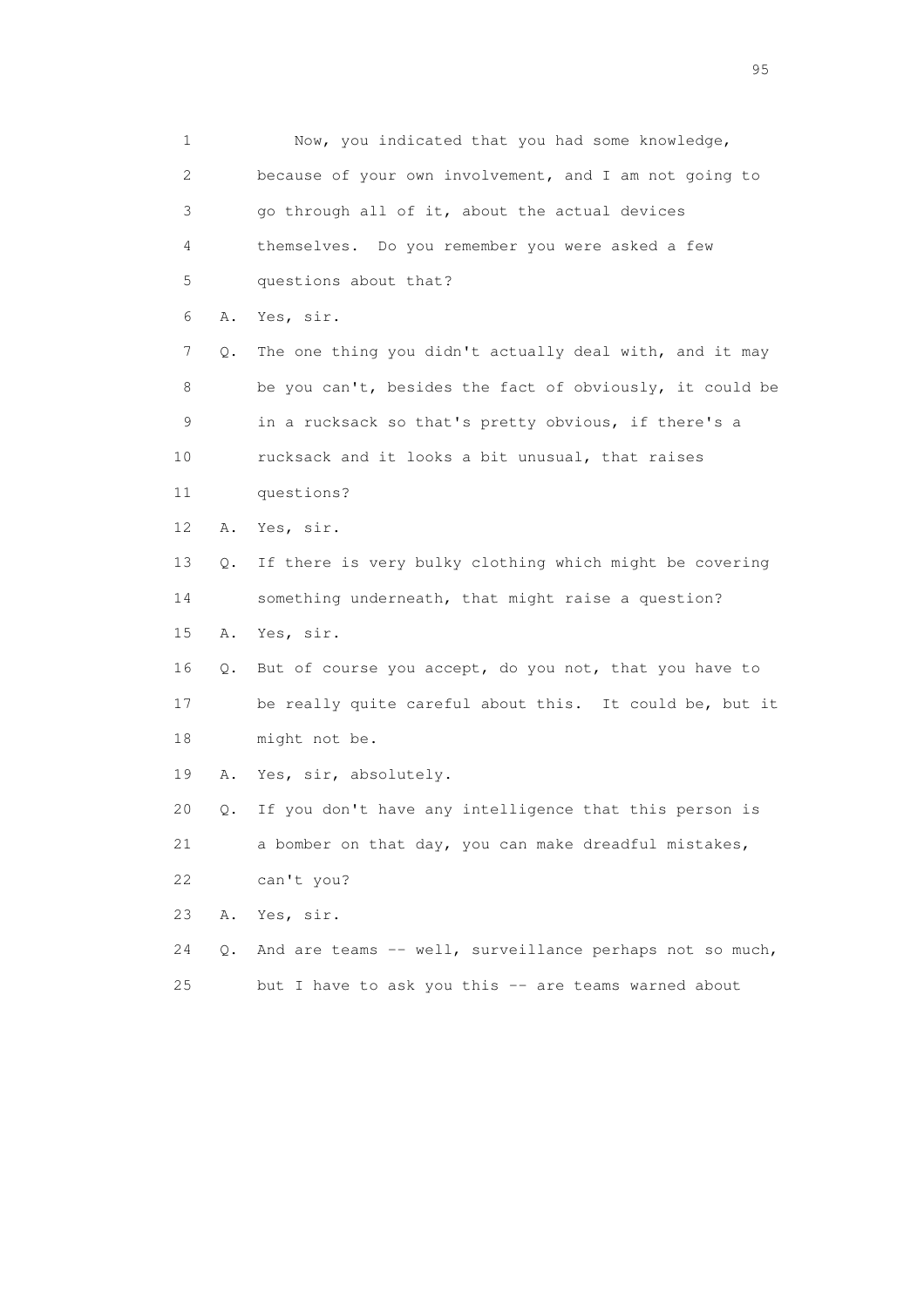1 Now, you indicated that you had some knowledge,
2 because of your own involvement, and I am not going to
3 go through all of it, about the actual devices
4 themselves. Do you remember you were asked a few
5 questions about that?
6 A. Yes, sir.
7 Q. The one thing you didn't actually deal with, and it may
8 be you can't, besides the fact of obviously, it could be
9 in a rucksack so that's pretty obvious, if there's a
10 rucksack and it looks a bit unusual, that raises
11 questions?
12 A. Yes, sir.
13 Q. If there is very bulky clothing which might be covering
14 something underneath, that might raise a question?
15 A. Yes, sir.
16 Q. But of course you accept, do you not, that you have to
17 be really quite careful about this. It could be, but it
18 might not be.
19 A. Yes, sir, absolutely.
20 Q. If you don't have any intelligence that this person is
21 a bomber on that day, you can make dreadful mistakes,
22 can't you?
23 A. Yes, sir.
24 Q. And are teams -- well, surveillance perhaps not so much,
25 but I have to ask you this -- are teams warned about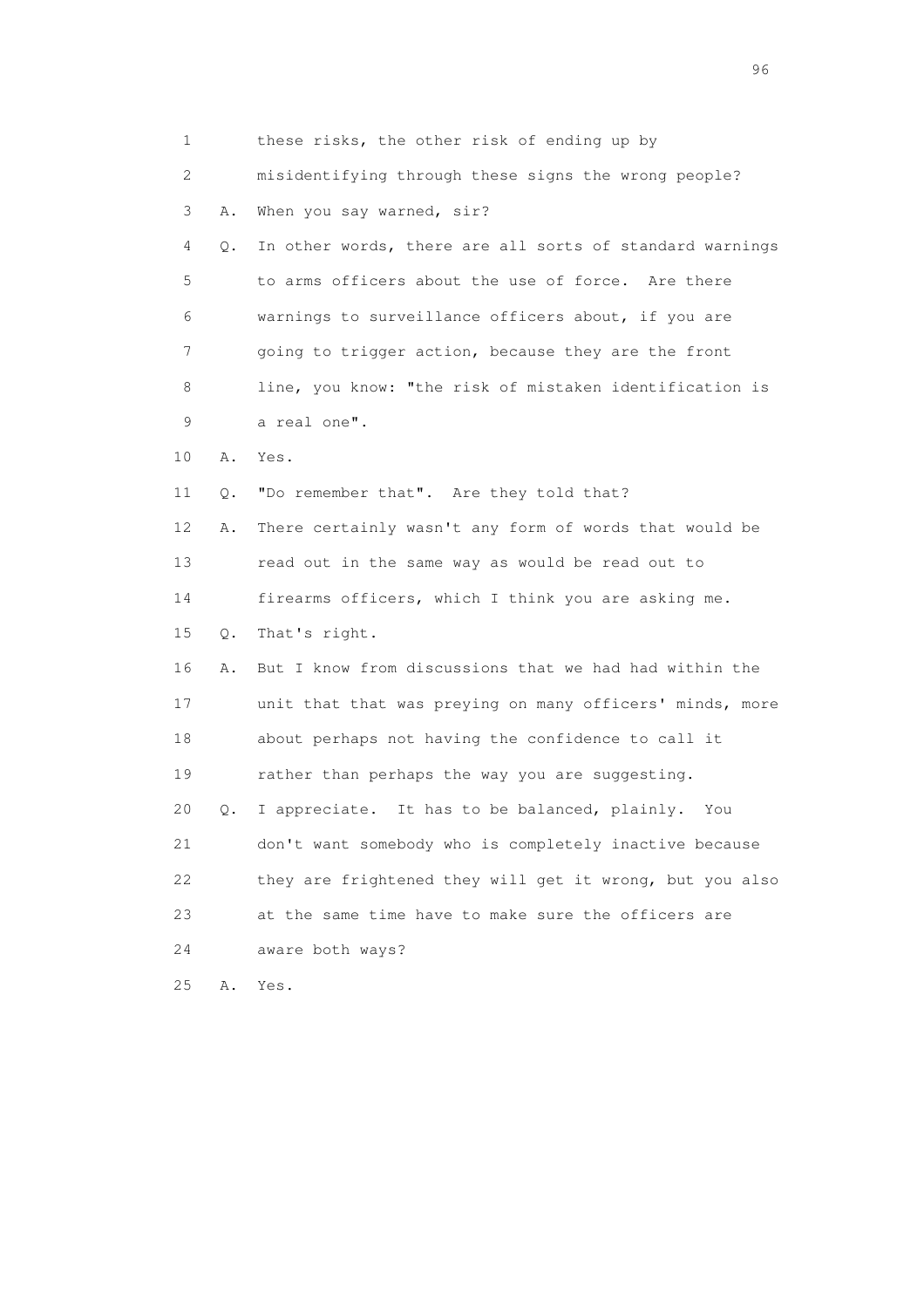1 these risks, the other risk of ending up by

2 misidentifying through these signs the wrong people?

3 A. When you say warned, sir?

4 Q. In other words, there are all sorts of standard warnings

5 to arms officers about the use of force. Are there

6 warnings to surveillance officers about, if you are

7 going to trigger action, because they are the front

8 line, you know: "the risk of mistaken identification is

9 a real one".

10 A. Yes.

11 Q. "Do remember that". Are they told that?

12 A. There certainly wasn't any form of words that would be

13 read out in the same way as would be read out to

14 firearms officers, which I think you are asking me.

15 Q. That's right.

16 A. But I know from discussions that we had had within the

17 unit that that was preying on many officers' minds, more

18 about perhaps not having the confidence to call it

19 rather than perhaps the way you are suggesting.

20 Q. I appreciate. It has to be balanced, plainly. You

21 don't want somebody who is completely inactive because

22 they are frightened they will get it wrong, but you also

23 at the same time have to make sure the officers are

24 aware both ways?

25 A. Yes.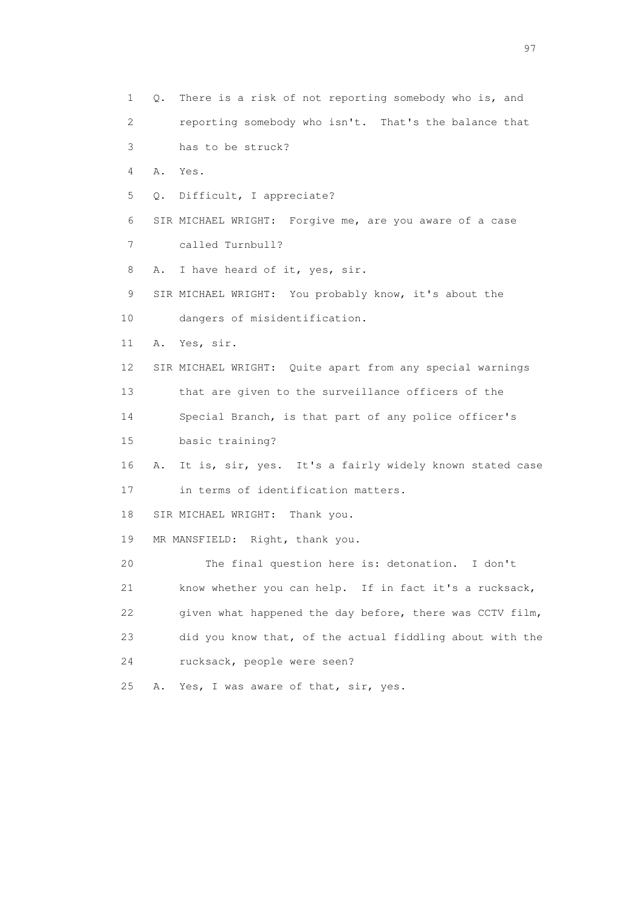1 Q. There is a risk of not reporting somebody who is, and
2 reporting somebody who isn't. That's the balance that
3 has to be struck?
4 A. Yes.
5 Q. Difficult, I appreciate?
6 SIR MICHAEL WRIGHT: Forgive me, are you aware of a case
7 called Turnbull?
8 A. I have heard of it, yes, sir.
9 SIR MICHAEL WRIGHT: You probably know, it's about the
10 dangers of misidentification.
11 A. Yes, sir.
12 SIR MICHAEL WRIGHT: Quite apart from any special warnings
13 that are given to the surveillance officers of the
14 Special Branch, is that part of any police officer's
15 basic training?
16 A. It is, sir, yes. It's a fairly widely known stated case
17 in terms of identification matters.
18 SIR MICHAEL WRIGHT: Thank you.
19 MR MANSFIELD: Right, thank you.
20 The final question here is: detonation. I don't
21 know whether you can help. If in fact it's a rucksack,
22 given what happened the day before, there was CCTV film,
23 did you know that, of the actual fiddling about with the
24 rucksack, people were seen?
25 A. Yes, I was aware of that, sir, yes.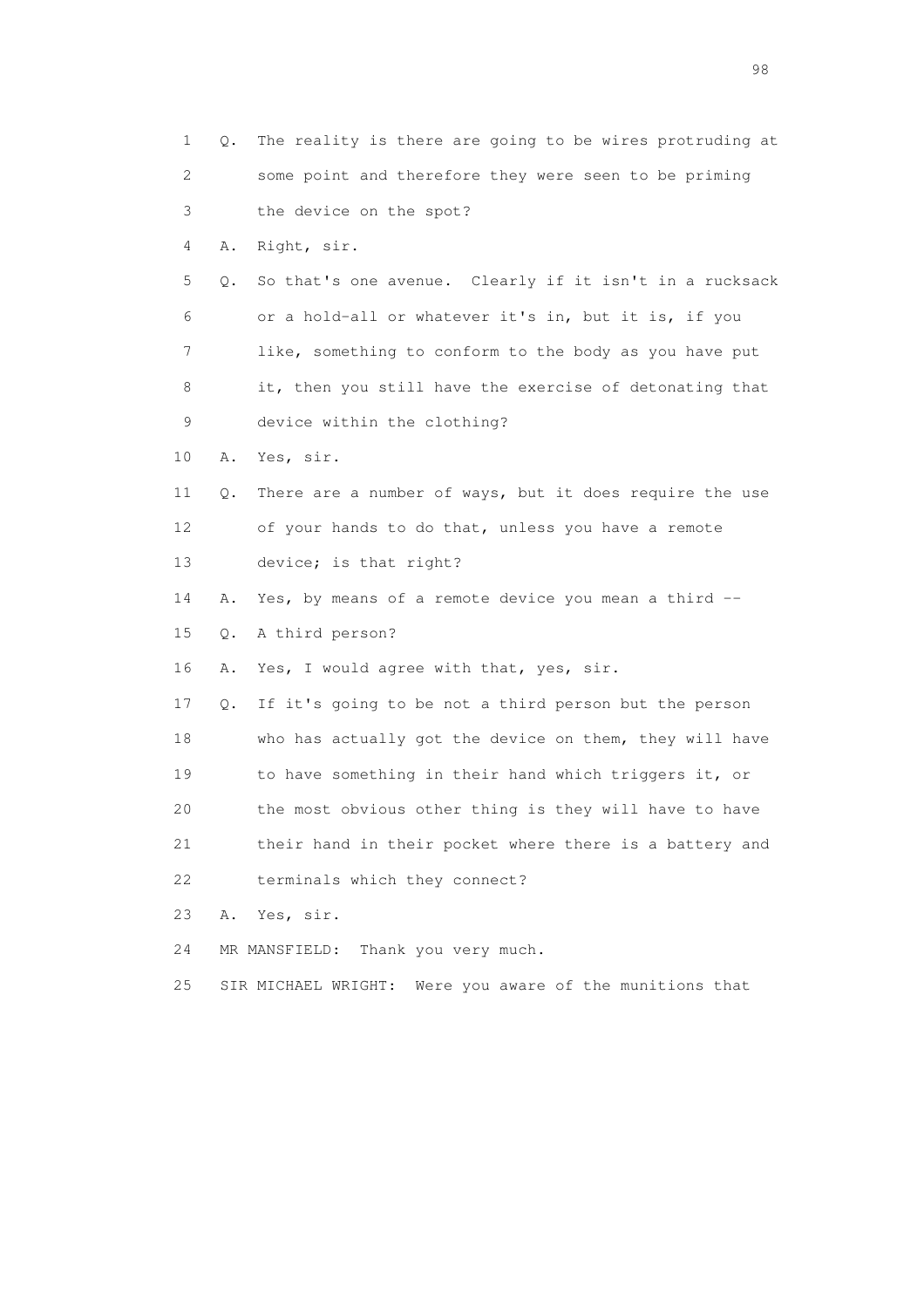1 Q. The reality is there are going to be wires protruding at
2 some point and therefore they were seen to be priming
3 the device on the spot?
4 A. Right, sir.
5 Q. So that's one avenue. Clearly if it isn't in a rucksack
6 or a hold-all or whatever it's in, but it is, if you
7 like, something to conform to the body as you have put
8 it, then you still have the exercise of detonating that
9 device within the clothing?
10 A. Yes, sir.
11 Q. There are a number of ways, but it does require the use
12 of your hands to do that, unless you have a remote
13 device; is that right?
14 A. Yes, by means of a remote device you mean a third --
15 Q. A third person?
16 A. Yes, I would agree with that, yes, sir.
17 Q. If it's going to be not a third person but the person
18 who has actually got the device on them, they will have
19 to have something in their hand which triggers it, or
20 the most obvious other thing is they will have to have
21 their hand in their pocket where there is a battery and
22 terminals which they connect?
23 A. Yes, sir.
24 MR MANSFIELD: Thank you very much.
25 SIR MICHAEL WRIGHT: Were you aware of the munitions that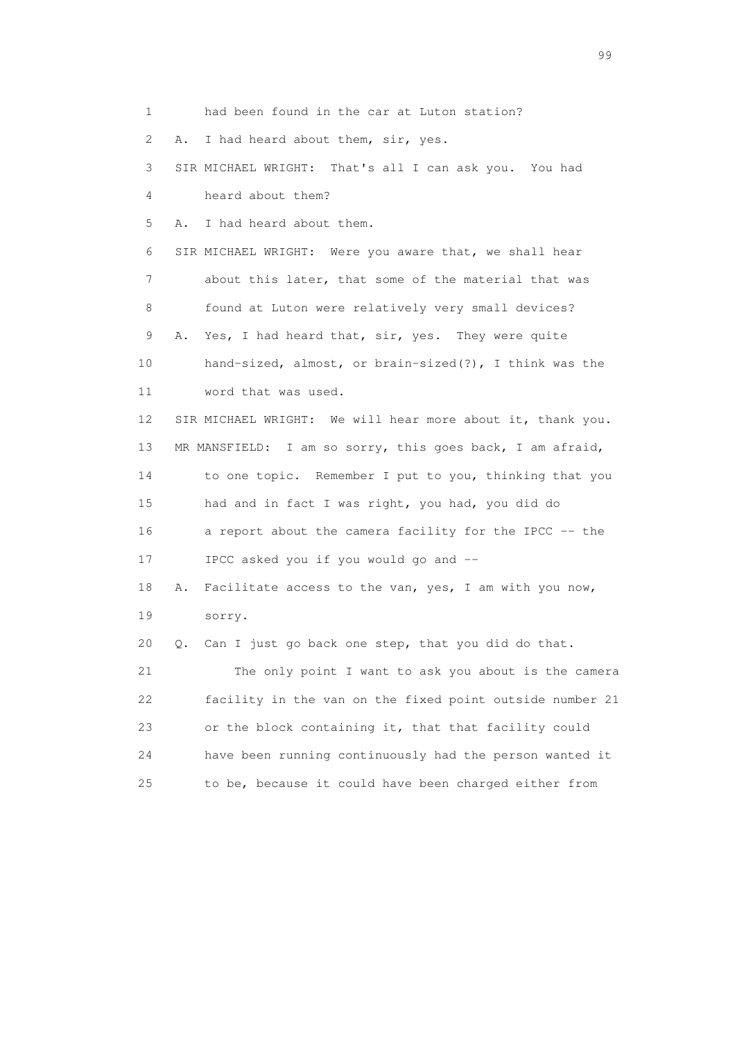1 had been found in the car at Luton station?

2 A. I had heard about them, sir, yes.

3 SIR MICHAEL WRIGHT: That's all I can ask you. You had

4 heard about them?

5 A. I had heard about them.

6 SIR MICHAEL WRIGHT: Were you aware that, we shall hear

7 about this later, that some of the material that was

8 found at Luton were relatively very small devices?

9 A. Yes, I had heard that, sir, yes. They were quite

10 hand-sized, almost, or brain-sized(?), I think was the

11 word that was used.

12 SIR MICHAEL WRIGHT: We will hear more about it, thank you.

13 MR MANSFIELD: I am so sorry, this goes back, I am afraid,

14 to one topic. Remember I put to you, thinking that you

15 had and in fact I was right, you had, you did do

16 a report about the camera facility for the IPCC -- the

17 IPCC asked you if you would go and --

18 A. Facilitate access to the van, yes, I am with you now,

19 sorry.

20 Q. Can I just go back one step, that you did do that.

21 The only point I want to ask you about is the camera

22 facility in the van on the fixed point outside number 21

23 or the block containing it, that that facility could

24 have been running continuously had the person wanted it

25 to be, because it could have been charged either from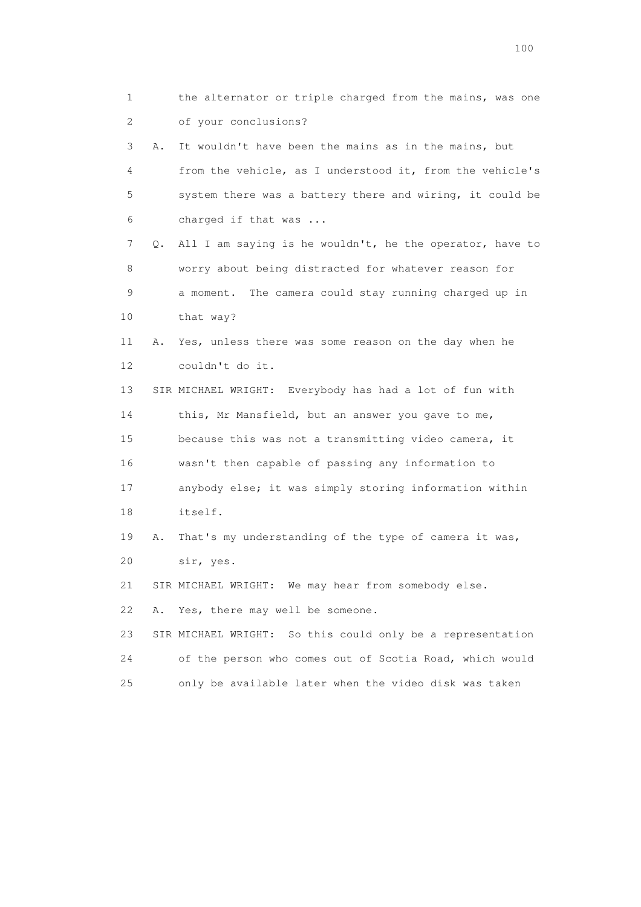1 the alternator or triple charged from the mains, was one
2 of your conclusions?

3 A. It wouldn't have been the mains as in the mains, but
4 from the vehicle, as I understood it, from the vehicle's
5 system there was a battery there and wiring, it could be
6 charged if that was ...

7 Q. All I am saying is he wouldn't, he the operator, have to
8 worry about being distracted for whatever reason for
9 a moment. The camera could stay running charged up in
10 that way?

11 A. Yes, unless there was some reason on the day when he
12 couldn't do it.

13 SIR MICHAEL WRIGHT: Everybody has had a lot of fun with
14 this, Mr Mansfield, but an answer you gave to me,
15 because this was not a transmitting video camera, it
16 wasn't then capable of passing any information to
17 anybody else; it was simply storing information within
18 itself.

19 A. That's my understanding of the type of camera it was,
20 sir, yes.

21 SIR MICHAEL WRIGHT: We may hear from somebody else.

22 A. Yes, there may well be someone.

23 SIR MICHAEL WRIGHT: So this could only be a representation
24 of the person who comes out of Scotia Road, which would
25 only be available later when the video disk was taken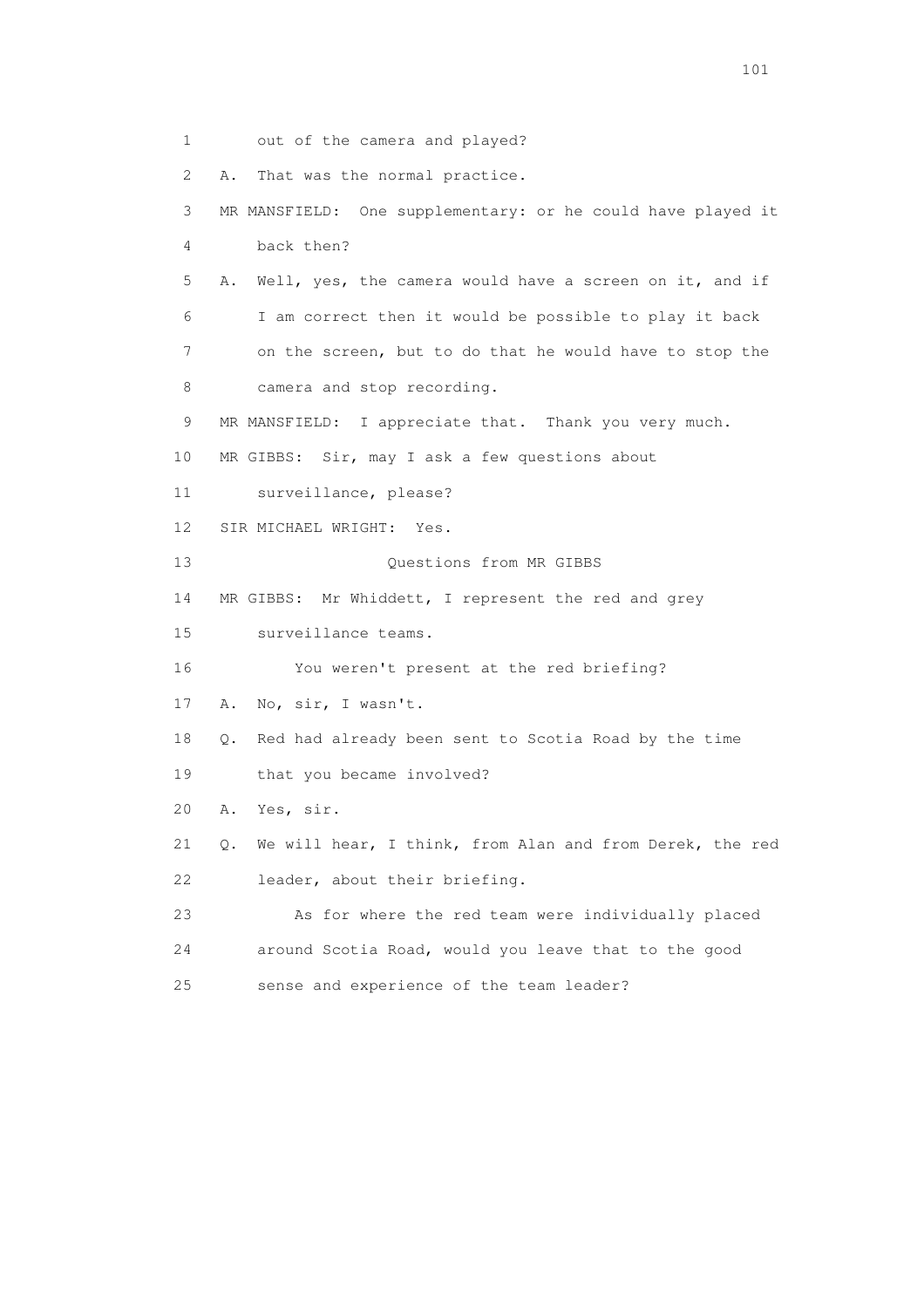1 out of the camera and played?

2 A. That was the normal practice.

3 MR MANSFIELD: One supplementary: or he could have played it

4 back then?

5 A. Well, yes, the camera would have a screen on it, and if

6 I am correct then it would be possible to play it back

7 on the screen, but to do that he would have to stop the

8 camera and stop recording.

9 MR MANSFIELD: I appreciate that. Thank you very much.

10 MR GIBBS: Sir, may I ask a few questions about

11 surveillance, please?

12 SIR MICHAEL WRIGHT: Yes.

13 Questions from MR GIBBS

14 MR GIBBS: Mr Whiddett, I represent the red and grey

15 surveillance teams.

16 You weren't present at the red briefing?

17 A. No, sir, I wasn't.

18 Q. Red had already been sent to Scotia Road by the time

19 that you became involved?

20 A. Yes, sir.

21 Q. We will hear, I think, from Alan and from Derek, the red

22 leader, about their briefing.

23 As for where the red team were individually placed

24 around Scotia Road, would you leave that to the good

25 sense and experience of the team leader?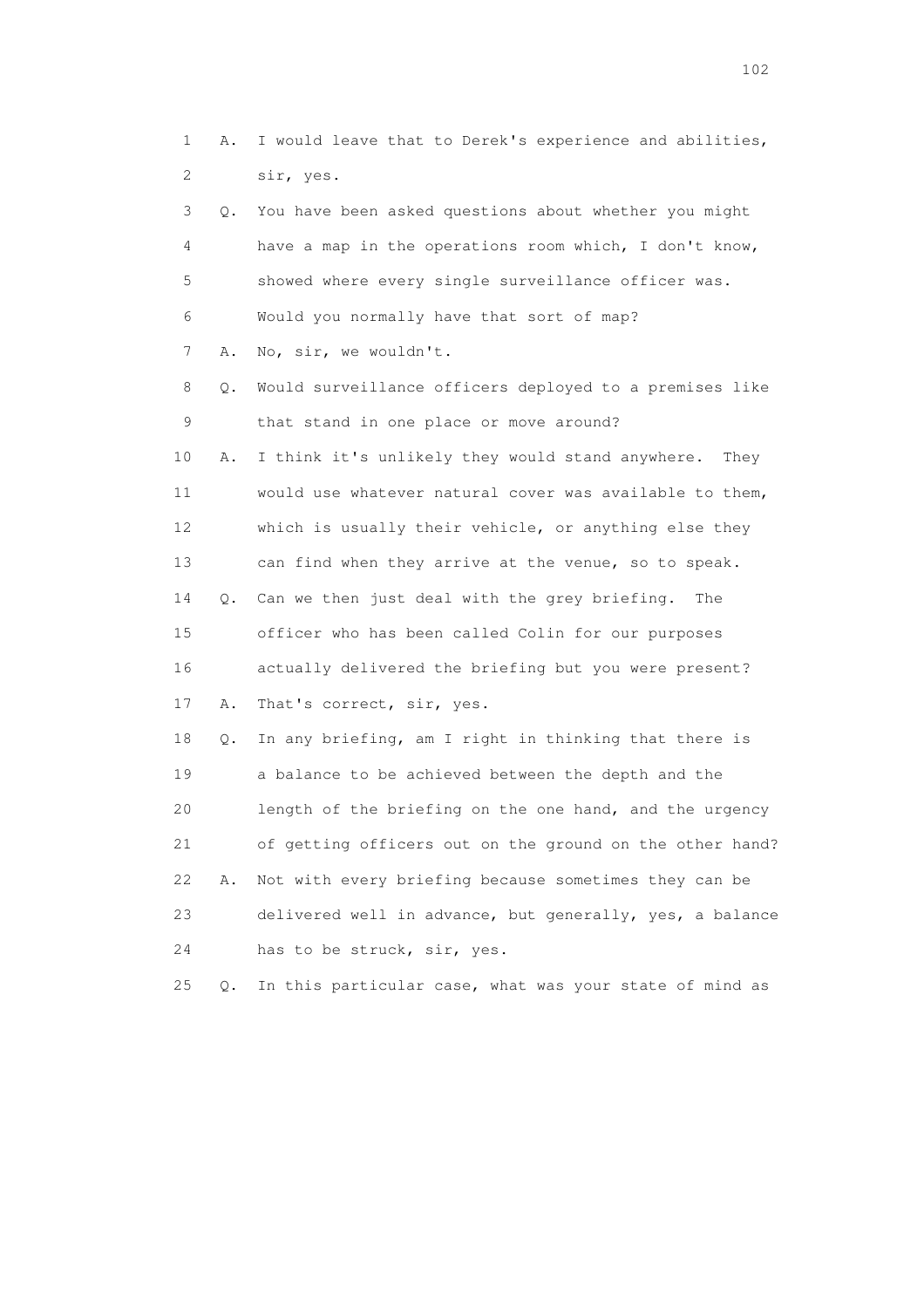1 A. I would leave that to Derek's experience and abilities,
2 sir, yes.

3 Q. You have been asked questions about whether you might
4 have a map in the operations room which, I don't know,
5 showed where every single surveillance officer was.
6 Would you normally have that sort of map?

7 A. No, sir, we wouldn't.

8 Q. Would surveillance officers deployed to a premises like
9 that stand in one place or move around?

10 A. I think it's unlikely they would stand anywhere. They
11 would use whatever natural cover was available to them,
12 which is usually their vehicle, or anything else they
13 can find when they arrive at the venue, so to speak.

14 Q. Can we then just deal with the grey briefing. The
15 officer who has been called Colin for our purposes
16 actually delivered the briefing but you were present?

17 A. That's correct, sir, yes.

18 Q. In any briefing, am I right in thinking that there is
19 a balance to be achieved between the depth and the
20 length of the briefing on the one hand, and the urgency
21 of getting officers out on the ground on the other hand?

22 A. Not with every briefing because sometimes they can be
23 delivered well in advance, but generally, yes, a balance
24 has to be struck, sir, yes.

25 Q. In this particular case, what was your state of mind as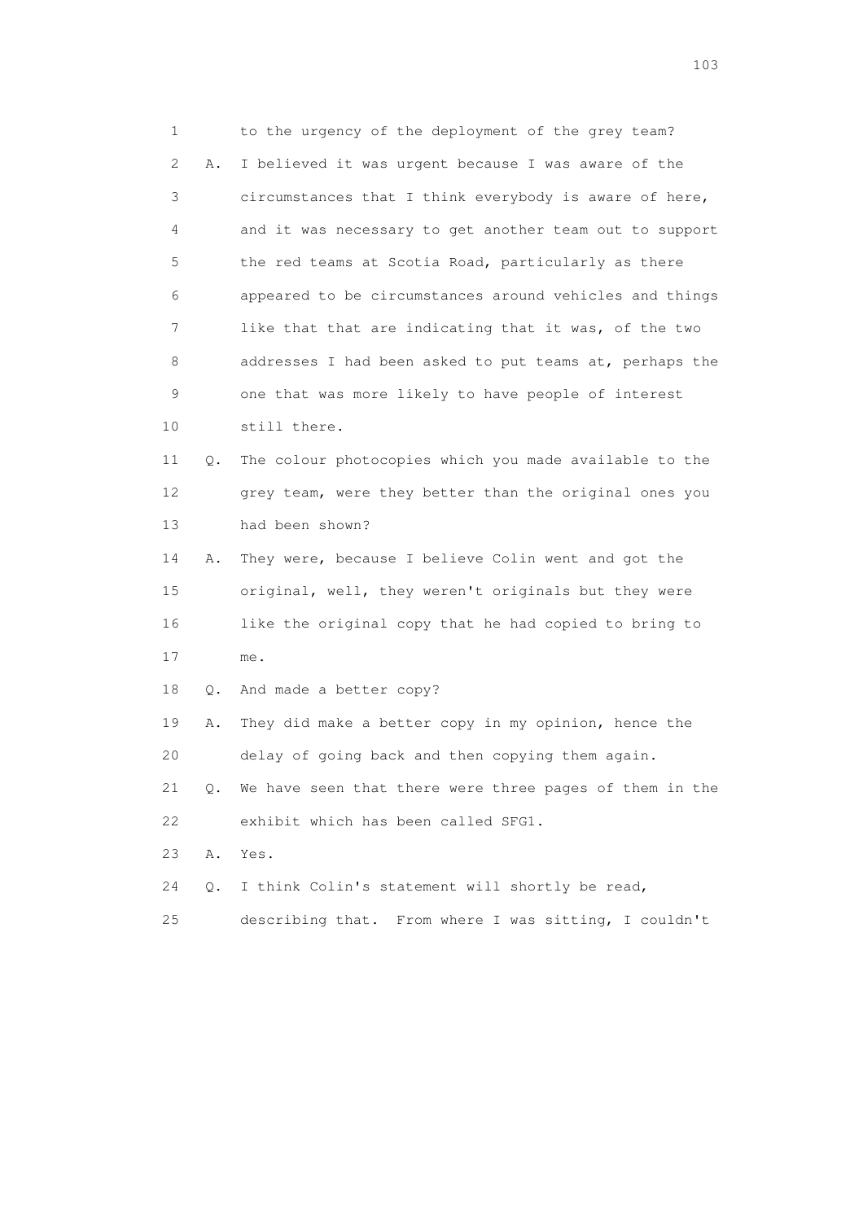1 to the urgency of the deployment of the grey team?

2 A. I believed it was urgent because I was aware of the

3 circumstances that I think everybody is aware of here,

4 and it was necessary to get another team out to support

5 the red teams at Scotia Road, particularly as there

6 appeared to be circumstances around vehicles and things

7 like that that are indicating that it was, of the two

8 addresses I had been asked to put teams at, perhaps the

9 one that was more likely to have people of interest

10 still there.

11 Q. The colour photocopies which you made available to the

12 grey team, were they better than the original ones you

13 had been shown?

14 A. They were, because I believe Colin went and got the

15 original, well, they weren't originals but they were

16 like the original copy that he had copied to bring to

17 me.

18 Q. And made a better copy?

19 A. They did make a better copy in my opinion, hence the

20 delay of going back and then copying them again.

21 Q. We have seen that there were three pages of them in the

22 exhibit which has been called SFG1.

23 A. Yes.

24 Q. I think Colin's statement will shortly be read,

25 describing that. From where I was sitting, I couldn't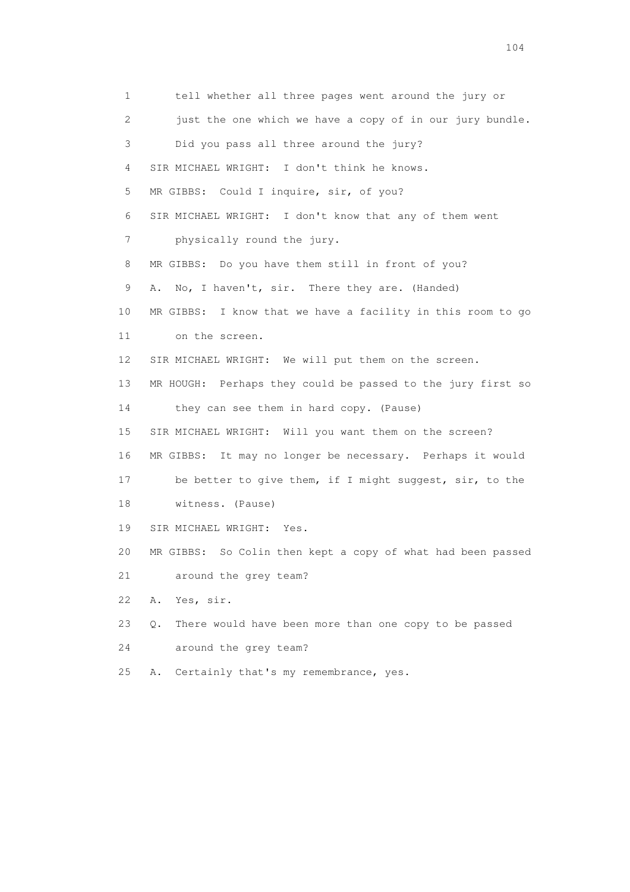1 tell whether all three pages went around the jury or

2 just the one which we have a copy of in our jury bundle.

3 Did you pass all three around the jury?

4 SIR MICHAEL WRIGHT: I don't think he knows.

5 MR GIBBS: Could I inquire, sir, of you?

6 SIR MICHAEL WRIGHT: I don't know that any of them went

7 physically round the jury.

8 MR GIBBS: Do you have them still in front of you?

9 A. No, I haven't, sir. There they are. (Handed)

10 MR GIBBS: I know that we have a facility in this room to go

11 on the screen.

12 SIR MICHAEL WRIGHT: We will put them on the screen.

13 MR HOUGH: Perhaps they could be passed to the jury first so

14 they can see them in hard copy. (Pause)

15 SIR MICHAEL WRIGHT: Will you want them on the screen?

16 MR GIBBS: It may no longer be necessary. Perhaps it would

17 be better to give them, if I might suggest, sir, to the

18 witness. (Pause)

19 SIR MICHAEL WRIGHT: Yes.

20 MR GIBBS: So Colin then kept a copy of what had been passed

21 around the grey team?

22 A. Yes, sir.

23 Q. There would have been more than one copy to be passed

24 around the grey team?

25 A. Certainly that's my remembrance, yes.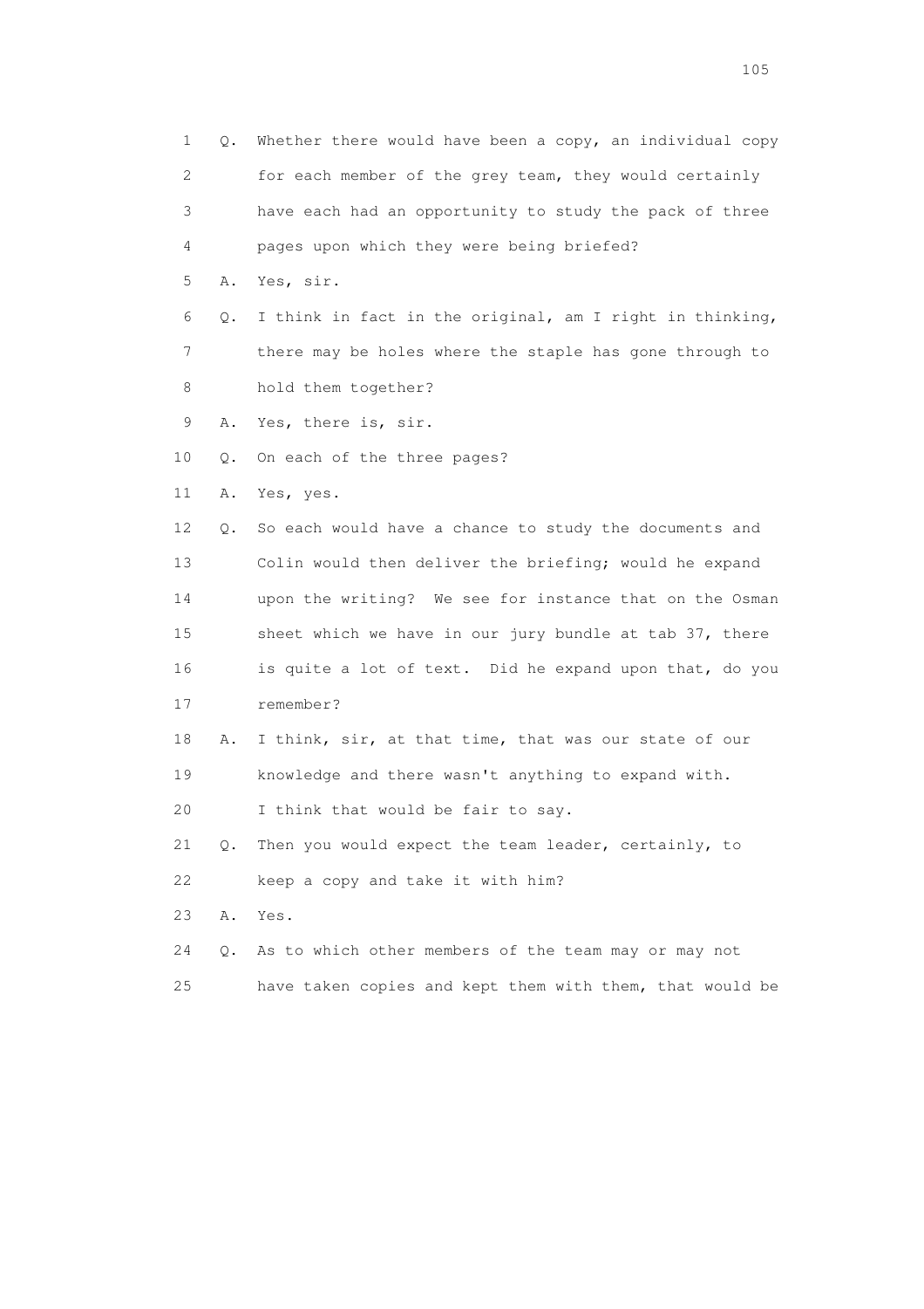1 Q. Whether there would have been a copy, an individual copy
2 for each member of the grey team, they would certainly
3 have each had an opportunity to study the pack of three
4 pages upon which they were being briefed?

5 A. Yes, sir.

6 Q. I think in fact in the original, am I right in thinking,
7 there may be holes where the staple has gone through to
8 hold them together?

9 A. Yes, there is, sir.

10 Q. On each of the three pages?

11 A. Yes, yes.

12 Q. So each would have a chance to study the documents and
13 Colin would then deliver the briefing; would he expand
14 upon the writing? We see for instance that on the Osman
15 sheet which we have in our jury bundle at tab 37, there
16 is quite a lot of text. Did he expand upon that, do you
17 remember?

18 A. I think, sir, at that time, that was our state of our
19 knowledge and there wasn't anything to expand with.
20 I think that would be fair to say.

21 Q. Then you would expect the team leader, certainly, to
22 keep a copy and take it with him?

23 A. Yes.

24 Q. As to which other members of the team may or may not
25 have taken copies and kept them with them, that would be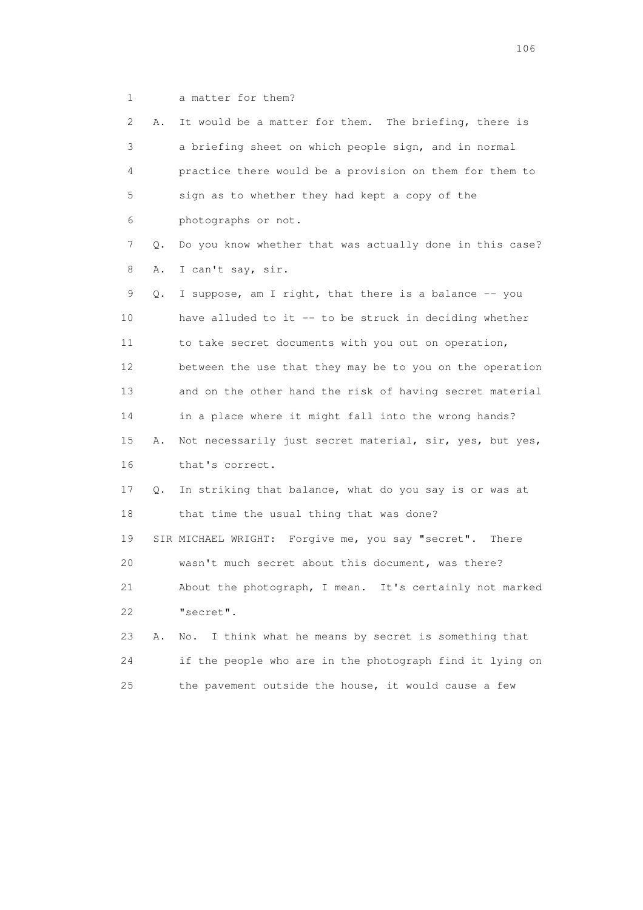1 a matter for them?

2 A. It would be a matter for them. The briefing, there is

3 a briefing sheet on which people sign, and in normal

4 practice there would be a provision on them for them to

5 sign as to whether they had kept a copy of the

6 photographs or not.

7 Q. Do you know whether that was actually done in this case?

8 A. I can't say, sir.

9 Q. I suppose, am I right, that there is a balance -- you

10 have alluded to it -- to be struck in deciding whether

11 to take secret documents with you out on operation,

12 between the use that they may be to you on the operation

13 and on the other hand the risk of having secret material

14 in a place where it might fall into the wrong hands?

15 A. Not necessarily just secret material, sir, yes, but yes,

16 that's correct.

17 Q. In striking that balance, what do you say is or was at

18 that time the usual thing that was done?

19 SIR MICHAEL WRIGHT: Forgive me, you say "secret". There

20 wasn't much secret about this document, was there?

21 About the photograph, I mean. It's certainly not marked

22 "secret".

23 A. No. I think what he means by secret is something that

24 if the people who are in the photograph find it lying on

25 the pavement outside the house, it would cause a few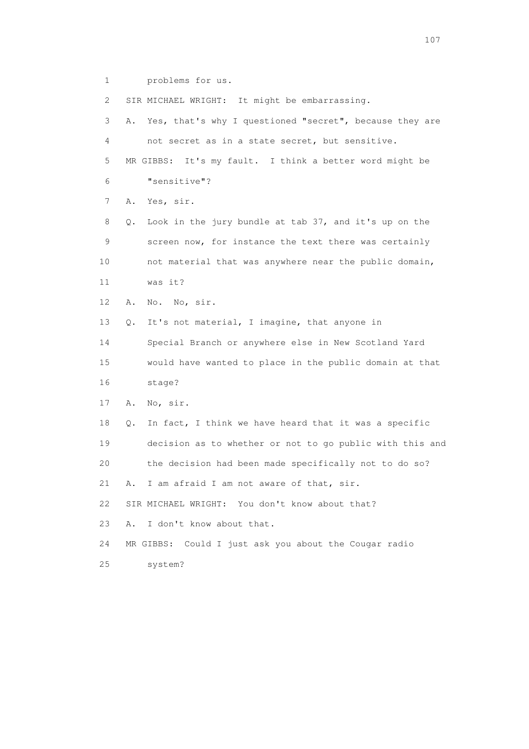1 problems for us.

2 SIR MICHAEL WRIGHT: It might be embarrassing.

3 A. Yes, that's why I questioned "secret", because they are

4 not secret as in a state secret, but sensitive.

5 MR GIBBS: It's my fault. I think a better word might be

6 "sensitive"?

7 A. Yes, sir.

8 Q. Look in the jury bundle at tab 37, and it's up on the

9 screen now, for instance the text there was certainly

10 not material that was anywhere near the public domain,

11 was it?

12 A. No. No, sir.

13 Q. It's not material, I imagine, that anyone in

14 Special Branch or anywhere else in New Scotland Yard

15 would have wanted to place in the public domain at that

16 stage?

17 A. No, sir.

18 Q. In fact, I think we have heard that it was a specific

19 decision as to whether or not to go public with this and

20 the decision had been made specifically not to do so?

21 A. I am afraid I am not aware of that, sir.

22 SIR MICHAEL WRIGHT: You don't know about that?

23 A. I don't know about that.

24 MR GIBBS: Could I just ask you about the Cougar radio

25 system?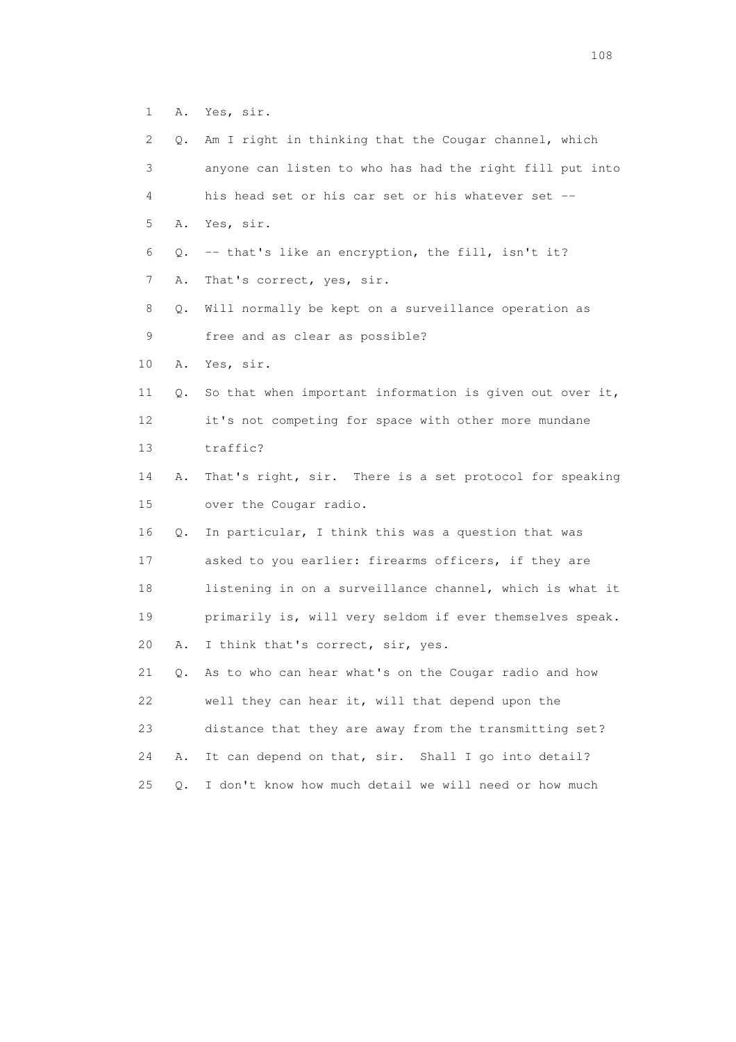1 A. Yes, sir.

2 Q. Am I right in thinking that the Cougar channel, which

3 anyone can listen to who has had the right fill put into

4 his head set or his car set or his whatever set --

5 A. Yes, sir.

6 Q. -- that's like an encryption, the fill, isn't it?

7 A. That's correct, yes, sir.

8 Q. Will normally be kept on a surveillance operation as

9 free and as clear as possible?

10 A. Yes, sir.

11 Q. So that when important information is given out over it,

12 it's not competing for space with other more mundane

13 traffic?

14 A. That's right, sir. There is a set protocol for speaking

15 over the Cougar radio.

16 Q. In particular, I think this was a question that was

17 asked to you earlier: firearms officers, if they are

18 listening in on a surveillance channel, which is what it

19 primarily is, will very seldom if ever themselves speak.

20 A. I think that's correct, sir, yes.

21 Q. As to who can hear what's on the Cougar radio and how

22 well they can hear it, will that depend upon the

23 distance that they are away from the transmitting set?

24 A. It can depend on that, sir. Shall I go into detail?

25 Q. I don't know how much detail we will need or how much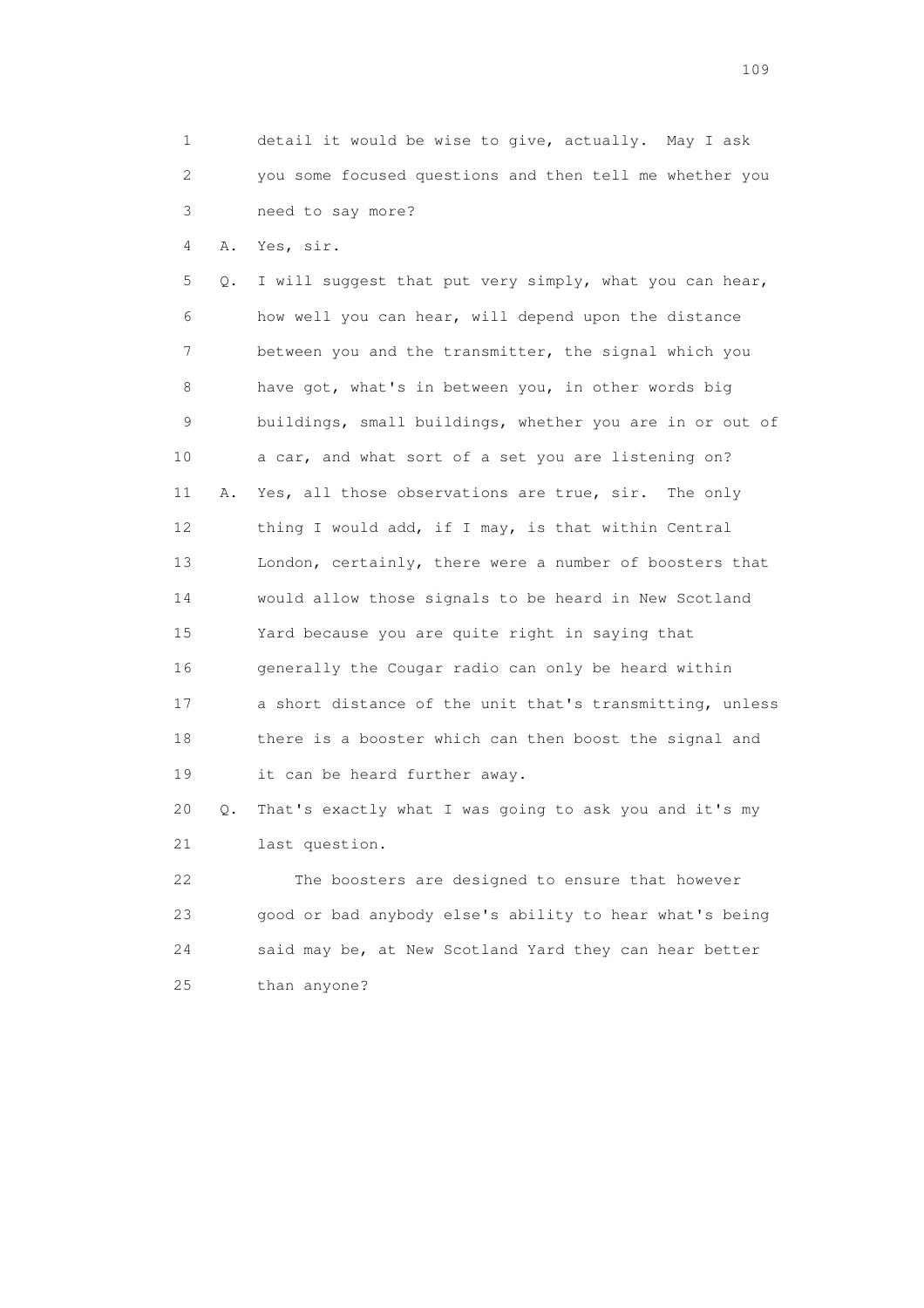1 detail it would be wise to give, actually. May I ask
2 you some focused questions and then tell me whether you
3 need to say more?

4 A. Yes, sir.

5 Q. I will suggest that put very simply, what you can hear,
6 how well you can hear, will depend upon the distance
7 between you and the transmitter, the signal which you
8 have got, what's in between you, in other words big
9 buildings, small buildings, whether you are in or out of
10 a car, and what sort of a set you are listening on?

11 A. Yes, all those observations are true, sir. The only
12 thing I would add, if I may, is that within Central
13 London, certainly, there were a number of boosters that
14 would allow those signals to be heard in New Scotland
15 Yard because you are quite right in saying that
16 generally the Cougar radio can only be heard within
17 a short distance of the unit that's transmitting, unless
18 there is a booster which can then boost the signal and
19 it can be heard further away.

20 Q. That's exactly what I was going to ask you and it's my
21 last question.

22 The boosters are designed to ensure that however
23 good or bad anybody else's ability to hear what's being
24 said may be, at New Scotland Yard they can hear better
25 than anyone?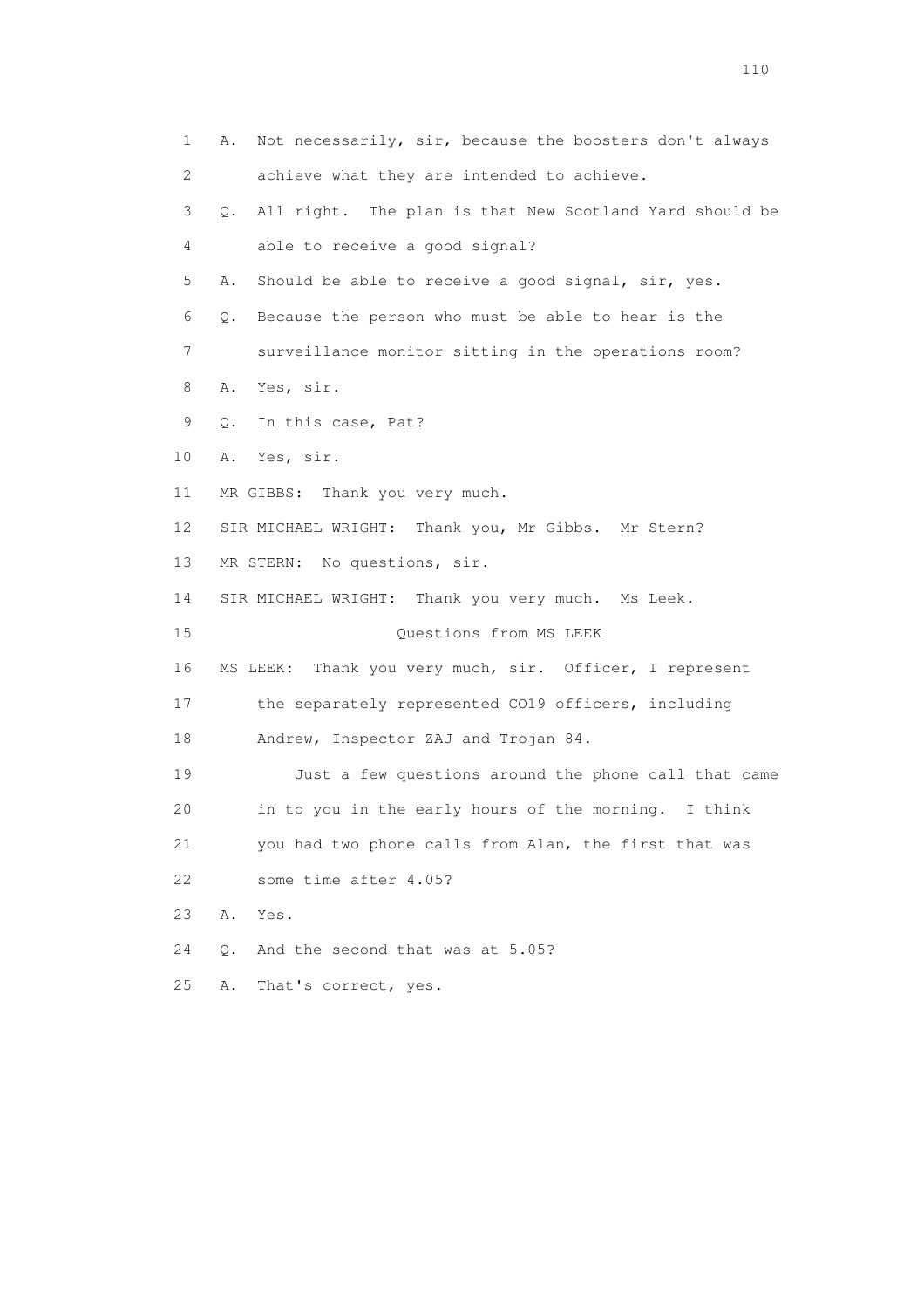1 A. Not necessarily, sir, because the boosters don't always

2 achieve what they are intended to achieve.

3 Q. All right. The plan is that New Scotland Yard should be

4 able to receive a good signal?

5 A. Should be able to receive a good signal, sir, yes.

6 Q. Because the person who must be able to hear is the

7 surveillance monitor sitting in the operations room?

8 A. Yes, sir.

9 Q. In this case, Pat?

10 A. Yes, sir.

11 MR GIBBS: Thank you very much.

12 SIR MICHAEL WRIGHT: Thank you, Mr Gibbs. Mr Stern?

13 MR STERN: No questions, sir.

14 SIR MICHAEL WRIGHT: Thank you very much. Ms Leek.

15 Questions from MS LEEK

16 MS LEEK: Thank you very much, sir. Officer, I represent

17 the separately represented CO19 officers, including

18 Andrew, Inspector ZAJ and Trojan 84.

19 Just a few questions around the phone call that came

20 in to you in the early hours of the morning. I think

21 you had two phone calls from Alan, the first that was

22 some time after 4.05?

23 A. Yes.

24 Q. And the second that was at 5.05?

25 A. That's correct, yes.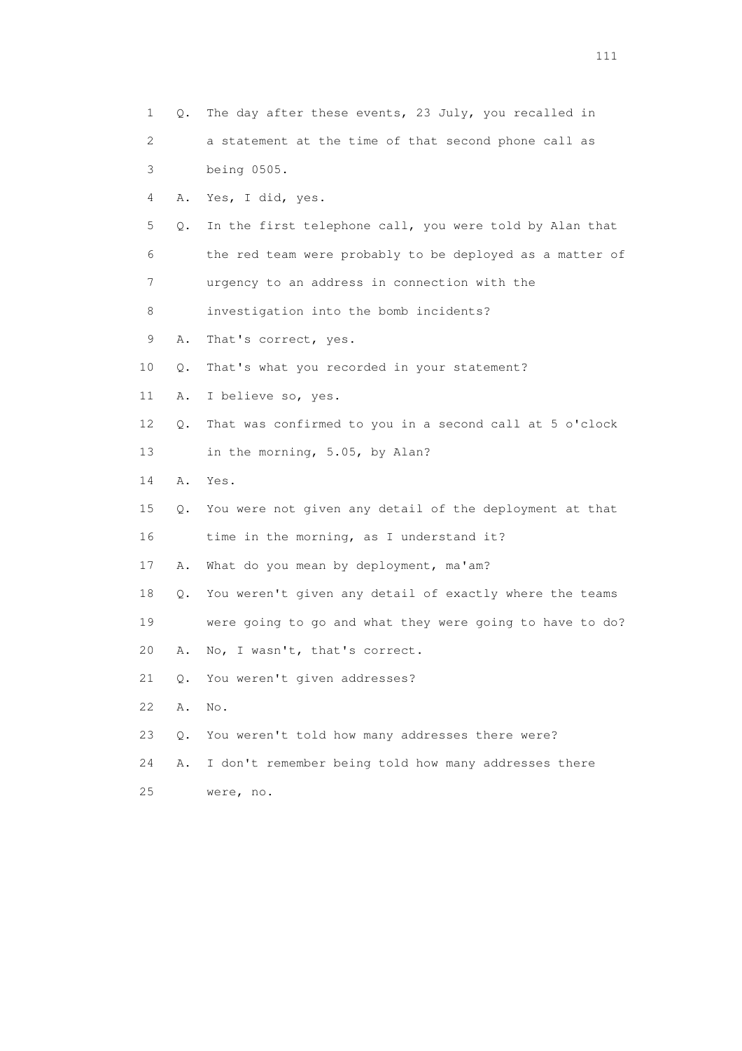1 Q. The day after these events, 23 July, you recalled in
2 a statement at the time of that second phone call as
3 being 0505.
4 A. Yes, I did, yes.
5 Q. In the first telephone call, you were told by Alan that
6 the red team were probably to be deployed as a matter of
7 urgency to an address in connection with the
8 investigation into the bomb incidents?
9 A. That's correct, yes.
10 Q. That's what you recorded in your statement?
11 A. I believe so, yes.
12 Q. That was confirmed to you in a second call at 5 o'clock
13 in the morning, 5.05, by Alan?
14 A. Yes.
15 Q. You were not given any detail of the deployment at that
16 time in the morning, as I understand it?
17 A. What do you mean by deployment, ma'am?
18 Q. You weren't given any detail of exactly where the teams
19 were going to go and what they were going to have to do?
20 A. No, I wasn't, that's correct.
21 Q. You weren't given addresses?
22 A. No.
23 Q. You weren't told how many addresses there were?
24 A. I don't remember being told how many addresses there
25 were, no.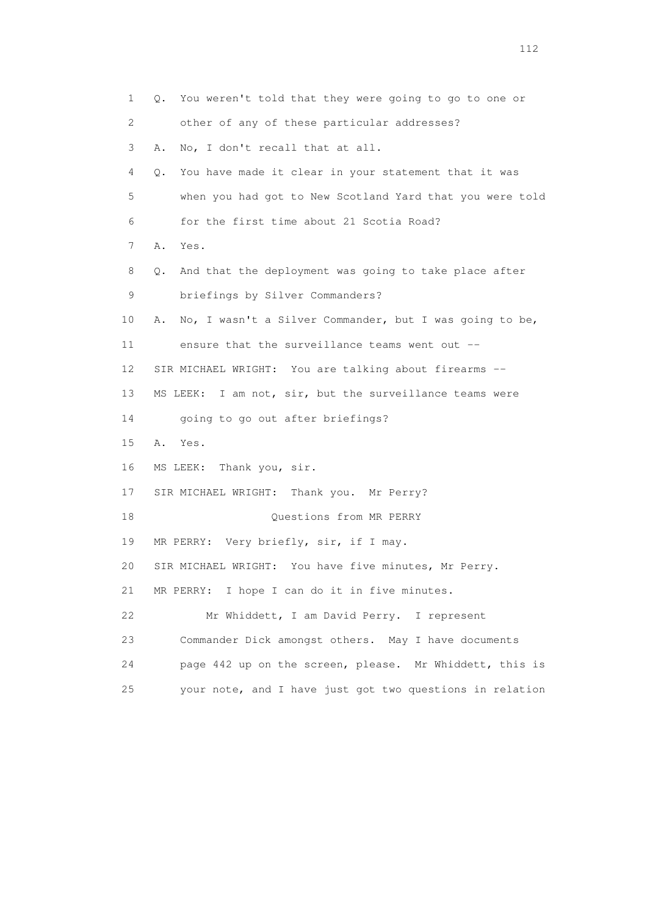1 Q. You weren't told that they were going to go to one or
2 other of any of these particular addresses?
3 A. No, I don't recall that at all.
4 Q. You have made it clear in your statement that it was
5 when you had got to New Scotland Yard that you were told
6 for the first time about 21 Scotia Road?
7 A. Yes.
8 Q. And that the deployment was going to take place after
9 briefings by Silver Commanders?
10 A. No, I wasn't a Silver Commander, but I was going to be,
11 ensure that the surveillance teams went out --
12 SIR MICHAEL WRIGHT: You are talking about firearms --
13 MS LEEK: I am not, sir, but the surveillance teams were
14 going to go out after briefings?
15 A. Yes.
16 MS LEEK: Thank you, sir.
17 SIR MICHAEL WRIGHT: Thank you. Mr Perry?
18 Questions from MR PERRY
19 MR PERRY: Very briefly, sir, if I may.
20 SIR MICHAEL WRIGHT: You have five minutes, Mr Perry.
21 MR PERRY: I hope I can do it in five minutes.
22 Mr Whiddett, I am David Perry. I represent
23 Commander Dick amongst others. May I have documents
24 page 442 up on the screen, please. Mr Whiddett, this is
25 your note, and I have just got two questions in relation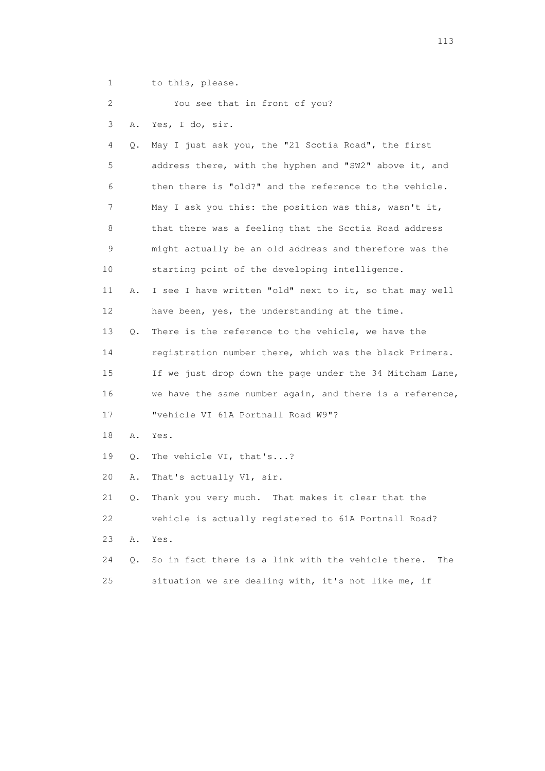1 to this, please.

2 You see that in front of you?

3 A. Yes, I do, sir.

4 Q. May I just ask you, the "21 Scotia Road", the first

5 address there, with the hyphen and "SW2" above it, and

6 then there is "old?" and the reference to the vehicle.

7 May I ask you this: the position was this, wasn't it,

8 that there was a feeling that the Scotia Road address

9 might actually be an old address and therefore was the

10 starting point of the developing intelligence.

11 A. I see I have written "old" next to it, so that may well

12 have been, yes, the understanding at the time.

13 Q. There is the reference to the vehicle, we have the

14 registration number there, which was the black Primera.

15 If we just drop down the page under the 34 Mitcham Lane,

16 we have the same number again, and there is a reference,

17 "vehicle VI 61A Portnall Road W9"?

18 A. Yes.

19 Q. The vehicle VI, that's...?

20 A. That's actually V1, sir.

21 Q. Thank you very much. That makes it clear that the

22 vehicle is actually registered to 61A Portnall Road?

23 A. Yes.

24 Q. So in fact there is a link with the vehicle there. The

25 situation we are dealing with, it's not like me, if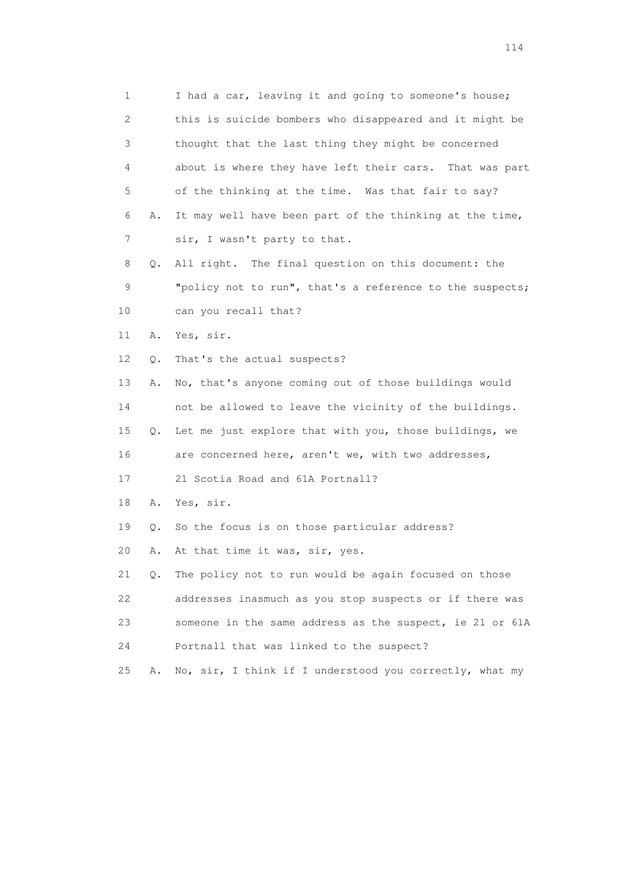1 I had a car, leaving it and going to someone's house;
2 this is suicide bombers who disappeared and it might be
3 thought that the last thing they might be concerned
4 about is where they have left their cars. That was part
5 of the thinking at the time. Was that fair to say?
6 A. It may well have been part of the thinking at the time,
7 sir, I wasn't party to that.
8 Q. All right. The final question on this document: the
9 "policy not to run", that's a reference to the suspects;
10 can you recall that?
11 A. Yes, sir.
12 Q. That's the actual suspects?
13 A. No, that's anyone coming out of those buildings would
14 not be allowed to leave the vicinity of the buildings.
15 Q. Let me just explore that with you, those buildings, we
16 are concerned here, aren't we, with two addresses,
17 21 Scotia Road and 61A Portnall?
18 A. Yes, sir.
19 Q. So the focus is on those particular address?
20 A. At that time it was, sir, yes.
21 Q. The policy not to run would be again focused on those
22 addresses inasmuch as you stop suspects or if there was
23 someone in the same address as the suspect, ie 21 or 61A
24 Portnall that was linked to the suspect?
25 A. No, sir, I think if I understood you correctly, what my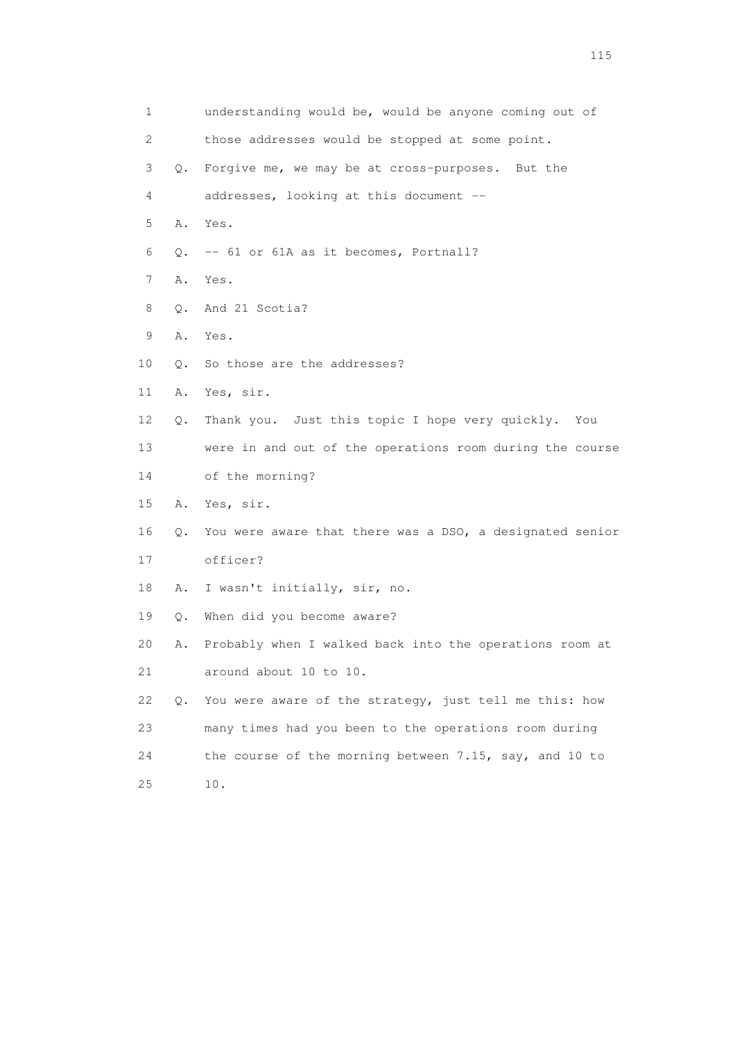1 understanding would be, would be anyone coming out of
2 those addresses would be stopped at some point.
3 Q. Forgive me, we may be at cross-purposes. But the
4 addresses, looking at this document --
5 A. Yes.
6 Q. -- 61 or 61A as it becomes, Portnall?
7 A. Yes.
8 Q. And 21 Scotia?
9 A. Yes.
10 Q. So those are the addresses?
11 A. Yes, sir.
12 Q. Thank you. Just this topic I hope very quickly. You
13 were in and out of the operations room during the course
14 of the morning?
15 A. Yes, sir.
16 Q. You were aware that there was a DSO, a designated senior
17 officer?
18 A. I wasn't initially, sir, no.
19 Q. When did you become aware?
20 A. Probably when I walked back into the operations room at
21 around about 10 to 10.
22 Q. You were aware of the strategy, just tell me this: how
23 many times had you been to the operations room during
24 the course of the morning between 7.15, say, and 10 to
25 10.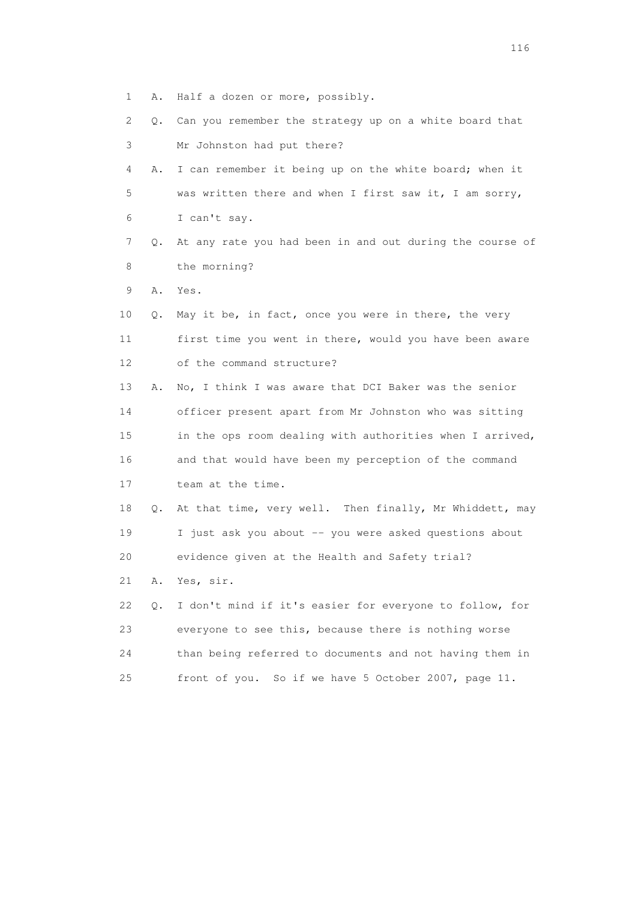1 A. Half a dozen or more, possibly.

2 Q. Can you remember the strategy up on a white board that

3 Mr Johnston had put there?

4 A. I can remember it being up on the white board; when it

5 was written there and when I first saw it, I am sorry,

6 I can't say.

7 Q. At any rate you had been in and out during the course of

8 the morning?

9 A. Yes.

10 Q. May it be, in fact, once you were in there, the very

11 first time you went in there, would you have been aware

12 of the command structure?

13 A. No, I think I was aware that DCI Baker was the senior

14 officer present apart from Mr Johnston who was sitting

15 in the ops room dealing with authorities when I arrived,

16 and that would have been my perception of the command

17 team at the time.

18 Q. At that time, very well. Then finally, Mr Whiddett, may

19 I just ask you about -- you were asked questions about

20 evidence given at the Health and Safety trial?

21 A. Yes, sir.

22 Q. I don't mind if it's easier for everyone to follow, for

23 everyone to see this, because there is nothing worse

24 than being referred to documents and not having them in

25 front of you. So if we have 5 October 2007, page 11.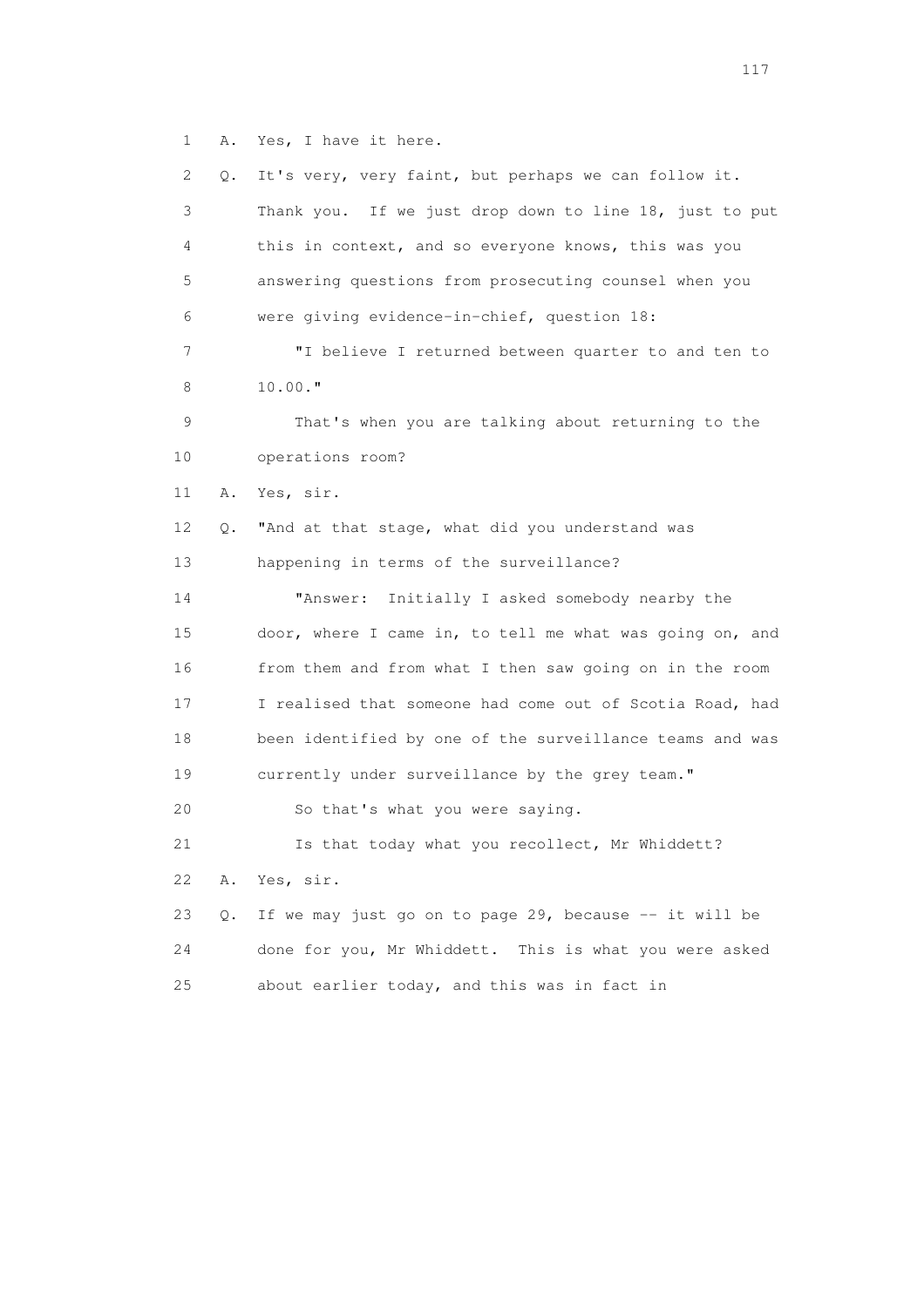1 A. Yes, I have it here.

2 Q. It's very, very faint, but perhaps we can follow it.

3 Thank you. If we just drop down to line 18, just to put

4 this in context, and so everyone knows, this was you

5 answering questions from prosecuting counsel when you

6 were giving evidence-in-chief, question 18:

7 "I believe I returned between quarter to and ten to

8 10.00."

9 That's when you are talking about returning to the

10 operations room?

11 A. Yes, sir.

12 Q. "And at that stage, what did you understand was

13 happening in terms of the surveillance?

14 "Answer: Initially I asked somebody nearby the

15 door, where I came in, to tell me what was going on, and

16 from them and from what I then saw going on in the room

17 I realised that someone had come out of Scotia Road, had

18 been identified by one of the surveillance teams and was

19 currently under surveillance by the grey team."

20 So that's what you were saying.

21 Is that today what you recollect, Mr Whiddett?

22 A. Yes, sir.

23 Q. If we may just go on to page 29, because -- it will be

24 done for you, Mr Whiddett. This is what you were asked

25 about earlier today, and this was in fact in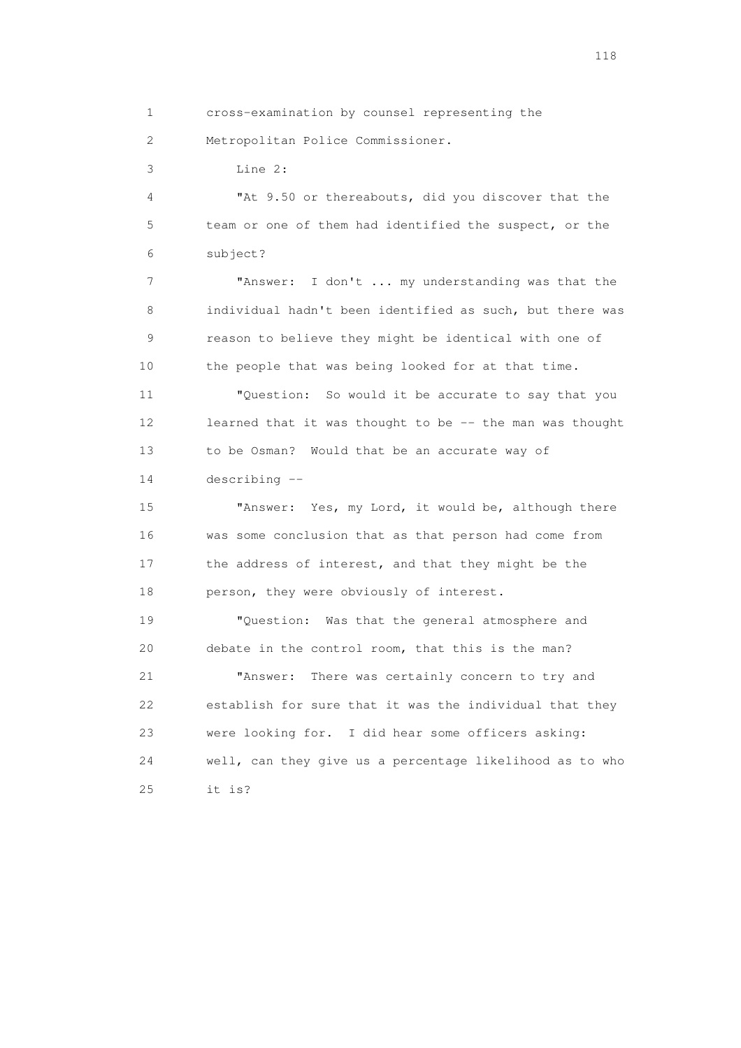cross-examination by counsel representing the Metropolitan Police Commissioner.

Line 2:

"At 9.50 or thereabouts, did you discover that the team or one of them had identified the suspect, or the subject?

"Answer: I don't ... my understanding was that the individual hadn't been identified as such, but there was reason to believe they might be identical with one of the people that was being looked for at that time.

"Question: So would it be accurate to say that you learned that it was thought to be -- the man was thought to be Osman? Would that be an accurate way of describing --

"Answer: Yes, my Lord, it would be, although there was some conclusion that as that person had come from the address of interest, and that they might be the person, they were obviously of interest.

"Question: Was that the general atmosphere and debate in the control room, that this is the man?

"Answer: There was certainly concern to try and establish for sure that it was the individual that they were looking for. I did hear some officers asking: well, can they give us a percentage likelihood as to who it is?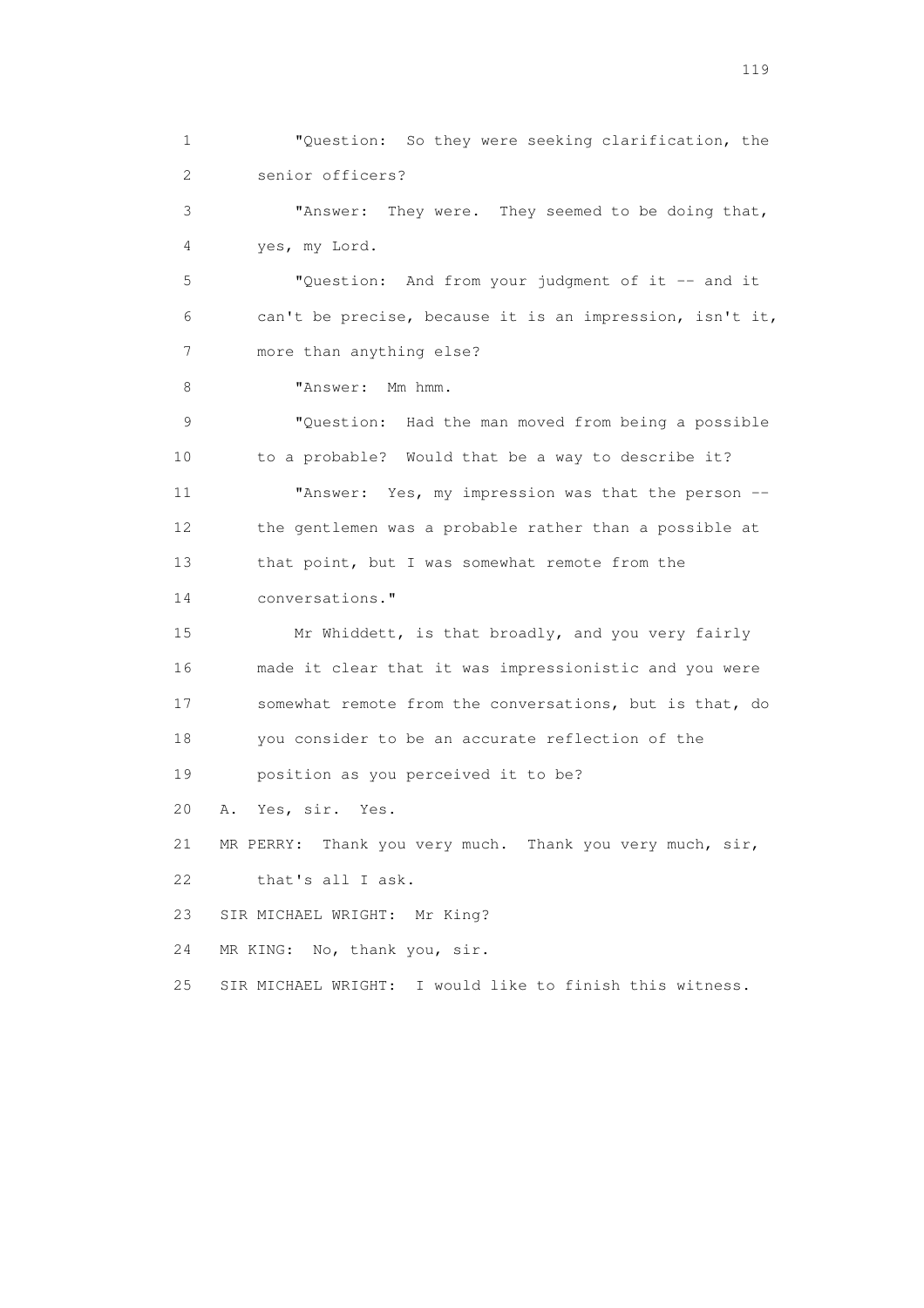"Question: So they were seeking clarification, the senior officers?

"Answer: They were. They seemed to be doing that, yes, my Lord.

"Question: And from your judgment of it -- and it can't be precise, because it is an impression, isn't it, more than anything else?

"Answer: Mm hmm.

"Question: Had the man moved from being a possible to a probable? Would that be a way to describe it?

"Answer: Yes, my impression was that the person -- the gentlemen was a probable rather than a possible at that point, but I was somewhat remote from the conversations."

Mr Whiddett, is that broadly, and you very fairly made it clear that it was impressionistic and you were somewhat remote from the conversations, but is that, do you consider to be an accurate reflection of the position as you perceived it to be?

A. Yes, sir. Yes.

MR PERRY: Thank you very much. Thank you very much, sir, that's all I ask.

SIR MICHAEL WRIGHT: Mr King?

MR KING: No, thank you, sir.

SIR MICHAEL WRIGHT: I would like to finish this witness.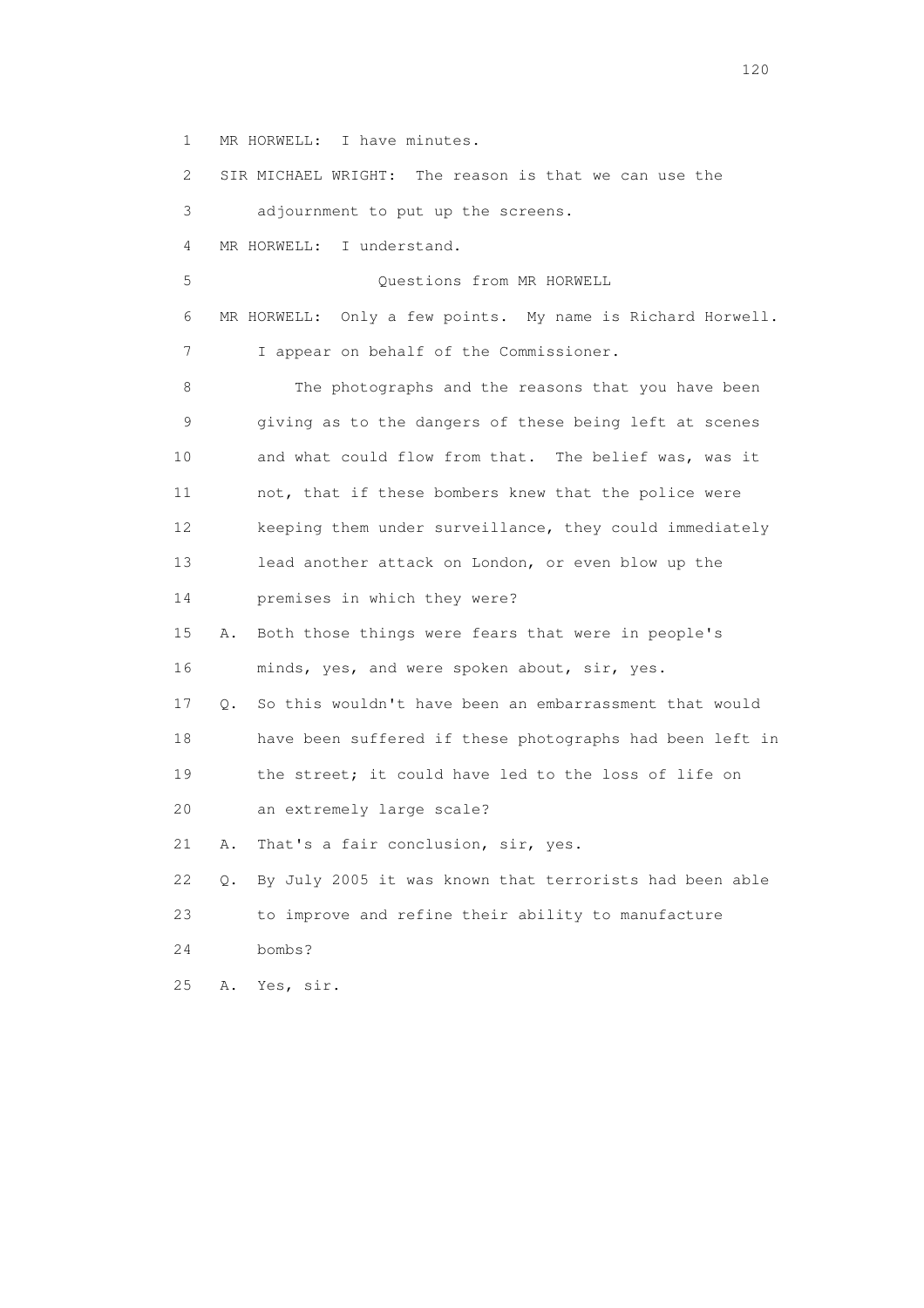1 MR HORWELL: I have minutes.

2 SIR MICHAEL WRIGHT: The reason is that we can use the

3 adjournment to put up the screens.

4 MR HORWELL: I understand.

5 Questions from MR HORWELL

6 MR HORWELL: Only a few points. My name is Richard Horwell.

7 I appear on behalf of the Commissioner.

8 The photographs and the reasons that you have been

9 giving as to the dangers of these being left at scenes

10 and what could flow from that. The belief was, was it

11 not, that if these bombers knew that the police were

12 keeping them under surveillance, they could immediately

13 lead another attack on London, or even blow up the

14 premises in which they were?

15 A. Both those things were fears that were in people's

16 minds, yes, and were spoken about, sir, yes.

17 Q. So this wouldn't have been an embarrassment that would

18 have been suffered if these photographs had been left in

19 the street; it could have led to the loss of life on

20 an extremely large scale?

21 A. That's a fair conclusion, sir, yes.

22 Q. By July 2005 it was known that terrorists had been able

23 to improve and refine their ability to manufacture

24 bombs?

25 A. Yes, sir.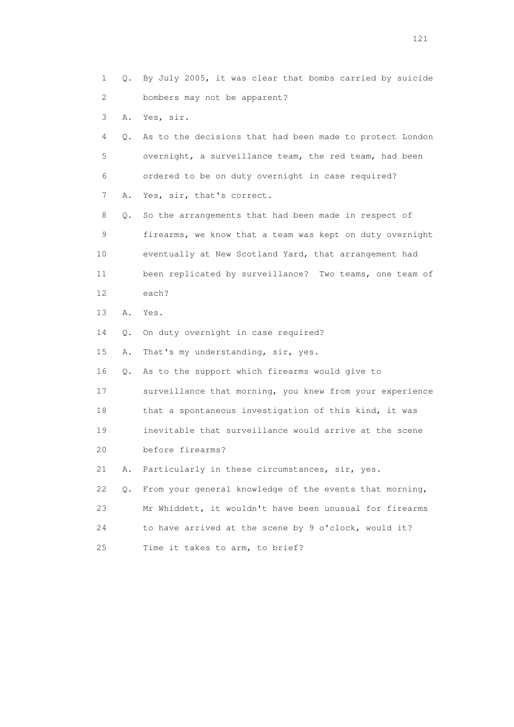1 Q. By July 2005, it was clear that bombs carried by suicide
2 bombers may not be apparent?
3 A. Yes, sir.
4 Q. As to the decisions that had been made to protect London
5 overnight, a surveillance team, the red team, had been
6 ordered to be on duty overnight in case required?
7 A. Yes, sir, that's correct.
8 Q. So the arrangements that had been made in respect of
9 firearms, we know that a team was kept on duty overnight
10 eventually at New Scotland Yard, that arrangement had
11 been replicated by surveillance? Two teams, one team of
12 each?
13 A. Yes.
14 Q. On duty overnight in case required?
15 A. That's my understanding, sir, yes.
16 Q. As to the support which firearms would give to
17 surveillance that morning, you knew from your experience
18 that a spontaneous investigation of this kind, it was
19 inevitable that surveillance would arrive at the scene
20 before firearms?
21 A. Particularly in these circumstances, sir, yes.
22 Q. From your general knowledge of the events that morning,
23 Mr Whiddett, it wouldn't have been unusual for firearms
24 to have arrived at the scene by 9 o'clock, would it?
25 Time it takes to arm, to brief?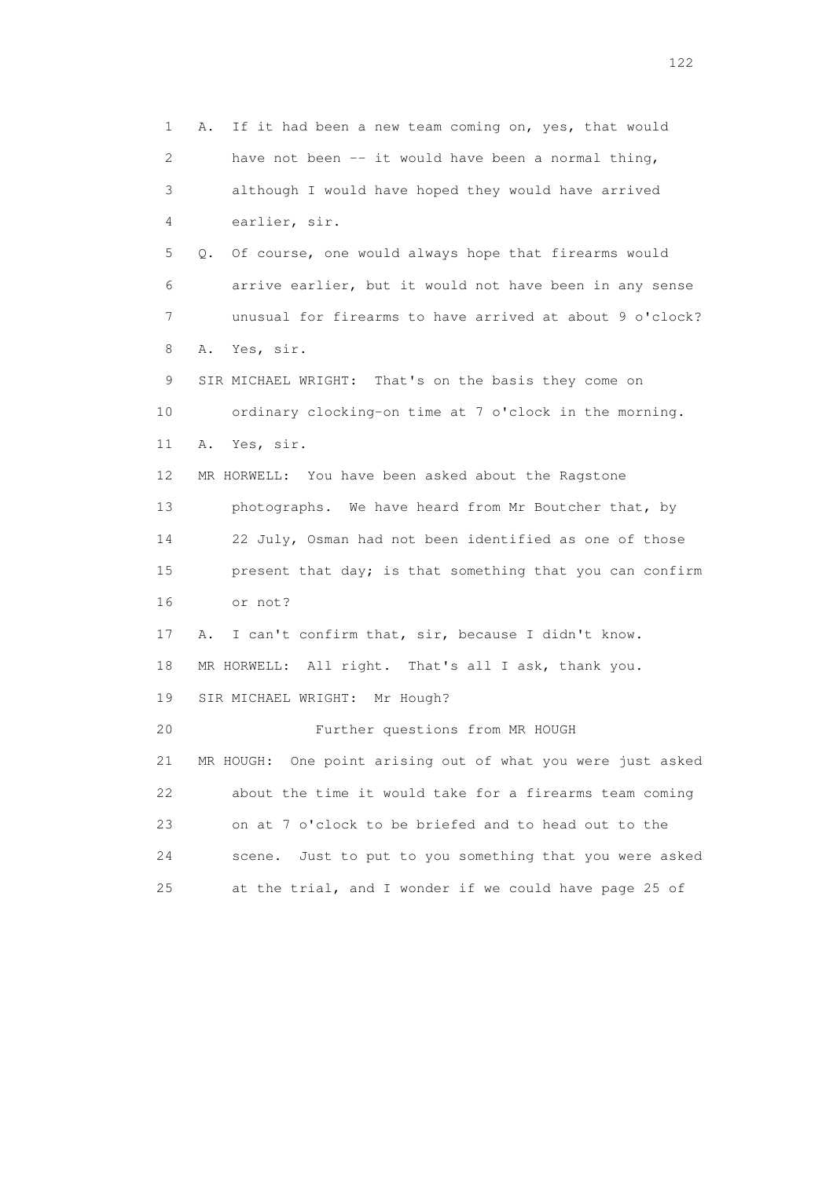1 A. If it had been a new team coming on, yes, that would
2 have not been -- it would have been a normal thing,
3 although I would have hoped they would have arrived
4 earlier, sir.

5 Q. Of course, one would always hope that firearms would
6 arrive earlier, but it would not have been in any sense
7 unusual for firearms to have arrived at about 9 o'clock?

8 A. Yes, sir.

9 SIR MICHAEL WRIGHT: That's on the basis they come on
10 ordinary clocking-on time at 7 o'clock in the morning.

11 A. Yes, sir.

12 MR HORWELL: You have been asked about the Ragstone
13 photographs. We have heard from Mr Boutcher that, by
14 22 July, Osman had not been identified as one of those
15 present that day; is that something that you can confirm
16 or not?

17 A. I can't confirm that, sir, because I didn't know.

18 MR HORWELL: All right. That's all I ask, thank you.

19 SIR MICHAEL WRIGHT: Mr Hough?

20 Further questions from MR HOUGH

21 MR HOUGH: One point arising out of what you were just asked
22 about the time it would take for a firearms team coming
23 on at 7 o'clock to be briefed and to head out to the
24 scene. Just to put to you something that you were asked
25 at the trial, and I wonder if we could have page 25 of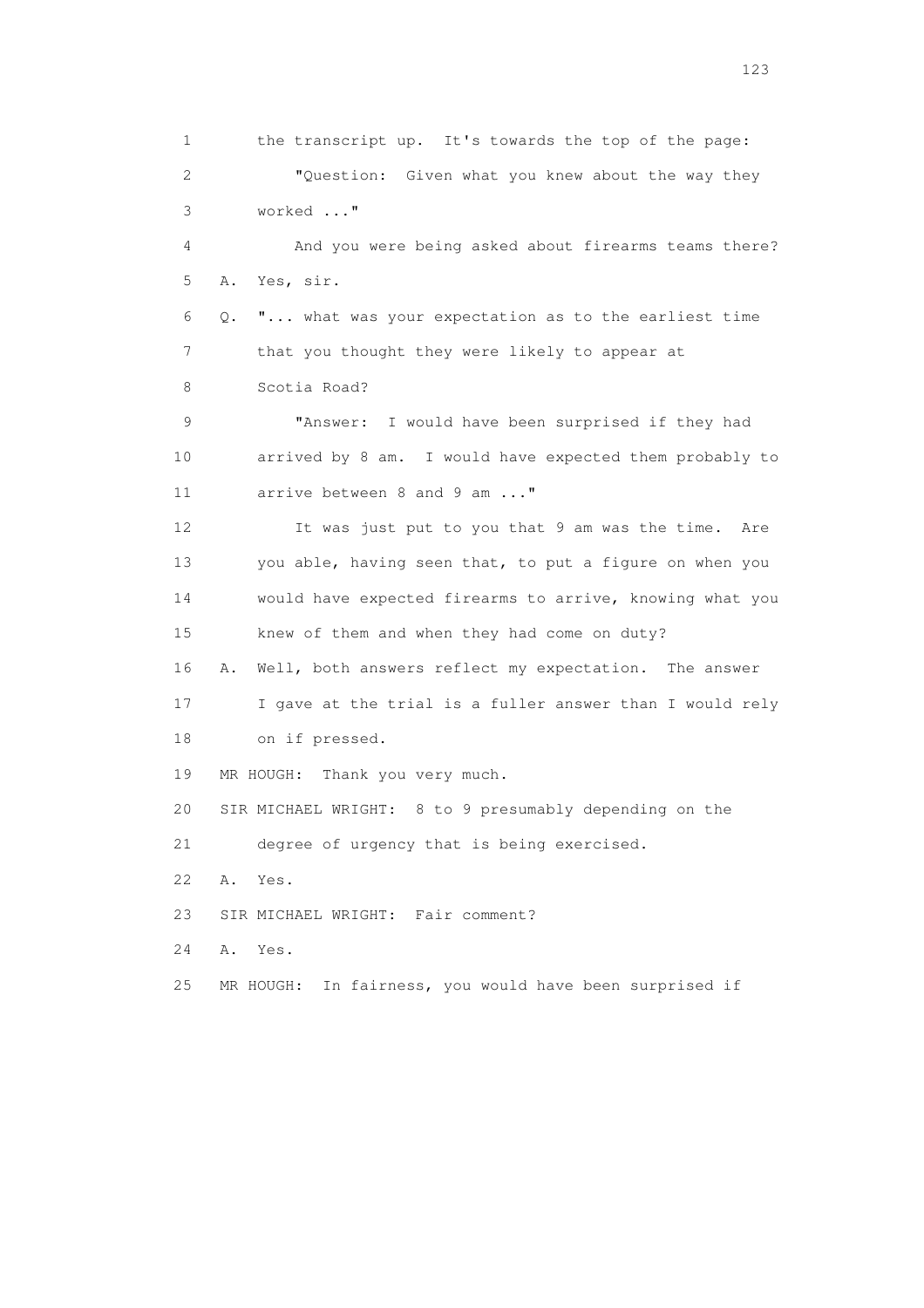1 the transcript up. It's towards the top of the page:

2 "Question: Given what you knew about the way they

3 worked ..."

4 And you were being asked about firearms teams there?

5 A. Yes, sir.

6 Q. "... what was your expectation as to the earliest time

7 that you thought they were likely to appear at

8 Scotia Road?

9 "Answer: I would have been surprised if they had

10 arrived by 8 am. I would have expected them probably to

11 arrive between 8 and 9 am ..."

12 It was just put to you that 9 am was the time. Are

13 you able, having seen that, to put a figure on when you

14 would have expected firearms to arrive, knowing what you

15 knew of them and when they had come on duty?

16 A. Well, both answers reflect my expectation. The answer

17 I gave at the trial is a fuller answer than I would rely

18 on if pressed.

19 MR HOUGH: Thank you very much.

20 SIR MICHAEL WRIGHT: 8 to 9 presumably depending on the

21 degree of urgency that is being exercised.

22 A. Yes.

23 SIR MICHAEL WRIGHT: Fair comment?

24 A. Yes.

25 MR HOUGH: In fairness, you would have been surprised if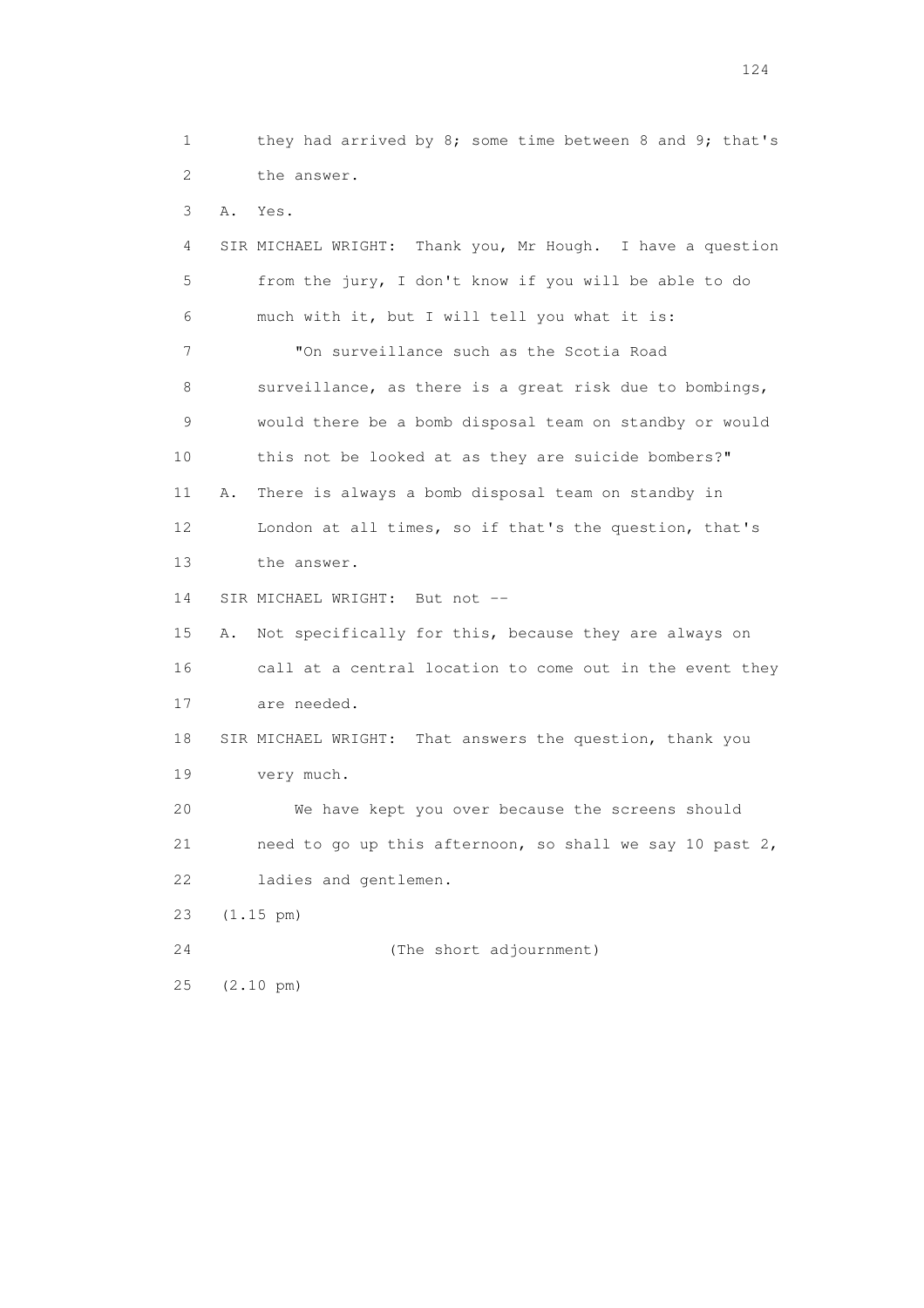1 they had arrived by 8; some time between 8 and 9; that's
2 the answer.

3 A. Yes.

4 SIR MICHAEL WRIGHT: Thank you, Mr Hough. I have a question
5 from the jury, I don't know if you will be able to do
6 much with it, but I will tell you what it is:

7 "On surveillance such as the Scotia Road
8 surveillance, as there is a great risk due to bombings,
9 would there be a bomb disposal team on standby or would
10 this not be looked at as they are suicide bombers?"

11 A. There is always a bomb disposal team on standby in
12 London at all times, so if that's the question, that's
13 the answer.

14 SIR MICHAEL WRIGHT: But not --

15 A. Not specifically for this, because they are always on
16 call at a central location to come out in the event they
17 are needed.

18 SIR MICHAEL WRIGHT: That answers the question, thank you
19 very much.

20 We have kept you over because the screens should
21 need to go up this afternoon, so shall we say 10 past 2,
22 ladies and gentlemen.

23 (1.15 pm)

24 (The short adjournment)

25 (2.10 pm)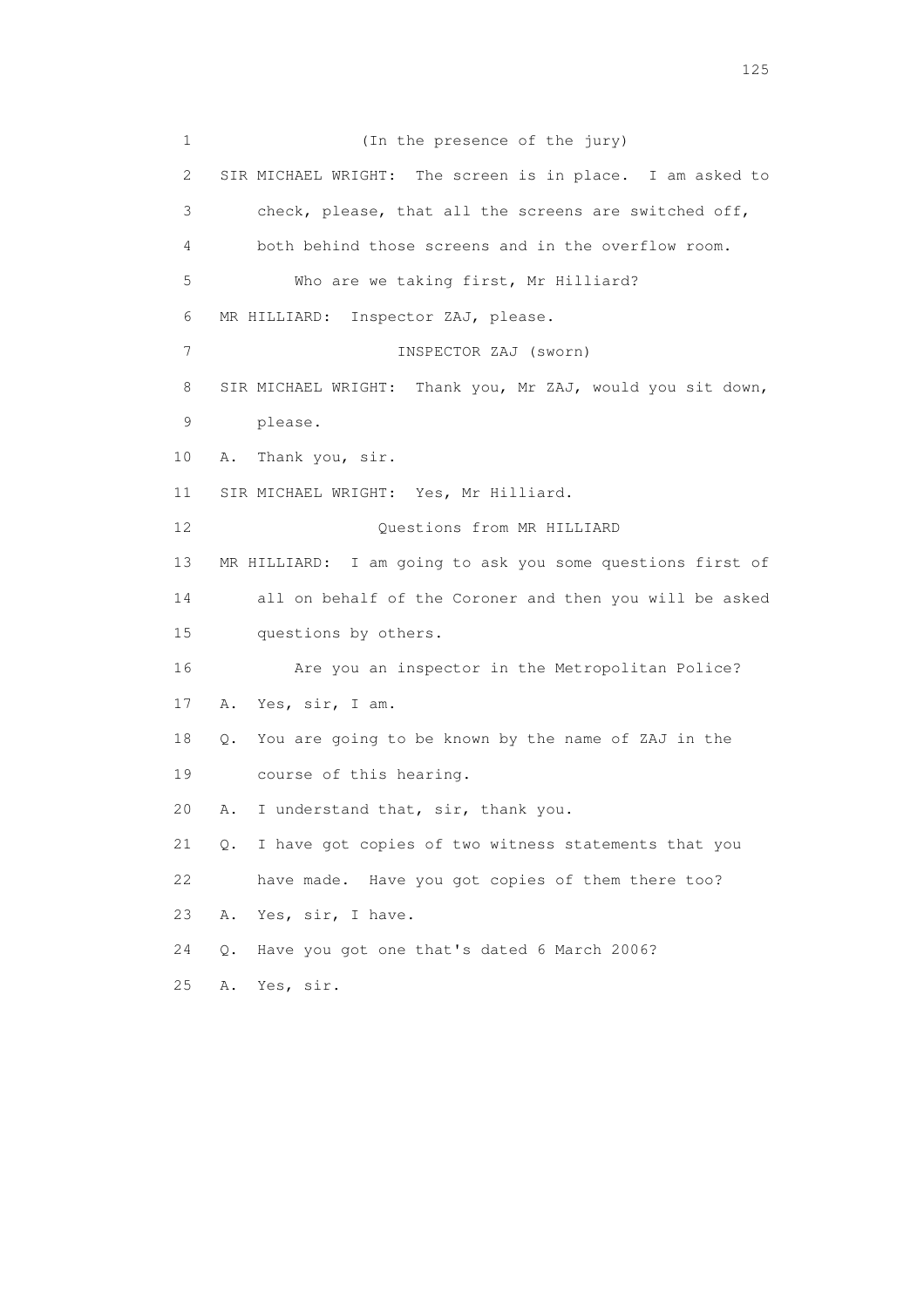(In the presence of the jury)

SIR MICHAEL WRIGHT: The screen is in place. I am asked to check, please, that all the screens are switched off, both behind those screens and in the overflow room.

Who are we taking first, Mr Hilliard?

MR HILLIARD: Inspector ZAJ, please.

INSPECTOR ZAJ (sworn)

SIR MICHAEL WRIGHT: Thank you, Mr ZAJ, would you sit down, please.

A. Thank you, sir.

SIR MICHAEL WRIGHT: Yes, Mr Hilliard.

Questions from MR HILLIARD

MR HILLIARD: I am going to ask you some questions first of all on behalf of the Coroner and then you will be asked questions by others.

Are you an inspector in the Metropolitan Police?

A. Yes, sir, I am.

Q. You are going to be known by the name of ZAJ in the course of this hearing.

A. I understand that, sir, thank you.

Q. I have got copies of two witness statements that you have made. Have you got copies of them there too?

A. Yes, sir, I have.

Q. Have you got one that's dated 6 March 2006?

A. Yes, sir.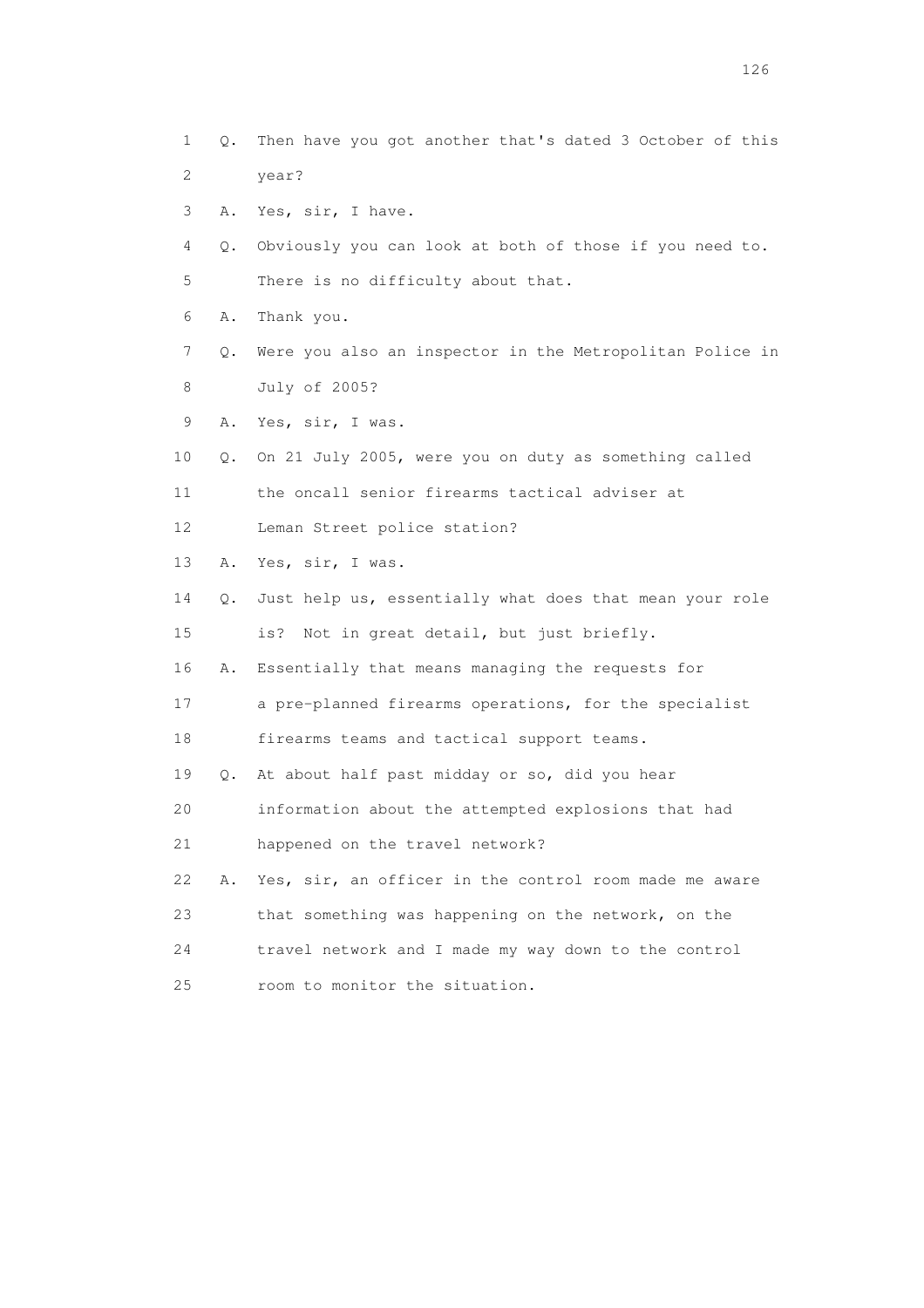1 Q. Then have you got another that's dated 3 October of this
2 year?
3 A. Yes, sir, I have.
4 Q. Obviously you can look at both of those if you need to.
5 There is no difficulty about that.
6 A. Thank you.
7 Q. Were you also an inspector in the Metropolitan Police in
8 July of 2005?
9 A. Yes, sir, I was.
10 Q. On 21 July 2005, were you on duty as something called
11 the oncall senior firearms tactical adviser at
12 Leman Street police station?
13 A. Yes, sir, I was.
14 Q. Just help us, essentially what does that mean your role
15 is? Not in great detail, but just briefly.
16 A. Essentially that means managing the requests for
17 a pre-planned firearms operations, for the specialist
18 firearms teams and tactical support teams.
19 Q. At about half past midday or so, did you hear
20 information about the attempted explosions that had
21 happened on the travel network?
22 A. Yes, sir, an officer in the control room made me aware
23 that something was happening on the network, on the
24 travel network and I made my way down to the control
25 room to monitor the situation.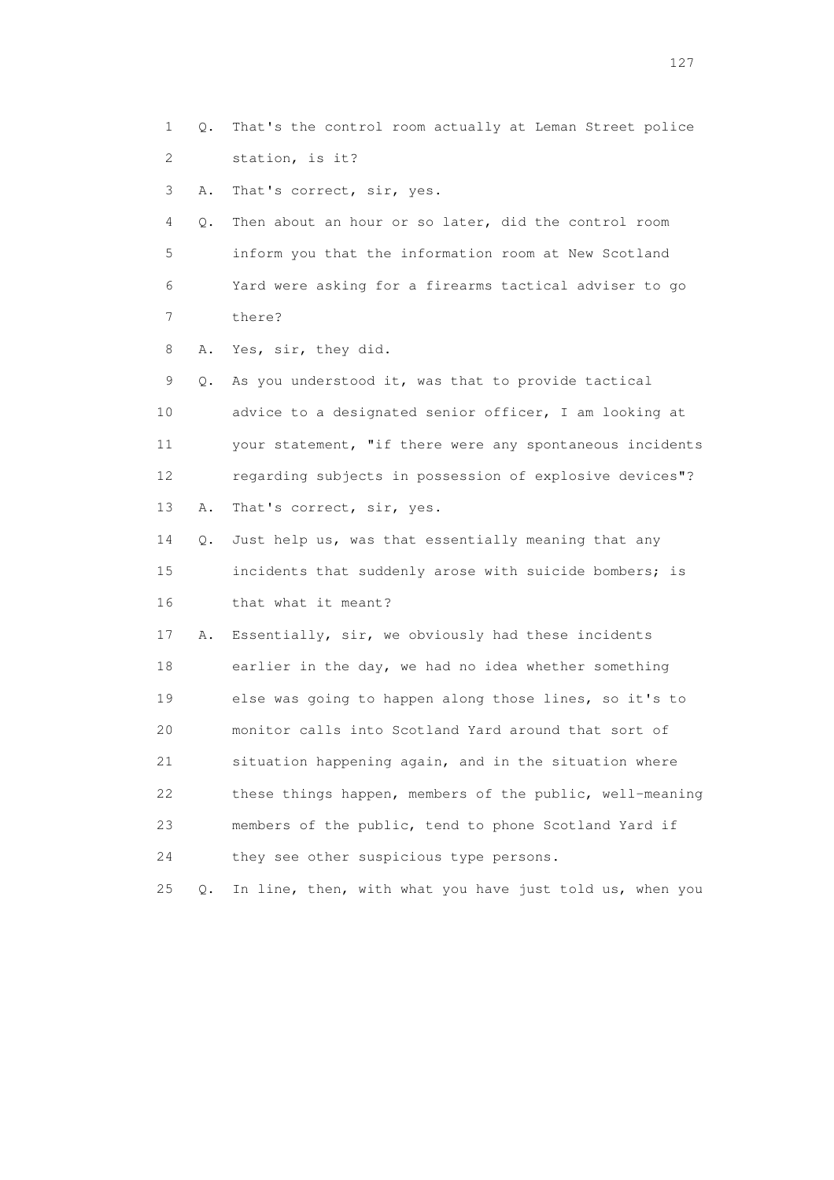1 Q. That's the control room actually at Leman Street police
2 station, is it?
3 A. That's correct, sir, yes.
4 Q. Then about an hour or so later, did the control room
5 inform you that the information room at New Scotland
6 Yard were asking for a firearms tactical adviser to go
7 there?
8 A. Yes, sir, they did.
9 Q. As you understood it, was that to provide tactical
10 advice to a designated senior officer, I am looking at
11 your statement, "if there were any spontaneous incidents
12 regarding subjects in possession of explosive devices"?
13 A. That's correct, sir, yes.
14 Q. Just help us, was that essentially meaning that any
15 incidents that suddenly arose with suicide bombers; is
16 that what it meant?
17 A. Essentially, sir, we obviously had these incidents
18 earlier in the day, we had no idea whether something
19 else was going to happen along those lines, so it's to
20 monitor calls into Scotland Yard around that sort of
21 situation happening again, and in the situation where
22 these things happen, members of the public, well-meaning
23 members of the public, tend to phone Scotland Yard if
24 they see other suspicious type persons.
25 Q. In line, then, with what you have just told us, when you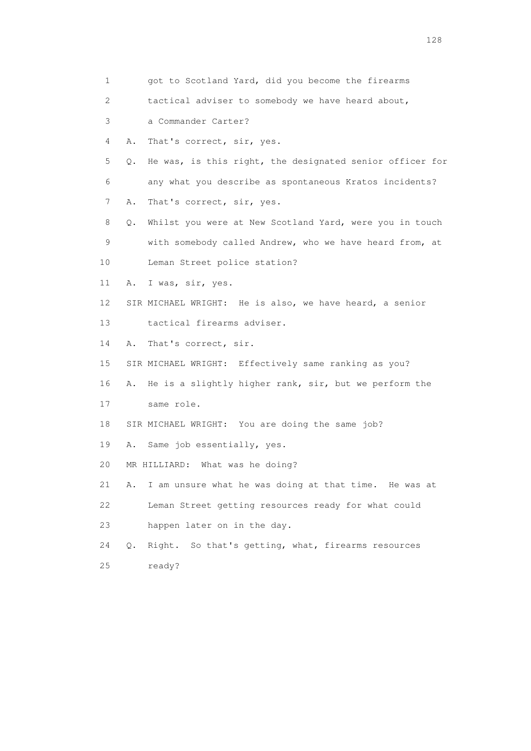1 got to Scotland Yard, did you become the firearms
2 tactical adviser to somebody we have heard about,
3 a Commander Carter?
4 A. That's correct, sir, yes.
5 Q. He was, is this right, the designated senior officer for
6 any what you describe as spontaneous Kratos incidents?
7 A. That's correct, sir, yes.
8 Q. Whilst you were at New Scotland Yard, were you in touch
9 with somebody called Andrew, who we have heard from, at
10 Leman Street police station?
11 A. I was, sir, yes.
12 SIR MICHAEL WRIGHT: He is also, we have heard, a senior
13 tactical firearms adviser.
14 A. That's correct, sir.
15 SIR MICHAEL WRIGHT: Effectively same ranking as you?
16 A. He is a slightly higher rank, sir, but we perform the
17 same role.
18 SIR MICHAEL WRIGHT: You are doing the same job?
19 A. Same job essentially, yes.
20 MR HILLIARD: What was he doing?
21 A. I am unsure what he was doing at that time. He was at
22 Leman Street getting resources ready for what could
23 happen later on in the day.
24 Q. Right. So that's getting, what, firearms resources
25 ready?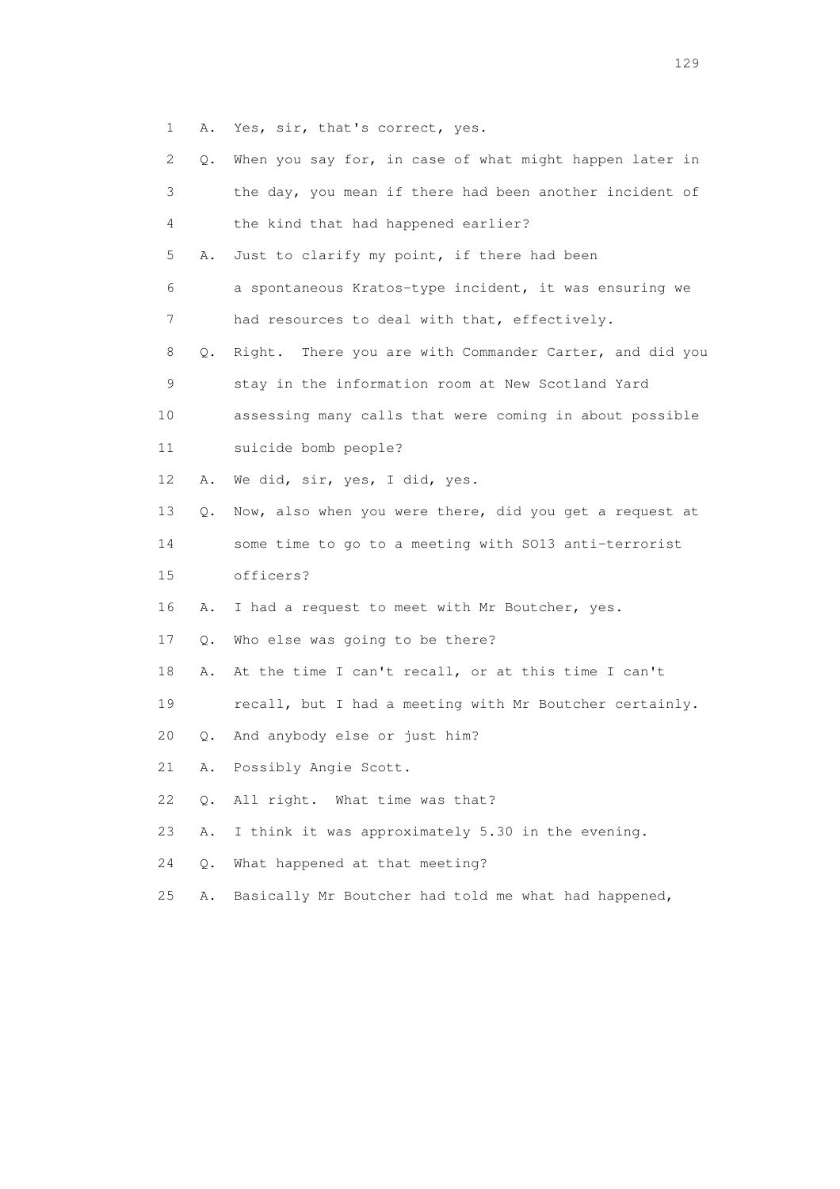1 A. Yes, sir, that's correct, yes.

2 Q. When you say for, in case of what might happen later in

3 the day, you mean if there had been another incident of

4 the kind that had happened earlier?

5 A. Just to clarify my point, if there had been

6 a spontaneous Kratos-type incident, it was ensuring we

7 had resources to deal with that, effectively.

8 Q. Right. There you are with Commander Carter, and did you

9 stay in the information room at New Scotland Yard

10 assessing many calls that were coming in about possible

11 suicide bomb people?

12 A. We did, sir, yes, I did, yes.

13 Q. Now, also when you were there, did you get a request at

14 some time to go to a meeting with SO13 anti-terrorist

15 officers?

16 A. I had a request to meet with Mr Boutcher, yes.

17 Q. Who else was going to be there?

18 A. At the time I can't recall, or at this time I can't

19 recall, but I had a meeting with Mr Boutcher certainly.

20 Q. And anybody else or just him?

21 A. Possibly Angie Scott.

22 Q. All right. What time was that?

23 A. I think it was approximately 5.30 in the evening.

24 Q. What happened at that meeting?

25 A. Basically Mr Boutcher had told me what had happened,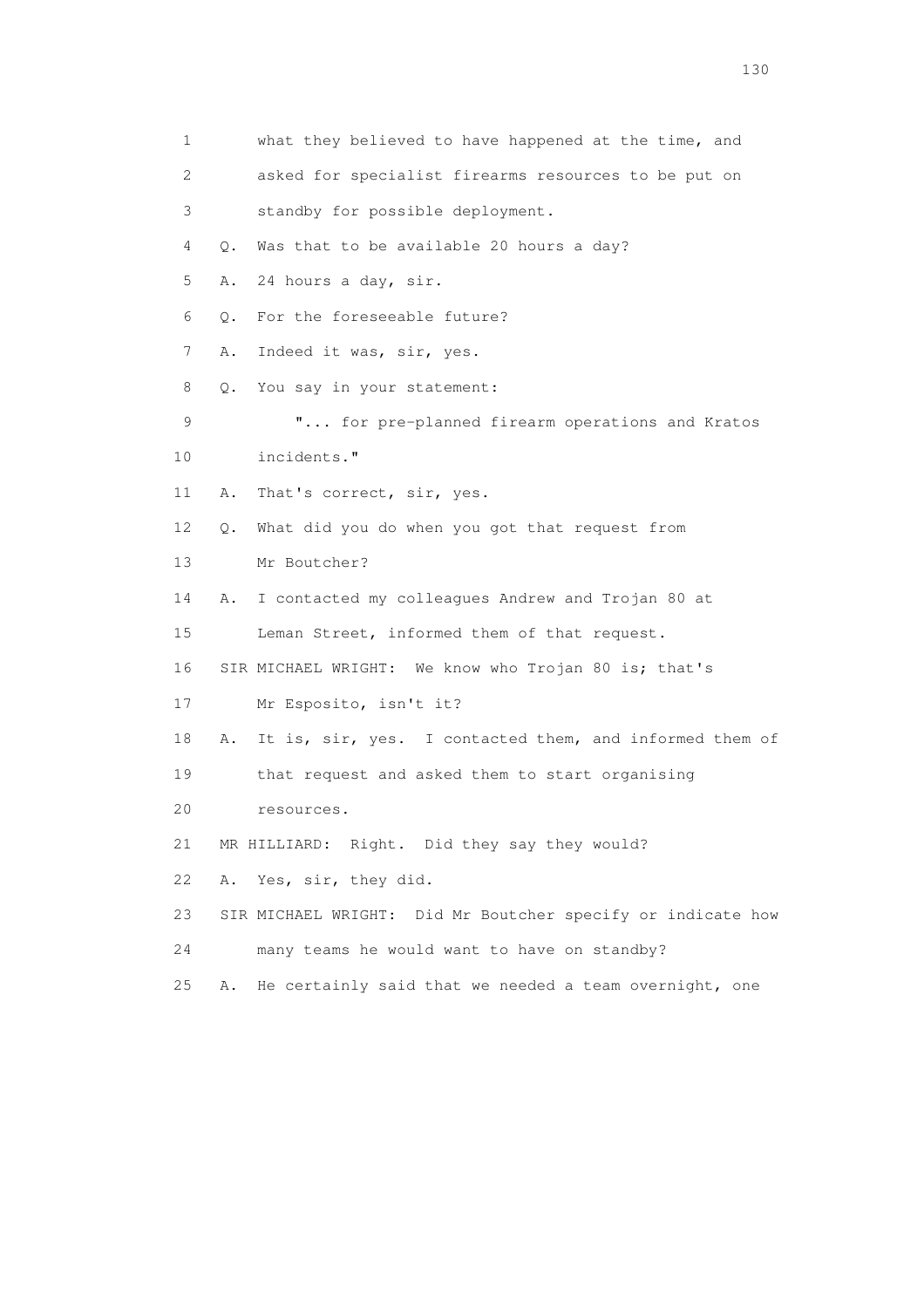1 what they believed to have happened at the time, and

2 asked for specialist firearms resources to be put on

3 standby for possible deployment.

4 Q. Was that to be available 20 hours a day?

5 A. 24 hours a day, sir.

6 Q. For the foreseeable future?

7 A. Indeed it was, sir, yes.

8 Q. You say in your statement:

9 "... for pre-planned firearm operations and Kratos

10 incidents."

11 A. That's correct, sir, yes.

12 Q. What did you do when you got that request from

13 Mr Boutcher?

14 A. I contacted my colleagues Andrew and Trojan 80 at

15 Leman Street, informed them of that request.

16 SIR MICHAEL WRIGHT: We know who Trojan 80 is; that's

17 Mr Esposito, isn't it?

18 A. It is, sir, yes. I contacted them, and informed them of

19 that request and asked them to start organising

20 resources.

21 MR HILLIARD: Right. Did they say they would?

22 A. Yes, sir, they did.

23 SIR MICHAEL WRIGHT: Did Mr Boutcher specify or indicate how

24 many teams he would want to have on standby?

25 A. He certainly said that we needed a team overnight, one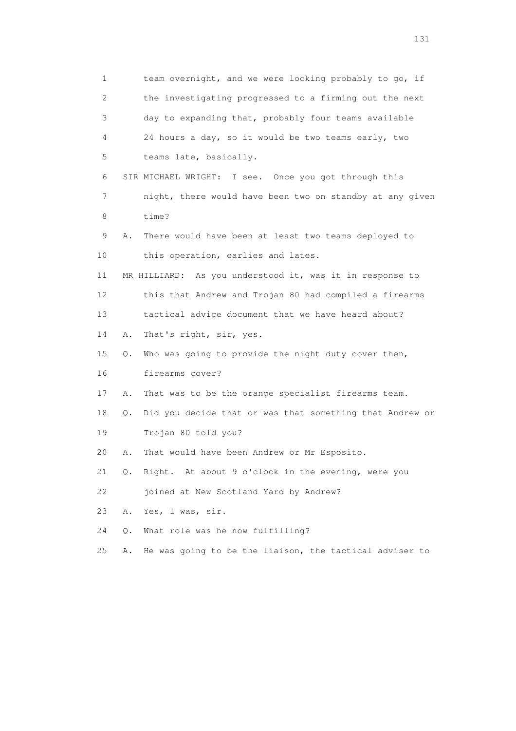1 team overnight, and we were looking probably to go, if
2 the investigating progressed to a firming out the next
3 day to expanding that, probably four teams available
4 24 hours a day, so it would be two teams early, two
5 teams late, basically.

6 SIR MICHAEL WRIGHT: I see. Once you got through this
7 night, there would have been two on standby at any given
8 time?

9 A. There would have been at least two teams deployed to
10 this operation, earlies and lates.

11 MR HILLIARD: As you understood it, was it in response to
12 this that Andrew and Trojan 80 had compiled a firearms
13 tactical advice document that we have heard about?

14 A. That's right, sir, yes.

15 Q. Who was going to provide the night duty cover then,
16 firearms cover?

17 A. That was to be the orange specialist firearms team.

18 Q. Did you decide that or was that something that Andrew or
19 Trojan 80 told you?

20 A. That would have been Andrew or Mr Esposito.

21 Q. Right. At about 9 o'clock in the evening, were you
22 joined at New Scotland Yard by Andrew?

23 A. Yes, I was, sir.

24 Q. What role was he now fulfilling?

25 A. He was going to be the liaison, the tactical adviser to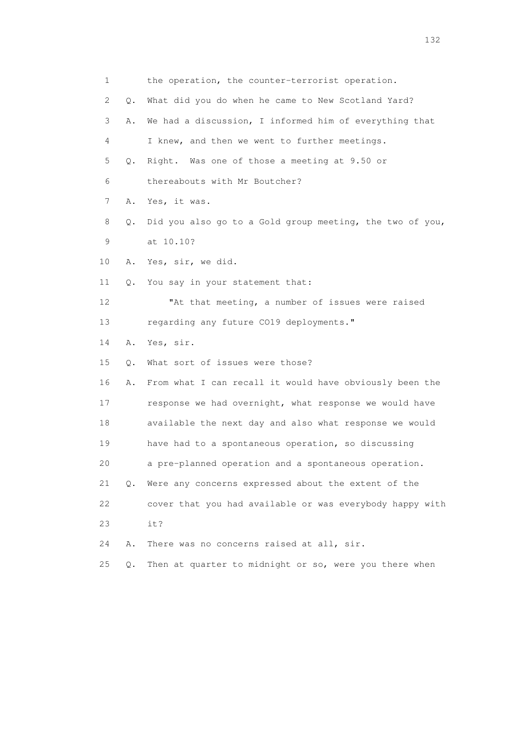1 the operation, the counter-terrorist operation.

2 Q. What did you do when he came to New Scotland Yard?

3 A. We had a discussion, I informed him of everything that

4 I knew, and then we went to further meetings.

5 Q. Right. Was one of those a meeting at 9.50 or

6 thereabouts with Mr Boutcher?

7 A. Yes, it was.

8 Q. Did you also go to a Gold group meeting, the two of you,

9 at 10.10?

10 A. Yes, sir, we did.

11 Q. You say in your statement that:

12 "At that meeting, a number of issues were raised

13 regarding any future CO19 deployments."

14 A. Yes, sir.

15 Q. What sort of issues were those?

16 A. From what I can recall it would have obviously been the

17 response we had overnight, what response we would have

18 available the next day and also what response we would

19 have had to a spontaneous operation, so discussing

20 a pre-planned operation and a spontaneous operation.

21 Q. Were any concerns expressed about the extent of the

22 cover that you had available or was everybody happy with

23 it?

24 A. There was no concerns raised at all, sir.

25 Q. Then at quarter to midnight or so, were you there when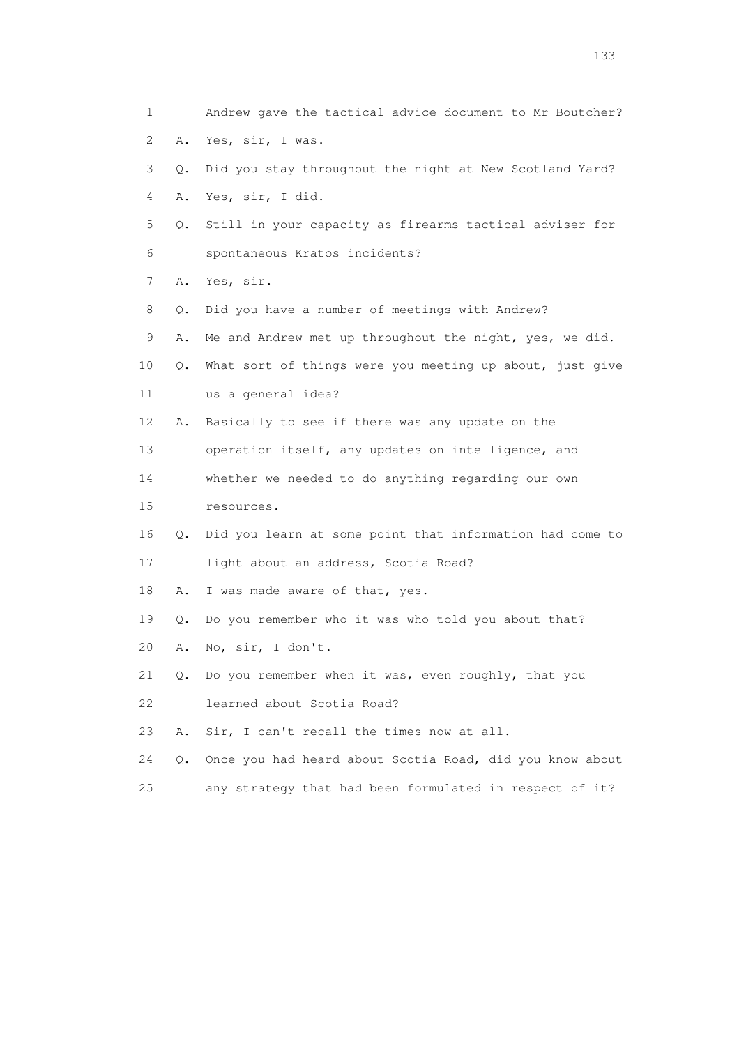1 Andrew gave the tactical advice document to Mr Boutcher?

2 A. Yes, sir, I was.

3 Q. Did you stay throughout the night at New Scotland Yard?

4 A. Yes, sir, I did.

5 Q. Still in your capacity as firearms tactical adviser for

6 spontaneous Kratos incidents?

7 A. Yes, sir.

8 Q. Did you have a number of meetings with Andrew?

9 A. Me and Andrew met up throughout the night, yes, we did.

10 Q. What sort of things were you meeting up about, just give

11 us a general idea?

12 A. Basically to see if there was any update on the

13 operation itself, any updates on intelligence, and

14 whether we needed to do anything regarding our own

15 resources.

16 Q. Did you learn at some point that information had come to

17 light about an address, Scotia Road?

18 A. I was made aware of that, yes.

19 Q. Do you remember who it was who told you about that?

20 A. No, sir, I don't.

21 Q. Do you remember when it was, even roughly, that you

22 learned about Scotia Road?

23 A. Sir, I can't recall the times now at all.

24 Q. Once you had heard about Scotia Road, did you know about

25 any strategy that had been formulated in respect of it?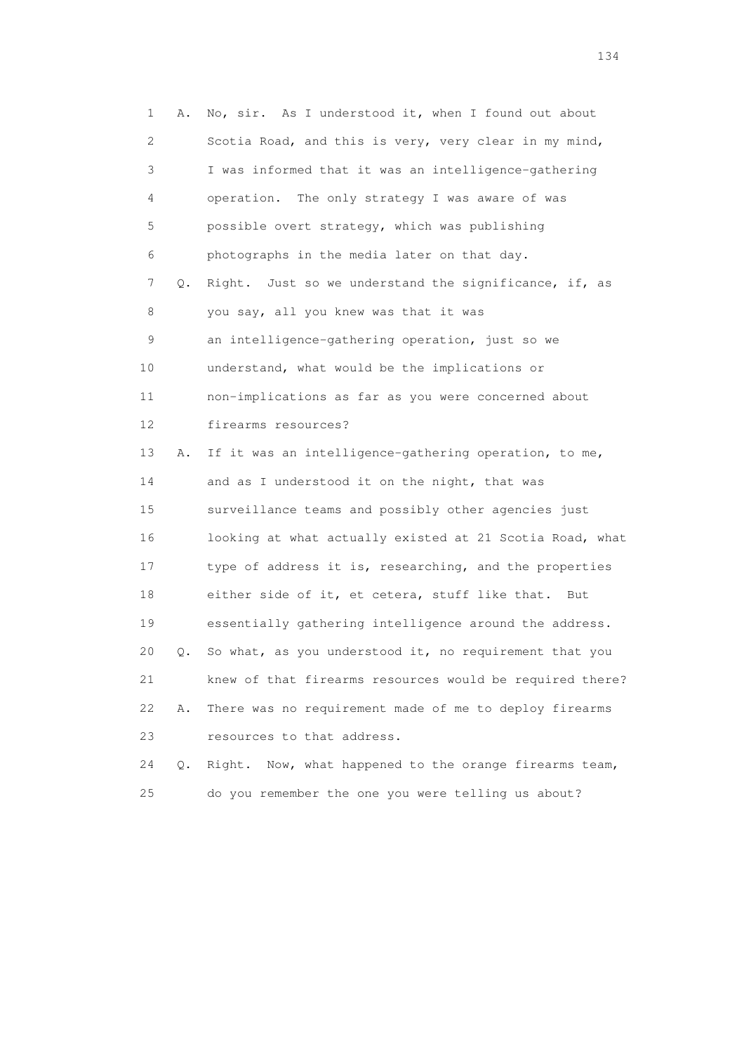1 A. No, sir. As I understood it, when I found out about
2 Scotia Road, and this is very, very clear in my mind,
3 I was informed that it was an intelligence-gathering
4 operation. The only strategy I was aware of was
5 possible overt strategy, which was publishing
6 photographs in the media later on that day.
7 Q. Right. Just so we understand the significance, if, as
8 you say, all you knew was that it was
9 an intelligence-gathering operation, just so we
10 understand, what would be the implications or
11 non-implications as far as you were concerned about
12 firearms resources?
13 A. If it was an intelligence-gathering operation, to me,
14 and as I understood it on the night, that was
15 surveillance teams and possibly other agencies just
16 looking at what actually existed at 21 Scotia Road, what
17 type of address it is, researching, and the properties
18 either side of it, et cetera, stuff like that. But
19 essentially gathering intelligence around the address.
20 Q. So what, as you understood it, no requirement that you
21 knew of that firearms resources would be required there?
22 A. There was no requirement made of me to deploy firearms
23 resources to that address.
24 Q. Right. Now, what happened to the orange firearms team,
25 do you remember the one you were telling us about?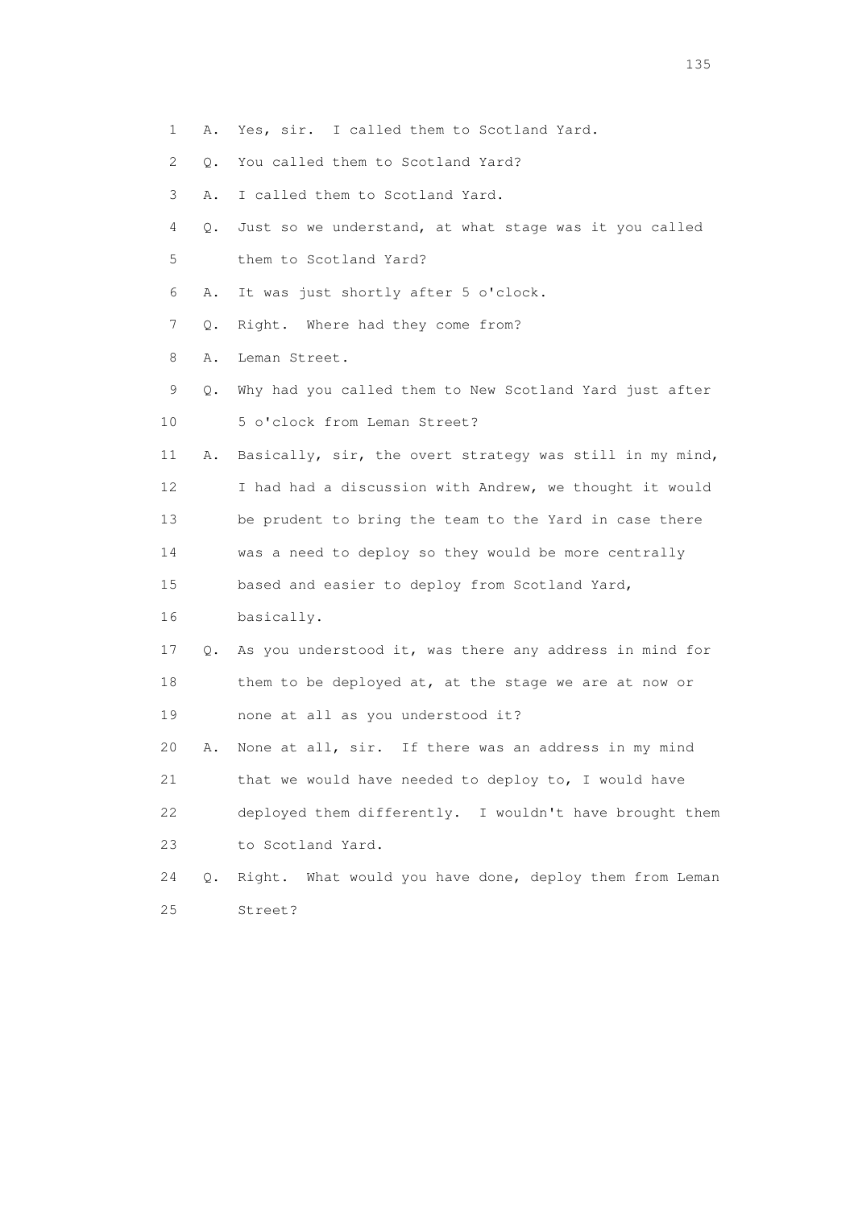1 A. Yes, sir. I called them to Scotland Yard.

2 Q. You called them to Scotland Yard?

3 A. I called them to Scotland Yard.

4 Q. Just so we understand, at what stage was it you called

5 them to Scotland Yard?

6 A. It was just shortly after 5 o'clock.

7 Q. Right. Where had they come from?

8 A. Leman Street.

9 Q. Why had you called them to New Scotland Yard just after

10 5 o'clock from Leman Street?

11 A. Basically, sir, the overt strategy was still in my mind,

12 I had had a discussion with Andrew, we thought it would

13 be prudent to bring the team to the Yard in case there

14 was a need to deploy so they would be more centrally

15 based and easier to deploy from Scotland Yard,

16 basically.

17 Q. As you understood it, was there any address in mind for

18 them to be deployed at, at the stage we are at now or

19 none at all as you understood it?

20 A. None at all, sir. If there was an address in my mind

21 that we would have needed to deploy to, I would have

22 deployed them differently. I wouldn't have brought them

23 to Scotland Yard.

24 Q. Right. What would you have done, deploy them from Leman

25 Street?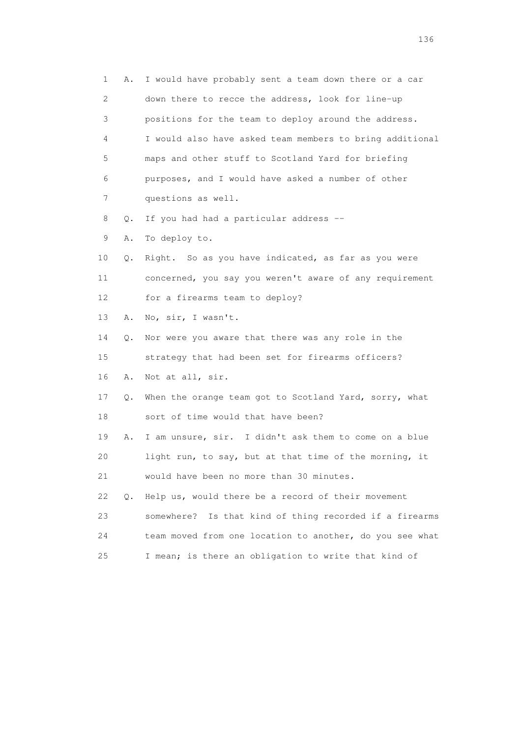1 A. I would have probably sent a team down there or a car
2 down there to recce the address, look for line-up
3 positions for the team to deploy around the address.
4 I would also have asked team members to bring additional
5 maps and other stuff to Scotland Yard for briefing
6 purposes, and I would have asked a number of other
7 questions as well.
8 Q. If you had had a particular address --
9 A. To deploy to.
10 Q. Right. So as you have indicated, as far as you were
11 concerned, you say you weren't aware of any requirement
12 for a firearms team to deploy?
13 A. No, sir, I wasn't.
14 Q. Nor were you aware that there was any role in the
15 strategy that had been set for firearms officers?
16 A. Not at all, sir.
17 Q. When the orange team got to Scotland Yard, sorry, what
18 sort of time would that have been?
19 A. I am unsure, sir. I didn't ask them to come on a blue
20 light run, to say, but at that time of the morning, it
21 would have been no more than 30 minutes.
22 Q. Help us, would there be a record of their movement
23 somewhere? Is that kind of thing recorded if a firearms
24 team moved from one location to another, do you see what
25 I mean; is there an obligation to write that kind of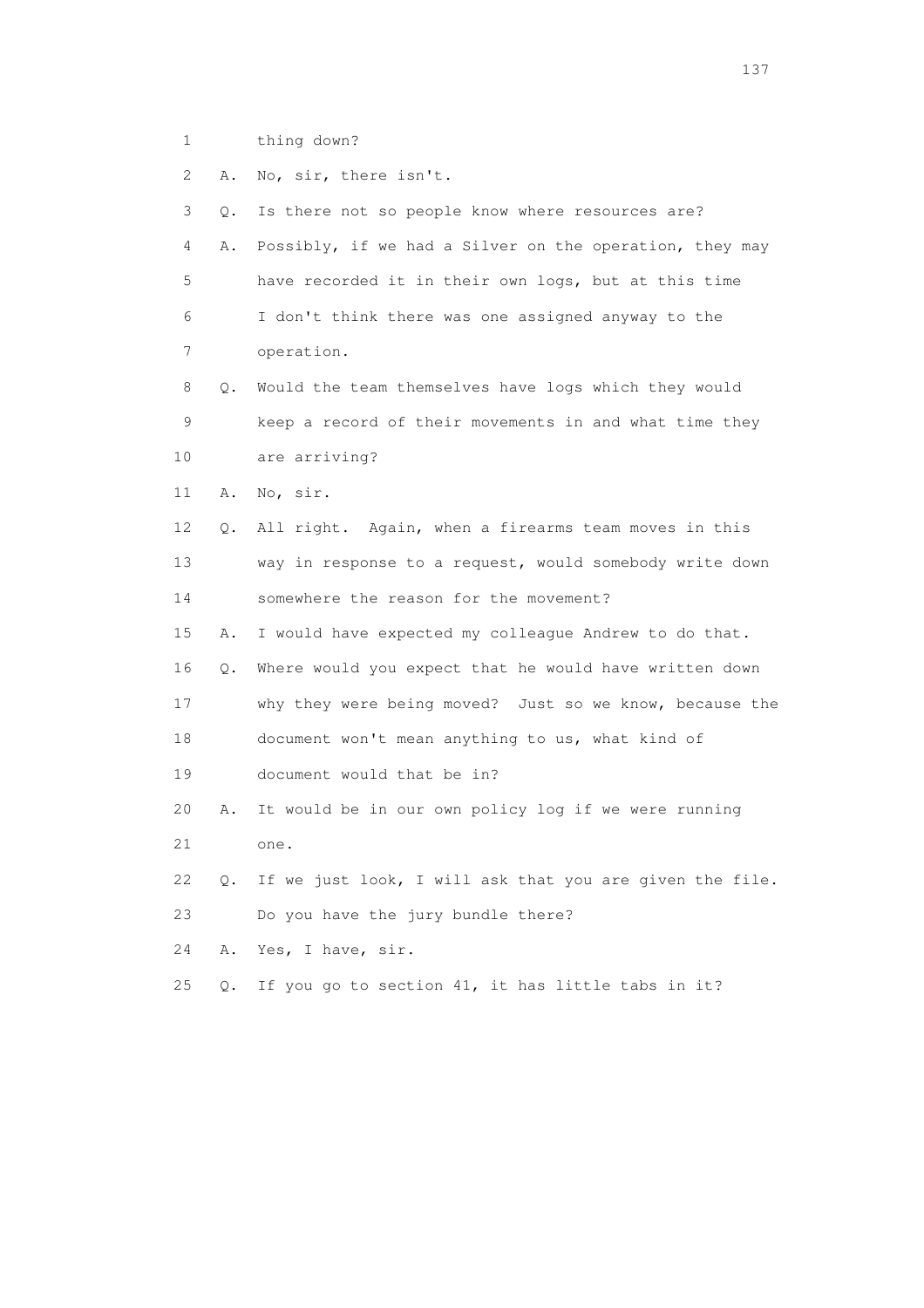1 thing down?

2 A. No, sir, there isn't.

3 Q. Is there not so people know where resources are?

4 A. Possibly, if we had a Silver on the operation, they may

5 have recorded it in their own logs, but at this time

6 I don't think there was one assigned anyway to the

7 operation.

8 Q. Would the team themselves have logs which they would

9 keep a record of their movements in and what time they

10 are arriving?

11 A. No, sir.

12 Q. All right. Again, when a firearms team moves in this

13 way in response to a request, would somebody write down

14 somewhere the reason for the movement?

15 A. I would have expected my colleague Andrew to do that.

16 Q. Where would you expect that he would have written down

17 why they were being moved? Just so we know, because the

18 document won't mean anything to us, what kind of

19 document would that be in?

20 A. It would be in our own policy log if we were running

21 one.

22 Q. If we just look, I will ask that you are given the file.

23 Do you have the jury bundle there?

24 A. Yes, I have, sir.

25 Q. If you go to section 41, it has little tabs in it?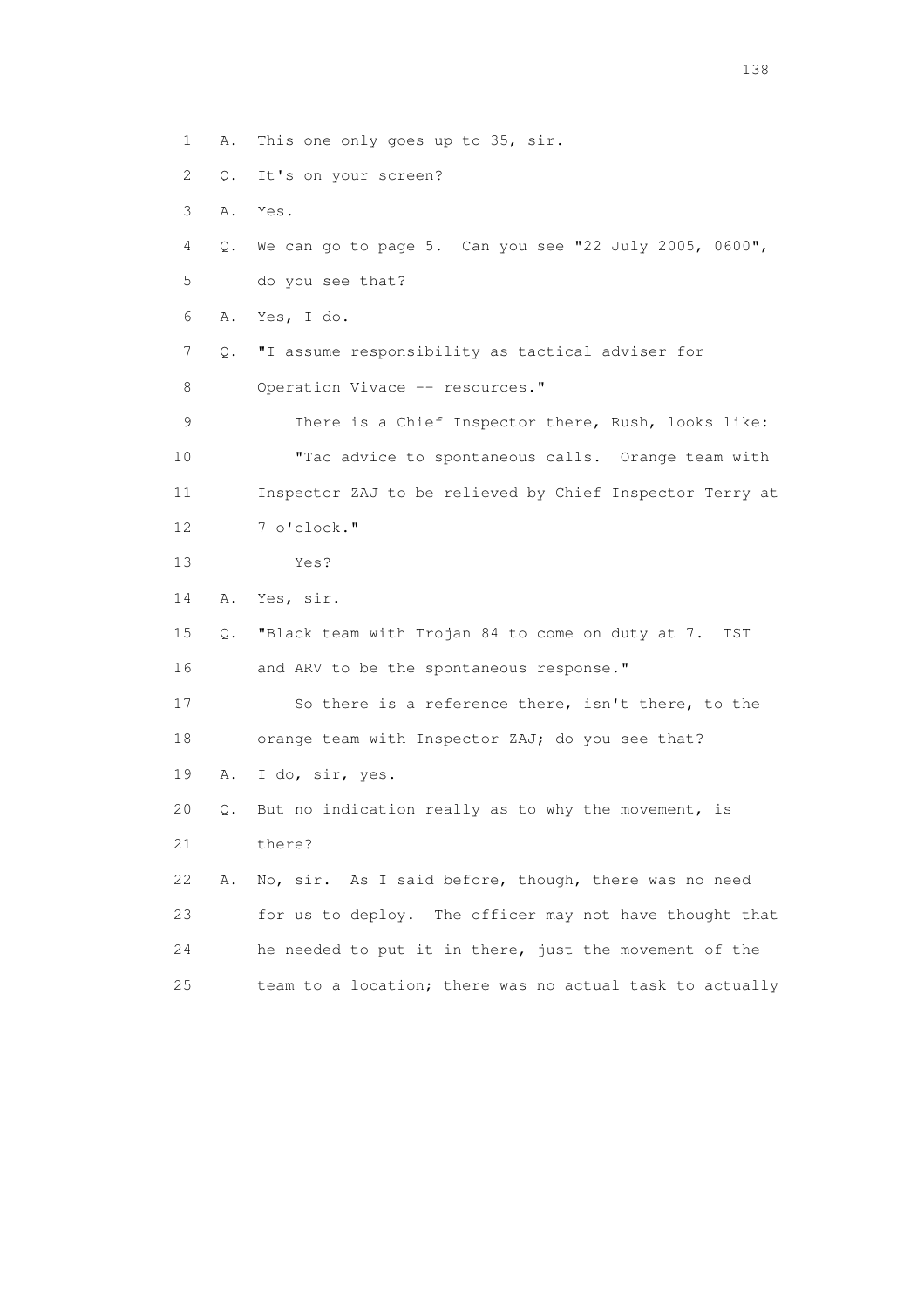1 A. This one only goes up to 35, sir.

2 Q. It's on your screen?

3 A. Yes.

4 Q. We can go to page 5. Can you see "22 July 2005, 0600",

5 do you see that?

6 A. Yes, I do.

7 Q. "I assume responsibility as tactical adviser for

8 Operation Vivace -- resources."

9 There is a Chief Inspector there, Rush, looks like:

10 "Tac advice to spontaneous calls. Orange team with

11 Inspector ZAJ to be relieved by Chief Inspector Terry at

12 7 o'clock."

13 Yes?

14 A. Yes, sir.

15 Q. "Black team with Trojan 84 to come on duty at 7. TST

16 and ARV to be the spontaneous response."

17 So there is a reference there, isn't there, to the

18 orange team with Inspector ZAJ; do you see that?

19 A. I do, sir, yes.

20 Q. But no indication really as to why the movement, is

21 there?

22 A. No, sir. As I said before, though, there was no need

23 for us to deploy. The officer may not have thought that

24 he needed to put it in there, just the movement of the

25 team to a location; there was no actual task to actually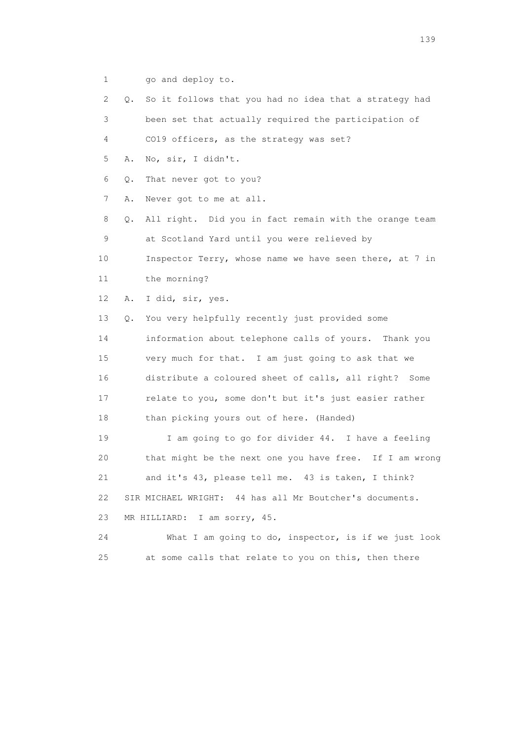1 go and deploy to.

2 Q. So it follows that you had no idea that a strategy had

3 been set that actually required the participation of

4 CO19 officers, as the strategy was set?

5 A. No, sir, I didn't.

6 Q. That never got to you?

7 A. Never got to me at all.

8 Q. All right. Did you in fact remain with the orange team

9 at Scotland Yard until you were relieved by

10 Inspector Terry, whose name we have seen there, at 7 in

11 the morning?

12 A. I did, sir, yes.

13 Q. You very helpfully recently just provided some

14 information about telephone calls of yours. Thank you

15 very much for that. I am just going to ask that we

16 distribute a coloured sheet of calls, all right? Some

17 relate to you, some don't but it's just easier rather

18 than picking yours out of here. (Handed)

19 I am going to go for divider 44. I have a feeling

20 that might be the next one you have free. If I am wrong

21 and it's 43, please tell me. 43 is taken, I think?

22 SIR MICHAEL WRIGHT: 44 has all Mr Boutcher's documents.

23 MR HILLIARD: I am sorry, 45.

24 What I am going to do, inspector, is if we just look

25 at some calls that relate to you on this, then there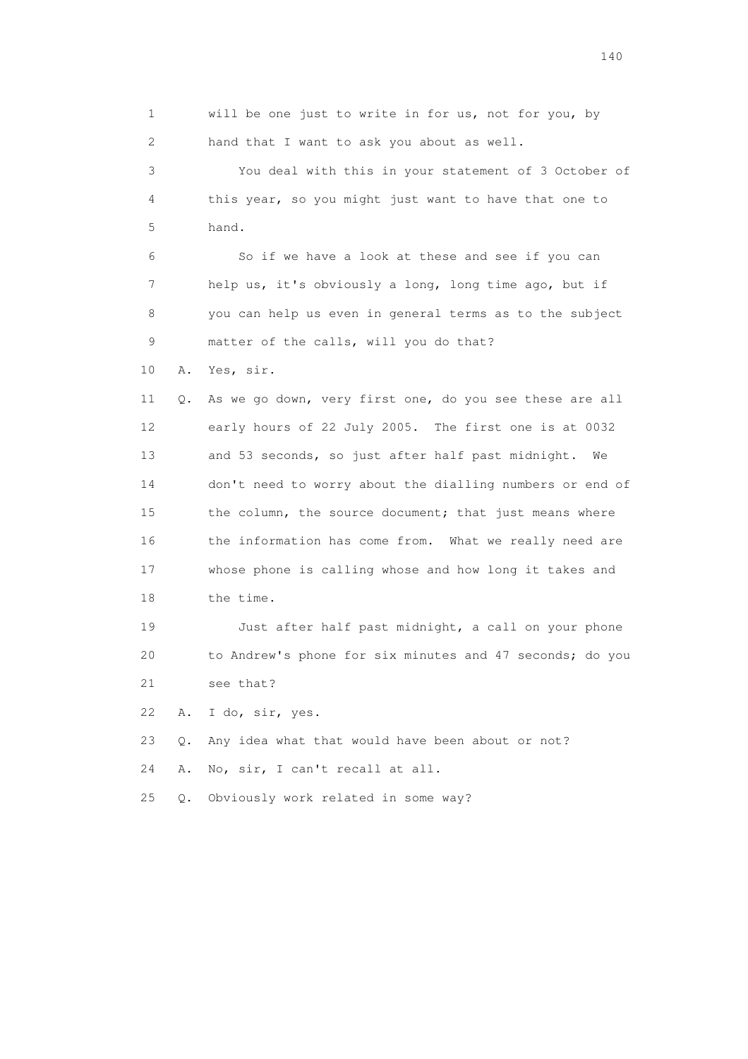1 will be one just to write in for us, not for you, by
2 hand that I want to ask you about as well.

3 You deal with this in your statement of 3 October of
4 this year, so you might just want to have that one to
5 hand.

6 So if we have a look at these and see if you can
7 help us, it's obviously a long, long time ago, but if
8 you can help us even in general terms as to the subject
9 matter of the calls, will you do that?

10 A. Yes, sir.

11 Q. As we go down, very first one, do you see these are all
12 early hours of 22 July 2005. The first one is at 0032
13 and 53 seconds, so just after half past midnight. We
14 don't need to worry about the dialling numbers or end of
15 the column, the source document; that just means where
16 the information has come from. What we really need are
17 whose phone is calling whose and how long it takes and
18 the time.

19 Just after half past midnight, a call on your phone
20 to Andrew's phone for six minutes and 47 seconds; do you
21 see that?

22 A. I do, sir, yes.

23 Q. Any idea what that would have been about or not?

24 A. No, sir, I can't recall at all.

25 Q. Obviously work related in some way?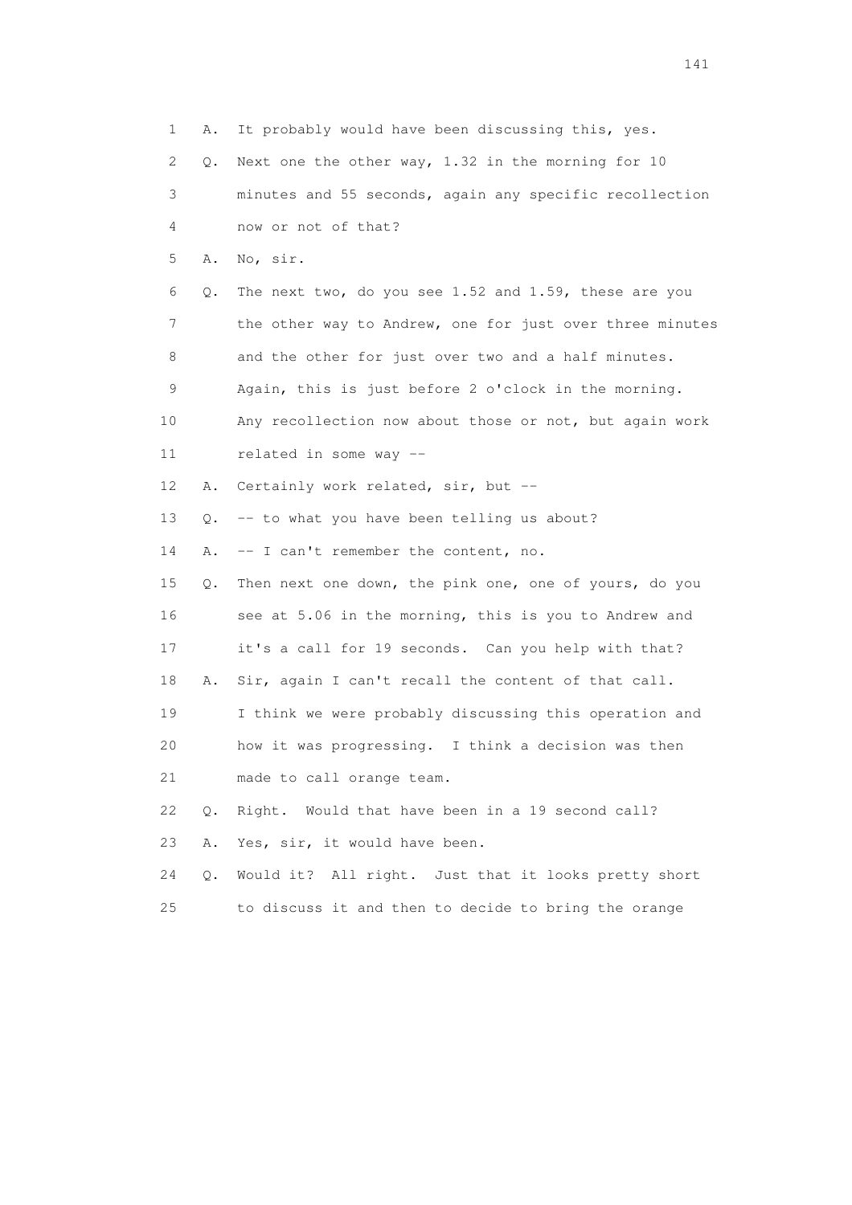1 A. It probably would have been discussing this, yes.

2 Q. Next one the other way, 1.32 in the morning for 10

3 minutes and 55 seconds, again any specific recollection

4 now or not of that?

5 A. No, sir.

6 Q. The next two, do you see 1.52 and 1.59, these are you

7 the other way to Andrew, one for just over three minutes

8 and the other for just over two and a half minutes.

9 Again, this is just before 2 o'clock in the morning.

10 Any recollection now about those or not, but again work

11 related in some way --

12 A. Certainly work related, sir, but --

13 Q. -- to what you have been telling us about?

14 A. -- I can't remember the content, no.

15 Q. Then next one down, the pink one, one of yours, do you

16 see at 5.06 in the morning, this is you to Andrew and

17 it's a call for 19 seconds. Can you help with that?

18 A. Sir, again I can't recall the content of that call.

19 I think we were probably discussing this operation and

20 how it was progressing. I think a decision was then

21 made to call orange team.

22 Q. Right. Would that have been in a 19 second call?

23 A. Yes, sir, it would have been.

24 Q. Would it? All right. Just that it looks pretty short

25 to discuss it and then to decide to bring the orange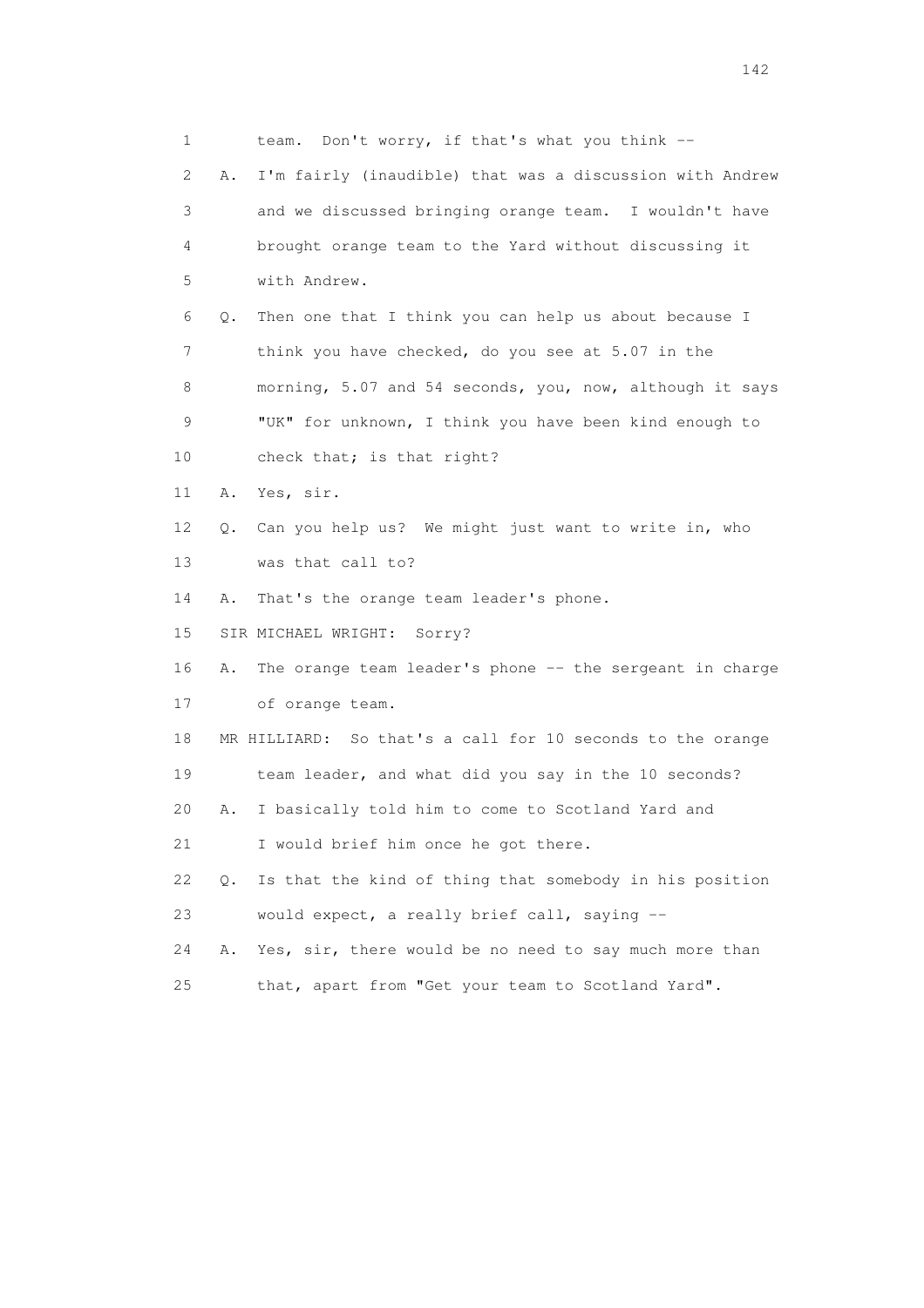1 team. Don't worry, if that's what you think --

2 A. I'm fairly (inaudible) that was a discussion with Andrew

3 and we discussed bringing orange team. I wouldn't have

4 brought orange team to the Yard without discussing it

5 with Andrew.

6 Q. Then one that I think you can help us about because I

7 think you have checked, do you see at 5.07 in the

8 morning, 5.07 and 54 seconds, you, now, although it says

9 "UK" for unknown, I think you have been kind enough to

10 check that; is that right?

11 A. Yes, sir.

12 Q. Can you help us? We might just want to write in, who

13 was that call to?

14 A. That's the orange team leader's phone.

15 SIR MICHAEL WRIGHT: Sorry?

16 A. The orange team leader's phone -- the sergeant in charge

17 of orange team.

18 MR HILLIARD: So that's a call for 10 seconds to the orange

19 team leader, and what did you say in the 10 seconds?

20 A. I basically told him to come to Scotland Yard and

21 I would brief him once he got there.

22 Q. Is that the kind of thing that somebody in his position

23 would expect, a really brief call, saying --

24 A. Yes, sir, there would be no need to say much more than

25 that, apart from "Get your team to Scotland Yard".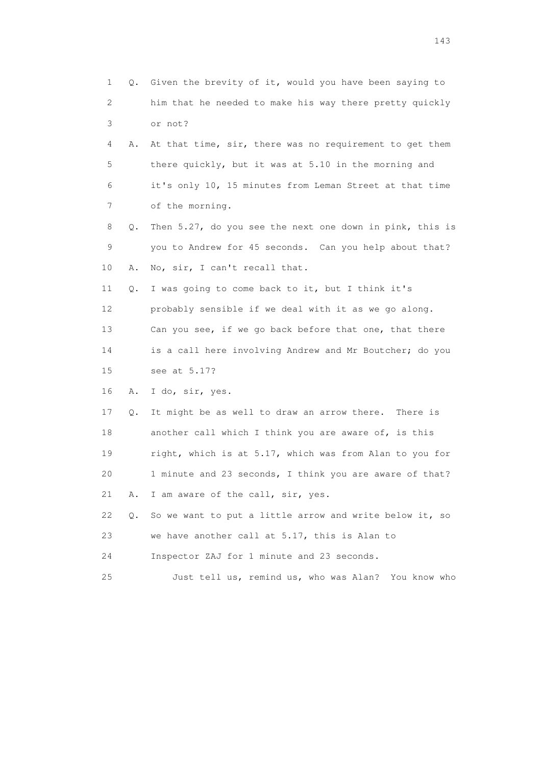1 Q. Given the brevity of it, would you have been saying to
2 him that he needed to make his way there pretty quickly
3 or not?
4 A. At that time, sir, there was no requirement to get them
5 there quickly, but it was at 5.10 in the morning and
6 it's only 10, 15 minutes from Leman Street at that time
7 of the morning.
8 Q. Then 5.27, do you see the next one down in pink, this is
9 you to Andrew for 45 seconds. Can you help about that?
10 A. No, sir, I can't recall that.
11 Q. I was going to come back to it, but I think it's
12 probably sensible if we deal with it as we go along.
13 Can you see, if we go back before that one, that there
14 is a call here involving Andrew and Mr Boutcher; do you
15 see at 5.17?
16 A. I do, sir, yes.
17 Q. It might be as well to draw an arrow there. There is
18 another call which I think you are aware of, is this
19 right, which is at 5.17, which was from Alan to you for
20 1 minute and 23 seconds, I think you are aware of that?
21 A. I am aware of the call, sir, yes.
22 Q. So we want to put a little arrow and write below it, so
23 we have another call at 5.17, this is Alan to
24 Inspector ZAJ for 1 minute and 23 seconds.
25 Just tell us, remind us, who was Alan? You know who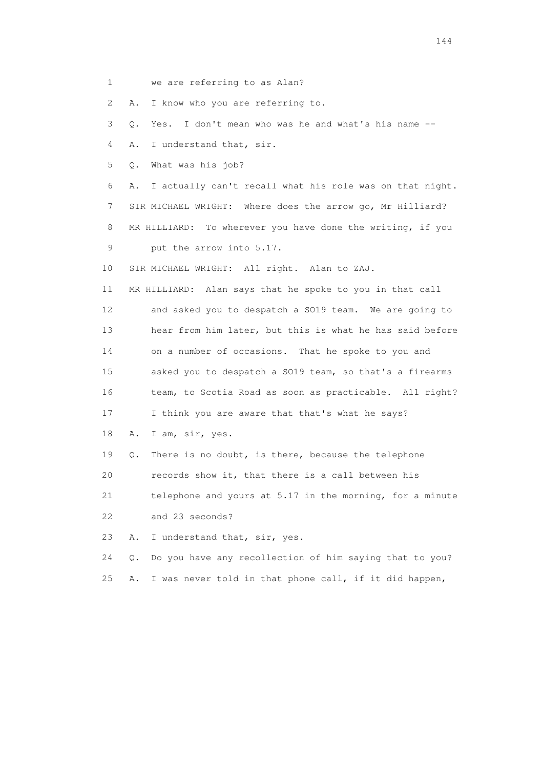1 we are referring to as Alan?

2 A. I know who you are referring to.

3 Q. Yes. I don't mean who was he and what's his name --

4 A. I understand that, sir.

5 Q. What was his job?

6 A. I actually can't recall what his role was on that night.

7 SIR MICHAEL WRIGHT: Where does the arrow go, Mr Hilliard?

8 MR HILLIARD: To wherever you have done the writing, if you

9 put the arrow into 5.17.

10 SIR MICHAEL WRIGHT: All right. Alan to ZAJ.

11 MR HILLIARD: Alan says that he spoke to you in that call

12 and asked you to despatch a SO19 team. We are going to

13 hear from him later, but this is what he has said before

14 on a number of occasions. That he spoke to you and

15 asked you to despatch a SO19 team, so that's a firearms

16 team, to Scotia Road as soon as practicable. All right?

17 I think you are aware that that's what he says?

18 A. I am, sir, yes.

19 Q. There is no doubt, is there, because the telephone

20 records show it, that there is a call between his

21 telephone and yours at 5.17 in the morning, for a minute

22 and 23 seconds?

23 A. I understand that, sir, yes.

24 Q. Do you have any recollection of him saying that to you?

25 A. I was never told in that phone call, if it did happen,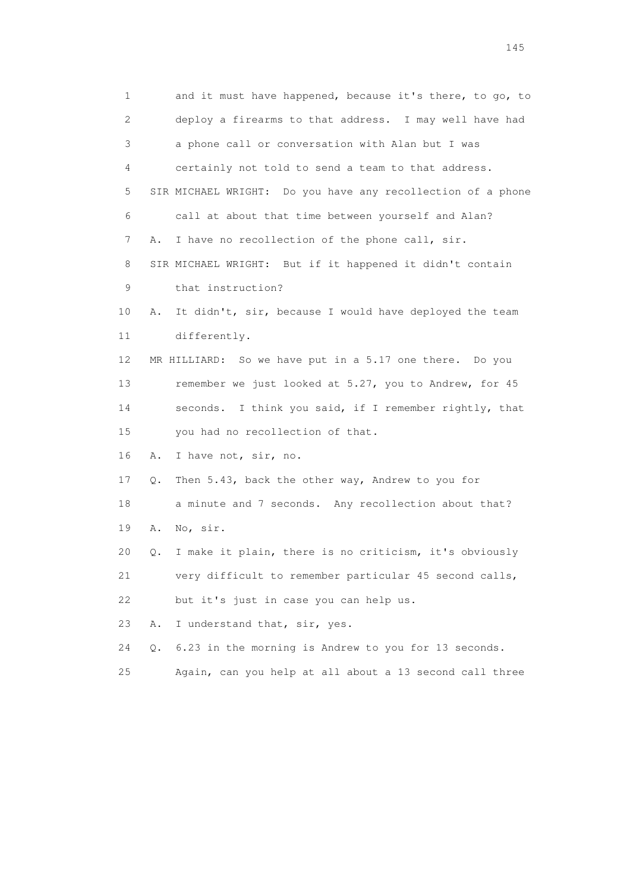1 and it must have happened, because it's there, to go, to
2 deploy a firearms to that address. I may well have had
3 a phone call or conversation with Alan but I was
4 certainly not told to send a team to that address.
5 SIR MICHAEL WRIGHT: Do you have any recollection of a phone
6 call at about that time between yourself and Alan?
7 A. I have no recollection of the phone call, sir.
8 SIR MICHAEL WRIGHT: But if it happened it didn't contain
9 that instruction?
10 A. It didn't, sir, because I would have deployed the team
11 differently.
12 MR HILLIARD: So we have put in a 5.17 one there. Do you
13 remember we just looked at 5.27, you to Andrew, for 45
14 seconds. I think you said, if I remember rightly, that
15 you had no recollection of that.
16 A. I have not, sir, no.
17 Q. Then 5.43, back the other way, Andrew to you for
18 a minute and 7 seconds. Any recollection about that?
19 A. No, sir.
20 Q. I make it plain, there is no criticism, it's obviously
21 very difficult to remember particular 45 second calls,
22 but it's just in case you can help us.
23 A. I understand that, sir, yes.
24 Q. 6.23 in the morning is Andrew to you for 13 seconds.
25 Again, can you help at all about a 13 second call three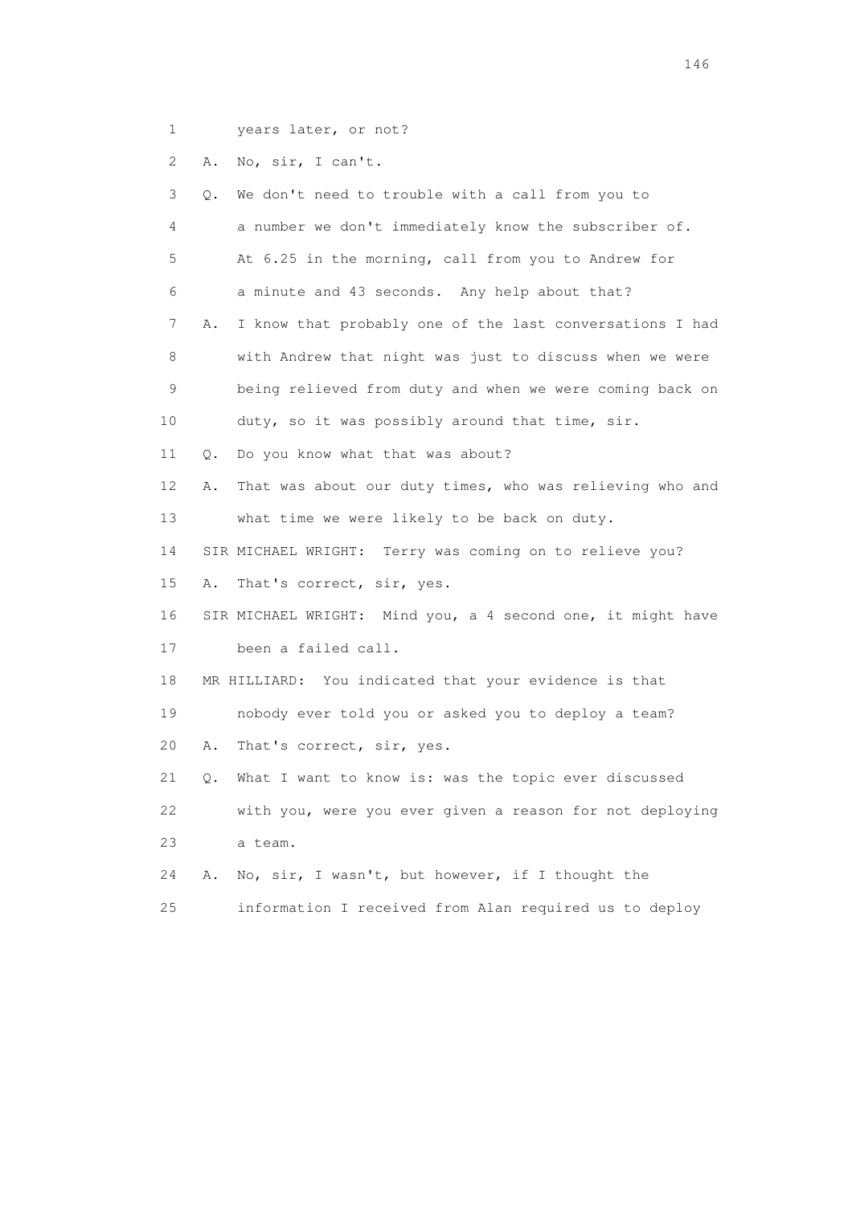1 years later, or not?

2 A. No, sir, I can't.

3 Q. We don't need to trouble with a call from you to

4 a number we don't immediately know the subscriber of.

5 At 6.25 in the morning, call from you to Andrew for

6 a minute and 43 seconds. Any help about that?

7 A. I know that probably one of the last conversations I had

8 with Andrew that night was just to discuss when we were

9 being relieved from duty and when we were coming back on

10 duty, so it was possibly around that time, sir.

11 Q. Do you know what that was about?

12 A. That was about our duty times, who was relieving who and

13 what time we were likely to be back on duty.

14 SIR MICHAEL WRIGHT: Terry was coming on to relieve you?

15 A. That's correct, sir, yes.

16 SIR MICHAEL WRIGHT: Mind you, a 4 second one, it might have

17 been a failed call.

18 MR HILLIARD: You indicated that your evidence is that

19 nobody ever told you or asked you to deploy a team?

20 A. That's correct, sir, yes.

21 Q. What I want to know is: was the topic ever discussed

22 with you, were you ever given a reason for not deploying

23 a team.

24 A. No, sir, I wasn't, but however, if I thought the

25 information I received from Alan required us to deploy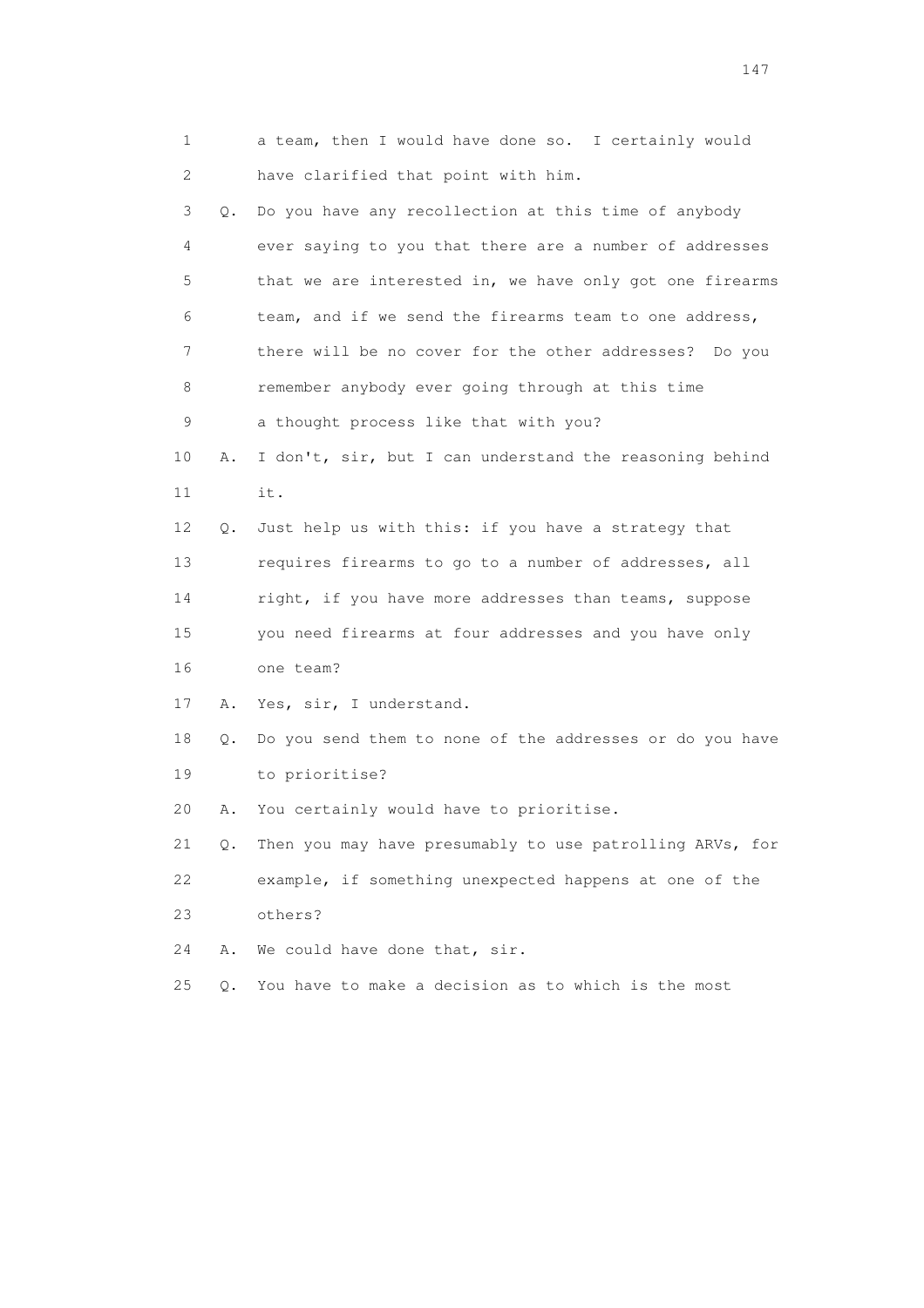1 a team, then I would have done so. I certainly would
2 have clarified that point with him.
3 Q. Do you have any recollection at this time of anybody
4 ever saying to you that there are a number of addresses
5 that we are interested in, we have only got one firearms
6 team, and if we send the firearms team to one address,
7 there will be no cover for the other addresses? Do you
8 remember anybody ever going through at this time
9 a thought process like that with you?
10 A. I don't, sir, but I can understand the reasoning behind
11 it.
12 Q. Just help us with this: if you have a strategy that
13 requires firearms to go to a number of addresses, all
14 right, if you have more addresses than teams, suppose
15 you need firearms at four addresses and you have only
16 one team?
17 A. Yes, sir, I understand.
18 Q. Do you send them to none of the addresses or do you have
19 to prioritise?
20 A. You certainly would have to prioritise.
21 Q. Then you may have presumably to use patrolling ARVs, for
22 example, if something unexpected happens at one of the
23 others?
24 A. We could have done that, sir.
25 Q. You have to make a decision as to which is the most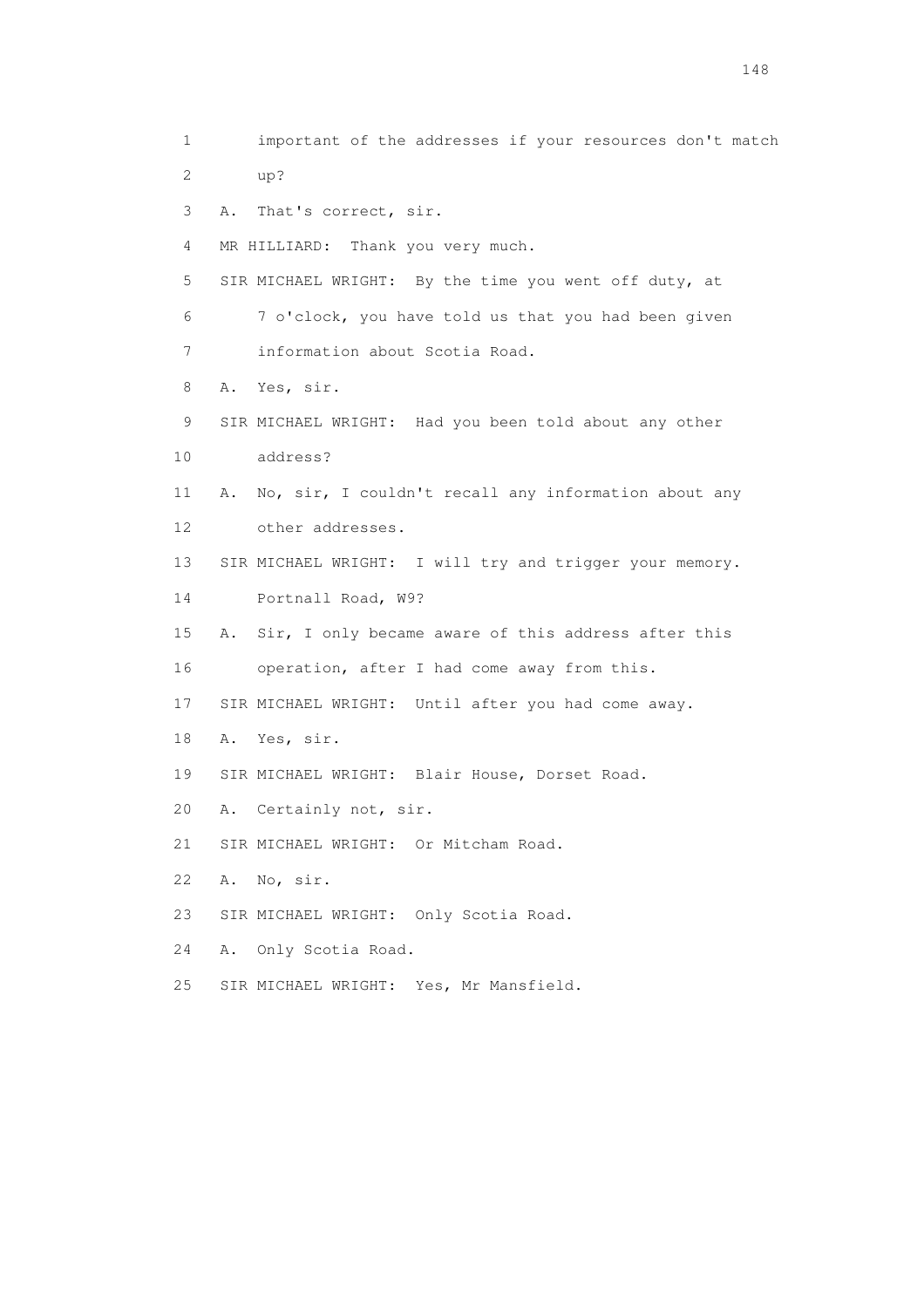1 important of the addresses if your resources don't match
2 up?
3 A. That's correct, sir.
4 MR HILLIARD: Thank you very much.
5 SIR MICHAEL WRIGHT: By the time you went off duty, at
6 7 o'clock, you have told us that you had been given
7 information about Scotia Road.
8 A. Yes, sir.
9 SIR MICHAEL WRIGHT: Had you been told about any other
10 address?
11 A. No, sir, I couldn't recall any information about any
12 other addresses.
13 SIR MICHAEL WRIGHT: I will try and trigger your memory.
14 Portnall Road, W9?
15 A. Sir, I only became aware of this address after this
16 operation, after I had come away from this.
17 SIR MICHAEL WRIGHT: Until after you had come away.
18 A. Yes, sir.
19 SIR MICHAEL WRIGHT: Blair House, Dorset Road.
20 A. Certainly not, sir.
21 SIR MICHAEL WRIGHT: Or Mitcham Road.
22 A. No, sir.
23 SIR MICHAEL WRIGHT: Only Scotia Road.
24 A. Only Scotia Road.
25 SIR MICHAEL WRIGHT: Yes, Mr Mansfield.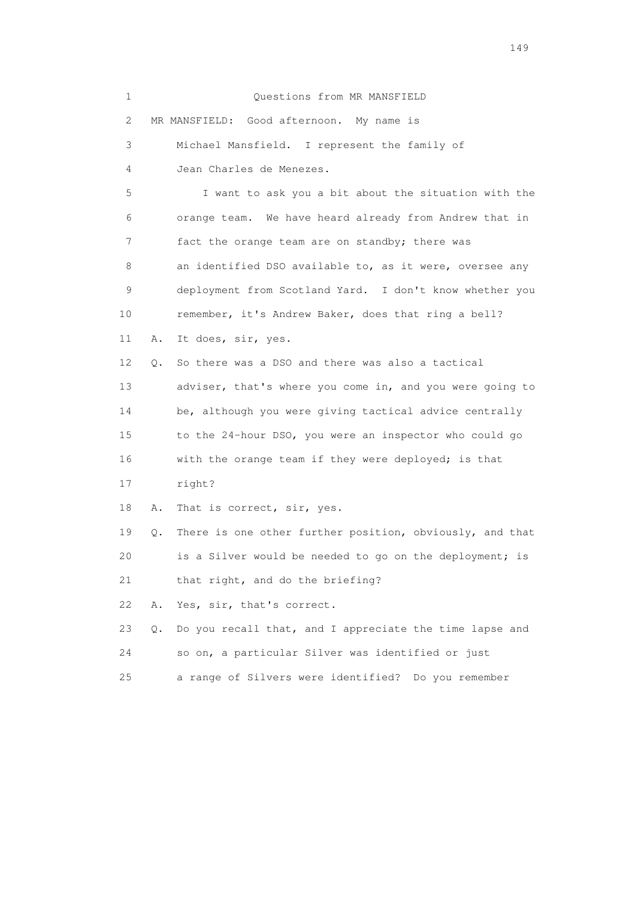1 Questions from MR MANSFIELD

2 MR MANSFIELD: Good afternoon. My name is

3 Michael Mansfield. I represent the family of

4 Jean Charles de Menezes.

5 I want to ask you a bit about the situation with the

6 orange team. We have heard already from Andrew that in

7 fact the orange team are on standby; there was

8 an identified DSO available to, as it were, oversee any

9 deployment from Scotland Yard. I don't know whether you

10 remember, it's Andrew Baker, does that ring a bell?

11 A. It does, sir, yes.

12 Q. So there was a DSO and there was also a tactical

13 adviser, that's where you come in, and you were going to

14 be, although you were giving tactical advice centrally

15 to the 24-hour DSO, you were an inspector who could go

16 with the orange team if they were deployed; is that

17 right?

18 A. That is correct, sir, yes.

19 Q. There is one other further position, obviously, and that

20 is a Silver would be needed to go on the deployment; is

21 that right, and do the briefing?

22 A. Yes, sir, that's correct.

23 Q. Do you recall that, and I appreciate the time lapse and

24 so on, a particular Silver was identified or just

25 a range of Silvers were identified? Do you remember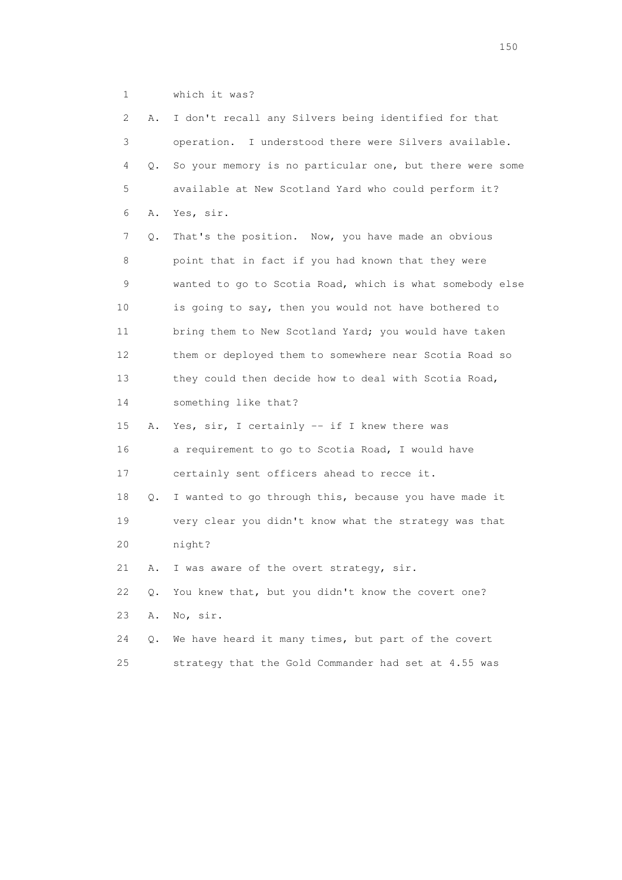1 which it was?

2 A. I don't recall any Silvers being identified for that

3 operation. I understood there were Silvers available.

4 Q. So your memory is no particular one, but there were some

5 available at New Scotland Yard who could perform it?

6 A. Yes, sir.

7 Q. That's the position. Now, you have made an obvious

8 point that in fact if you had known that they were

9 wanted to go to Scotia Road, which is what somebody else

10 is going to say, then you would not have bothered to

11 bring them to New Scotland Yard; you would have taken

12 them or deployed them to somewhere near Scotia Road so

13 they could then decide how to deal with Scotia Road,

14 something like that?

15 A. Yes, sir, I certainly -- if I knew there was

16 a requirement to go to Scotia Road, I would have

17 certainly sent officers ahead to recce it.

18 Q. I wanted to go through this, because you have made it

19 very clear you didn't know what the strategy was that

20 night?

21 A. I was aware of the overt strategy, sir.

22 Q. You knew that, but you didn't know the covert one?

23 A. No, sir.

24 Q. We have heard it many times, but part of the covert

25 strategy that the Gold Commander had set at 4.55 was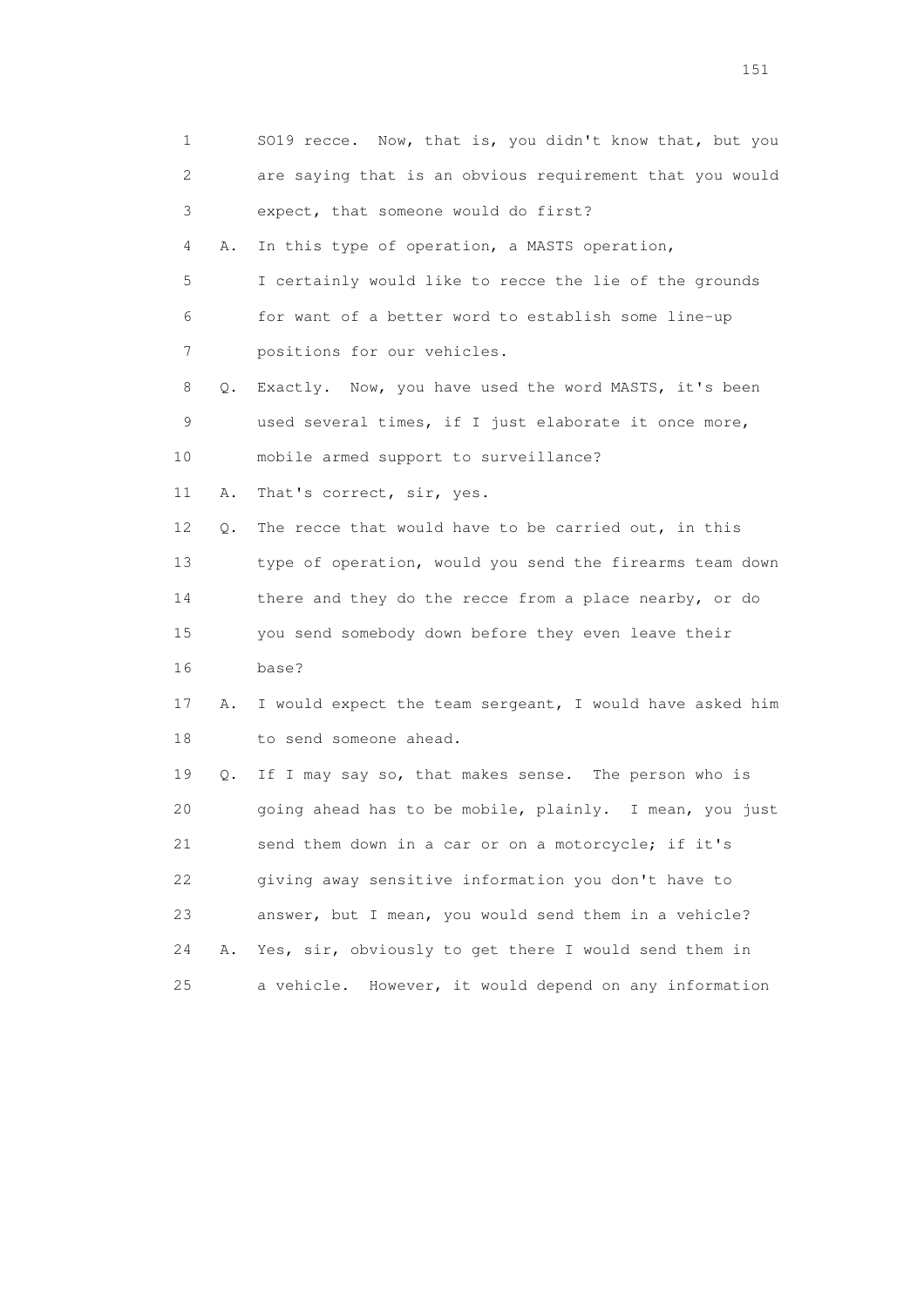1 SO19 recce. Now, that is, you didn't know that, but you
2 are saying that is an obvious requirement that you would
3 expect, that someone would do first?

4 A. In this type of operation, a MASTS operation,
5 I certainly would like to recce the lie of the grounds
6 for want of a better word to establish some line-up
7 positions for our vehicles.

8 Q. Exactly. Now, you have used the word MASTS, it's been
9 used several times, if I just elaborate it once more,
10 mobile armed support to surveillance?

11 A. That's correct, sir, yes.

12 Q. The recce that would have to be carried out, in this
13 type of operation, would you send the firearms team down
14 there and they do the recce from a place nearby, or do
15 you send somebody down before they even leave their
16 base?

17 A. I would expect the team sergeant, I would have asked him
18 to send someone ahead.

19 Q. If I may say so, that makes sense. The person who is
20 going ahead has to be mobile, plainly. I mean, you just
21 send them down in a car or on a motorcycle; if it's
22 giving away sensitive information you don't have to
23 answer, but I mean, you would send them in a vehicle?

24 A. Yes, sir, obviously to get there I would send them in
25 a vehicle. However, it would depend on any information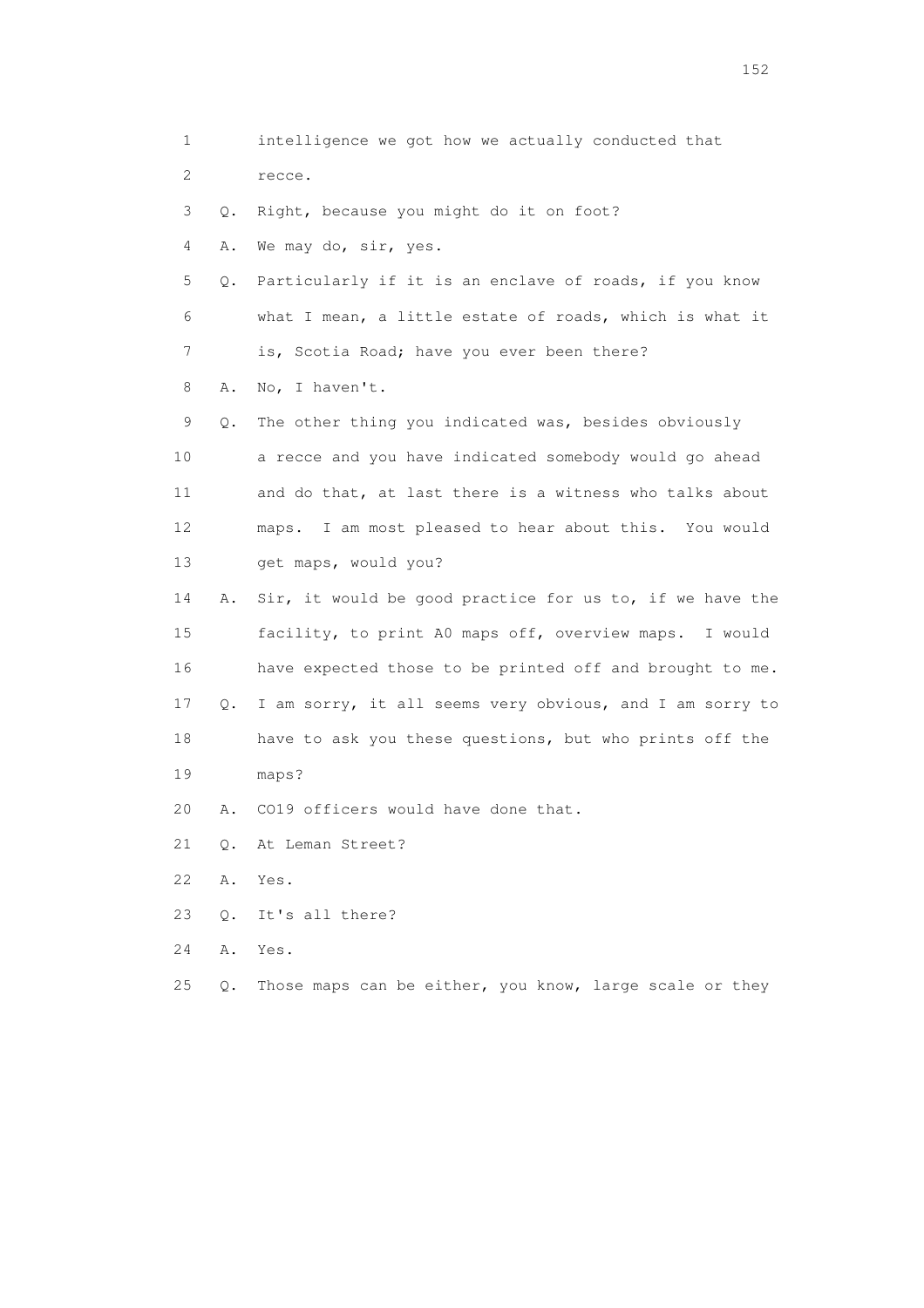1 intelligence we got how we actually conducted that
2 recce.
3 Q. Right, because you might do it on foot?
4 A. We may do, sir, yes.
5 Q. Particularly if it is an enclave of roads, if you know
6 what I mean, a little estate of roads, which is what it
7 is, Scotia Road; have you ever been there?
8 A. No, I haven't.
9 Q. The other thing you indicated was, besides obviously
10 a recce and you have indicated somebody would go ahead
11 and do that, at last there is a witness who talks about
12 maps. I am most pleased to hear about this. You would
13 get maps, would you?
14 A. Sir, it would be good practice for us to, if we have the
15 facility, to print A0 maps off, overview maps. I would
16 have expected those to be printed off and brought to me.
17 Q. I am sorry, it all seems very obvious, and I am sorry to
18 have to ask you these questions, but who prints off the
19 maps?
20 A. CO19 officers would have done that.
21 Q. At Leman Street?
22 A. Yes.
23 Q. It's all there?
24 A. Yes.
25 Q. Those maps can be either, you know, large scale or they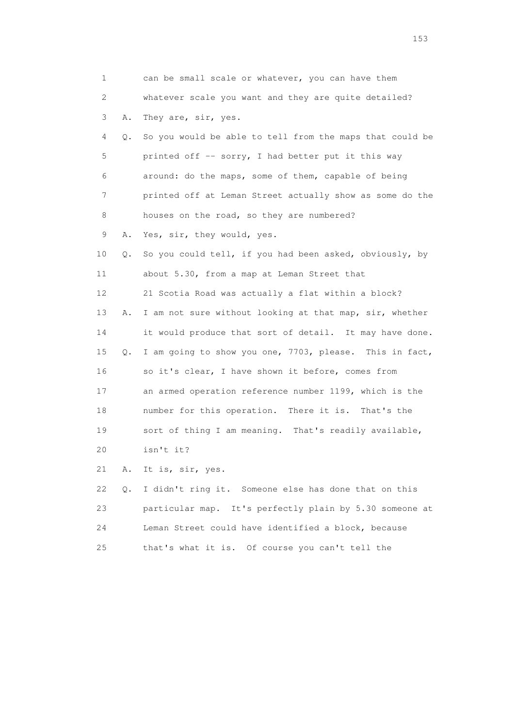1 can be small scale or whatever, you can have them
2 whatever scale you want and they are quite detailed?
3 A. They are, sir, yes.
4 Q. So you would be able to tell from the maps that could be
5 printed off -- sorry, I had better put it this way
6 around: do the maps, some of them, capable of being
7 printed off at Leman Street actually show as some do the
8 houses on the road, so they are numbered?
9 A. Yes, sir, they would, yes.
10 Q. So you could tell, if you had been asked, obviously, by
11 about 5.30, from a map at Leman Street that
12 21 Scotia Road was actually a flat within a block?
13 A. I am not sure without looking at that map, sir, whether
14 it would produce that sort of detail. It may have done.
15 Q. I am going to show you one, 7703, please. This in fact,
16 so it's clear, I have shown it before, comes from
17 an armed operation reference number 1199, which is the
18 number for this operation. There it is. That's the
19 sort of thing I am meaning. That's readily available,
20 isn't it?
21 A. It is, sir, yes.
22 Q. I didn't ring it. Someone else has done that on this
23 particular map. It's perfectly plain by 5.30 someone at
24 Leman Street could have identified a block, because
25 that's what it is. Of course you can't tell the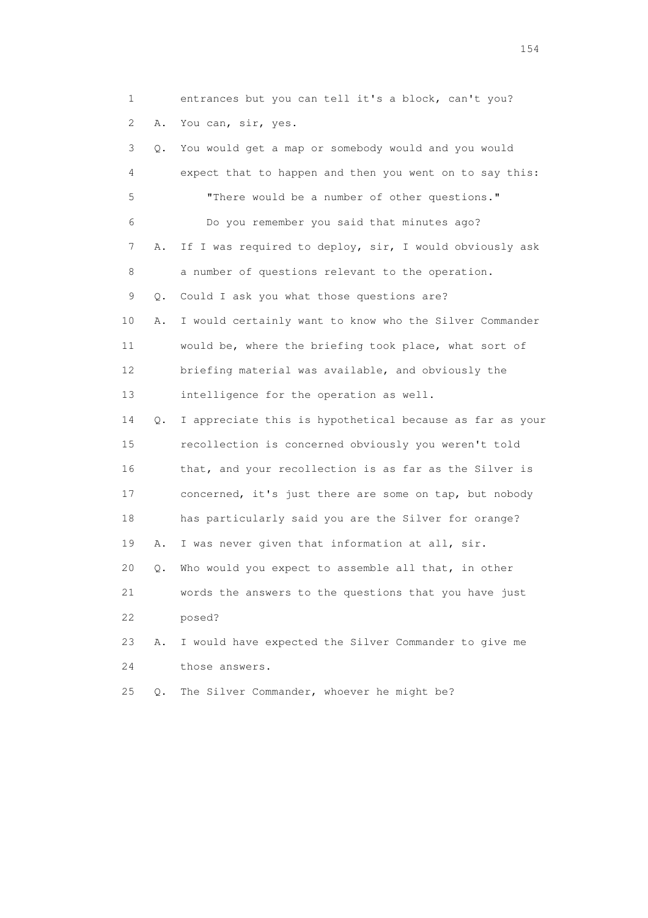1 entrances but you can tell it's a block, can't you?

2 A. You can, sir, yes.

3 Q. You would get a map or somebody would and you would

4 expect that to happen and then you went on to say this:

5 "There would be a number of other questions."

6 Do you remember you said that minutes ago?

7 A. If I was required to deploy, sir, I would obviously ask

8 a number of questions relevant to the operation.

9 Q. Could I ask you what those questions are?

10 A. I would certainly want to know who the Silver Commander

11 would be, where the briefing took place, what sort of

12 briefing material was available, and obviously the

13 intelligence for the operation as well.

14 Q. I appreciate this is hypothetical because as far as your

15 recollection is concerned obviously you weren't told

16 that, and your recollection is as far as the Silver is

17 concerned, it's just there are some on tap, but nobody

18 has particularly said you are the Silver for orange?

19 A. I was never given that information at all, sir.

20 Q. Who would you expect to assemble all that, in other

21 words the answers to the questions that you have just

22 posed?

23 A. I would have expected the Silver Commander to give me

24 those answers.

25 Q. The Silver Commander, whoever he might be?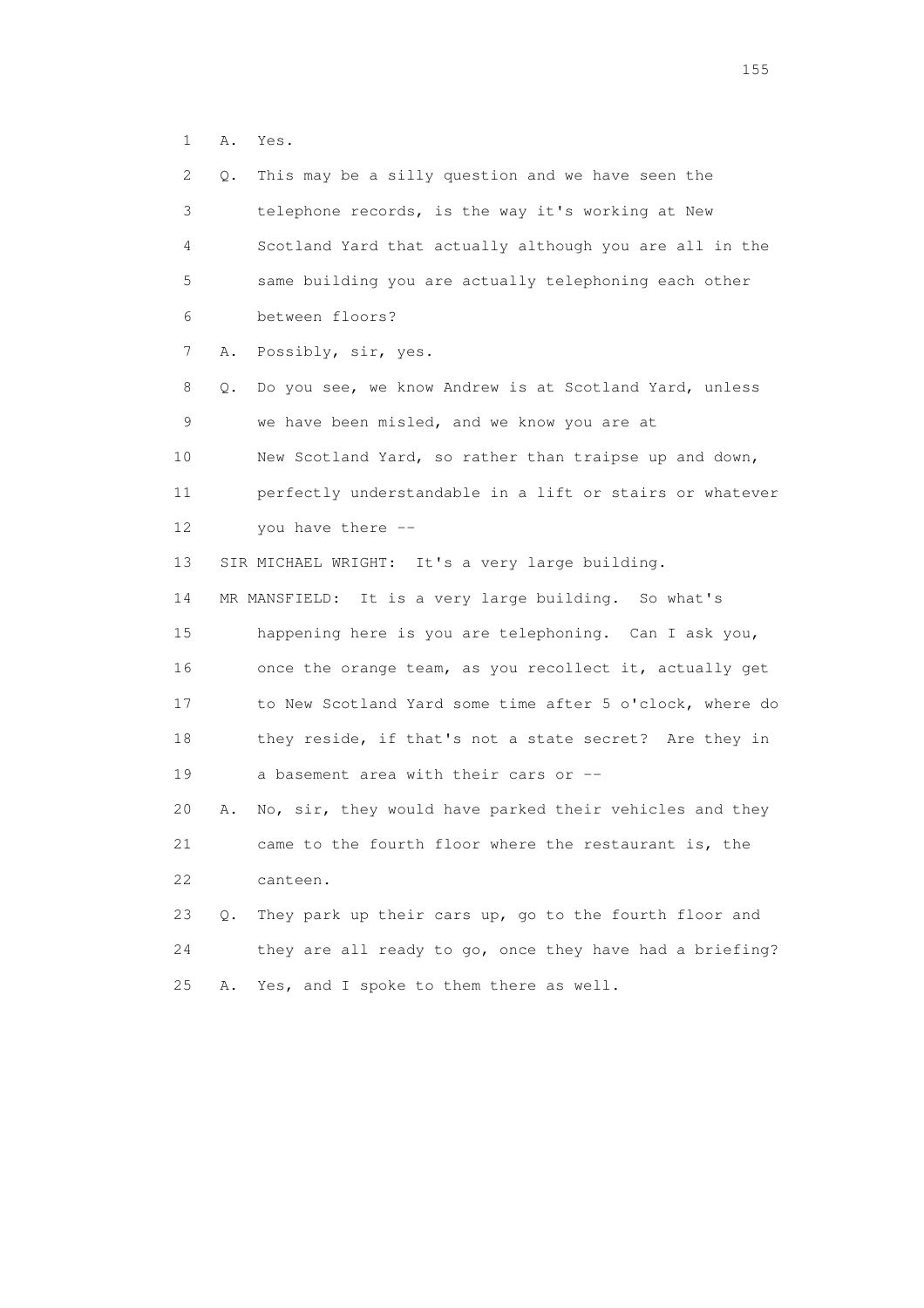1 A. Yes.

2 Q. This may be a silly question and we have seen the

3 telephone records, is the way it's working at New

4 Scotland Yard that actually although you are all in the

5 same building you are actually telephoning each other

6 between floors?

7 A. Possibly, sir, yes.

8 Q. Do you see, we know Andrew is at Scotland Yard, unless

9 we have been misled, and we know you are at

10 New Scotland Yard, so rather than traipse up and down,

11 perfectly understandable in a lift or stairs or whatever

12 you have there --

13 SIR MICHAEL WRIGHT: It's a very large building.

14 MR MANSFIELD: It is a very large building. So what's

15 happening here is you are telephoning. Can I ask you,

16 once the orange team, as you recollect it, actually get

17 to New Scotland Yard some time after 5 o'clock, where do

18 they reside, if that's not a state secret? Are they in

19 a basement area with their cars or --

20 A. No, sir, they would have parked their vehicles and they

21 came to the fourth floor where the restaurant is, the

22 canteen.

23 Q. They park up their cars up, go to the fourth floor and

24 they are all ready to go, once they have had a briefing?

25 A. Yes, and I spoke to them there as well.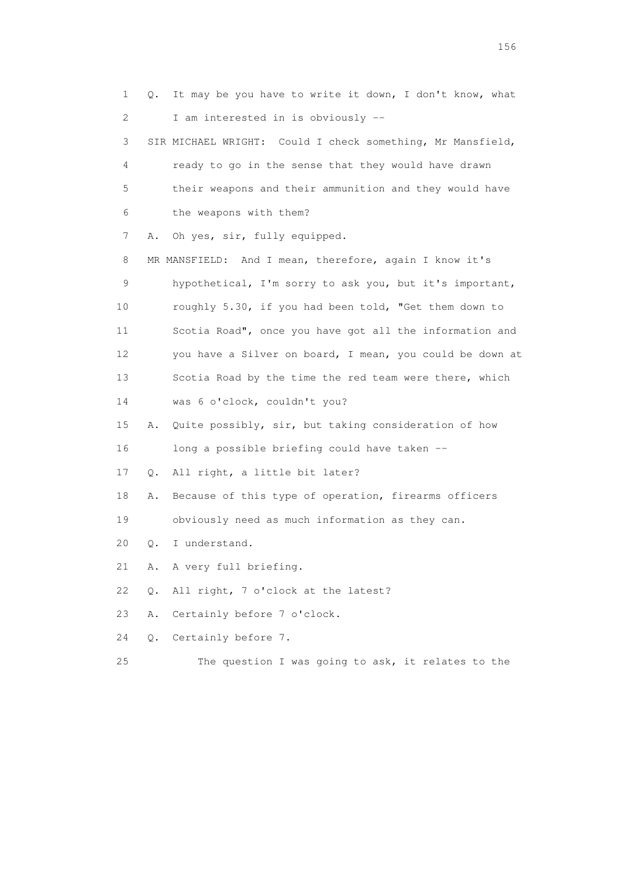1 Q. It may be you have to write it down, I don't know, what
2 I am interested in is obviously --
3 SIR MICHAEL WRIGHT: Could I check something, Mr Mansfield,
4 ready to go in the sense that they would have drawn
5 their weapons and their ammunition and they would have
6 the weapons with them?
7 A. Oh yes, sir, fully equipped.
8 MR MANSFIELD: And I mean, therefore, again I know it's
9 hypothetical, I'm sorry to ask you, but it's important,
10 roughly 5.30, if you had been told, "Get them down to
11 Scotia Road", once you have got all the information and
12 you have a Silver on board, I mean, you could be down at
13 Scotia Road by the time the red team were there, which
14 was 6 o'clock, couldn't you?
15 A. Quite possibly, sir, but taking consideration of how
16 long a possible briefing could have taken --
17 Q. All right, a little bit later?
18 A. Because of this type of operation, firearms officers
19 obviously need as much information as they can.
20 Q. I understand.
21 A. A very full briefing.
22 Q. All right, 7 o'clock at the latest?
23 A. Certainly before 7 o'clock.
24 Q. Certainly before 7.
25 The question I was going to ask, it relates to the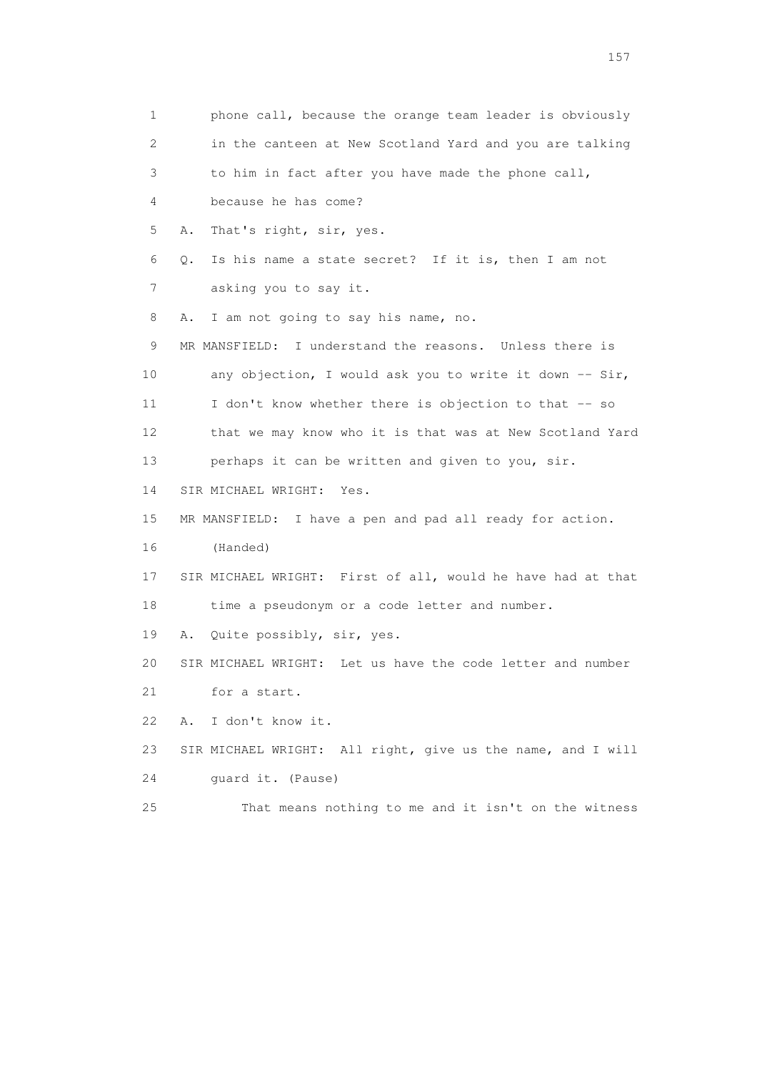1 phone call, because the orange team leader is obviously
2 in the canteen at New Scotland Yard and you are talking
3 to him in fact after you have made the phone call,
4 because he has come?

5 A. That's right, sir, yes.

6 Q. Is his name a state secret? If it is, then I am not
7 asking you to say it.

8 A. I am not going to say his name, no.

9 MR MANSFIELD: I understand the reasons. Unless there is
10 any objection, I would ask you to write it down -- Sir,
11 I don't know whether there is objection to that -- so
12 that we may know who it is that was at New Scotland Yard
13 perhaps it can be written and given to you, sir.

14 SIR MICHAEL WRIGHT: Yes.

15 MR MANSFIELD: I have a pen and pad all ready for action.
16 (Handed)

17 SIR MICHAEL WRIGHT: First of all, would he have had at that
18 time a pseudonym or a code letter and number.

19 A. Quite possibly, sir, yes.

20 SIR MICHAEL WRIGHT: Let us have the code letter and number
21 for a start.

22 A. I don't know it.

23 SIR MICHAEL WRIGHT: All right, give us the name, and I will
24 guard it. (Pause)

25 That means nothing to me and it isn't on the witness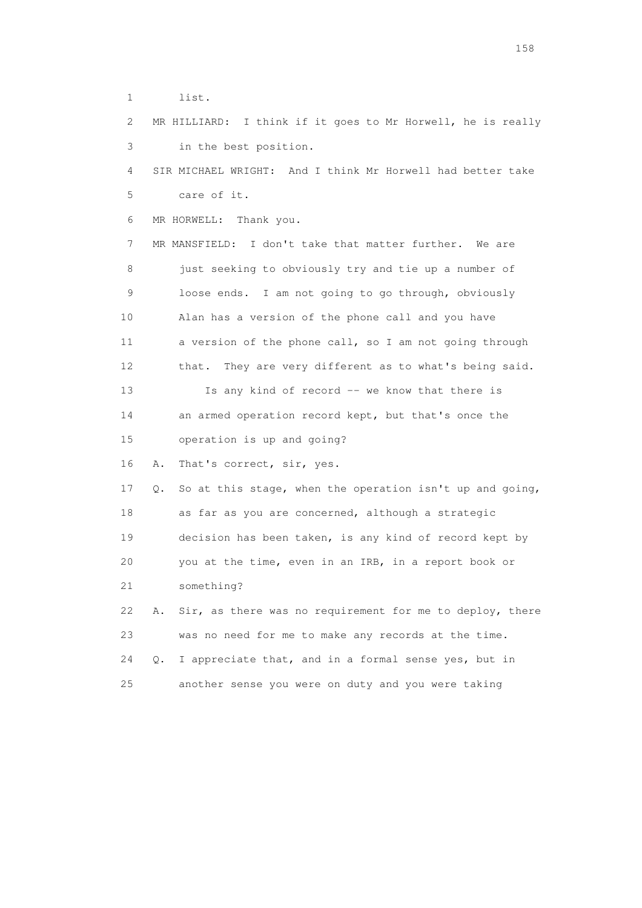1 list.

2 MR HILLIARD: I think if it goes to Mr Horwell, he is really
3 in the best position.

4 SIR MICHAEL WRIGHT: And I think Mr Horwell had better take
5 care of it.

6 MR HORWELL: Thank you.

7 MR MANSFIELD: I don't take that matter further. We are
8 just seeking to obviously try and tie up a number of
9 loose ends. I am not going to go through, obviously
10 Alan has a version of the phone call and you have
11 a version of the phone call, so I am not going through
12 that. They are very different as to what's being said.
13 Is any kind of record -- we know that there is
14 an armed operation record kept, but that's once the
15 operation is up and going?

16 A. That's correct, sir, yes.

17 Q. So at this stage, when the operation isn't up and going,
18 as far as you are concerned, although a strategic
19 decision has been taken, is any kind of record kept by
20 you at the time, even in an IRB, in a report book or
21 something?

22 A. Sir, as there was no requirement for me to deploy, there
23 was no need for me to make any records at the time.

24 Q. I appreciate that, and in a formal sense yes, but in
25 another sense you were on duty and you were taking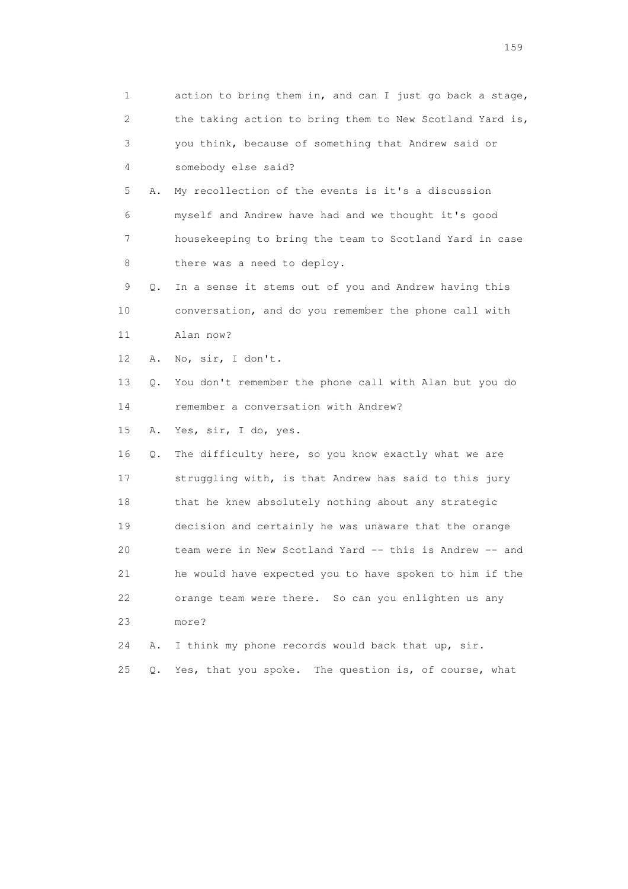1 action to bring them in, and can I just go back a stage,

2 the taking action to bring them to New Scotland Yard is,

3 you think, because of something that Andrew said or

4 somebody else said?

5 A. My recollection of the events is it's a discussion

6 myself and Andrew have had and we thought it's good

7 housekeeping to bring the team to Scotland Yard in case

8 there was a need to deploy.

9 Q. In a sense it stems out of you and Andrew having this

10 conversation, and do you remember the phone call with

11 Alan now?

12 A. No, sir, I don't.

13 Q. You don't remember the phone call with Alan but you do

14 remember a conversation with Andrew?

15 A. Yes, sir, I do, yes.

16 Q. The difficulty here, so you know exactly what we are

17 struggling with, is that Andrew has said to this jury

18 that he knew absolutely nothing about any strategic

19 decision and certainly he was unaware that the orange

20 team were in New Scotland Yard -- this is Andrew -- and

21 he would have expected you to have spoken to him if the

22 orange team were there. So can you enlighten us any

23 more?

24 A. I think my phone records would back that up, sir.

25 Q. Yes, that you spoke. The question is, of course, what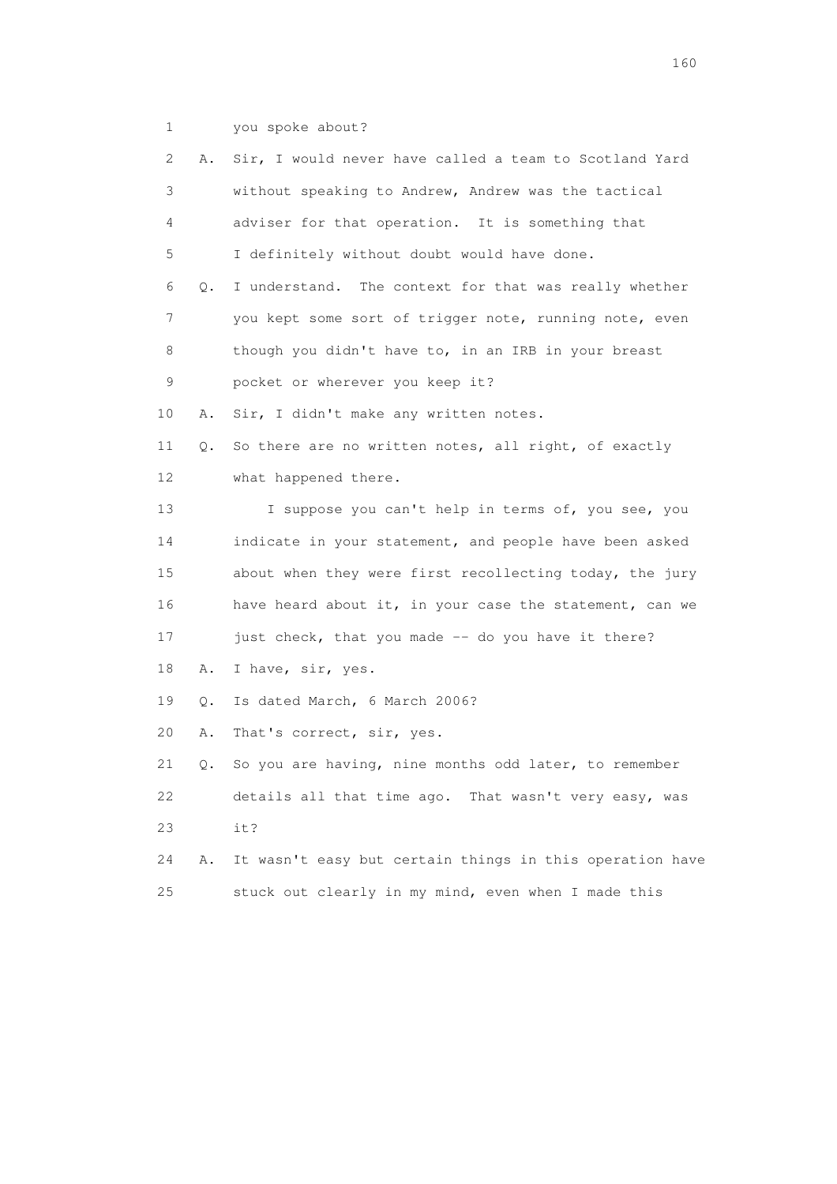1 you spoke about?

2 A. Sir, I would never have called a team to Scotland Yard

3 without speaking to Andrew, Andrew was the tactical

4 adviser for that operation. It is something that

5 I definitely without doubt would have done.

6 Q. I understand. The context for that was really whether

7 you kept some sort of trigger note, running note, even

8 though you didn't have to, in an IRB in your breast

9 pocket or wherever you keep it?

10 A. Sir, I didn't make any written notes.

11 Q. So there are no written notes, all right, of exactly

12 what happened there.

13 I suppose you can't help in terms of, you see, you

14 indicate in your statement, and people have been asked

15 about when they were first recollecting today, the jury

16 have heard about it, in your case the statement, can we

17 just check, that you made -- do you have it there?

18 A. I have, sir, yes.

19 Q. Is dated March, 6 March 2006?

20 A. That's correct, sir, yes.

21 Q. So you are having, nine months odd later, to remember

22 details all that time ago. That wasn't very easy, was

23 it?

24 A. It wasn't easy but certain things in this operation have

25 stuck out clearly in my mind, even when I made this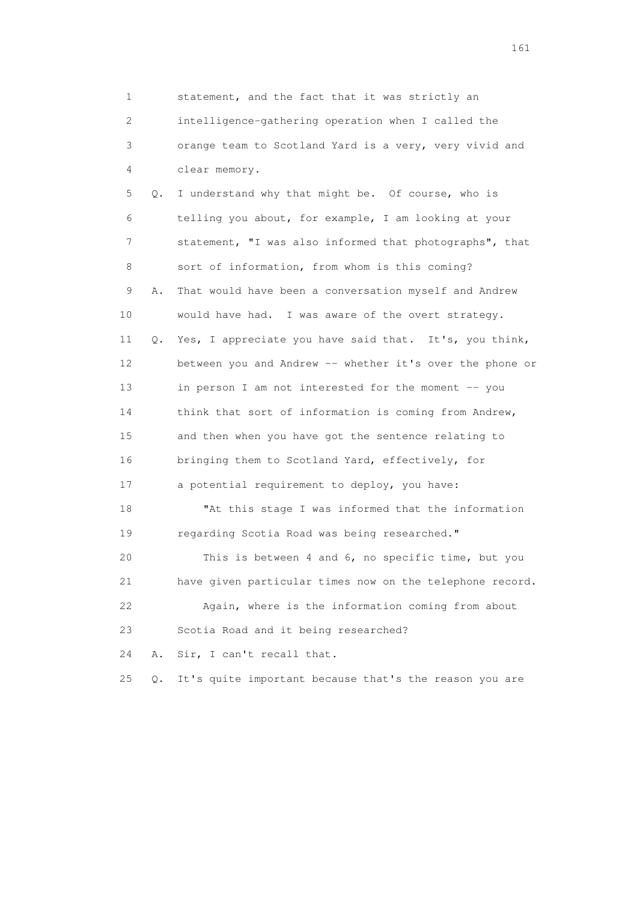1 statement, and the fact that it was strictly an
2 intelligence-gathering operation when I called the
3 orange team to Scotland Yard is a very, very vivid and
4 clear memory.

5 Q. I understand why that might be. Of course, who is
6 telling you about, for example, I am looking at your
7 statement, "I was also informed that photographs", that
8 sort of information, from whom is this coming?

9 A. That would have been a conversation myself and Andrew
10 would have had. I was aware of the overt strategy.

11 Q. Yes, I appreciate you have said that. It's, you think,
12 between you and Andrew -- whether it's over the phone or
13 in person I am not interested for the moment -- you
14 think that sort of information is coming from Andrew,
15 and then when you have got the sentence relating to
16 bringing them to Scotland Yard, effectively, for
17 a potential requirement to deploy, you have:

18 "At this stage I was informed that the information
19 regarding Scotia Road was being researched."

20 This is between 4 and 6, no specific time, but you
21 have given particular times now on the telephone record.

22 Again, where is the information coming from about
23 Scotia Road and it being researched?

24 A. Sir, I can't recall that.

25 Q. It's quite important because that's the reason you are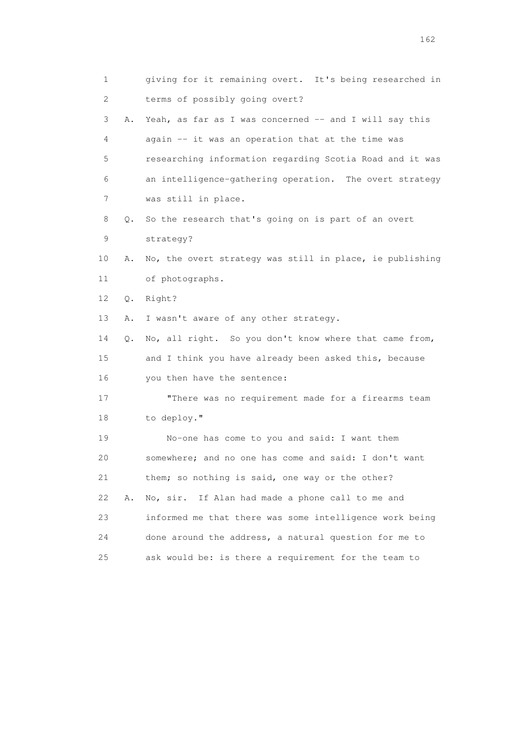1 giving for it remaining overt. It's being researched in
2 terms of possibly going overt?
3 A. Yeah, as far as I was concerned -- and I will say this
4 again -- it was an operation that at the time was
5 researching information regarding Scotia Road and it was
6 an intelligence-gathering operation. The overt strategy
7 was still in place.
8 Q. So the research that's going on is part of an overt
9 strategy?
10 A. No, the overt strategy was still in place, ie publishing
11 of photographs.
12 Q. Right?
13 A. I wasn't aware of any other strategy.
14 Q. No, all right. So you don't know where that came from,
15 and I think you have already been asked this, because
16 you then have the sentence:
17 "There was no requirement made for a firearms team
18 to deploy."
19 No-one has come to you and said: I want them
20 somewhere; and no one has come and said: I don't want
21 them; so nothing is said, one way or the other?
22 A. No, sir. If Alan had made a phone call to me and
23 informed me that there was some intelligence work being
24 done around the address, a natural question for me to
25 ask would be: is there a requirement for the team to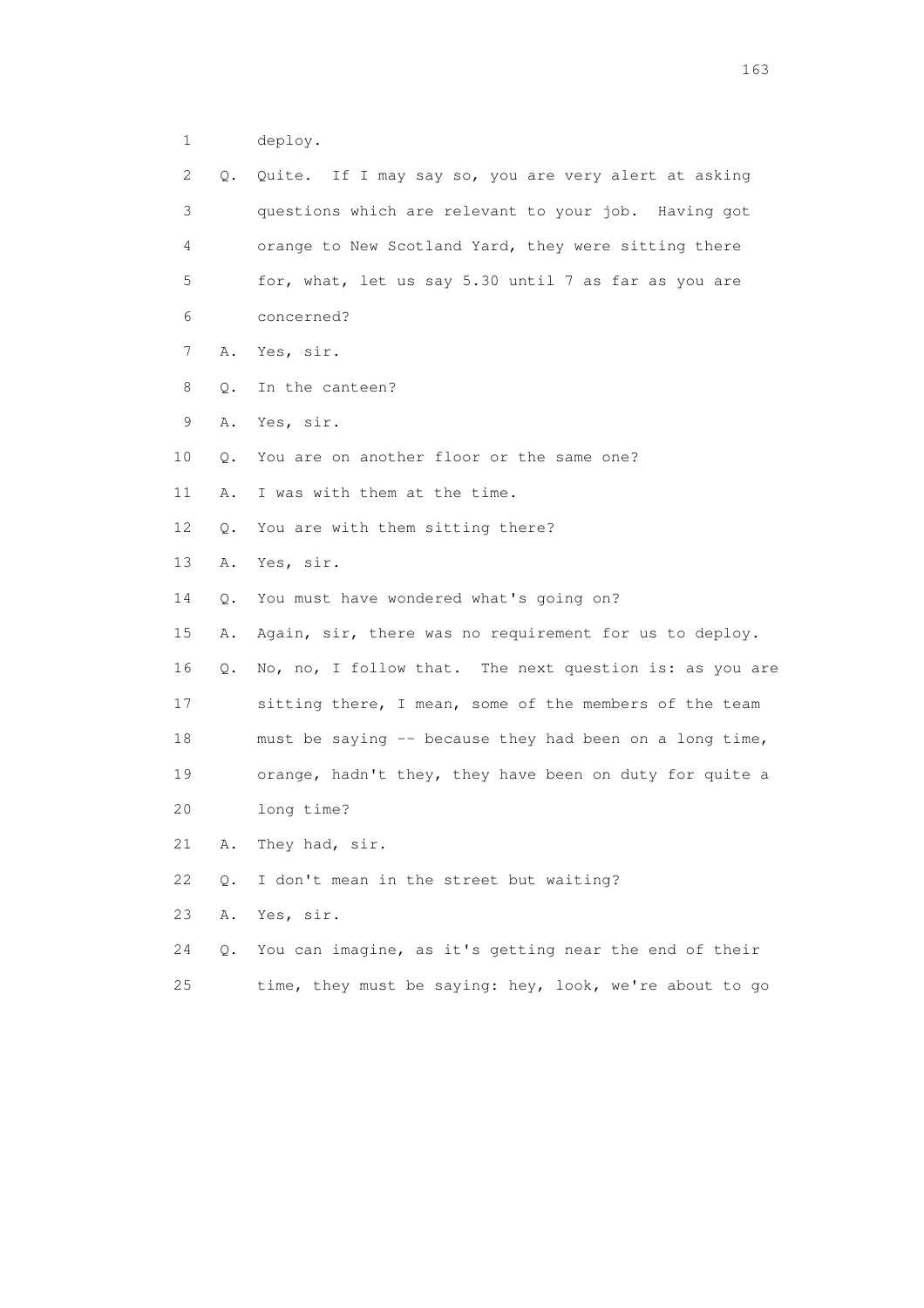1 deploy.

2 Q. Quite. If I may say so, you are very alert at asking

3 questions which are relevant to your job. Having got

4 orange to New Scotland Yard, they were sitting there

5 for, what, let us say 5.30 until 7 as far as you are

6 concerned?

7 A. Yes, sir.

8 Q. In the canteen?

9 A. Yes, sir.

10 Q. You are on another floor or the same one?

11 A. I was with them at the time.

12 Q. You are with them sitting there?

13 A. Yes, sir.

14 Q. You must have wondered what's going on?

15 A. Again, sir, there was no requirement for us to deploy.

16 Q. No, no, I follow that. The next question is: as you are

17 sitting there, I mean, some of the members of the team

18 must be saying -- because they had been on a long time,

19 orange, hadn't they, they have been on duty for quite a

20 long time?

21 A. They had, sir.

22 Q. I don't mean in the street but waiting?

23 A. Yes, sir.

24 Q. You can imagine, as it's getting near the end of their

25 time, they must be saying: hey, look, we're about to go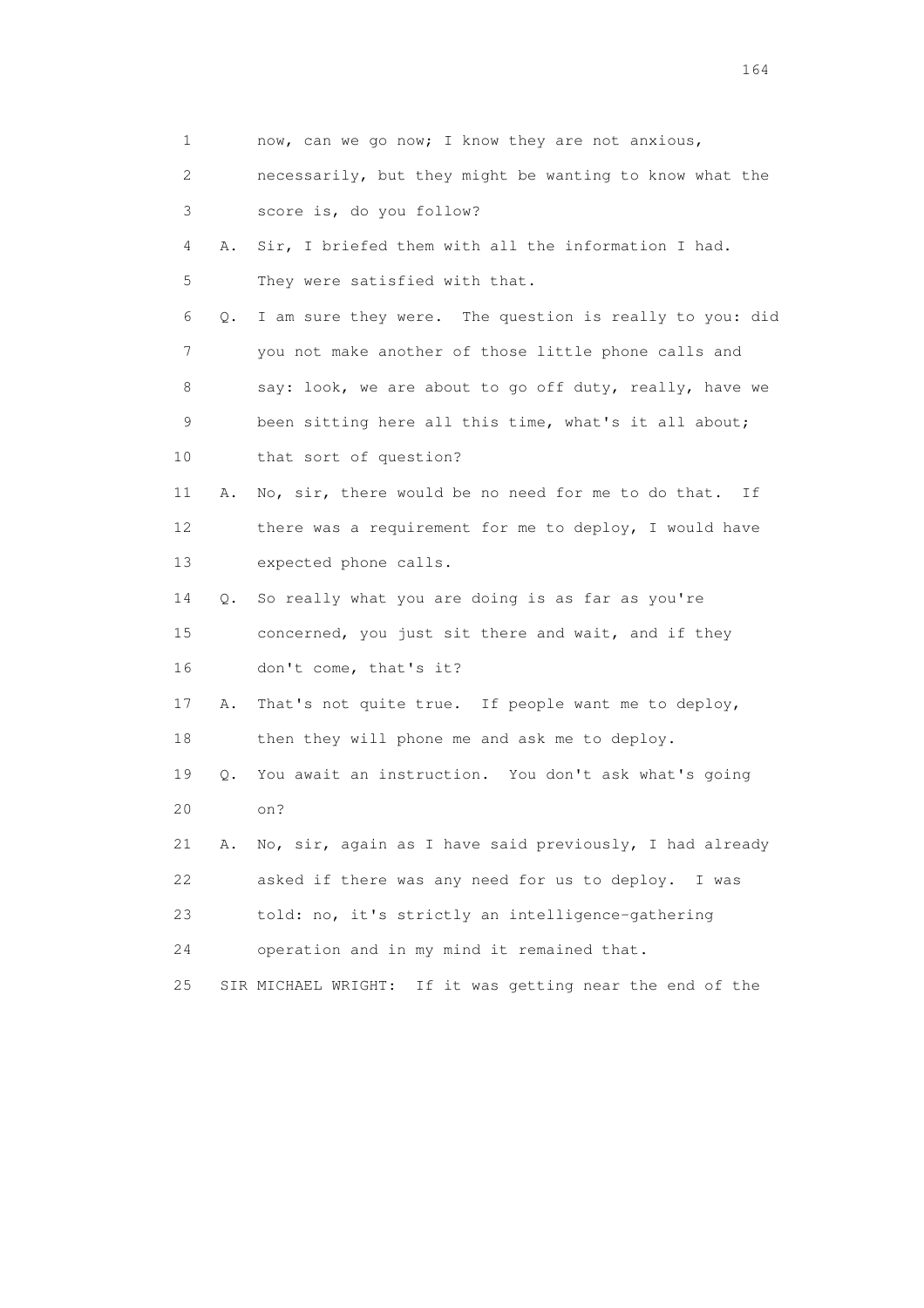1 now, can we go now; I know they are not anxious,
2 necessarily, but they might be wanting to know what the
3 score is, do you follow?
4 A. Sir, I briefed them with all the information I had.
5 They were satisfied with that.
6 Q. I am sure they were. The question is really to you: did
7 you not make another of those little phone calls and
8 say: look, we are about to go off duty, really, have we
9 been sitting here all this time, what's it all about;
10 that sort of question?
11 A. No, sir, there would be no need for me to do that. If
12 there was a requirement for me to deploy, I would have
13 expected phone calls.
14 Q. So really what you are doing is as far as you're
15 concerned, you just sit there and wait, and if they
16 don't come, that's it?
17 A. That's not quite true. If people want me to deploy,
18 then they will phone me and ask me to deploy.
19 Q. You await an instruction. You don't ask what's going
20 on?
21 A. No, sir, again as I have said previously, I had already
22 asked if there was any need for us to deploy. I was
23 told: no, it's strictly an intelligence-gathering
24 operation and in my mind it remained that.
25 SIR MICHAEL WRIGHT: If it was getting near the end of the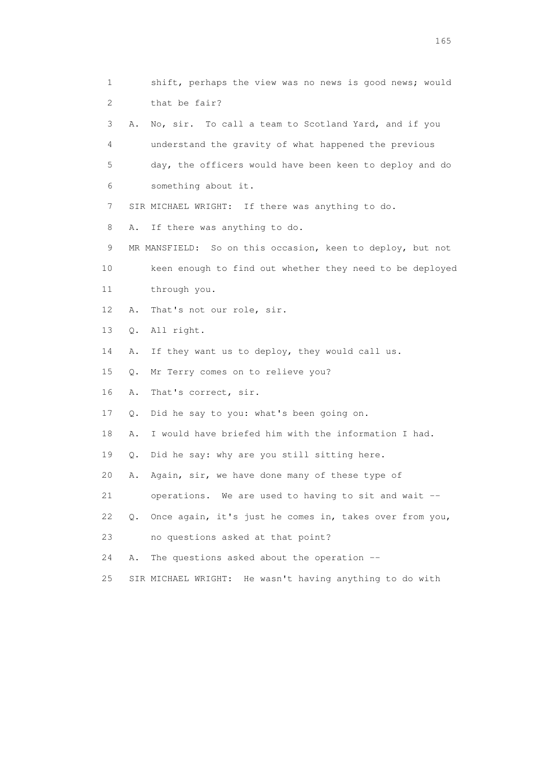1 shift, perhaps the view was no news is good news; would
2 that be fair?
3 A. No, sir. To call a team to Scotland Yard, and if you
4 understand the gravity of what happened the previous
5 day, the officers would have been keen to deploy and do
6 something about it.
7 SIR MICHAEL WRIGHT: If there was anything to do.
8 A. If there was anything to do.
9 MR MANSFIELD: So on this occasion, keen to deploy, but not
10 keen enough to find out whether they need to be deployed
11 through you.
12 A. That's not our role, sir.
13 Q. All right.
14 A. If they want us to deploy, they would call us.
15 Q. Mr Terry comes on to relieve you?
16 A. That's correct, sir.
17 Q. Did he say to you: what's been going on.
18 A. I would have briefed him with the information I had.
19 Q. Did he say: why are you still sitting here.
20 A. Again, sir, we have done many of these type of
21 operations. We are used to having to sit and wait --
22 Q. Once again, it's just he comes in, takes over from you,
23 no questions asked at that point?
24 A. The questions asked about the operation --
25 SIR MICHAEL WRIGHT: He wasn't having anything to do with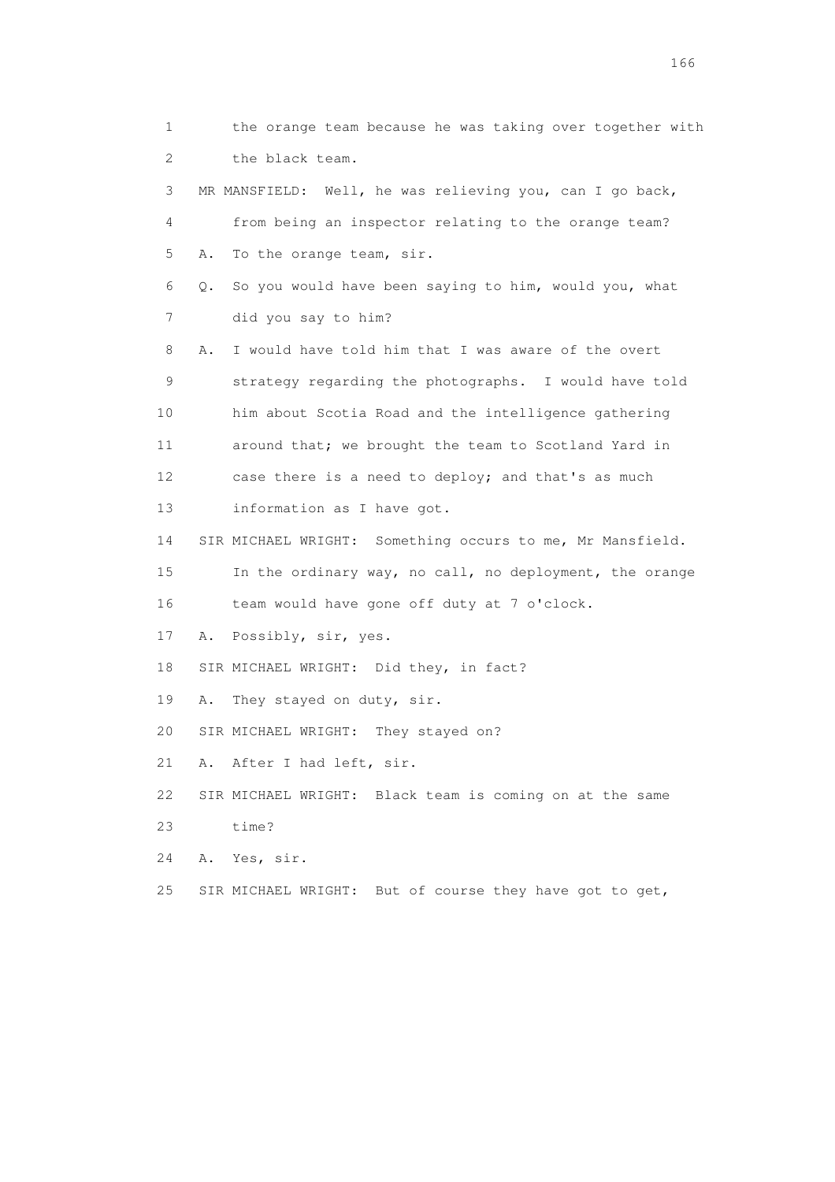1 the orange team because he was taking over together with
2 the black team.

3 MR MANSFIELD: Well, he was relieving you, can I go back,
4 from being an inspector relating to the orange team?

5 A. To the orange team, sir.

6 Q. So you would have been saying to him, would you, what
7 did you say to him?

8 A. I would have told him that I was aware of the overt
9 strategy regarding the photographs. I would have told
10 him about Scotia Road and the intelligence gathering
11 around that; we brought the team to Scotland Yard in
12 case there is a need to deploy; and that's as much
13 information as I have got.

14 SIR MICHAEL WRIGHT: Something occurs to me, Mr Mansfield.
15 In the ordinary way, no call, no deployment, the orange
16 team would have gone off duty at 7 o'clock.

17 A. Possibly, sir, yes.

18 SIR MICHAEL WRIGHT: Did they, in fact?

19 A. They stayed on duty, sir.

20 SIR MICHAEL WRIGHT: They stayed on?

21 A. After I had left, sir.

22 SIR MICHAEL WRIGHT: Black team is coming on at the same
23 time?

24 A. Yes, sir.

25 SIR MICHAEL WRIGHT: But of course they have got to get,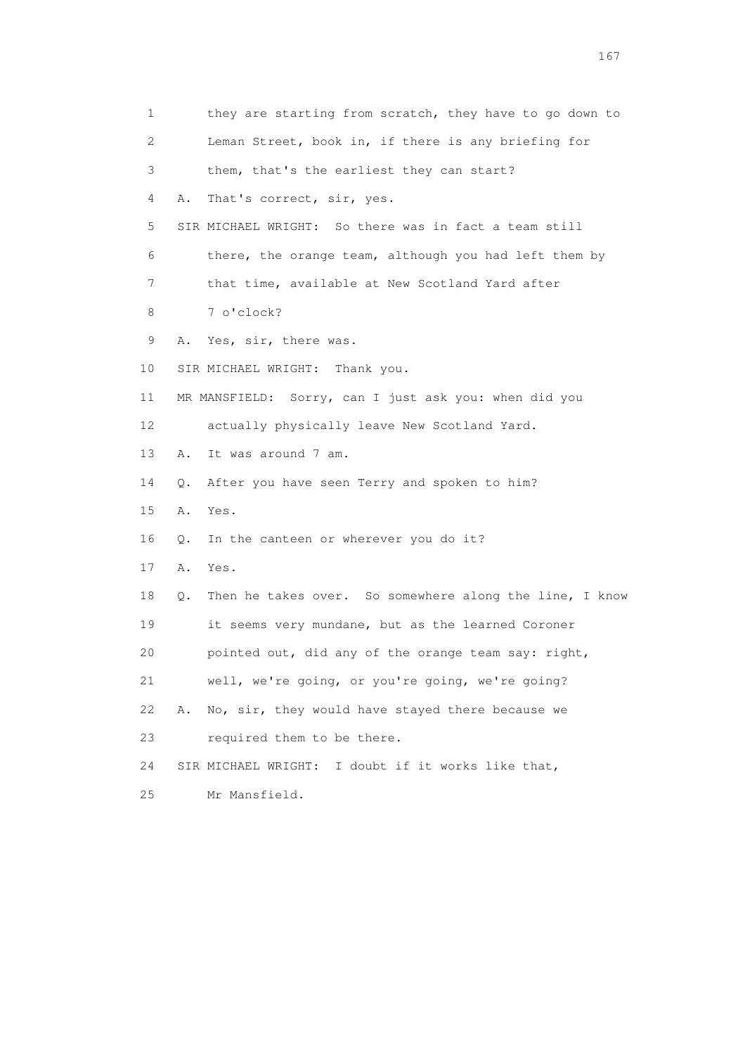1 they are starting from scratch, they have to go down to
2 Leman Street, book in, if there is any briefing for
3 them, that's the earliest they can start?
4 A. That's correct, sir, yes.
5 SIR MICHAEL WRIGHT: So there was in fact a team still
6 there, the orange team, although you had left them by
7 that time, available at New Scotland Yard after
8 7 o'clock?
9 A. Yes, sir, there was.
10 SIR MICHAEL WRIGHT: Thank you.
11 MR MANSFIELD: Sorry, can I just ask you: when did you
12 actually physically leave New Scotland Yard.
13 A. It was around 7 am.
14 Q. After you have seen Terry and spoken to him?
15 A. Yes.
16 Q. In the canteen or wherever you do it?
17 A. Yes.
18 Q. Then he takes over. So somewhere along the line, I know
19 it seems very mundane, but as the learned Coroner
20 pointed out, did any of the orange team say: right,
21 well, we're going, or you're going, we're going?
22 A. No, sir, they would have stayed there because we
23 required them to be there.
24 SIR MICHAEL WRIGHT: I doubt if it works like that,
25 Mr Mansfield.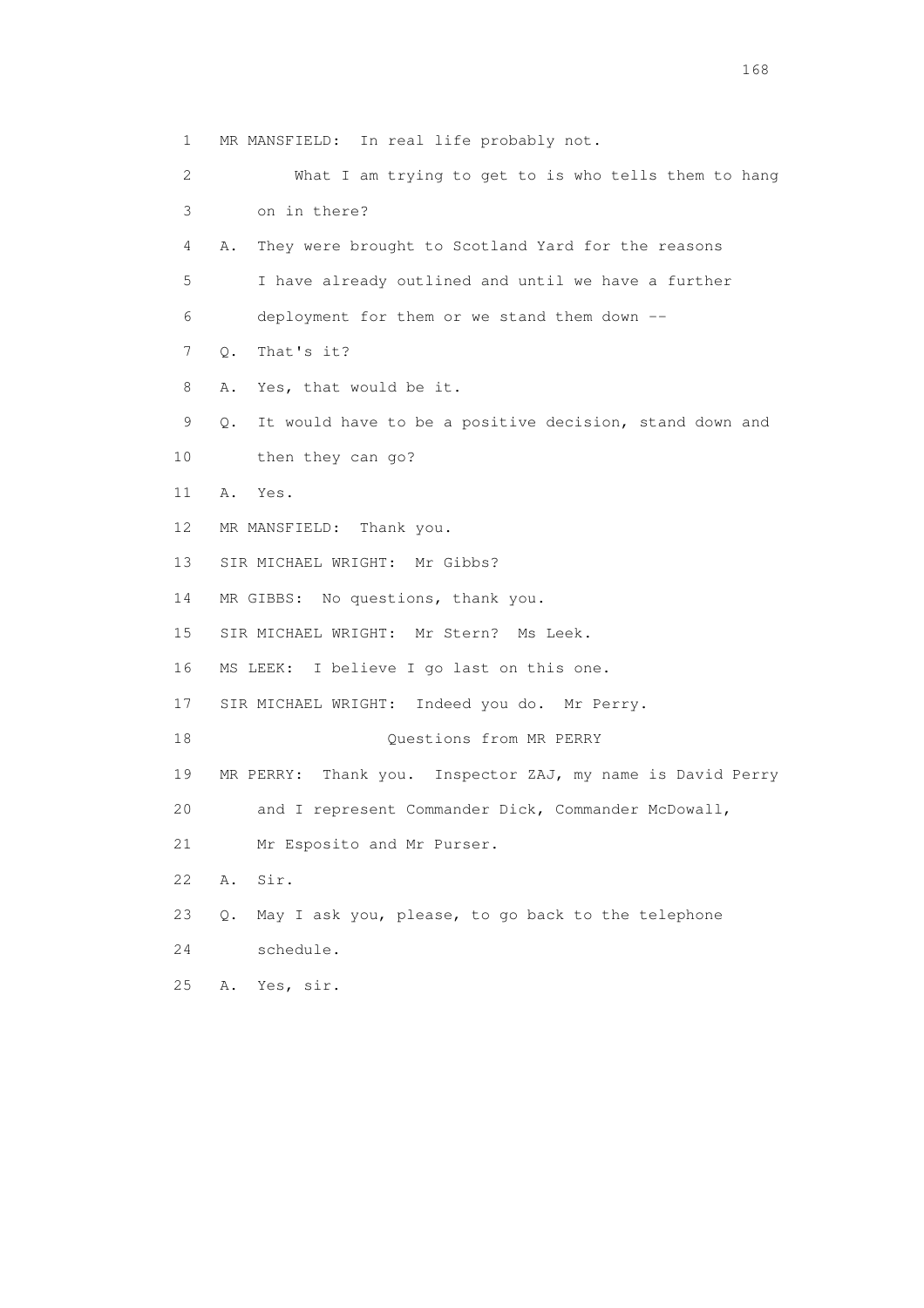1 MR MANSFIELD: In real life probably not.

2 What I am trying to get to is who tells them to hang

3 on in there?

4 A. They were brought to Scotland Yard for the reasons

5 I have already outlined and until we have a further

6 deployment for them or we stand them down --

7 Q. That's it?

8 A. Yes, that would be it.

9 Q. It would have to be a positive decision, stand down and

10 then they can go?

11 A. Yes.

12 MR MANSFIELD: Thank you.

13 SIR MICHAEL WRIGHT: Mr Gibbs?

14 MR GIBBS: No questions, thank you.

15 SIR MICHAEL WRIGHT: Mr Stern? Ms Leek.

16 MS LEEK: I believe I go last on this one.

17 SIR MICHAEL WRIGHT: Indeed you do. Mr Perry.

18 Questions from MR PERRY

19 MR PERRY: Thank you. Inspector ZAJ, my name is David Perry

20 and I represent Commander Dick, Commander McDowall,

21 Mr Esposito and Mr Purser.

22 A. Sir.

23 Q. May I ask you, please, to go back to the telephone

24 schedule.

25 A. Yes, sir.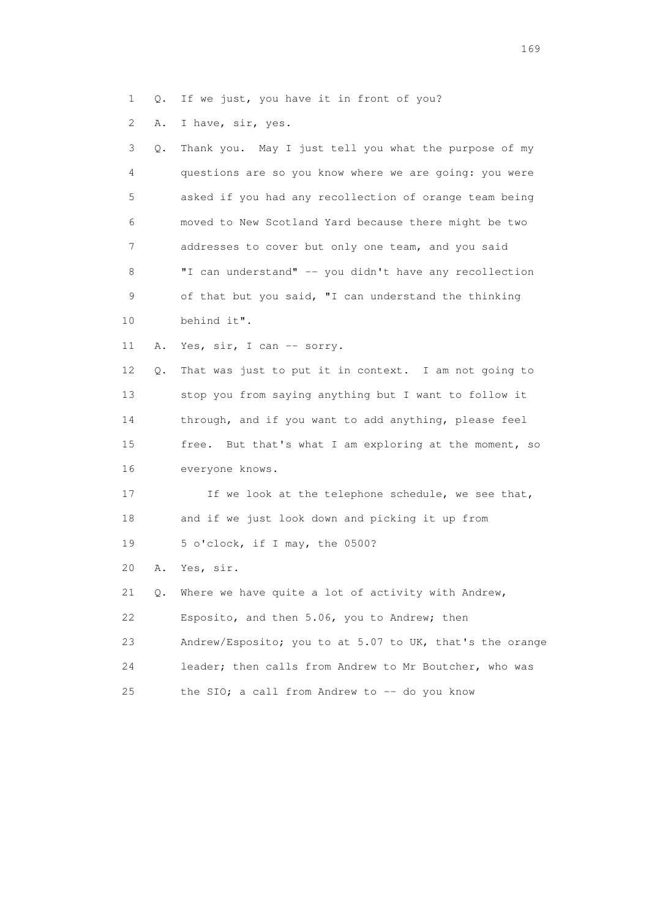1 Q. If we just, you have it in front of you?

2 A. I have, sir, yes.

3 Q. Thank you. May I just tell you what the purpose of my
4 questions are so you know where we are going: you were
5 asked if you had any recollection of orange team being
6 moved to New Scotland Yard because there might be two
7 addresses to cover but only one team, and you said
8 "I can understand" -- you didn't have any recollection
9 of that but you said, "I can understand the thinking
10 behind it".

11 A. Yes, sir, I can -- sorry.

12 Q. That was just to put it in context. I am not going to
13 stop you from saying anything but I want to follow it
14 through, and if you want to add anything, please feel
15 free. But that's what I am exploring at the moment, so
16 everyone knows.

17 If we look at the telephone schedule, we see that,
18 and if we just look down and picking it up from
19 5 o'clock, if I may, the 0500?

20 A. Yes, sir.

21 Q. Where we have quite a lot of activity with Andrew,
22 Esposito, and then 5.06, you to Andrew; then
23 Andrew/Esposito; you to at 5.07 to UK, that's the orange
24 leader; then calls from Andrew to Mr Boutcher, who was
25 the SIO; a call from Andrew to -- do you know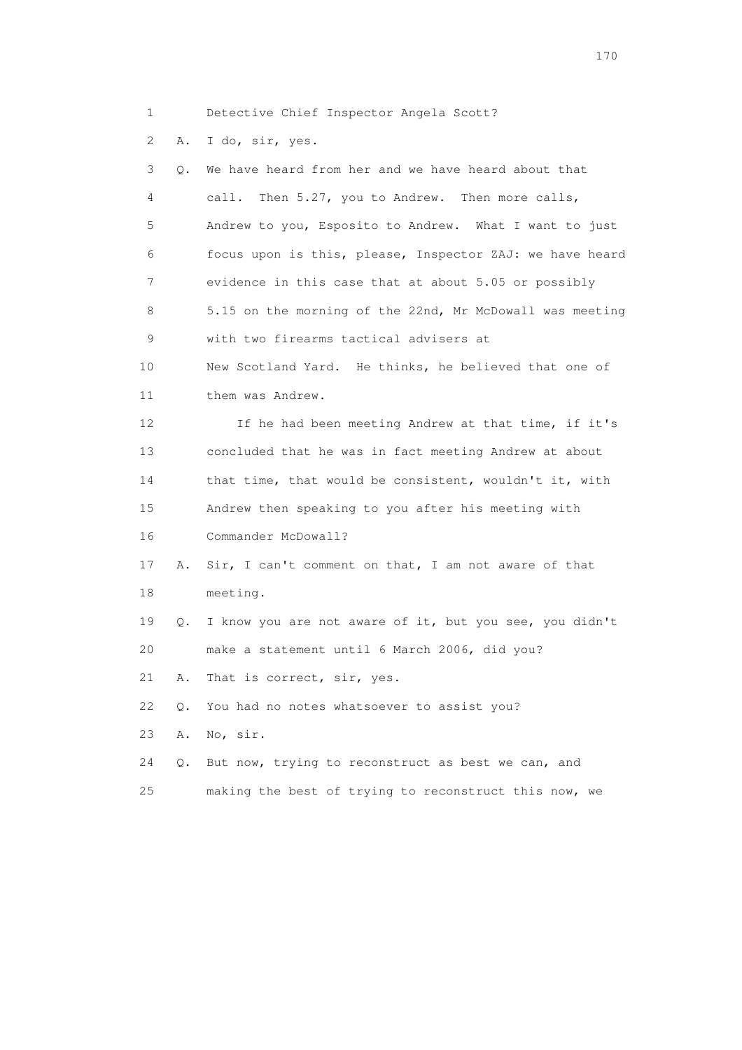1 Detective Chief Inspector Angela Scott?

2 A. I do, sir, yes.

3 Q. We have heard from her and we have heard about that

4 call. Then 5.27, you to Andrew. Then more calls,

5 Andrew to you, Esposito to Andrew. What I want to just

6 focus upon is this, please, Inspector ZAJ: we have heard

7 evidence in this case that at about 5.05 or possibly

8 5.15 on the morning of the 22nd, Mr McDowall was meeting

9 with two firearms tactical advisers at

10 New Scotland Yard. He thinks, he believed that one of

11 them was Andrew.

12 If he had been meeting Andrew at that time, if it's

13 concluded that he was in fact meeting Andrew at about

14 that time, that would be consistent, wouldn't it, with

15 Andrew then speaking to you after his meeting with

16 Commander McDowall?

17 A. Sir, I can't comment on that, I am not aware of that

18 meeting.

19 Q. I know you are not aware of it, but you see, you didn't

20 make a statement until 6 March 2006, did you?

21 A. That is correct, sir, yes.

22 Q. You had no notes whatsoever to assist you?

23 A. No, sir.

24 Q. But now, trying to reconstruct as best we can, and

25 making the best of trying to reconstruct this now, we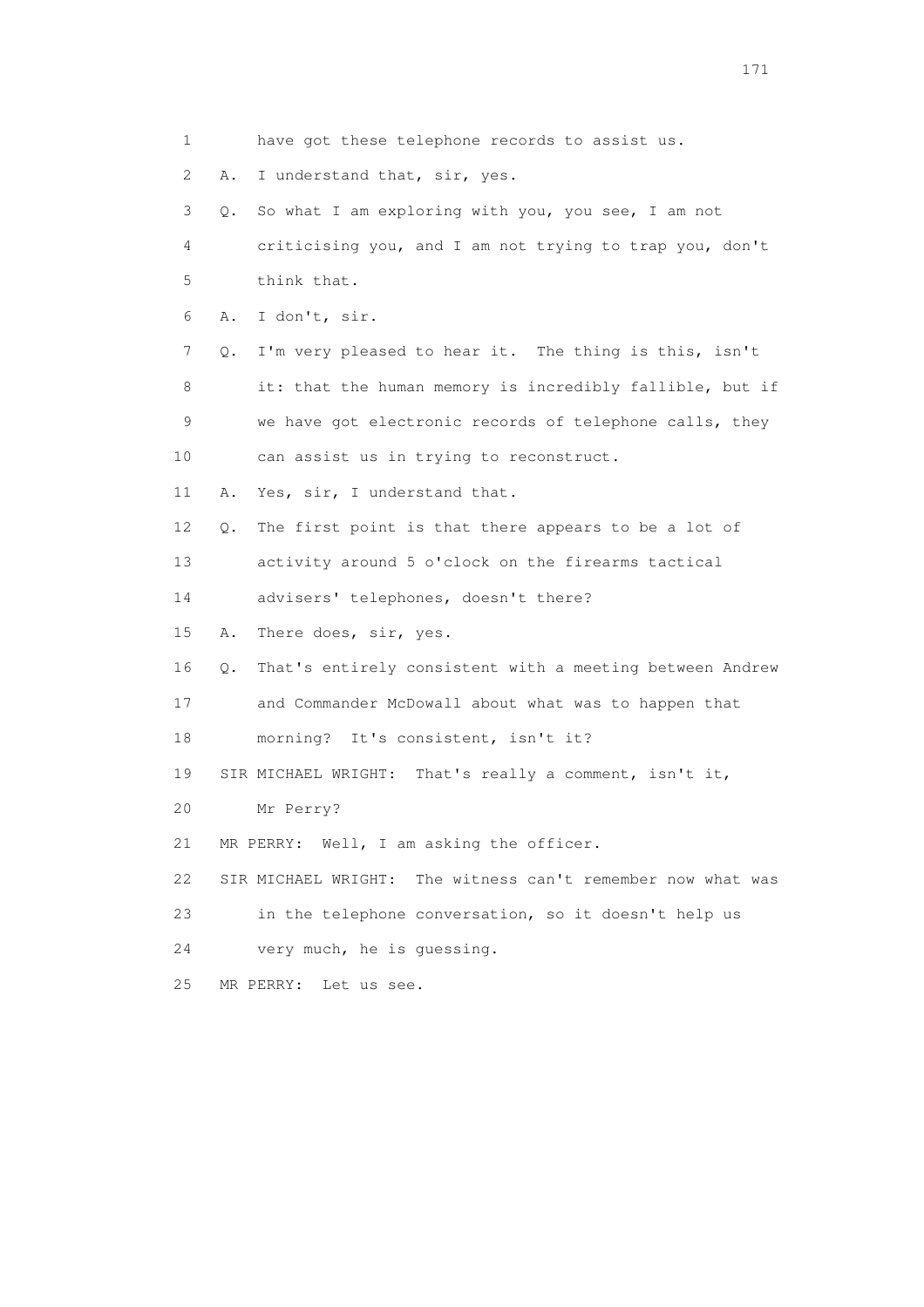1 have got these telephone records to assist us.

2 A. I understand that, sir, yes.

3 Q. So what I am exploring with you, you see, I am not

4 criticising you, and I am not trying to trap you, don't

5 think that.

6 A. I don't, sir.

7 Q. I'm very pleased to hear it. The thing is this, isn't

8 it: that the human memory is incredibly fallible, but if

9 we have got electronic records of telephone calls, they

10 can assist us in trying to reconstruct.

11 A. Yes, sir, I understand that.

12 Q. The first point is that there appears to be a lot of

13 activity around 5 o'clock on the firearms tactical

14 advisers' telephones, doesn't there?

15 A. There does, sir, yes.

16 Q. That's entirely consistent with a meeting between Andrew

17 and Commander McDowall about what was to happen that

18 morning? It's consistent, isn't it?

19 SIR MICHAEL WRIGHT: That's really a comment, isn't it,

20 Mr Perry?

21 MR PERRY: Well, I am asking the officer.

22 SIR MICHAEL WRIGHT: The witness can't remember now what was

23 in the telephone conversation, so it doesn't help us

24 very much, he is guessing.

25 MR PERRY: Let us see.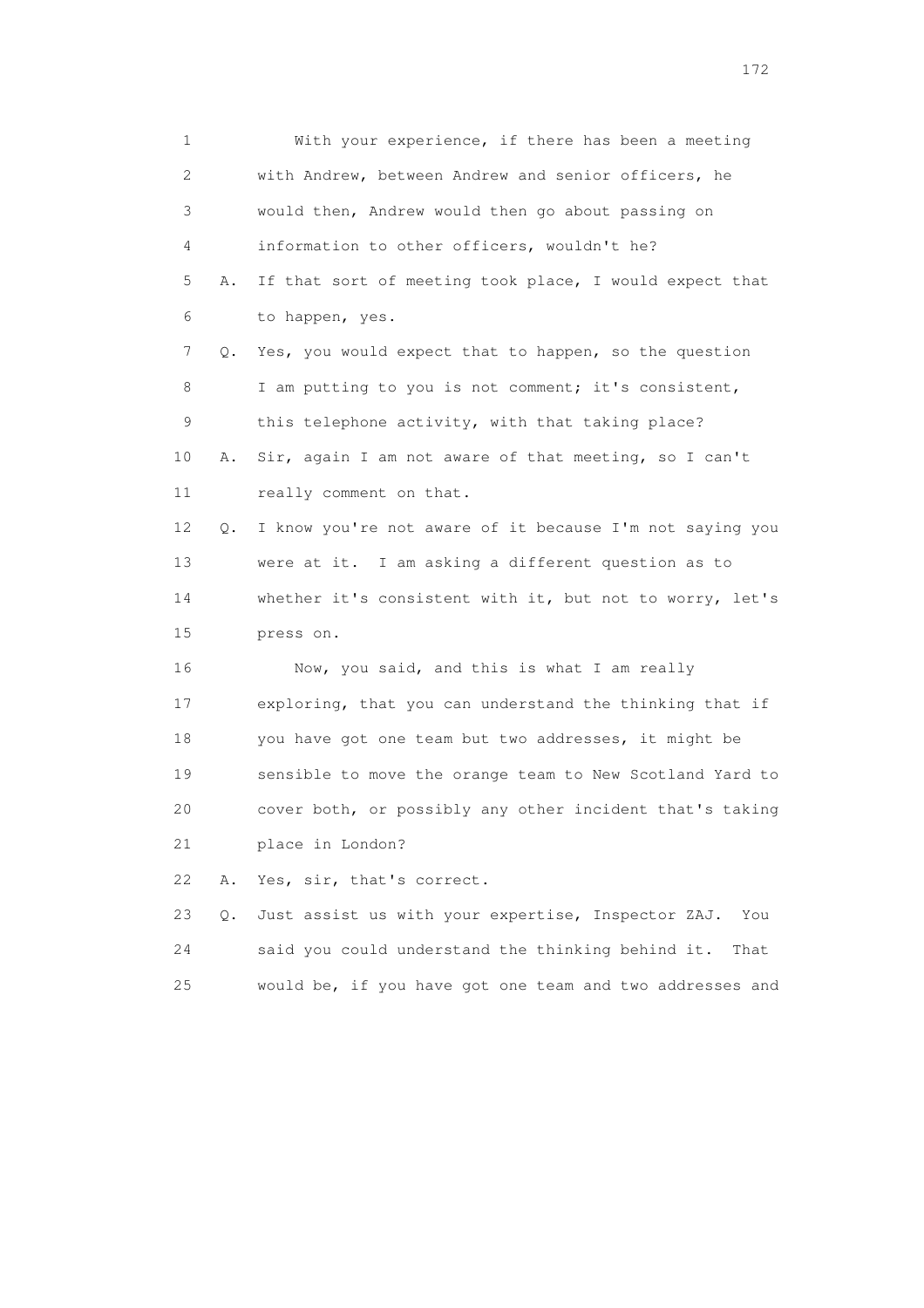1 With your experience, if there has been a meeting
2 with Andrew, between Andrew and senior officers, he
3 would then, Andrew would then go about passing on
4 information to other officers, wouldn't he?
5 A. If that sort of meeting took place, I would expect that
6 to happen, yes.
7 Q. Yes, you would expect that to happen, so the question
8 I am putting to you is not comment; it's consistent,
9 this telephone activity, with that taking place?
10 A. Sir, again I am not aware of that meeting, so I can't
11 really comment on that.
12 Q. I know you're not aware of it because I'm not saying you
13 were at it. I am asking a different question as to
14 whether it's consistent with it, but not to worry, let's
15 press on.
16 Now, you said, and this is what I am really
17 exploring, that you can understand the thinking that if
18 you have got one team but two addresses, it might be
19 sensible to move the orange team to New Scotland Yard to
20 cover both, or possibly any other incident that's taking
21 place in London?
22 A. Yes, sir, that's correct.
23 Q. Just assist us with your expertise, Inspector ZAJ. You
24 said you could understand the thinking behind it. That
25 would be, if you have got one team and two addresses and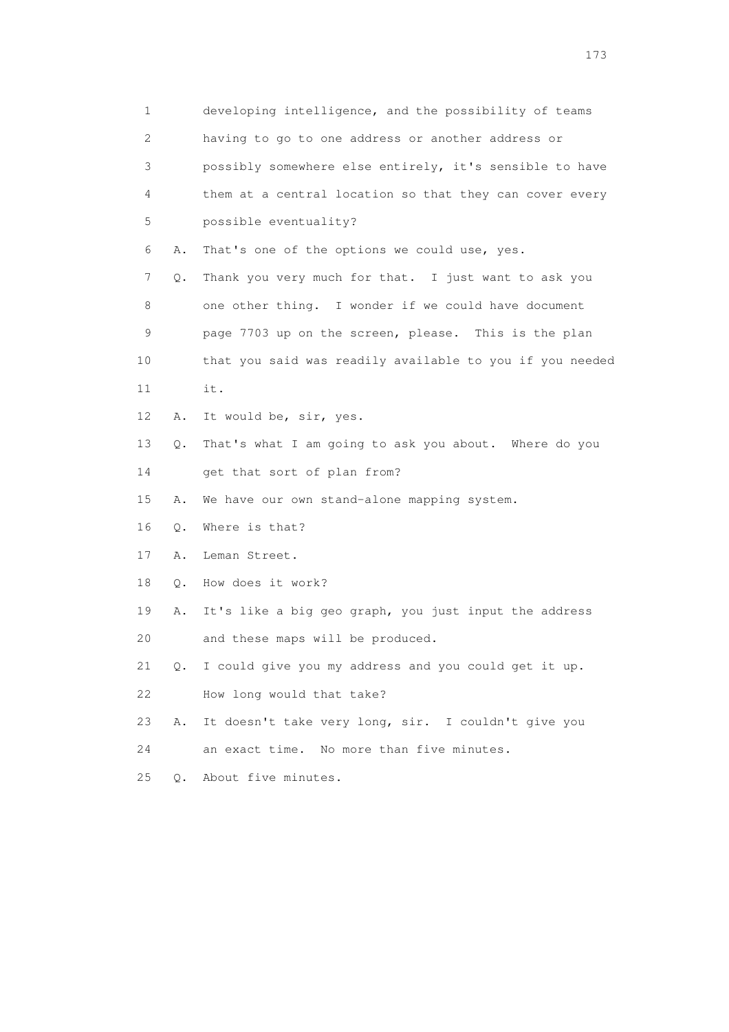1 developing intelligence, and the possibility of teams
2 having to go to one address or another address or
3 possibly somewhere else entirely, it's sensible to have
4 them at a central location so that they can cover every
5 possible eventuality?

6 A. That's one of the options we could use, yes.

7 Q. Thank you very much for that. I just want to ask you
8 one other thing. I wonder if we could have document
9 page 7703 up on the screen, please. This is the plan
10 that you said was readily available to you if you needed
11 it.

12 A. It would be, sir, yes.

13 Q. That's what I am going to ask you about. Where do you
14 get that sort of plan from?

15 A. We have our own stand-alone mapping system.

16 Q. Where is that?

17 A. Leman Street.

18 Q. How does it work?

19 A. It's like a big geo graph, you just input the address
20 and these maps will be produced.

21 Q. I could give you my address and you could get it up.
22 How long would that take?

23 A. It doesn't take very long, sir. I couldn't give you
24 an exact time. No more than five minutes.

25 Q. About five minutes.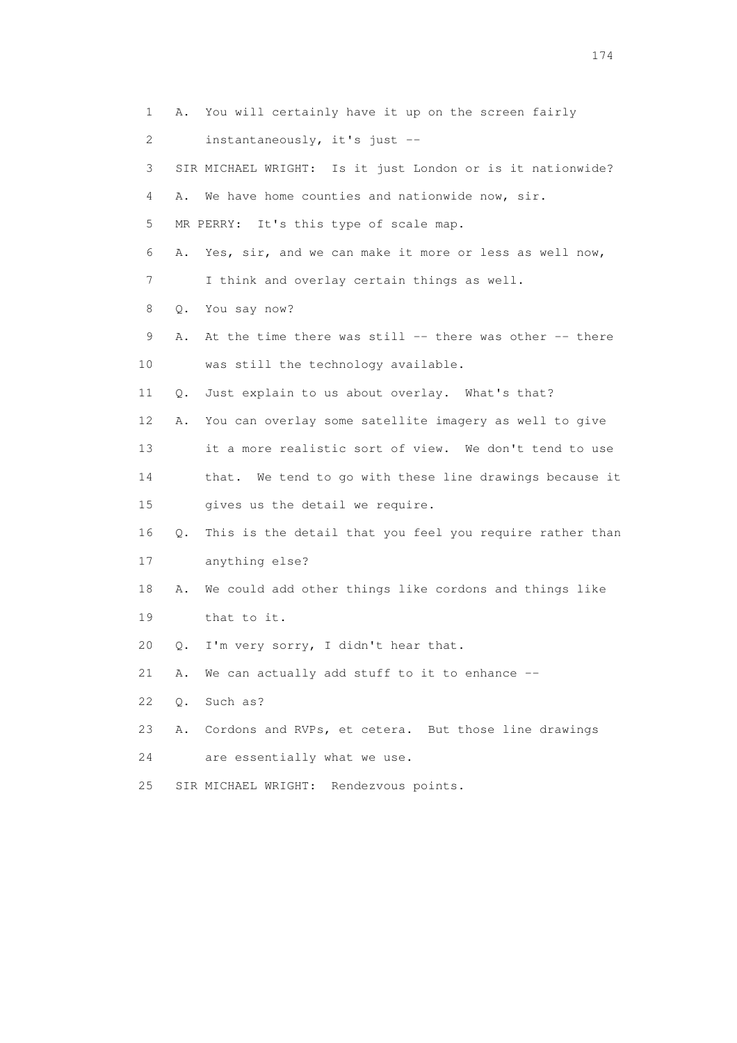1 A. You will certainly have it up on the screen fairly
2 instantaneously, it's just --
3 SIR MICHAEL WRIGHT: Is it just London or is it nationwide?
4 A. We have home counties and nationwide now, sir.
5 MR PERRY: It's this type of scale map.
6 A. Yes, sir, and we can make it more or less as well now,
7 I think and overlay certain things as well.
8 Q. You say now?
9 A. At the time there was still -- there was other -- there
10 was still the technology available.
11 Q. Just explain to us about overlay. What's that?
12 A. You can overlay some satellite imagery as well to give
13 it a more realistic sort of view. We don't tend to use
14 that. We tend to go with these line drawings because it
15 gives us the detail we require.
16 Q. This is the detail that you feel you require rather than
17 anything else?
18 A. We could add other things like cordons and things like
19 that to it.
20 Q. I'm very sorry, I didn't hear that.
21 A. We can actually add stuff to it to enhance --
22 Q. Such as?
23 A. Cordons and RVPs, et cetera. But those line drawings
24 are essentially what we use.
25 SIR MICHAEL WRIGHT: Rendezvous points.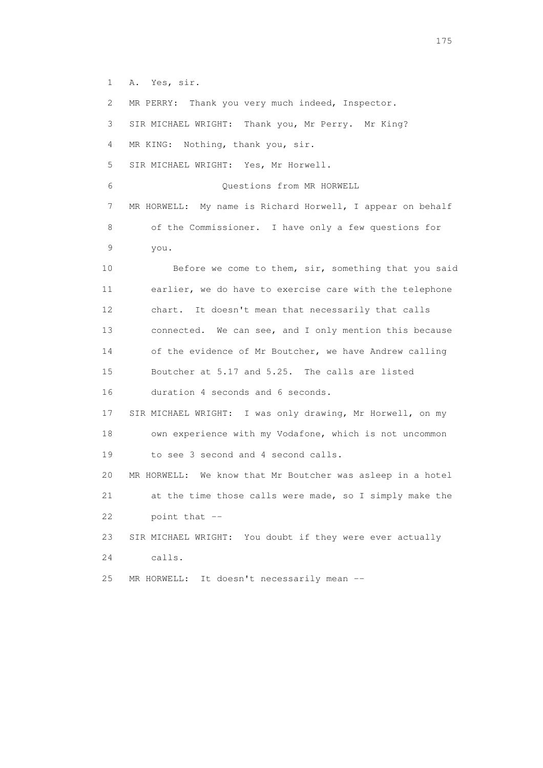1 A. Yes, sir.

2 MR PERRY: Thank you very much indeed, Inspector.

3 SIR MICHAEL WRIGHT: Thank you, Mr Perry. Mr King?

4 MR KING: Nothing, thank you, sir.

5 SIR MICHAEL WRIGHT: Yes, Mr Horwell.

6 Questions from MR HORWELL

7 MR HORWELL: My name is Richard Horwell, I appear on behalf

8 of the Commissioner. I have only a few questions for

9 you.

10 Before we come to them, sir, something that you said

11 earlier, we do have to exercise care with the telephone

12 chart. It doesn't mean that necessarily that calls

13 connected. We can see, and I only mention this because

14 of the evidence of Mr Boutcher, we have Andrew calling

15 Boutcher at 5.17 and 5.25. The calls are listed

16 duration 4 seconds and 6 seconds.

17 SIR MICHAEL WRIGHT: I was only drawing, Mr Horwell, on my

18 own experience with my Vodafone, which is not uncommon

19 to see 3 second and 4 second calls.

20 MR HORWELL: We know that Mr Boutcher was asleep in a hotel

21 at the time those calls were made, so I simply make the

22 point that --

23 SIR MICHAEL WRIGHT: You doubt if they were ever actually

24 calls.

25 MR HORWELL: It doesn't necessarily mean --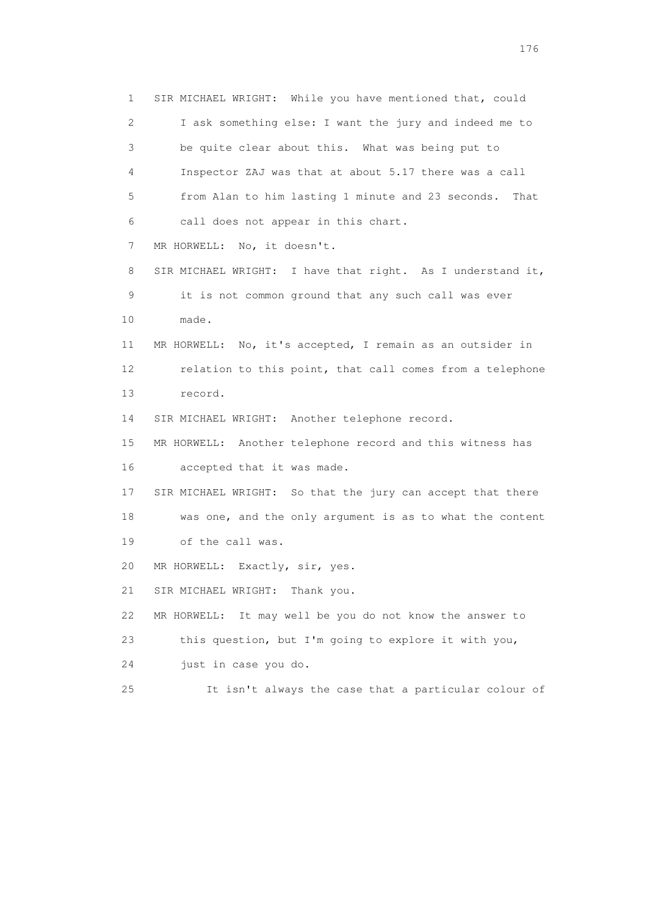SIR MICHAEL WRIGHT: While you have mentioned that, could I ask something else: I want the jury and indeed me to be quite clear about this. What was being put to Inspector ZAJ was that at about 5.17 there was a call from Alan to him lasting 1 minute and 23 seconds. That call does not appear in this chart.

MR HORWELL: No, it doesn't.

SIR MICHAEL WRIGHT: I have that right. As I understand it, it is not common ground that any such call was ever made.

MR HORWELL: No, it's accepted, I remain as an outsider in relation to this point, that call comes from a telephone record.

SIR MICHAEL WRIGHT: Another telephone record.

MR HORWELL: Another telephone record and this witness has accepted that it was made.

SIR MICHAEL WRIGHT: So that the jury can accept that there was one, and the only argument is as to what the content of the call was.

MR HORWELL: Exactly, sir, yes.

SIR MICHAEL WRIGHT: Thank you.

MR HORWELL: It may well be you do not know the answer to this question, but I'm going to explore it with you, just in case you do.

It isn't always the case that a particular colour of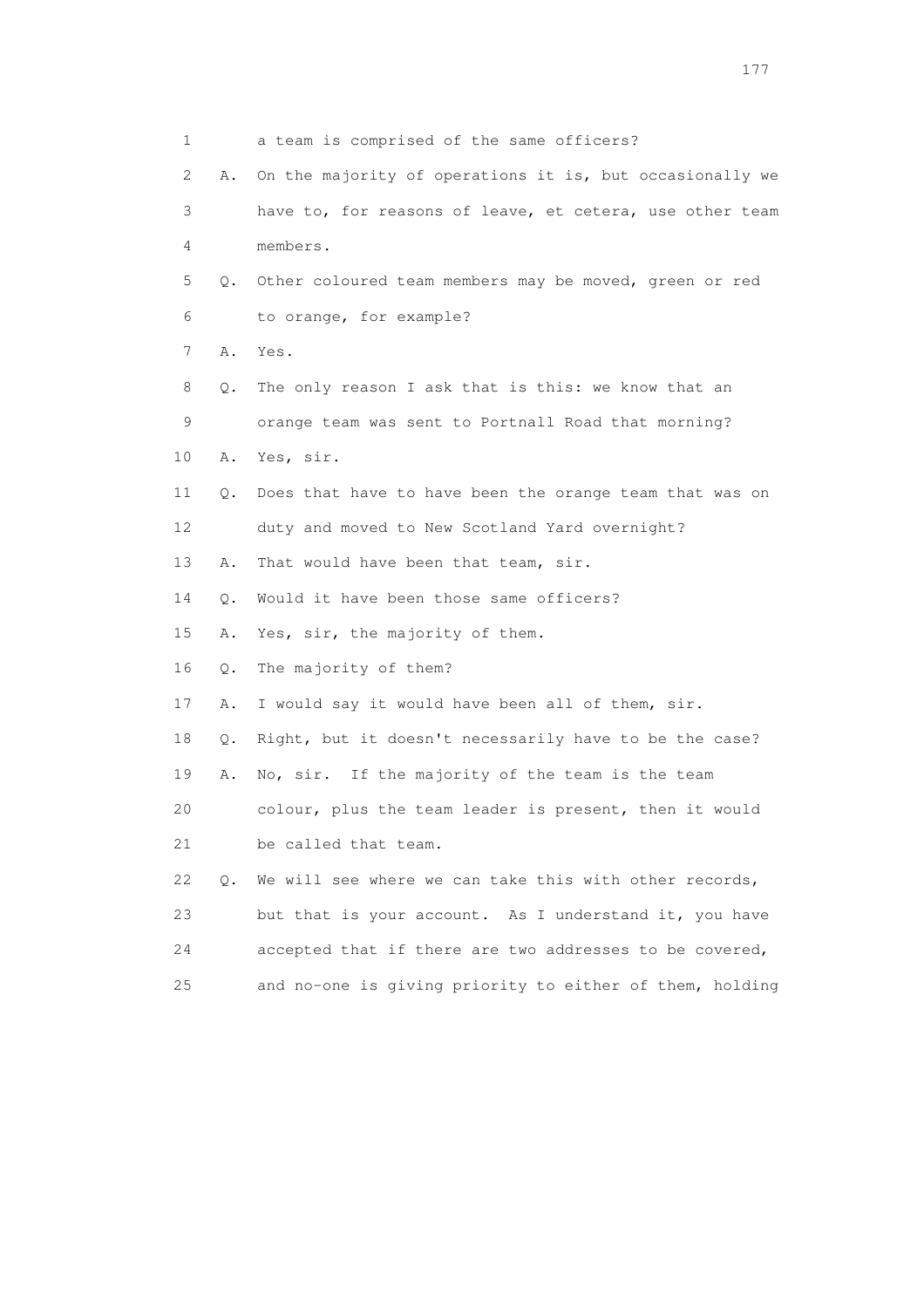1 a team is comprised of the same officers?

2 A. On the majority of operations it is, but occasionally we

3 have to, for reasons of leave, et cetera, use other team

4 members.

5 Q. Other coloured team members may be moved, green or red

6 to orange, for example?

7 A. Yes.

8 Q. The only reason I ask that is this: we know that an

9 orange team was sent to Portnall Road that morning?

10 A. Yes, sir.

11 Q. Does that have to have been the orange team that was on

12 duty and moved to New Scotland Yard overnight?

13 A. That would have been that team, sir.

14 Q. Would it have been those same officers?

15 A. Yes, sir, the majority of them.

16 Q. The majority of them?

17 A. I would say it would have been all of them, sir.

18 Q. Right, but it doesn't necessarily have to be the case?

19 A. No, sir. If the majority of the team is the team

20 colour, plus the team leader is present, then it would

21 be called that team.

22 Q. We will see where we can take this with other records,

23 but that is your account. As I understand it, you have

24 accepted that if there are two addresses to be covered,

25 and no-one is giving priority to either of them, holding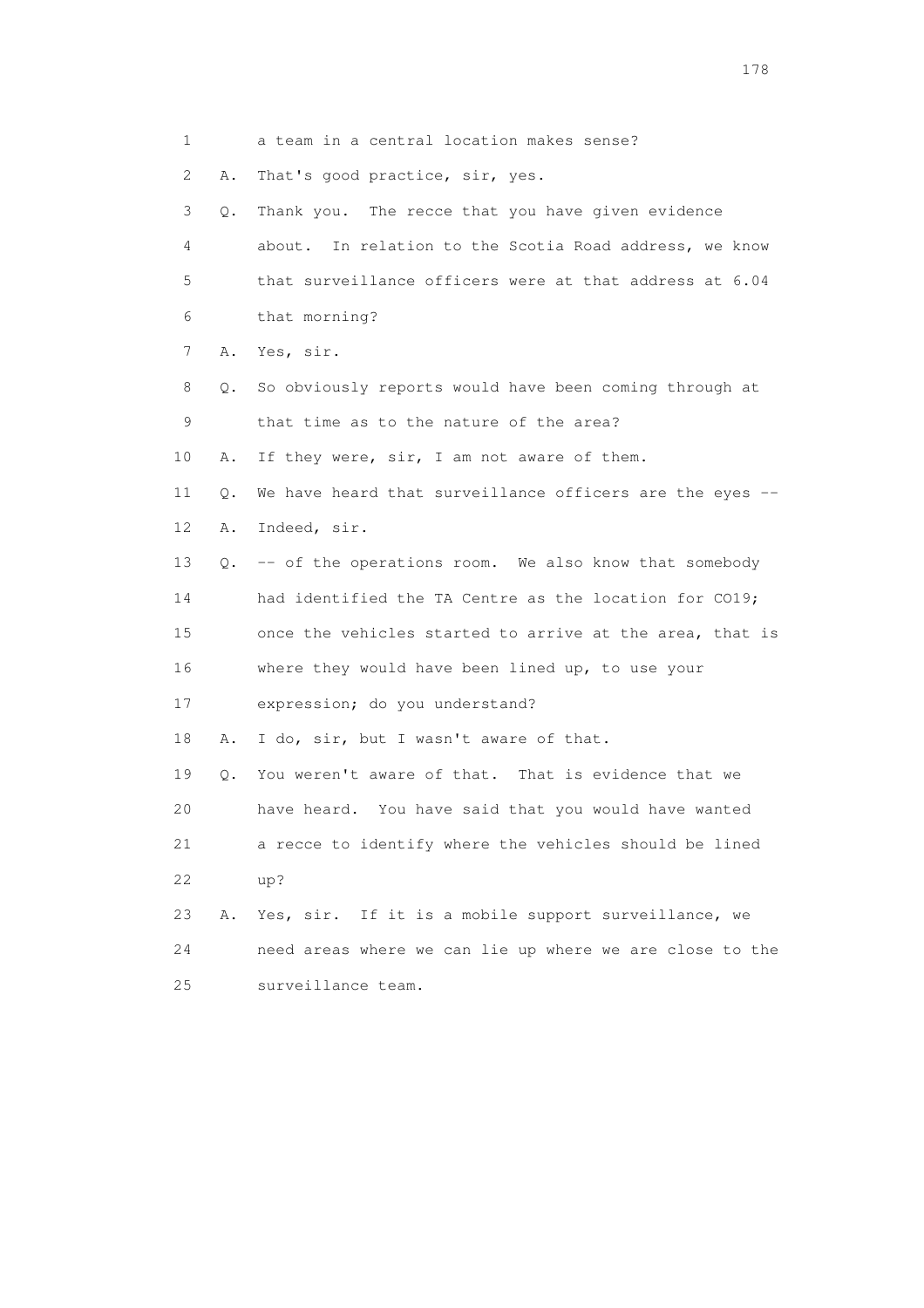1 a team in a central location makes sense?

2 A. That's good practice, sir, yes.

3 Q. Thank you. The recce that you have given evidence

4 about. In relation to the Scotia Road address, we know

5 that surveillance officers were at that address at 6.04

6 that morning?

7 A. Yes, sir.

8 Q. So obviously reports would have been coming through at

9 that time as to the nature of the area?

10 A. If they were, sir, I am not aware of them.

11 Q. We have heard that surveillance officers are the eyes --

12 A. Indeed, sir.

13 Q. -- of the operations room. We also know that somebody

14 had identified the TA Centre as the location for CO19;

15 once the vehicles started to arrive at the area, that is

16 where they would have been lined up, to use your

17 expression; do you understand?

18 A. I do, sir, but I wasn't aware of that.

19 Q. You weren't aware of that. That is evidence that we

20 have heard. You have said that you would have wanted

21 a recce to identify where the vehicles should be lined

22 up?

23 A. Yes, sir. If it is a mobile support surveillance, we

24 need areas where we can lie up where we are close to the

25 surveillance team.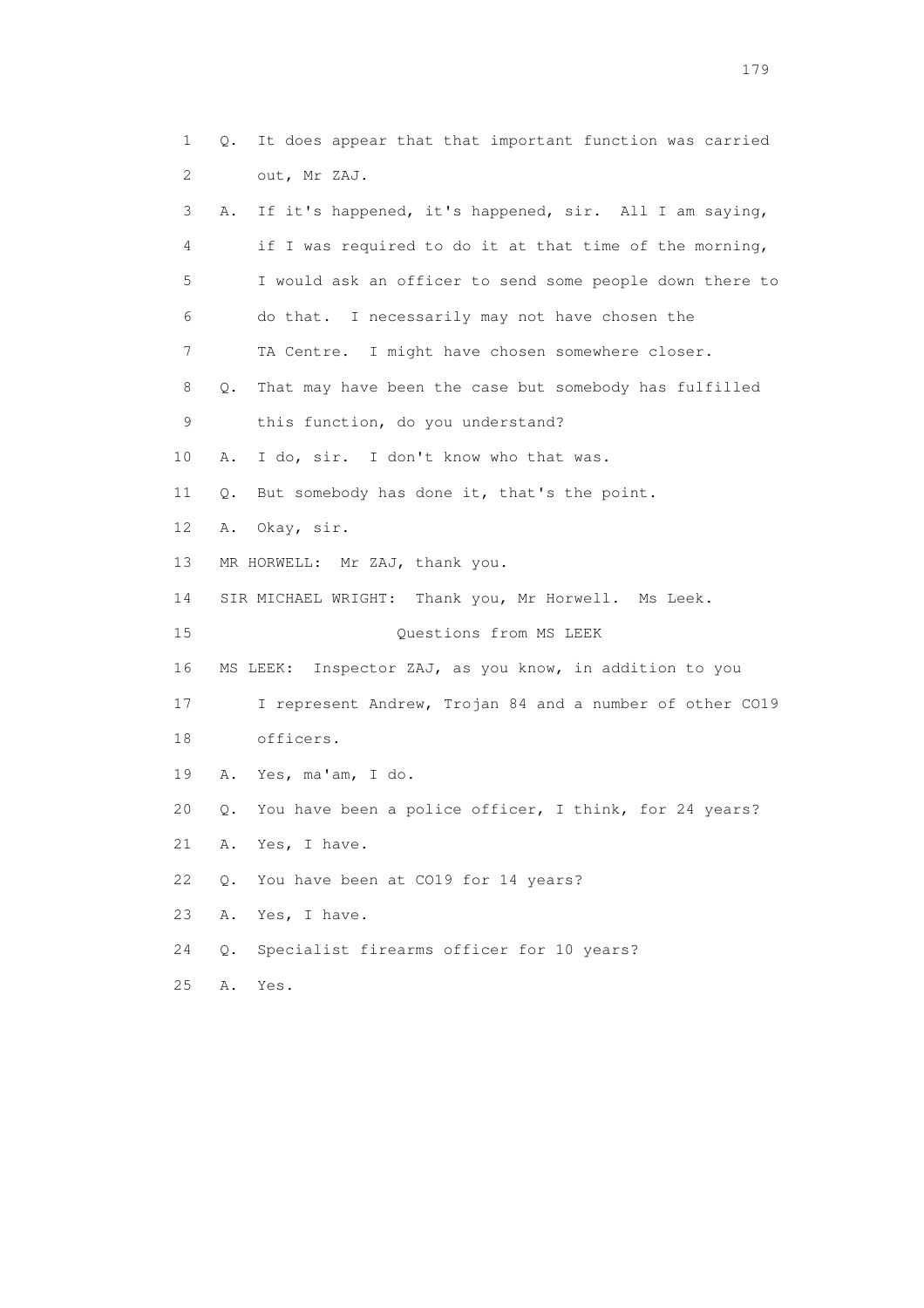1 Q. It does appear that that important function was carried
2 out, Mr ZAJ.
3 A. If it's happened, it's happened, sir. All I am saying,
4 if I was required to do it at that time of the morning,
5 I would ask an officer to send some people down there to
6 do that. I necessarily may not have chosen the
7 TA Centre. I might have chosen somewhere closer.
8 Q. That may have been the case but somebody has fulfilled
9 this function, do you understand?
10 A. I do, sir. I don't know who that was.
11 Q. But somebody has done it, that's the point.
12 A. Okay, sir.
13 MR HORWELL: Mr ZAJ, thank you.
14 SIR MICHAEL WRIGHT: Thank you, Mr Horwell. Ms Leek.
15 Questions from MS LEEK
16 MS LEEK: Inspector ZAJ, as you know, in addition to you
17 I represent Andrew, Trojan 84 and a number of other CO19
18 officers.
19 A. Yes, ma'am, I do.
20 Q. You have been a police officer, I think, for 24 years?
21 A. Yes, I have.
22 Q. You have been at CO19 for 14 years?
23 A. Yes, I have.
24 Q. Specialist firearms officer for 10 years?
25 A. Yes.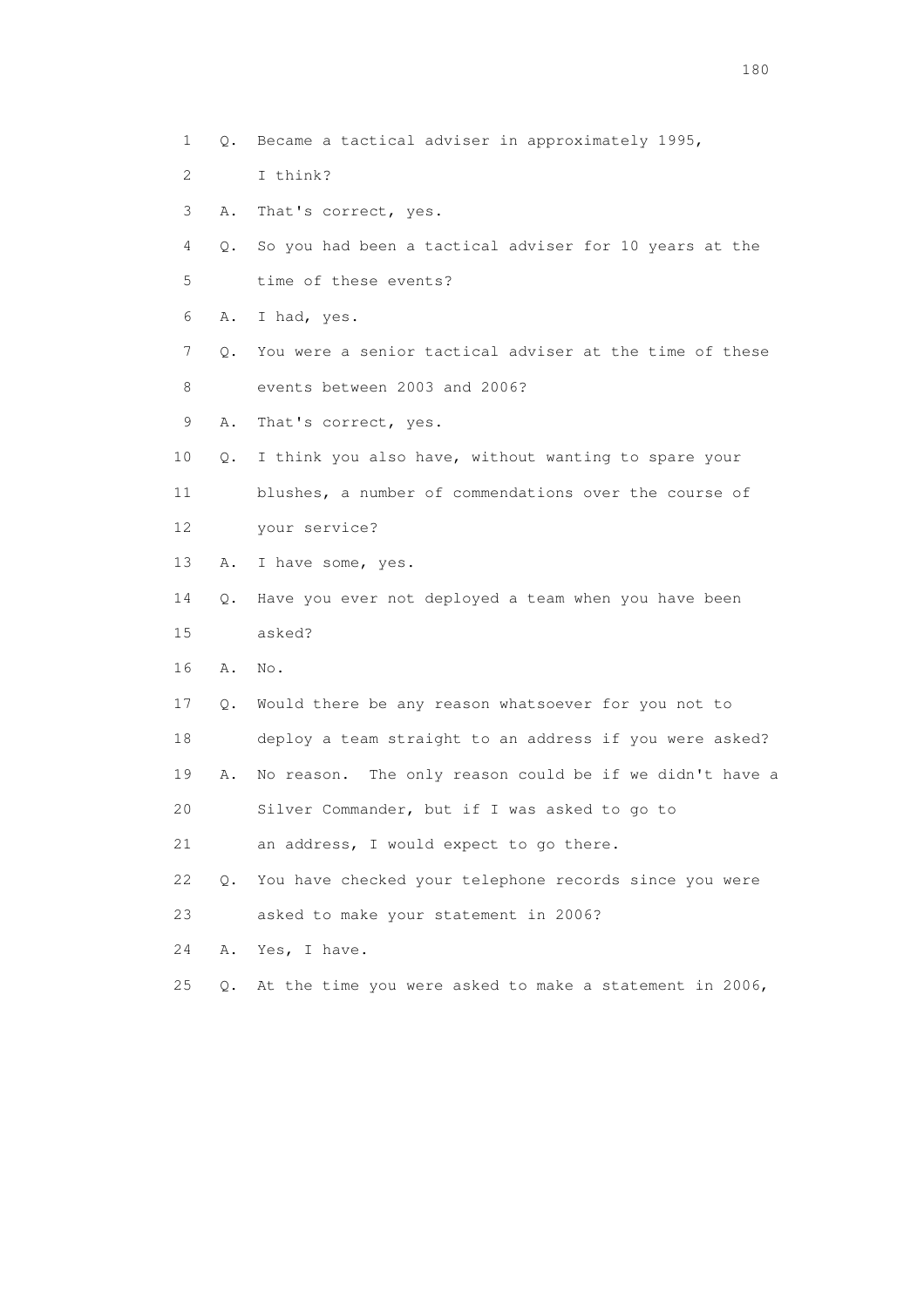1 Q. Became a tactical adviser in approximately 1995,

2 I think?

3 A. That's correct, yes.

4 Q. So you had been a tactical adviser for 10 years at the

5 time of these events?

6 A. I had, yes.

7 Q. You were a senior tactical adviser at the time of these

8 events between 2003 and 2006?

9 A. That's correct, yes.

10 Q. I think you also have, without wanting to spare your

11 blushes, a number of commendations over the course of

12 your service?

13 A. I have some, yes.

14 Q. Have you ever not deployed a team when you have been

15 asked?

16 A. No.

17 Q. Would there be any reason whatsoever for you not to

18 deploy a team straight to an address if you were asked?

19 A. No reason. The only reason could be if we didn't have a

20 Silver Commander, but if I was asked to go to

21 an address, I would expect to go there.

22 Q. You have checked your telephone records since you were

23 asked to make your statement in 2006?

24 A. Yes, I have.

25 Q. At the time you were asked to make a statement in 2006,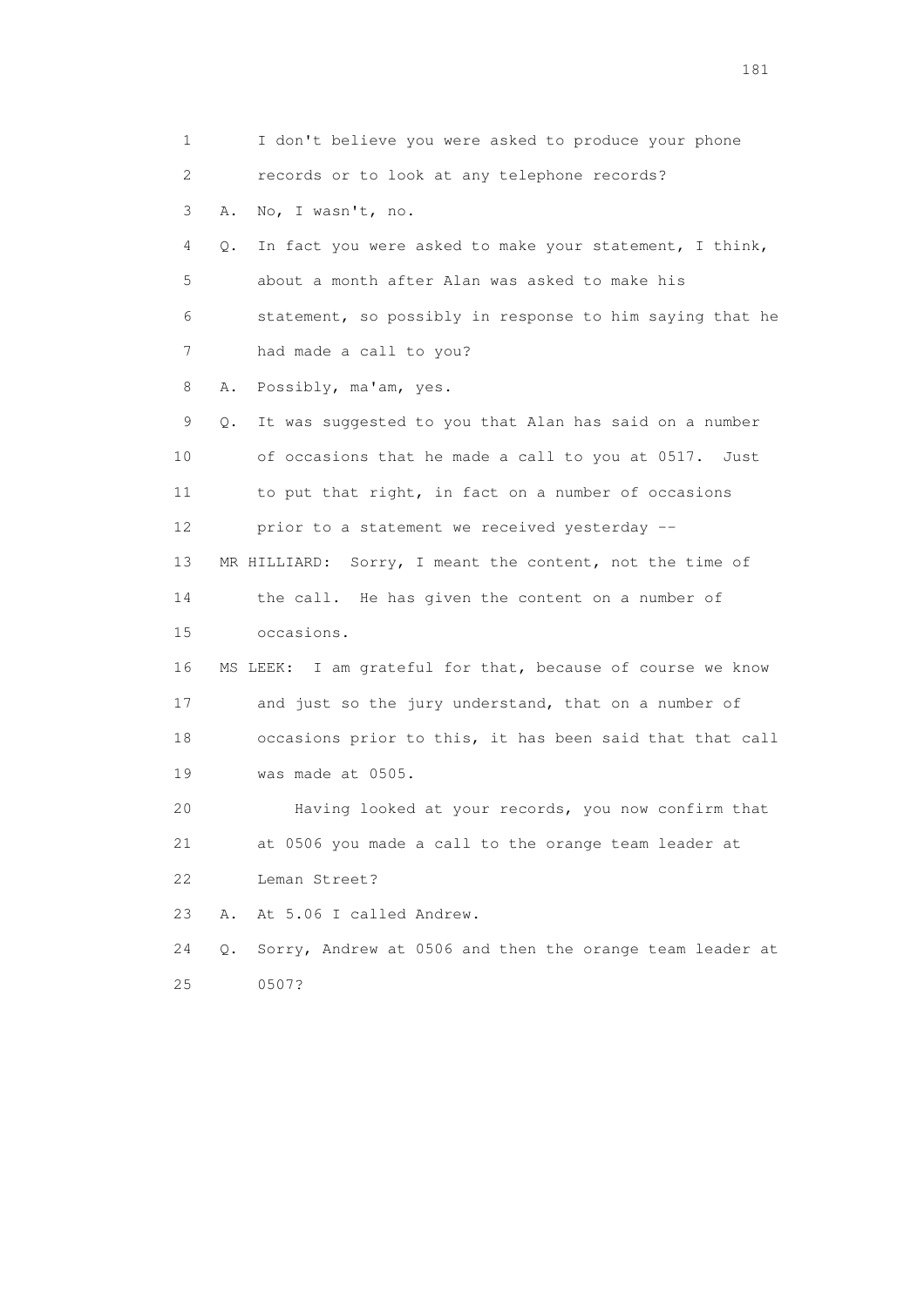1 I don't believe you were asked to produce your phone
2 records or to look at any telephone records?
3 A. No, I wasn't, no.
4 Q. In fact you were asked to make your statement, I think,
5 about a month after Alan was asked to make his
6 statement, so possibly in response to him saying that he
7 had made a call to you?
8 A. Possibly, ma'am, yes.
9 Q. It was suggested to you that Alan has said on a number
10 of occasions that he made a call to you at 0517. Just
11 to put that right, in fact on a number of occasions
12 prior to a statement we received yesterday --
13 MR HILLIARD: Sorry, I meant the content, not the time of
14 the call. He has given the content on a number of
15 occasions.
16 MS LEEK: I am grateful for that, because of course we know
17 and just so the jury understand, that on a number of
18 occasions prior to this, it has been said that that call
19 was made at 0505.
20 Having looked at your records, you now confirm that
21 at 0506 you made a call to the orange team leader at
22 Leman Street?
23 A. At 5.06 I called Andrew.
24 Q. Sorry, Andrew at 0506 and then the orange team leader at
25 0507?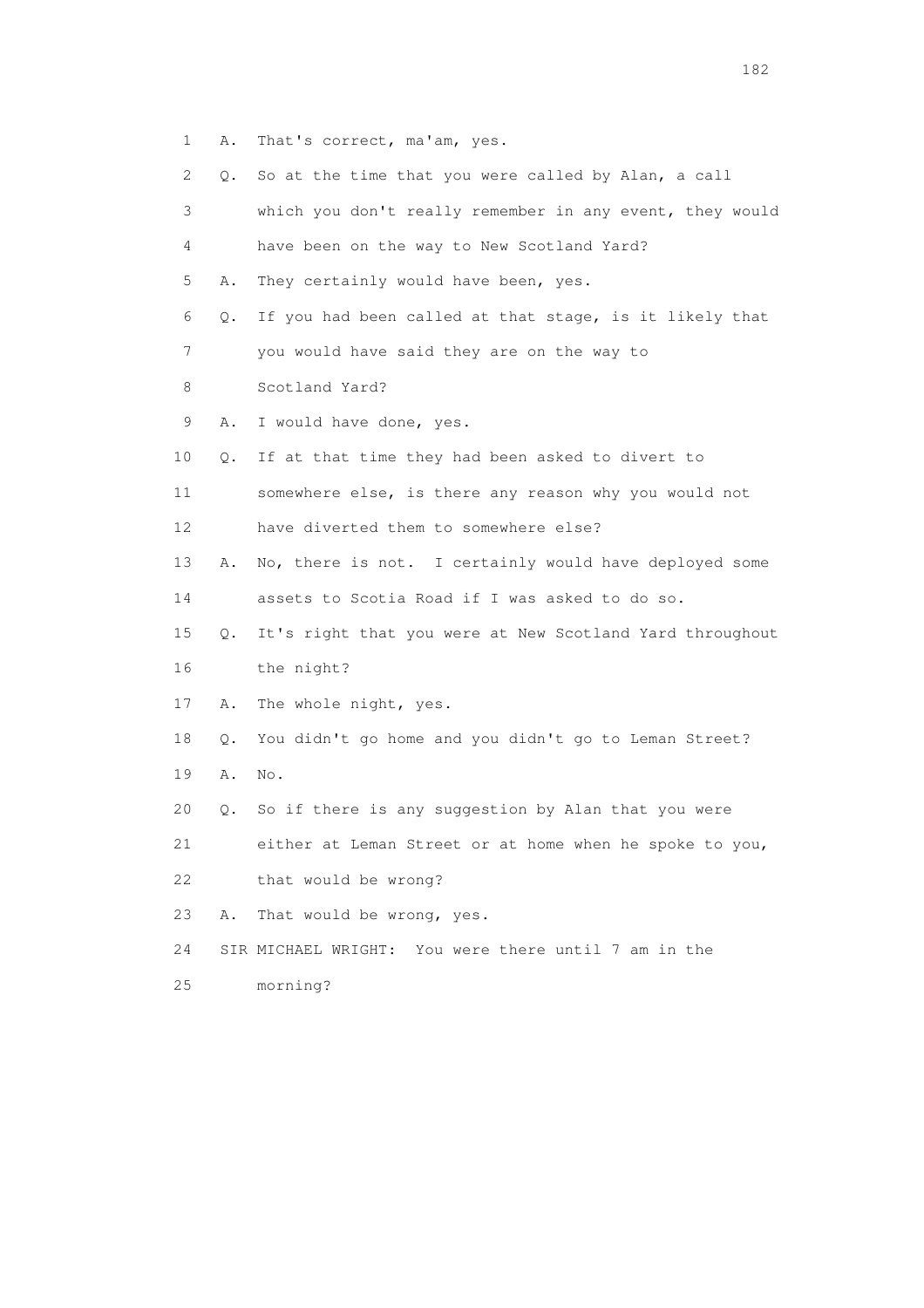1 A. That's correct, ma'am, yes.

2 Q. So at the time that you were called by Alan, a call

3 which you don't really remember in any event, they would

4 have been on the way to New Scotland Yard?

5 A. They certainly would have been, yes.

6 Q. If you had been called at that stage, is it likely that

7 you would have said they are on the way to

8 Scotland Yard?

9 A. I would have done, yes.

10 Q. If at that time they had been asked to divert to

11 somewhere else, is there any reason why you would not

12 have diverted them to somewhere else?

13 A. No, there is not. I certainly would have deployed some

14 assets to Scotia Road if I was asked to do so.

15 Q. It's right that you were at New Scotland Yard throughout

16 the night?

17 A. The whole night, yes.

18 Q. You didn't go home and you didn't go to Leman Street?

19 A. No.

20 Q. So if there is any suggestion by Alan that you were

21 either at Leman Street or at home when he spoke to you,

22 that would be wrong?

23 A. That would be wrong, yes.

24 SIR MICHAEL WRIGHT: You were there until 7 am in the

25 morning?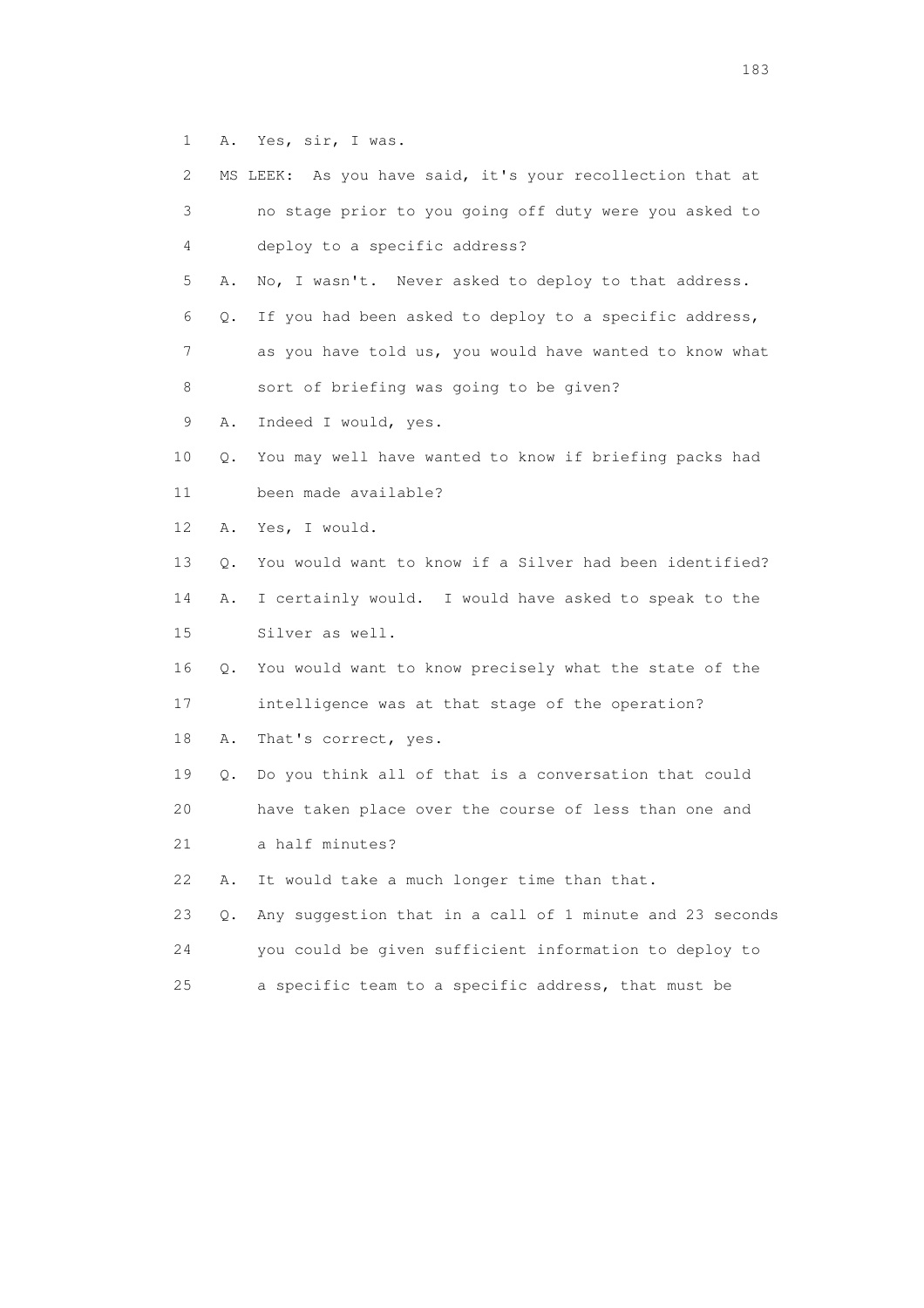1 A. Yes, sir, I was.

2 MS LEEK: As you have said, it's your recollection that at

3 no stage prior to you going off duty were you asked to

4 deploy to a specific address?

5 A. No, I wasn't. Never asked to deploy to that address.

6 Q. If you had been asked to deploy to a specific address,

7 as you have told us, you would have wanted to know what

8 sort of briefing was going to be given?

9 A. Indeed I would, yes.

10 Q. You may well have wanted to know if briefing packs had

11 been made available?

12 A. Yes, I would.

13 Q. You would want to know if a Silver had been identified?

14 A. I certainly would. I would have asked to speak to the

15 Silver as well.

16 Q. You would want to know precisely what the state of the

17 intelligence was at that stage of the operation?

18 A. That's correct, yes.

19 Q. Do you think all of that is a conversation that could

20 have taken place over the course of less than one and

21 a half minutes?

22 A. It would take a much longer time than that.

23 Q. Any suggestion that in a call of 1 minute and 23 seconds

24 you could be given sufficient information to deploy to

25 a specific team to a specific address, that must be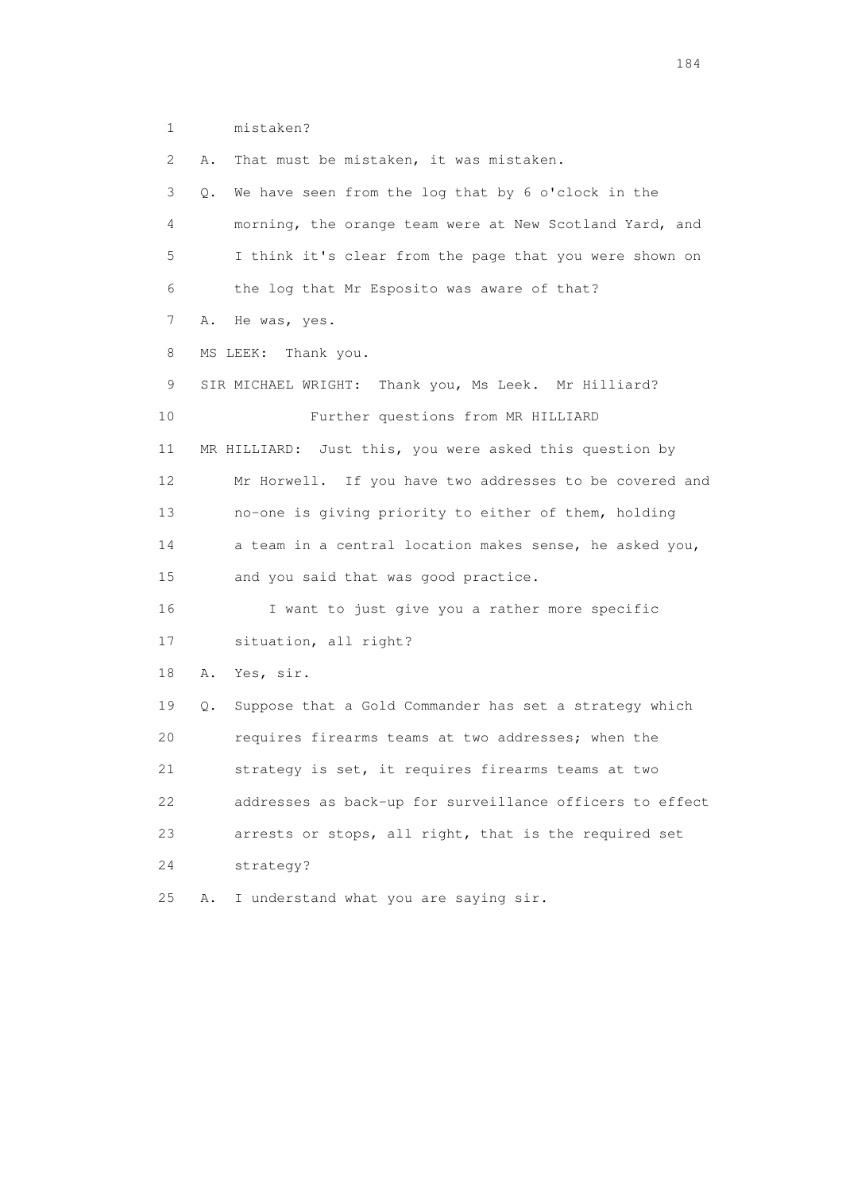1 mistaken?

2 A. That must be mistaken, it was mistaken.

3 Q. We have seen from the log that by 6 o'clock in the

4 morning, the orange team were at New Scotland Yard, and

5 I think it's clear from the page that you were shown on

6 the log that Mr Esposito was aware of that?

7 A. He was, yes.

8 MS LEEK: Thank you.

9 SIR MICHAEL WRIGHT: Thank you, Ms Leek. Mr Hilliard?

10 Further questions from MR HILLIARD

11 MR HILLIARD: Just this, you were asked this question by

12 Mr Horwell. If you have two addresses to be covered and

13 no-one is giving priority to either of them, holding

14 a team in a central location makes sense, he asked you,

15 and you said that was good practice.

16 I want to just give you a rather more specific

17 situation, all right?

18 A. Yes, sir.

19 Q. Suppose that a Gold Commander has set a strategy which

20 requires firearms teams at two addresses; when the

21 strategy is set, it requires firearms teams at two

22 addresses as back-up for surveillance officers to effect

23 arrests or stops, all right, that is the required set

24 strategy?

25 A. I understand what you are saying sir.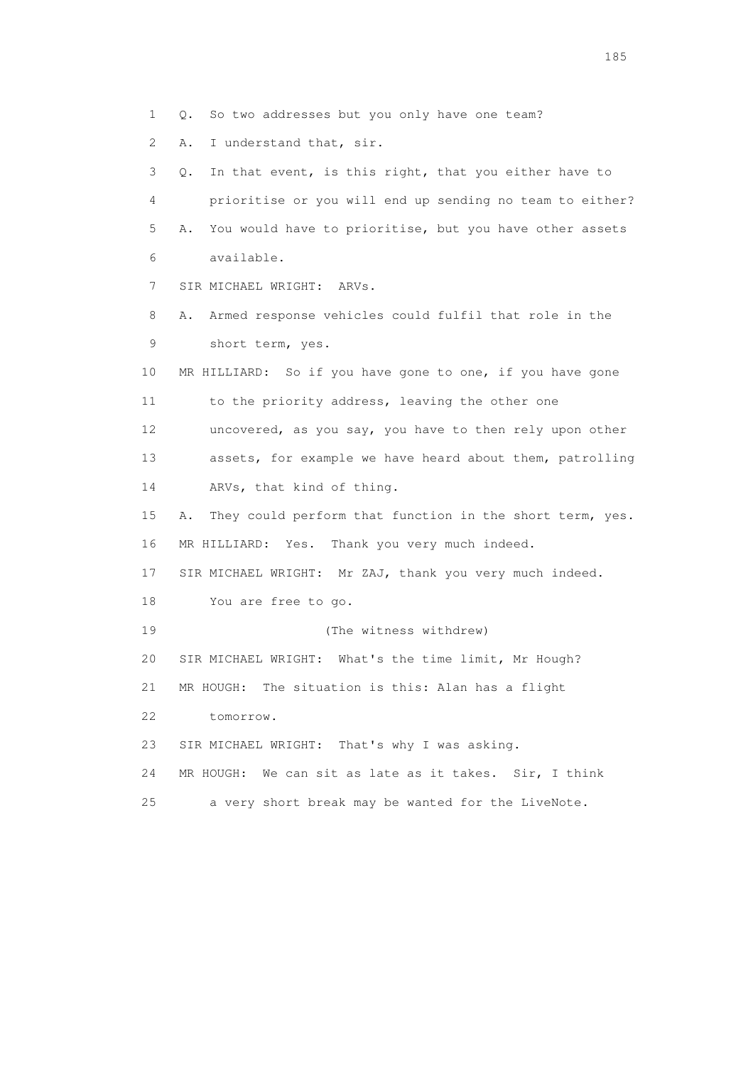1 Q. So two addresses but you only have one team?

2 A. I understand that, sir.

3 Q. In that event, is this right, that you either have to

4 prioritise or you will end up sending no team to either?

5 A. You would have to prioritise, but you have other assets

6 available.

7 SIR MICHAEL WRIGHT: ARVs.

8 A. Armed response vehicles could fulfil that role in the

9 short term, yes.

10 MR HILLIARD: So if you have gone to one, if you have gone

11 to the priority address, leaving the other one

12 uncovered, as you say, you have to then rely upon other

13 assets, for example we have heard about them, patrolling

14 ARVs, that kind of thing.

15 A. They could perform that function in the short term, yes.

16 MR HILLIARD: Yes. Thank you very much indeed.

17 SIR MICHAEL WRIGHT: Mr ZAJ, thank you very much indeed.

18 You are free to go.

19 (The witness withdrew)

20 SIR MICHAEL WRIGHT: What's the time limit, Mr Hough?

21 MR HOUGH: The situation is this: Alan has a flight

22 tomorrow.

23 SIR MICHAEL WRIGHT: That's why I was asking.

24 MR HOUGH: We can sit as late as it takes. Sir, I think

25 a very short break may be wanted for the LiveNote.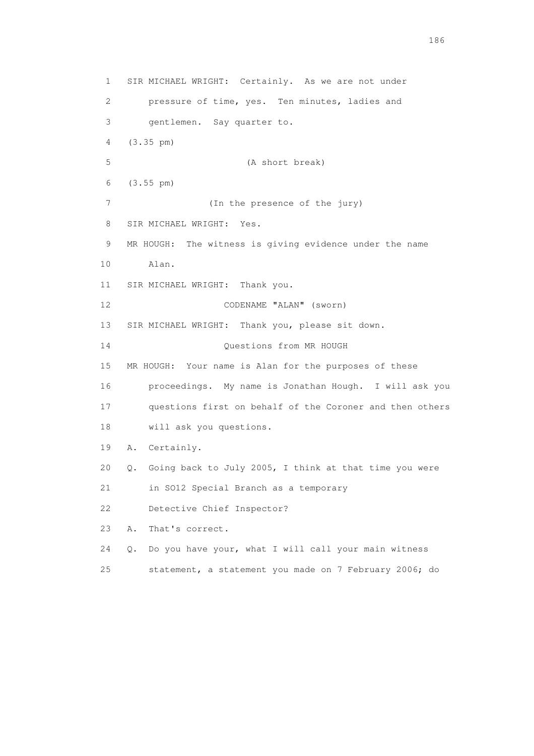1 SIR MICHAEL WRIGHT: Certainly. As we are not under
2 pressure of time, yes. Ten minutes, ladies and
3 gentlemen. Say quarter to.
4 (3.35 pm)
5 (A short break)
6 (3.55 pm)
7 (In the presence of the jury)
8 SIR MICHAEL WRIGHT: Yes.
9 MR HOUGH: The witness is giving evidence under the name
10 Alan.
11 SIR MICHAEL WRIGHT: Thank you.
12 CODENAME "ALAN" (sworn)
13 SIR MICHAEL WRIGHT: Thank you, please sit down.
14 Questions from MR HOUGH
15 MR HOUGH: Your name is Alan for the purposes of these
16 proceedings. My name is Jonathan Hough. I will ask you
17 questions first on behalf of the Coroner and then others
18 will ask you questions.
19 A. Certainly.
20 Q. Going back to July 2005, I think at that time you were
21 in SO12 Special Branch as a temporary
22 Detective Chief Inspector?
23 A. That's correct.
24 Q. Do you have your, what I will call your main witness
25 statement, a statement you made on 7 February 2006; do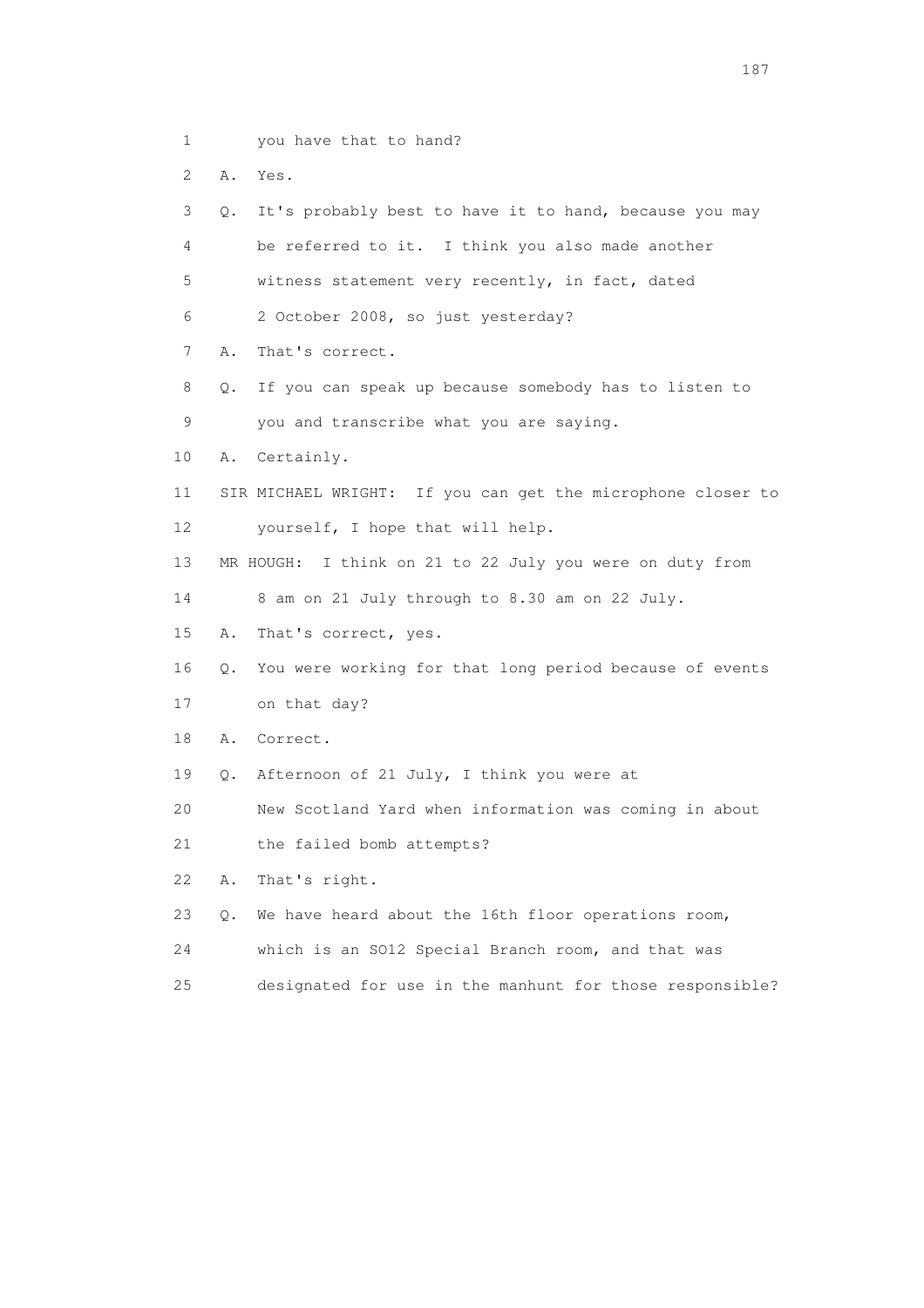1 you have that to hand?

2 A. Yes.

3 Q. It's probably best to have it to hand, because you may

4 be referred to it. I think you also made another

5 witness statement very recently, in fact, dated

6 2 October 2008, so just yesterday?

7 A. That's correct.

8 Q. If you can speak up because somebody has to listen to

9 you and transcribe what you are saying.

10 A. Certainly.

11 SIR MICHAEL WRIGHT: If you can get the microphone closer to

12 yourself, I hope that will help.

13 MR HOUGH: I think on 21 to 22 July you were on duty from

14 8 am on 21 July through to 8.30 am on 22 July.

15 A. That's correct, yes.

16 Q. You were working for that long period because of events

17 on that day?

18 A. Correct.

19 Q. Afternoon of 21 July, I think you were at

20 New Scotland Yard when information was coming in about

21 the failed bomb attempts?

22 A. That's right.

23 Q. We have heard about the 16th floor operations room,

24 which is an SO12 Special Branch room, and that was

25 designated for use in the manhunt for those responsible?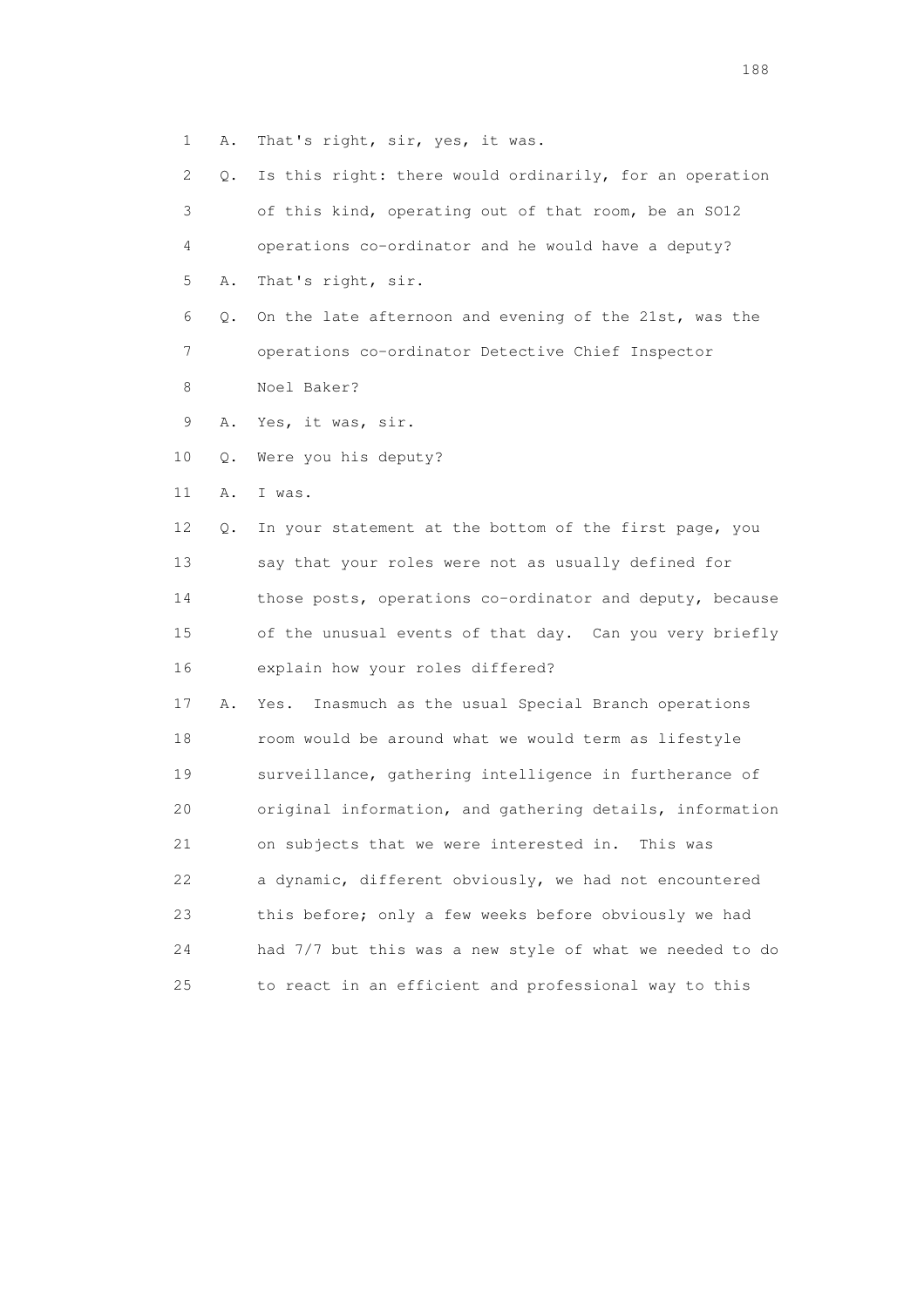1 A. That's right, sir, yes, it was.

2 Q. Is this right: there would ordinarily, for an operation

3 of this kind, operating out of that room, be an SO12

4 operations co-ordinator and he would have a deputy?

5 A. That's right, sir.

6 Q. On the late afternoon and evening of the 21st, was the

7 operations co-ordinator Detective Chief Inspector

8 Noel Baker?

9 A. Yes, it was, sir.

10 Q. Were you his deputy?

11 A. I was.

12 Q. In your statement at the bottom of the first page, you

13 say that your roles were not as usually defined for

14 those posts, operations co-ordinator and deputy, because

15 of the unusual events of that day. Can you very briefly

16 explain how your roles differed?

17 A. Yes. Inasmuch as the usual Special Branch operations

18 room would be around what we would term as lifestyle

19 surveillance, gathering intelligence in furtherance of

20 original information, and gathering details, information

21 on subjects that we were interested in. This was

22 a dynamic, different obviously, we had not encountered

23 this before; only a few weeks before obviously we had

24 had 7/7 but this was a new style of what we needed to do

25 to react in an efficient and professional way to this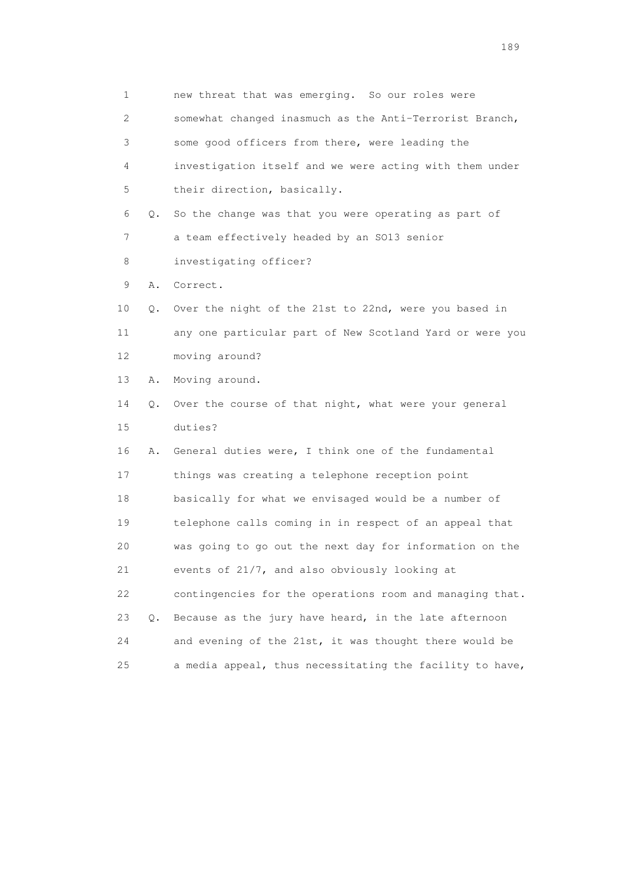1 new threat that was emerging. So our roles were
2 somewhat changed inasmuch as the Anti-Terrorist Branch,
3 some good officers from there, were leading the
4 investigation itself and we were acting with them under
5 their direction, basically.
6 Q. So the change was that you were operating as part of
7 a team effectively headed by an SO13 senior
8 investigating officer?
9 A. Correct.
10 Q. Over the night of the 21st to 22nd, were you based in
11 any one particular part of New Scotland Yard or were you
12 moving around?
13 A. Moving around.
14 Q. Over the course of that night, what were your general
15 duties?
16 A. General duties were, I think one of the fundamental
17 things was creating a telephone reception point
18 basically for what we envisaged would be a number of
19 telephone calls coming in in respect of an appeal that
20 was going to go out the next day for information on the
21 events of 21/7, and also obviously looking at
22 contingencies for the operations room and managing that.
23 Q. Because as the jury have heard, in the late afternoon
24 and evening of the 21st, it was thought there would be
25 a media appeal, thus necessitating the facility to have,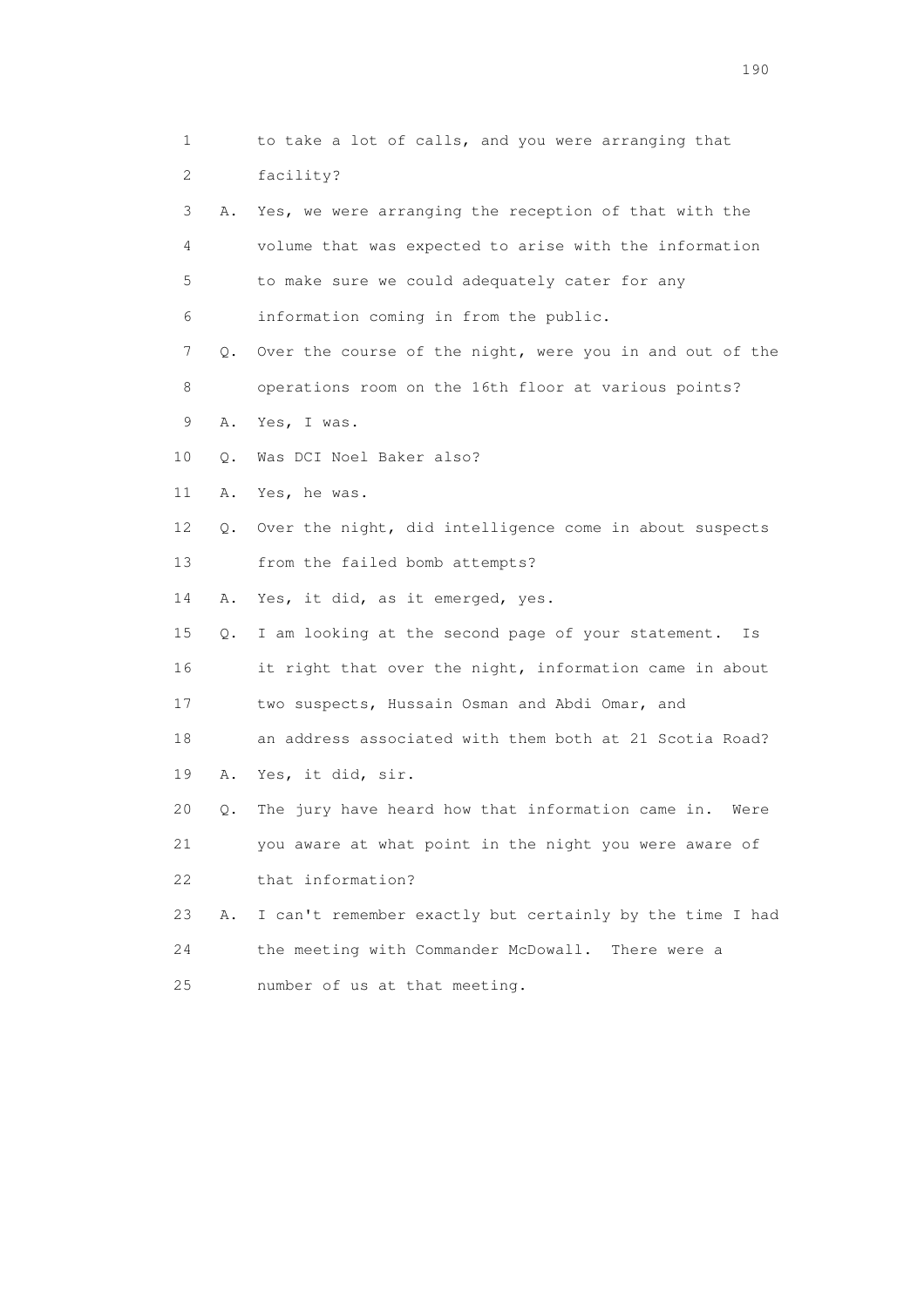1 to take a lot of calls, and you were arranging that
2 facility?
3 A. Yes, we were arranging the reception of that with the
4 volume that was expected to arise with the information
5 to make sure we could adequately cater for any
6 information coming in from the public.
7 Q. Over the course of the night, were you in and out of the
8 operations room on the 16th floor at various points?
9 A. Yes, I was.
10 Q. Was DCI Noel Baker also?
11 A. Yes, he was.
12 Q. Over the night, did intelligence come in about suspects
13 from the failed bomb attempts?
14 A. Yes, it did, as it emerged, yes.
15 Q. I am looking at the second page of your statement. Is
16 it right that over the night, information came in about
17 two suspects, Hussain Osman and Abdi Omar, and
18 an address associated with them both at 21 Scotia Road?
19 A. Yes, it did, sir.
20 Q. The jury have heard how that information came in. Were
21 you aware at what point in the night you were aware of
22 that information?
23 A. I can't remember exactly but certainly by the time I had
24 the meeting with Commander McDowall. There were a
25 number of us at that meeting.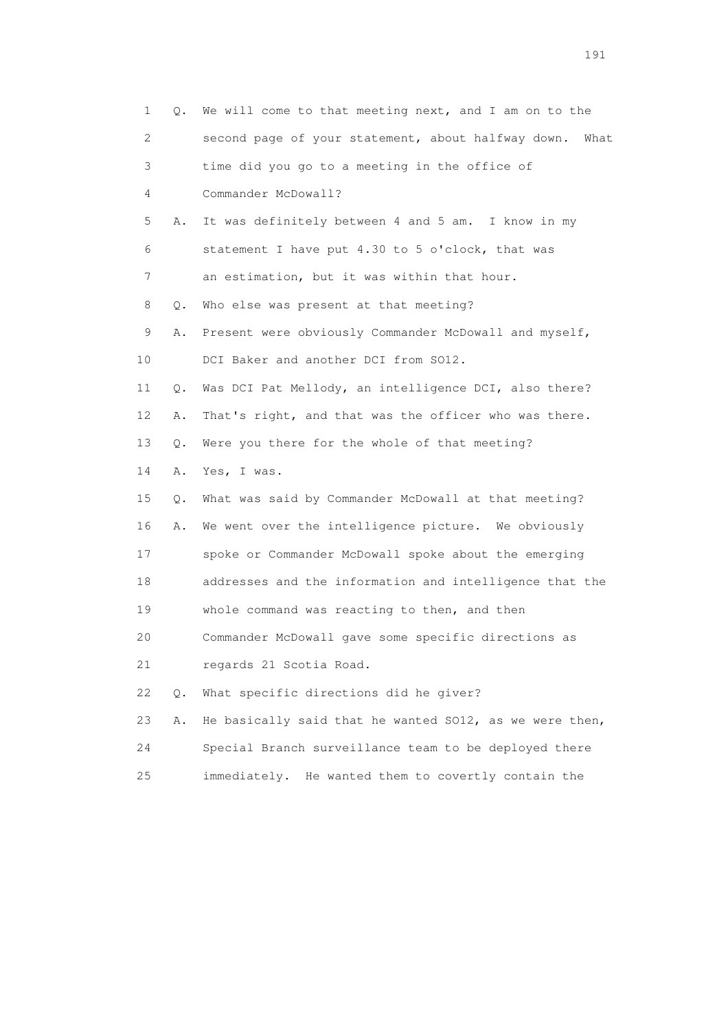1 Q. We will come to that meeting next, and I am on to the
2 second page of your statement, about halfway down. What
3 time did you go to a meeting in the office of
4 Commander McDowall?
5 A. It was definitely between 4 and 5 am. I know in my
6 statement I have put 4.30 to 5 o'clock, that was
7 an estimation, but it was within that hour.
8 Q. Who else was present at that meeting?
9 A. Present were obviously Commander McDowall and myself,
10 DCI Baker and another DCI from SO12.
11 Q. Was DCI Pat Mellody, an intelligence DCI, also there?
12 A. That's right, and that was the officer who was there.
13 Q. Were you there for the whole of that meeting?
14 A. Yes, I was.
15 Q. What was said by Commander McDowall at that meeting?
16 A. We went over the intelligence picture. We obviously
17 spoke or Commander McDowall spoke about the emerging
18 addresses and the information and intelligence that the
19 whole command was reacting to then, and then
20 Commander McDowall gave some specific directions as
21 regards 21 Scotia Road.
22 Q. What specific directions did he giver?
23 A. He basically said that he wanted SO12, as we were then,
24 Special Branch surveillance team to be deployed there
25 immediately. He wanted them to covertly contain the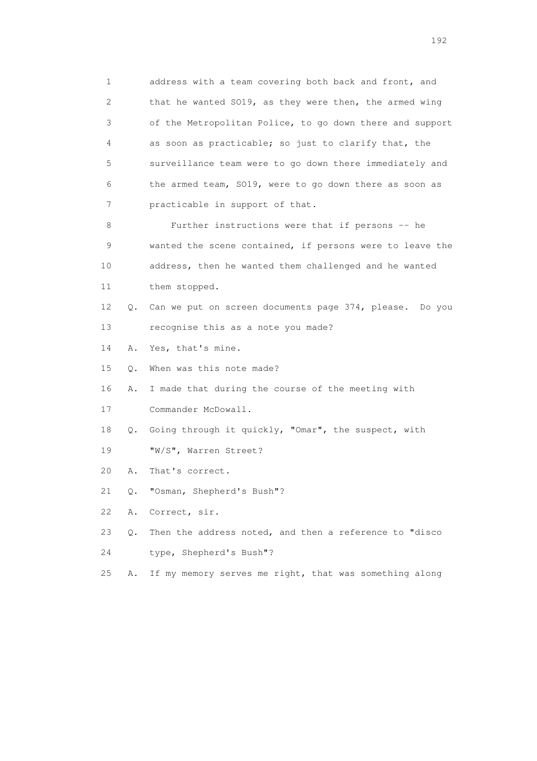1 address with a team covering both back and front, and
2 that he wanted SO19, as they were then, the armed wing
3 of the Metropolitan Police, to go down there and support
4 as soon as practicable; so just to clarify that, the
5 surveillance team were to go down there immediately and
6 the armed team, SO19, were to go down there as soon as
7 practicable in support of that.

8 Further instructions were that if persons -- he
9 wanted the scene contained, if persons were to leave the
10 address, then he wanted them challenged and he wanted
11 them stopped.

12 Q. Can we put on screen documents page 374, please. Do you
13 recognise this as a note you made?

14 A. Yes, that's mine.

15 Q. When was this note made?

16 A. I made that during the course of the meeting with
17 Commander McDowall.

18 Q. Going through it quickly, "Omar", the suspect, with
19 "W/S", Warren Street?

20 A. That's correct.

21 Q. "Osman, Shepherd's Bush"?

22 A. Correct, sir.

23 Q. Then the address noted, and then a reference to "disco
24 type, Shepherd's Bush"?

25 A. If my memory serves me right, that was something along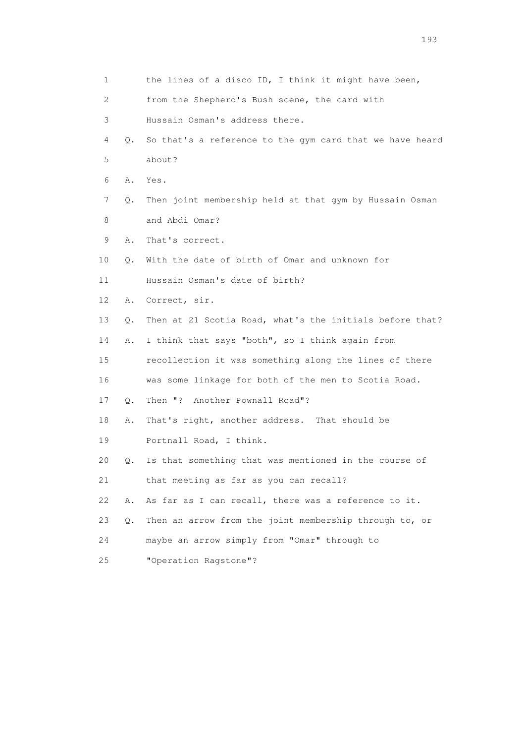1 the lines of a disco ID, I think it might have been,

2 from the Shepherd's Bush scene, the card with

3 Hussain Osman's address there.

4 Q. So that's a reference to the gym card that we have heard

5 about?

6 A. Yes.

7 Q. Then joint membership held at that gym by Hussain Osman

8 and Abdi Omar?

9 A. That's correct.

10 Q. With the date of birth of Omar and unknown for

11 Hussain Osman's date of birth?

12 A. Correct, sir.

13 Q. Then at 21 Scotia Road, what's the initials before that?

14 A. I think that says "both", so I think again from

15 recollection it was something along the lines of there

16 was some linkage for both of the men to Scotia Road.

17 Q. Then "? Another Pownall Road"?

18 A. That's right, another address. That should be

19 Portnall Road, I think.

20 Q. Is that something that was mentioned in the course of

21 that meeting as far as you can recall?

22 A. As far as I can recall, there was a reference to it.

23 Q. Then an arrow from the joint membership through to, or

24 maybe an arrow simply from "Omar" through to

25 "Operation Ragstone"?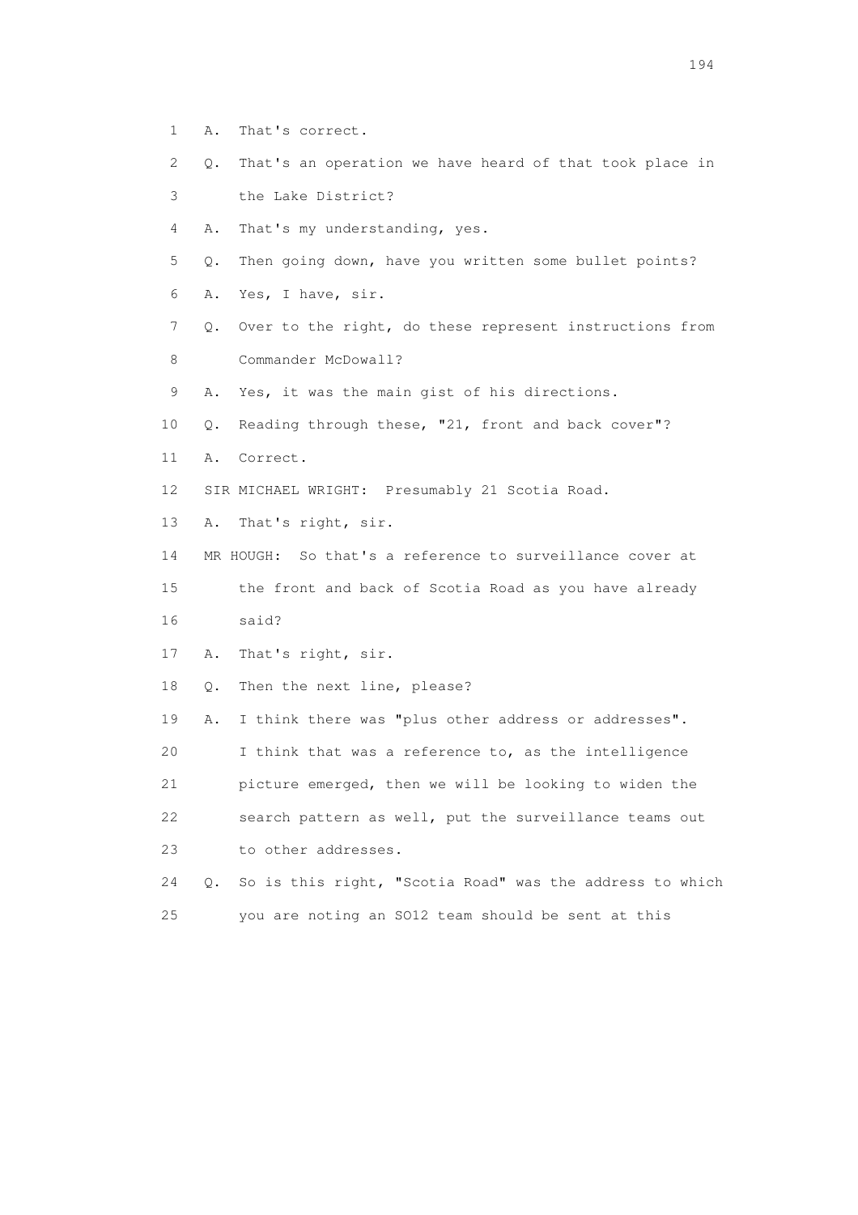1 A. That's correct.

2 Q. That's an operation we have heard of that took place in

3 the Lake District?

4 A. That's my understanding, yes.

5 Q. Then going down, have you written some bullet points?

6 A. Yes, I have, sir.

7 Q. Over to the right, do these represent instructions from

8 Commander McDowall?

9 A. Yes, it was the main gist of his directions.

10 Q. Reading through these, "21, front and back cover"?

11 A. Correct.

12 SIR MICHAEL WRIGHT: Presumably 21 Scotia Road.

13 A. That's right, sir.

14 MR HOUGH: So that's a reference to surveillance cover at

15 the front and back of Scotia Road as you have already

16 said?

17 A. That's right, sir.

18 Q. Then the next line, please?

19 A. I think there was "plus other address or addresses".

20 I think that was a reference to, as the intelligence

21 picture emerged, then we will be looking to widen the

22 search pattern as well, put the surveillance teams out

23 to other addresses.

24 Q. So is this right, "Scotia Road" was the address to which

25 you are noting an SO12 team should be sent at this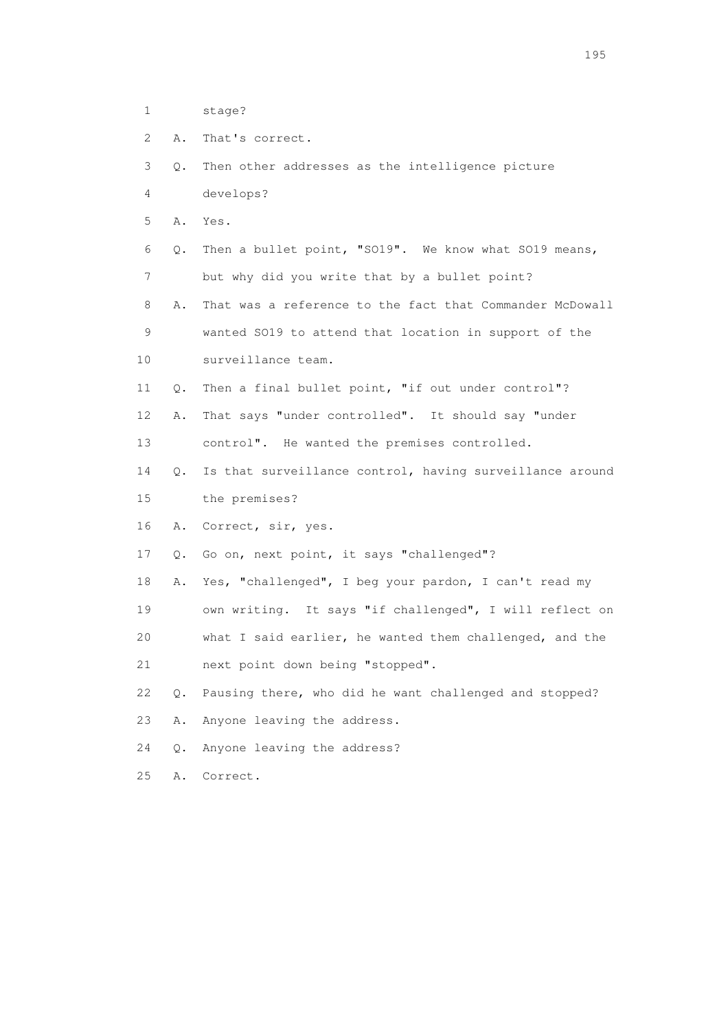1 stage?

2 A. That's correct.

3 Q. Then other addresses as the intelligence picture

4 develops?

5 A. Yes.

6 Q. Then a bullet point, "SO19". We know what SO19 means,

7 but why did you write that by a bullet point?

8 A. That was a reference to the fact that Commander McDowall

9 wanted SO19 to attend that location in support of the

10 surveillance team.

11 Q. Then a final bullet point, "if out under control"?

12 A. That says "under controlled". It should say "under

13 control". He wanted the premises controlled.

14 Q. Is that surveillance control, having surveillance around

15 the premises?

16 A. Correct, sir, yes.

17 Q. Go on, next point, it says "challenged"?

18 A. Yes, "challenged", I beg your pardon, I can't read my

19 own writing. It says "if challenged", I will reflect on

20 what I said earlier, he wanted them challenged, and the

21 next point down being "stopped".

22 Q. Pausing there, who did he want challenged and stopped?

23 A. Anyone leaving the address.

24 Q. Anyone leaving the address?

25 A. Correct.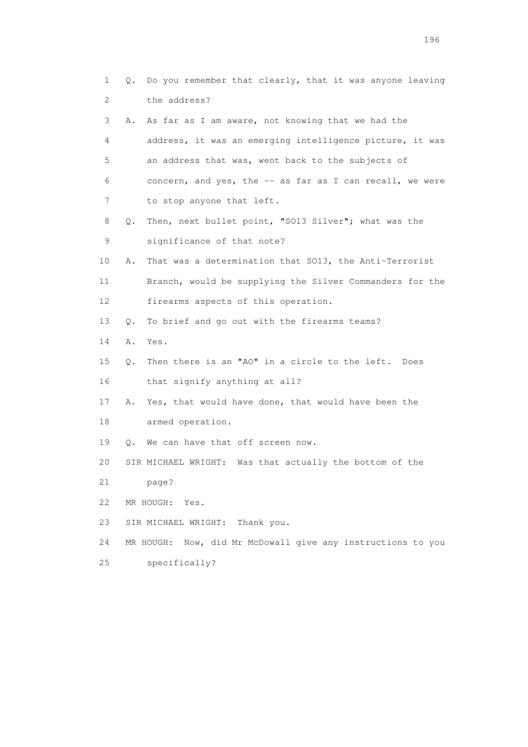1 Q. Do you remember that clearly, that it was anyone leaving
2 the address?
3 A. As far as I am aware, not knowing that we had the
4 address, it was an emerging intelligence picture, it was
5 an address that was, went back to the subjects of
6 concern, and yes, the -- as far as I can recall, we were
7 to stop anyone that left.
8 Q. Then, next bullet point, "SO13 Silver"; what was the
9 significance of that note?
10 A. That was a determination that SO13, the Anti-Terrorist
11 Branch, would be supplying the Silver Commanders for the
12 firearms aspects of this operation.
13 Q. To brief and go out with the firearms teams?
14 A. Yes.
15 Q. Then there is an "AO" in a circle to the left. Does
16 that signify anything at all?
17 A. Yes, that would have done, that would have been the
18 armed operation.
19 Q. We can have that off screen now.
20 SIR MICHAEL WRIGHT: Was that actually the bottom of the
21 page?
22 MR HOUGH: Yes.
23 SIR MICHAEL WRIGHT: Thank you.
24 MR HOUGH: Now, did Mr McDowall give any instructions to you
25 specifically?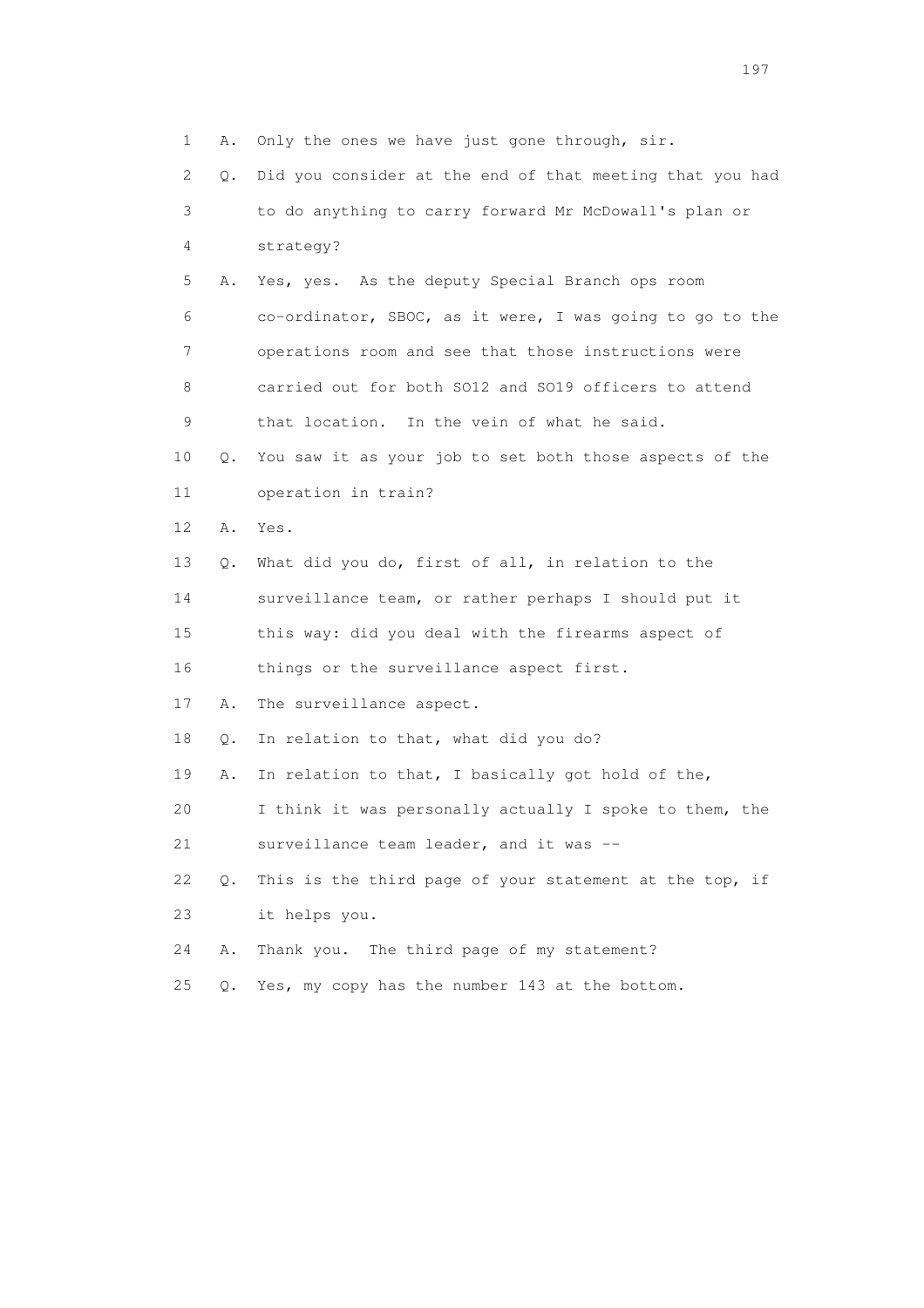1 A. Only the ones we have just gone through, sir.

2 Q. Did you consider at the end of that meeting that you had

3 to do anything to carry forward Mr McDowall's plan or

4 strategy?

5 A. Yes, yes. As the deputy Special Branch ops room

6 co-ordinator, SBOC, as it were, I was going to go to the

7 operations room and see that those instructions were

8 carried out for both SO12 and SO19 officers to attend

9 that location. In the vein of what he said.

10 Q. You saw it as your job to set both those aspects of the

11 operation in train?

12 A. Yes.

13 Q. What did you do, first of all, in relation to the

14 surveillance team, or rather perhaps I should put it

15 this way: did you deal with the firearms aspect of

16 things or the surveillance aspect first.

17 A. The surveillance aspect.

18 Q. In relation to that, what did you do?

19 A. In relation to that, I basically got hold of the,

20 I think it was personally actually I spoke to them, the

21 surveillance team leader, and it was --

22 Q. This is the third page of your statement at the top, if

23 it helps you.

24 A. Thank you. The third page of my statement?

25 Q. Yes, my copy has the number 143 at the bottom.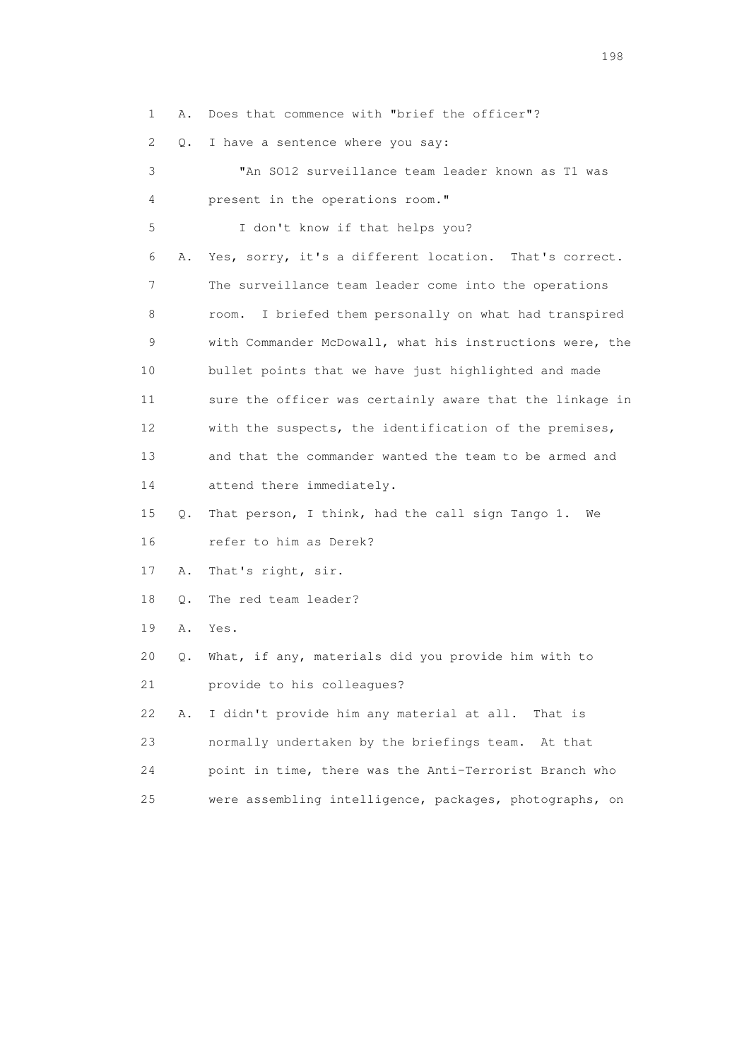1 A. Does that commence with "brief the officer"?

2 Q. I have a sentence where you say:

3 "An SO12 surveillance team leader known as T1 was

4 present in the operations room."

5 I don't know if that helps you?

6 A. Yes, sorry, it's a different location. That's correct.

7 The surveillance team leader come into the operations

8 room. I briefed them personally on what had transpired

9 with Commander McDowall, what his instructions were, the

10 bullet points that we have just highlighted and made

11 sure the officer was certainly aware that the linkage in

12 with the suspects, the identification of the premises,

13 and that the commander wanted the team to be armed and

14 attend there immediately.

15 Q. That person, I think, had the call sign Tango 1. We

16 refer to him as Derek?

17 A. That's right, sir.

18 Q. The red team leader?

19 A. Yes.

20 Q. What, if any, materials did you provide him with to

21 provide to his colleagues?

22 A. I didn't provide him any material at all. That is

23 normally undertaken by the briefings team. At that

24 point in time, there was the Anti-Terrorist Branch who

25 were assembling intelligence, packages, photographs, on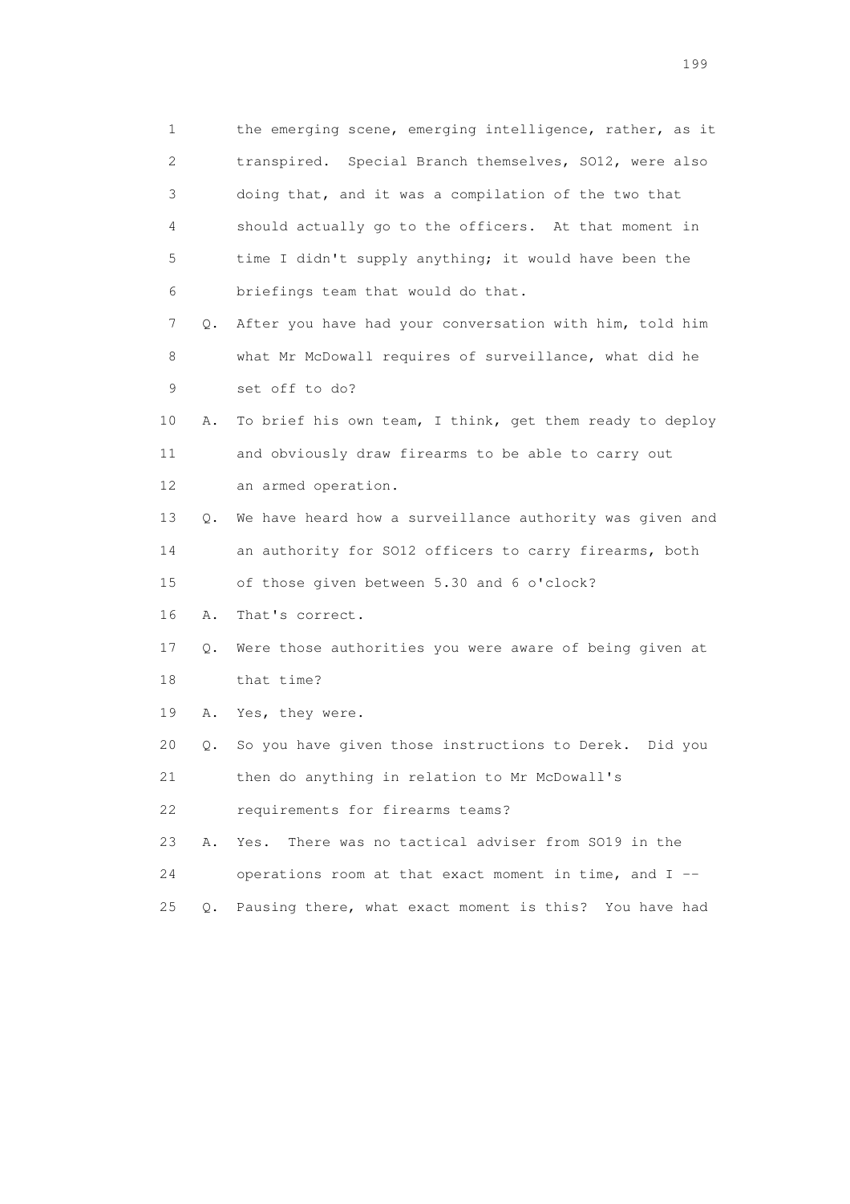1 the emerging scene, emerging intelligence, rather, as it
2 transpired. Special Branch themselves, SO12, were also
3 doing that, and it was a compilation of the two that
4 should actually go to the officers. At that moment in
5 time I didn't supply anything; it would have been the
6 briefings team that would do that.

7 Q. After you have had your conversation with him, told him
8 what Mr McDowall requires of surveillance, what did he
9 set off to do?

10 A. To brief his own team, I think, get them ready to deploy
11 and obviously draw firearms to be able to carry out
12 an armed operation.

13 Q. We have heard how a surveillance authority was given and
14 an authority for SO12 officers to carry firearms, both
15 of those given between 5.30 and 6 o'clock?

16 A. That's correct.

17 Q. Were those authorities you were aware of being given at
18 that time?

19 A. Yes, they were.

20 Q. So you have given those instructions to Derek. Did you
21 then do anything in relation to Mr McDowall's
22 requirements for firearms teams?

23 A. Yes. There was no tactical adviser from SO19 in the
24 operations room at that exact moment in time, and I --

25 Q. Pausing there, what exact moment is this? You have had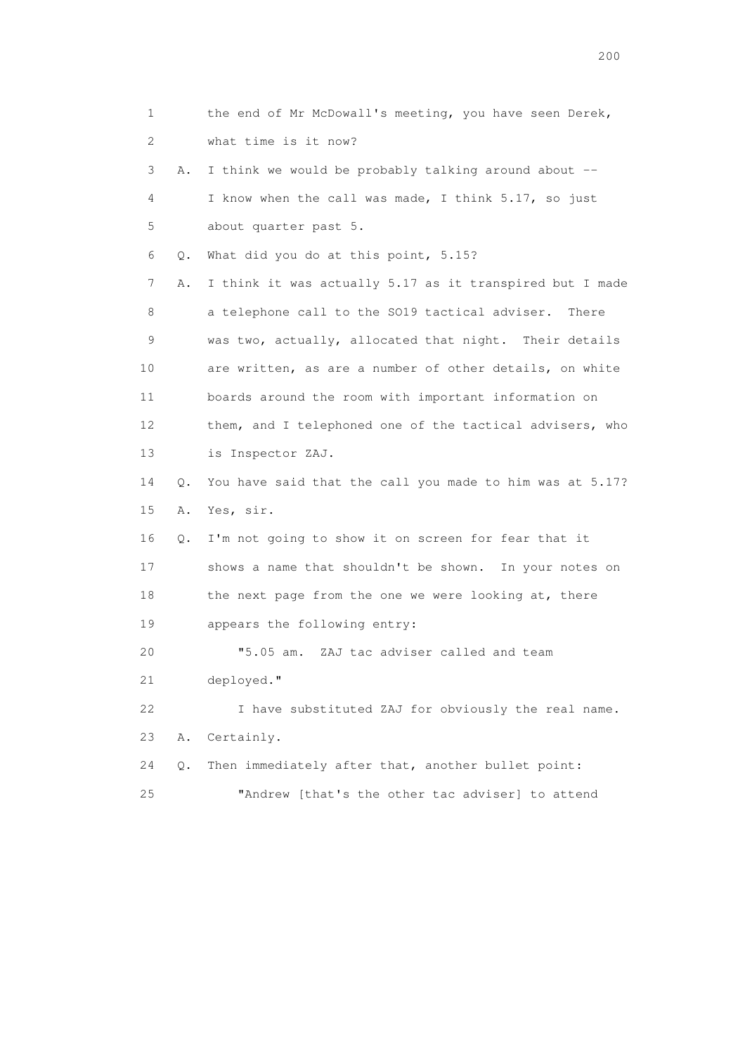1 the end of Mr McDowall's meeting, you have seen Derek,
2 what time is it now?
3 A. I think we would be probably talking around about --
4 I know when the call was made, I think 5.17, so just
5 about quarter past 5.
6 Q. What did you do at this point, 5.15?
7 A. I think it was actually 5.17 as it transpired but I made
8 a telephone call to the SO19 tactical adviser. There
9 was two, actually, allocated that night. Their details
10 are written, as are a number of other details, on white
11 boards around the room with important information on
12 them, and I telephoned one of the tactical advisers, who
13 is Inspector ZAJ.
14 Q. You have said that the call you made to him was at 5.17?
15 A. Yes, sir.
16 Q. I'm not going to show it on screen for fear that it
17 shows a name that shouldn't be shown. In your notes on
18 the next page from the one we were looking at, there
19 appears the following entry:
20 "5.05 am. ZAJ tac adviser called and team
21 deployed."
22 I have substituted ZAJ for obviously the real name.
23 A. Certainly.
24 Q. Then immediately after that, another bullet point:
25 "Andrew [that's the other tac adviser] to attend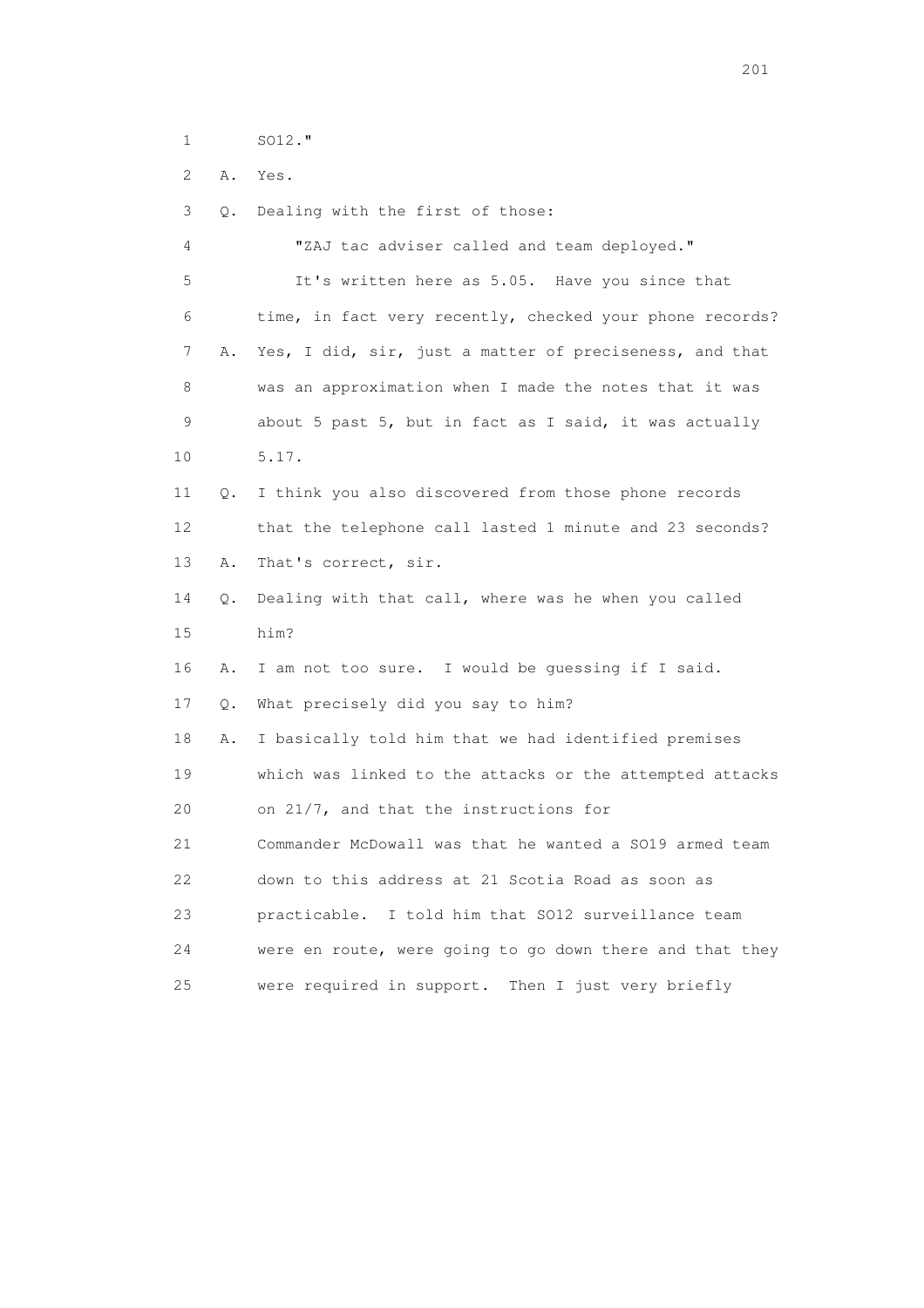1        SO12."

2    A.  Yes.

3    Q.  Dealing with the first of those:

4            "ZAJ tac adviser called and team deployed."

5            It's written here as 5.05.  Have you since that

6        time, in fact very recently, checked your phone records?

7    A.  Yes, I did, sir, just a matter of preciseness, and that

8        was an approximation when I made the notes that it was

9        about 5 past 5, but in fact as I said, it was actually

10       5.17.

11   Q.  I think you also discovered from those phone records

12       that the telephone call lasted 1 minute and 23 seconds?

13   A.  That's correct, sir.

14   Q.  Dealing with that call, where was he when you called

15       him?

16   A.  I am not too sure.  I would be guessing if I said.

17   Q.  What precisely did you say to him?

18   A.  I basically told him that we had identified premises

19       which was linked to the attacks or the attempted attacks

20       on 21/7, and that the instructions for

21       Commander McDowall was that he wanted a SO19 armed team

22       down to this address at 21 Scotia Road as soon as

23       practicable.  I told him that SO12 surveillance team

24       were en route, were going to go down there and that they

25       were required in support.  Then I just very briefly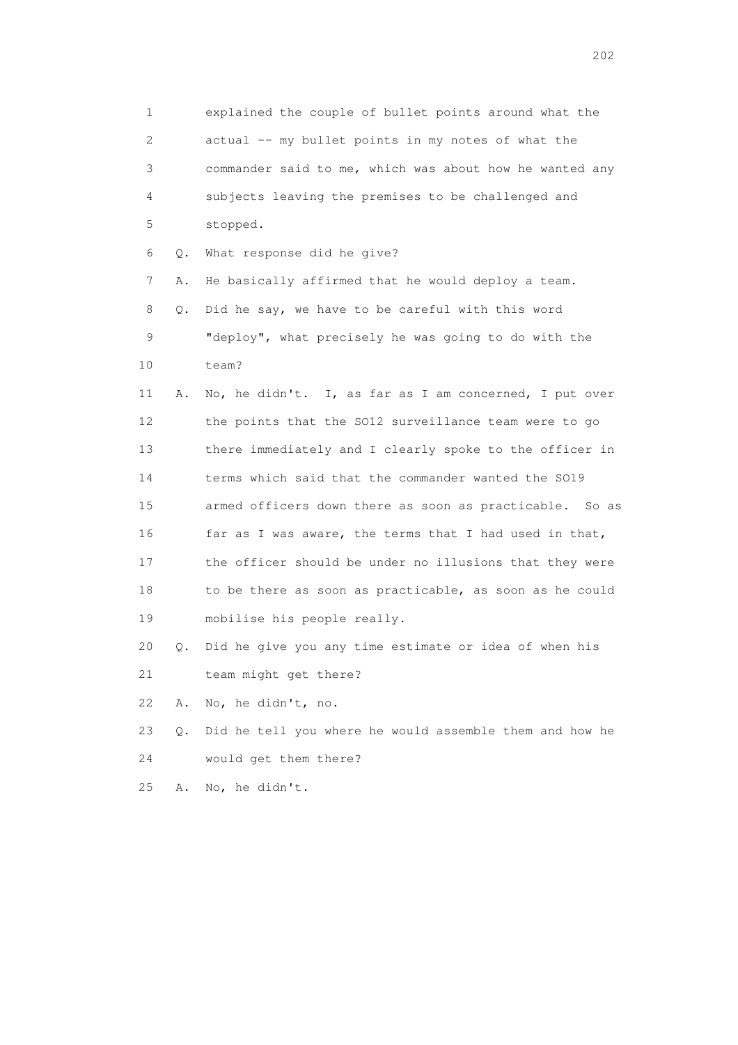1 explained the couple of bullet points around what the
2 actual -- my bullet points in my notes of what the
3 commander said to me, which was about how he wanted any
4 subjects leaving the premises to be challenged and
5 stopped.

6 Q. What response did he give?

7 A. He basically affirmed that he would deploy a team.

8 Q. Did he say, we have to be careful with this word
9 "deploy", what precisely he was going to do with the
10 team?

11 A. No, he didn't. I, as far as I am concerned, I put over
12 the points that the SO12 surveillance team were to go
13 there immediately and I clearly spoke to the officer in
14 terms which said that the commander wanted the SO19
15 armed officers down there as soon as practicable. So as
16 far as I was aware, the terms that I had used in that,
17 the officer should be under no illusions that they were
18 to be there as soon as practicable, as soon as he could
19 mobilise his people really.

20 Q. Did he give you any time estimate or idea of when his
21 team might get there?

22 A. No, he didn't, no.

23 Q. Did he tell you where he would assemble them and how he
24 would get them there?

25 A. No, he didn't.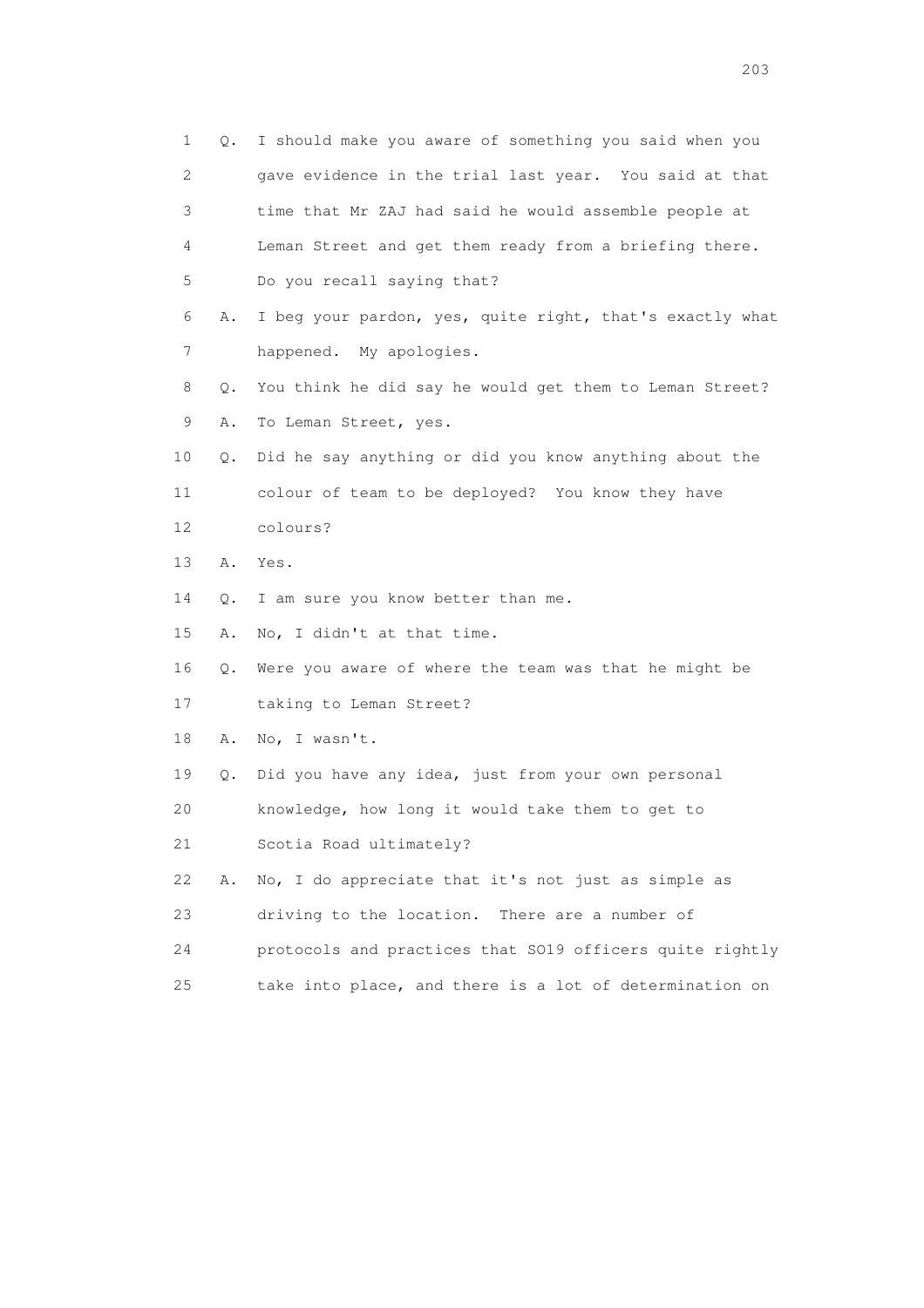1 Q. I should make you aware of something you said when you
2 gave evidence in the trial last year. You said at that
3 time that Mr ZAJ had said he would assemble people at
4 Leman Street and get them ready from a briefing there.
5 Do you recall saying that?
6 A. I beg your pardon, yes, quite right, that's exactly what
7 happened. My apologies.
8 Q. You think he did say he would get them to Leman Street?
9 A. To Leman Street, yes.
10 Q. Did he say anything or did you know anything about the
11 colour of team to be deployed? You know they have
12 colours?
13 A. Yes.
14 Q. I am sure you know better than me.
15 A. No, I didn't at that time.
16 Q. Were you aware of where the team was that he might be
17 taking to Leman Street?
18 A. No, I wasn't.
19 Q. Did you have any idea, just from your own personal
20 knowledge, how long it would take them to get to
21 Scotia Road ultimately?
22 A. No, I do appreciate that it's not just as simple as
23 driving to the location. There are a number of
24 protocols and practices that SO19 officers quite rightly
25 take into place, and there is a lot of determination on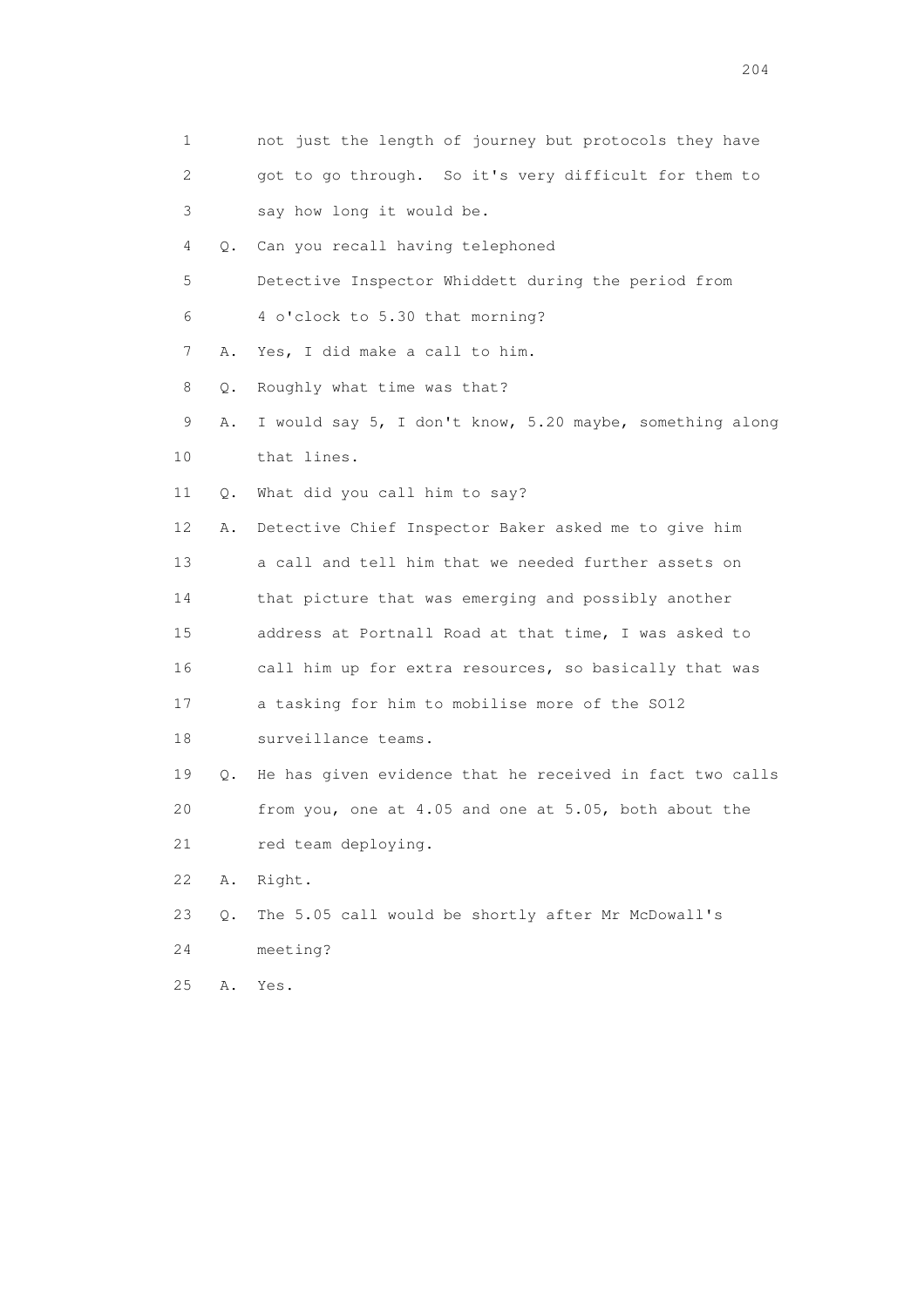1 not just the length of journey but protocols they have
2 got to go through. So it's very difficult for them to
3 say how long it would be.
4 Q. Can you recall having telephoned
5 Detective Inspector Whiddett during the period from
6 4 o'clock to 5.30 that morning?
7 A. Yes, I did make a call to him.
8 Q. Roughly what time was that?
9 A. I would say 5, I don't know, 5.20 maybe, something along
10 that lines.
11 Q. What did you call him to say?
12 A. Detective Chief Inspector Baker asked me to give him
13 a call and tell him that we needed further assets on
14 that picture that was emerging and possibly another
15 address at Portnall Road at that time, I was asked to
16 call him up for extra resources, so basically that was
17 a tasking for him to mobilise more of the SO12
18 surveillance teams.
19 Q. He has given evidence that he received in fact two calls
20 from you, one at 4.05 and one at 5.05, both about the
21 red team deploying.
22 A. Right.
23 Q. The 5.05 call would be shortly after Mr McDowall's
24 meeting?
25 A. Yes.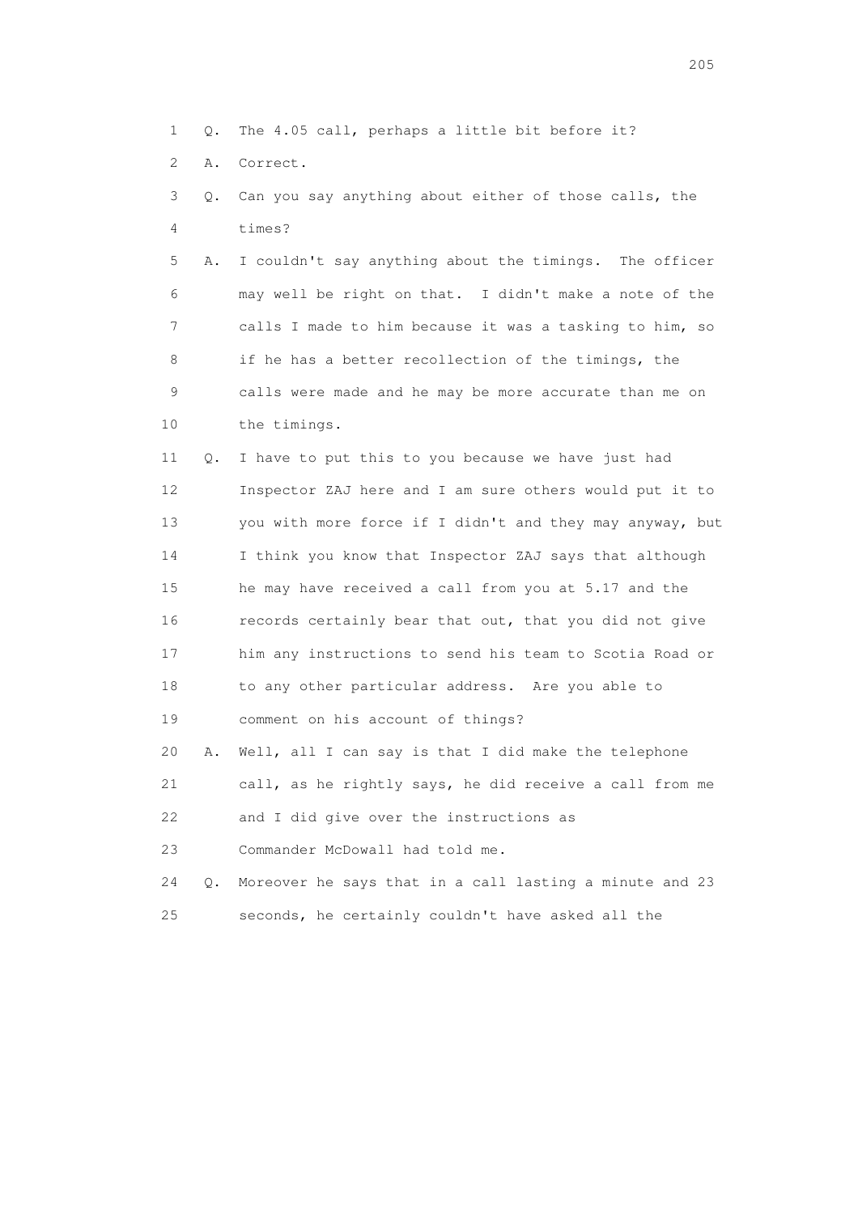1 Q. The 4.05 call, perhaps a little bit before it?

2 A. Correct.

3 Q. Can you say anything about either of those calls, the
4 times?

5 A. I couldn't say anything about the timings. The officer
6 may well be right on that. I didn't make a note of the
7 calls I made to him because it was a tasking to him, so
8 if he has a better recollection of the timings, the
9 calls were made and he may be more accurate than me on
10 the timings.

11 Q. I have to put this to you because we have just had
12 Inspector ZAJ here and I am sure others would put it to
13 you with more force if I didn't and they may anyway, but
14 I think you know that Inspector ZAJ says that although
15 he may have received a call from you at 5.17 and the
16 records certainly bear that out, that you did not give
17 him any instructions to send his team to Scotia Road or
18 to any other particular address. Are you able to
19 comment on his account of things?

20 A. Well, all I can say is that I did make the telephone
21 call, as he rightly says, he did receive a call from me
22 and I did give over the instructions as
23 Commander McDowall had told me.

24 Q. Moreover he says that in a call lasting a minute and 23
25 seconds, he certainly couldn't have asked all the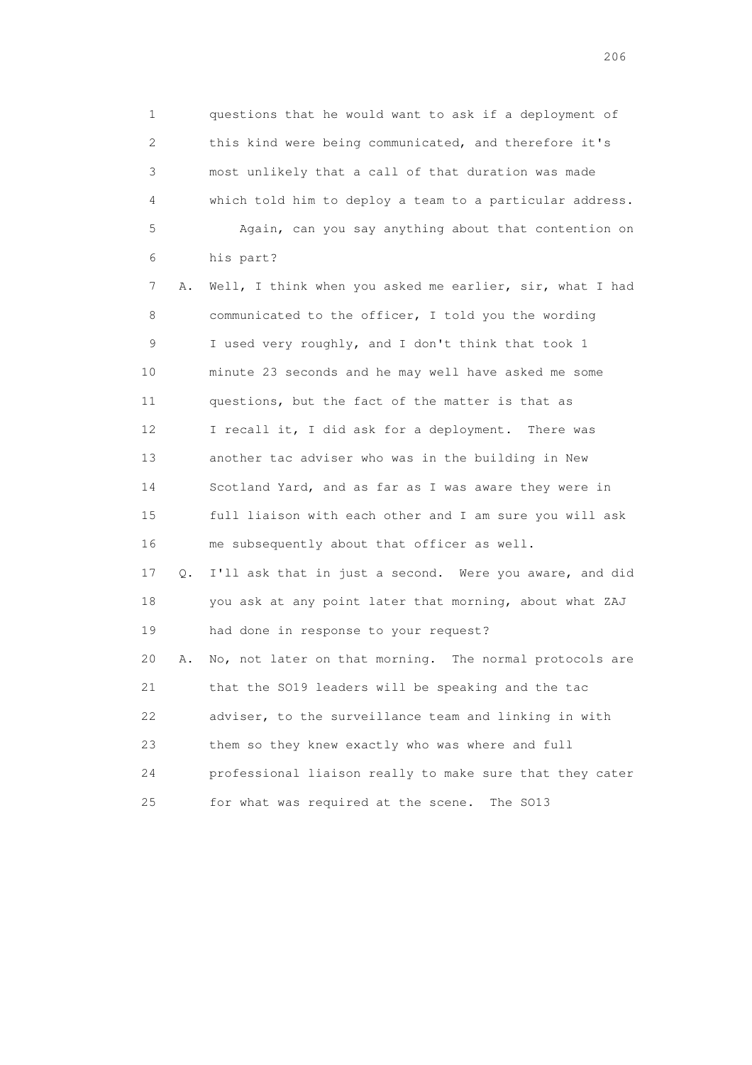1 questions that he would want to ask if a deployment of
2 this kind were being communicated, and therefore it's
3 most unlikely that a call of that duration was made
4 which told him to deploy a team to a particular address.
5 Again, can you say anything about that contention on
6 his part?
7 A. Well, I think when you asked me earlier, sir, what I had
8 communicated to the officer, I told you the wording
9 I used very roughly, and I don't think that took 1
10 minute 23 seconds and he may well have asked me some
11 questions, but the fact of the matter is that as
12 I recall it, I did ask for a deployment. There was
13 another tac adviser who was in the building in New
14 Scotland Yard, and as far as I was aware they were in
15 full liaison with each other and I am sure you will ask
16 me subsequently about that officer as well.
17 Q. I'll ask that in just a second. Were you aware, and did
18 you ask at any point later that morning, about what ZAJ
19 had done in response to your request?
20 A. No, not later on that morning. The normal protocols are
21 that the SO19 leaders will be speaking and the tac
22 adviser, to the surveillance team and linking in with
23 them so they knew exactly who was where and full
24 professional liaison really to make sure that they cater
25 for what was required at the scene. The SO13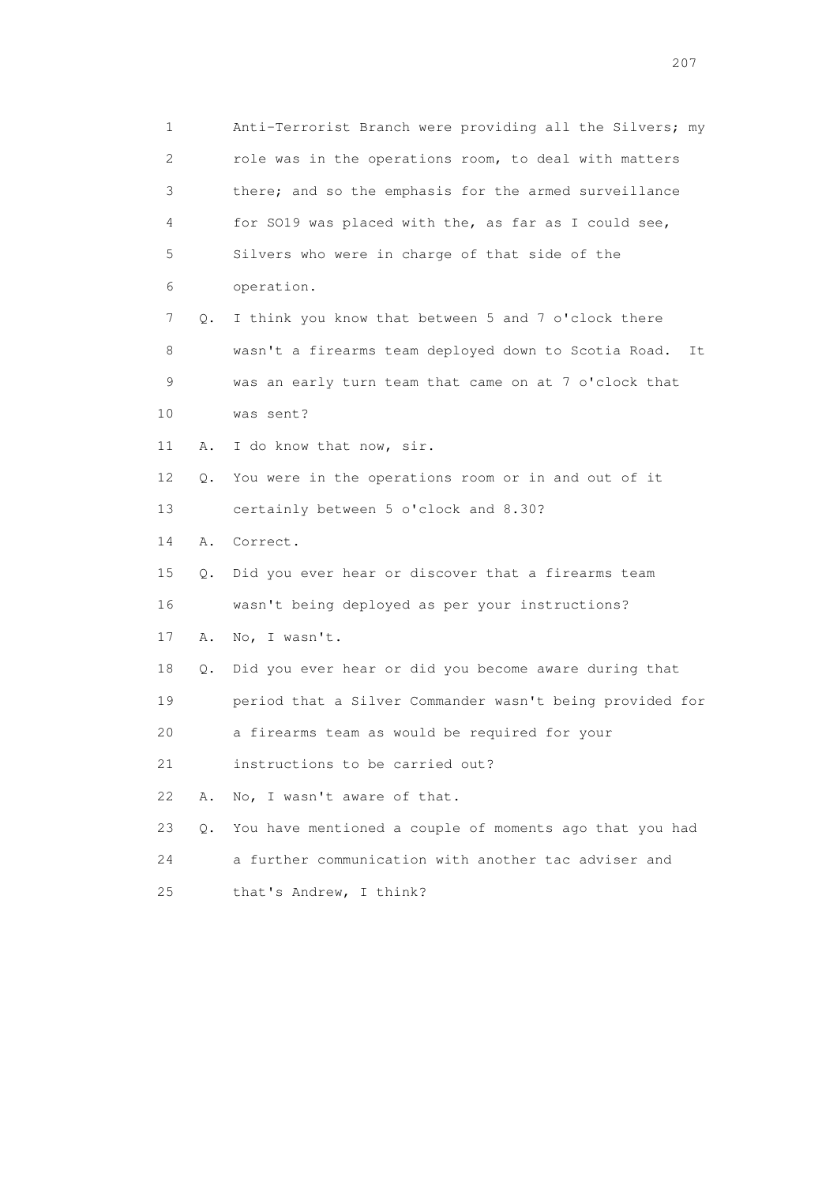1 Anti-Terrorist Branch were providing all the Silvers; my
2 role was in the operations room, to deal with matters
3 there; and so the emphasis for the armed surveillance
4 for SO19 was placed with the, as far as I could see,
5 Silvers who were in charge of that side of the
6 operation.

7 Q. I think you know that between 5 and 7 o'clock there
8 wasn't a firearms team deployed down to Scotia Road. It
9 was an early turn team that came on at 7 o'clock that
10 was sent?

11 A. I do know that now, sir.

12 Q. You were in the operations room or in and out of it
13 certainly between 5 o'clock and 8.30?

14 A. Correct.

15 Q. Did you ever hear or discover that a firearms team
16 wasn't being deployed as per your instructions?

17 A. No, I wasn't.

18 Q. Did you ever hear or did you become aware during that
19 period that a Silver Commander wasn't being provided for
20 a firearms team as would be required for your
21 instructions to be carried out?

22 A. No, I wasn't aware of that.

23 Q. You have mentioned a couple of moments ago that you had
24 a further communication with another tac adviser and
25 that's Andrew, I think?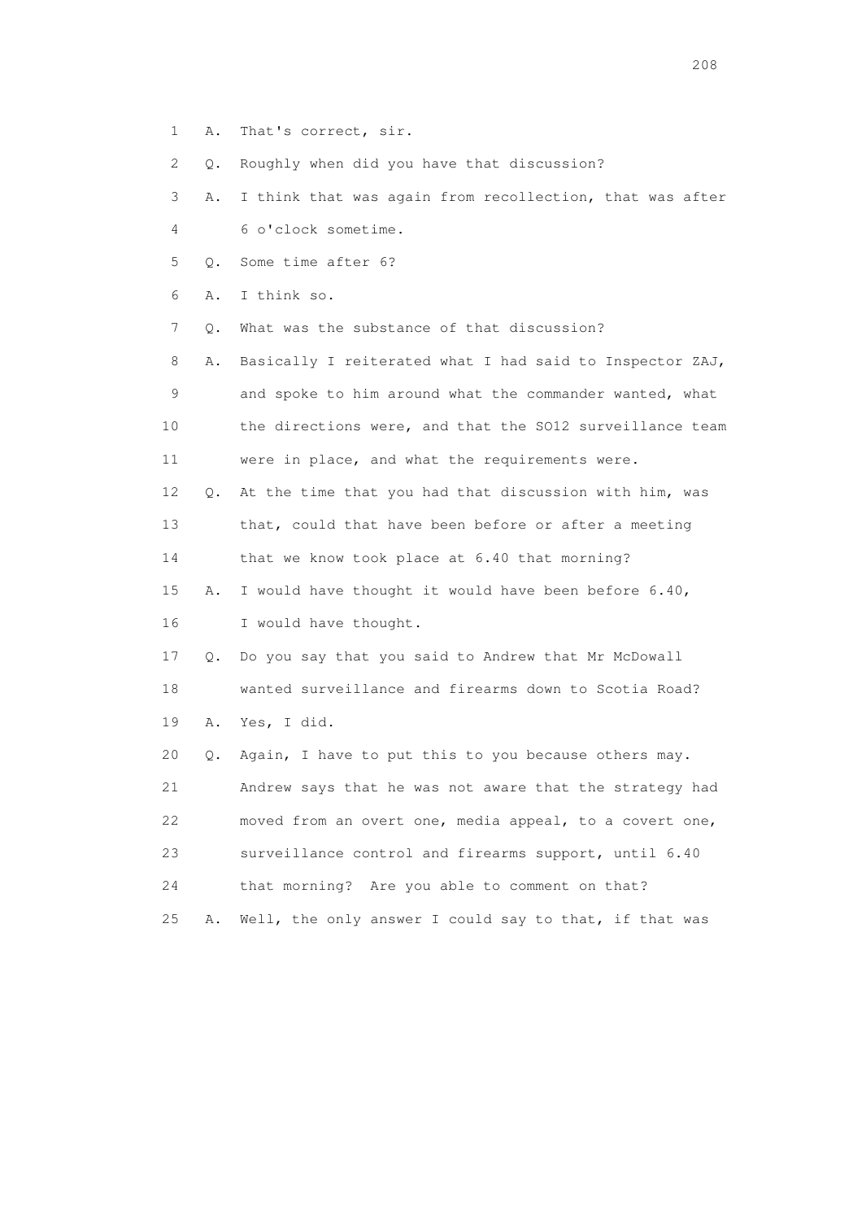1 A. That's correct, sir.

2 Q. Roughly when did you have that discussion?

3 A. I think that was again from recollection, that was after

4 6 o'clock sometime.

5 Q. Some time after 6?

6 A. I think so.

7 Q. What was the substance of that discussion?

8 A. Basically I reiterated what I had said to Inspector ZAJ,

9 and spoke to him around what the commander wanted, what

10 the directions were, and that the SO12 surveillance team

11 were in place, and what the requirements were.

12 Q. At the time that you had that discussion with him, was

13 that, could that have been before or after a meeting

14 that we know took place at 6.40 that morning?

15 A. I would have thought it would have been before 6.40,

16 I would have thought.

17 Q. Do you say that you said to Andrew that Mr McDowall

18 wanted surveillance and firearms down to Scotia Road?

19 A. Yes, I did.

20 Q. Again, I have to put this to you because others may.

21 Andrew says that he was not aware that the strategy had

22 moved from an overt one, media appeal, to a covert one,

23 surveillance control and firearms support, until 6.40

24 that morning? Are you able to comment on that?

25 A. Well, the only answer I could say to that, if that was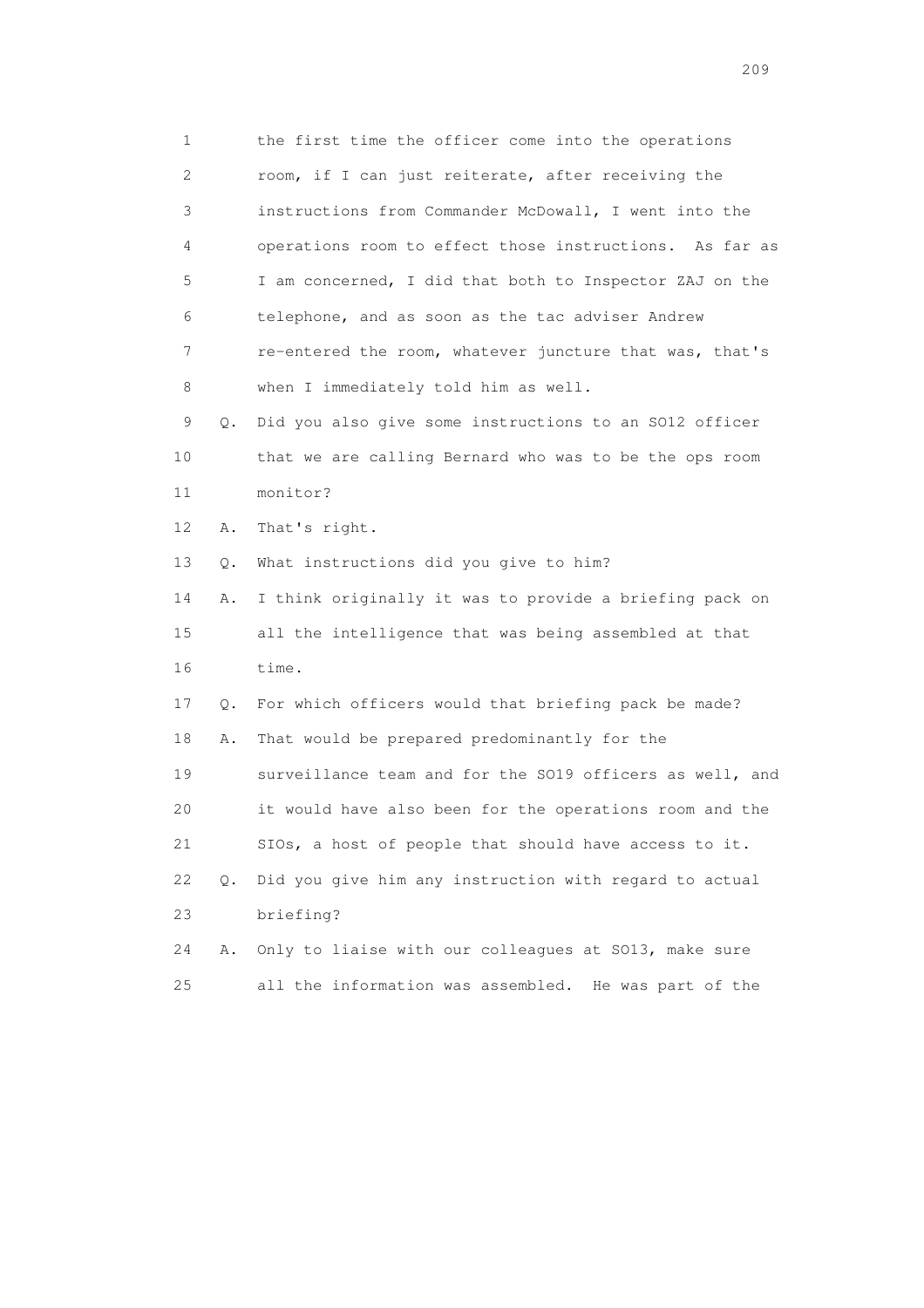1 the first time the officer come into the operations
2 room, if I can just reiterate, after receiving the
3 instructions from Commander McDowall, I went into the
4 operations room to effect those instructions. As far as
5 I am concerned, I did that both to Inspector ZAJ on the
6 telephone, and as soon as the tac adviser Andrew
7 re-entered the room, whatever juncture that was, that's
8 when I immediately told him as well.

9 Q. Did you also give some instructions to an SO12 officer
10 that we are calling Bernard who was to be the ops room
11 monitor?

12 A. That's right.

13 Q. What instructions did you give to him?

14 A. I think originally it was to provide a briefing pack on
15 all the intelligence that was being assembled at that
16 time.

17 Q. For which officers would that briefing pack be made?

18 A. That would be prepared predominantly for the
19 surveillance team and for the SO19 officers as well, and
20 it would have also been for the operations room and the
21 SIOs, a host of people that should have access to it.

22 Q. Did you give him any instruction with regard to actual
23 briefing?

24 A. Only to liaise with our colleagues at SO13, make sure
25 all the information was assembled. He was part of the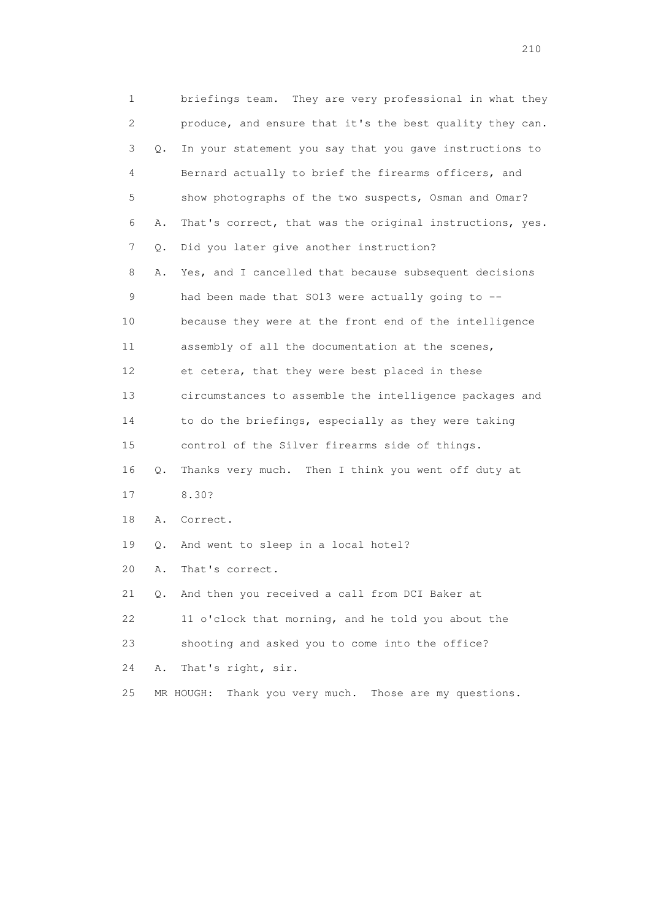1 briefings team. They are very professional in what they
2 produce, and ensure that it's the best quality they can.
3 Q. In your statement you say that you gave instructions to
4 Bernard actually to brief the firearms officers, and
5 show photographs of the two suspects, Osman and Omar?
6 A. That's correct, that was the original instructions, yes.
7 Q. Did you later give another instruction?
8 A. Yes, and I cancelled that because subsequent decisions
9 had been made that SO13 were actually going to --
10 because they were at the front end of the intelligence
11 assembly of all the documentation at the scenes,
12 et cetera, that they were best placed in these
13 circumstances to assemble the intelligence packages and
14 to do the briefings, especially as they were taking
15 control of the Silver firearms side of things.
16 Q. Thanks very much. Then I think you went off duty at
17 8.30?
18 A. Correct.
19 Q. And went to sleep in a local hotel?
20 A. That's correct.
21 Q. And then you received a call from DCI Baker at
22 11 o'clock that morning, and he told you about the
23 shooting and asked you to come into the office?
24 A. That's right, sir.
25 MR HOUGH: Thank you very much. Those are my questions.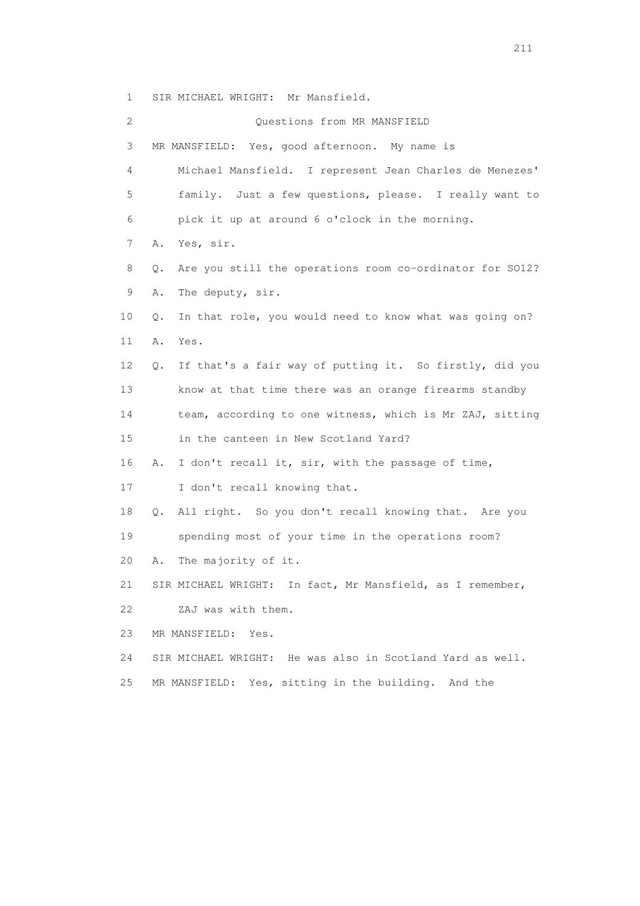1 SIR MICHAEL WRIGHT: Mr Mansfield.

2 Questions from MR MANSFIELD

3 MR MANSFIELD: Yes, good afternoon. My name is

4 Michael Mansfield. I represent Jean Charles de Menezes'

5 family. Just a few questions, please. I really want to

6 pick it up at around 6 o'clock in the morning.

7 A. Yes, sir.

8 Q. Are you still the operations room co-ordinator for SO12?

9 A. The deputy, sir.

10 Q. In that role, you would need to know what was going on?

11 A. Yes.

12 Q. If that's a fair way of putting it. So firstly, did you

13 know at that time there was an orange firearms standby

14 team, according to one witness, which is Mr ZAJ, sitting

15 in the canteen in New Scotland Yard?

16 A. I don't recall it, sir, with the passage of time,

17 I don't recall knowing that.

18 Q. All right. So you don't recall knowing that. Are you

19 spending most of your time in the operations room?

20 A. The majority of it.

21 SIR MICHAEL WRIGHT: In fact, Mr Mansfield, as I remember,

22 ZAJ was with them.

23 MR MANSFIELD: Yes.

24 SIR MICHAEL WRIGHT: He was also in Scotland Yard as well.

25 MR MANSFIELD: Yes, sitting in the building. And the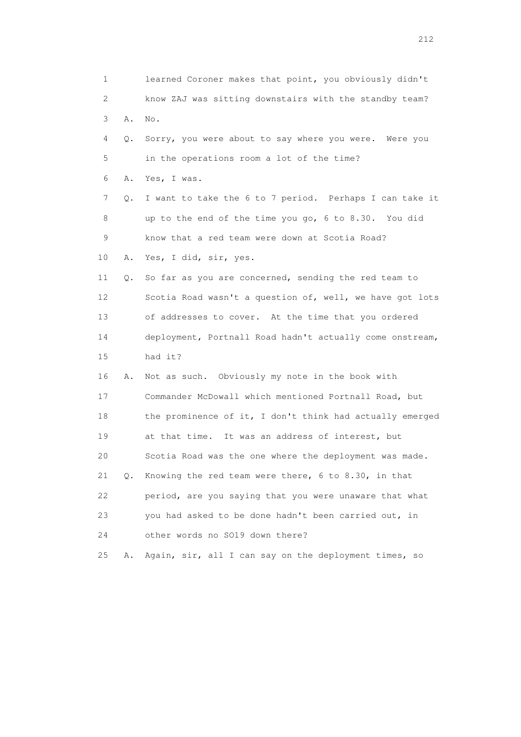1 learned Coroner makes that point, you obviously didn't
2 know ZAJ was sitting downstairs with the standby team?
3 A. No.
4 Q. Sorry, you were about to say where you were. Were you
5 in the operations room a lot of the time?
6 A. Yes, I was.
7 Q. I want to take the 6 to 7 period. Perhaps I can take it
8 up to the end of the time you go, 6 to 8.30. You did
9 know that a red team were down at Scotia Road?
10 A. Yes, I did, sir, yes.
11 Q. So far as you are concerned, sending the red team to
12 Scotia Road wasn't a question of, well, we have got lots
13 of addresses to cover. At the time that you ordered
14 deployment, Portnall Road hadn't actually come onstream,
15 had it?
16 A. Not as such. Obviously my note in the book with
17 Commander McDowall which mentioned Portnall Road, but
18 the prominence of it, I don't think had actually emerged
19 at that time. It was an address of interest, but
20 Scotia Road was the one where the deployment was made.
21 Q. Knowing the red team were there, 6 to 8.30, in that
22 period, are you saying that you were unaware that what
23 you had asked to be done hadn't been carried out, in
24 other words no SO19 down there?
25 A. Again, sir, all I can say on the deployment times, so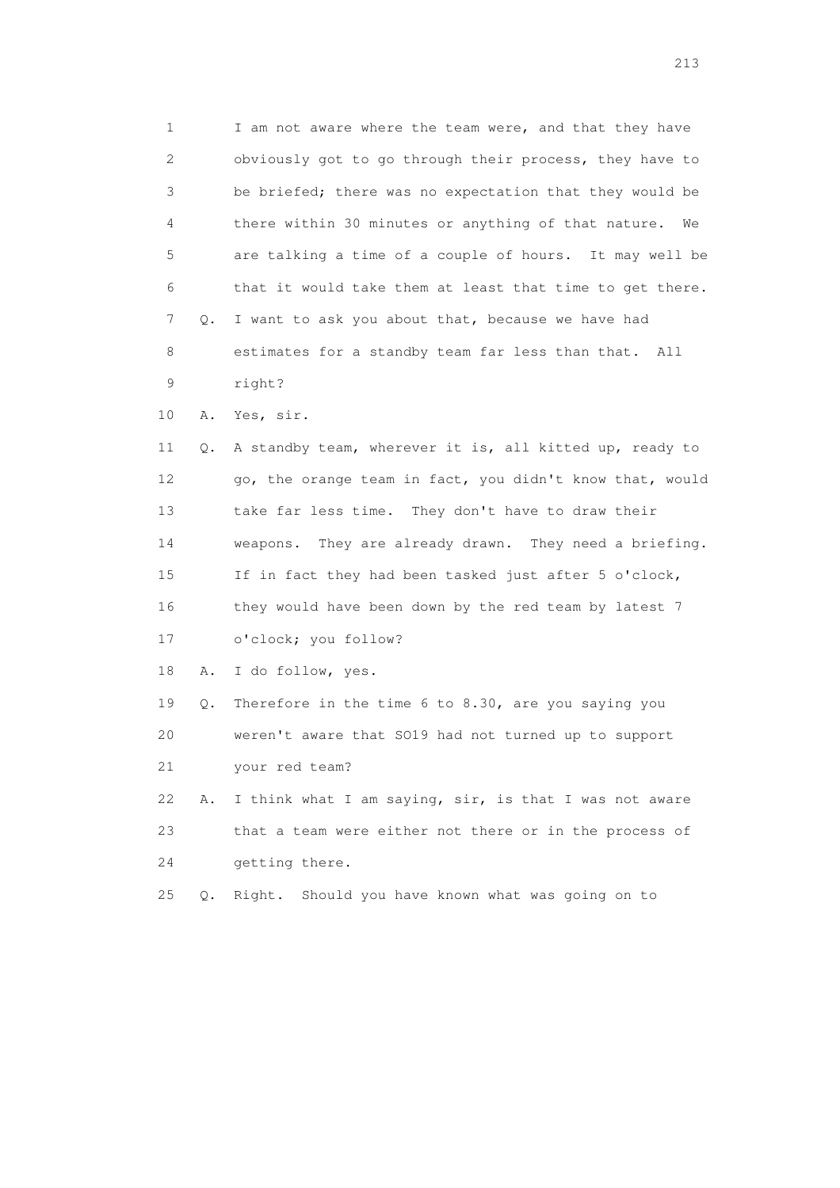1 I am not aware where the team were, and that they have
2 obviously got to go through their process, they have to
3 be briefed; there was no expectation that they would be
4 there within 30 minutes or anything of that nature. We
5 are talking a time of a couple of hours. It may well be
6 that it would take them at least that time to get there.
7 Q. I want to ask you about that, because we have had
8 estimates for a standby team far less than that. All
9 right?
10 A. Yes, sir.
11 Q. A standby team, wherever it is, all kitted up, ready to
12 go, the orange team in fact, you didn't know that, would
13 take far less time. They don't have to draw their
14 weapons. They are already drawn. They need a briefing.
15 If in fact they had been tasked just after 5 o'clock,
16 they would have been down by the red team by latest 7
17 o'clock; you follow?
18 A. I do follow, yes.
19 Q. Therefore in the time 6 to 8.30, are you saying you
20 weren't aware that SO19 had not turned up to support
21 your red team?
22 A. I think what I am saying, sir, is that I was not aware
23 that a team were either not there or in the process of
24 getting there.
25 Q. Right. Should you have known what was going on to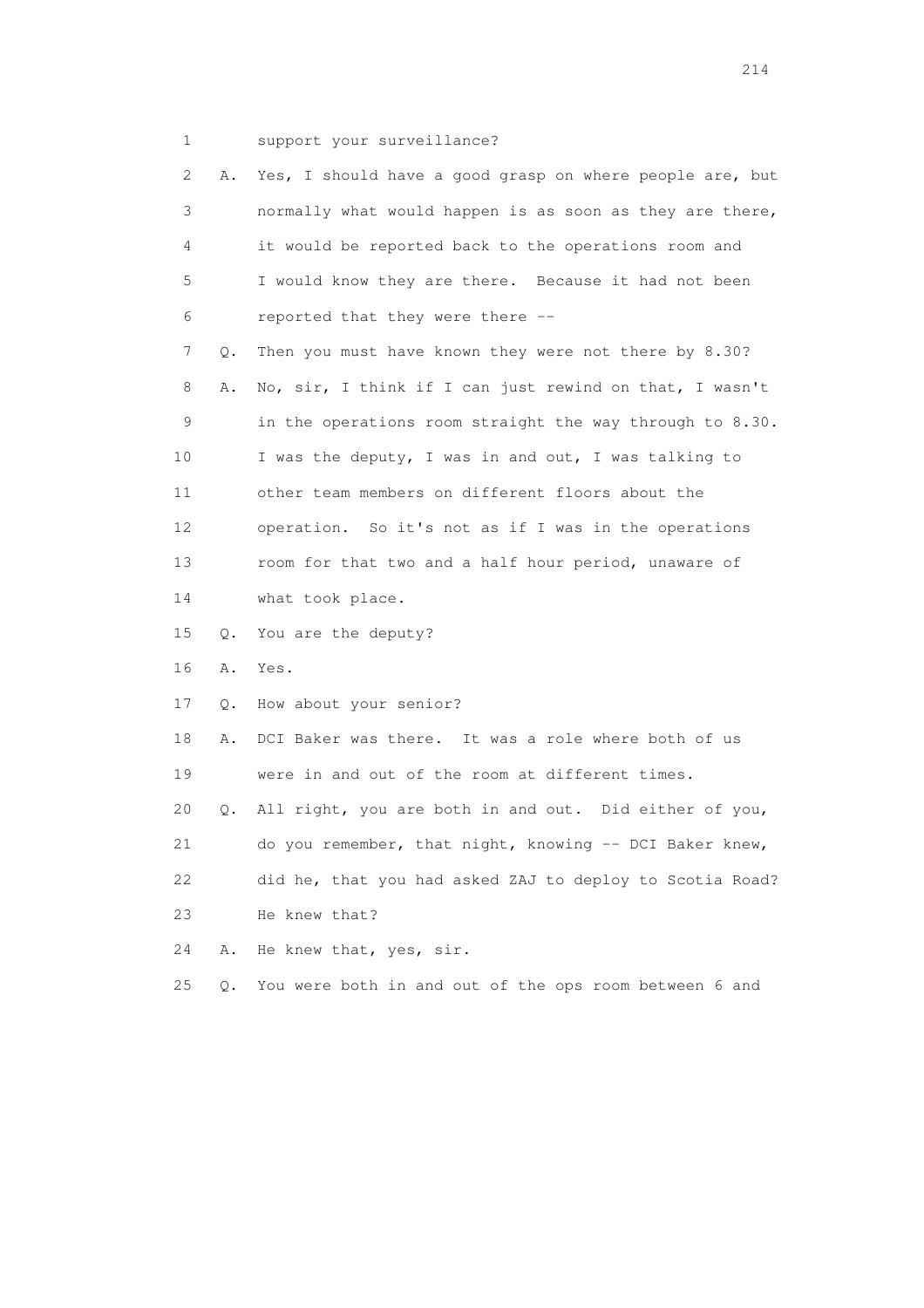1 support your surveillance?

2 A. Yes, I should have a good grasp on where people are, but
3 normally what would happen is as soon as they are there,
4 it would be reported back to the operations room and
5 I would know they are there. Because it had not been
6 reported that they were there --

7 Q. Then you must have known they were not there by 8.30?

8 A. No, sir, I think if I can just rewind on that, I wasn't
9 in the operations room straight the way through to 8.30.
10 I was the deputy, I was in and out, I was talking to
11 other team members on different floors about the
12 operation. So it's not as if I was in the operations
13 room for that two and a half hour period, unaware of
14 what took place.

15 Q. You are the deputy?

16 A. Yes.

17 Q. How about your senior?

18 A. DCI Baker was there. It was a role where both of us
19 were in and out of the room at different times.

20 Q. All right, you are both in and out. Did either of you,
21 do you remember, that night, knowing -- DCI Baker knew,
22 did he, that you had asked ZAJ to deploy to Scotia Road?
23 He knew that?

24 A. He knew that, yes, sir.

25 Q. You were both in and out of the ops room between 6 and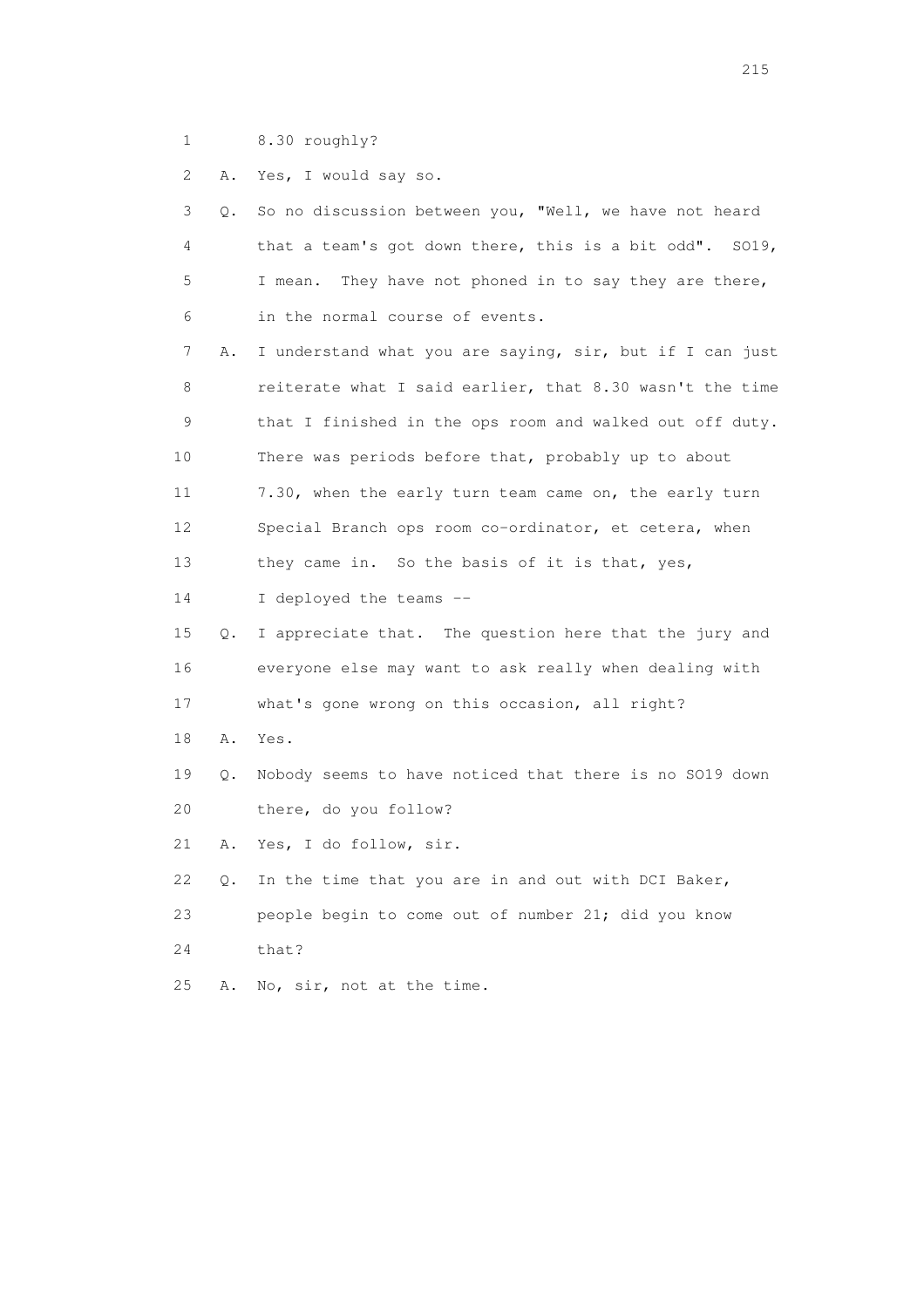1 8.30 roughly?

2 A. Yes, I would say so.

3 Q. So no discussion between you, "Well, we have not heard
4 that a team's got down there, this is a bit odd". SO19,
5 I mean. They have not phoned in to say they are there,
6 in the normal course of events.

7 A. I understand what you are saying, sir, but if I can just
8 reiterate what I said earlier, that 8.30 wasn't the time
9 that I finished in the ops room and walked out off duty.
10 There was periods before that, probably up to about
11 7.30, when the early turn team came on, the early turn
12 Special Branch ops room co-ordinator, et cetera, when
13 they came in. So the basis of it is that, yes,
14 I deployed the teams --

15 Q. I appreciate that. The question here that the jury and
16 everyone else may want to ask really when dealing with
17 what's gone wrong on this occasion, all right?

18 A. Yes.

19 Q. Nobody seems to have noticed that there is no SO19 down
20 there, do you follow?

21 A. Yes, I do follow, sir.

22 Q. In the time that you are in and out with DCI Baker,
23 people begin to come out of number 21; did you know
24 that?

25 A. No, sir, not at the time.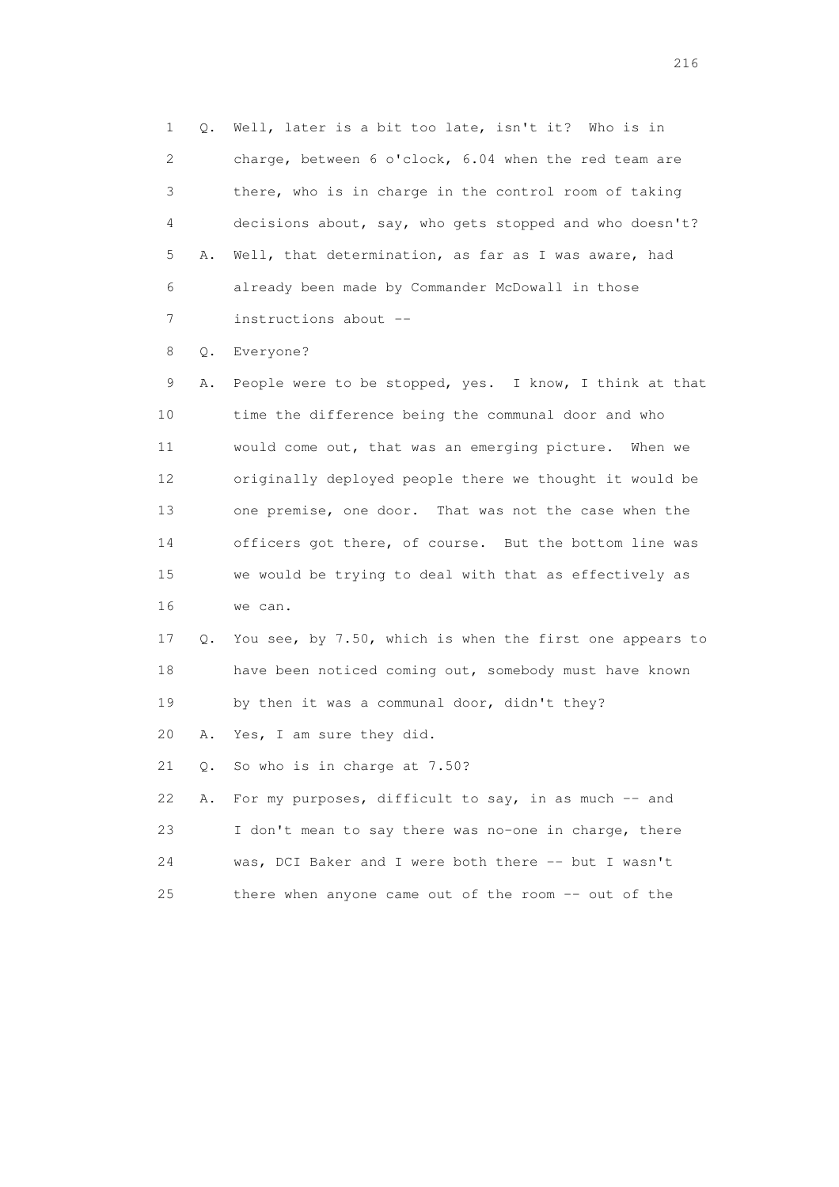1 Q. Well, later is a bit too late, isn't it? Who is in
2 charge, between 6 o'clock, 6.04 when the red team are
3 there, who is in charge in the control room of taking
4 decisions about, say, who gets stopped and who doesn't?
5 A. Well, that determination, as far as I was aware, had
6 already been made by Commander McDowall in those
7 instructions about --
8 Q. Everyone?
9 A. People were to be stopped, yes. I know, I think at that
10 time the difference being the communal door and who
11 would come out, that was an emerging picture. When we
12 originally deployed people there we thought it would be
13 one premise, one door. That was not the case when the
14 officers got there, of course. But the bottom line was
15 we would be trying to deal with that as effectively as
16 we can.
17 Q. You see, by 7.50, which is when the first one appears to
18 have been noticed coming out, somebody must have known
19 by then it was a communal door, didn't they?
20 A. Yes, I am sure they did.
21 Q. So who is in charge at 7.50?
22 A. For my purposes, difficult to say, in as much -- and
23 I don't mean to say there was no-one in charge, there
24 was, DCI Baker and I were both there -- but I wasn't
25 there when anyone came out of the room -- out of the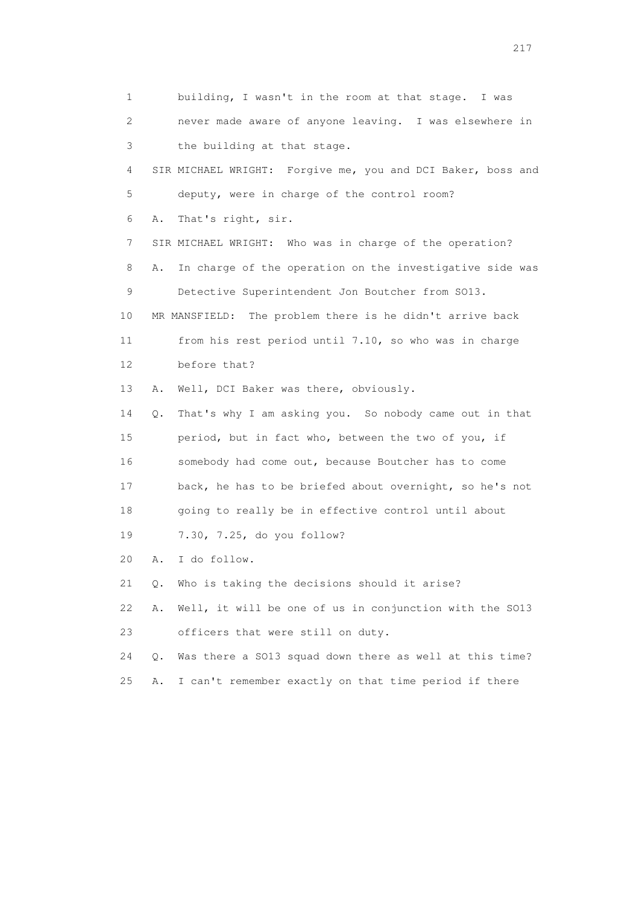1 building, I wasn't in the room at that stage. I was
2 never made aware of anyone leaving. I was elsewhere in
3 the building at that stage.
4 SIR MICHAEL WRIGHT: Forgive me, you and DCI Baker, boss and
5 deputy, were in charge of the control room?
6 A. That's right, sir.
7 SIR MICHAEL WRIGHT: Who was in charge of the operation?
8 A. In charge of the operation on the investigative side was
9 Detective Superintendent Jon Boutcher from SO13.
10 MR MANSFIELD: The problem there is he didn't arrive back
11 from his rest period until 7.10, so who was in charge
12 before that?
13 A. Well, DCI Baker was there, obviously.
14 Q. That's why I am asking you. So nobody came out in that
15 period, but in fact who, between the two of you, if
16 somebody had come out, because Boutcher has to come
17 back, he has to be briefed about overnight, so he's not
18 going to really be in effective control until about
19 7.30, 7.25, do you follow?
20 A. I do follow.
21 Q. Who is taking the decisions should it arise?
22 A. Well, it will be one of us in conjunction with the SO13
23 officers that were still on duty.
24 Q. Was there a SO13 squad down there as well at this time?
25 A. I can't remember exactly on that time period if there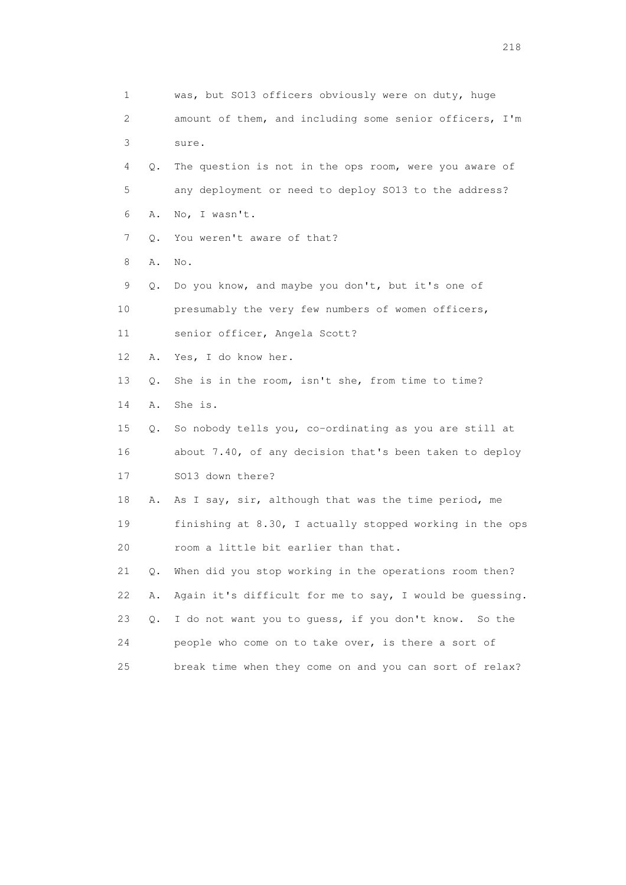1 was, but SO13 officers obviously were on duty, huge
2 amount of them, and including some senior officers, I'm
3 sure.

4 Q. The question is not in the ops room, were you aware of
5 any deployment or need to deploy SO13 to the address?

6 A. No, I wasn't.

7 Q. You weren't aware of that?

8 A. No.

9 Q. Do you know, and maybe you don't, but it's one of
10 presumably the very few numbers of women officers,
11 senior officer, Angela Scott?

12 A. Yes, I do know her.

13 Q. She is in the room, isn't she, from time to time?

14 A. She is.

15 Q. So nobody tells you, co-ordinating as you are still at
16 about 7.40, of any decision that's been taken to deploy
17 SO13 down there?

18 A. As I say, sir, although that was the time period, me
19 finishing at 8.30, I actually stopped working in the ops
20 room a little bit earlier than that.

21 Q. When did you stop working in the operations room then?

22 A. Again it's difficult for me to say, I would be guessing.

23 Q. I do not want you to guess, if you don't know. So the
24 people who come on to take over, is there a sort of
25 break time when they come on and you can sort of relax?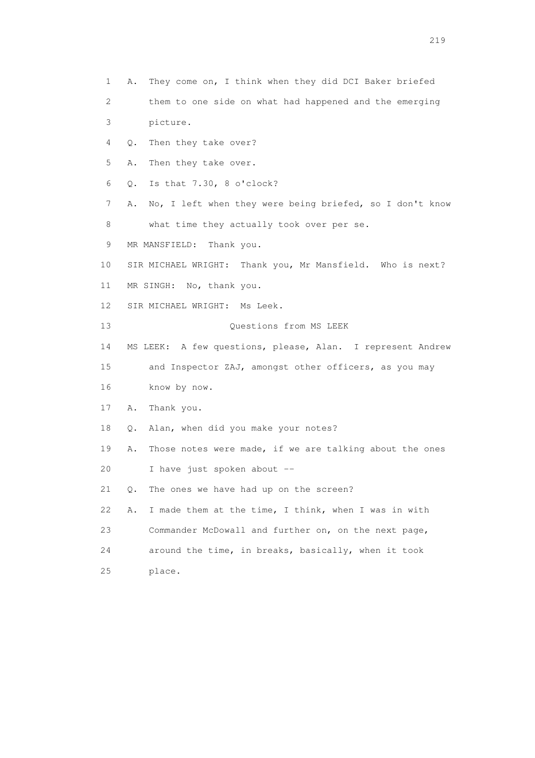1 A. They come on, I think when they did DCI Baker briefed
2 them to one side on what had happened and the emerging
3 picture.
4 Q. Then they take over?
5 A. Then they take over.
6 Q. Is that 7.30, 8 o'clock?
7 A. No, I left when they were being briefed, so I don't know
8 what time they actually took over per se.
9 MR MANSFIELD: Thank you.
10 SIR MICHAEL WRIGHT: Thank you, Mr Mansfield. Who is next?
11 MR SINGH: No, thank you.
12 SIR MICHAEL WRIGHT: Ms Leek.
13 Questions from MS LEEK
14 MS LEEK: A few questions, please, Alan. I represent Andrew
15 and Inspector ZAJ, amongst other officers, as you may
16 know by now.
17 A. Thank you.
18 Q. Alan, when did you make your notes?
19 A. Those notes were made, if we are talking about the ones
20 I have just spoken about --
21 Q. The ones we have had up on the screen?
22 A. I made them at the time, I think, when I was in with
23 Commander McDowall and further on, on the next page,
24 around the time, in breaks, basically, when it took
25 place.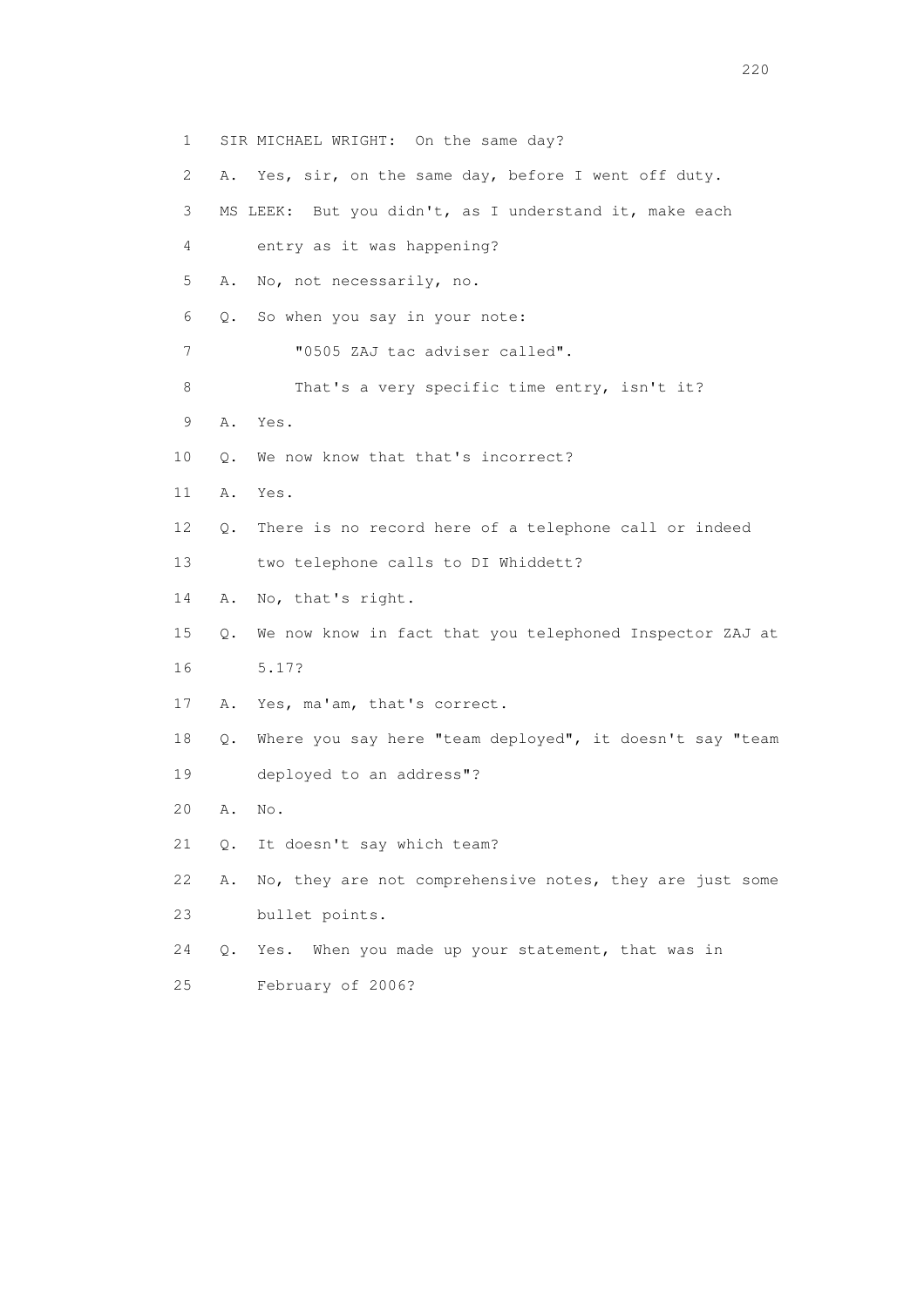1 SIR MICHAEL WRIGHT: On the same day?

2 A. Yes, sir, on the same day, before I went off duty.

3 MS LEEK: But you didn't, as I understand it, make each

4 entry as it was happening?

5 A. No, not necessarily, no.

6 Q. So when you say in your note:

7 "0505 ZAJ tac adviser called".

8 That's a very specific time entry, isn't it?

9 A. Yes.

10 Q. We now know that that's incorrect?

11 A. Yes.

12 Q. There is no record here of a telephone call or indeed

13 two telephone calls to DI Whiddett?

14 A. No, that's right.

15 Q. We now know in fact that you telephoned Inspector ZAJ at

16 5.17?

17 A. Yes, ma'am, that's correct.

18 Q. Where you say here "team deployed", it doesn't say "team

19 deployed to an address"?

20 A. No.

21 Q. It doesn't say which team?

22 A. No, they are not comprehensive notes, they are just some

23 bullet points.

24 Q. Yes. When you made up your statement, that was in

25 February of 2006?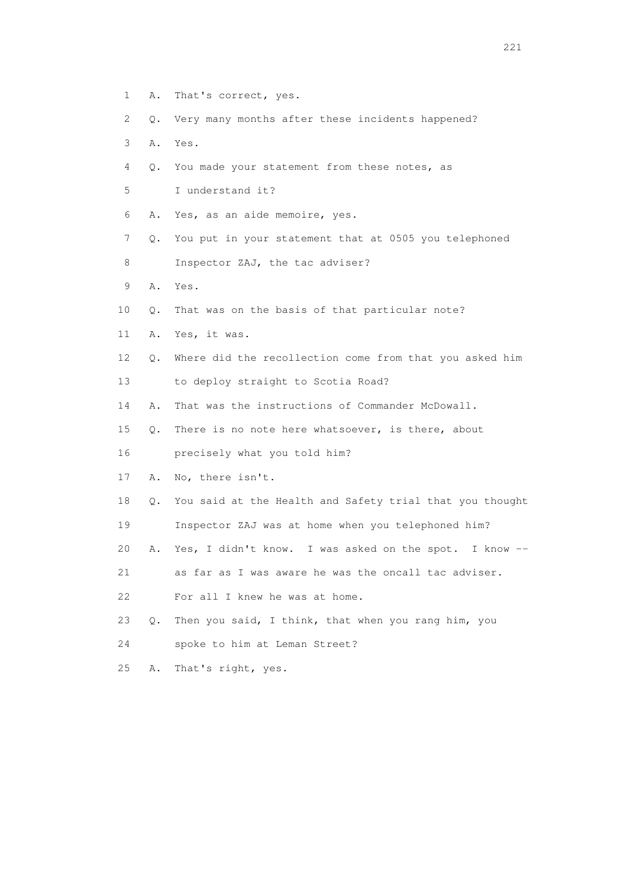1 A. That's correct, yes.

2 Q. Very many months after these incidents happened?

3 A. Yes.

4 Q. You made your statement from these notes, as

5 I understand it?

6 A. Yes, as an aide memoire, yes.

7 Q. You put in your statement that at 0505 you telephoned

8 Inspector ZAJ, the tac adviser?

9 A. Yes.

10 Q. That was on the basis of that particular note?

11 A. Yes, it was.

12 Q. Where did the recollection come from that you asked him

13 to deploy straight to Scotia Road?

14 A. That was the instructions of Commander McDowall.

15 Q. There is no note here whatsoever, is there, about

16 precisely what you told him?

17 A. No, there isn't.

18 Q. You said at the Health and Safety trial that you thought

19 Inspector ZAJ was at home when you telephoned him?

20 A. Yes, I didn't know. I was asked on the spot. I know --

21 as far as I was aware he was the oncall tac adviser.

22 For all I knew he was at home.

23 Q. Then you said, I think, that when you rang him, you

24 spoke to him at Leman Street?

25 A. That's right, yes.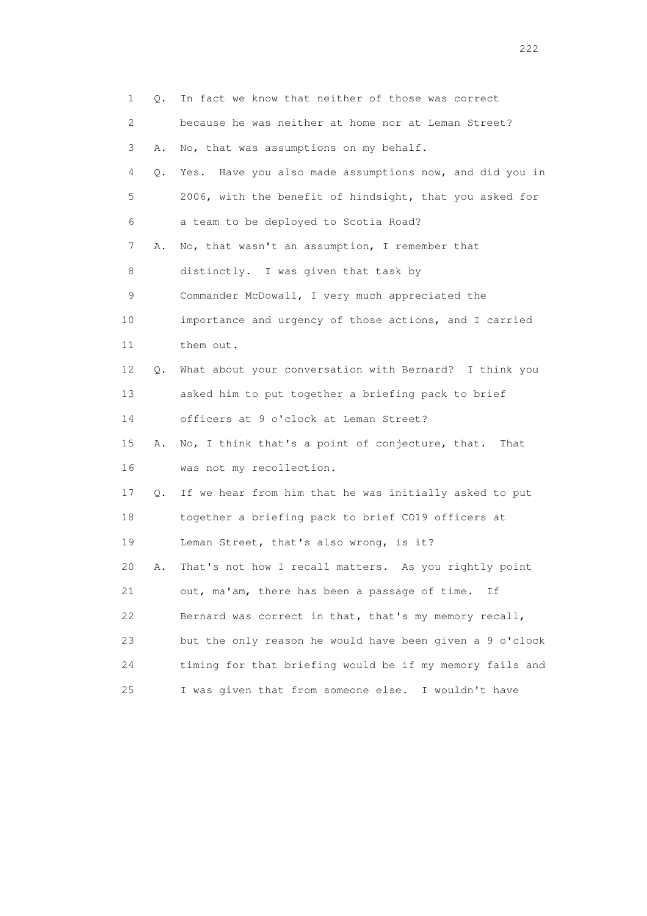1 Q. In fact we know that neither of those was correct

2 because he was neither at home nor at Leman Street?

3 A. No, that was assumptions on my behalf.

4 Q. Yes. Have you also made assumptions now, and did you in

5 2006, with the benefit of hindsight, that you asked for

6 a team to be deployed to Scotia Road?

7 A. No, that wasn't an assumption, I remember that

8 distinctly. I was given that task by

9 Commander McDowall, I very much appreciated the

10 importance and urgency of those actions, and I carried

11 them out.

12 Q. What about your conversation with Bernard? I think you

13 asked him to put together a briefing pack to brief

14 officers at 9 o'clock at Leman Street?

15 A. No, I think that's a point of conjecture, that. That

16 was not my recollection.

17 Q. If we hear from him that he was initially asked to put

18 together a briefing pack to brief CO19 officers at

19 Leman Street, that's also wrong, is it?

20 A. That's not how I recall matters. As you rightly point

21 out, ma'am, there has been a passage of time. If

22 Bernard was correct in that, that's my memory recall,

23 but the only reason he would have been given a 9 o'clock

24 timing for that briefing would be if my memory fails and

25 I was given that from someone else. I wouldn't have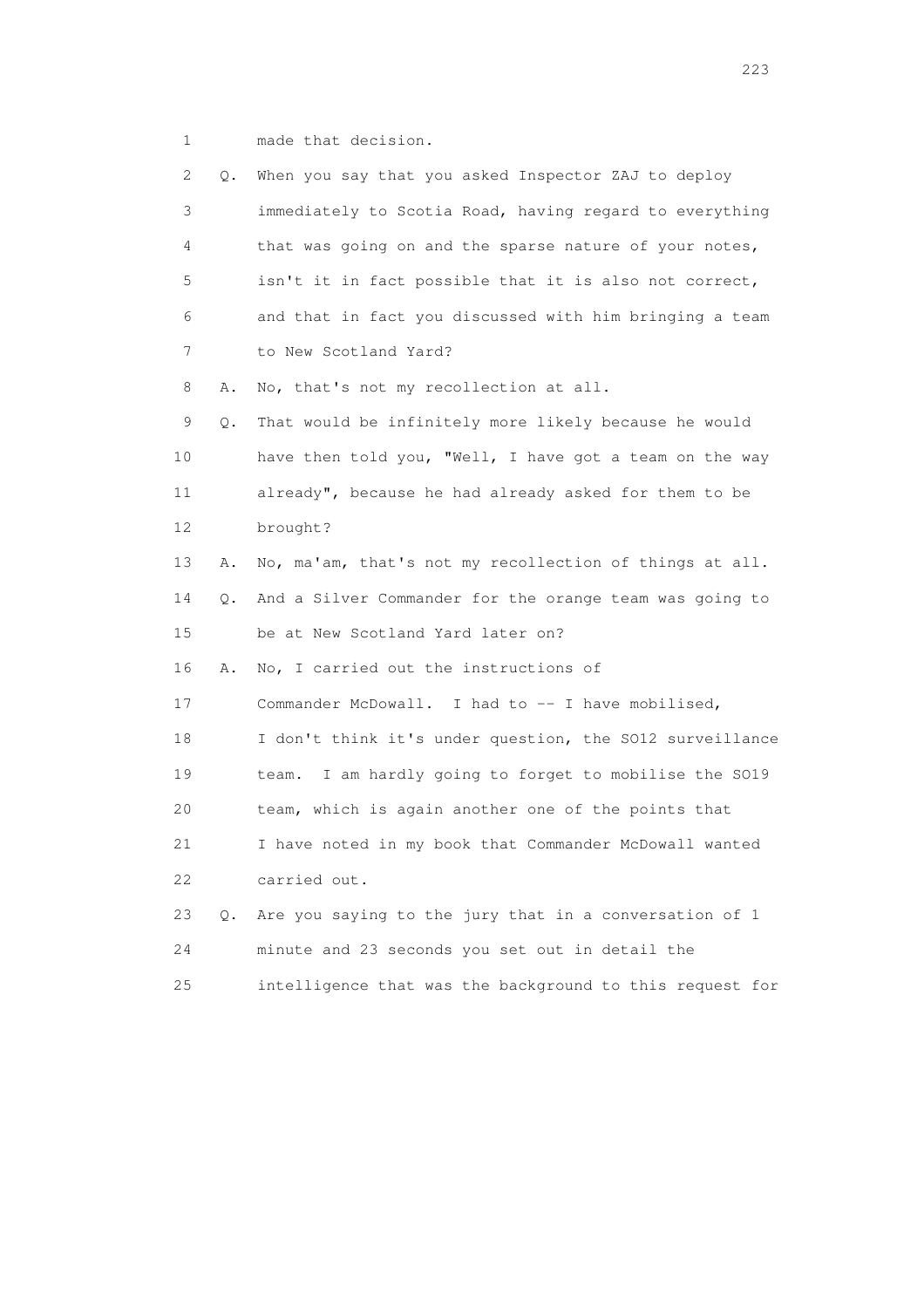1 made that decision.

2 Q. When you say that you asked Inspector ZAJ to deploy
3 immediately to Scotia Road, having regard to everything
4 that was going on and the sparse nature of your notes,
5 isn't it in fact possible that it is also not correct,
6 and that in fact you discussed with him bringing a team
7 to New Scotland Yard?

8 A. No, that's not my recollection at all.

9 Q. That would be infinitely more likely because he would
10 have then told you, "Well, I have got a team on the way
11 already", because he had already asked for them to be
12 brought?

13 A. No, ma'am, that's not my recollection of things at all.

14 Q. And a Silver Commander for the orange team was going to
15 be at New Scotland Yard later on?

16 A. No, I carried out the instructions of
17 Commander McDowall. I had to -- I have mobilised,
18 I don't think it's under question, the SO12 surveillance
19 team. I am hardly going to forget to mobilise the SO19
20 team, which is again another one of the points that
21 I have noted in my book that Commander McDowall wanted
22 carried out.

23 Q. Are you saying to the jury that in a conversation of 1
24 minute and 23 seconds you set out in detail the
25 intelligence that was the background to this request for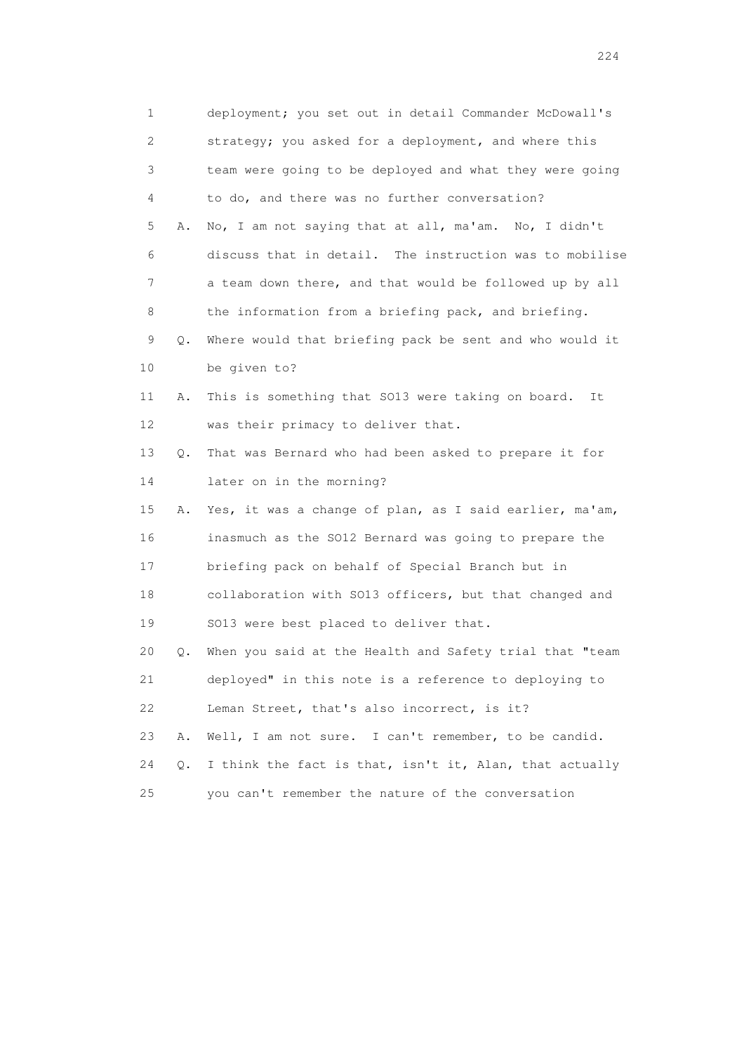1 deployment; you set out in detail Commander McDowall's
2 strategy; you asked for a deployment, and where this
3 team were going to be deployed and what they were going
4 to do, and there was no further conversation?

5 A. No, I am not saying that at all, ma'am. No, I didn't
6 discuss that in detail. The instruction was to mobilise
7 a team down there, and that would be followed up by all
8 the information from a briefing pack, and briefing.

9 Q. Where would that briefing pack be sent and who would it
10 be given to?

11 A. This is something that SO13 were taking on board. It
12 was their primacy to deliver that.

13 Q. That was Bernard who had been asked to prepare it for
14 later on in the morning?

15 A. Yes, it was a change of plan, as I said earlier, ma'am,
16 inasmuch as the SO12 Bernard was going to prepare the
17 briefing pack on behalf of Special Branch but in
18 collaboration with SO13 officers, but that changed and
19 SO13 were best placed to deliver that.

20 Q. When you said at the Health and Safety trial that "team
21 deployed" in this note is a reference to deploying to
22 Leman Street, that's also incorrect, is it?

23 A. Well, I am not sure. I can't remember, to be candid.

24 Q. I think the fact is that, isn't it, Alan, that actually
25 you can't remember the nature of the conversation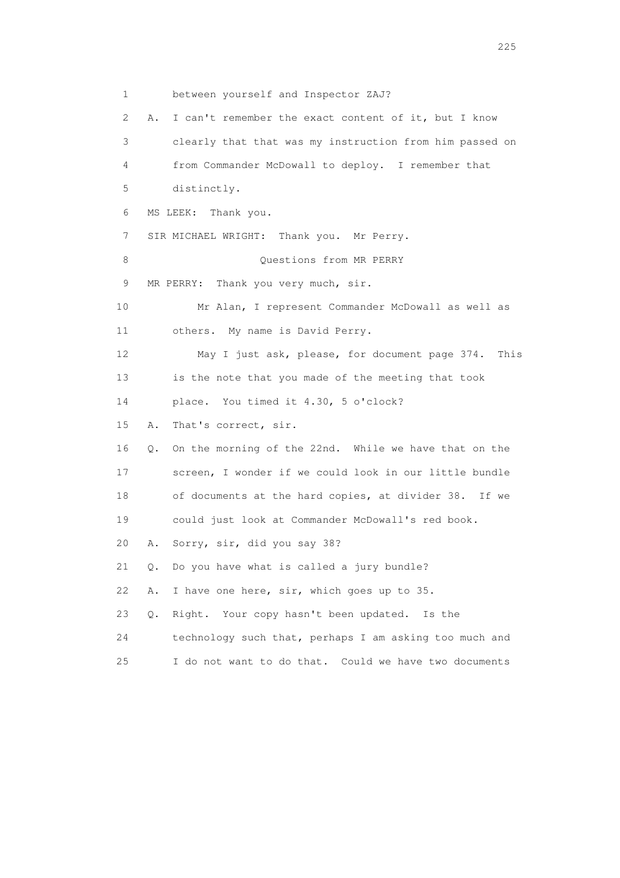1 between yourself and Inspector ZAJ?

2 A. I can't remember the exact content of it, but I know

3 clearly that that was my instruction from him passed on

4 from Commander McDowall to deploy. I remember that

5 distinctly.

6 MS LEEK: Thank you.

7 SIR MICHAEL WRIGHT: Thank you. Mr Perry.

8 Questions from MR PERRY

9 MR PERRY: Thank you very much, sir.

10 Mr Alan, I represent Commander McDowall as well as

11 others. My name is David Perry.

12 May I just ask, please, for document page 374. This

13 is the note that you made of the meeting that took

14 place. You timed it 4.30, 5 o'clock?

15 A. That's correct, sir.

16 Q. On the morning of the 22nd. While we have that on the

17 screen, I wonder if we could look in our little bundle

18 of documents at the hard copies, at divider 38. If we

19 could just look at Commander McDowall's red book.

20 A. Sorry, sir, did you say 38?

21 Q. Do you have what is called a jury bundle?

22 A. I have one here, sir, which goes up to 35.

23 Q. Right. Your copy hasn't been updated. Is the

24 technology such that, perhaps I am asking too much and

25 I do not want to do that. Could we have two documents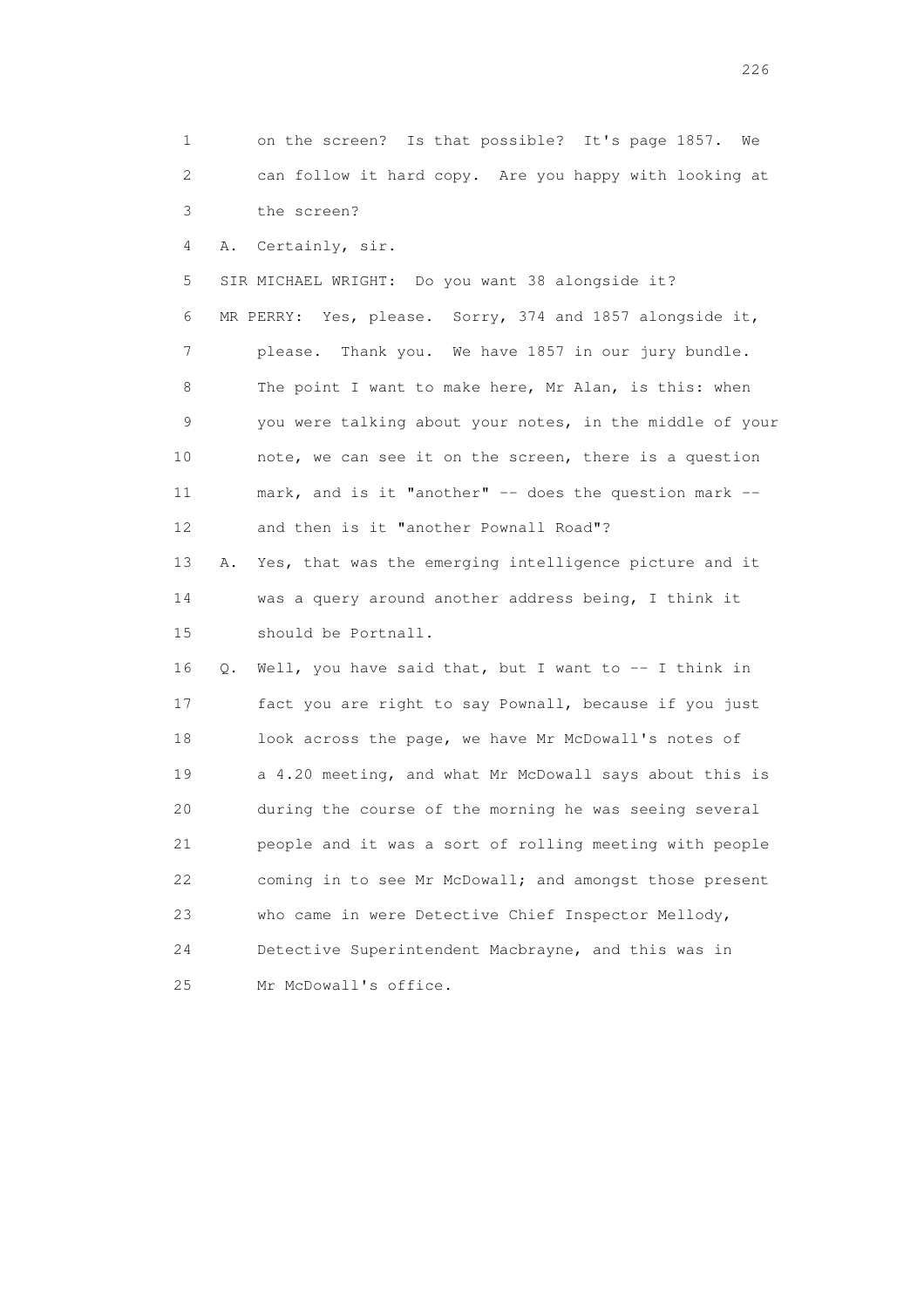1 on the screen? Is that possible? It's page 1857. We
2 can follow it hard copy. Are you happy with looking at
3 the screen?

4 A. Certainly, sir.

5 SIR MICHAEL WRIGHT: Do you want 38 alongside it?

6 MR PERRY: Yes, please. Sorry, 374 and 1857 alongside it,
7 please. Thank you. We have 1857 in our jury bundle.
8 The point I want to make here, Mr Alan, is this: when
9 you were talking about your notes, in the middle of your
10 note, we can see it on the screen, there is a question
11 mark, and is it "another" -- does the question mark --
12 and then is it "another Pownall Road"?

13 A. Yes, that was the emerging intelligence picture and it
14 was a query around another address being, I think it
15 should be Portnall.

16 Q. Well, you have said that, but I want to -- I think in
17 fact you are right to say Pownall, because if you just
18 look across the page, we have Mr McDowall's notes of
19 a 4.20 meeting, and what Mr McDowall says about this is
20 during the course of the morning he was seeing several
21 people and it was a sort of rolling meeting with people
22 coming in to see Mr McDowall; and amongst those present
23 who came in were Detective Chief Inspector Mellody,
24 Detective Superintendent Macbrayne, and this was in
25 Mr McDowall's office.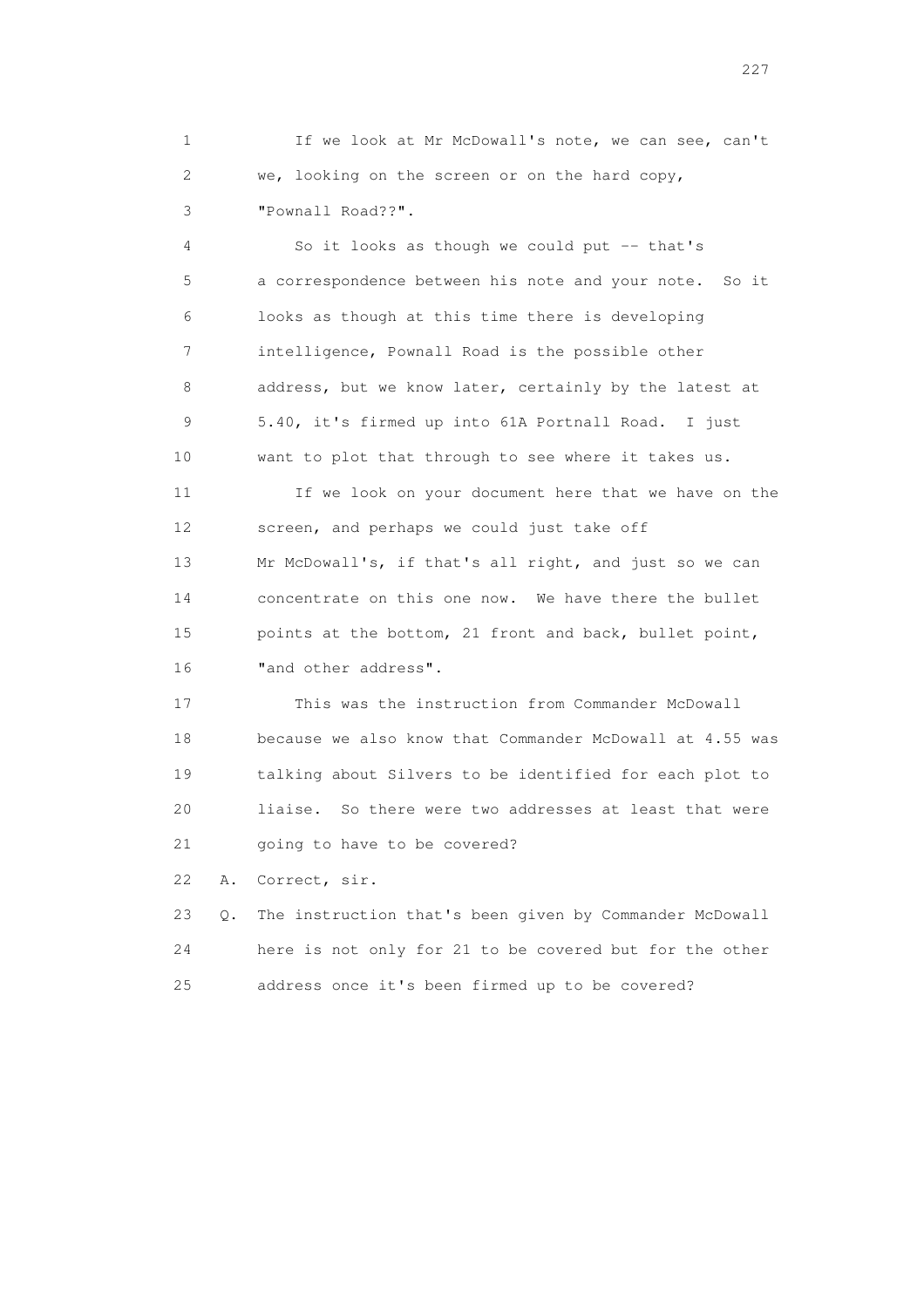1 If we look at Mr McDowall's note, we can see, can't
2 we, looking on the screen or on the hard copy,
3 "Pownall Road??".

4 So it looks as though we could put -- that's
5 a correspondence between his note and your note. So it
6 looks as though at this time there is developing
7 intelligence, Pownall Road is the possible other
8 address, but we know later, certainly by the latest at
9 5.40, it's firmed up into 61A Portnall Road. I just
10 want to plot that through to see where it takes us.

11 If we look on your document here that we have on the
12 screen, and perhaps we could just take off
13 Mr McDowall's, if that's all right, and just so we can
14 concentrate on this one now. We have there the bullet
15 points at the bottom, 21 front and back, bullet point,
16 "and other address".

17 This was the instruction from Commander McDowall
18 because we also know that Commander McDowall at 4.55 was
19 talking about Silvers to be identified for each plot to
20 liaise. So there were two addresses at least that were
21 going to have to be covered?

22 A. Correct, sir.

23 Q. The instruction that's been given by Commander McDowall
24 here is not only for 21 to be covered but for the other
25 address once it's been firmed up to be covered?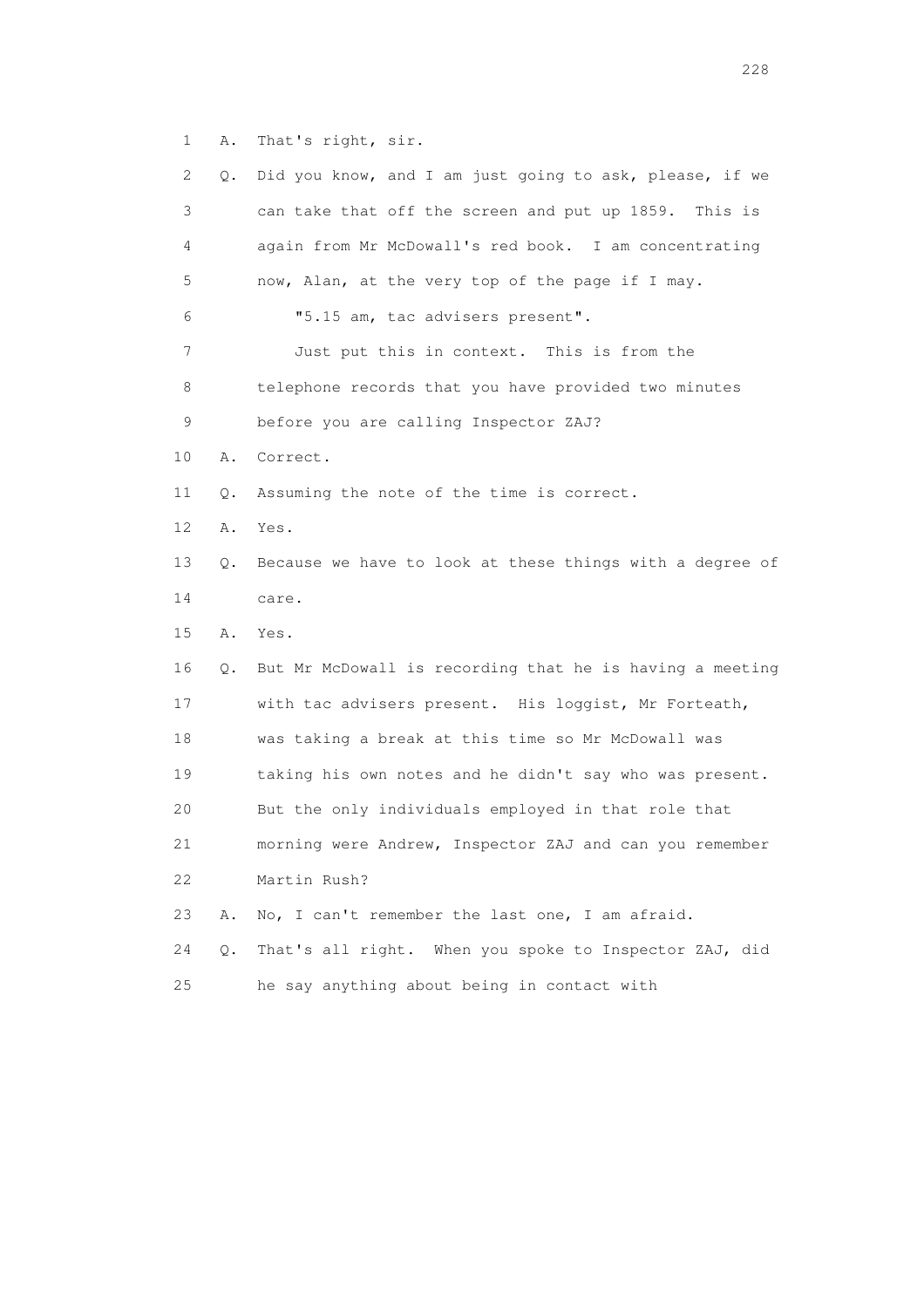1 A. That's right, sir.

2 Q. Did you know, and I am just going to ask, please, if we

3 can take that off the screen and put up 1859. This is

4 again from Mr McDowall's red book. I am concentrating

5 now, Alan, at the very top of the page if I may.

6 "5.15 am, tac advisers present".

7 Just put this in context. This is from the

8 telephone records that you have provided two minutes

9 before you are calling Inspector ZAJ?

10 A. Correct.

11 Q. Assuming the note of the time is correct.

12 A. Yes.

13 Q. Because we have to look at these things with a degree of

14 care.

15 A. Yes.

16 Q. But Mr McDowall is recording that he is having a meeting

17 with tac advisers present. His loggist, Mr Forteath,

18 was taking a break at this time so Mr McDowall was

19 taking his own notes and he didn't say who was present.

20 But the only individuals employed in that role that

21 morning were Andrew, Inspector ZAJ and can you remember

22 Martin Rush?

23 A. No, I can't remember the last one, I am afraid.

24 Q. That's all right. When you spoke to Inspector ZAJ, did

25 he say anything about being in contact with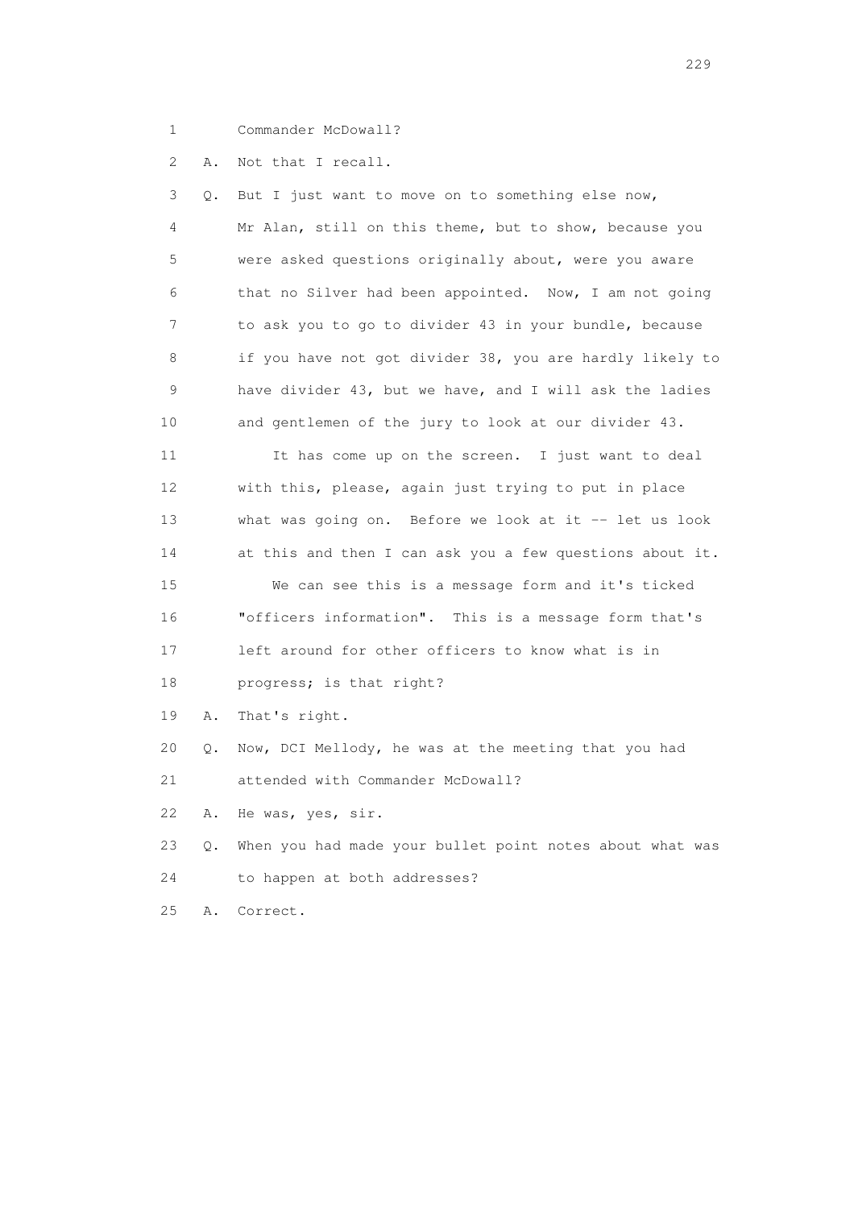1 Commander McDowall?

2 A. Not that I recall.

3 Q. But I just want to move on to something else now,

4 Mr Alan, still on this theme, but to show, because you

5 were asked questions originally about, were you aware

6 that no Silver had been appointed. Now, I am not going

7 to ask you to go to divider 43 in your bundle, because

8 if you have not got divider 38, you are hardly likely to

9 have divider 43, but we have, and I will ask the ladies

10 and gentlemen of the jury to look at our divider 43.

11 It has come up on the screen. I just want to deal

12 with this, please, again just trying to put in place

13 what was going on. Before we look at it -- let us look

14 at this and then I can ask you a few questions about it.

15 We can see this is a message form and it's ticked

16 "officers information". This is a message form that's

17 left around for other officers to know what is in

18 progress; is that right?

19 A. That's right.

20 Q. Now, DCI Mellody, he was at the meeting that you had

21 attended with Commander McDowall?

22 A. He was, yes, sir.

23 Q. When you had made your bullet point notes about what was

24 to happen at both addresses?

25 A. Correct.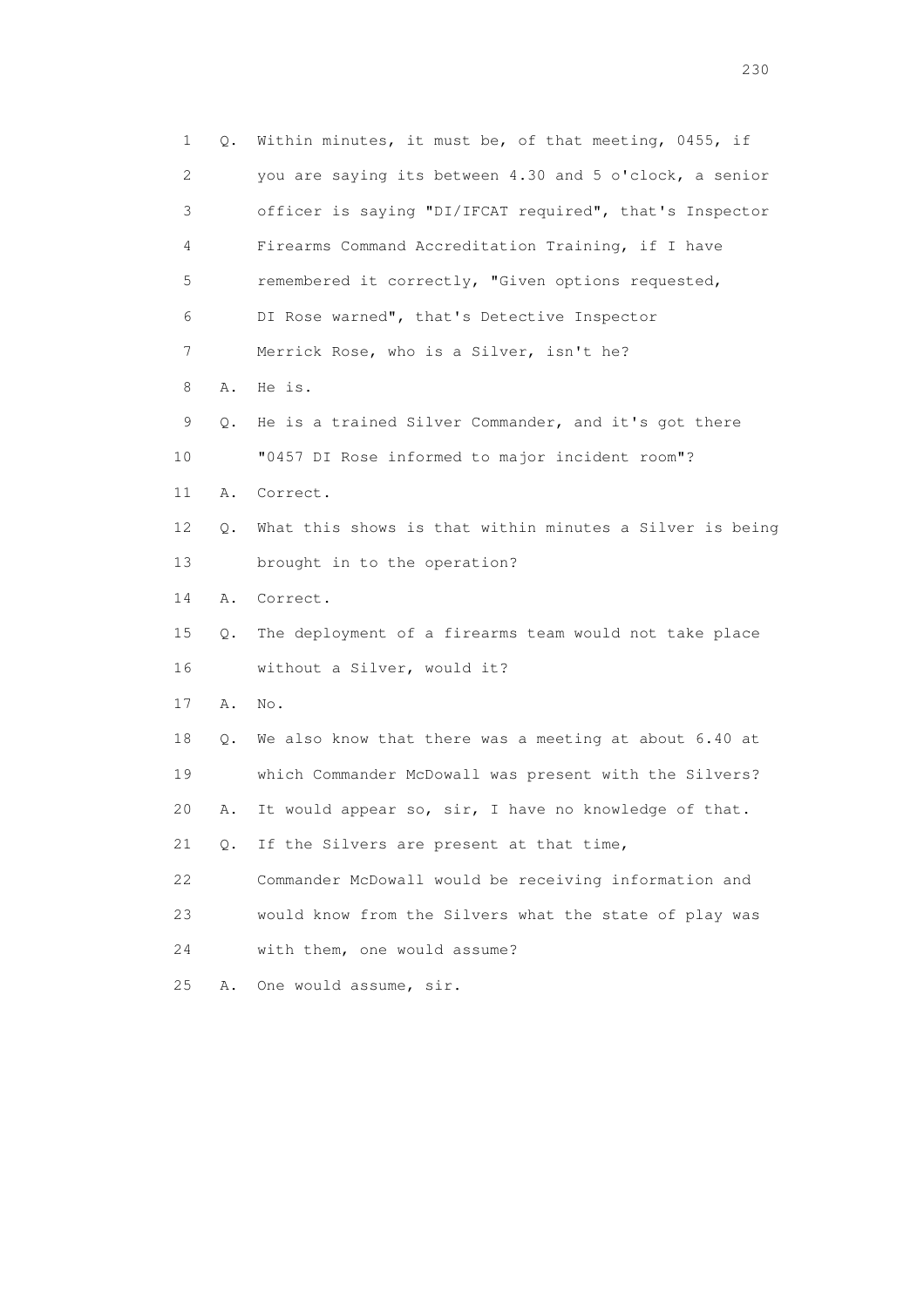1 Q. Within minutes, it must be, of that meeting, 0455, if
2 you are saying its between 4.30 and 5 o'clock, a senior
3 officer is saying "DI/IFCAT required", that's Inspector
4 Firearms Command Accreditation Training, if I have
5 remembered it correctly, "Given options requested,
6 DI Rose warned", that's Detective Inspector
7 Merrick Rose, who is a Silver, isn't he?
8 A. He is.
9 Q. He is a trained Silver Commander, and it's got there
10 "0457 DI Rose informed to major incident room"?
11 A. Correct.
12 Q. What this shows is that within minutes a Silver is being
13 brought in to the operation?
14 A. Correct.
15 Q. The deployment of a firearms team would not take place
16 without a Silver, would it?
17 A. No.
18 Q. We also know that there was a meeting at about 6.40 at
19 which Commander McDowall was present with the Silvers?
20 A. It would appear so, sir, I have no knowledge of that.
21 Q. If the Silvers are present at that time,
22 Commander McDowall would be receiving information and
23 would know from the Silvers what the state of play was
24 with them, one would assume?
25 A. One would assume, sir.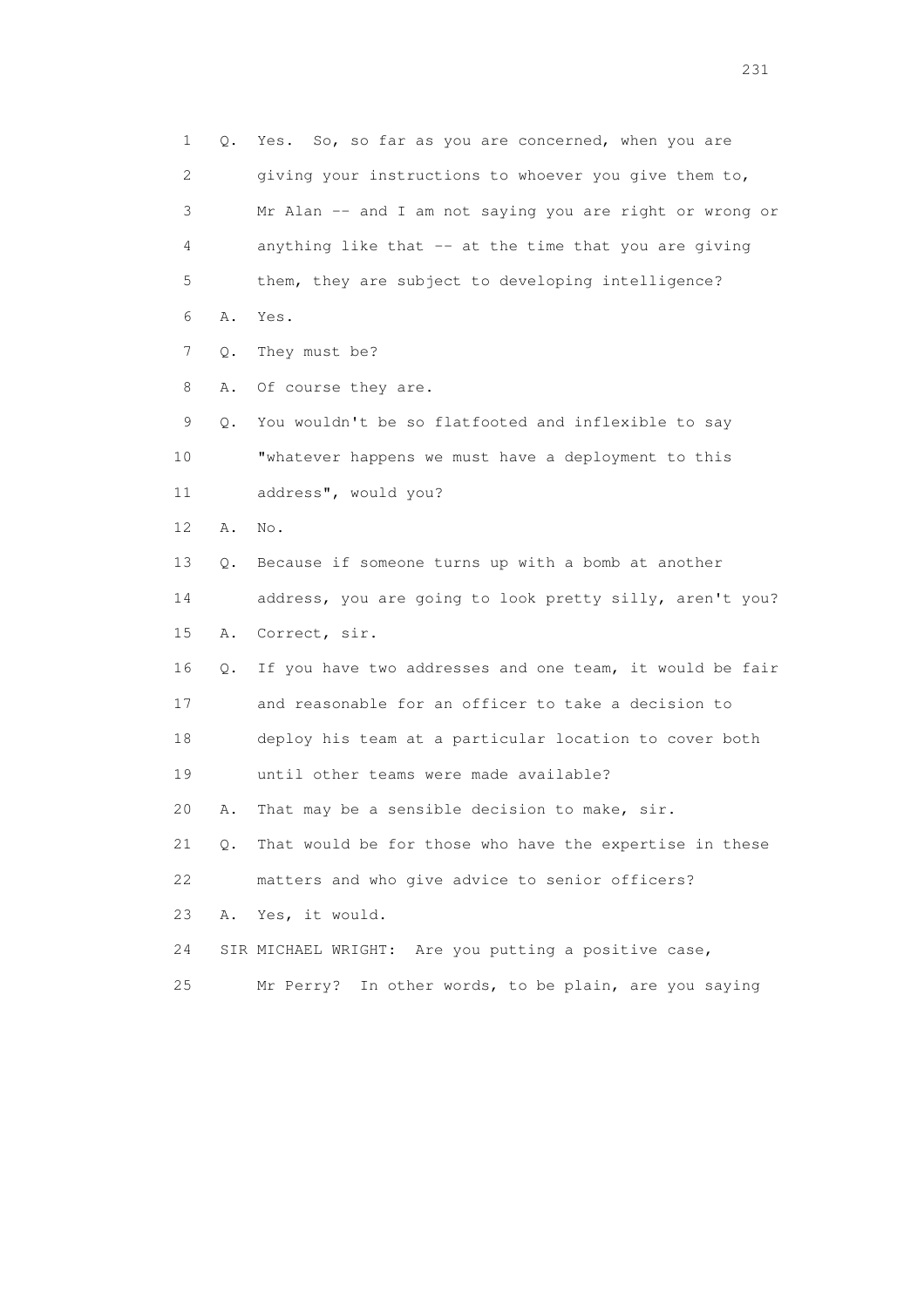1 Q. Yes. So, so far as you are concerned, when you are
2 giving your instructions to whoever you give them to,
3 Mr Alan -- and I am not saying you are right or wrong or
4 anything like that -- at the time that you are giving
5 them, they are subject to developing intelligence?
6 A. Yes.
7 Q. They must be?
8 A. Of course they are.
9 Q. You wouldn't be so flatfooted and inflexible to say
10 "whatever happens we must have a deployment to this
11 address", would you?
12 A. No.
13 Q. Because if someone turns up with a bomb at another
14 address, you are going to look pretty silly, aren't you?
15 A. Correct, sir.
16 Q. If you have two addresses and one team, it would be fair
17 and reasonable for an officer to take a decision to
18 deploy his team at a particular location to cover both
19 until other teams were made available?
20 A. That may be a sensible decision to make, sir.
21 Q. That would be for those who have the expertise in these
22 matters and who give advice to senior officers?
23 A. Yes, it would.
24 SIR MICHAEL WRIGHT: Are you putting a positive case,
25 Mr Perry? In other words, to be plain, are you saying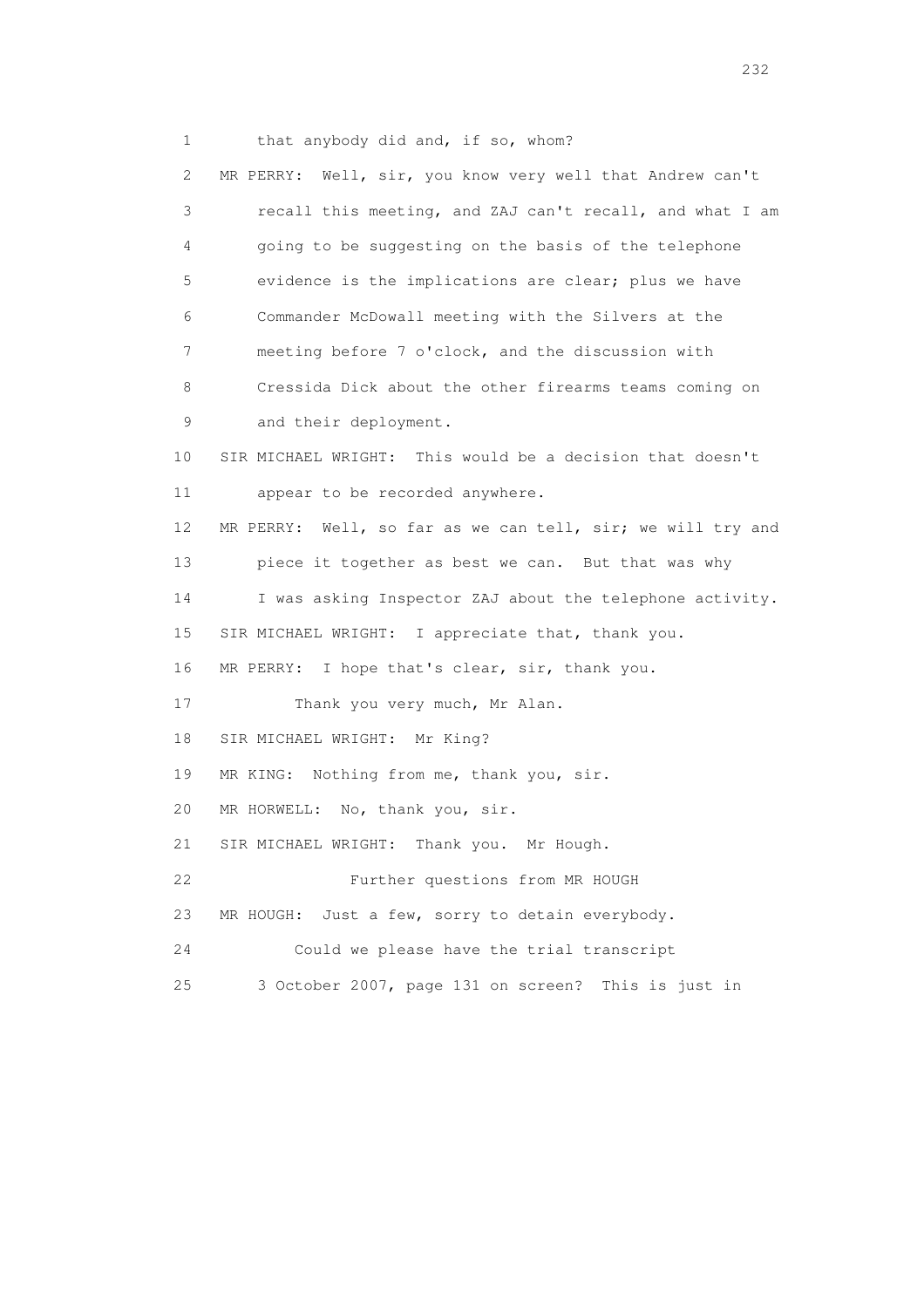1 that anybody did and, if so, whom?

2 MR PERRY: Well, sir, you know very well that Andrew can't

3 recall this meeting, and ZAJ can't recall, and what I am

4 going to be suggesting on the basis of the telephone

5 evidence is the implications are clear; plus we have

6 Commander McDowall meeting with the Silvers at the

7 meeting before 7 o'clock, and the discussion with

8 Cressida Dick about the other firearms teams coming on

9 and their deployment.

10 SIR MICHAEL WRIGHT: This would be a decision that doesn't

11 appear to be recorded anywhere.

12 MR PERRY: Well, so far as we can tell, sir; we will try and

13 piece it together as best we can. But that was why

14 I was asking Inspector ZAJ about the telephone activity.

15 SIR MICHAEL WRIGHT: I appreciate that, thank you.

16 MR PERRY: I hope that's clear, sir, thank you.

17 Thank you very much, Mr Alan.

18 SIR MICHAEL WRIGHT: Mr King?

19 MR KING: Nothing from me, thank you, sir.

20 MR HORWELL: No, thank you, sir.

21 SIR MICHAEL WRIGHT: Thank you. Mr Hough.

22 Further questions from MR HOUGH

23 MR HOUGH: Just a few, sorry to detain everybody.

24 Could we please have the trial transcript

25 3 October 2007, page 131 on screen? This is just in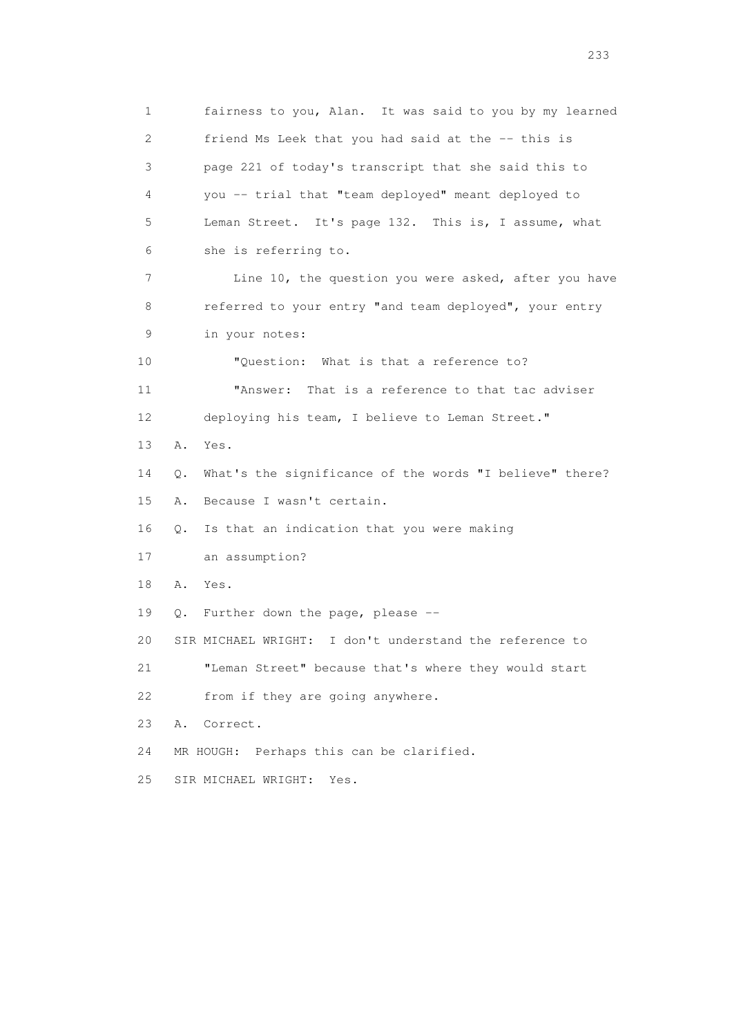1 fairness to you, Alan. It was said to you by my learned
2 friend Ms Leek that you had said at the -- this is
3 page 221 of today's transcript that she said this to
4 you -- trial that "team deployed" meant deployed to
5 Leman Street. It's page 132. This is, I assume, what
6 she is referring to.

7 Line 10, the question you were asked, after you have
8 referred to your entry "and team deployed", your entry
9 in your notes:

10 "Question: What is that a reference to?

11 "Answer: That is a reference to that tac adviser
12 deploying his team, I believe to Leman Street."

13 A. Yes.

14 Q. What's the significance of the words "I believe" there?

15 A. Because I wasn't certain.

16 Q. Is that an indication that you were making
17 an assumption?

18 A. Yes.

19 Q. Further down the page, please --

20 SIR MICHAEL WRIGHT: I don't understand the reference to
21 "Leman Street" because that's where they would start
22 from if they are going anywhere.

23 A. Correct.

24 MR HOUGH: Perhaps this can be clarified.

25 SIR MICHAEL WRIGHT: Yes.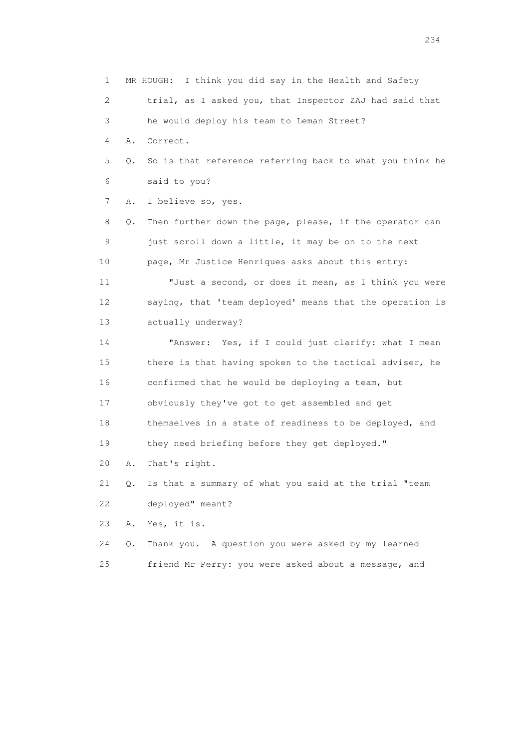1 MR HOUGH: I think you did say in the Health and Safety
2 trial, as I asked you, that Inspector ZAJ had said that
3 he would deploy his team to Leman Street?
4 A. Correct.
5 Q. So is that reference referring back to what you think he
6 said to you?
7 A. I believe so, yes.
8 Q. Then further down the page, please, if the operator can
9 just scroll down a little, it may be on to the next
10 page, Mr Justice Henriques asks about this entry:
11 "Just a second, or does it mean, as I think you were
12 saying, that 'team deployed' means that the operation is
13 actually underway?
14 "Answer: Yes, if I could just clarify: what I mean
15 there is that having spoken to the tactical adviser, he
16 confirmed that he would be deploying a team, but
17 obviously they've got to get assembled and get
18 themselves in a state of readiness to be deployed, and
19 they need briefing before they get deployed."
20 A. That's right.
21 Q. Is that a summary of what you said at the trial "team
22 deployed" meant?
23 A. Yes, it is.
24 Q. Thank you. A question you were asked by my learned
25 friend Mr Perry: you were asked about a message, and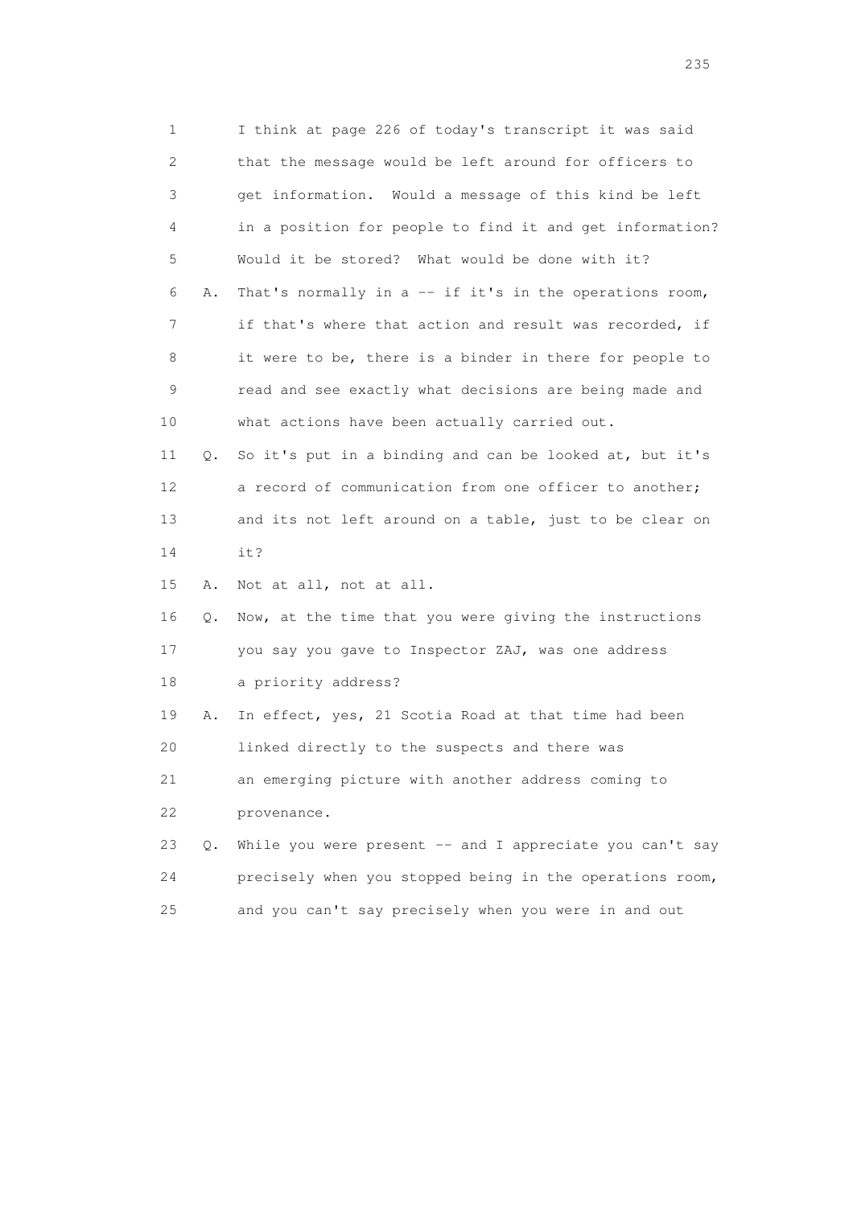1 I think at page 226 of today's transcript it was said
2 that the message would be left around for officers to
3 get information. Would a message of this kind be left
4 in a position for people to find it and get information?
5 Would it be stored? What would be done with it?

6 A. That's normally in a -- if it's in the operations room,
7 if that's where that action and result was recorded, if
8 it were to be, there is a binder in there for people to
9 read and see exactly what decisions are being made and
10 what actions have been actually carried out.

11 Q. So it's put in a binding and can be looked at, but it's
12 a record of communication from one officer to another;
13 and its not left around on a table, just to be clear on
14 it?

15 A. Not at all, not at all.

16 Q. Now, at the time that you were giving the instructions
17 you say you gave to Inspector ZAJ, was one address
18 a priority address?

19 A. In effect, yes, 21 Scotia Road at that time had been
20 linked directly to the suspects and there was
21 an emerging picture with another address coming to
22 provenance.

23 Q. While you were present -- and I appreciate you can't say
24 precisely when you stopped being in the operations room,
25 and you can't say precisely when you were in and out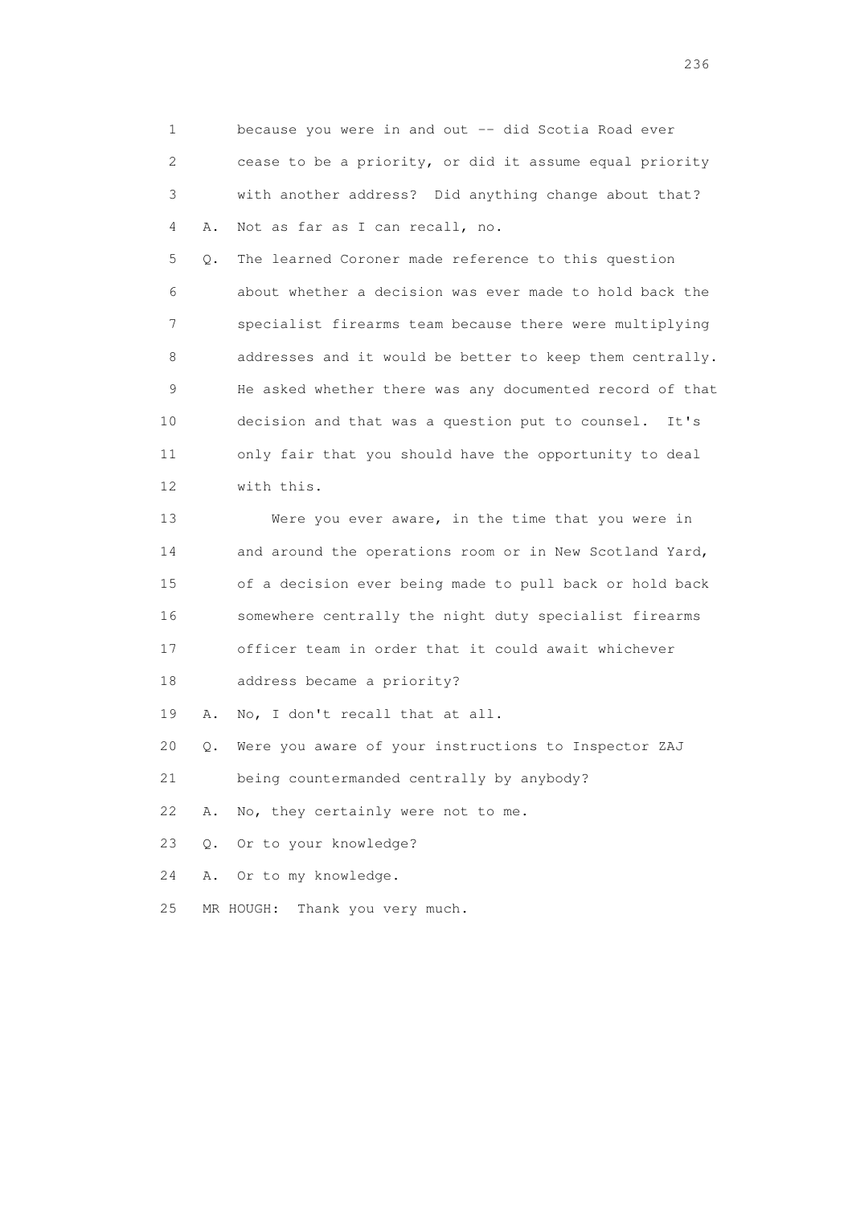1 because you were in and out -- did Scotia Road ever
2 cease to be a priority, or did it assume equal priority
3 with another address? Did anything change about that?
4 A. Not as far as I can recall, no.
5 Q. The learned Coroner made reference to this question
6 about whether a decision was ever made to hold back the
7 specialist firearms team because there were multiplying
8 addresses and it would be better to keep them centrally.
9 He asked whether there was any documented record of that
10 decision and that was a question put to counsel. It's
11 only fair that you should have the opportunity to deal
12 with this.
13 Were you ever aware, in the time that you were in
14 and around the operations room or in New Scotland Yard,
15 of a decision ever being made to pull back or hold back
16 somewhere centrally the night duty specialist firearms
17 officer team in order that it could await whichever
18 address became a priority?
19 A. No, I don't recall that at all.
20 Q. Were you aware of your instructions to Inspector ZAJ
21 being countermanded centrally by anybody?
22 A. No, they certainly were not to me.
23 Q. Or to your knowledge?
24 A. Or to my knowledge.
25 MR HOUGH: Thank you very much.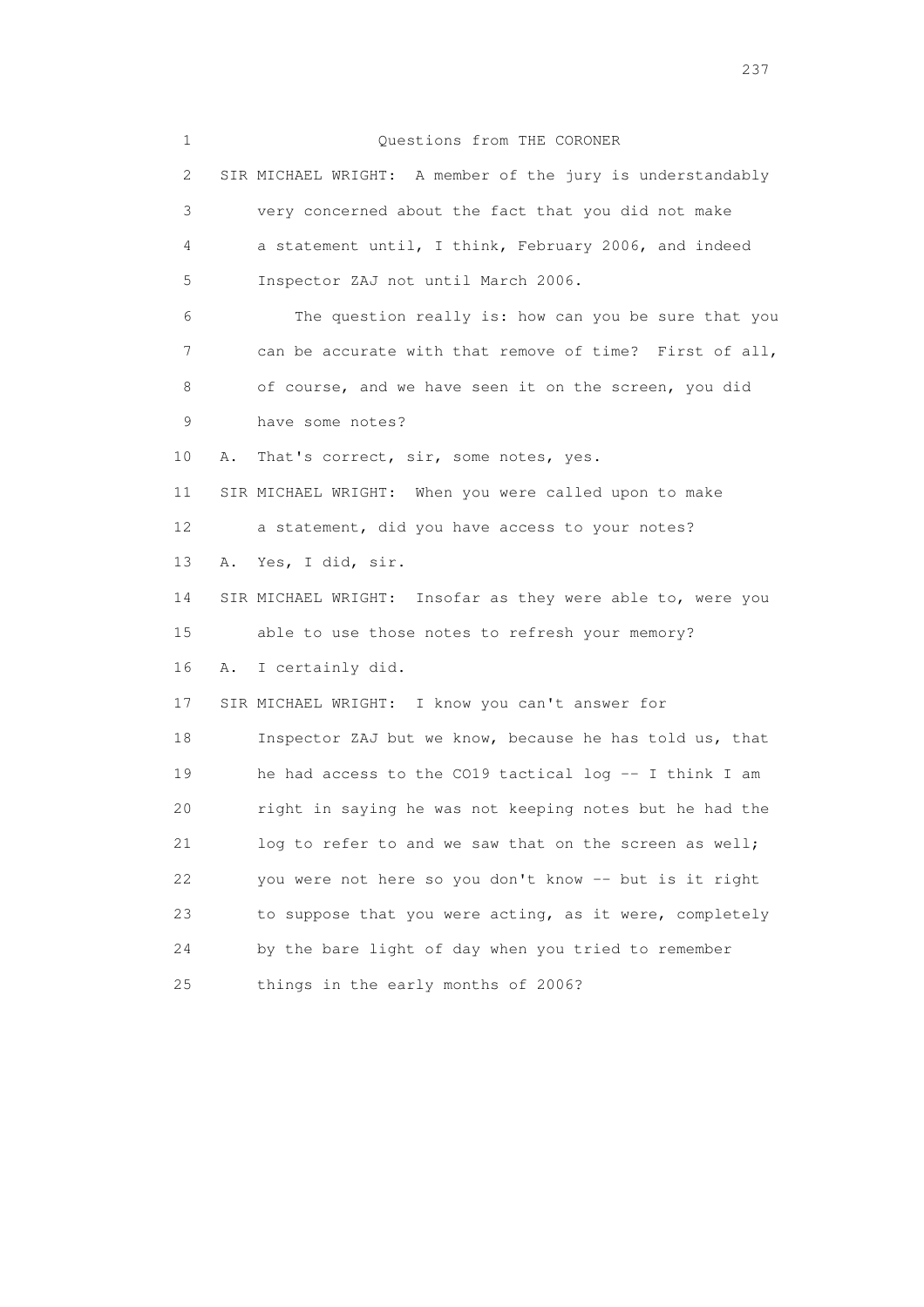Questions from THE CORONER

SIR MICHAEL WRIGHT: A member of the jury is understandably very concerned about the fact that you did not make a statement until, I think, February 2006, and indeed Inspector ZAJ not until March 2006.

The question really is: how can you be sure that you can be accurate with that remove of time? First of all, of course, and we have seen it on the screen, you did have some notes?

A. That's correct, sir, some notes, yes.

SIR MICHAEL WRIGHT: When you were called upon to make a statement, did you have access to your notes?

A. Yes, I did, sir.

SIR MICHAEL WRIGHT: Insofar as they were able to, were you able to use those notes to refresh your memory?

A. I certainly did.

SIR MICHAEL WRIGHT: I know you can't answer for Inspector ZAJ but we know, because he has told us, that he had access to the CO19 tactical log -- I think I am right in saying he was not keeping notes but he had the log to refer to and we saw that on the screen as well; you were not here so you don't know -- but is it right to suppose that you were acting, as it were, completely by the bare light of day when you tried to remember things in the early months of 2006?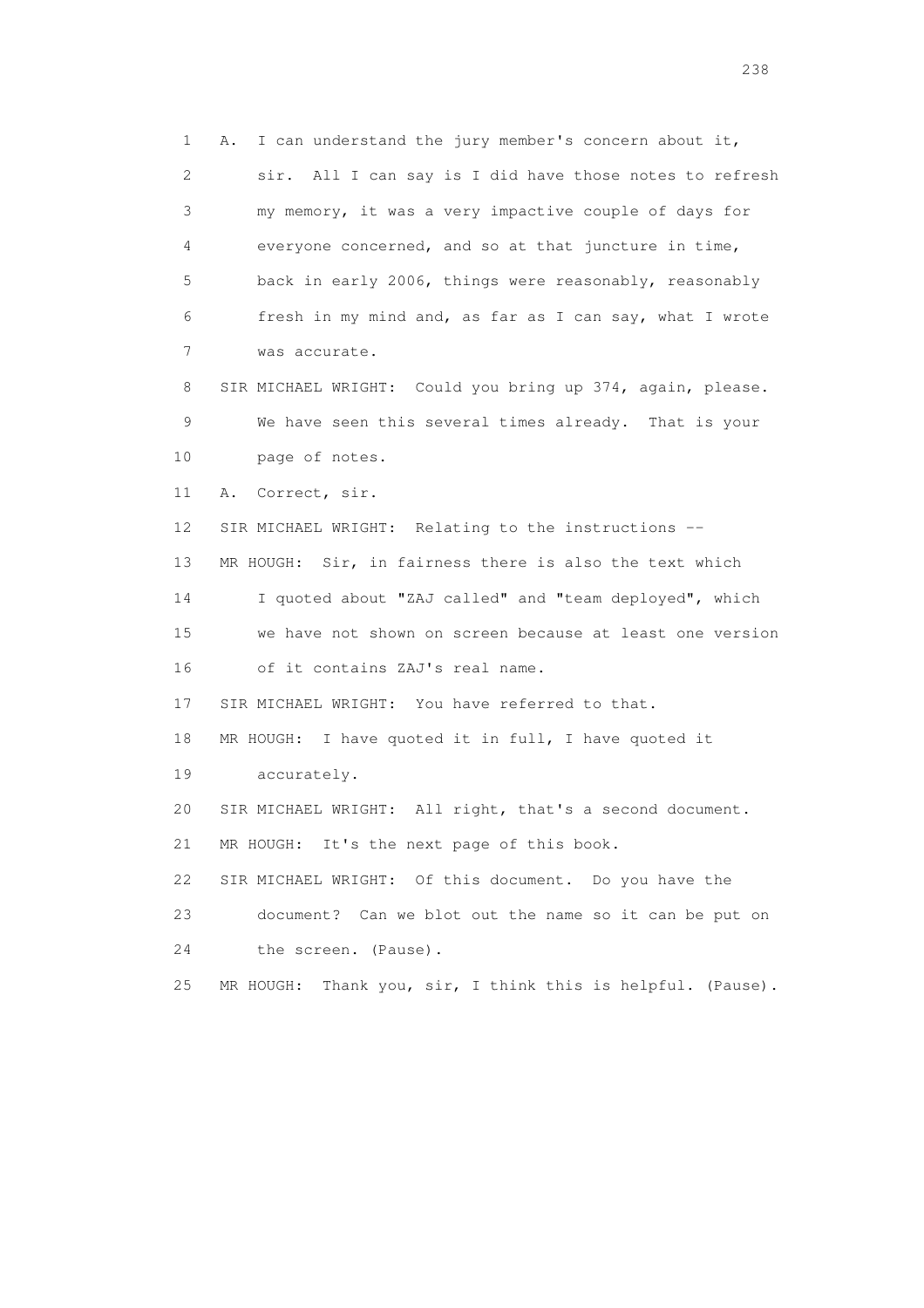1 A. I can understand the jury member's concern about it,
2 sir. All I can say is I did have those notes to refresh
3 my memory, it was a very impactive couple of days for
4 everyone concerned, and so at that juncture in time,
5 back in early 2006, things were reasonably, reasonably
6 fresh in my mind and, as far as I can say, what I wrote
7 was accurate.
8 SIR MICHAEL WRIGHT: Could you bring up 374, again, please.
9 We have seen this several times already. That is your
10 page of notes.
11 A. Correct, sir.
12 SIR MICHAEL WRIGHT: Relating to the instructions --
13 MR HOUGH: Sir, in fairness there is also the text which
14 I quoted about "ZAJ called" and "team deployed", which
15 we have not shown on screen because at least one version
16 of it contains ZAJ's real name.
17 SIR MICHAEL WRIGHT: You have referred to that.
18 MR HOUGH: I have quoted it in full, I have quoted it
19 accurately.
20 SIR MICHAEL WRIGHT: All right, that's a second document.
21 MR HOUGH: It's the next page of this book.
22 SIR MICHAEL WRIGHT: Of this document. Do you have the
23 document? Can we blot out the name so it can be put on
24 the screen. (Pause).
25 MR HOUGH: Thank you, sir, I think this is helpful. (Pause).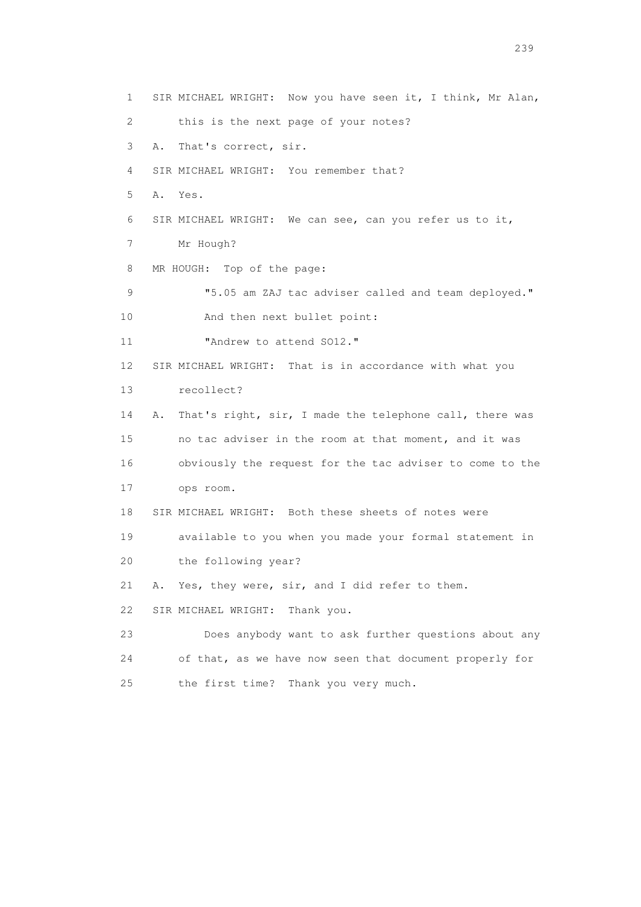1 SIR MICHAEL WRIGHT: Now you have seen it, I think, Mr Alan,
2 this is the next page of your notes?
3 A. That's correct, sir.
4 SIR MICHAEL WRIGHT: You remember that?
5 A. Yes.
6 SIR MICHAEL WRIGHT: We can see, can you refer us to it,
7 Mr Hough?
8 MR HOUGH: Top of the page:
9 "5.05 am ZAJ tac adviser called and team deployed."
10 And then next bullet point:
11 "Andrew to attend SO12."
12 SIR MICHAEL WRIGHT: That is in accordance with what you
13 recollect?
14 A. That's right, sir, I made the telephone call, there was
15 no tac adviser in the room at that moment, and it was
16 obviously the request for the tac adviser to come to the
17 ops room.
18 SIR MICHAEL WRIGHT: Both these sheets of notes were
19 available to you when you made your formal statement in
20 the following year?
21 A. Yes, they were, sir, and I did refer to them.
22 SIR MICHAEL WRIGHT: Thank you.
23 Does anybody want to ask further questions about any
24 of that, as we have now seen that document properly for
25 the first time? Thank you very much.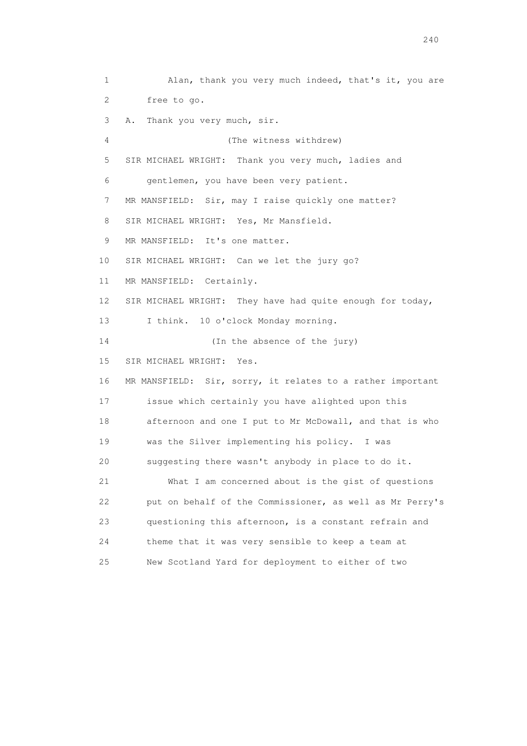1 Alan, thank you very much indeed, that's it, you are
2 free to go.
3 A. Thank you very much, sir.
4 (The witness withdrew)
5 SIR MICHAEL WRIGHT: Thank you very much, ladies and
6 gentlemen, you have been very patient.
7 MR MANSFIELD: Sir, may I raise quickly one matter?
8 SIR MICHAEL WRIGHT: Yes, Mr Mansfield.
9 MR MANSFIELD: It's one matter.
10 SIR MICHAEL WRIGHT: Can we let the jury go?
11 MR MANSFIELD: Certainly.
12 SIR MICHAEL WRIGHT: They have had quite enough for today,
13 I think. 10 o'clock Monday morning.
14 (In the absence of the jury)
15 SIR MICHAEL WRIGHT: Yes.
16 MR MANSFIELD: Sir, sorry, it relates to a rather important
17 issue which certainly you have alighted upon this
18 afternoon and one I put to Mr McDowall, and that is who
19 was the Silver implementing his policy. I was
20 suggesting there wasn't anybody in place to do it.
21 What I am concerned about is the gist of questions
22 put on behalf of the Commissioner, as well as Mr Perry's
23 questioning this afternoon, is a constant refrain and
24 theme that it was very sensible to keep a team at
25 New Scotland Yard for deployment to either of two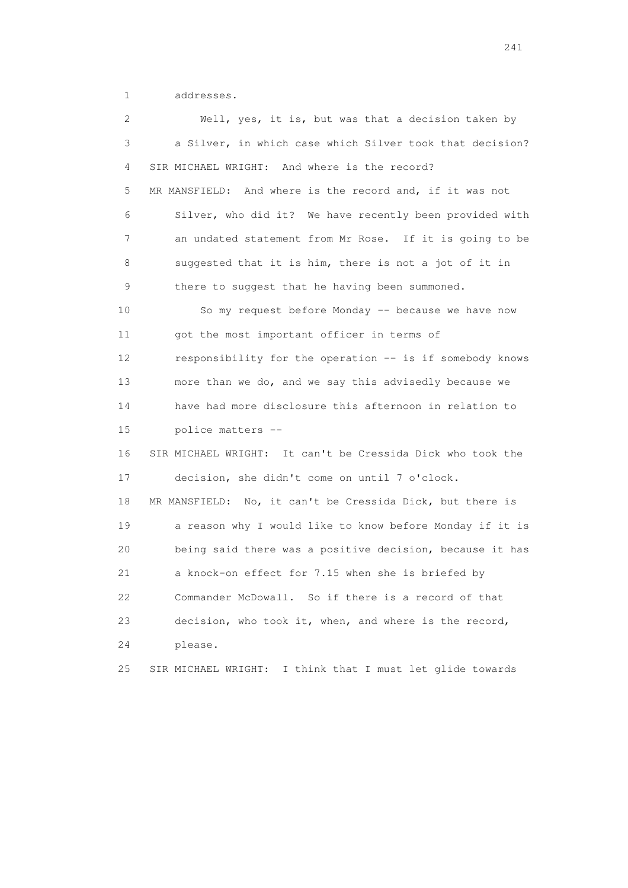1 addresses.

2 Well, yes, it is, but was that a decision taken by
3 a Silver, in which case which Silver took that decision?

4 SIR MICHAEL WRIGHT: And where is the record?

5 MR MANSFIELD: And where is the record and, if it was not
6 Silver, who did it? We have recently been provided with
7 an undated statement from Mr Rose. If it is going to be
8 suggested that it is him, there is not a jot of it in
9 there to suggest that he having been summoned.

10 So my request before Monday -- because we have now
11 got the most important officer in terms of
12 responsibility for the operation -- is if somebody knows
13 more than we do, and we say this advisedly because we
14 have had more disclosure this afternoon in relation to
15 police matters --

16 SIR MICHAEL WRIGHT: It can't be Cressida Dick who took the
17 decision, she didn't come on until 7 o'clock.

18 MR MANSFIELD: No, it can't be Cressida Dick, but there is
19 a reason why I would like to know before Monday if it is
20 being said there was a positive decision, because it has
21 a knock-on effect for 7.15 when she is briefed by
22 Commander McDowall. So if there is a record of that
23 decision, who took it, when, and where is the record,
24 please.

25 SIR MICHAEL WRIGHT: I think that I must let glide towards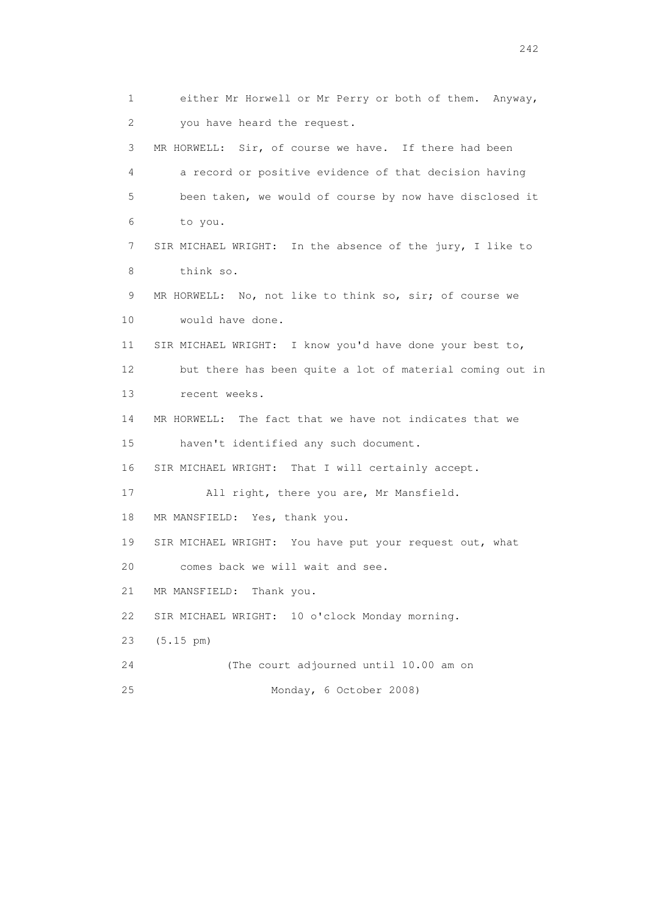1 either Mr Horwell or Mr Perry or both of them. Anyway,
2 you have heard the request.
3 MR HORWELL: Sir, of course we have. If there had been
4 a record or positive evidence of that decision having
5 been taken, we would of course by now have disclosed it
6 to you.
7 SIR MICHAEL WRIGHT: In the absence of the jury, I like to
8 think so.
9 MR HORWELL: No, not like to think so, sir; of course we
10 would have done.
11 SIR MICHAEL WRIGHT: I know you'd have done your best to,
12 but there has been quite a lot of material coming out in
13 recent weeks.
14 MR HORWELL: The fact that we have not indicates that we
15 haven't identified any such document.
16 SIR MICHAEL WRIGHT: That I will certainly accept.
17 All right, there you are, Mr Mansfield.
18 MR MANSFIELD: Yes, thank you.
19 SIR MICHAEL WRIGHT: You have put your request out, what
20 comes back we will wait and see.
21 MR MANSFIELD: Thank you.
22 SIR MICHAEL WRIGHT: 10 o'clock Monday morning.
23 (5.15 pm)
24 (The court adjourned until 10.00 am on
25 Monday, 6 October 2008)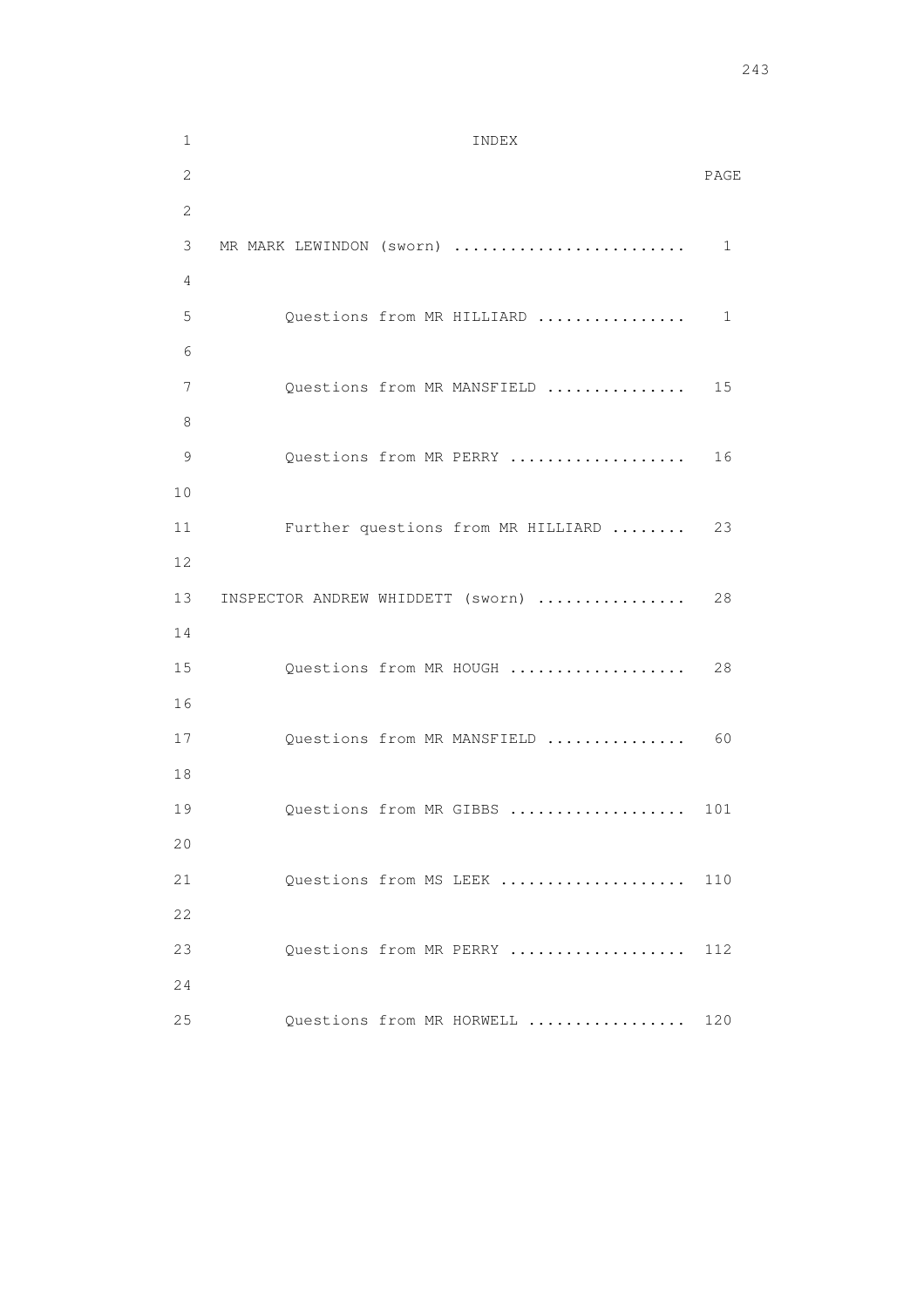# INDEX

| | PAGE |
|---|---|
| MR MARK LEWINDON (sworn) | 1 |
| Questions from MR HILLIARD | 1 |
| Questions from MR MANSFIELD | 15 |
| Questions from MR PERRY | 16 |
| Further questions from MR HILLIARD | 23 |
| INSPECTOR ANDREW WHIDDETT (sworn) | 28 |
| Questions from MR HOUGH | 28 |
| Questions from MR MANSFIELD | 60 |
| Questions from MR GIBBS | 101 |
| Questions from MS LEEK | 110 |
| Questions from MR PERRY | 112 |
| Questions from MR HORWELL | 120 |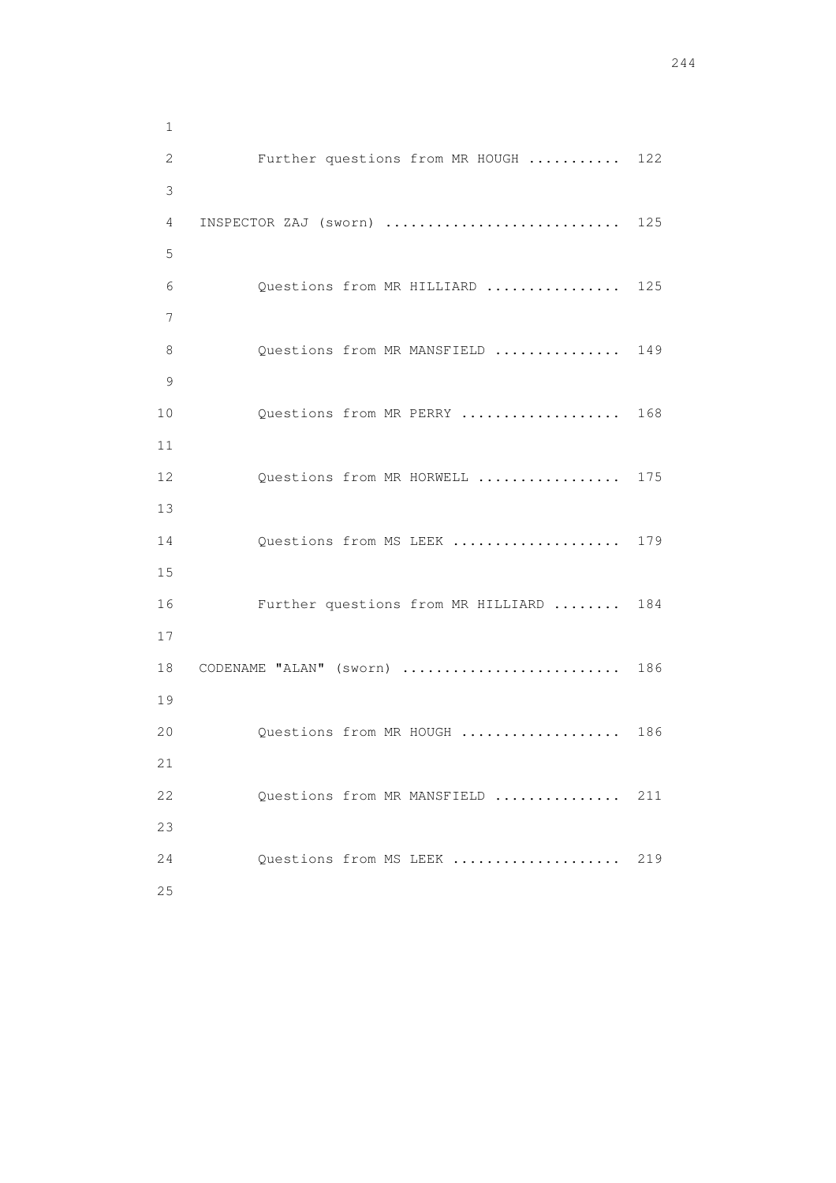Further questions from MR HOUGH ........... 122

INSPECTOR ZAJ (sworn) ............................ 125

Questions from MR HILLIARD ................ 125

Questions from MR MANSFIELD ............... 149

Questions from MR PERRY ................... 168

Questions from MR HORWELL ................. 175

Questions from MS LEEK .................... 179

Further questions from MR HILLIARD ........ 184

CODENAME "ALAN" (sworn) .......................... 186

Questions from MR HOUGH ................... 186

Questions from MR MANSFIELD ............... 211

Questions from MS LEEK .................... 219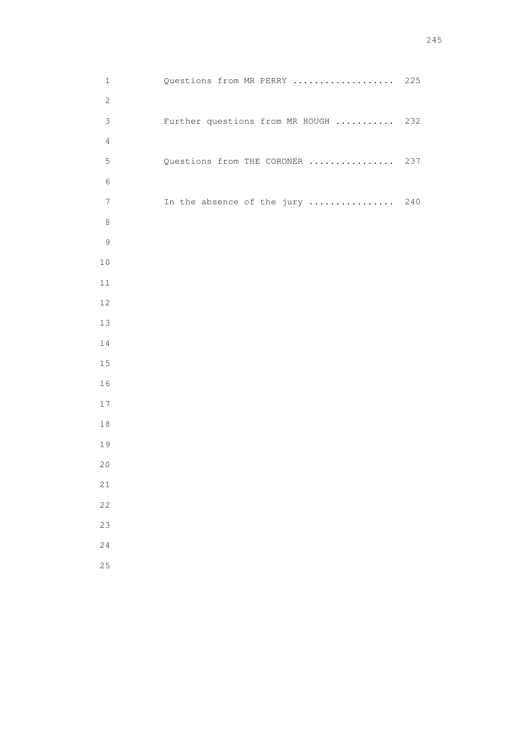Questions from MR PERRY .................. 225

Further questions from MR HOUGH ........... 232

Questions from THE CORONER ................ 237

In the absence of the jury ................ 240